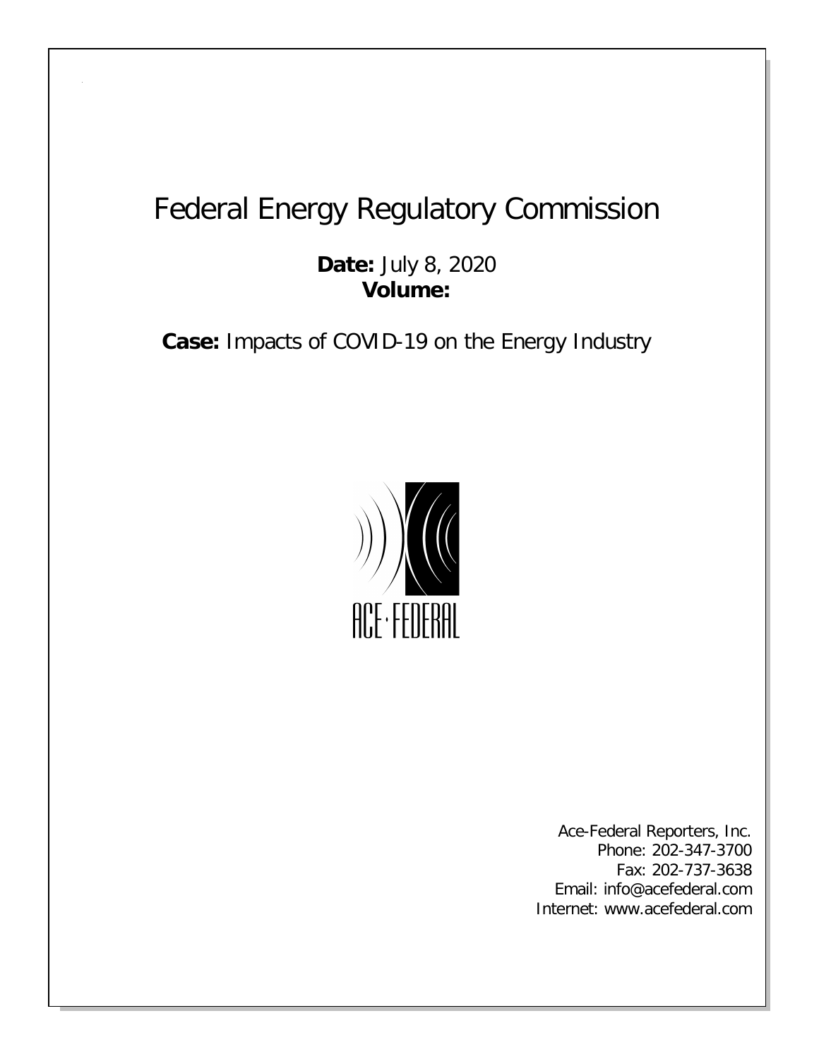# Federal Energy Regulatory Commission

**Date:** July 8, 2020
**Volume:**

**Case:** Impacts of COVID-19 on the Energy Industry

ACE·FEDERAL

Ace-Federal Reporters, Inc.
Phone: 202-347-3700
Fax: 202-737-3638
Email: info@acefederal.com
Internet: www.acefederal.com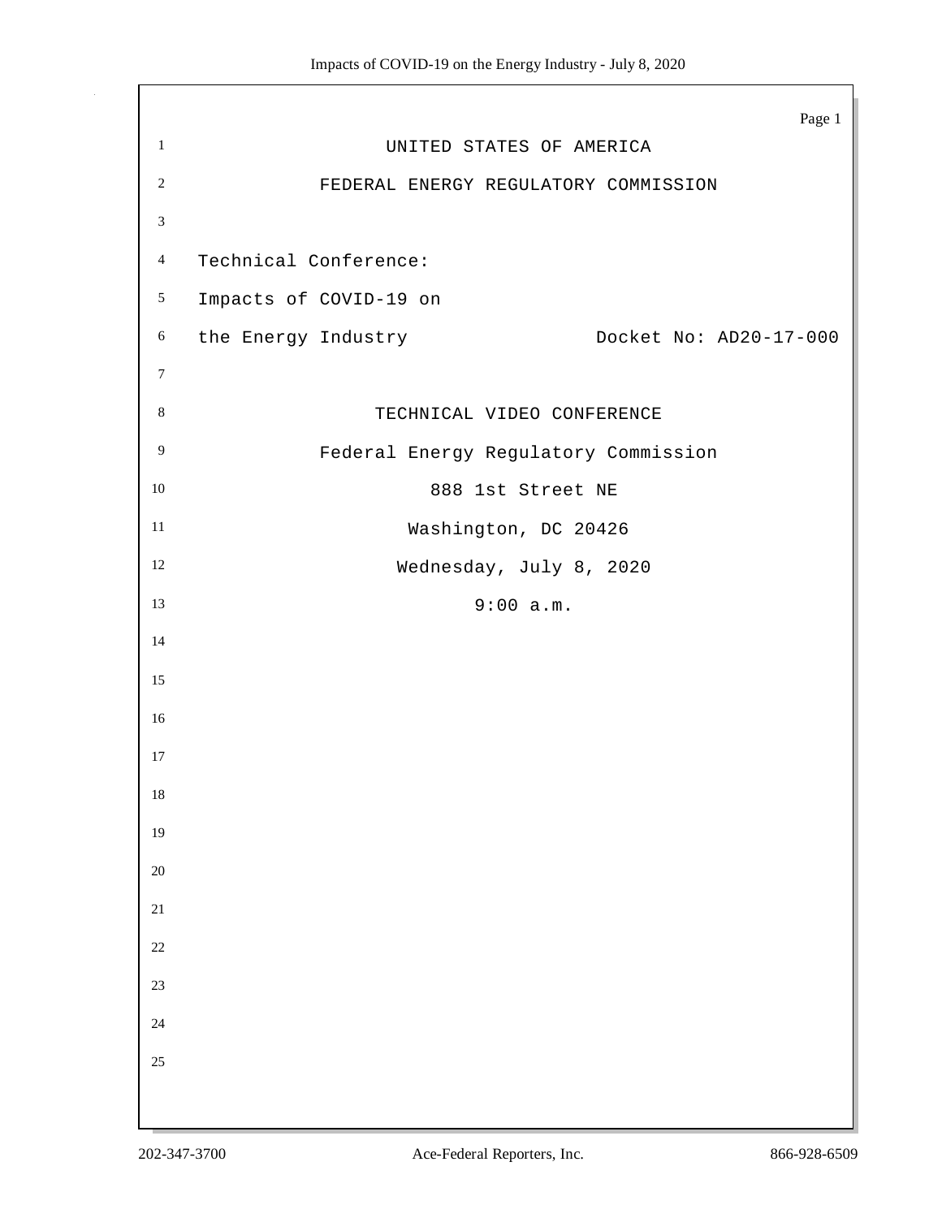UNITED STATES OF AMERICA

FEDERAL ENERGY REGULATORY COMMISSION

Technical Conference:
Impacts of COVID-19 on
the Energy Industry                    Docket No: AD20-17-000

TECHNICAL VIDEO CONFERENCE

Federal Energy Regulatory Commission

888 1st Street NE

Washington, DC 20426

Wednesday, July 8, 2020

9:00 a.m.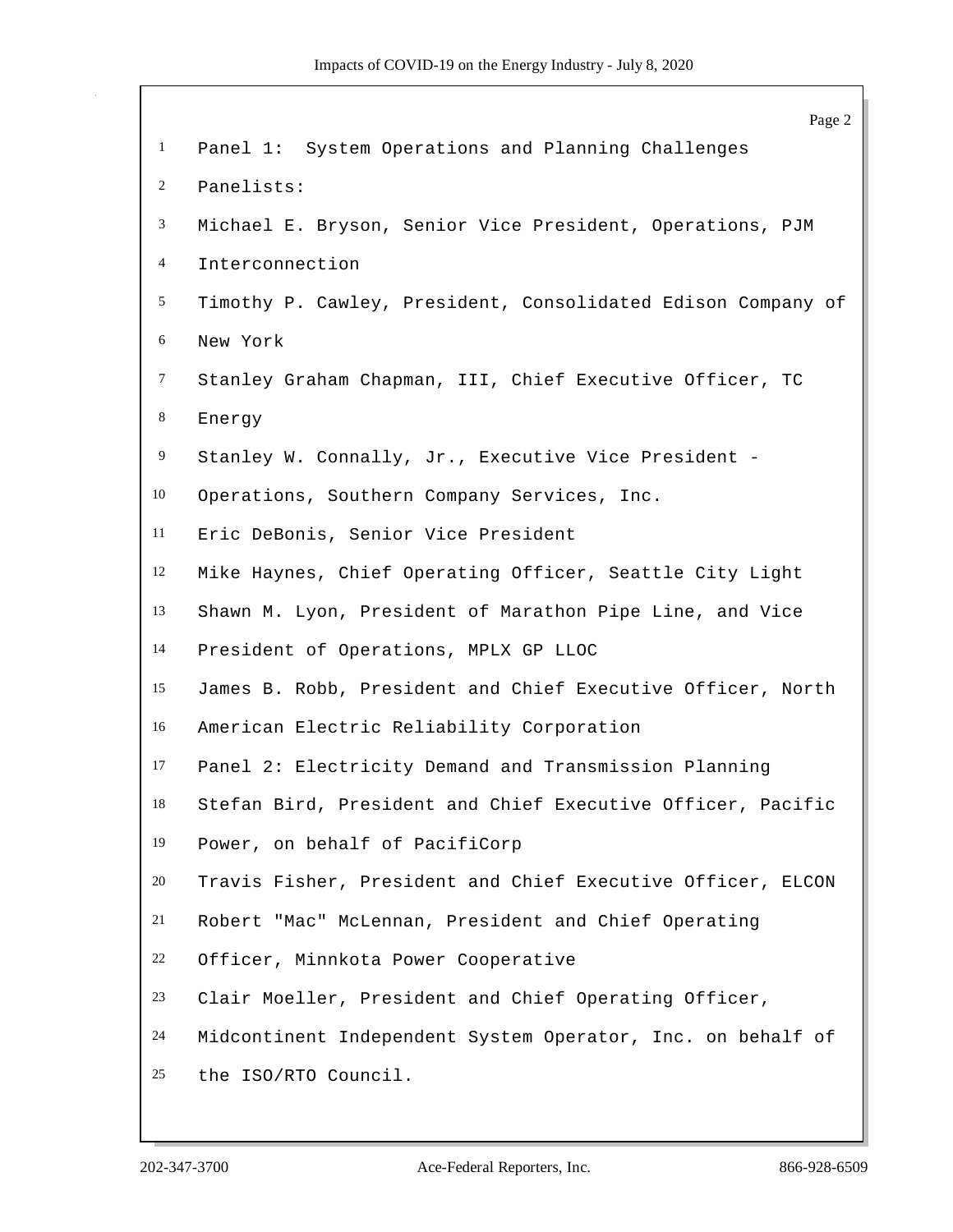Panel 1: System Operations and Planning Challenges

Panelists:

Michael E. Bryson, Senior Vice President, Operations, PJM Interconnection

Timothy P. Cawley, President, Consolidated Edison Company of New York

Stanley Graham Chapman, III, Chief Executive Officer, TC Energy

Stanley W. Connally, Jr., Executive Vice President - Operations, Southern Company Services, Inc.

Eric DeBonis, Senior Vice President

Mike Haynes, Chief Operating Officer, Seattle City Light

Shawn M. Lyon, President of Marathon Pipe Line, and Vice President of Operations, MPLX GP LLOC

James B. Robb, President and Chief Executive Officer, North American Electric Reliability Corporation

Panel 2: Electricity Demand and Transmission Planning

Stefan Bird, President and Chief Executive Officer, Pacific Power, on behalf of PacifiCorp

Travis Fisher, President and Chief Executive Officer, ELCON

Robert "Mac" McLennan, President and Chief Operating Officer, Minnkota Power Cooperative

Clair Moeller, President and Chief Operating Officer, Midcontinent Independent System Operator, Inc. on behalf of the ISO/RTO Council.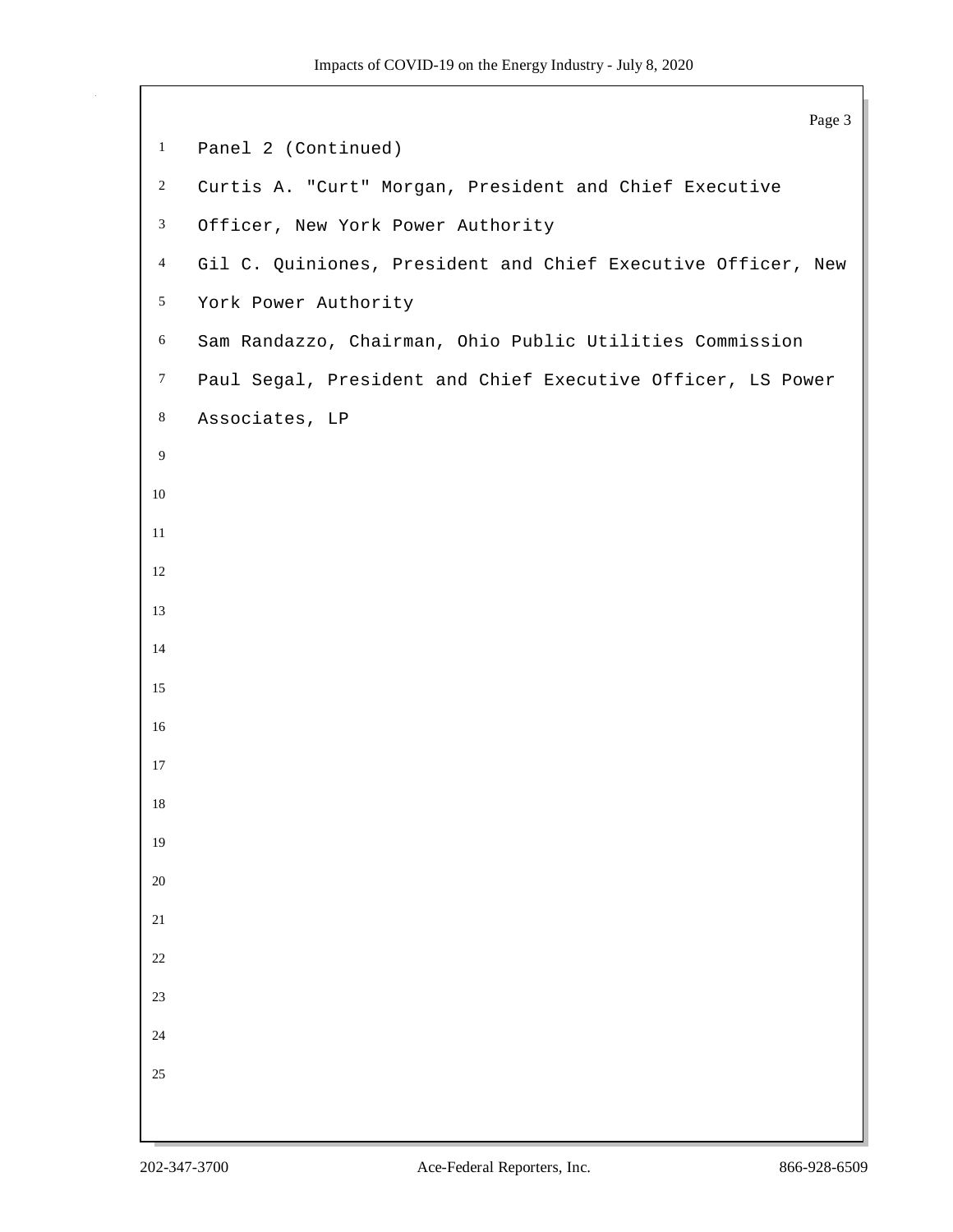Panel 2 (Continued)

Curtis A. "Curt" Morgan, President and Chief Executive Officer, New York Power Authority

Gil C. Quiniones, President and Chief Executive Officer, New York Power Authority

Sam Randazzo, Chairman, Ohio Public Utilities Commission

Paul Segal, President and Chief Executive Officer, LS Power Associates, LP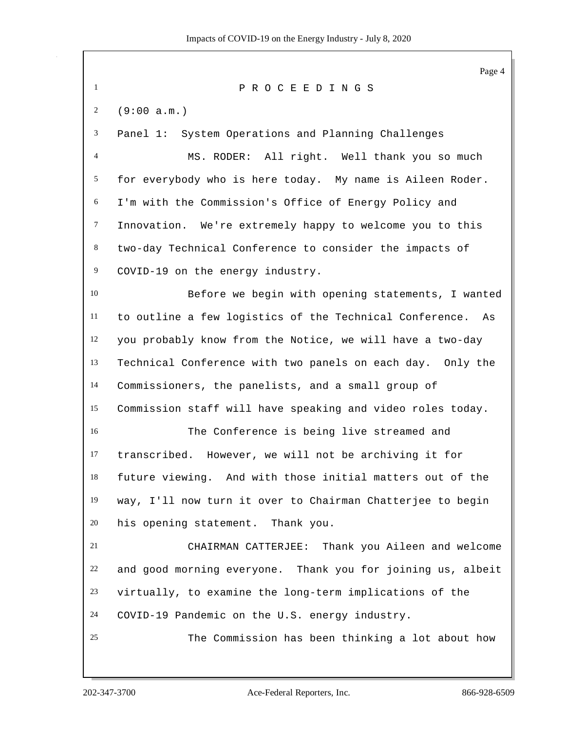P R O C E E D I N G S

(9:00 a.m.)

Panel 1: System Operations and Planning Challenges

MS. RODER: All right. Well thank you so much for everybody who is here today. My name is Aileen Roder. I'm with the Commission's Office of Energy Policy and Innovation. We're extremely happy to welcome you to this two-day Technical Conference to consider the impacts of COVID-19 on the energy industry.

Before we begin with opening statements, I wanted to outline a few logistics of the Technical Conference. As you probably know from the Notice, we will have a two-day Technical Conference with two panels on each day. Only the Commissioners, the panelists, and a small group of Commission staff will have speaking and video roles today.

The Conference is being live streamed and transcribed. However, we will not be archiving it for future viewing. And with those initial matters out of the way, I'll now turn it over to Chairman Chatterjee to begin his opening statement. Thank you.

CHAIRMAN CATTERJEE: Thank you Aileen and welcome and good morning everyone. Thank you for joining us, albeit virtually, to examine the long-term implications of the COVID-19 Pandemic on the U.S. energy industry.

The Commission has been thinking a lot about how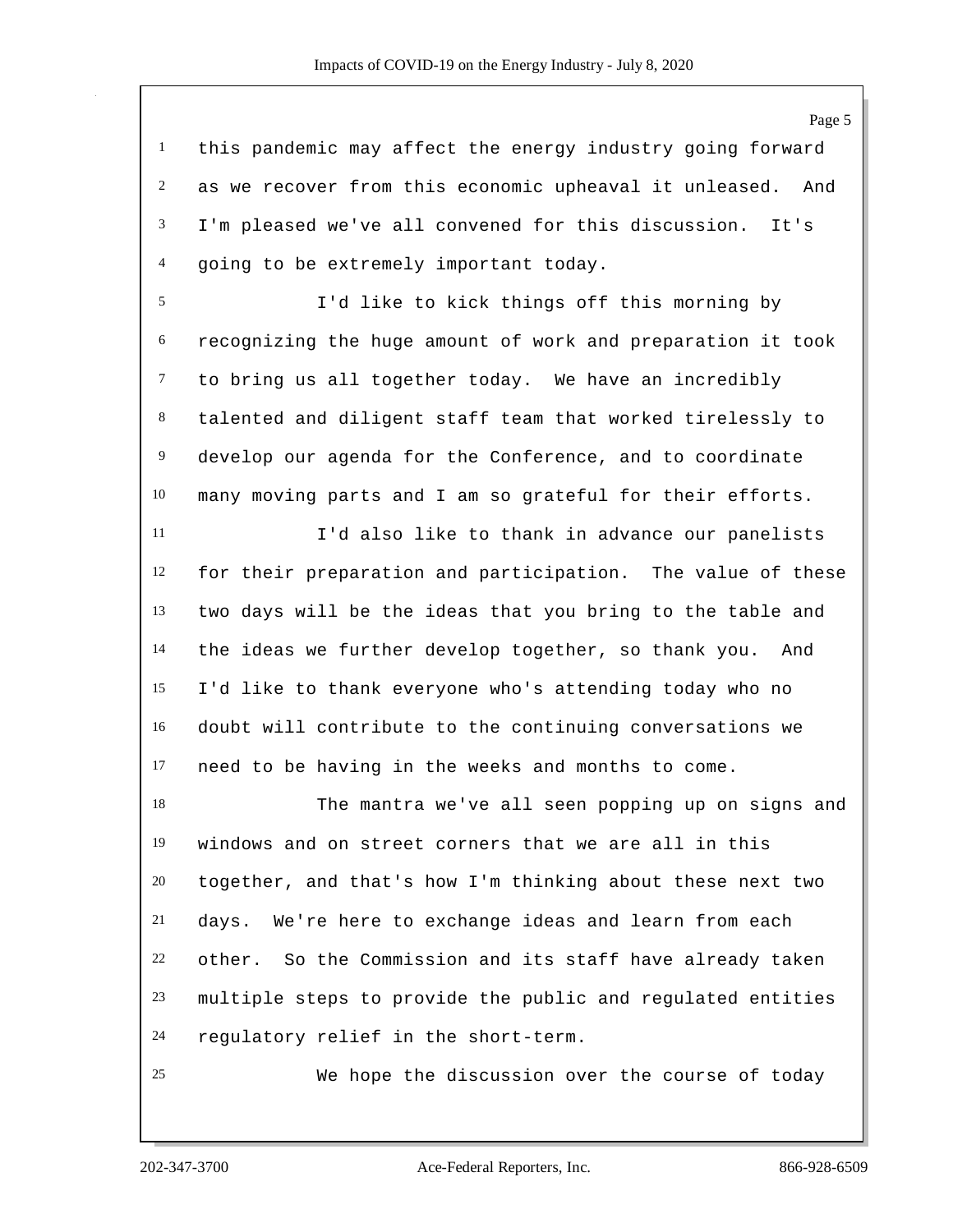this pandemic may affect the energy industry going forward as we recover from this economic upheaval it unleased. And I'm pleased we've all convened for this discussion. It's going to be extremely important today.

I'd like to kick things off this morning by recognizing the huge amount of work and preparation it took to bring us all together today. We have an incredibly talented and diligent staff team that worked tirelessly to develop our agenda for the Conference, and to coordinate many moving parts and I am so grateful for their efforts.

I'd also like to thank in advance our panelists for their preparation and participation. The value of these two days will be the ideas that you bring to the table and the ideas we further develop together, so thank you. And I'd like to thank everyone who's attending today who no doubt will contribute to the continuing conversations we need to be having in the weeks and months to come.

The mantra we've all seen popping up on signs and windows and on street corners that we are all in this together, and that's how I'm thinking about these next two days. We're here to exchange ideas and learn from each other. So the Commission and its staff have already taken multiple steps to provide the public and regulated entities regulatory relief in the short-term.

We hope the discussion over the course of today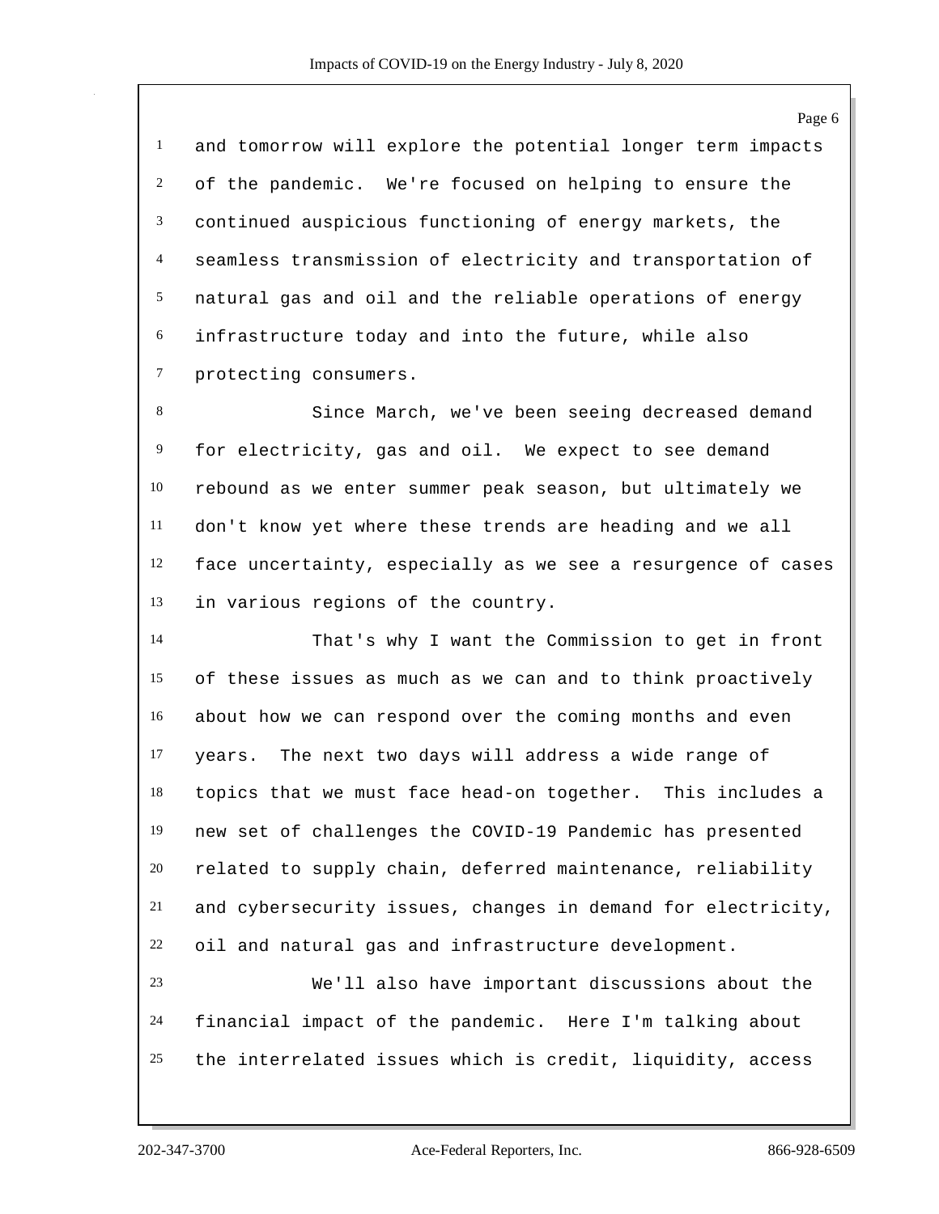and tomorrow will explore the potential longer term impacts of the pandemic. We're focused on helping to ensure the continued auspicious functioning of energy markets, the seamless transmission of electricity and transportation of natural gas and oil and the reliable operations of energy infrastructure today and into the future, while also protecting consumers.

Since March, we've been seeing decreased demand for electricity, gas and oil. We expect to see demand rebound as we enter summer peak season, but ultimately we don't know yet where these trends are heading and we all face uncertainty, especially as we see a resurgence of cases in various regions of the country.

That's why I want the Commission to get in front of these issues as much as we can and to think proactively about how we can respond over the coming months and even years. The next two days will address a wide range of topics that we must face head-on together. This includes a new set of challenges the COVID-19 Pandemic has presented related to supply chain, deferred maintenance, reliability and cybersecurity issues, changes in demand for electricity, oil and natural gas and infrastructure development.

We'll also have important discussions about the financial impact of the pandemic. Here I'm talking about the interrelated issues which is credit, liquidity, access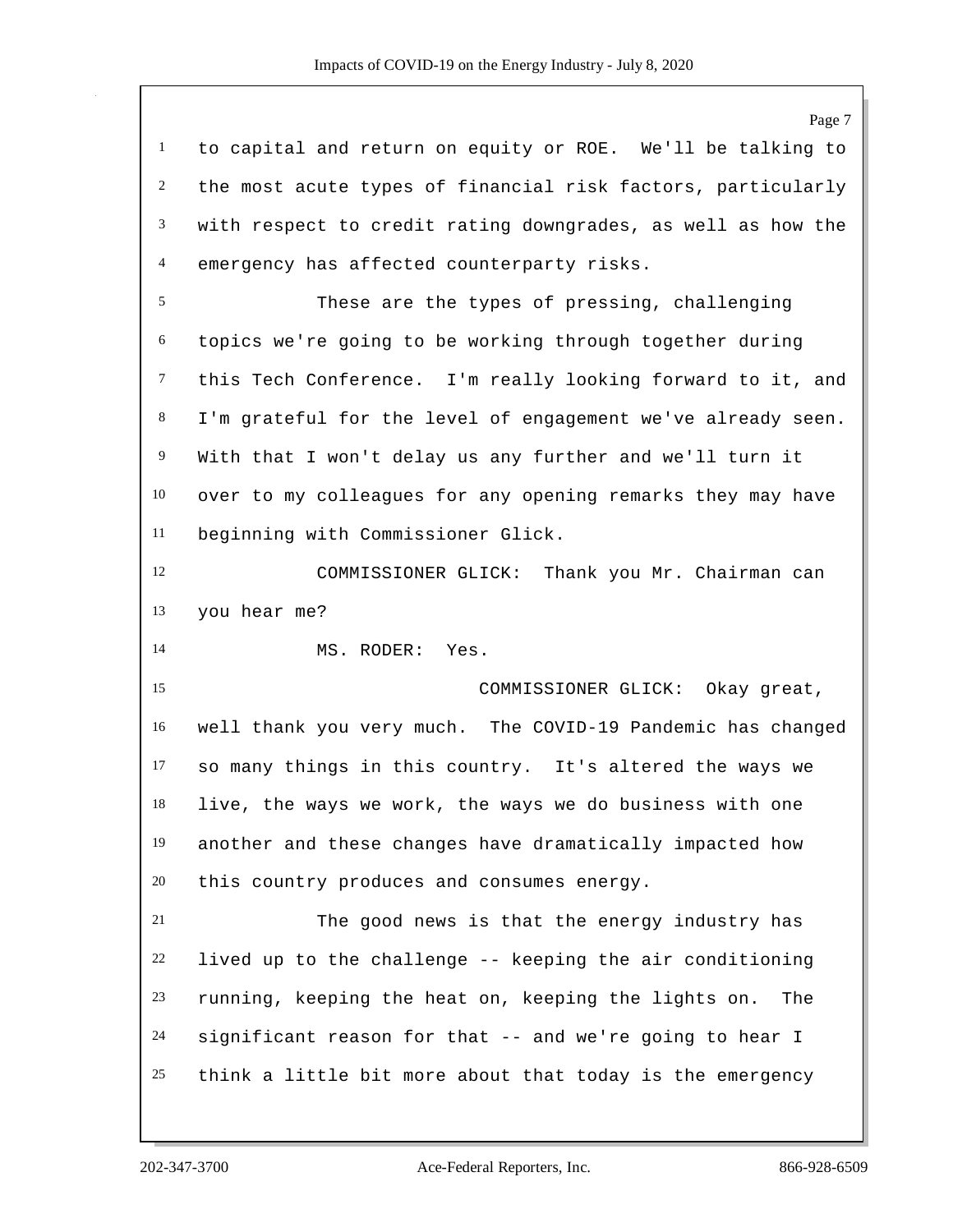to capital and return on equity or ROE. We'll be talking to the most acute types of financial risk factors, particularly with respect to credit rating downgrades, as well as how the emergency has affected counterparty risks.

These are the types of pressing, challenging topics we're going to be working through together during this Tech Conference. I'm really looking forward to it, and I'm grateful for the level of engagement we've already seen. With that I won't delay us any further and we'll turn it over to my colleagues for any opening remarks they may have beginning with Commissioner Glick.

COMMISSIONER GLICK: Thank you Mr. Chairman can you hear me?

MS. RODER: Yes.

COMMISSIONER GLICK: Okay great, well thank you very much. The COVID-19 Pandemic has changed so many things in this country. It's altered the ways we live, the ways we work, the ways we do business with one another and these changes have dramatically impacted how this country produces and consumes energy.

The good news is that the energy industry has lived up to the challenge -- keeping the air conditioning running, keeping the heat on, keeping the lights on. The significant reason for that -- and we're going to hear I think a little bit more about that today is the emergency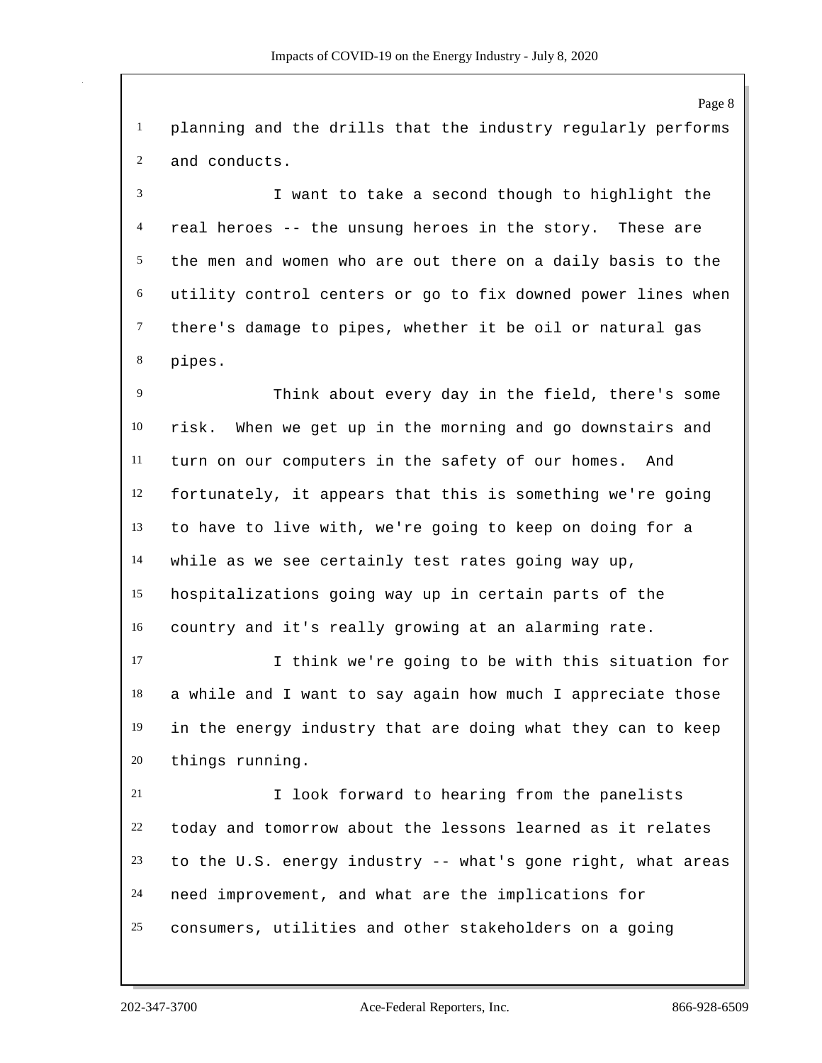planning and the drills that the industry regularly performs and conducts.

I want to take a second though to highlight the real heroes -- the unsung heroes in the story. These are the men and women who are out there on a daily basis to the utility control centers or go to fix downed power lines when there's damage to pipes, whether it be oil or natural gas pipes.

Think about every day in the field, there's some risk. When we get up in the morning and go downstairs and turn on our computers in the safety of our homes. And fortunately, it appears that this is something we're going to have to live with, we're going to keep on doing for a while as we see certainly test rates going way up, hospitalizations going way up in certain parts of the country and it's really growing at an alarming rate.

I think we're going to be with this situation for a while and I want to say again how much I appreciate those in the energy industry that are doing what they can to keep things running.

I look forward to hearing from the panelists today and tomorrow about the lessons learned as it relates to the U.S. energy industry -- what's gone right, what areas need improvement, and what are the implications for consumers, utilities and other stakeholders on a going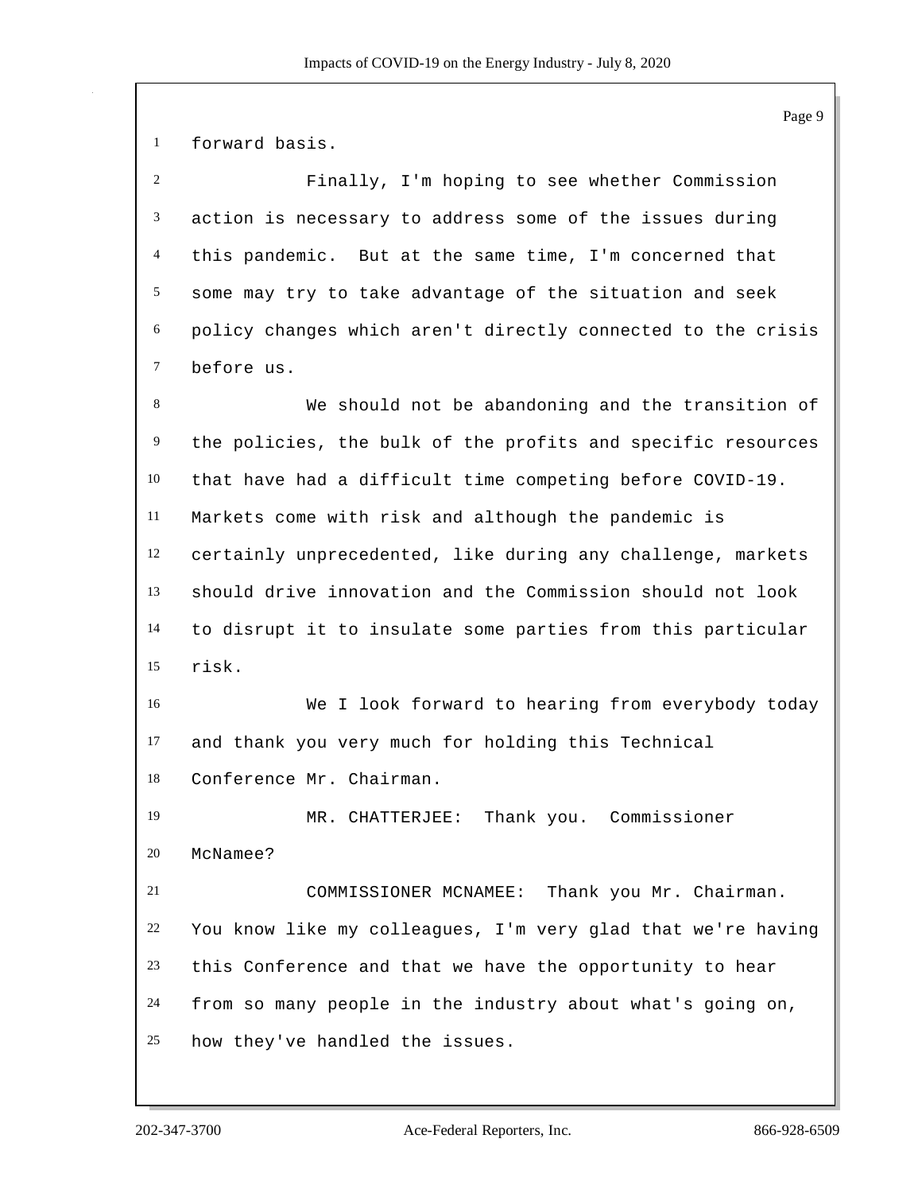forward basis.

Finally, I'm hoping to see whether Commission action is necessary to address some of the issues during this pandemic. But at the same time, I'm concerned that some may try to take advantage of the situation and seek policy changes which aren't directly connected to the crisis before us.

We should not be abandoning and the transition of the policies, the bulk of the profits and specific resources that have had a difficult time competing before COVID-19. Markets come with risk and although the pandemic is certainly unprecedented, like during any challenge, markets should drive innovation and the Commission should not look to disrupt it to insulate some parties from this particular risk.

We I look forward to hearing from everybody today and thank you very much for holding this Technical Conference Mr. Chairman.

MR. CHATTERJEE: Thank you. Commissioner McNamee?

COMMISSIONER MCNAMEE: Thank you Mr. Chairman. You know like my colleagues, I'm very glad that we're having this Conference and that we have the opportunity to hear from so many people in the industry about what's going on, how they've handled the issues.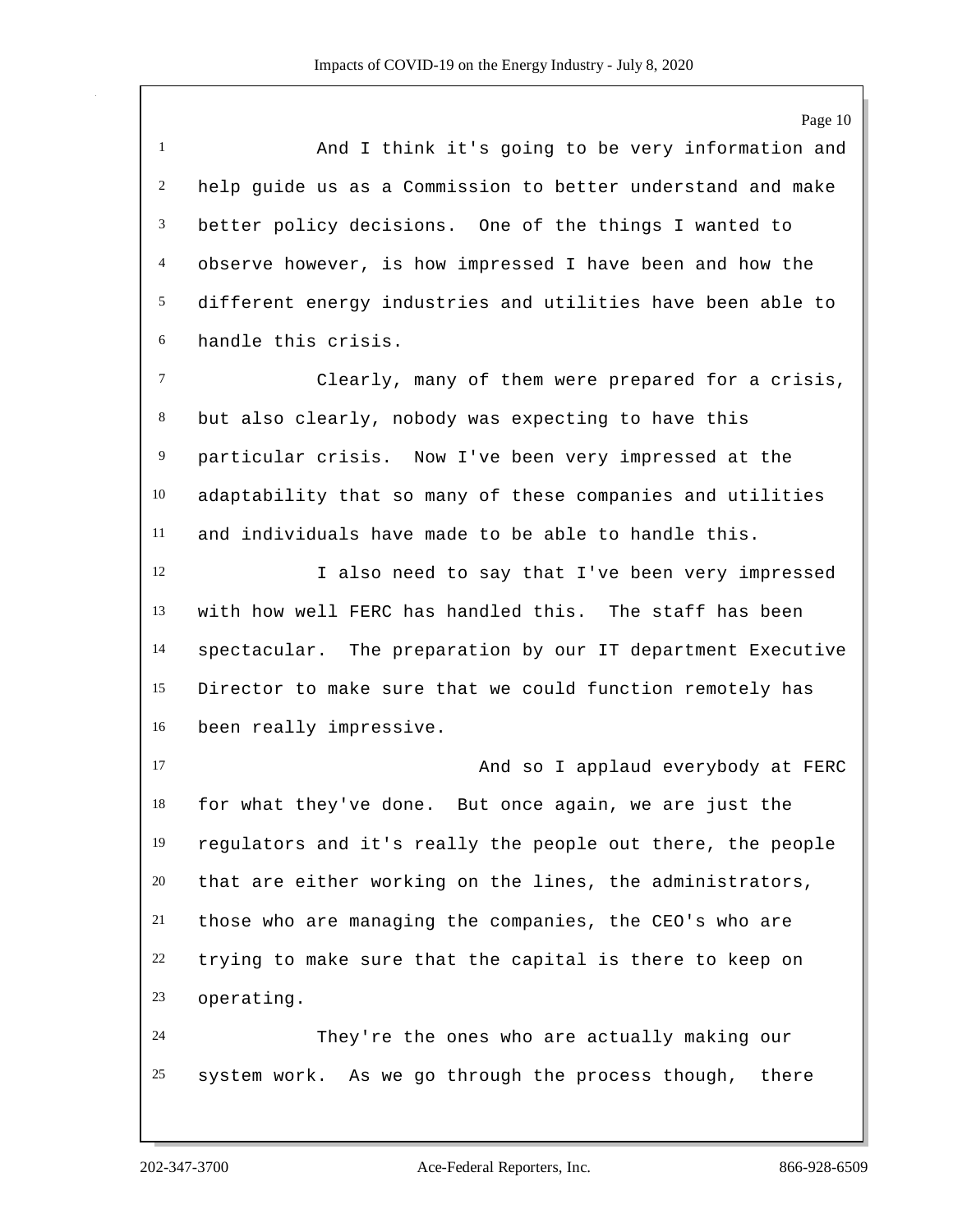And I think it's going to be very information and help guide us as a Commission to better understand and make better policy decisions. One of the things I wanted to observe however, is how impressed I have been and how the different energy industries and utilities have been able to handle this crisis.

Clearly, many of them were prepared for a crisis, but also clearly, nobody was expecting to have this particular crisis. Now I've been very impressed at the adaptability that so many of these companies and utilities and individuals have made to be able to handle this.

I also need to say that I've been very impressed with how well FERC has handled this. The staff has been spectacular. The preparation by our IT department Executive Director to make sure that we could function remotely has been really impressive.

And so I applaud everybody at FERC for what they've done. But once again, we are just the regulators and it's really the people out there, the people that are either working on the lines, the administrators, those who are managing the companies, the CEO's who are trying to make sure that the capital is there to keep on operating.

They're the ones who are actually making our system work. As we go through the process though, there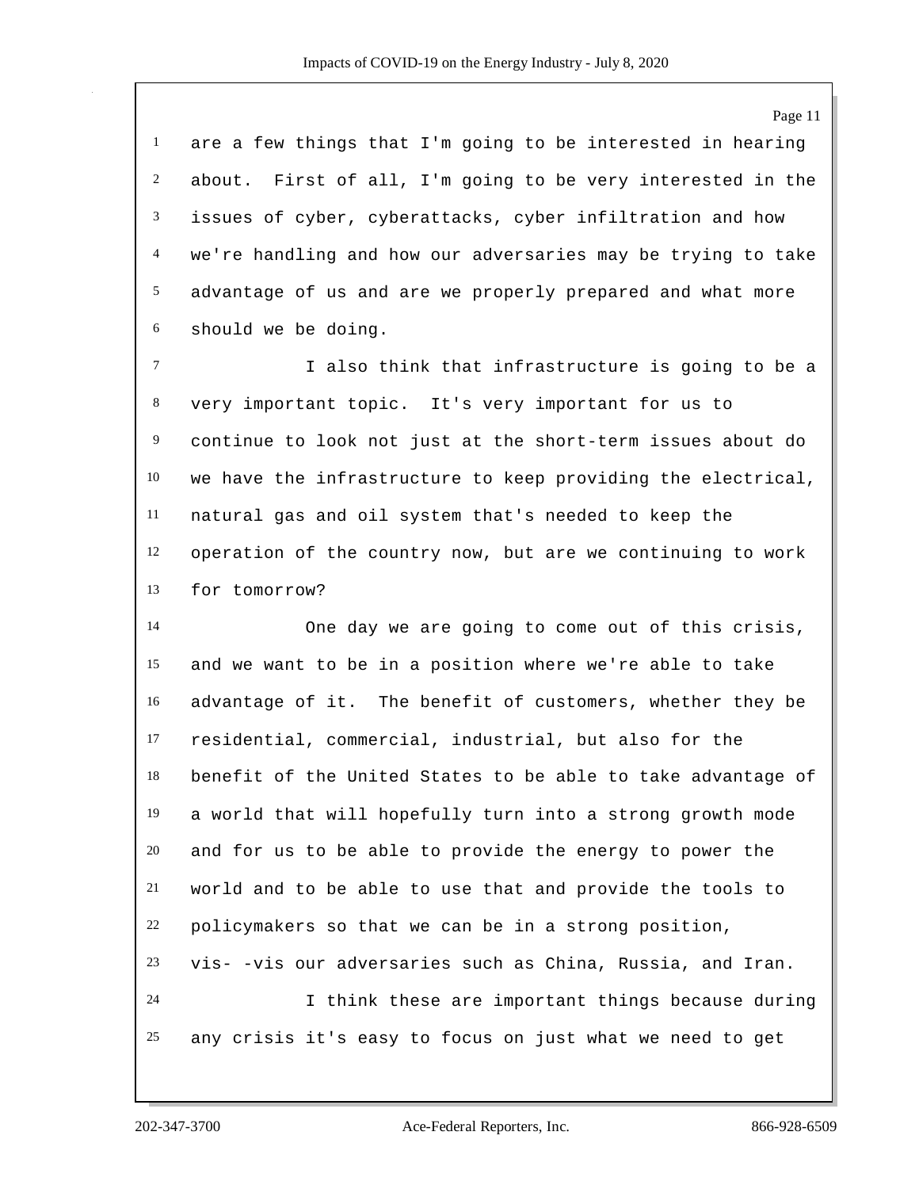are a few things that I'm going to be interested in hearing about. First of all, I'm going to be very interested in the issues of cyber, cyberattacks, cyber infiltration and how we're handling and how our adversaries may be trying to take advantage of us and are we properly prepared and what more should we be doing.

I also think that infrastructure is going to be a very important topic. It's very important for us to continue to look not just at the short-term issues about do we have the infrastructure to keep providing the electrical, natural gas and oil system that's needed to keep the operation of the country now, but are we continuing to work for tomorrow?

One day we are going to come out of this crisis, and we want to be in a position where we're able to take advantage of it. The benefit of customers, whether they be residential, commercial, industrial, but also for the benefit of the United States to be able to take advantage of a world that will hopefully turn into a strong growth mode and for us to be able to provide the energy to power the world and to be able to use that and provide the tools to policymakers so that we can be in a strong position, vis- -vis our adversaries such as China, Russia, and Iran.

I think these are important things because during any crisis it's easy to focus on just what we need to get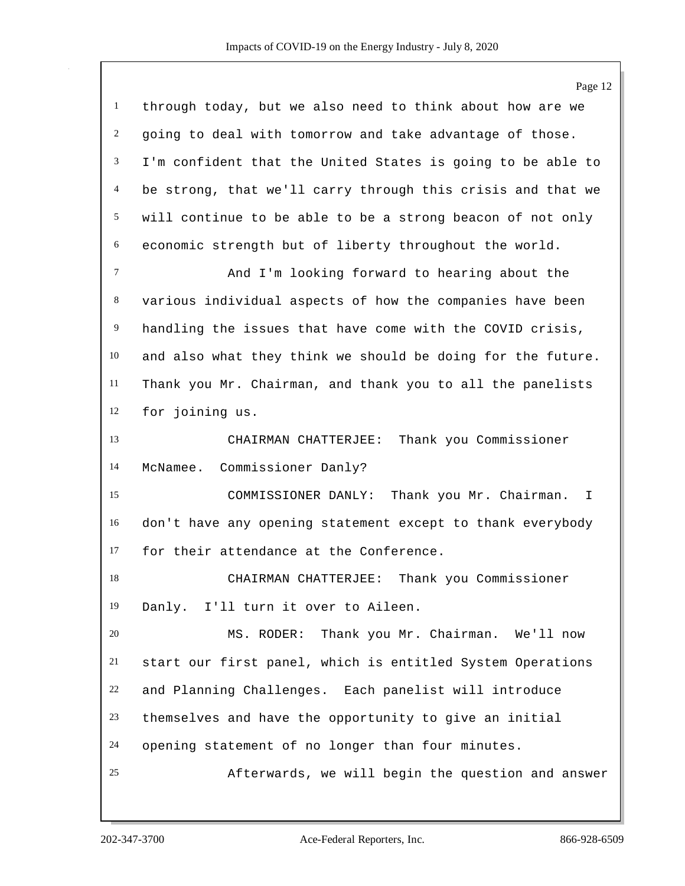through today, but we also need to think about how are we going to deal with tomorrow and take advantage of those. I'm confident that the United States is going to be able to be strong, that we'll carry through this crisis and that we will continue to be able to be a strong beacon of not only economic strength but of liberty throughout the world.

And I'm looking forward to hearing about the various individual aspects of how the companies have been handling the issues that have come with the COVID crisis, and also what they think we should be doing for the future. Thank you Mr. Chairman, and thank you to all the panelists for joining us.

CHAIRMAN CHATTERJEE: Thank you Commissioner McNamee. Commissioner Danly?

COMMISSIONER DANLY: Thank you Mr. Chairman. I don't have any opening statement except to thank everybody for their attendance at the Conference.

CHAIRMAN CHATTERJEE: Thank you Commissioner Danly. I'll turn it over to Aileen.

MS. RODER: Thank you Mr. Chairman. We'll now start our first panel, which is entitled System Operations and Planning Challenges. Each panelist will introduce themselves and have the opportunity to give an initial opening statement of no longer than four minutes.

Afterwards, we will begin the question and answer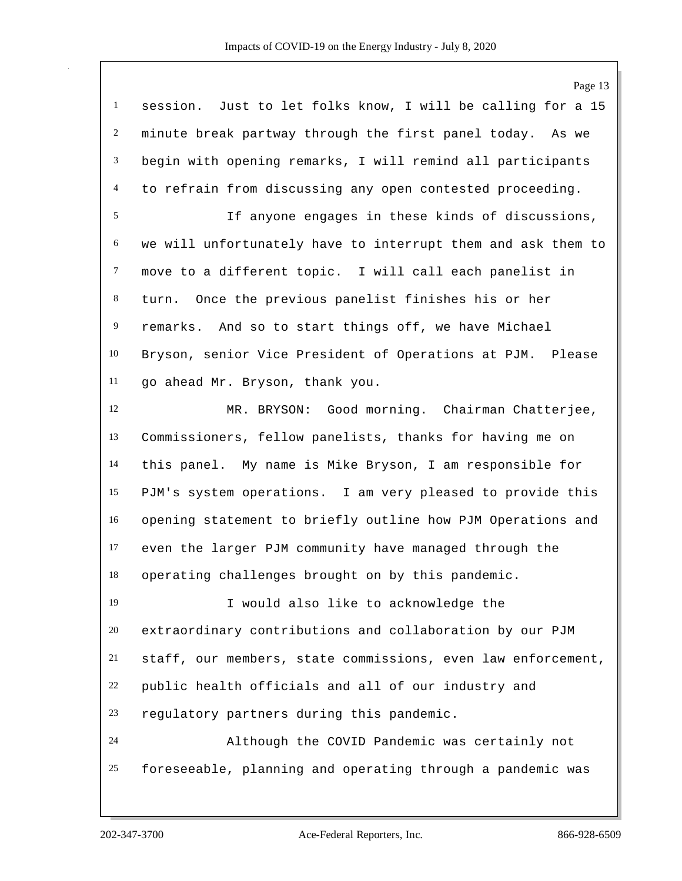session. Just to let folks know, I will be calling for a 15 minute break partway through the first panel today. As we begin with opening remarks, I will remind all participants to refrain from discussing any open contested proceeding.

If anyone engages in these kinds of discussions, we will unfortunately have to interrupt them and ask them to move to a different topic. I will call each panelist in turn. Once the previous panelist finishes his or her remarks. And so to start things off, we have Michael Bryson, senior Vice President of Operations at PJM. Please go ahead Mr. Bryson, thank you.

MR. BRYSON: Good morning. Chairman Chatterjee, Commissioners, fellow panelists, thanks for having me on this panel. My name is Mike Bryson, I am responsible for PJM's system operations. I am very pleased to provide this opening statement to briefly outline how PJM Operations and even the larger PJM community have managed through the operating challenges brought on by this pandemic.

I would also like to acknowledge the extraordinary contributions and collaboration by our PJM staff, our members, state commissions, even law enforcement, public health officials and all of our industry and regulatory partners during this pandemic.

Although the COVID Pandemic was certainly not foreseeable, planning and operating through a pandemic was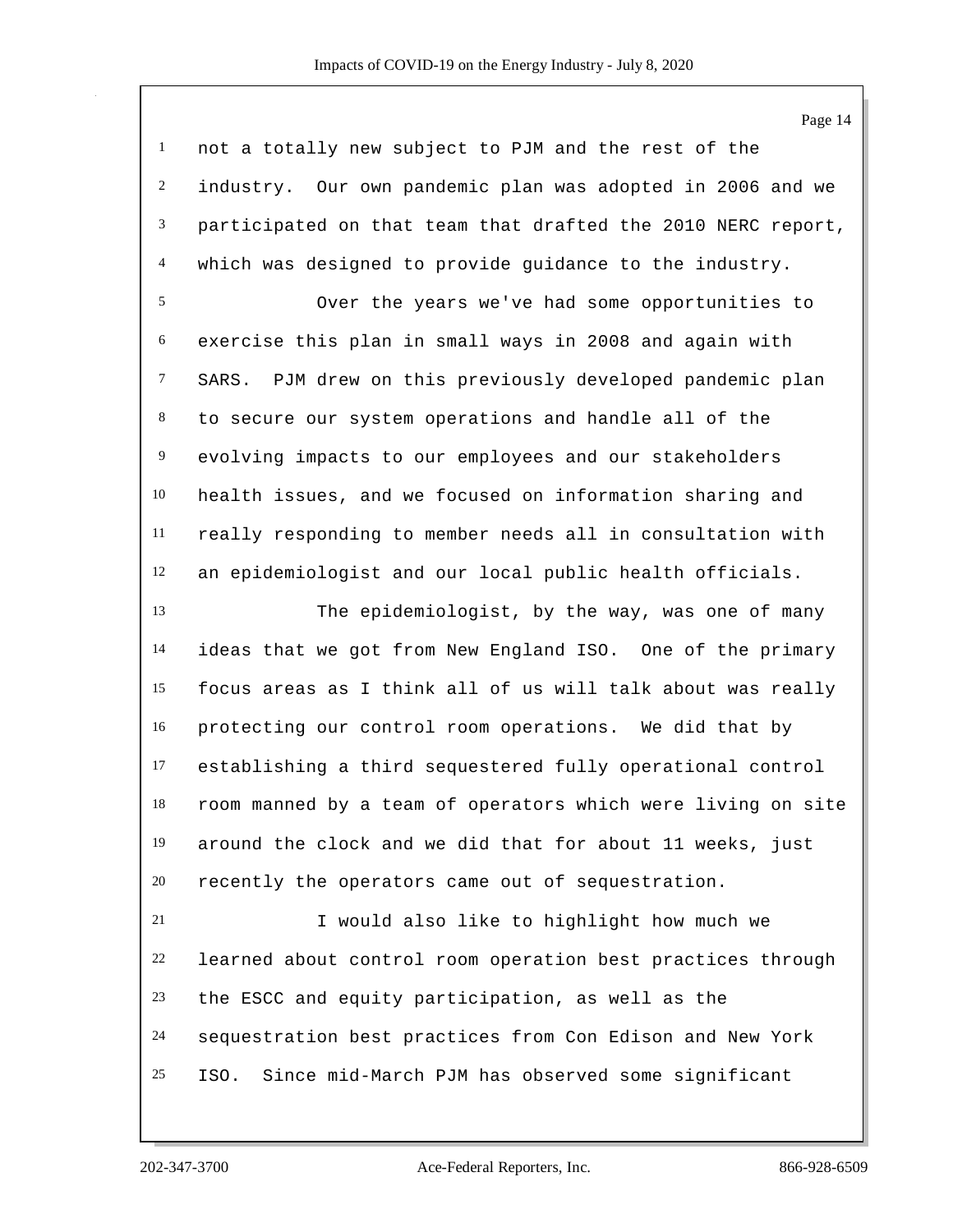not a totally new subject to PJM and the rest of the industry. Our own pandemic plan was adopted in 2006 and we participated on that team that drafted the 2010 NERC report, which was designed to provide guidance to the industry.

Over the years we've had some opportunities to exercise this plan in small ways in 2008 and again with SARS. PJM drew on this previously developed pandemic plan to secure our system operations and handle all of the evolving impacts to our employees and our stakeholders health issues, and we focused on information sharing and really responding to member needs all in consultation with an epidemiologist and our local public health officials.

The epidemiologist, by the way, was one of many ideas that we got from New England ISO. One of the primary focus areas as I think all of us will talk about was really protecting our control room operations. We did that by establishing a third sequestered fully operational control room manned by a team of operators which were living on site around the clock and we did that for about 11 weeks, just recently the operators came out of sequestration.

I would also like to highlight how much we learned about control room operation best practices through the ESCC and equity participation, as well as the sequestration best practices from Con Edison and New York ISO. Since mid-March PJM has observed some significant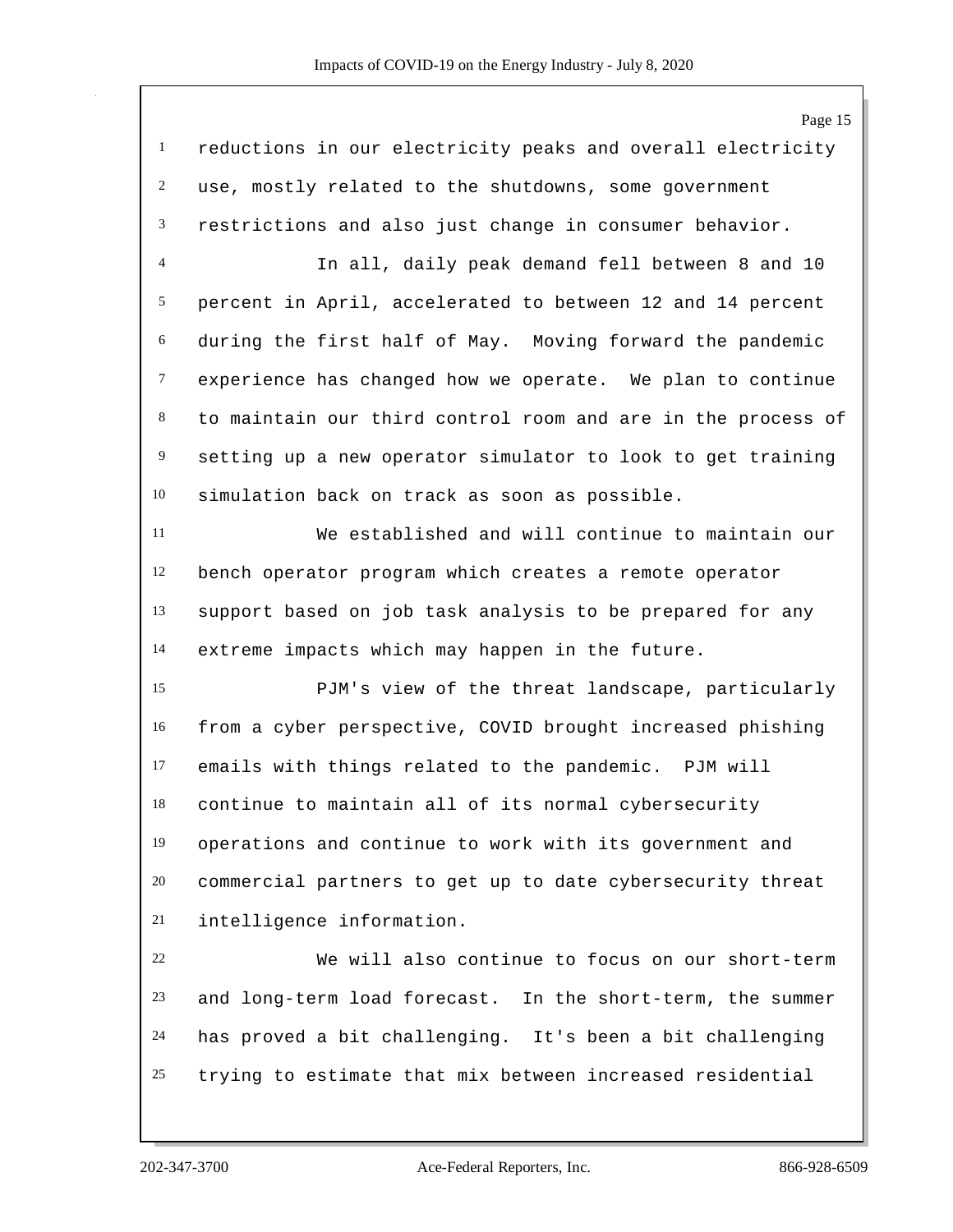reductions in our electricity peaks and overall electricity use, mostly related to the shutdowns, some government restrictions and also just change in consumer behavior.

In all, daily peak demand fell between 8 and 10 percent in April, accelerated to between 12 and 14 percent during the first half of May. Moving forward the pandemic experience has changed how we operate. We plan to continue to maintain our third control room and are in the process of setting up a new operator simulator to look to get training simulation back on track as soon as possible.

We established and will continue to maintain our bench operator program which creates a remote operator support based on job task analysis to be prepared for any extreme impacts which may happen in the future.

PJM's view of the threat landscape, particularly from a cyber perspective, COVID brought increased phishing emails with things related to the pandemic. PJM will continue to maintain all of its normal cybersecurity operations and continue to work with its government and commercial partners to get up to date cybersecurity threat intelligence information.

We will also continue to focus on our short-term and long-term load forecast. In the short-term, the summer has proved a bit challenging. It's been a bit challenging trying to estimate that mix between increased residential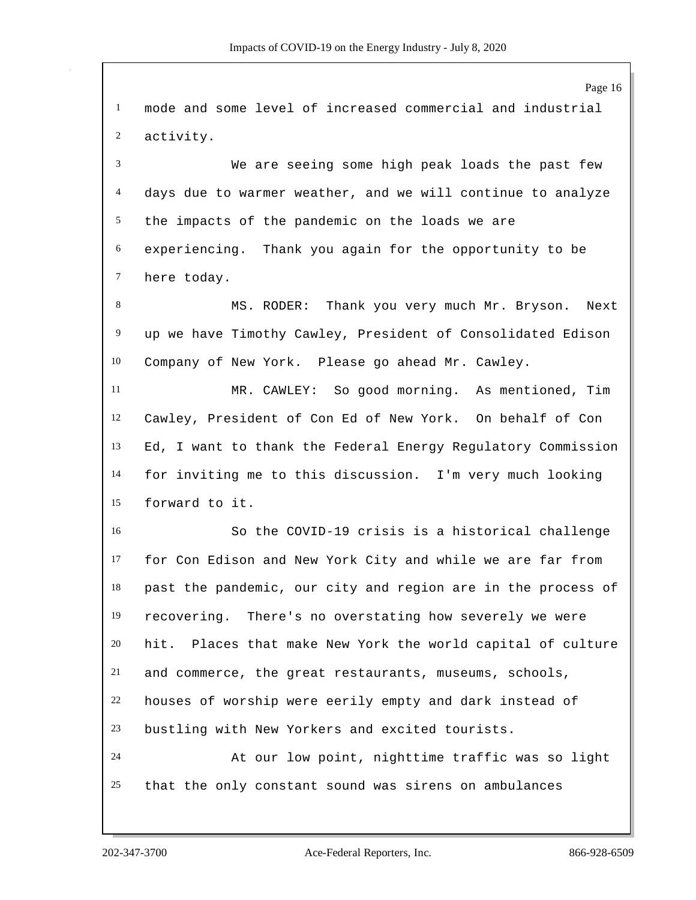mode and some level of increased commercial and industrial activity.

We are seeing some high peak loads the past few days due to warmer weather, and we will continue to analyze the impacts of the pandemic on the loads we are experiencing. Thank you again for the opportunity to be here today.

MS. RODER: Thank you very much Mr. Bryson. Next up we have Timothy Cawley, President of Consolidated Edison Company of New York. Please go ahead Mr. Cawley.

MR. CAWLEY: So good morning. As mentioned, Tim Cawley, President of Con Ed of New York. On behalf of Con Ed, I want to thank the Federal Energy Regulatory Commission for inviting me to this discussion. I'm very much looking forward to it.

So the COVID-19 crisis is a historical challenge for Con Edison and New York City and while we are far from past the pandemic, our city and region are in the process of recovering. There's no overstating how severely we were hit. Places that make New York the world capital of culture and commerce, the great restaurants, museums, schools, houses of worship were eerily empty and dark instead of bustling with New Yorkers and excited tourists.

At our low point, nighttime traffic was so light that the only constant sound was sirens on ambulances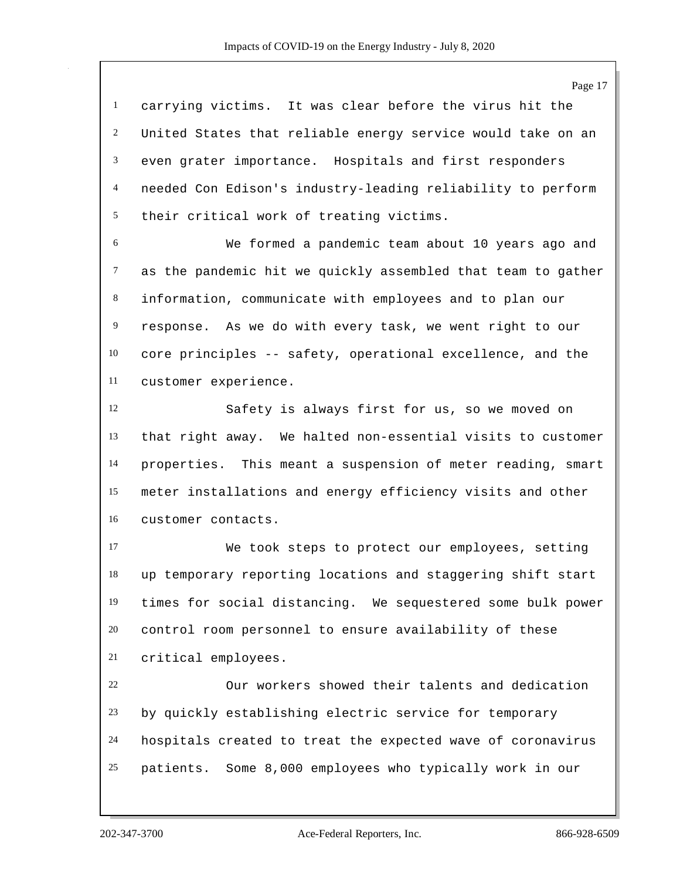carrying victims. It was clear before the virus hit the United States that reliable energy service would take on an even grater importance. Hospitals and first responders needed Con Edison's industry-leading reliability to perform their critical work of treating victims.

We formed a pandemic team about 10 years ago and as the pandemic hit we quickly assembled that team to gather information, communicate with employees and to plan our response. As we do with every task, we went right to our core principles -- safety, operational excellence, and the customer experience.

Safety is always first for us, so we moved on that right away. We halted non-essential visits to customer properties. This meant a suspension of meter reading, smart meter installations and energy efficiency visits and other customer contacts.

We took steps to protect our employees, setting up temporary reporting locations and staggering shift start times for social distancing. We sequestered some bulk power control room personnel to ensure availability of these critical employees.

Our workers showed their talents and dedication by quickly establishing electric service for temporary hospitals created to treat the expected wave of coronavirus patients. Some 8,000 employees who typically work in our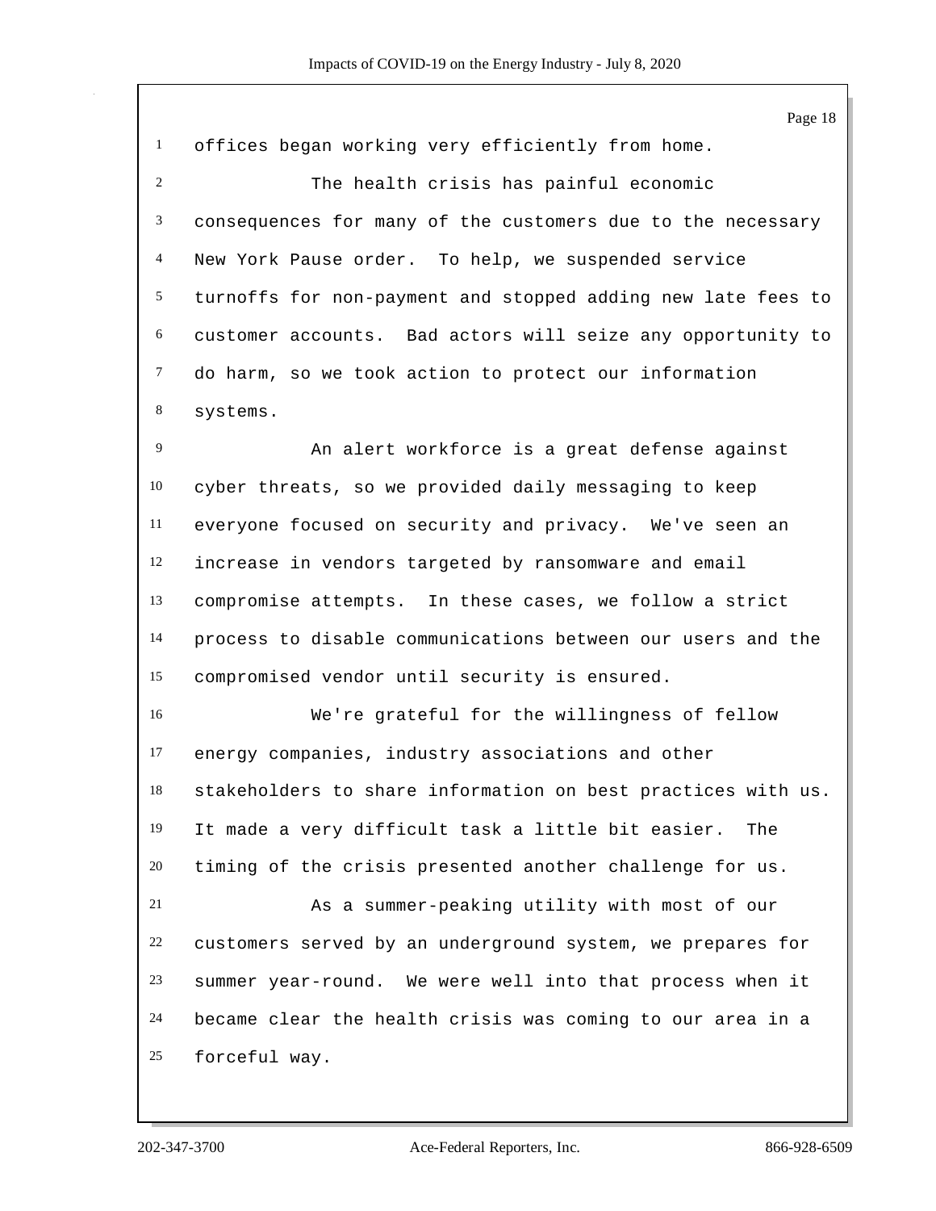offices began working very efficiently from home.

The health crisis has painful economic consequences for many of the customers due to the necessary New York Pause order. To help, we suspended service turnoffs for non-payment and stopped adding new late fees to customer accounts. Bad actors will seize any opportunity to do harm, so we took action to protect our information systems.

An alert workforce is a great defense against cyber threats, so we provided daily messaging to keep everyone focused on security and privacy. We've seen an increase in vendors targeted by ransomware and email compromise attempts. In these cases, we follow a strict process to disable communications between our users and the compromised vendor until security is ensured.

We're grateful for the willingness of fellow energy companies, industry associations and other stakeholders to share information on best practices with us. It made a very difficult task a little bit easier. The timing of the crisis presented another challenge for us.

As a summer-peaking utility with most of our customers served by an underground system, we prepares for summer year-round. We were well into that process when it became clear the health crisis was coming to our area in a forceful way.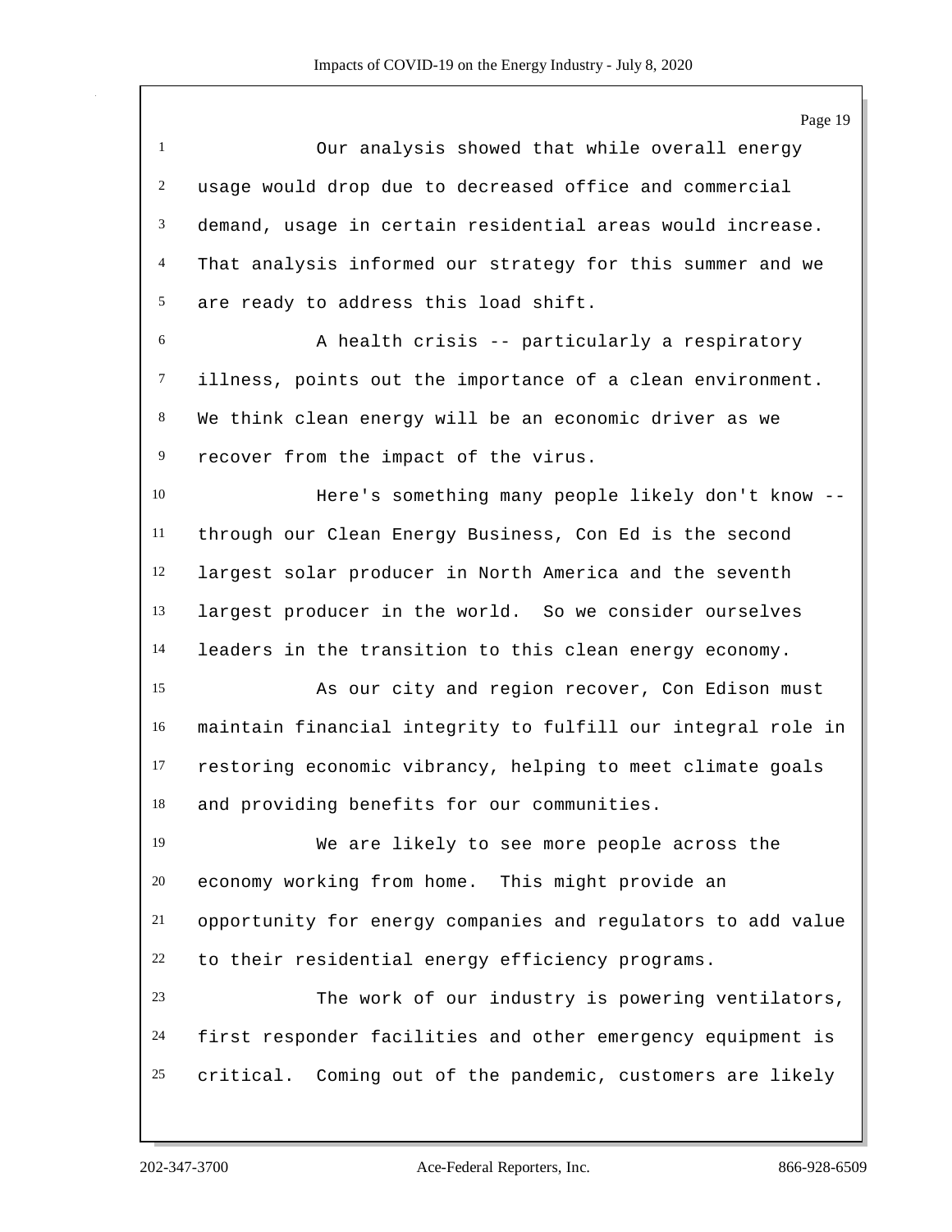Our analysis showed that while overall energy usage would drop due to decreased office and commercial demand, usage in certain residential areas would increase. That analysis informed our strategy for this summer and we are ready to address this load shift.

A health crisis -- particularly a respiratory illness, points out the importance of a clean environment. We think clean energy will be an economic driver as we recover from the impact of the virus.

Here's something many people likely don't know -- through our Clean Energy Business, Con Ed is the second largest solar producer in North America and the seventh largest producer in the world. So we consider ourselves leaders in the transition to this clean energy economy.

As our city and region recover, Con Edison must maintain financial integrity to fulfill our integral role in restoring economic vibrancy, helping to meet climate goals and providing benefits for our communities.

We are likely to see more people across the economy working from home. This might provide an opportunity for energy companies and regulators to add value to their residential energy efficiency programs.

The work of our industry is powering ventilators, first responder facilities and other emergency equipment is critical. Coming out of the pandemic, customers are likely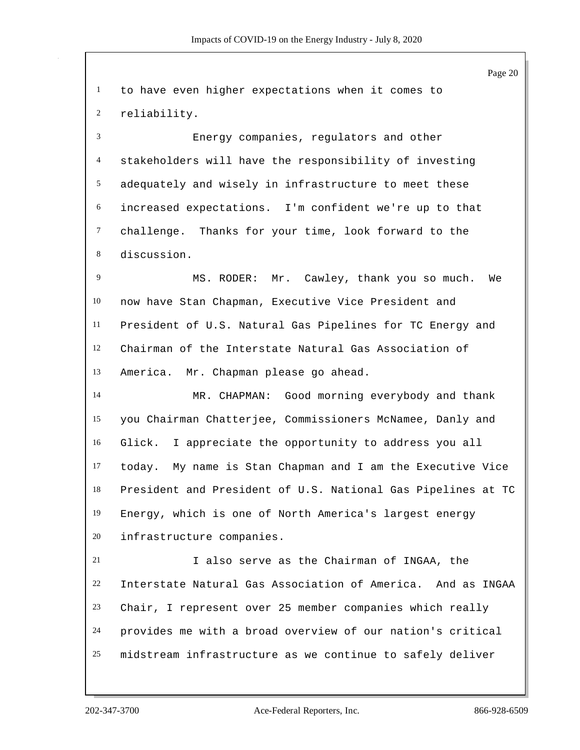to have even higher expectations when it comes to reliability.

Energy companies, regulators and other stakeholders will have the responsibility of investing adequately and wisely in infrastructure to meet these increased expectations. I'm confident we're up to that challenge. Thanks for your time, look forward to the discussion.

MS. RODER: Mr. Cawley, thank you so much. We now have Stan Chapman, Executive Vice President and President of U.S. Natural Gas Pipelines for TC Energy and Chairman of the Interstate Natural Gas Association of America. Mr. Chapman please go ahead.

MR. CHAPMAN: Good morning everybody and thank you Chairman Chatterjee, Commissioners McNamee, Danly and Glick. I appreciate the opportunity to address you all today. My name is Stan Chapman and I am the Executive Vice President and President of U.S. National Gas Pipelines at TC Energy, which is one of North America's largest energy infrastructure companies.

I also serve as the Chairman of INGAA, the Interstate Natural Gas Association of America. And as INGAA Chair, I represent over 25 member companies which really provides me with a broad overview of our nation's critical midstream infrastructure as we continue to safely deliver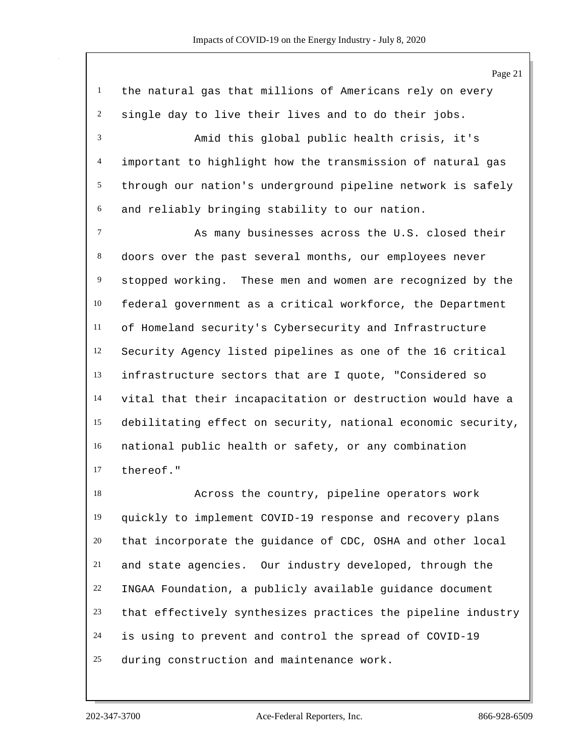the natural gas that millions of Americans rely on every single day to live their lives and to do their jobs.

Amid this global public health crisis, it's important to highlight how the transmission of natural gas through our nation's underground pipeline network is safely and reliably bringing stability to our nation.

As many businesses across the U.S. closed their doors over the past several months, our employees never stopped working. These men and women are recognized by the federal government as a critical workforce, the Department of Homeland security's Cybersecurity and Infrastructure Security Agency listed pipelines as one of the 16 critical infrastructure sectors that are I quote, "Considered so vital that their incapacitation or destruction would have a debilitating effect on security, national economic security, national public health or safety, or any combination thereof."

Across the country, pipeline operators work quickly to implement COVID-19 response and recovery plans that incorporate the guidance of CDC, OSHA and other local and state agencies. Our industry developed, through the INGAA Foundation, a publicly available guidance document that effectively synthesizes practices the pipeline industry is using to prevent and control the spread of COVID-19 during construction and maintenance work.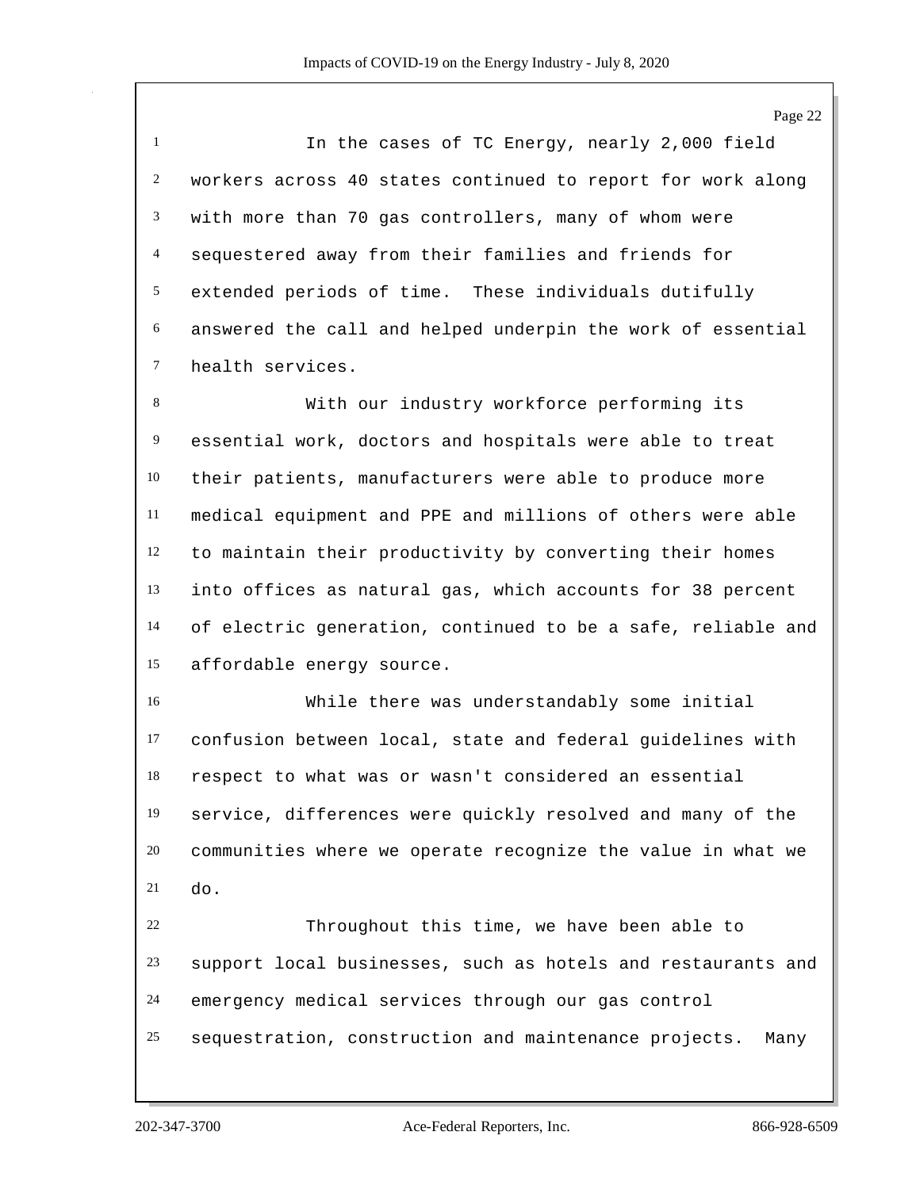In the cases of TC Energy, nearly 2,000 field workers across 40 states continued to report for work along with more than 70 gas controllers, many of whom were sequestered away from their families and friends for extended periods of time. These individuals dutifully answered the call and helped underpin the work of essential health services.

With our industry workforce performing its essential work, doctors and hospitals were able to treat their patients, manufacturers were able to produce more medical equipment and PPE and millions of others were able to maintain their productivity by converting their homes into offices as natural gas, which accounts for 38 percent of electric generation, continued to be a safe, reliable and affordable energy source.

While there was understandably some initial confusion between local, state and federal guidelines with respect to what was or wasn't considered an essential service, differences were quickly resolved and many of the communities where we operate recognize the value in what we do.

Throughout this time, we have been able to support local businesses, such as hotels and restaurants and emergency medical services through our gas control sequestration, construction and maintenance projects. Many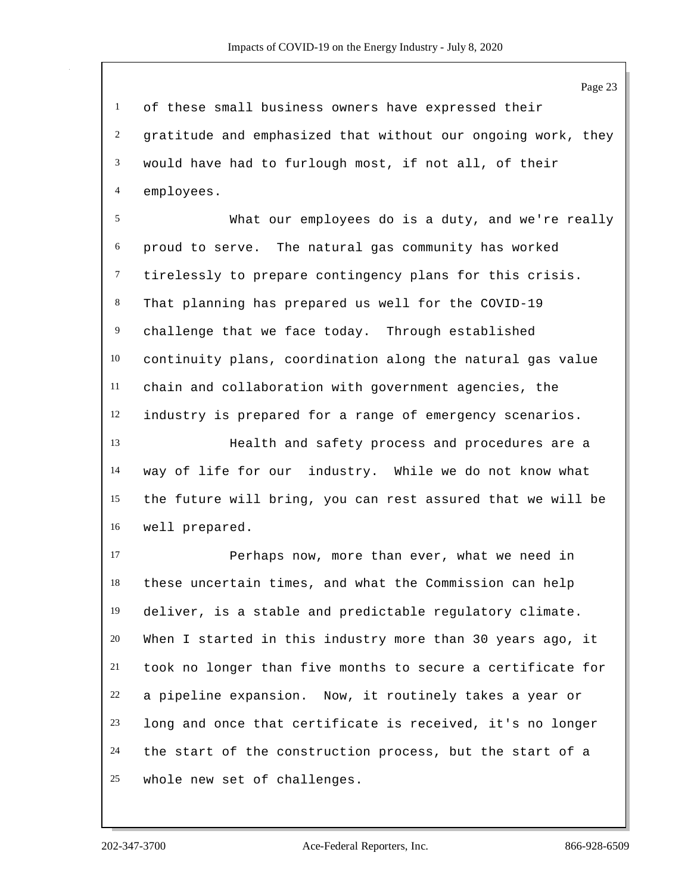of these small business owners have expressed their gratitude and emphasized that without our ongoing work, they would have had to furlough most, if not all, of their employees.

What our employees do is a duty, and we're really proud to serve. The natural gas community has worked tirelessly to prepare contingency plans for this crisis. That planning has prepared us well for the COVID-19 challenge that we face today. Through established continuity plans, coordination along the natural gas value chain and collaboration with government agencies, the industry is prepared for a range of emergency scenarios.

Health and safety process and procedures are a way of life for our industry. While we do not know what the future will bring, you can rest assured that we will be well prepared.

Perhaps now, more than ever, what we need in these uncertain times, and what the Commission can help deliver, is a stable and predictable regulatory climate. When I started in this industry more than 30 years ago, it took no longer than five months to secure a certificate for a pipeline expansion. Now, it routinely takes a year or long and once that certificate is received, it's no longer the start of the construction process, but the start of a whole new set of challenges.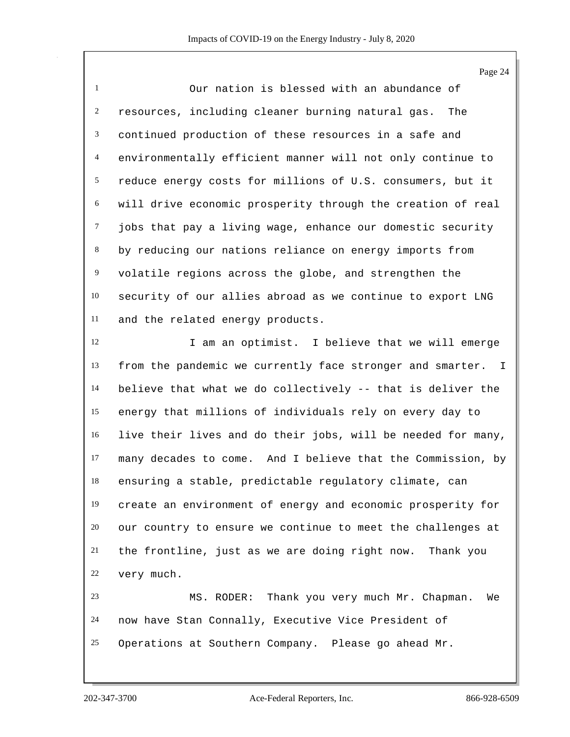Our nation is blessed with an abundance of resources, including cleaner burning natural gas. The continued production of these resources in a safe and environmentally efficient manner will not only continue to reduce energy costs for millions of U.S. consumers, but it will drive economic prosperity through the creation of real jobs that pay a living wage, enhance our domestic security by reducing our nations reliance on energy imports from volatile regions across the globe, and strengthen the security of our allies abroad as we continue to export LNG and the related energy products.

I am an optimist. I believe that we will emerge from the pandemic we currently face stronger and smarter. I believe that what we do collectively -- that is deliver the energy that millions of individuals rely on every day to live their lives and do their jobs, will be needed for many, many decades to come. And I believe that the Commission, by ensuring a stable, predictable regulatory climate, can create an environment of energy and economic prosperity for our country to ensure we continue to meet the challenges at the frontline, just as we are doing right now. Thank you very much.

MS. RODER: Thank you very much Mr. Chapman. We now have Stan Connally, Executive Vice President of Operations at Southern Company. Please go ahead Mr.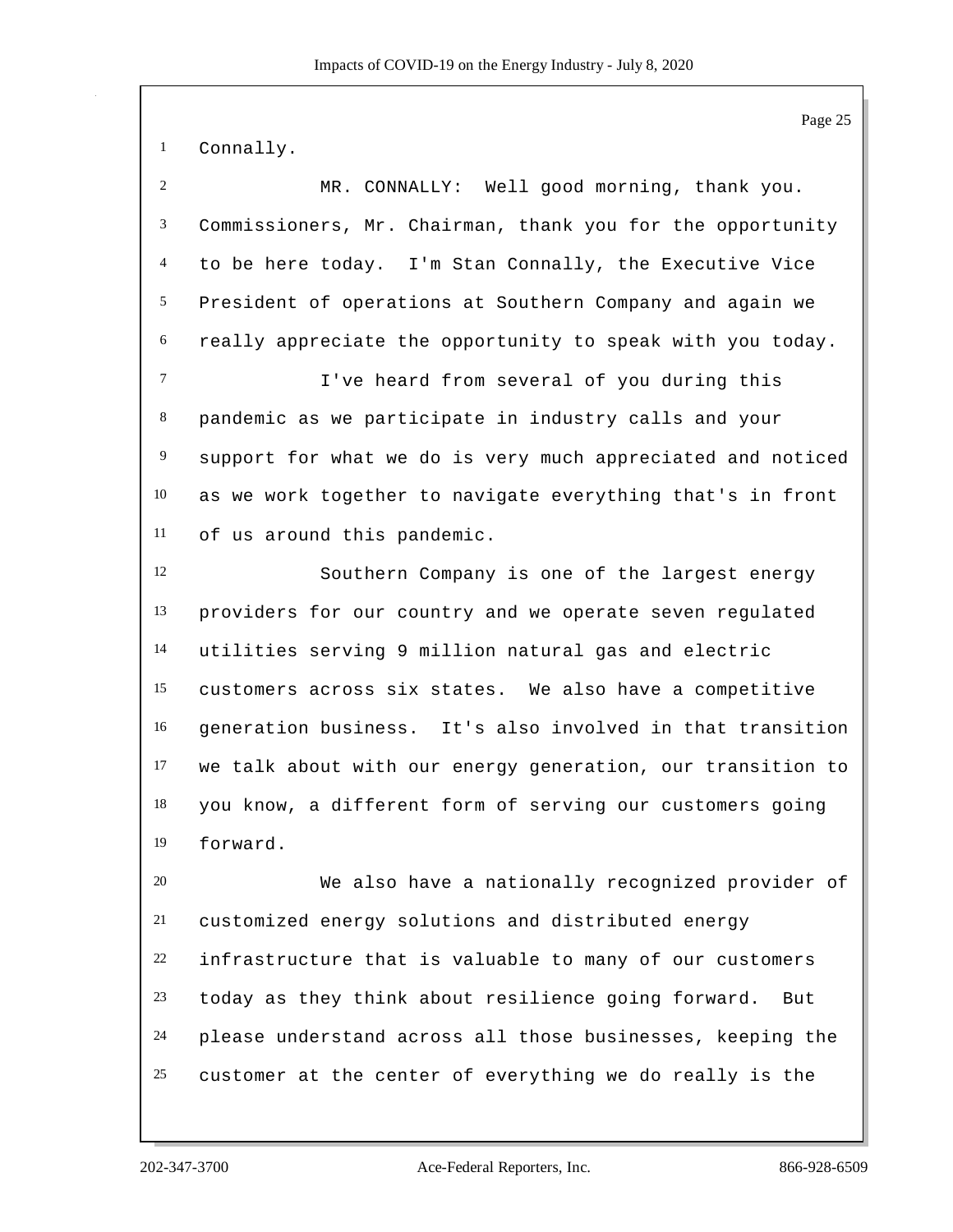Connally.

MR. CONNALLY: Well good morning, thank you. Commissioners, Mr. Chairman, thank you for the opportunity to be here today. I'm Stan Connally, the Executive Vice President of operations at Southern Company and again we really appreciate the opportunity to speak with you today.

I've heard from several of you during this pandemic as we participate in industry calls and your support for what we do is very much appreciated and noticed as we work together to navigate everything that's in front of us around this pandemic.

Southern Company is one of the largest energy providers for our country and we operate seven regulated utilities serving 9 million natural gas and electric customers across six states. We also have a competitive generation business. It's also involved in that transition we talk about with our energy generation, our transition to you know, a different form of serving our customers going forward.

We also have a nationally recognized provider of customized energy solutions and distributed energy infrastructure that is valuable to many of our customers today as they think about resilience going forward. But please understand across all those businesses, keeping the customer at the center of everything we do really is the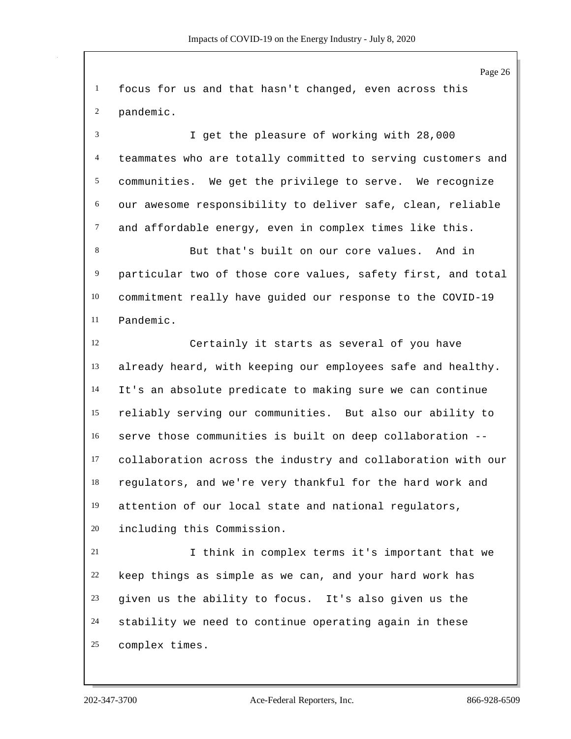focus for us and that hasn't changed, even across this pandemic.

I get the pleasure of working with 28,000 teammates who are totally committed to serving customers and communities. We get the privilege to serve. We recognize our awesome responsibility to deliver safe, clean, reliable and affordable energy, even in complex times like this.

But that's built on our core values. And in particular two of those core values, safety first, and total commitment really have guided our response to the COVID-19 Pandemic.

Certainly it starts as several of you have already heard, with keeping our employees safe and healthy. It's an absolute predicate to making sure we can continue reliably serving our communities. But also our ability to serve those communities is built on deep collaboration -- collaboration across the industry and collaboration with our regulators, and we're very thankful for the hard work and attention of our local state and national regulators, including this Commission.

I think in complex terms it's important that we keep things as simple as we can, and your hard work has given us the ability to focus. It's also given us the stability we need to continue operating again in these complex times.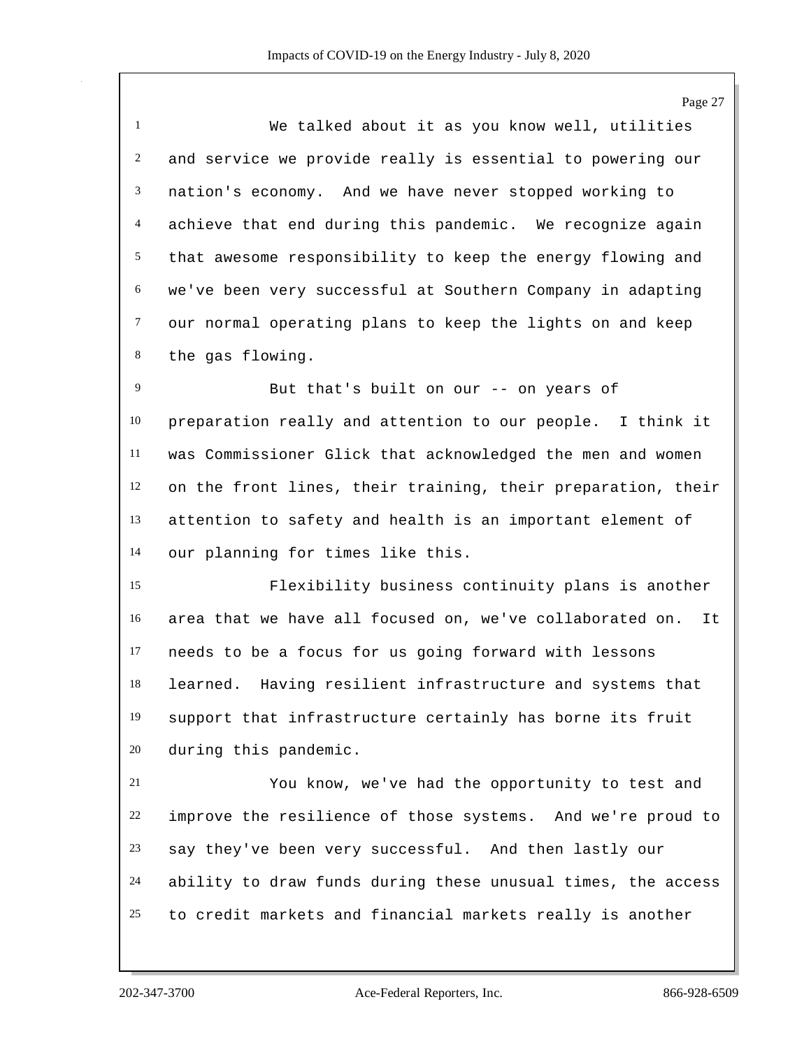We talked about it as you know well, utilities and service we provide really is essential to powering our nation's economy. And we have never stopped working to achieve that end during this pandemic. We recognize again that awesome responsibility to keep the energy flowing and we've been very successful at Southern Company in adapting our normal operating plans to keep the lights on and keep the gas flowing.

But that's built on our -- on years of preparation really and attention to our people. I think it was Commissioner Glick that acknowledged the men and women on the front lines, their training, their preparation, their attention to safety and health is an important element of our planning for times like this.

Flexibility business continuity plans is another area that we have all focused on, we've collaborated on. It needs to be a focus for us going forward with lessons learned. Having resilient infrastructure and systems that support that infrastructure certainly has borne its fruit during this pandemic.

You know, we've had the opportunity to test and improve the resilience of those systems. And we're proud to say they've been very successful. And then lastly our ability to draw funds during these unusual times, the access to credit markets and financial markets really is another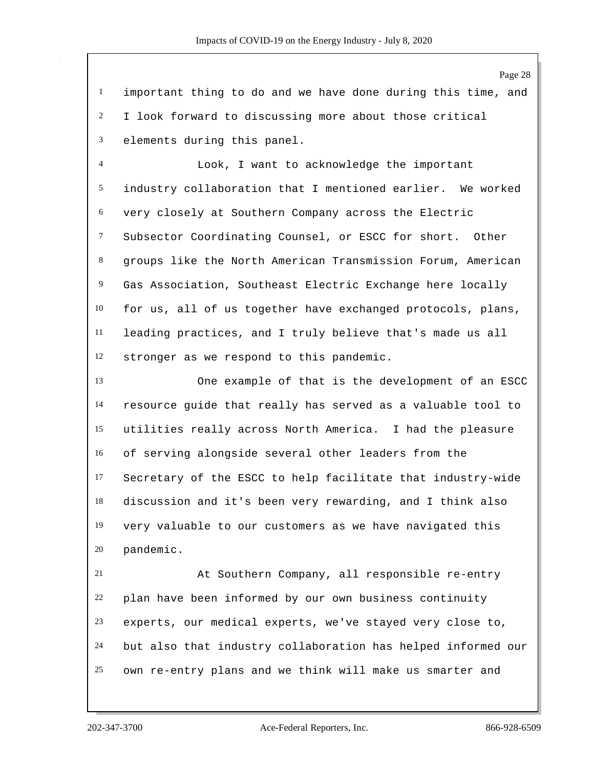important thing to do and we have done during this time, and I look forward to discussing more about those critical elements during this panel.

Look, I want to acknowledge the important industry collaboration that I mentioned earlier. We worked very closely at Southern Company across the Electric Subsector Coordinating Counsel, or ESCC for short. Other groups like the North American Transmission Forum, American Gas Association, Southeast Electric Exchange here locally for us, all of us together have exchanged protocols, plans, leading practices, and I truly believe that's made us all stronger as we respond to this pandemic.

One example of that is the development of an ESCC resource guide that really has served as a valuable tool to utilities really across North America. I had the pleasure of serving alongside several other leaders from the Secretary of the ESCC to help facilitate that industry-wide discussion and it's been very rewarding, and I think also very valuable to our customers as we have navigated this pandemic.

At Southern Company, all responsible re-entry plan have been informed by our own business continuity experts, our medical experts, we've stayed very close to, but also that industry collaboration has helped informed our own re-entry plans and we think will make us smarter and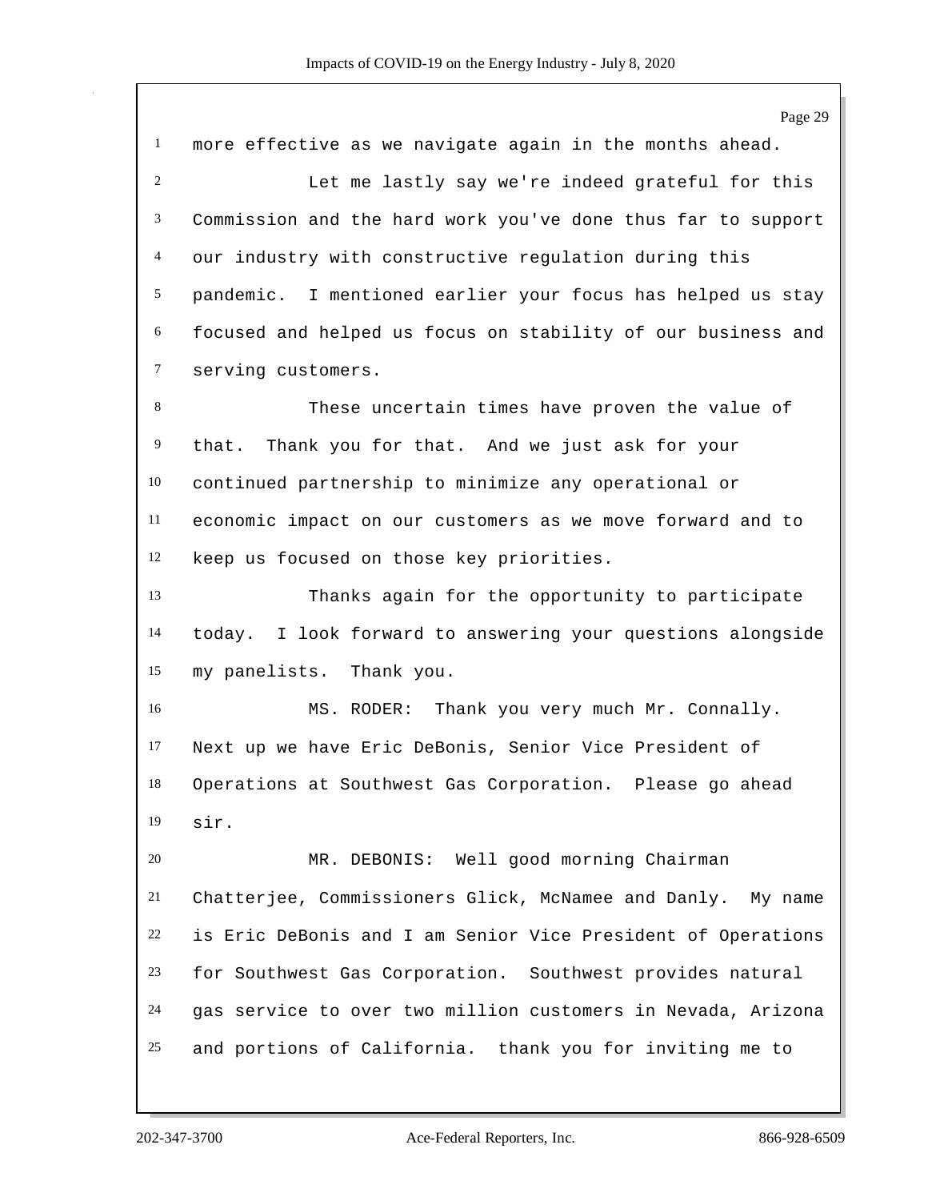more effective as we navigate again in the months ahead.

Let me lastly say we're indeed grateful for this Commission and the hard work you've done thus far to support our industry with constructive regulation during this pandemic. I mentioned earlier your focus has helped us stay focused and helped us focus on stability of our business and serving customers.

These uncertain times have proven the value of that. Thank you for that. And we just ask for your continued partnership to minimize any operational or economic impact on our customers as we move forward and to keep us focused on those key priorities.

Thanks again for the opportunity to participate today. I look forward to answering your questions alongside my panelists. Thank you.

MS. RODER: Thank you very much Mr. Connally. Next up we have Eric DeBonis, Senior Vice President of Operations at Southwest Gas Corporation. Please go ahead sir.

MR. DEBONIS: Well good morning Chairman Chatterjee, Commissioners Glick, McNamee and Danly. My name is Eric DeBonis and I am Senior Vice President of Operations for Southwest Gas Corporation. Southwest provides natural gas service to over two million customers in Nevada, Arizona and portions of California. thank you for inviting me to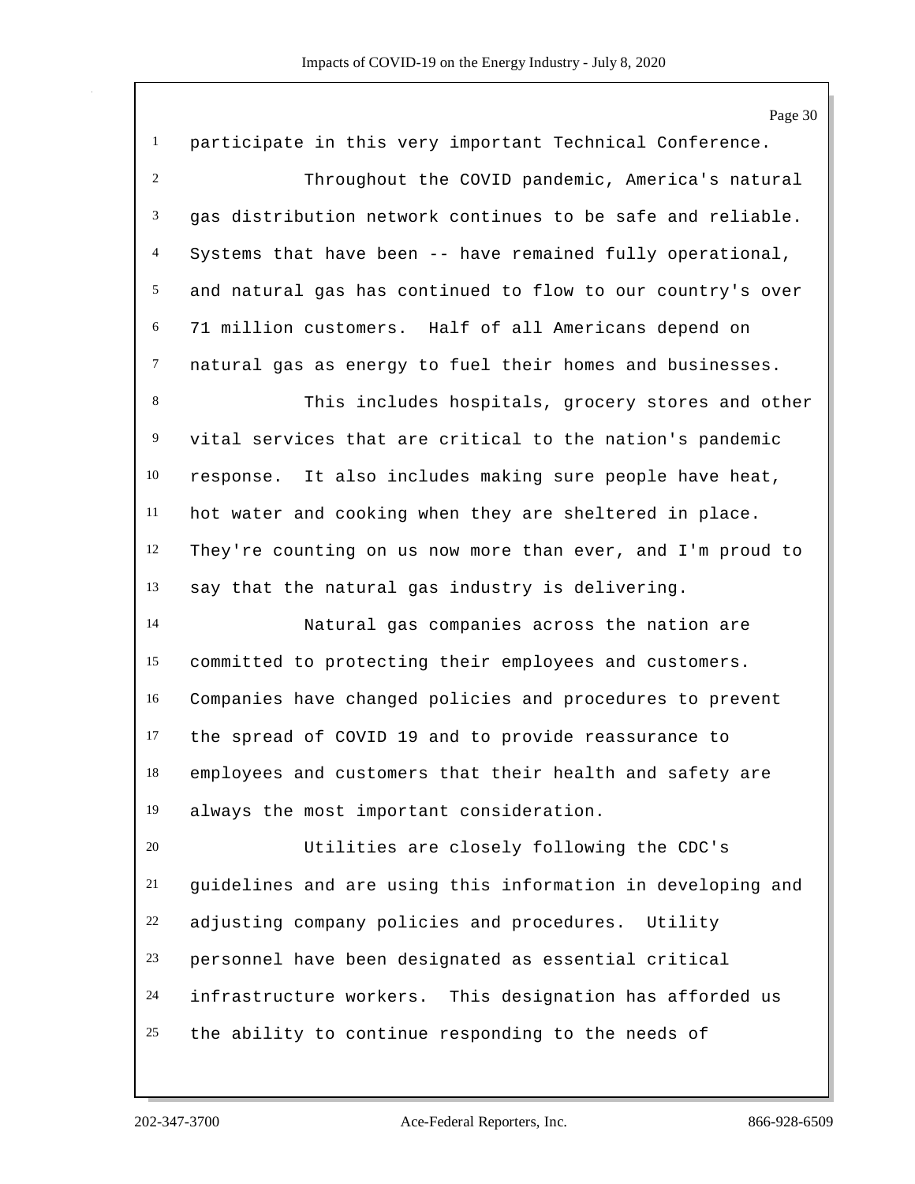participate in this very important Technical Conference.

Throughout the COVID pandemic, America's natural gas distribution network continues to be safe and reliable. Systems that have been -- have remained fully operational, and natural gas has continued to flow to our country's over 71 million customers. Half of all Americans depend on natural gas as energy to fuel their homes and businesses.

This includes hospitals, grocery stores and other vital services that are critical to the nation's pandemic response. It also includes making sure people have heat, hot water and cooking when they are sheltered in place. They're counting on us now more than ever, and I'm proud to say that the natural gas industry is delivering.

Natural gas companies across the nation are committed to protecting their employees and customers. Companies have changed policies and procedures to prevent the spread of COVID 19 and to provide reassurance to employees and customers that their health and safety are always the most important consideration.

Utilities are closely following the CDC's guidelines and are using this information in developing and adjusting company policies and procedures. Utility personnel have been designated as essential critical infrastructure workers. This designation has afforded us the ability to continue responding to the needs of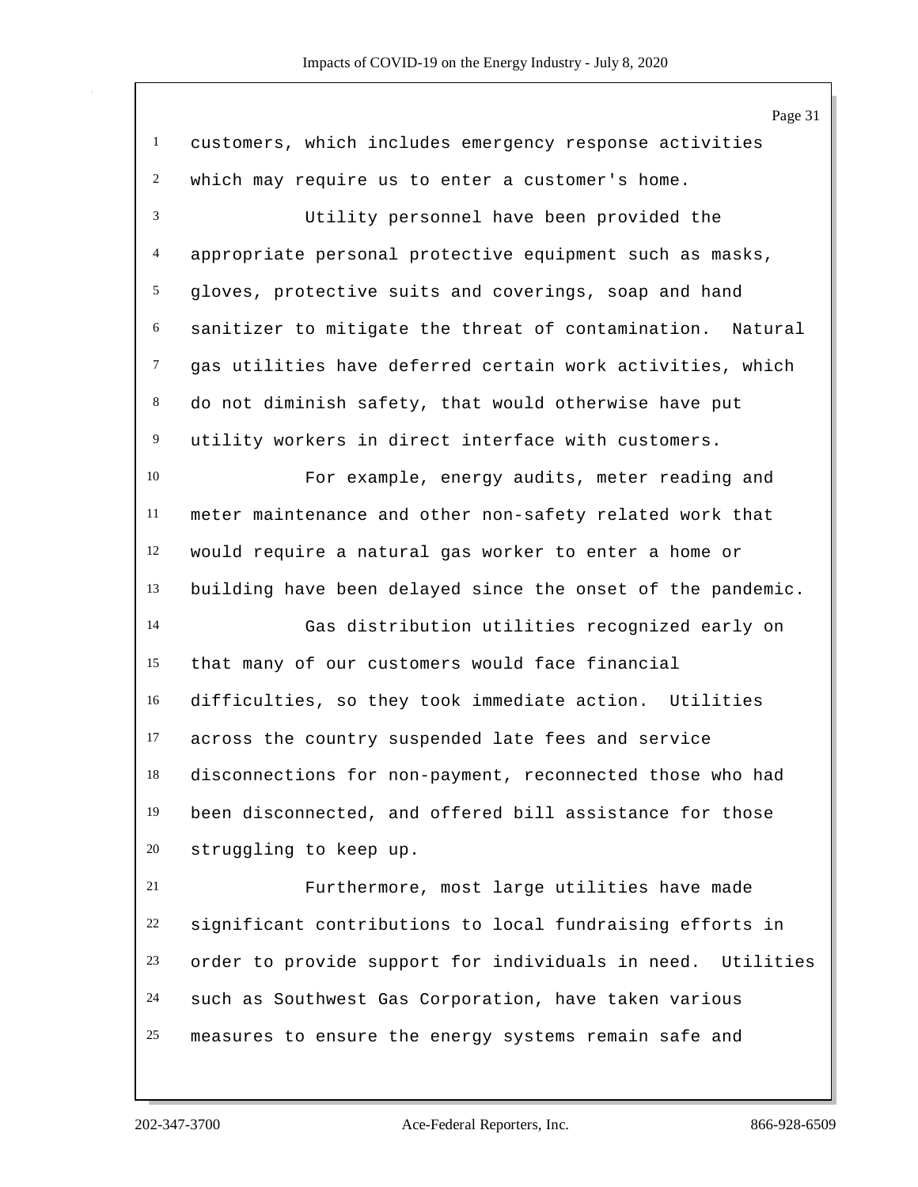customers, which includes emergency response activities which may require us to enter a customer's home.

Utility personnel have been provided the appropriate personal protective equipment such as masks, gloves, protective suits and coverings, soap and hand sanitizer to mitigate the threat of contamination. Natural gas utilities have deferred certain work activities, which do not diminish safety, that would otherwise have put utility workers in direct interface with customers.

For example, energy audits, meter reading and meter maintenance and other non-safety related work that would require a natural gas worker to enter a home or building have been delayed since the onset of the pandemic.

Gas distribution utilities recognized early on that many of our customers would face financial difficulties, so they took immediate action. Utilities across the country suspended late fees and service disconnections for non-payment, reconnected those who had been disconnected, and offered bill assistance for those struggling to keep up.

Furthermore, most large utilities have made significant contributions to local fundraising efforts in order to provide support for individuals in need. Utilities such as Southwest Gas Corporation, have taken various measures to ensure the energy systems remain safe and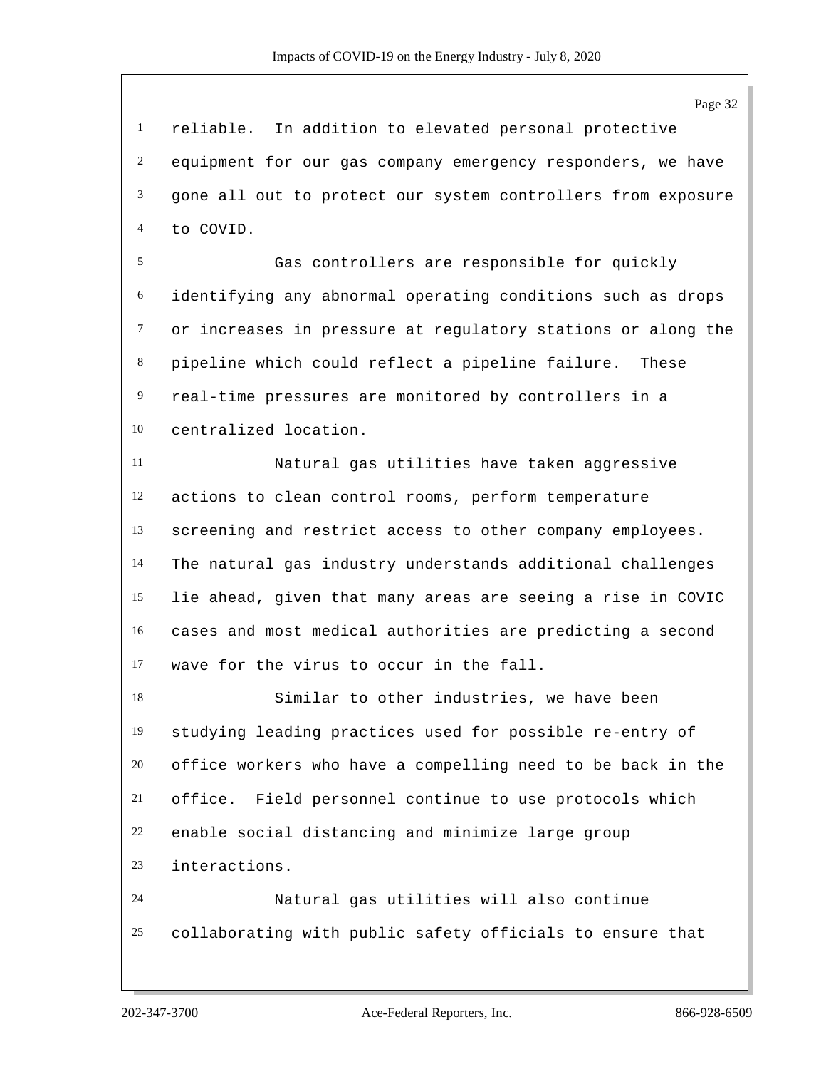reliable. In addition to elevated personal protective equipment for our gas company emergency responders, we have gone all out to protect our system controllers from exposure to COVID.

Gas controllers are responsible for quickly identifying any abnormal operating conditions such as drops or increases in pressure at regulatory stations or along the pipeline which could reflect a pipeline failure. These real-time pressures are monitored by controllers in a centralized location.

Natural gas utilities have taken aggressive actions to clean control rooms, perform temperature screening and restrict access to other company employees. The natural gas industry understands additional challenges lie ahead, given that many areas are seeing a rise in COVIC cases and most medical authorities are predicting a second wave for the virus to occur in the fall.

Similar to other industries, we have been studying leading practices used for possible re-entry of office workers who have a compelling need to be back in the office. Field personnel continue to use protocols which enable social distancing and minimize large group interactions.

Natural gas utilities will also continue collaborating with public safety officials to ensure that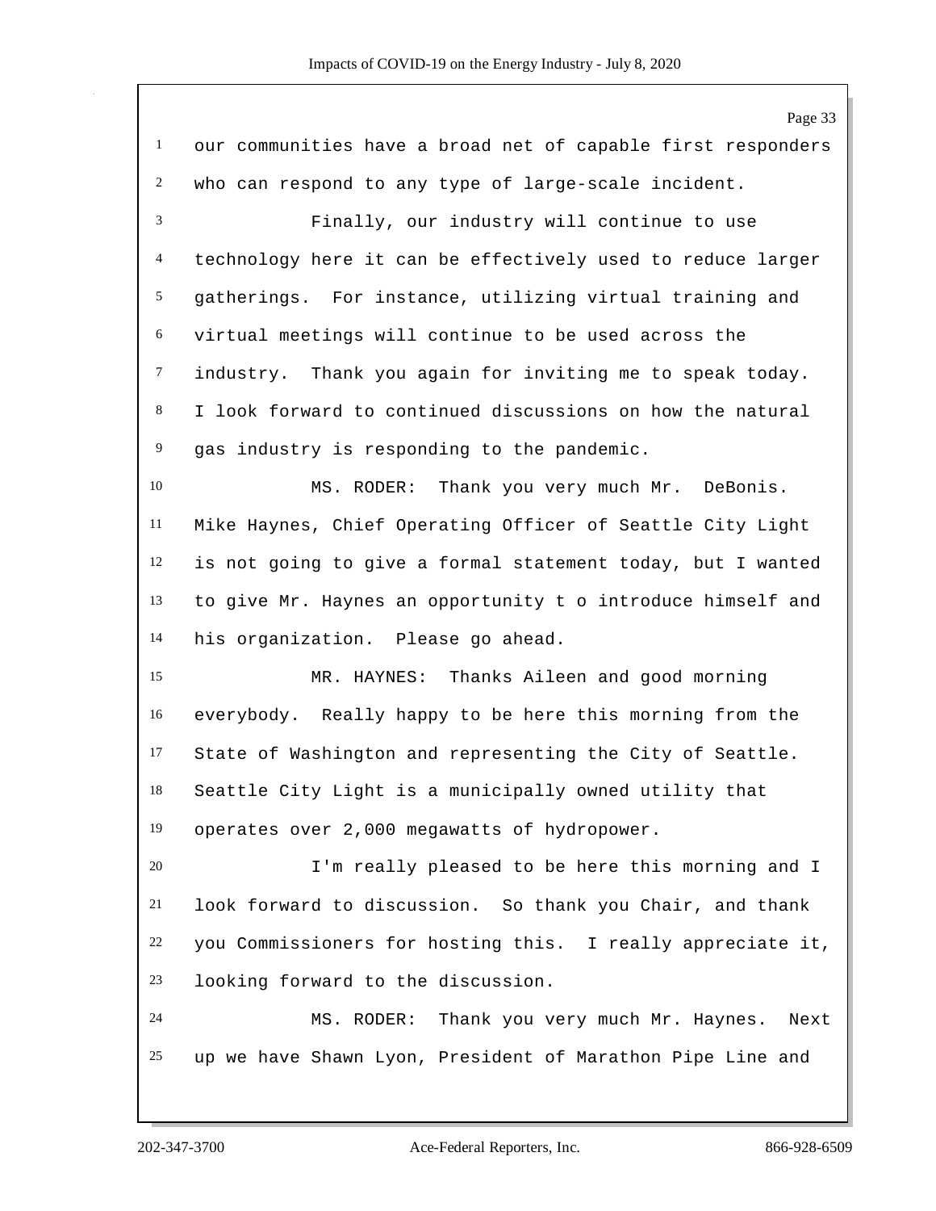our communities have a broad net of capable first responders who can respond to any type of large-scale incident.

Finally, our industry will continue to use technology here it can be effectively used to reduce larger gatherings. For instance, utilizing virtual training and virtual meetings will continue to be used across the industry. Thank you again for inviting me to speak today. I look forward to continued discussions on how the natural gas industry is responding to the pandemic.

MS. RODER: Thank you very much Mr. DeBonis. Mike Haynes, Chief Operating Officer of Seattle City Light is not going to give a formal statement today, but I wanted to give Mr. Haynes an opportunity t o introduce himself and his organization. Please go ahead.

MR. HAYNES: Thanks Aileen and good morning everybody. Really happy to be here this morning from the State of Washington and representing the City of Seattle. Seattle City Light is a municipally owned utility that operates over 2,000 megawatts of hydropower.

I'm really pleased to be here this morning and I look forward to discussion. So thank you Chair, and thank you Commissioners for hosting this. I really appreciate it, looking forward to the discussion.

MS. RODER: Thank you very much Mr. Haynes. Next up we have Shawn Lyon, President of Marathon Pipe Line and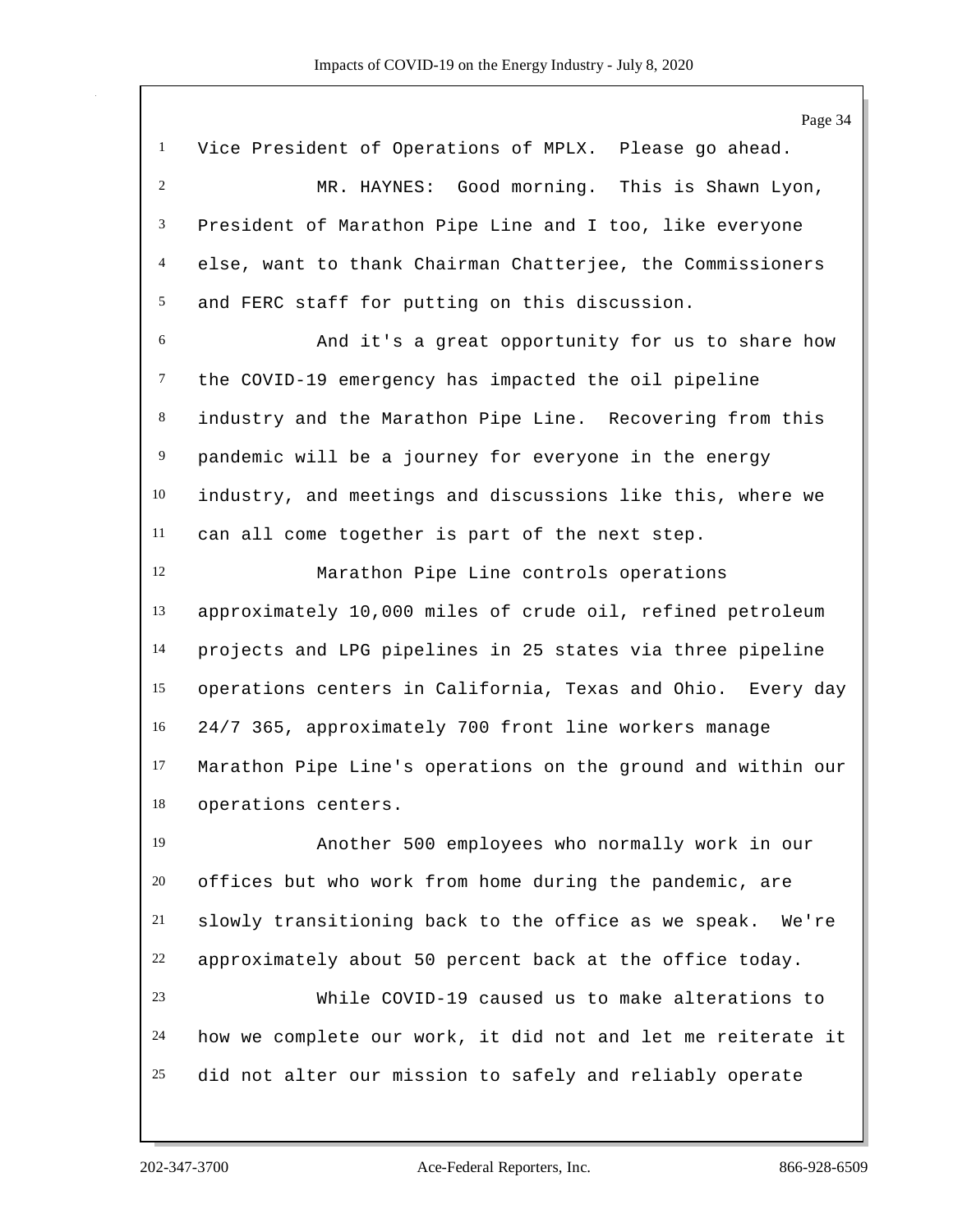Vice President of Operations of MPLX. Please go ahead.

MR. HAYNES: Good morning. This is Shawn Lyon, President of Marathon Pipe Line and I too, like everyone else, want to thank Chairman Chatterjee, the Commissioners and FERC staff for putting on this discussion.

And it's a great opportunity for us to share how the COVID-19 emergency has impacted the oil pipeline industry and the Marathon Pipe Line. Recovering from this pandemic will be a journey for everyone in the energy industry, and meetings and discussions like this, where we can all come together is part of the next step.

Marathon Pipe Line controls operations approximately 10,000 miles of crude oil, refined petroleum projects and LPG pipelines in 25 states via three pipeline operations centers in California, Texas and Ohio. Every day 24/7 365, approximately 700 front line workers manage Marathon Pipe Line's operations on the ground and within our operations centers.

Another 500 employees who normally work in our offices but who work from home during the pandemic, are slowly transitioning back to the office as we speak. We're approximately about 50 percent back at the office today.

While COVID-19 caused us to make alterations to how we complete our work, it did not and let me reiterate it did not alter our mission to safely and reliably operate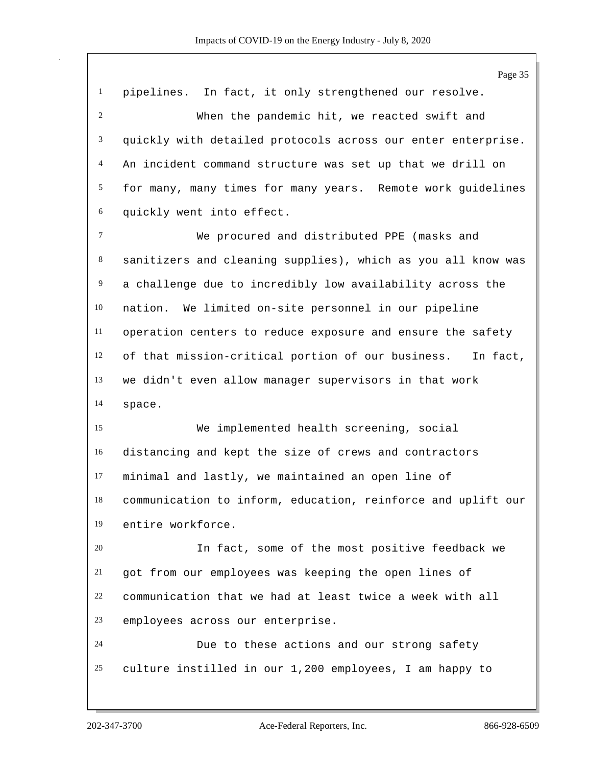pipelines. In fact, it only strengthened our resolve.

When the pandemic hit, we reacted swift and quickly with detailed protocols across our enter enterprise. An incident command structure was set up that we drill on for many, many times for many years. Remote work guidelines quickly went into effect.

We procured and distributed PPE (masks and sanitizers and cleaning supplies), which as you all know was a challenge due to incredibly low availability across the nation. We limited on-site personnel in our pipeline operation centers to reduce exposure and ensure the safety of that mission-critical portion of our business. In fact, we didn't even allow manager supervisors in that work space.

We implemented health screening, social distancing and kept the size of crews and contractors minimal and lastly, we maintained an open line of communication to inform, education, reinforce and uplift our entire workforce.

In fact, some of the most positive feedback we got from our employees was keeping the open lines of communication that we had at least twice a week with all employees across our enterprise.

Due to these actions and our strong safety culture instilled in our 1,200 employees, I am happy to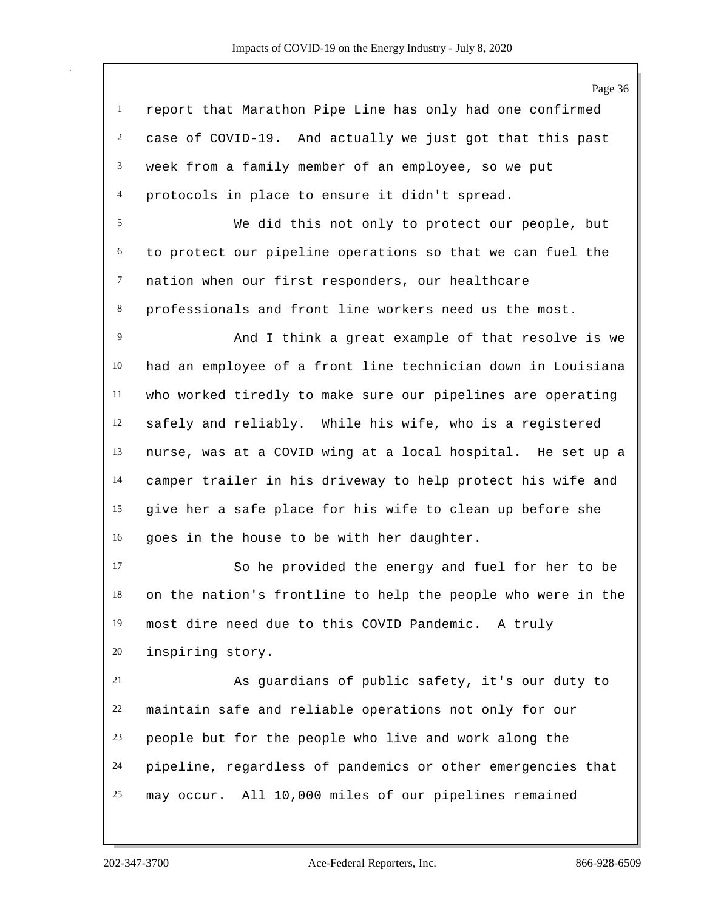report that Marathon Pipe Line has only had one confirmed case of COVID-19. And actually we just got that this past week from a family member of an employee, so we put protocols in place to ensure it didn't spread.

We did this not only to protect our people, but to protect our pipeline operations so that we can fuel the nation when our first responders, our healthcare professionals and front line workers need us the most.

And I think a great example of that resolve is we had an employee of a front line technician down in Louisiana who worked tiredly to make sure our pipelines are operating safely and reliably. While his wife, who is a registered nurse, was at a COVID wing at a local hospital. He set up a camper trailer in his driveway to help protect his wife and give her a safe place for his wife to clean up before she goes in the house to be with her daughter.

So he provided the energy and fuel for her to be on the nation's frontline to help the people who were in the most dire need due to this COVID Pandemic. A truly inspiring story.

As guardians of public safety, it's our duty to maintain safe and reliable operations not only for our people but for the people who live and work along the pipeline, regardless of pandemics or other emergencies that may occur. All 10,000 miles of our pipelines remained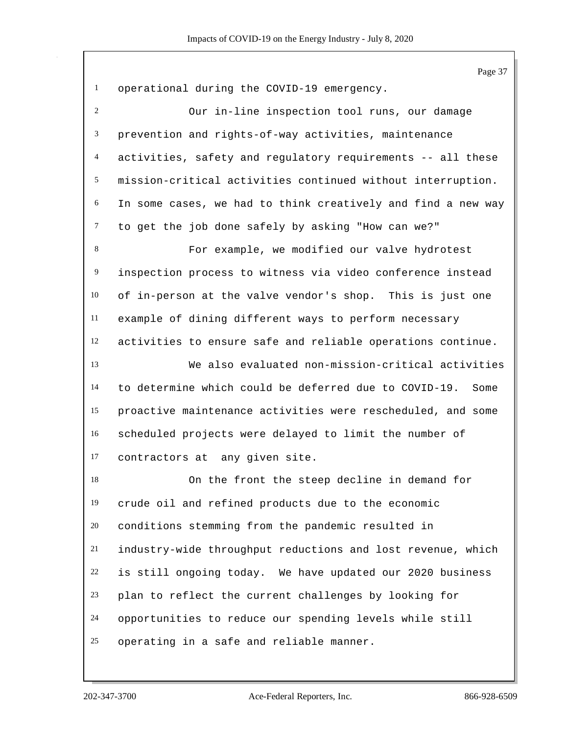operational during the COVID-19 emergency.

Our in-line inspection tool runs, our damage prevention and rights-of-way activities, maintenance activities, safety and regulatory requirements -- all these mission-critical activities continued without interruption. In some cases, we had to think creatively and find a new way to get the job done safely by asking "How can we?"

For example, we modified our valve hydrotest inspection process to witness via video conference instead of in-person at the valve vendor's shop. This is just one example of dining different ways to perform necessary activities to ensure safe and reliable operations continue.

We also evaluated non-mission-critical activities to determine which could be deferred due to COVID-19. Some proactive maintenance activities were rescheduled, and some scheduled projects were delayed to limit the number of contractors at any given site.

On the front the steep decline in demand for crude oil and refined products due to the economic conditions stemming from the pandemic resulted in industry-wide throughput reductions and lost revenue, which is still ongoing today. We have updated our 2020 business plan to reflect the current challenges by looking for opportunities to reduce our spending levels while still operating in a safe and reliable manner.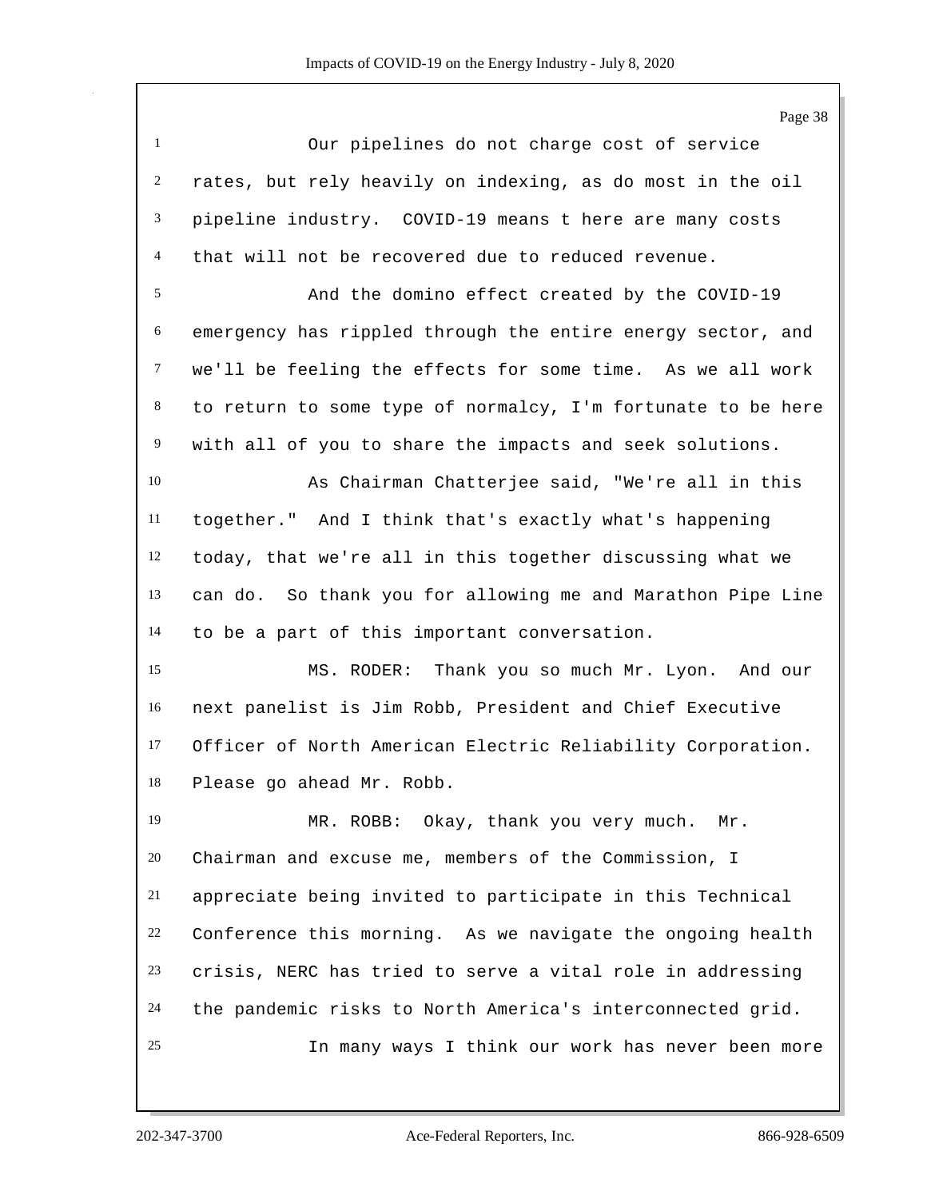Our pipelines do not charge cost of service rates, but rely heavily on indexing, as do most in the oil pipeline industry. COVID-19 means t here are many costs that will not be recovered due to reduced revenue.

And the domino effect created by the COVID-19 emergency has rippled through the entire energy sector, and we'll be feeling the effects for some time. As we all work to return to some type of normalcy, I'm fortunate to be here with all of you to share the impacts and seek solutions.

As Chairman Chatterjee said, "We're all in this together." And I think that's exactly what's happening today, that we're all in this together discussing what we can do. So thank you for allowing me and Marathon Pipe Line to be a part of this important conversation.

MS. RODER: Thank you so much Mr. Lyon. And our next panelist is Jim Robb, President and Chief Executive Officer of North American Electric Reliability Corporation. Please go ahead Mr. Robb.

MR. ROBB: Okay, thank you very much. Mr. Chairman and excuse me, members of the Commission, I appreciate being invited to participate in this Technical Conference this morning. As we navigate the ongoing health crisis, NERC has tried to serve a vital role in addressing the pandemic risks to North America's interconnected grid.

In many ways I think our work has never been more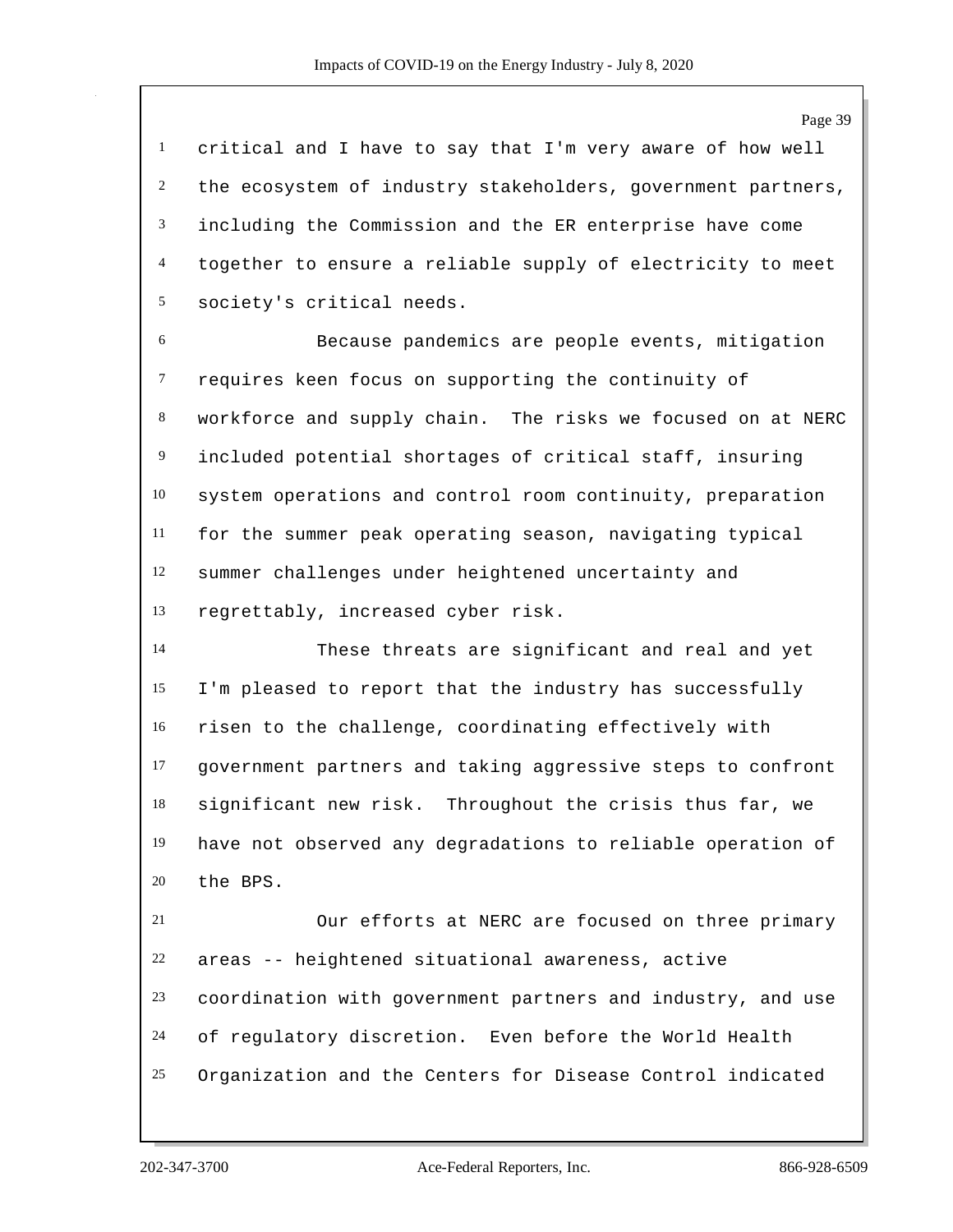critical and I have to say that I'm very aware of how well the ecosystem of industry stakeholders, government partners, including the Commission and the ER enterprise have come together to ensure a reliable supply of electricity to meet society's critical needs.

Because pandemics are people events, mitigation requires keen focus on supporting the continuity of workforce and supply chain. The risks we focused on at NERC included potential shortages of critical staff, insuring system operations and control room continuity, preparation for the summer peak operating season, navigating typical summer challenges under heightened uncertainty and regrettably, increased cyber risk.

These threats are significant and real and yet I'm pleased to report that the industry has successfully risen to the challenge, coordinating effectively with government partners and taking aggressive steps to confront significant new risk. Throughout the crisis thus far, we have not observed any degradations to reliable operation of the BPS.

Our efforts at NERC are focused on three primary areas -- heightened situational awareness, active coordination with government partners and industry, and use of regulatory discretion. Even before the World Health Organization and the Centers for Disease Control indicated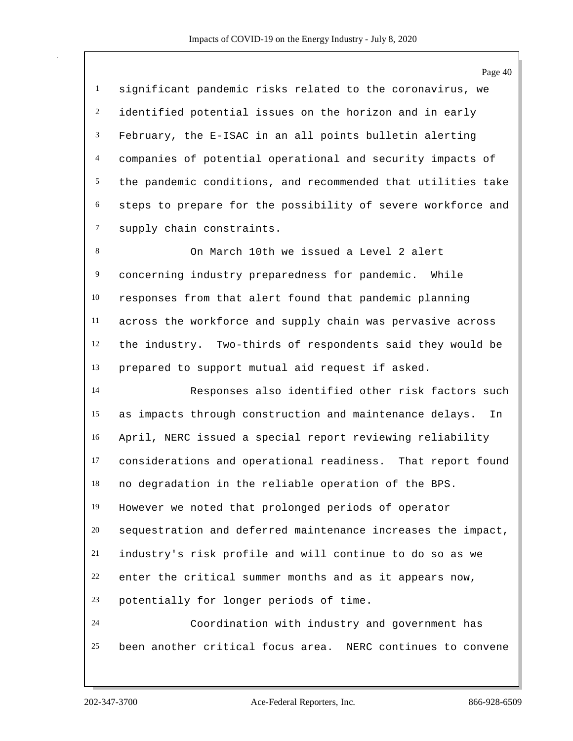significant pandemic risks related to the coronavirus, we identified potential issues on the horizon and in early February, the E-ISAC in an all points bulletin alerting companies of potential operational and security impacts of the pandemic conditions, and recommended that utilities take steps to prepare for the possibility of severe workforce and supply chain constraints.

On March 10th we issued a Level 2 alert concerning industry preparedness for pandemic. While responses from that alert found that pandemic planning across the workforce and supply chain was pervasive across the industry. Two-thirds of respondents said they would be prepared to support mutual aid request if asked.

Responses also identified other risk factors such as impacts through construction and maintenance delays. In April, NERC issued a special report reviewing reliability considerations and operational readiness. That report found no degradation in the reliable operation of the BPS. However we noted that prolonged periods of operator sequestration and deferred maintenance increases the impact, industry's risk profile and will continue to do so as we enter the critical summer months and as it appears now, potentially for longer periods of time.

Coordination with industry and government has been another critical focus area. NERC continues to convene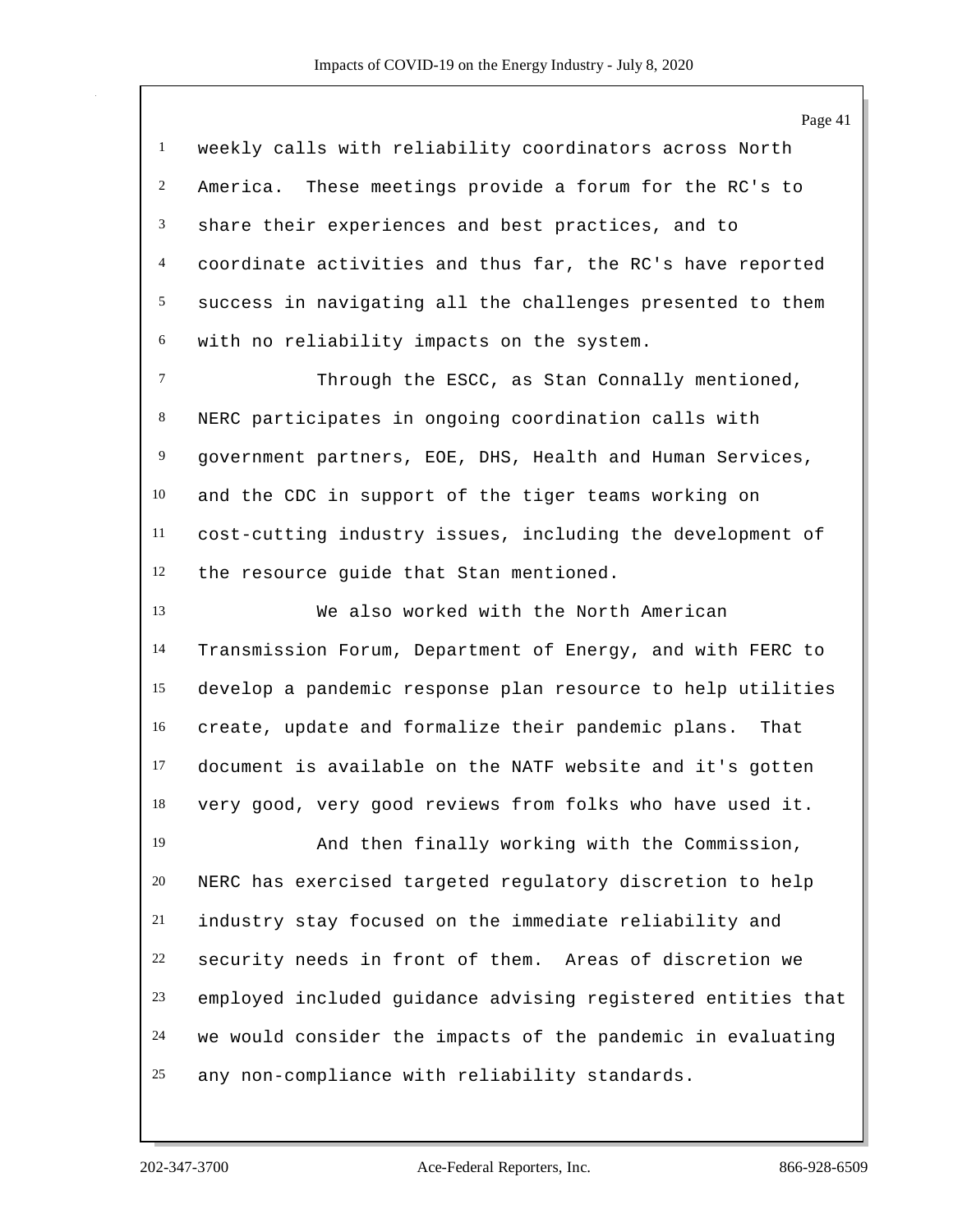weekly calls with reliability coordinators across North America. These meetings provide a forum for the RC's to share their experiences and best practices, and to coordinate activities and thus far, the RC's have reported success in navigating all the challenges presented to them with no reliability impacts on the system.

Through the ESCC, as Stan Connally mentioned, NERC participates in ongoing coordination calls with government partners, EOE, DHS, Health and Human Services, and the CDC in support of the tiger teams working on cost-cutting industry issues, including the development of the resource guide that Stan mentioned.

We also worked with the North American Transmission Forum, Department of Energy, and with FERC to develop a pandemic response plan resource to help utilities create, update and formalize their pandemic plans. That document is available on the NATF website and it's gotten very good, very good reviews from folks who have used it.

And then finally working with the Commission, NERC has exercised targeted regulatory discretion to help industry stay focused on the immediate reliability and security needs in front of them. Areas of discretion we employed included guidance advising registered entities that we would consider the impacts of the pandemic in evaluating any non-compliance with reliability standards.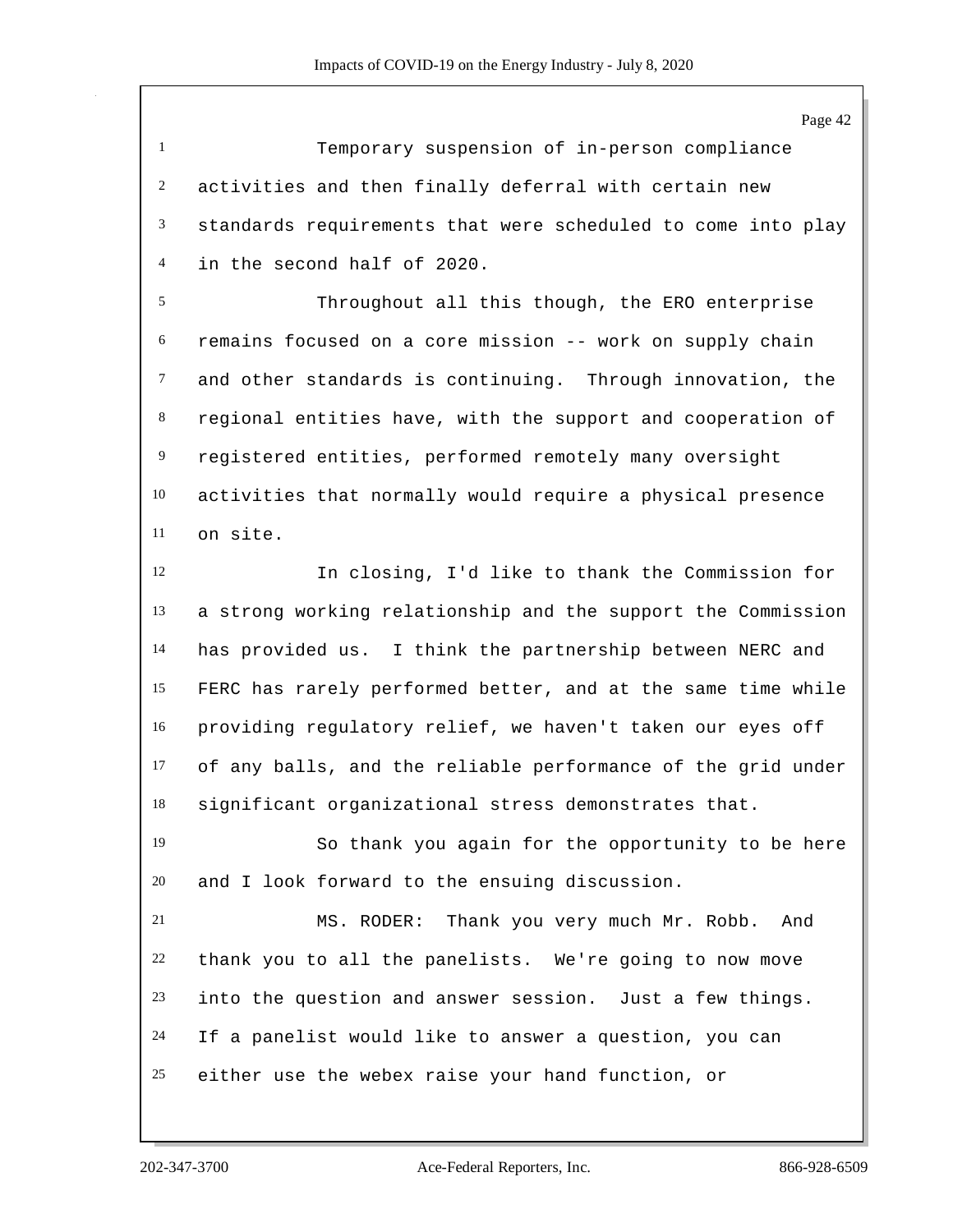Temporary suspension of in-person compliance activities and then finally deferral with certain new standards requirements that were scheduled to come into play in the second half of 2020.

Throughout all this though, the ERO enterprise remains focused on a core mission -- work on supply chain and other standards is continuing. Through innovation, the regional entities have, with the support and cooperation of registered entities, performed remotely many oversight activities that normally would require a physical presence on site.

In closing, I'd like to thank the Commission for a strong working relationship and the support the Commission has provided us. I think the partnership between NERC and FERC has rarely performed better, and at the same time while providing regulatory relief, we haven't taken our eyes off of any balls, and the reliable performance of the grid under significant organizational stress demonstrates that.

So thank you again for the opportunity to be here and I look forward to the ensuing discussion.

MS. RODER: Thank you very much Mr. Robb. And thank you to all the panelists. We're going to now move into the question and answer session. Just a few things. If a panelist would like to answer a question, you can either use the webex raise your hand function, or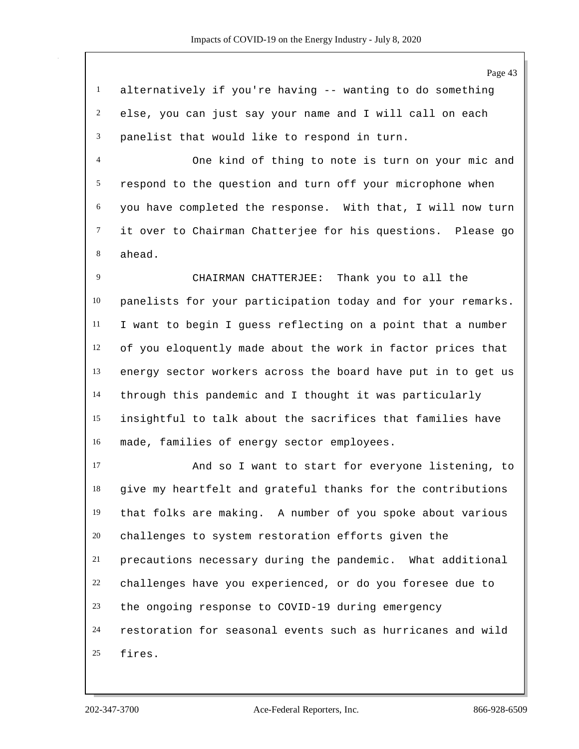alternatively if you're having -- wanting to do something else, you can just say your name and I will call on each panelist that would like to respond in turn.

One kind of thing to note is turn on your mic and respond to the question and turn off your microphone when you have completed the response. With that, I will now turn it over to Chairman Chatterjee for his questions. Please go ahead.

CHAIRMAN CHATTERJEE: Thank you to all the panelists for your participation today and for your remarks. I want to begin I guess reflecting on a point that a number of you eloquently made about the work in factor prices that energy sector workers across the board have put in to get us through this pandemic and I thought it was particularly insightful to talk about the sacrifices that families have made, families of energy sector employees.

And so I want to start for everyone listening, to give my heartfelt and grateful thanks for the contributions that folks are making. A number of you spoke about various challenges to system restoration efforts given the precautions necessary during the pandemic. What additional challenges have you experienced, or do you foresee due to the ongoing response to COVID-19 during emergency restoration for seasonal events such as hurricanes and wild fires.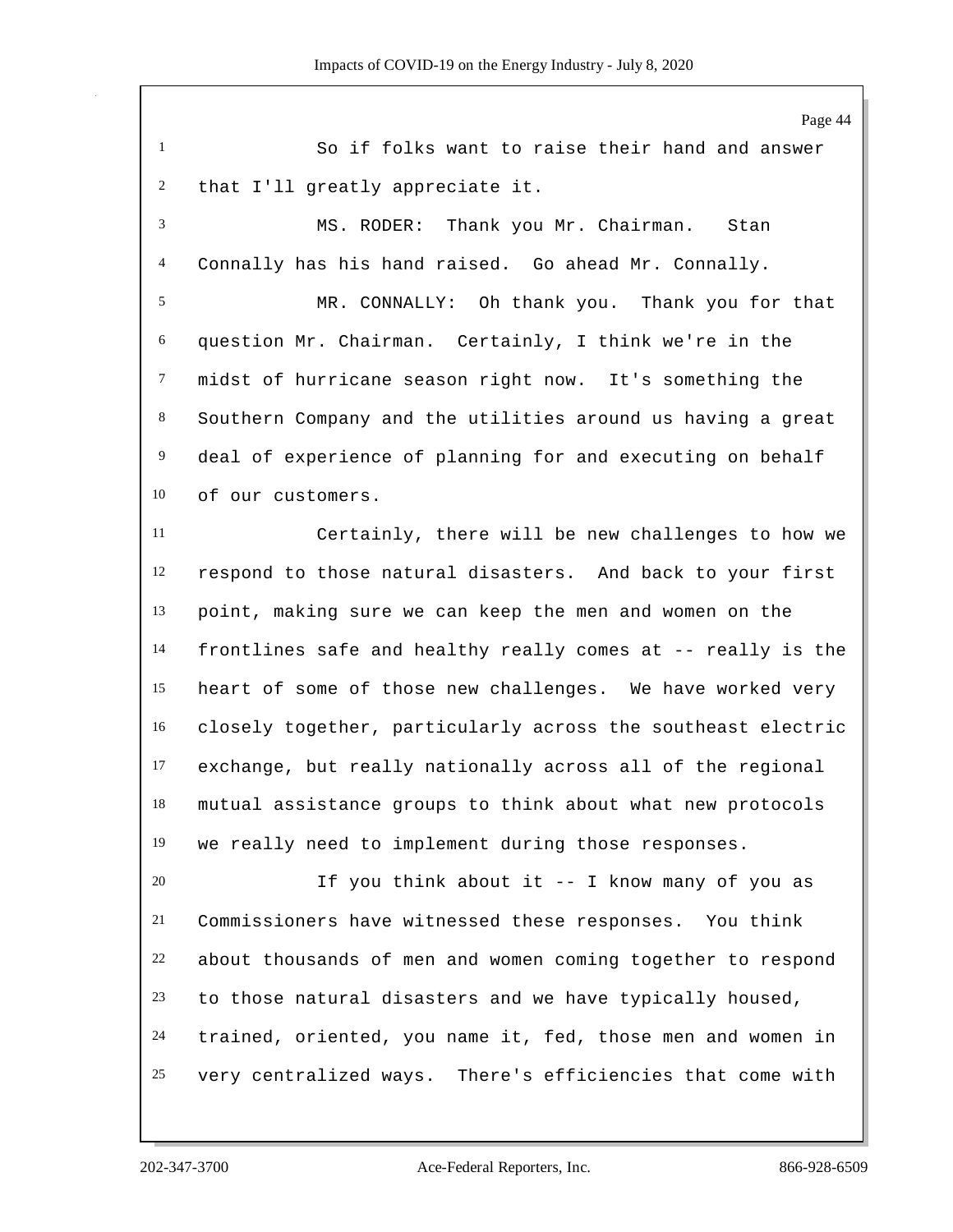So if folks want to raise their hand and answer that I'll greatly appreciate it.

MS. RODER: Thank you Mr. Chairman. Stan Connally has his hand raised. Go ahead Mr. Connally.

MR. CONNALLY: Oh thank you. Thank you for that question Mr. Chairman. Certainly, I think we're in the midst of hurricane season right now. It's something the Southern Company and the utilities around us having a great deal of experience of planning for and executing on behalf of our customers.

Certainly, there will be new challenges to how we respond to those natural disasters. And back to your first point, making sure we can keep the men and women on the frontlines safe and healthy really comes at -- really is the heart of some of those new challenges. We have worked very closely together, particularly across the southeast electric exchange, but really nationally across all of the regional mutual assistance groups to think about what new protocols we really need to implement during those responses.

If you think about it -- I know many of you as Commissioners have witnessed these responses. You think about thousands of men and women coming together to respond to those natural disasters and we have typically housed, trained, oriented, you name it, fed, those men and women in very centralized ways. There's efficiencies that come with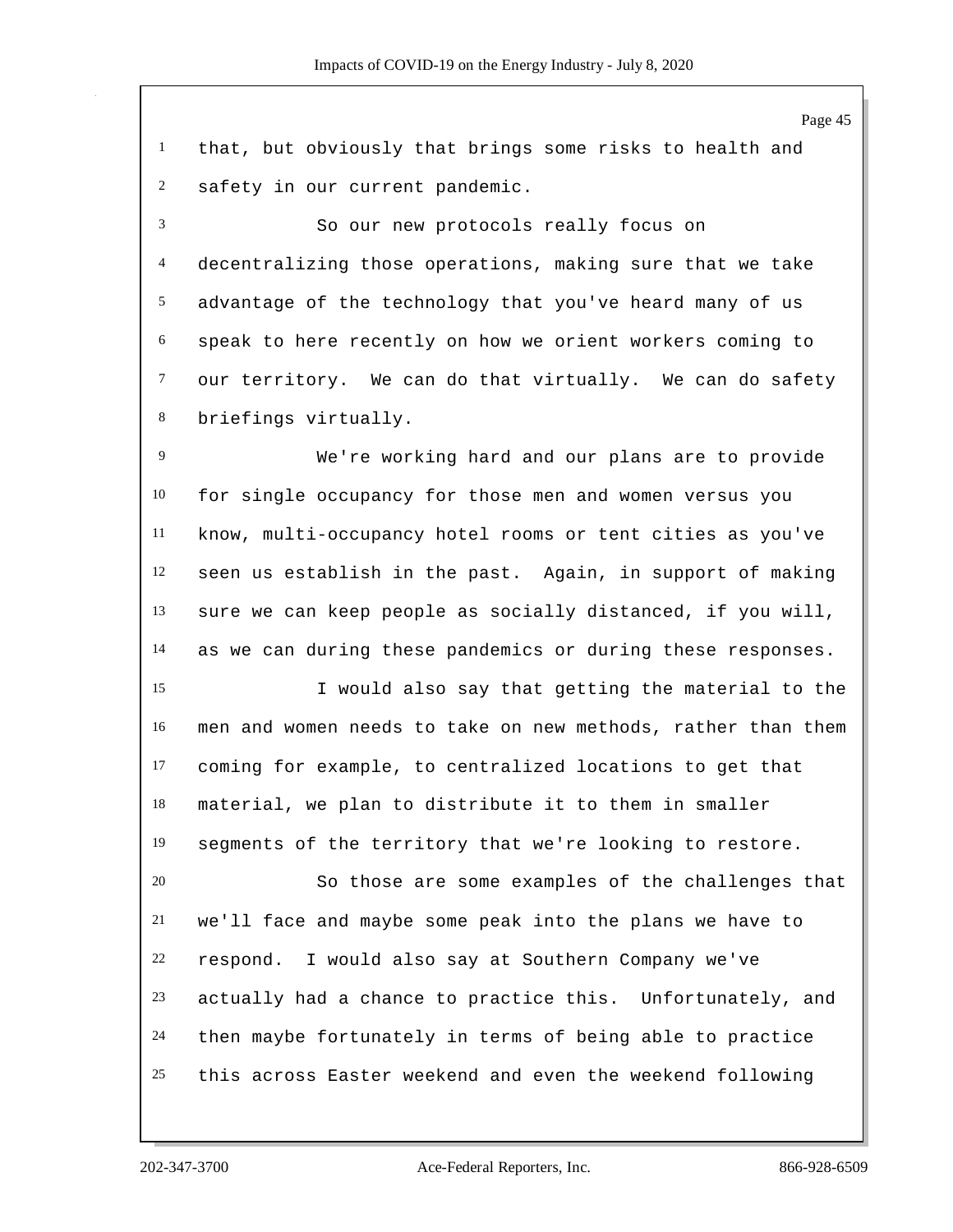that, but obviously that brings some risks to health and safety in our current pandemic.

So our new protocols really focus on decentralizing those operations, making sure that we take advantage of the technology that you've heard many of us speak to here recently on how we orient workers coming to our territory. We can do that virtually. We can do safety briefings virtually.

We're working hard and our plans are to provide for single occupancy for those men and women versus you know, multi-occupancy hotel rooms or tent cities as you've seen us establish in the past. Again, in support of making sure we can keep people as socially distanced, if you will, as we can during these pandemics or during these responses.

I would also say that getting the material to the men and women needs to take on new methods, rather than them coming for example, to centralized locations to get that material, we plan to distribute it to them in smaller segments of the territory that we're looking to restore.

So those are some examples of the challenges that we'll face and maybe some peak into the plans we have to respond. I would also say at Southern Company we've actually had a chance to practice this. Unfortunately, and then maybe fortunately in terms of being able to practice this across Easter weekend and even the weekend following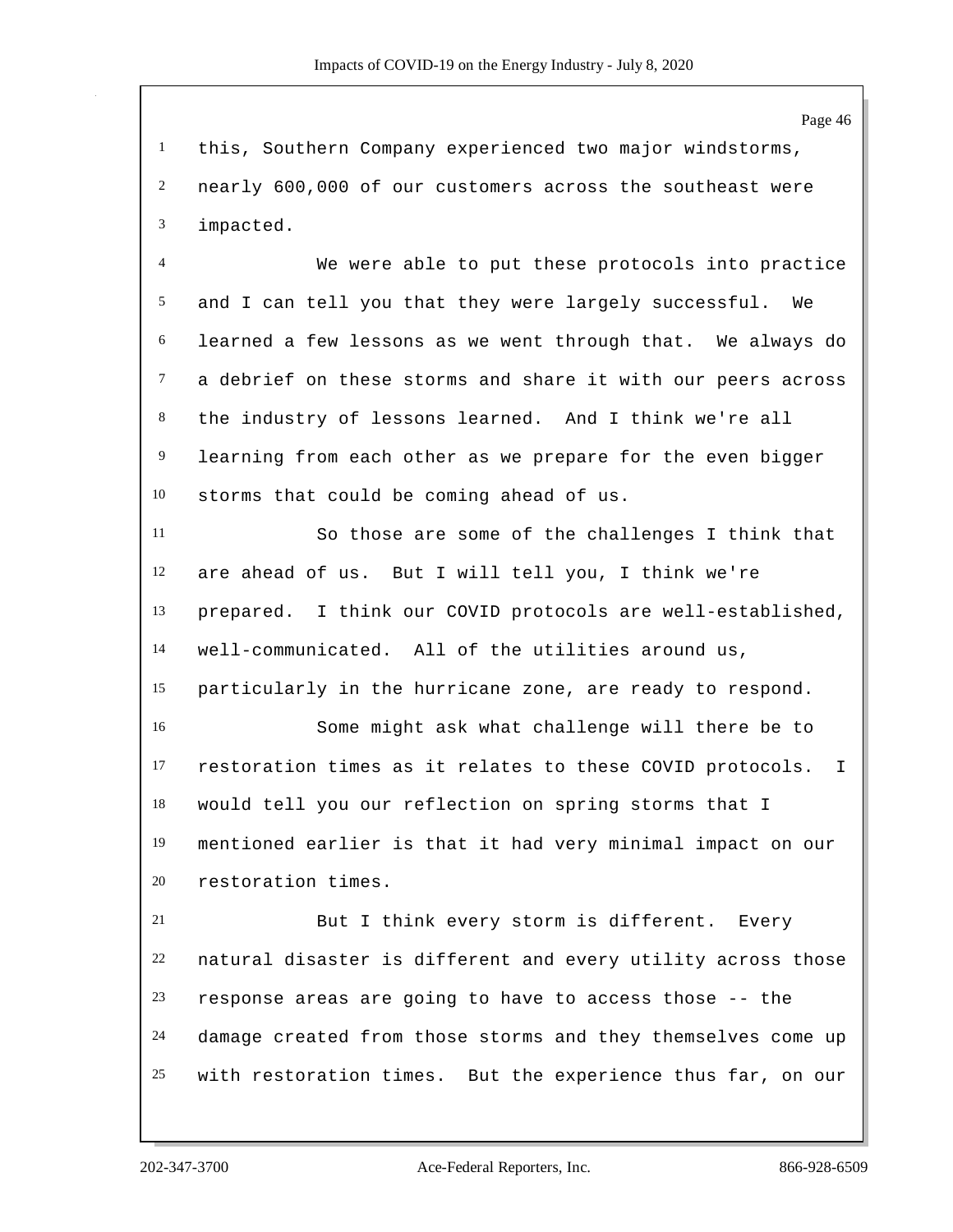this, Southern Company experienced two major windstorms, nearly 600,000 of our customers across the southeast were impacted.

We were able to put these protocols into practice and I can tell you that they were largely successful. We learned a few lessons as we went through that. We always do a debrief on these storms and share it with our peers across the industry of lessons learned. And I think we're all learning from each other as we prepare for the even bigger storms that could be coming ahead of us.

So those are some of the challenges I think that are ahead of us. But I will tell you, I think we're prepared. I think our COVID protocols are well-established, well-communicated. All of the utilities around us, particularly in the hurricane zone, are ready to respond.

Some might ask what challenge will there be to restoration times as it relates to these COVID protocols. I would tell you our reflection on spring storms that I mentioned earlier is that it had very minimal impact on our restoration times.

But I think every storm is different. Every natural disaster is different and every utility across those response areas are going to have to access those -- the damage created from those storms and they themselves come up with restoration times. But the experience thus far, on our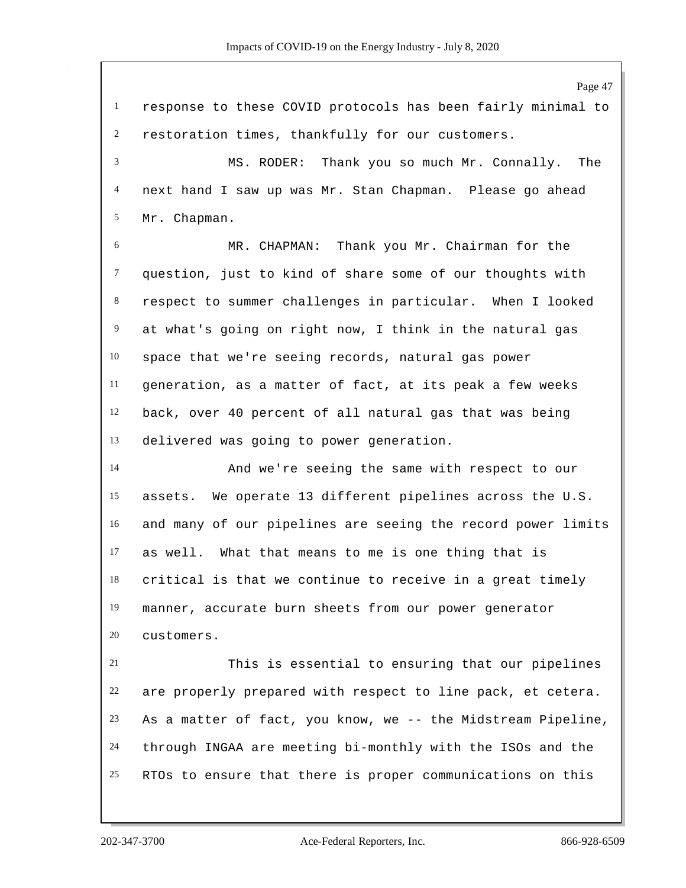response to these COVID protocols has been fairly minimal to restoration times, thankfully for our customers.

MS. RODER: Thank you so much Mr. Connally. The next hand I saw up was Mr. Stan Chapman. Please go ahead Mr. Chapman.

MR. CHAPMAN: Thank you Mr. Chairman for the question, just to kind of share some of our thoughts with respect to summer challenges in particular. When I looked at what's going on right now, I think in the natural gas space that we're seeing records, natural gas power generation, as a matter of fact, at its peak a few weeks back, over 40 percent of all natural gas that was being delivered was going to power generation.

And we're seeing the same with respect to our assets. We operate 13 different pipelines across the U.S. and many of our pipelines are seeing the record power limits as well. What that means to me is one thing that is critical is that we continue to receive in a great timely manner, accurate burn sheets from our power generator customers.

This is essential to ensuring that our pipelines are properly prepared with respect to line pack, et cetera. As a matter of fact, you know, we -- the Midstream Pipeline, through INGAA are meeting bi-monthly with the ISOs and the RTOs to ensure that there is proper communications on this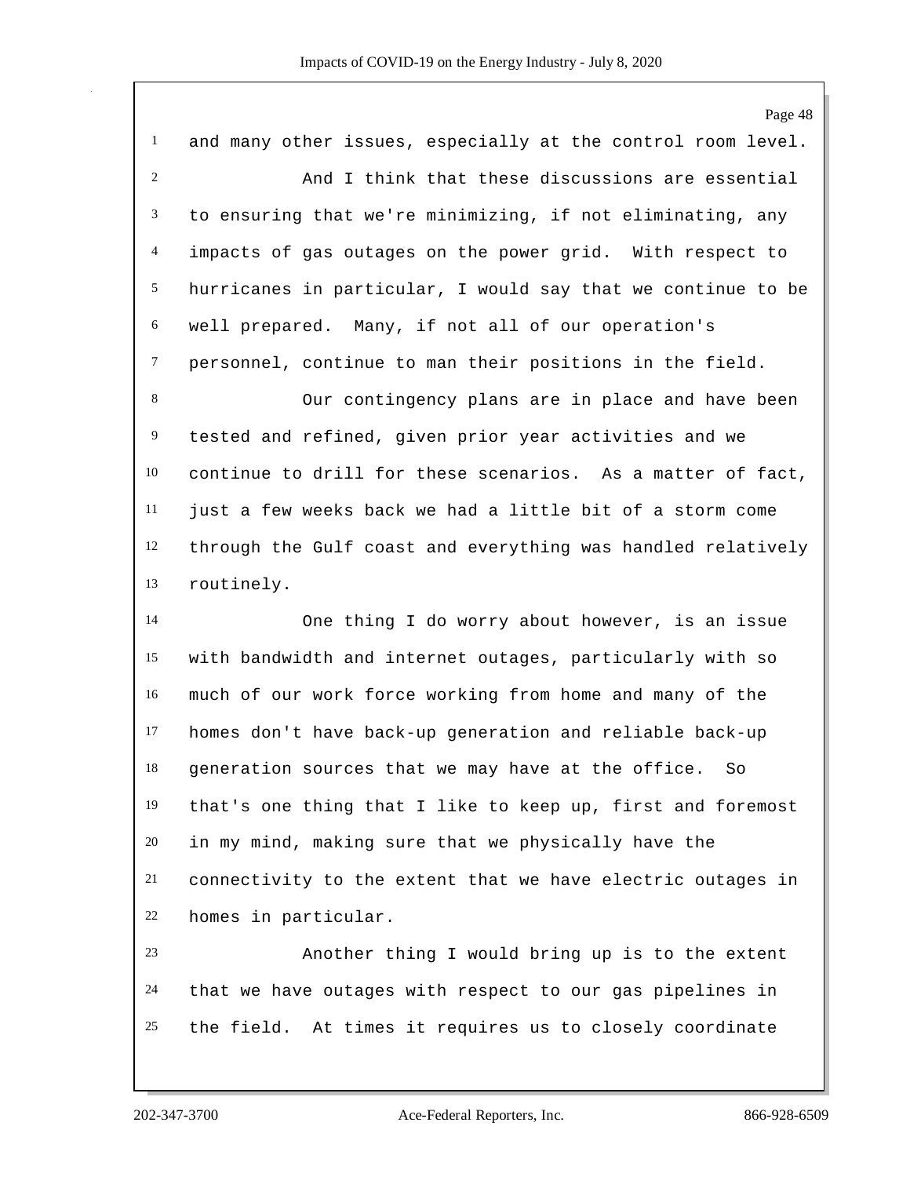and many other issues, especially at the control room level.

And I think that these discussions are essential to ensuring that we're minimizing, if not eliminating, any impacts of gas outages on the power grid. With respect to hurricanes in particular, I would say that we continue to be well prepared. Many, if not all of our operation's personnel, continue to man their positions in the field.

Our contingency plans are in place and have been tested and refined, given prior year activities and we continue to drill for these scenarios. As a matter of fact, just a few weeks back we had a little bit of a storm come through the Gulf coast and everything was handled relatively routinely.

One thing I do worry about however, is an issue with bandwidth and internet outages, particularly with so much of our work force working from home and many of the homes don't have back-up generation and reliable back-up generation sources that we may have at the office. So that's one thing that I like to keep up, first and foremost in my mind, making sure that we physically have the connectivity to the extent that we have electric outages in homes in particular.

Another thing I would bring up is to the extent that we have outages with respect to our gas pipelines in the field. At times it requires us to closely coordinate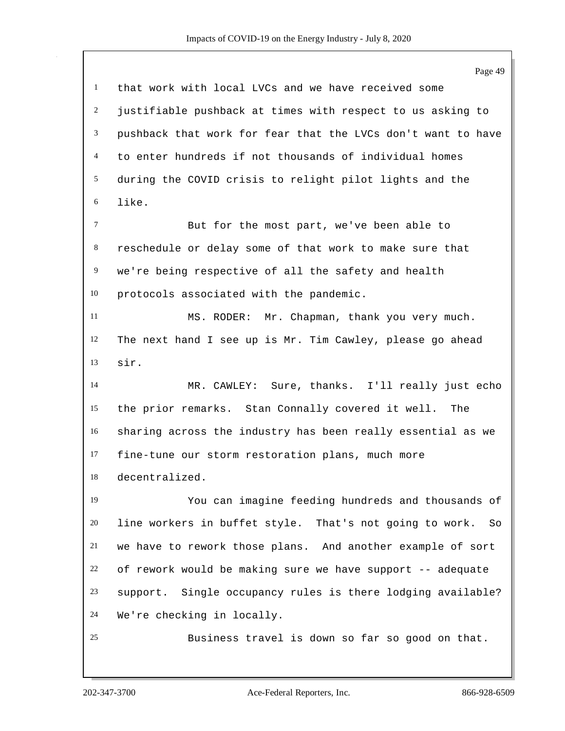that work with local LVCs and we have received some justifiable pushback at times with respect to us asking to pushback that work for fear that the LVCs don't want to have to enter hundreds if not thousands of individual homes during the COVID crisis to relight pilot lights and the like.

But for the most part, we've been able to reschedule or delay some of that work to make sure that we're being respective of all the safety and health protocols associated with the pandemic.

MS. RODER: Mr. Chapman, thank you very much. The next hand I see up is Mr. Tim Cawley, please go ahead sir.

MR. CAWLEY: Sure, thanks. I'll really just echo the prior remarks. Stan Connally covered it well. The sharing across the industry has been really essential as we fine-tune our storm restoration plans, much more decentralized.

You can imagine feeding hundreds and thousands of line workers in buffet style. That's not going to work. So we have to rework those plans. And another example of sort of rework would be making sure we have support -- adequate support. Single occupancy rules is there lodging available? We're checking in locally.

Business travel is down so far so good on that.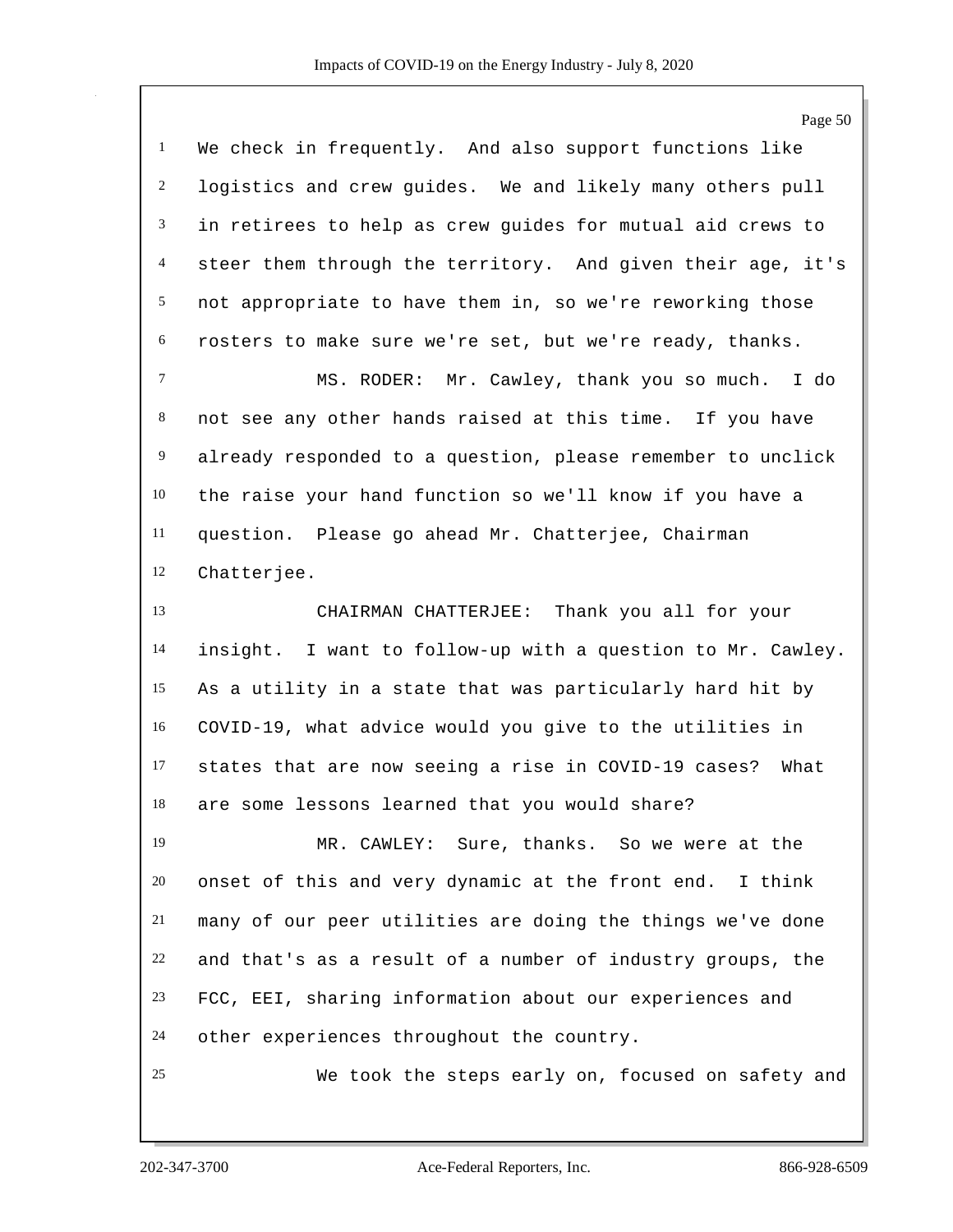We check in frequently. And also support functions like logistics and crew guides. We and likely many others pull in retirees to help as crew guides for mutual aid crews to steer them through the territory. And given their age, it's not appropriate to have them in, so we're reworking those rosters to make sure we're set, but we're ready, thanks.

MS. RODER: Mr. Cawley, thank you so much. I do not see any other hands raised at this time. If you have already responded to a question, please remember to unclick the raise your hand function so we'll know if you have a question. Please go ahead Mr. Chatterjee, Chairman Chatterjee.

CHAIRMAN CHATTERJEE: Thank you all for your insight. I want to follow-up with a question to Mr. Cawley. As a utility in a state that was particularly hard hit by COVID-19, what advice would you give to the utilities in states that are now seeing a rise in COVID-19 cases? What are some lessons learned that you would share?

MR. CAWLEY: Sure, thanks. So we were at the onset of this and very dynamic at the front end. I think many of our peer utilities are doing the things we've done and that's as a result of a number of industry groups, the FCC, EEI, sharing information about our experiences and other experiences throughout the country.

We took the steps early on, focused on safety and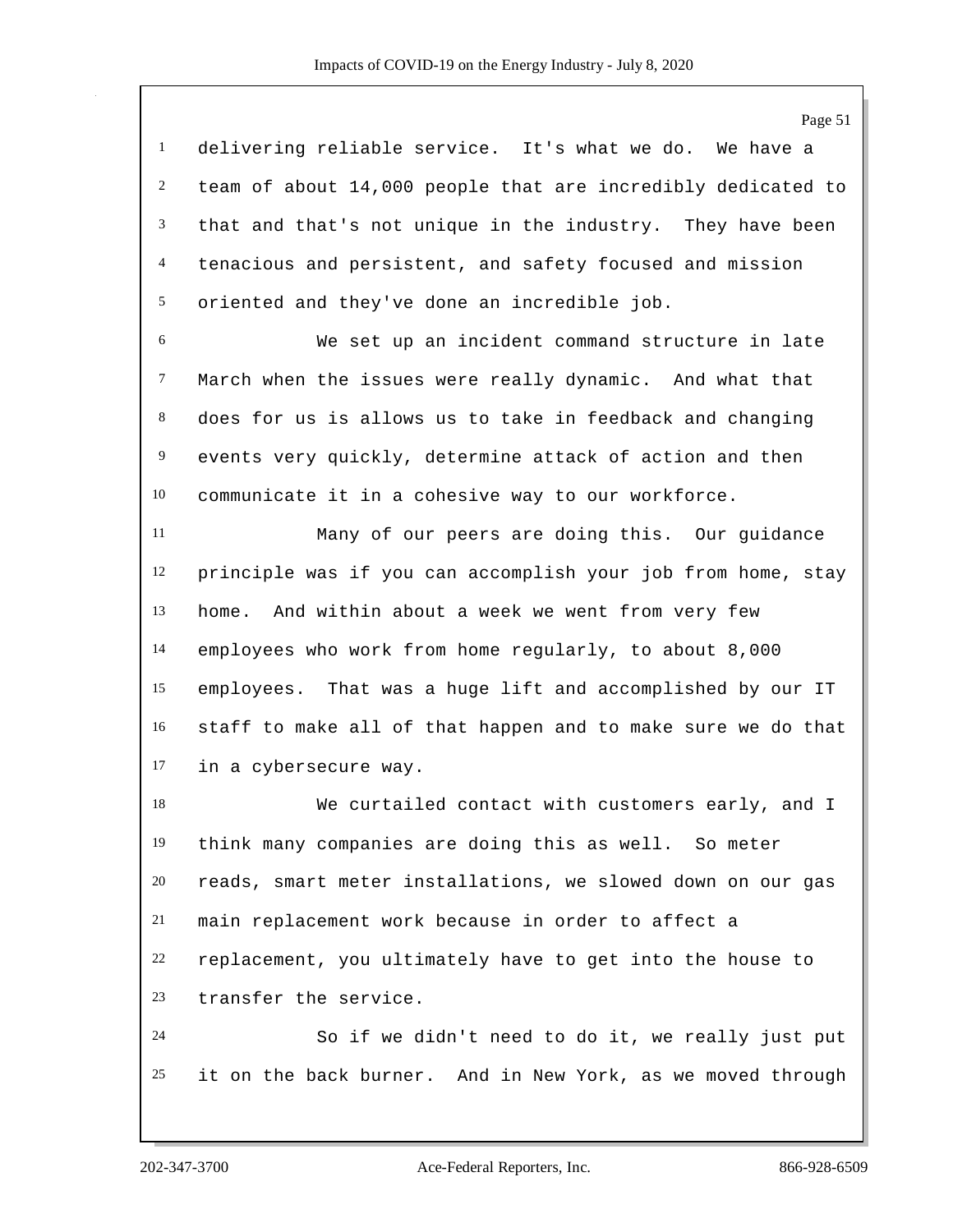delivering reliable service. It's what we do. We have a team of about 14,000 people that are incredibly dedicated to that and that's not unique in the industry. They have been tenacious and persistent, and safety focused and mission oriented and they've done an incredible job.

We set up an incident command structure in late March when the issues were really dynamic. And what that does for us is allows us to take in feedback and changing events very quickly, determine attack of action and then communicate it in a cohesive way to our workforce.

Many of our peers are doing this. Our guidance principle was if you can accomplish your job from home, stay home. And within about a week we went from very few employees who work from home regularly, to about 8,000 employees. That was a huge lift and accomplished by our IT staff to make all of that happen and to make sure we do that in a cybersecure way.

We curtailed contact with customers early, and I think many companies are doing this as well. So meter reads, smart meter installations, we slowed down on our gas main replacement work because in order to affect a replacement, you ultimately have to get into the house to transfer the service.

So if we didn't need to do it, we really just put it on the back burner. And in New York, as we moved through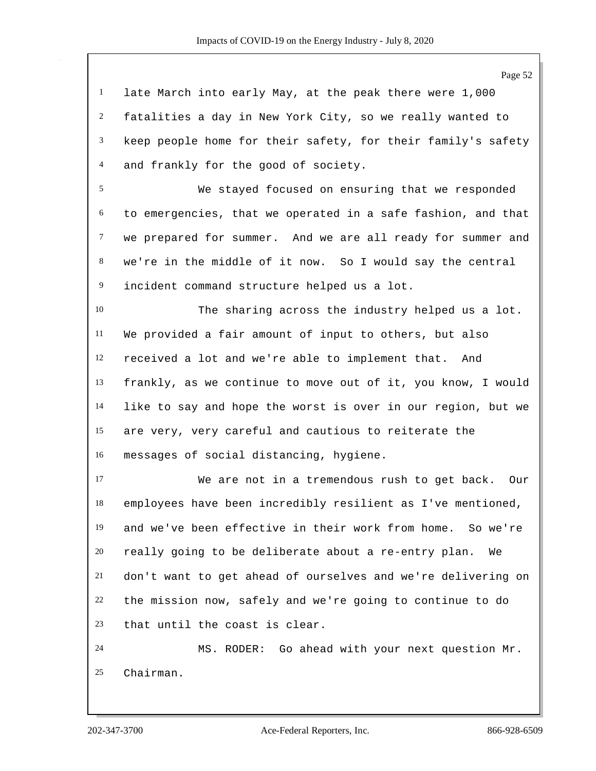late March into early May, at the peak there were 1,000 fatalities a day in New York City, so we really wanted to keep people home for their safety, for their family's safety and frankly for the good of society.

We stayed focused on ensuring that we responded to emergencies, that we operated in a safe fashion, and that we prepared for summer. And we are all ready for summer and we're in the middle of it now. So I would say the central incident command structure helped us a lot.

The sharing across the industry helped us a lot. We provided a fair amount of input to others, but also received a lot and we're able to implement that. And frankly, as we continue to move out of it, you know, I would like to say and hope the worst is over in our region, but we are very, very careful and cautious to reiterate the messages of social distancing, hygiene.

We are not in a tremendous rush to get back. Our employees have been incredibly resilient as I've mentioned, and we've been effective in their work from home. So we're really going to be deliberate about a re-entry plan. We don't want to get ahead of ourselves and we're delivering on the mission now, safely and we're going to continue to do that until the coast is clear.

MS. RODER: Go ahead with your next question Mr. Chairman.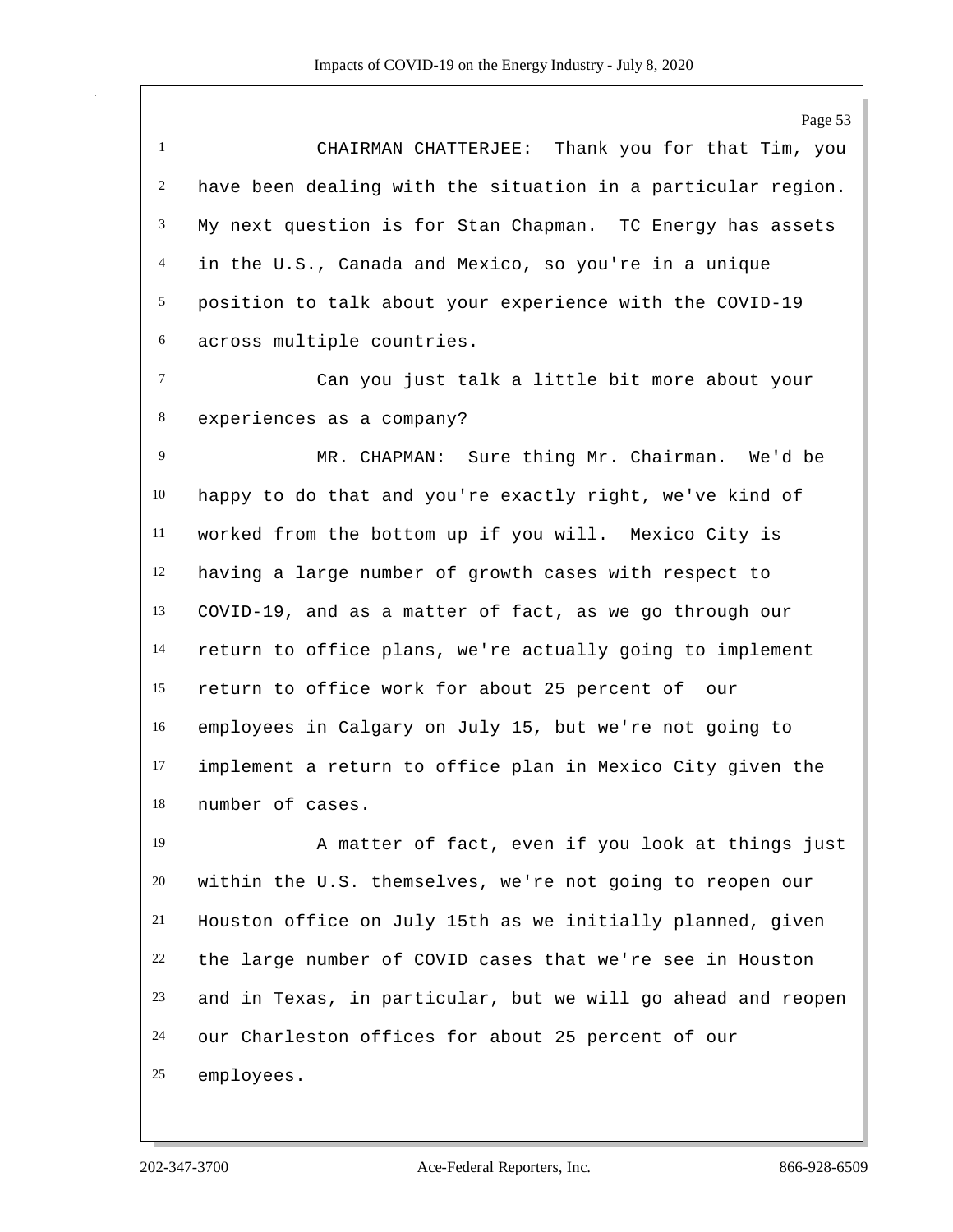CHAIRMAN CHATTERJEE: Thank you for that Tim, you have been dealing with the situation in a particular region. My next question is for Stan Chapman. TC Energy has assets in the U.S., Canada and Mexico, so you're in a unique position to talk about your experience with the COVID-19 across multiple countries.

Can you just talk a little bit more about your experiences as a company?

MR. CHAPMAN: Sure thing Mr. Chairman. We'd be happy to do that and you're exactly right, we've kind of worked from the bottom up if you will. Mexico City is having a large number of growth cases with respect to COVID-19, and as a matter of fact, as we go through our return to office plans, we're actually going to implement return to office work for about 25 percent of our employees in Calgary on July 15, but we're not going to implement a return to office plan in Mexico City given the number of cases.

A matter of fact, even if you look at things just within the U.S. themselves, we're not going to reopen our Houston office on July 15th as we initially planned, given the large number of COVID cases that we're see in Houston and in Texas, in particular, but we will go ahead and reopen our Charleston offices for about 25 percent of our employees.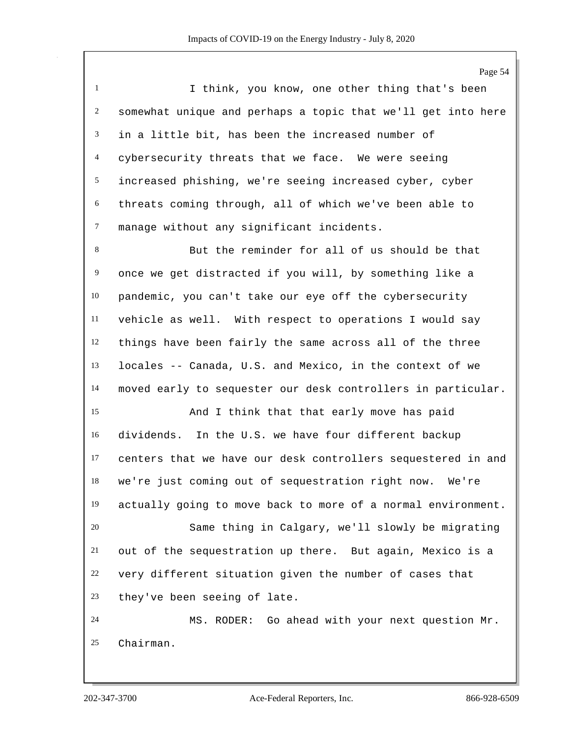I think, you know, one other thing that's been somewhat unique and perhaps a topic that we'll get into here in a little bit, has been the increased number of cybersecurity threats that we face. We were seeing increased phishing, we're seeing increased cyber, cyber threats coming through, all of which we've been able to manage without any significant incidents.

But the reminder for all of us should be that once we get distracted if you will, by something like a pandemic, you can't take our eye off the cybersecurity vehicle as well. With respect to operations I would say things have been fairly the same across all of the three locales -- Canada, U.S. and Mexico, in the context of we moved early to sequester our desk controllers in particular.

And I think that that early move has paid dividends. In the U.S. we have four different backup centers that we have our desk controllers sequestered in and we're just coming out of sequestration right now. We're actually going to move back to more of a normal environment.

Same thing in Calgary, we'll slowly be migrating out of the sequestration up there. But again, Mexico is a very different situation given the number of cases that they've been seeing of late.

MS. RODER: Go ahead with your next question Mr. Chairman.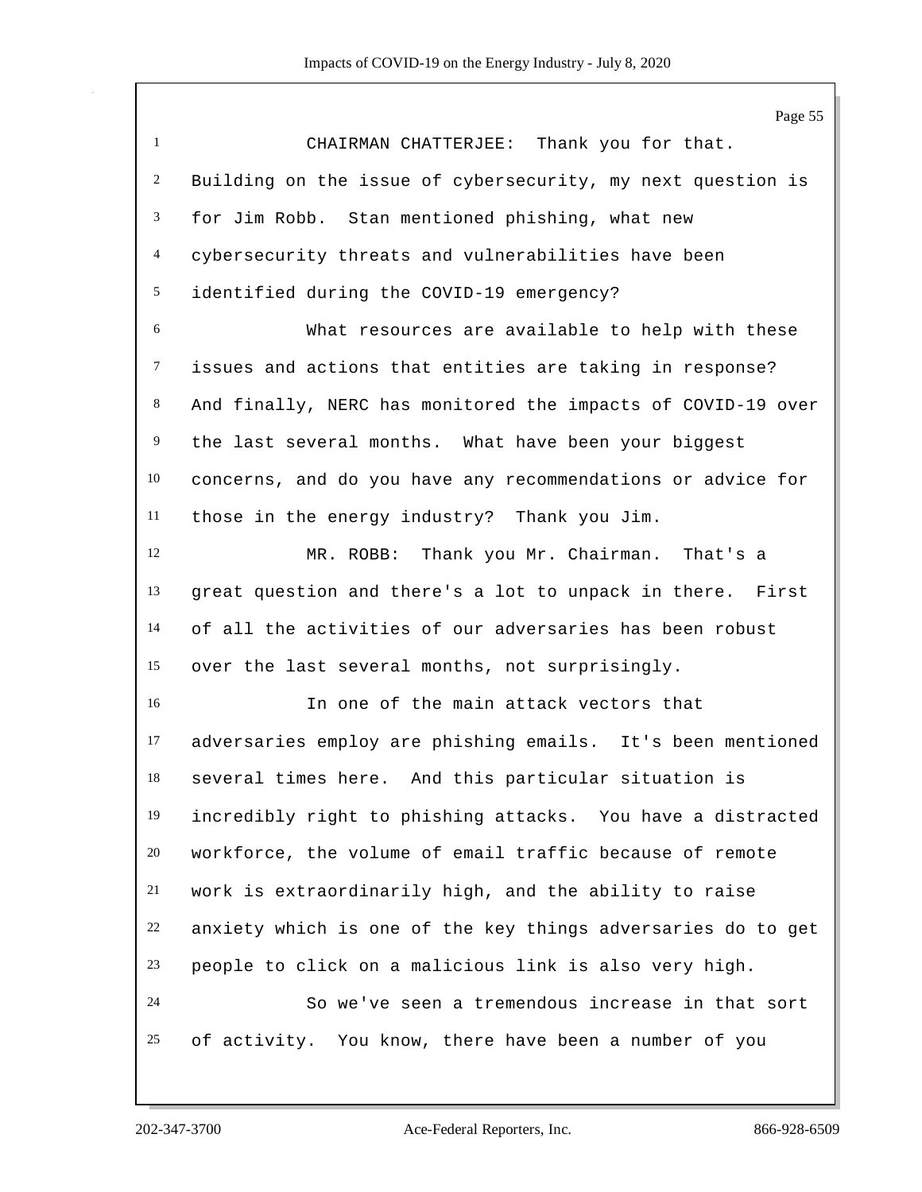CHAIRMAN CHATTERJEE: Thank you for that. Building on the issue of cybersecurity, my next question is for Jim Robb. Stan mentioned phishing, what new cybersecurity threats and vulnerabilities have been identified during the COVID-19 emergency?

What resources are available to help with these issues and actions that entities are taking in response? And finally, NERC has monitored the impacts of COVID-19 over the last several months. What have been your biggest concerns, and do you have any recommendations or advice for those in the energy industry? Thank you Jim.

MR. ROBB: Thank you Mr. Chairman. That's a great question and there's a lot to unpack in there. First of all the activities of our adversaries has been robust over the last several months, not surprisingly.

In one of the main attack vectors that adversaries employ are phishing emails. It's been mentioned several times here. And this particular situation is incredibly right to phishing attacks. You have a distracted workforce, the volume of email traffic because of remote work is extraordinarily high, and the ability to raise anxiety which is one of the key things adversaries do to get people to click on a malicious link is also very high.

So we've seen a tremendous increase in that sort of activity. You know, there have been a number of you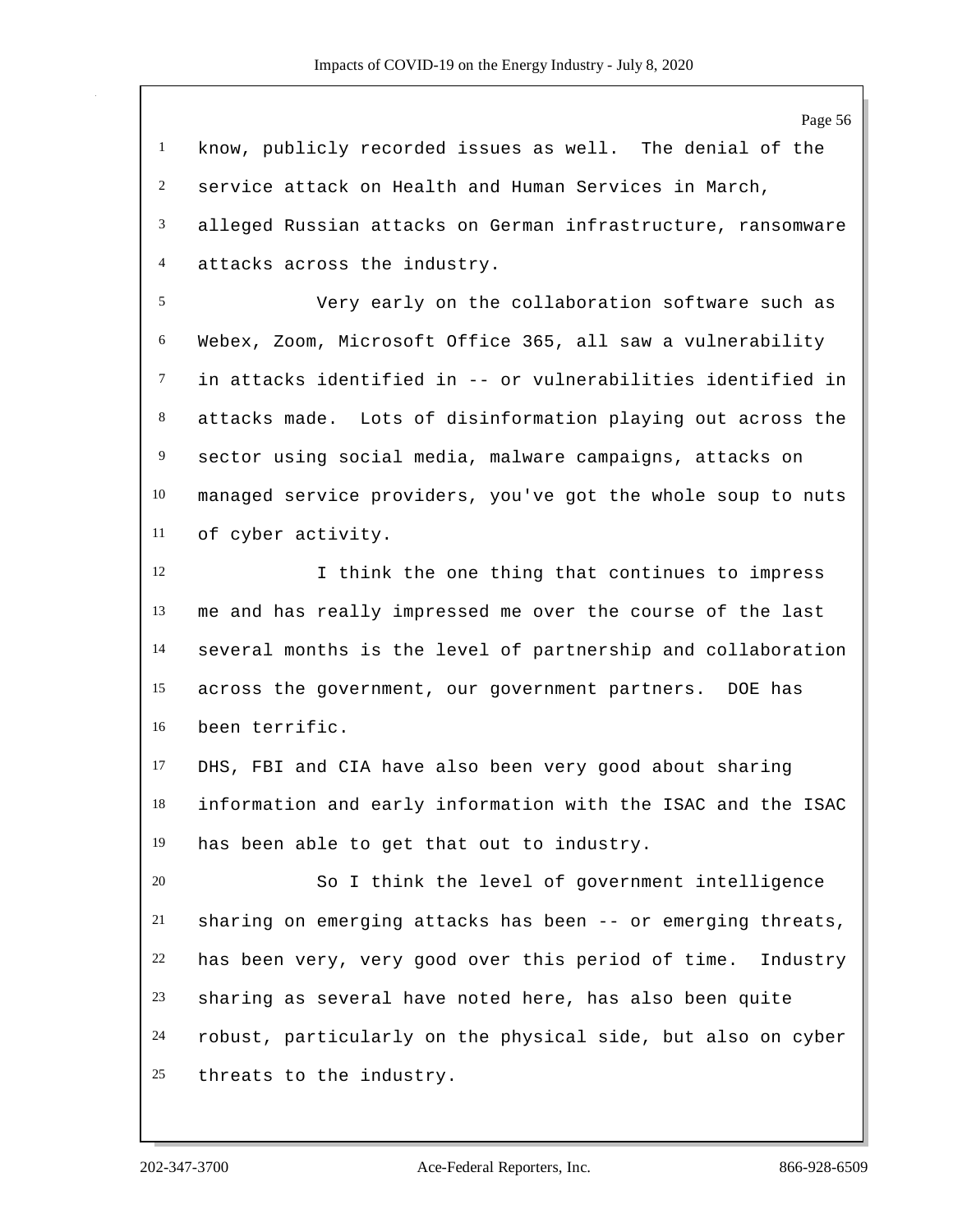know, publicly recorded issues as well. The denial of the service attack on Health and Human Services in March, alleged Russian attacks on German infrastructure, ransomware attacks across the industry.

Very early on the collaboration software such as Webex, Zoom, Microsoft Office 365, all saw a vulnerability in attacks identified in -- or vulnerabilities identified in attacks made. Lots of disinformation playing out across the sector using social media, malware campaigns, attacks on managed service providers, you've got the whole soup to nuts of cyber activity.

I think the one thing that continues to impress me and has really impressed me over the course of the last several months is the level of partnership and collaboration across the government, our government partners. DOE has been terrific.

DHS, FBI and CIA have also been very good about sharing information and early information with the ISAC and the ISAC has been able to get that out to industry.

So I think the level of government intelligence sharing on emerging attacks has been -- or emerging threats, has been very, very good over this period of time. Industry sharing as several have noted here, has also been quite robust, particularly on the physical side, but also on cyber threats to the industry.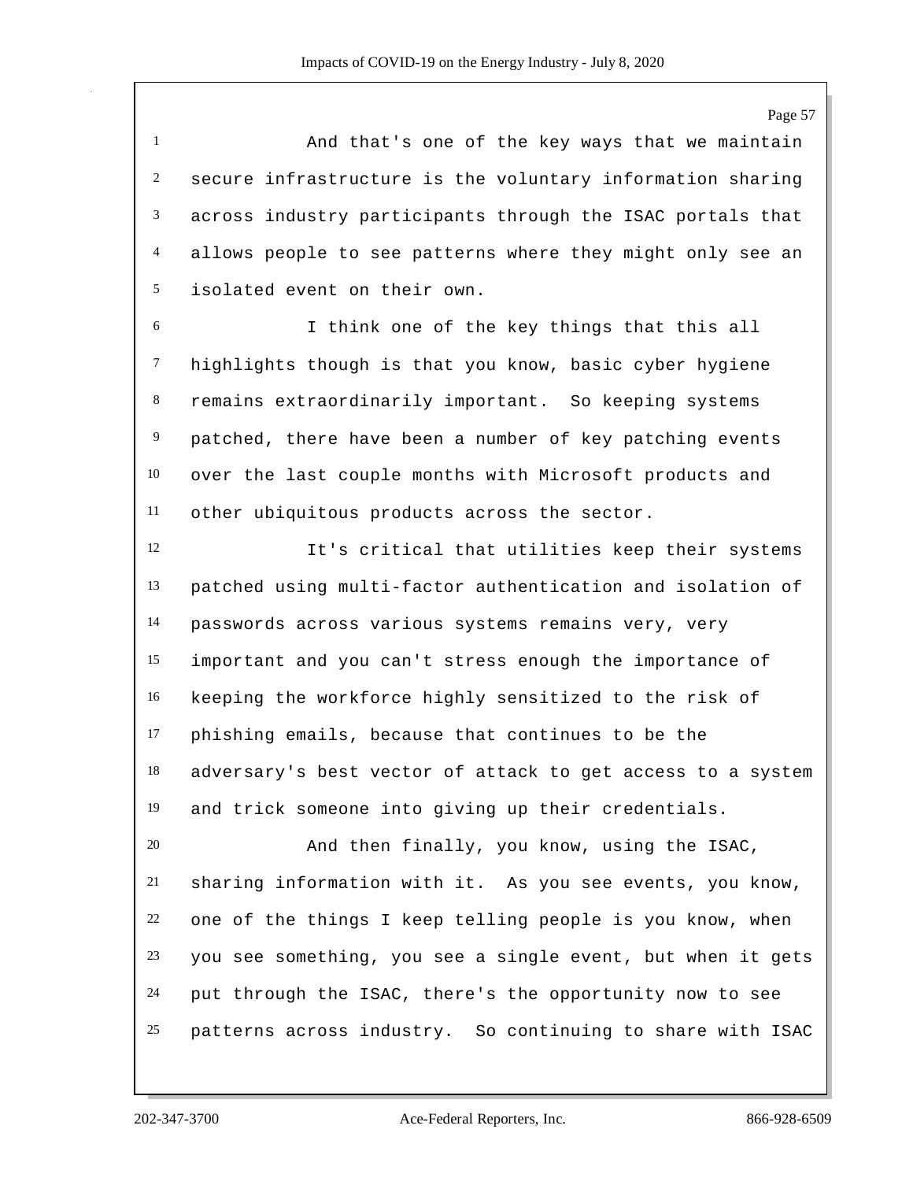And that's one of the key ways that we maintain secure infrastructure is the voluntary information sharing across industry participants through the ISAC portals that allows people to see patterns where they might only see an isolated event on their own.

I think one of the key things that this all highlights though is that you know, basic cyber hygiene remains extraordinarily important. So keeping systems patched, there have been a number of key patching events over the last couple months with Microsoft products and other ubiquitous products across the sector.

It's critical that utilities keep their systems patched using multi-factor authentication and isolation of passwords across various systems remains very, very important and you can't stress enough the importance of keeping the workforce highly sensitized to the risk of phishing emails, because that continues to be the adversary's best vector of attack to get access to a system and trick someone into giving up their credentials.

And then finally, you know, using the ISAC, sharing information with it. As you see events, you know, one of the things I keep telling people is you know, when you see something, you see a single event, but when it gets put through the ISAC, there's the opportunity now to see patterns across industry. So continuing to share with ISAC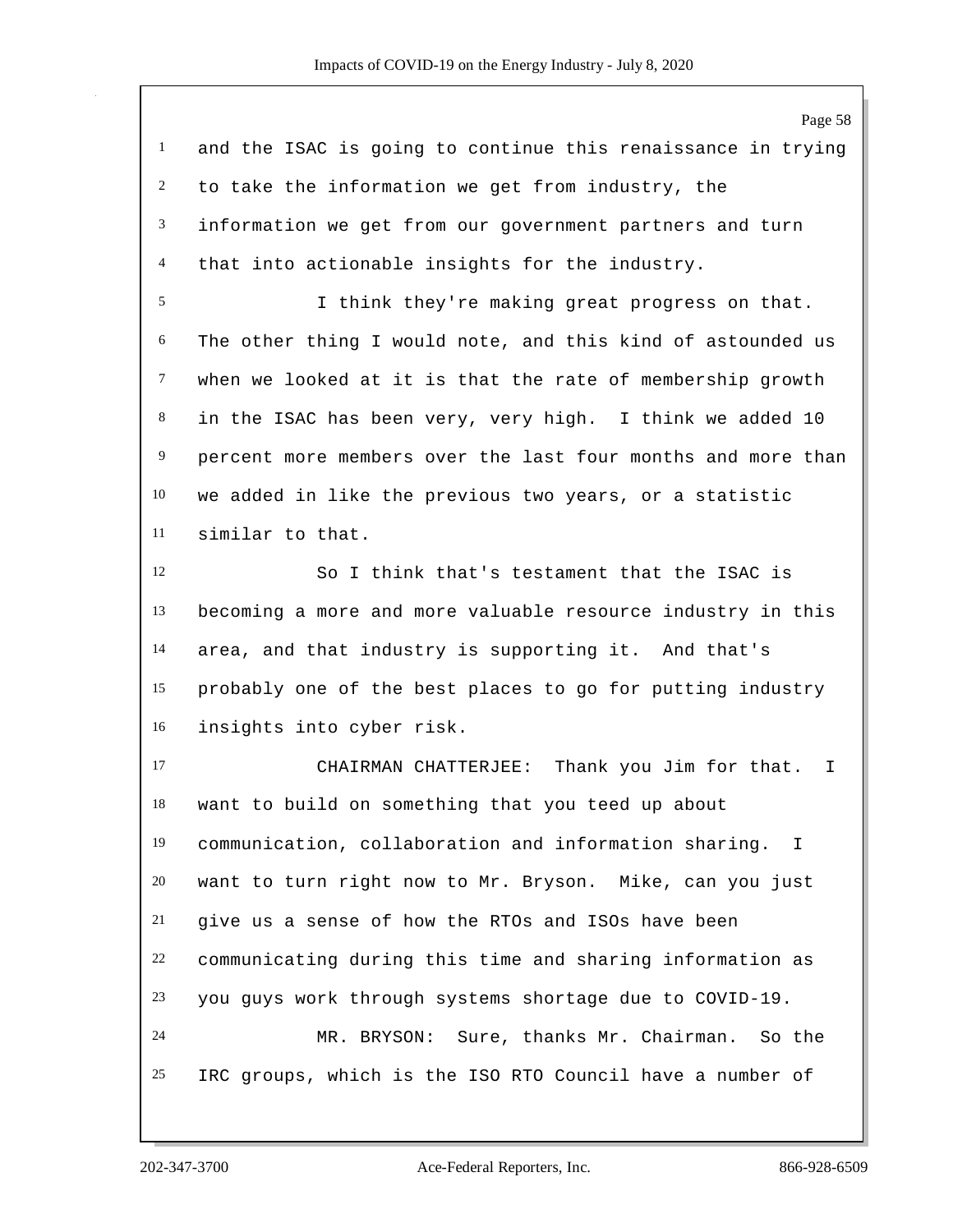and the ISAC is going to continue this renaissance in trying to take the information we get from industry, the information we get from our government partners and turn that into actionable insights for the industry.

I think they're making great progress on that. The other thing I would note, and this kind of astounded us when we looked at it is that the rate of membership growth in the ISAC has been very, very high. I think we added 10 percent more members over the last four months and more than we added in like the previous two years, or a statistic similar to that.

So I think that's testament that the ISAC is becoming a more and more valuable resource industry in this area, and that industry is supporting it. And that's probably one of the best places to go for putting industry insights into cyber risk.

CHAIRMAN CHATTERJEE: Thank you Jim for that. I want to build on something that you teed up about communication, collaboration and information sharing. I want to turn right now to Mr. Bryson. Mike, can you just give us a sense of how the RTOs and ISOs have been communicating during this time and sharing information as you guys work through systems shortage due to COVID-19.

MR. BRYSON: Sure, thanks Mr. Chairman. So the IRC groups, which is the ISO RTO Council have a number of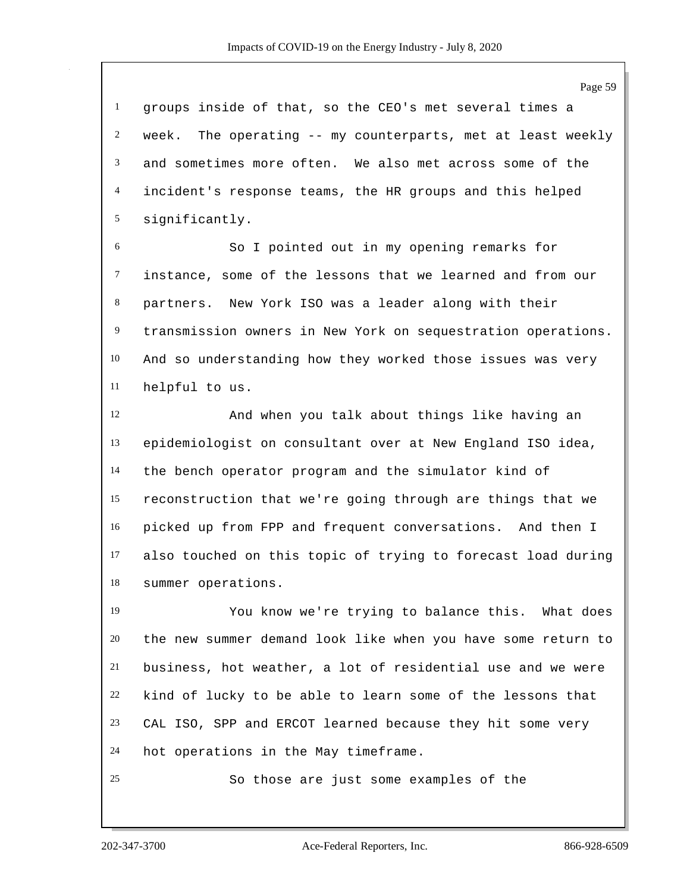groups inside of that, so the CEO's met several times a week. The operating -- my counterparts, met at least weekly and sometimes more often. We also met across some of the incident's response teams, the HR groups and this helped significantly.

So I pointed out in my opening remarks for instance, some of the lessons that we learned and from our partners. New York ISO was a leader along with their transmission owners in New York on sequestration operations. And so understanding how they worked those issues was very helpful to us.

And when you talk about things like having an epidemiologist on consultant over at New England ISO idea, the bench operator program and the simulator kind of reconstruction that we're going through are things that we picked up from FPP and frequent conversations. And then I also touched on this topic of trying to forecast load during summer operations.

You know we're trying to balance this. What does the new summer demand look like when you have some return to business, hot weather, a lot of residential use and we were kind of lucky to be able to learn some of the lessons that CAL ISO, SPP and ERCOT learned because they hit some very hot operations in the May timeframe.

So those are just some examples of the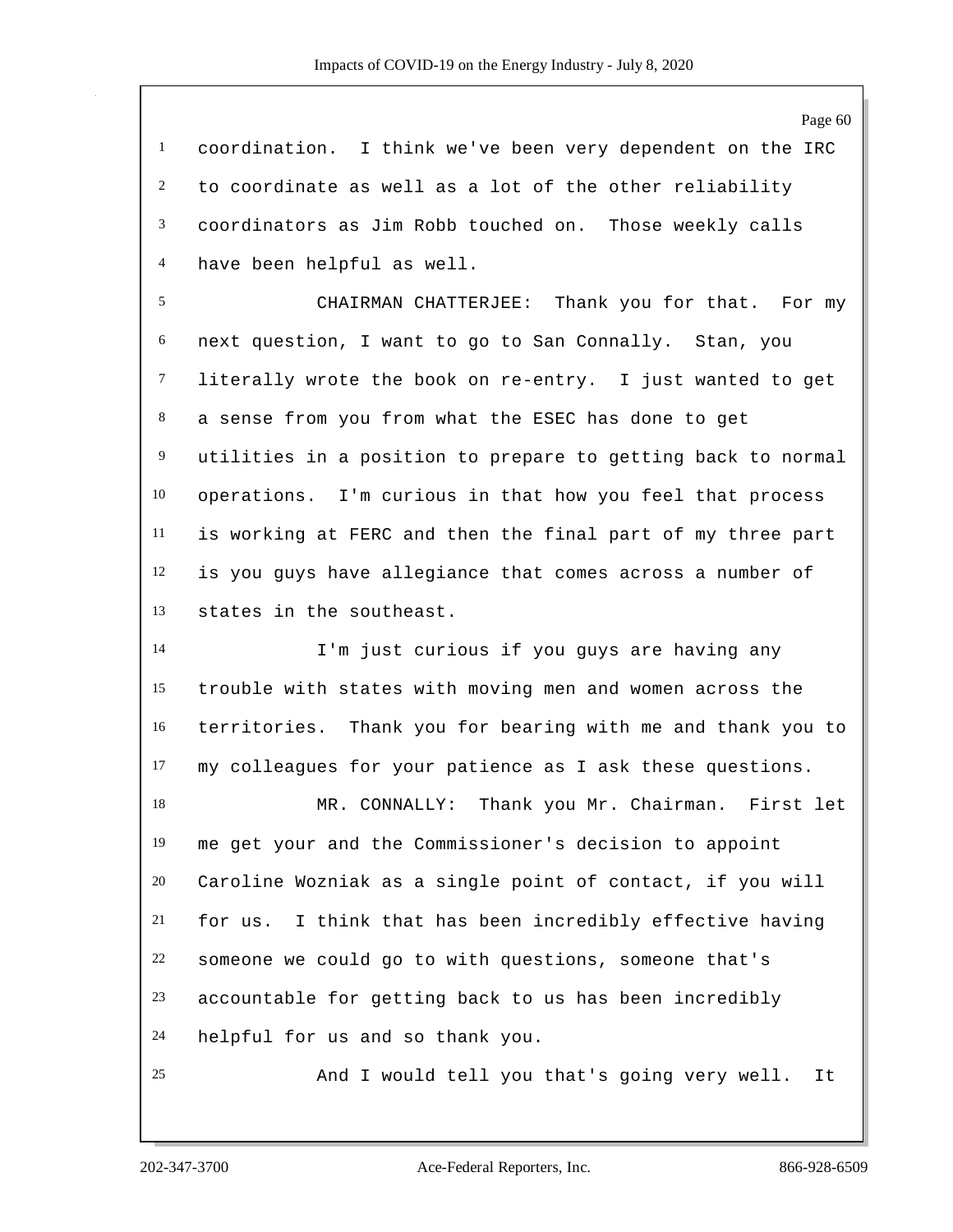coordination. I think we've been very dependent on the IRC to coordinate as well as a lot of the other reliability coordinators as Jim Robb touched on. Those weekly calls have been helpful as well.

CHAIRMAN CHATTERJEE: Thank you for that. For my next question, I want to go to San Connally. Stan, you literally wrote the book on re-entry. I just wanted to get a sense from you from what the ESEC has done to get utilities in a position to prepare to getting back to normal operations. I'm curious in that how you feel that process is working at FERC and then the final part of my three part is you guys have allegiance that comes across a number of states in the southeast.

I'm just curious if you guys are having any trouble with states with moving men and women across the territories. Thank you for bearing with me and thank you to my colleagues for your patience as I ask these questions.

MR. CONNALLY: Thank you Mr. Chairman. First let me get your and the Commissioner's decision to appoint Caroline Wozniak as a single point of contact, if you will for us. I think that has been incredibly effective having someone we could go to with questions, someone that's accountable for getting back to us has been incredibly helpful for us and so thank you.

And I would tell you that's going very well. It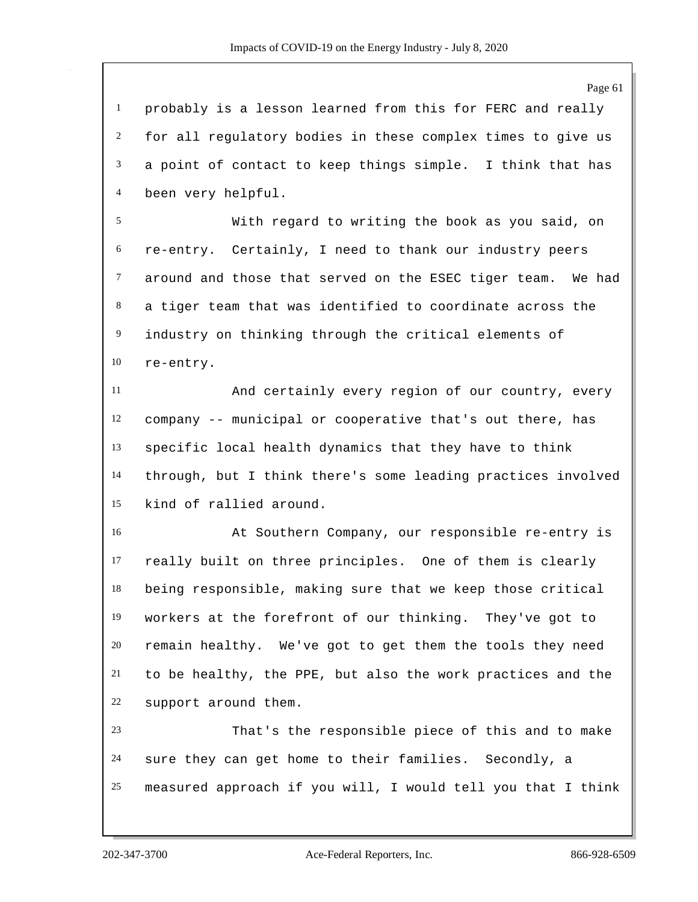probably is a lesson learned from this for FERC and really for all regulatory bodies in these complex times to give us a point of contact to keep things simple. I think that has been very helpful.

With regard to writing the book as you said, on re-entry. Certainly, I need to thank our industry peers around and those that served on the ESEC tiger team. We had a tiger team that was identified to coordinate across the industry on thinking through the critical elements of re-entry.

And certainly every region of our country, every company -- municipal or cooperative that's out there, has specific local health dynamics that they have to think through, but I think there's some leading practices involved kind of rallied around.

At Southern Company, our responsible re-entry is really built on three principles. One of them is clearly being responsible, making sure that we keep those critical workers at the forefront of our thinking. They've got to remain healthy. We've got to get them the tools they need to be healthy, the PPE, but also the work practices and the support around them.

That's the responsible piece of this and to make sure they can get home to their families. Secondly, a measured approach if you will, I would tell you that I think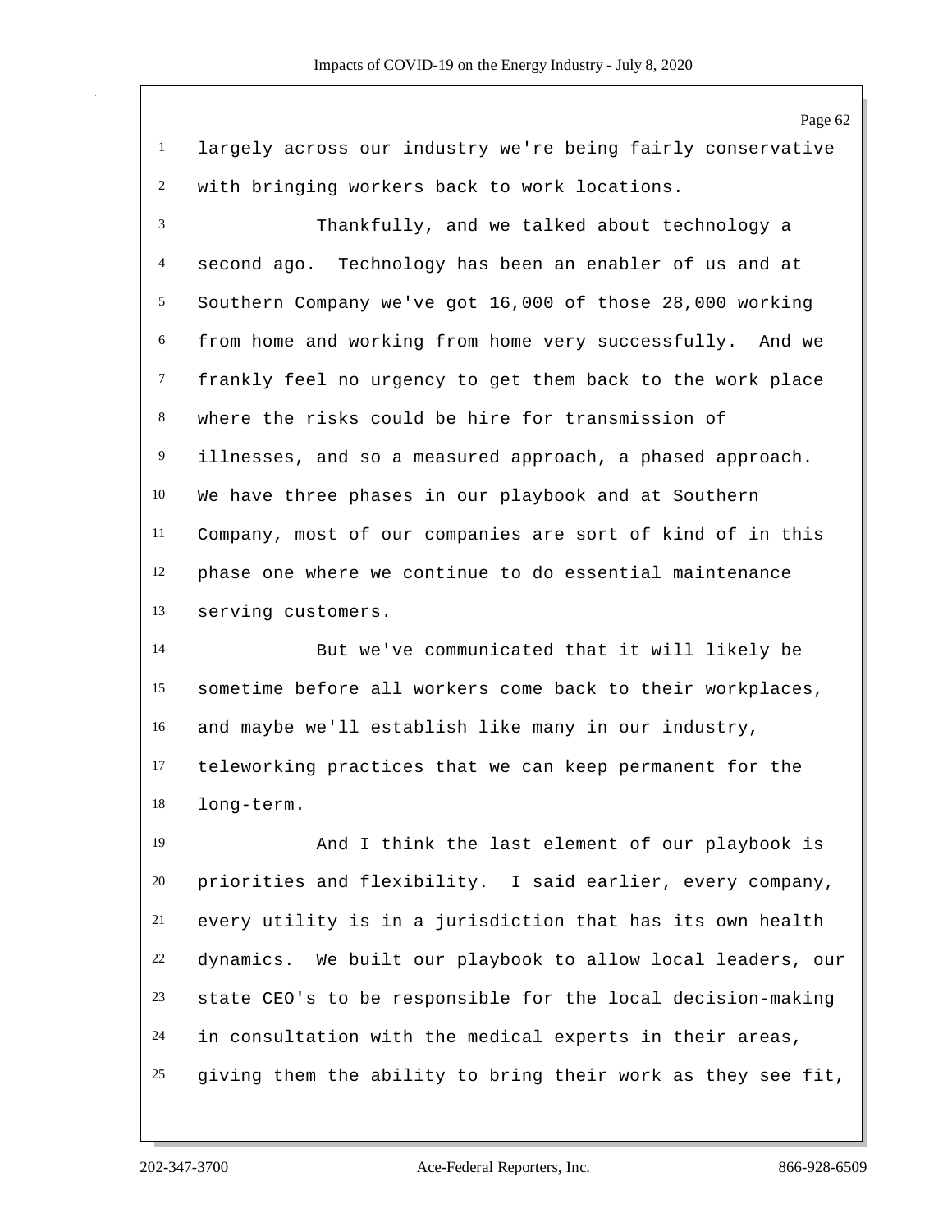largely across our industry we're being fairly conservative with bringing workers back to work locations.

Thankfully, and we talked about technology a second ago. Technology has been an enabler of us and at Southern Company we've got 16,000 of those 28,000 working from home and working from home very successfully. And we frankly feel no urgency to get them back to the work place where the risks could be hire for transmission of illnesses, and so a measured approach, a phased approach. We have three phases in our playbook and at Southern Company, most of our companies are sort of kind of in this phase one where we continue to do essential maintenance serving customers.

But we've communicated that it will likely be sometime before all workers come back to their workplaces, and maybe we'll establish like many in our industry, teleworking practices that we can keep permanent for the long-term.

And I think the last element of our playbook is priorities and flexibility. I said earlier, every company, every utility is in a jurisdiction that has its own health dynamics. We built our playbook to allow local leaders, our state CEO's to be responsible for the local decision-making in consultation with the medical experts in their areas, giving them the ability to bring their work as they see fit,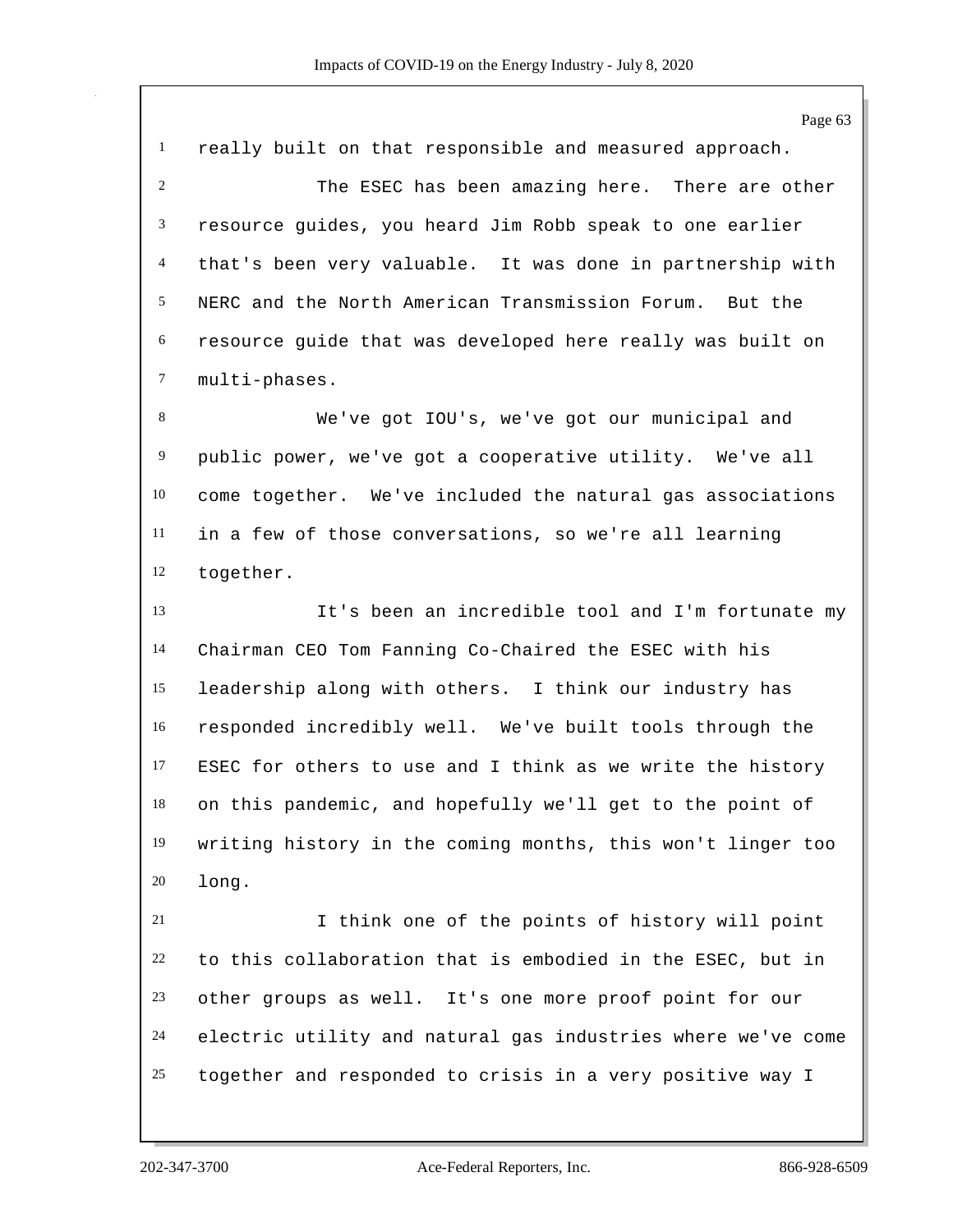really built on that responsible and measured approach.

The ESEC has been amazing here. There are other resource guides, you heard Jim Robb speak to one earlier that's been very valuable. It was done in partnership with NERC and the North American Transmission Forum. But the resource guide that was developed here really was built on multi-phases.

We've got IOU's, we've got our municipal and public power, we've got a cooperative utility. We've all come together. We've included the natural gas associations in a few of those conversations, so we're all learning together.

It's been an incredible tool and I'm fortunate my Chairman CEO Tom Fanning Co-Chaired the ESEC with his leadership along with others. I think our industry has responded incredibly well. We've built tools through the ESEC for others to use and I think as we write the history on this pandemic, and hopefully we'll get to the point of writing history in the coming months, this won't linger too long.

I think one of the points of history will point to this collaboration that is embodied in the ESEC, but in other groups as well. It's one more proof point for our electric utility and natural gas industries where we've come together and responded to crisis in a very positive way I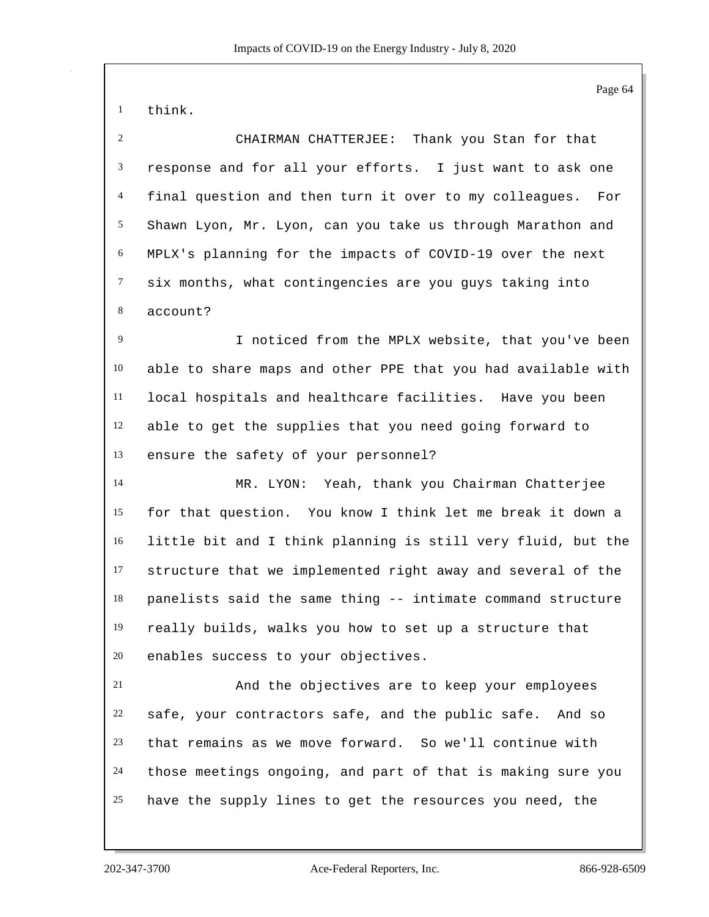think.

CHAIRMAN CHATTERJEE: Thank you Stan for that response and for all your efforts. I just want to ask one final question and then turn it over to my colleagues. For Shawn Lyon, Mr. Lyon, can you take us through Marathon and MPLX's planning for the impacts of COVID-19 over the next six months, what contingencies are you guys taking into account?

I noticed from the MPLX website, that you've been able to share maps and other PPE that you had available with local hospitals and healthcare facilities. Have you been able to get the supplies that you need going forward to ensure the safety of your personnel?

MR. LYON: Yeah, thank you Chairman Chatterjee for that question. You know I think let me break it down a little bit and I think planning is still very fluid, but the structure that we implemented right away and several of the panelists said the same thing -- intimate command structure really builds, walks you how to set up a structure that enables success to your objectives.

And the objectives are to keep your employees safe, your contractors safe, and the public safe. And so that remains as we move forward. So we'll continue with those meetings ongoing, and part of that is making sure you have the supply lines to get the resources you need, the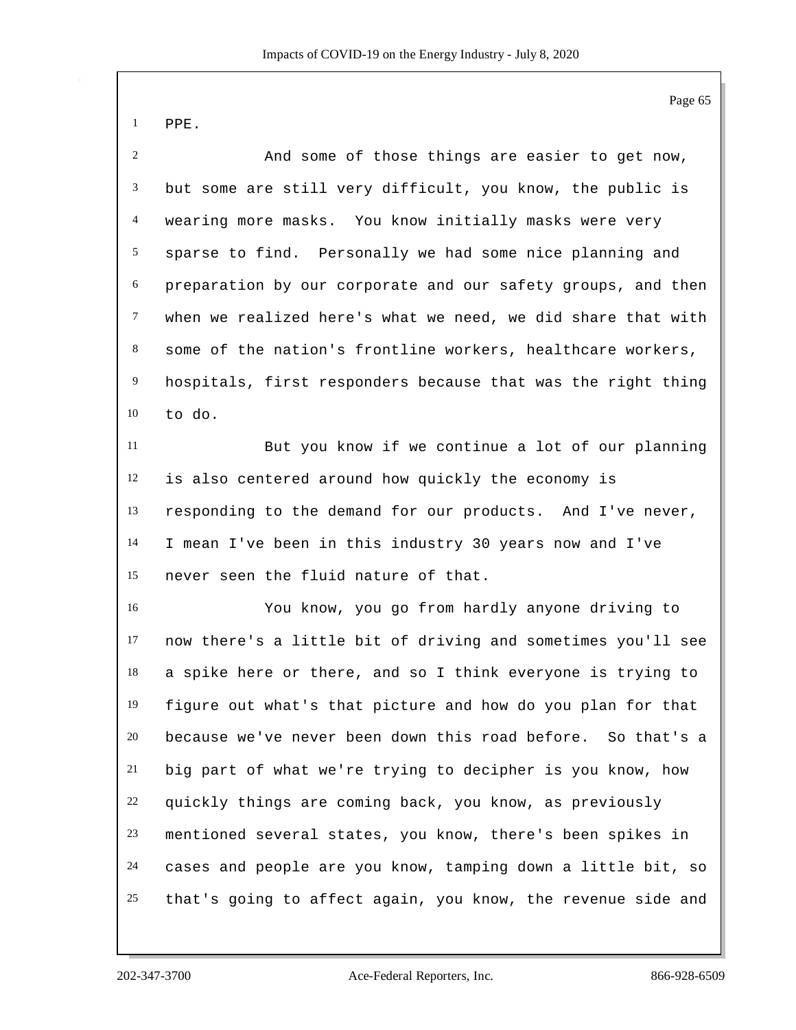PPE.

And some of those things are easier to get now, but some are still very difficult, you know, the public is wearing more masks. You know initially masks were very sparse to find. Personally we had some nice planning and preparation by our corporate and our safety groups, and then when we realized here's what we need, we did share that with some of the nation's frontline workers, healthcare workers, hospitals, first responders because that was the right thing to do.

But you know if we continue a lot of our planning is also centered around how quickly the economy is responding to the demand for our products. And I've never, I mean I've been in this industry 30 years now and I've never seen the fluid nature of that.

You know, you go from hardly anyone driving to now there's a little bit of driving and sometimes you'll see a spike here or there, and so I think everyone is trying to figure out what's that picture and how do you plan for that because we've never been down this road before. So that's a big part of what we're trying to decipher is you know, how quickly things are coming back, you know, as previously mentioned several states, you know, there's been spikes in cases and people are you know, tamping down a little bit, so that's going to affect again, you know, the revenue side and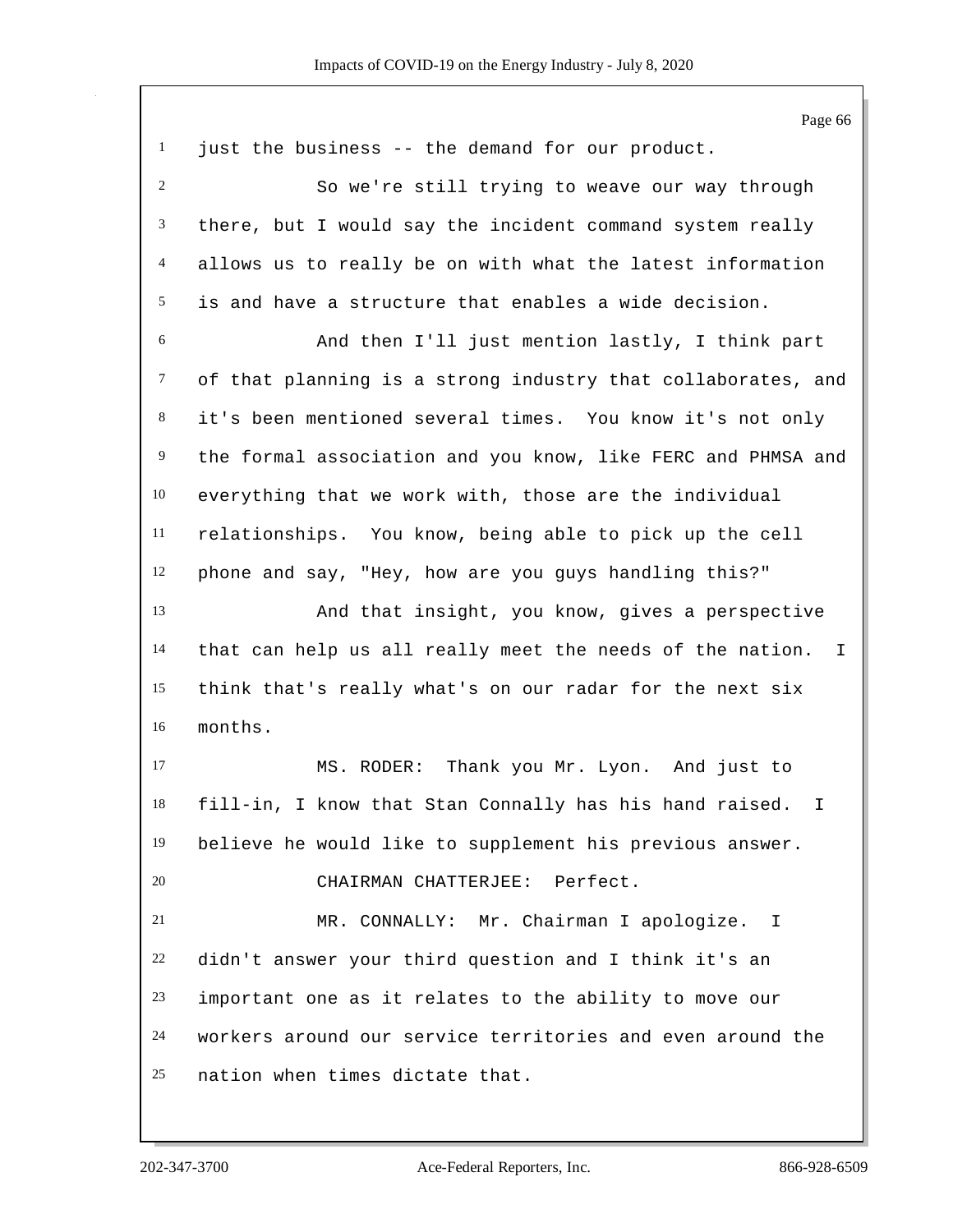just the business -- the demand for our product.

So we're still trying to weave our way through there, but I would say the incident command system really allows us to really be on with what the latest information is and have a structure that enables a wide decision.

And then I'll just mention lastly, I think part of that planning is a strong industry that collaborates, and it's been mentioned several times. You know it's not only the formal association and you know, like FERC and PHMSA and everything that we work with, those are the individual relationships. You know, being able to pick up the cell phone and say, "Hey, how are you guys handling this?"

And that insight, you know, gives a perspective that can help us all really meet the needs of the nation. I think that's really what's on our radar for the next six months.

MS. RODER: Thank you Mr. Lyon. And just to fill-in, I know that Stan Connally has his hand raised. I believe he would like to supplement his previous answer.

CHAIRMAN CHATTERJEE: Perfect.

MR. CONNALLY: Mr. Chairman I apologize. I didn't answer your third question and I think it's an important one as it relates to the ability to move our workers around our service territories and even around the nation when times dictate that.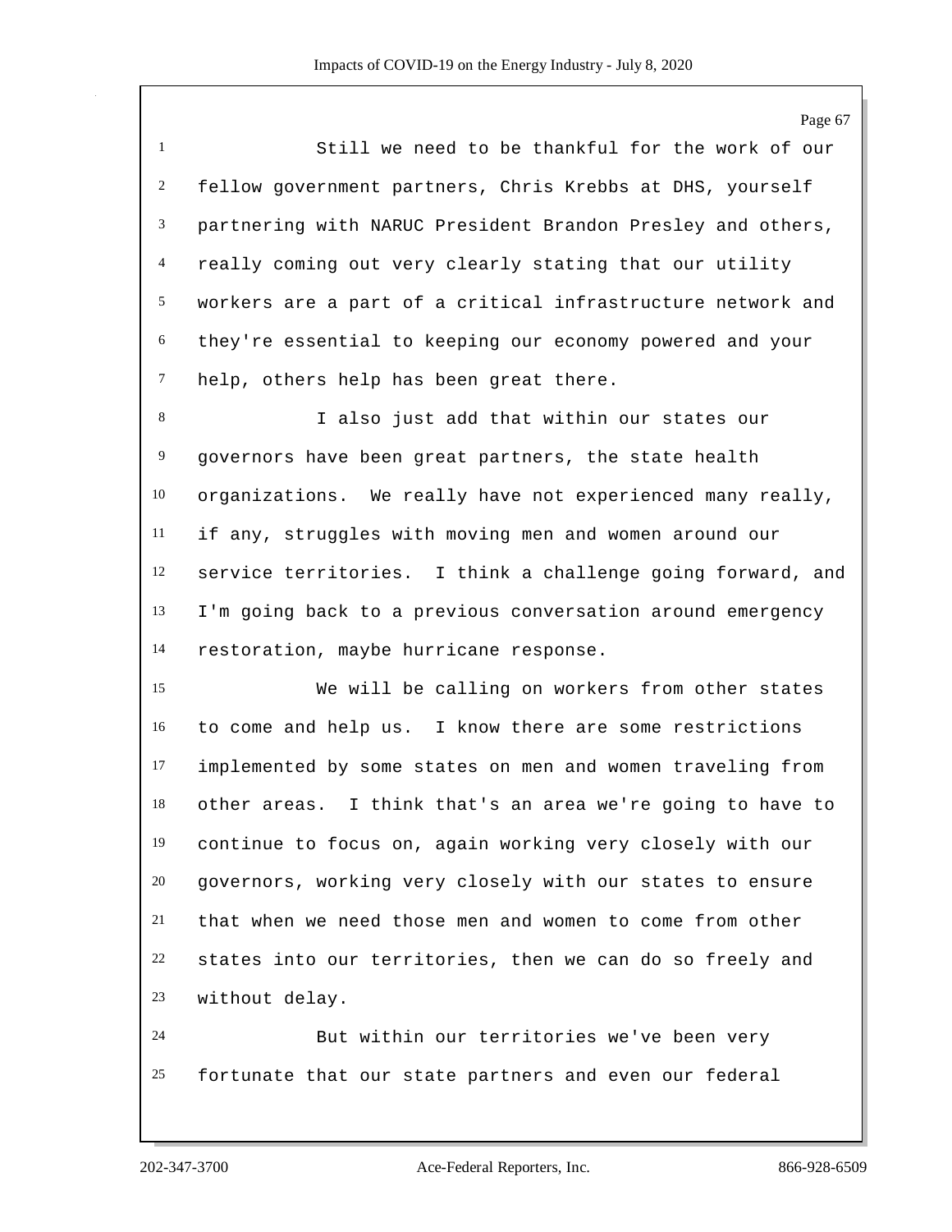Still we need to be thankful for the work of our fellow government partners, Chris Krebbs at DHS, yourself partnering with NARUC President Brandon Presley and others, really coming out very clearly stating that our utility workers are a part of a critical infrastructure network and they're essential to keeping our economy powered and your help, others help has been great there.

I also just add that within our states our governors have been great partners, the state health organizations. We really have not experienced many really, if any, struggles with moving men and women around our service territories. I think a challenge going forward, and I'm going back to a previous conversation around emergency restoration, maybe hurricane response.

We will be calling on workers from other states to come and help us. I know there are some restrictions implemented by some states on men and women traveling from other areas. I think that's an area we're going to have to continue to focus on, again working very closely with our governors, working very closely with our states to ensure that when we need those men and women to come from other states into our territories, then we can do so freely and without delay.

But within our territories we've been very fortunate that our state partners and even our federal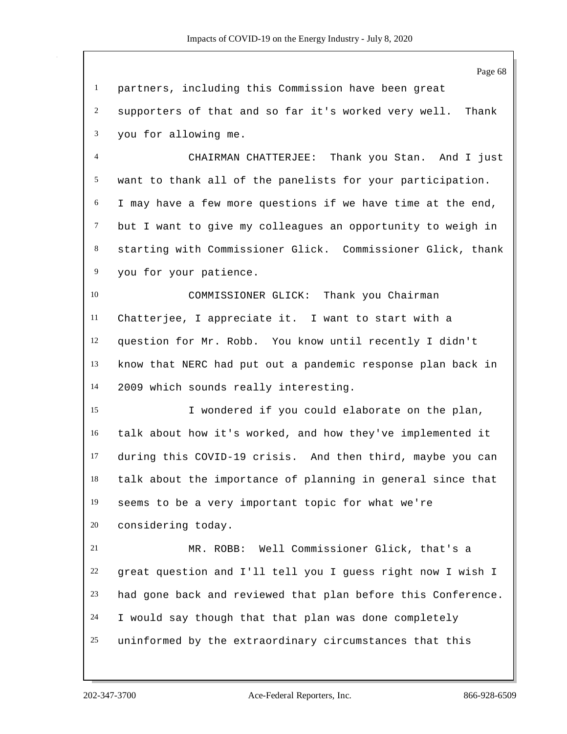partners, including this Commission have been great supporters of that and so far it's worked very well. Thank you for allowing me.

CHAIRMAN CHATTERJEE: Thank you Stan. And I just want to thank all of the panelists for your participation. I may have a few more questions if we have time at the end, but I want to give my colleagues an opportunity to weigh in starting with Commissioner Glick. Commissioner Glick, thank you for your patience.

COMMISSIONER GLICK: Thank you Chairman Chatterjee, I appreciate it. I want to start with a question for Mr. Robb. You know until recently I didn't know that NERC had put out a pandemic response plan back in 2009 which sounds really interesting.

I wondered if you could elaborate on the plan, talk about how it's worked, and how they've implemented it during this COVID-19 crisis. And then third, maybe you can talk about the importance of planning in general since that seems to be a very important topic for what we're considering today.

MR. ROBB: Well Commissioner Glick, that's a great question and I'll tell you I guess right now I wish I had gone back and reviewed that plan before this Conference. I would say though that that plan was done completely uninformed by the extraordinary circumstances that this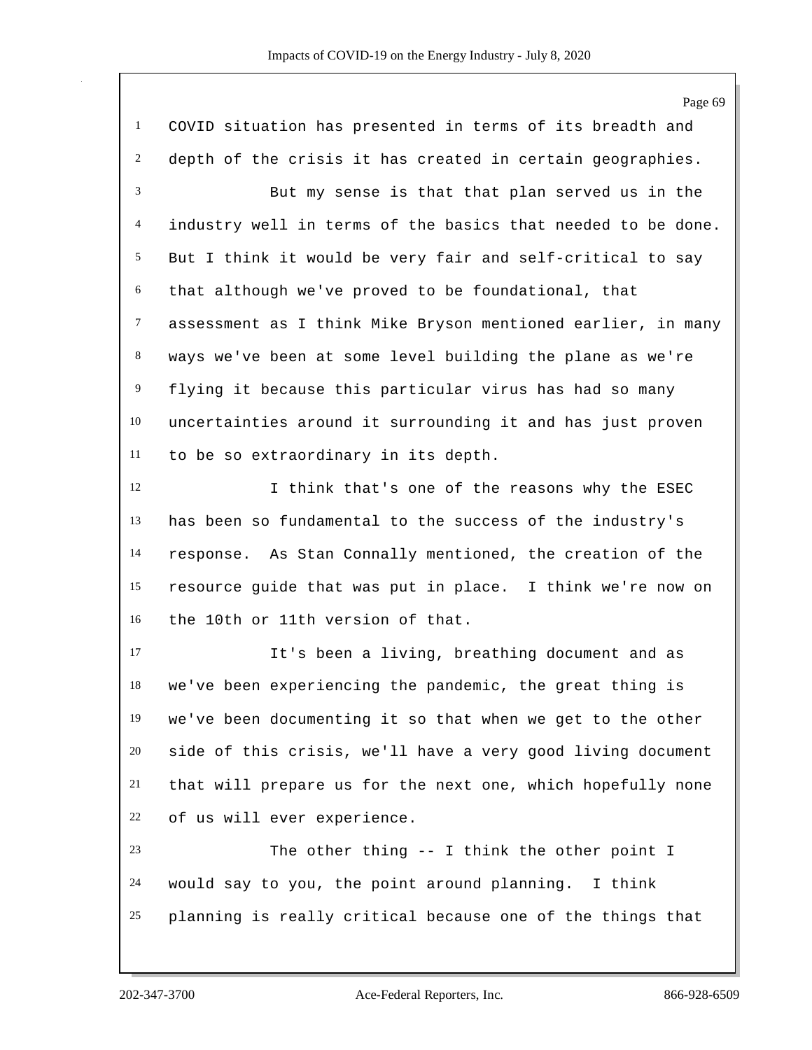COVID situation has presented in terms of its breadth and depth of the crisis it has created in certain geographies.

But my sense is that that plan served us in the industry well in terms of the basics that needed to be done. But I think it would be very fair and self-critical to say that although we've proved to be foundational, that assessment as I think Mike Bryson mentioned earlier, in many ways we've been at some level building the plane as we're flying it because this particular virus has had so many uncertainties around it surrounding it and has just proven to be so extraordinary in its depth.

I think that's one of the reasons why the ESEC has been so fundamental to the success of the industry's response. As Stan Connally mentioned, the creation of the resource guide that was put in place. I think we're now on the 10th or 11th version of that.

It's been a living, breathing document and as we've been experiencing the pandemic, the great thing is we've been documenting it so that when we get to the other side of this crisis, we'll have a very good living document that will prepare us for the next one, which hopefully none of us will ever experience.

The other thing -- I think the other point I would say to you, the point around planning. I think planning is really critical because one of the things that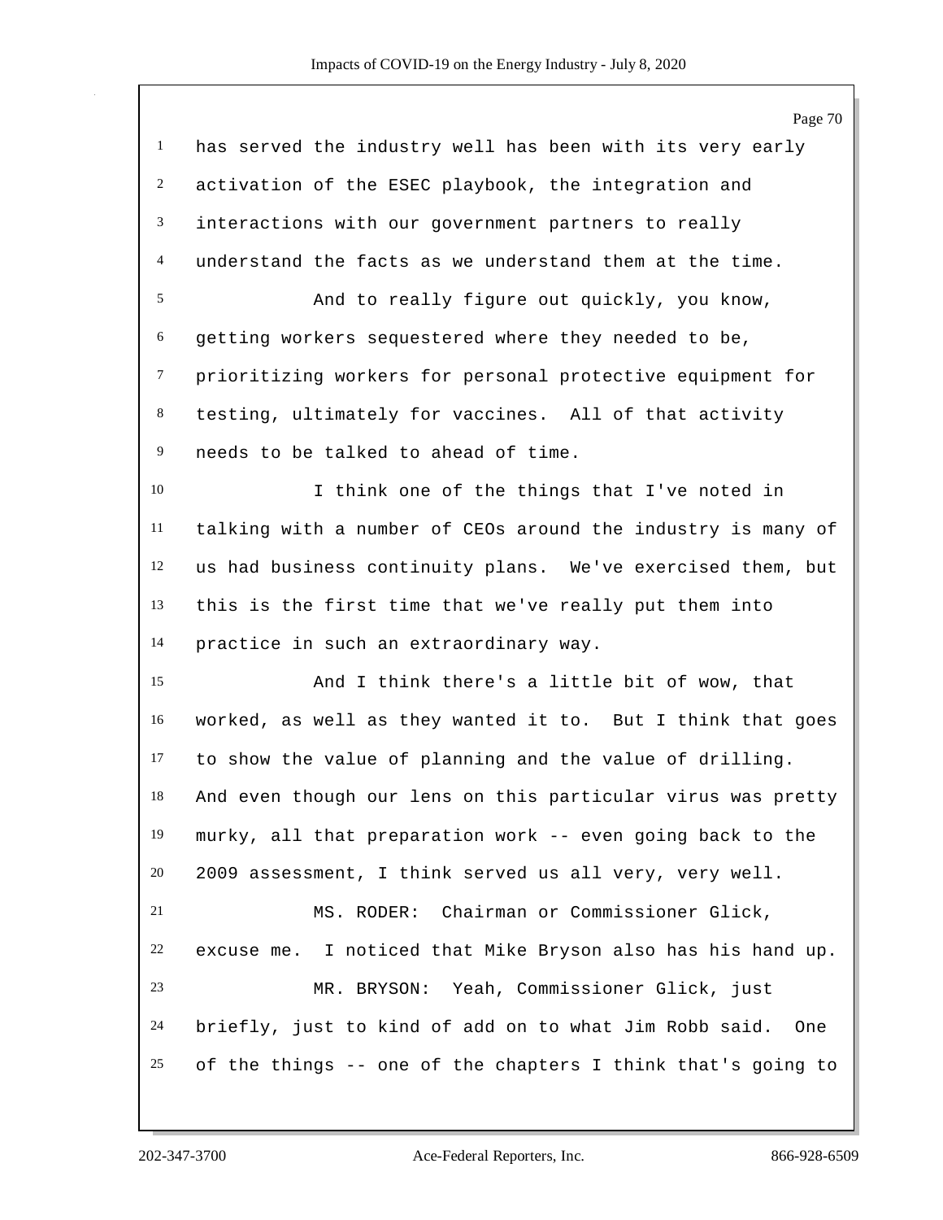has served the industry well has been with its very early activation of the ESEC playbook, the integration and interactions with our government partners to really understand the facts as we understand them at the time.

And to really figure out quickly, you know, getting workers sequestered where they needed to be, prioritizing workers for personal protective equipment for testing, ultimately for vaccines. All of that activity needs to be talked to ahead of time.

I think one of the things that I've noted in talking with a number of CEOs around the industry is many of us had business continuity plans. We've exercised them, but this is the first time that we've really put them into practice in such an extraordinary way.

And I think there's a little bit of wow, that worked, as well as they wanted it to. But I think that goes to show the value of planning and the value of drilling. And even though our lens on this particular virus was pretty murky, all that preparation work -- even going back to the 2009 assessment, I think served us all very, very well.

MS. RODER: Chairman or Commissioner Glick, excuse me. I noticed that Mike Bryson also has his hand up.

MR. BRYSON: Yeah, Commissioner Glick, just briefly, just to kind of add on to what Jim Robb said. One of the things -- one of the chapters I think that's going to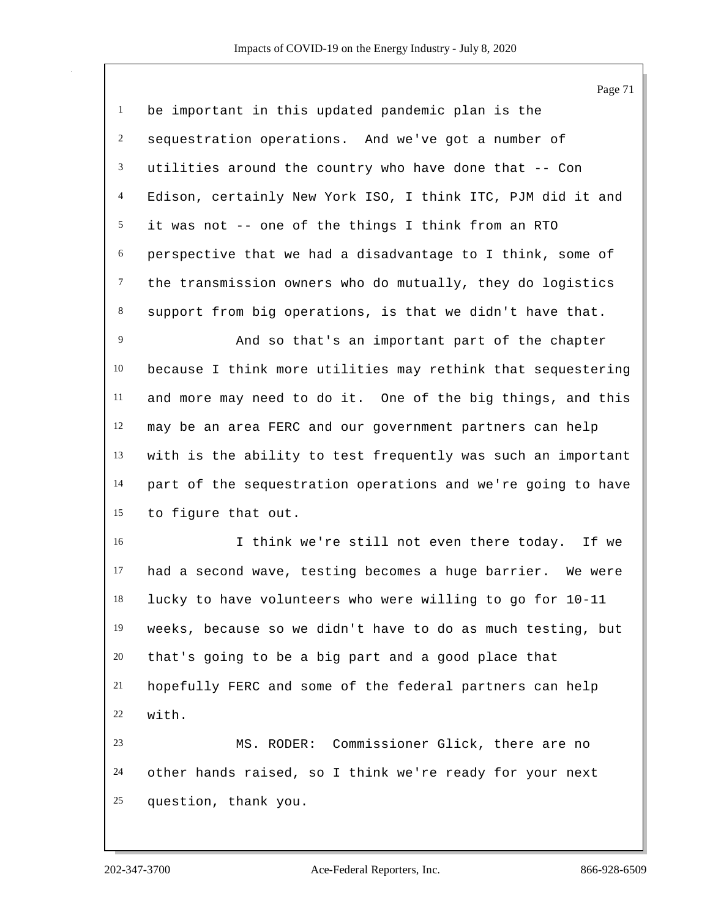be important in this updated pandemic plan is the sequestration operations. And we've got a number of utilities around the country who have done that -- Con Edison, certainly New York ISO, I think ITC, PJM did it and it was not -- one of the things I think from an RTO perspective that we had a disadvantage to I think, some of the transmission owners who do mutually, they do logistics support from big operations, is that we didn't have that.

And so that's an important part of the chapter because I think more utilities may rethink that sequestering and more may need to do it. One of the big things, and this may be an area FERC and our government partners can help with is the ability to test frequently was such an important part of the sequestration operations and we're going to have to figure that out.

I think we're still not even there today. If we had a second wave, testing becomes a huge barrier. We were lucky to have volunteers who were willing to go for 10-11 weeks, because so we didn't have to do as much testing, but that's going to be a big part and a good place that hopefully FERC and some of the federal partners can help with.

MS. RODER: Commissioner Glick, there are no other hands raised, so I think we're ready for your next question, thank you.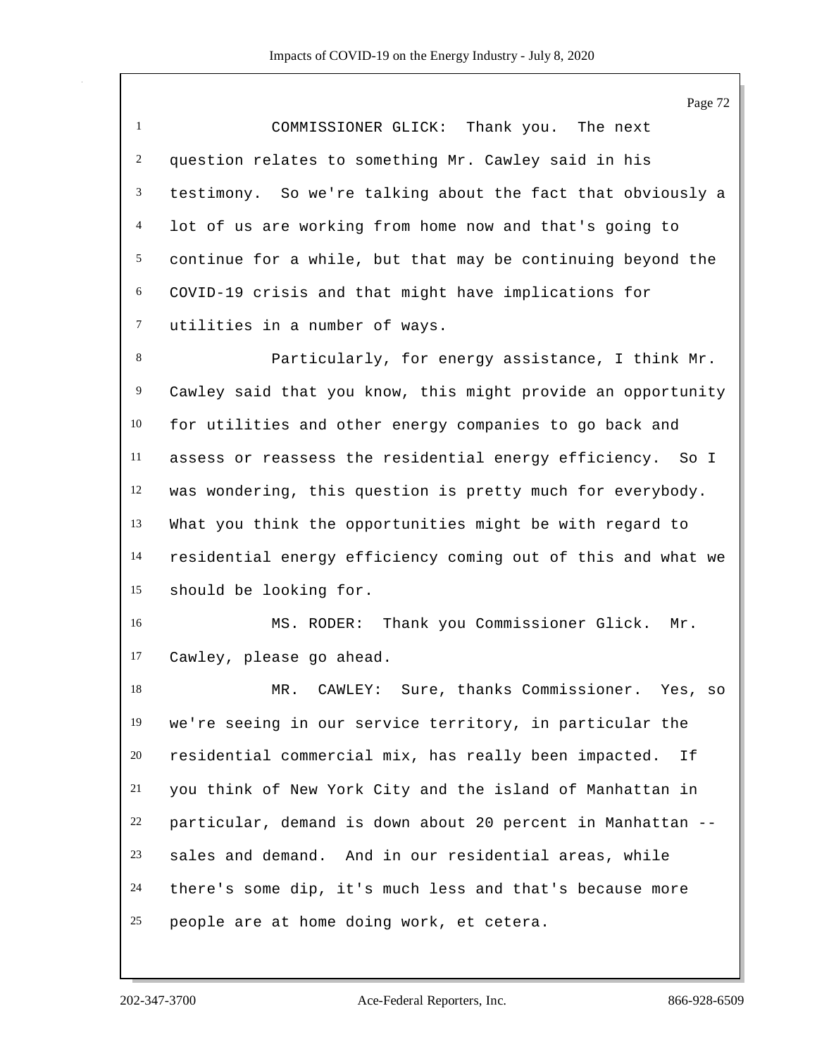COMMISSIONER GLICK: Thank you. The next question relates to something Mr. Cawley said in his testimony. So we're talking about the fact that obviously a lot of us are working from home now and that's going to continue for a while, but that may be continuing beyond the COVID-19 crisis and that might have implications for utilities in a number of ways.

Particularly, for energy assistance, I think Mr. Cawley said that you know, this might provide an opportunity for utilities and other energy companies to go back and assess or reassess the residential energy efficiency. So I was wondering, this question is pretty much for everybody. What you think the opportunities might be with regard to residential energy efficiency coming out of this and what we should be looking for.

MS. RODER: Thank you Commissioner Glick. Mr. Cawley, please go ahead.

MR. CAWLEY: Sure, thanks Commissioner. Yes, so we're seeing in our service territory, in particular the residential commercial mix, has really been impacted. If you think of New York City and the island of Manhattan in particular, demand is down about 20 percent in Manhattan -- sales and demand. And in our residential areas, while there's some dip, it's much less and that's because more people are at home doing work, et cetera.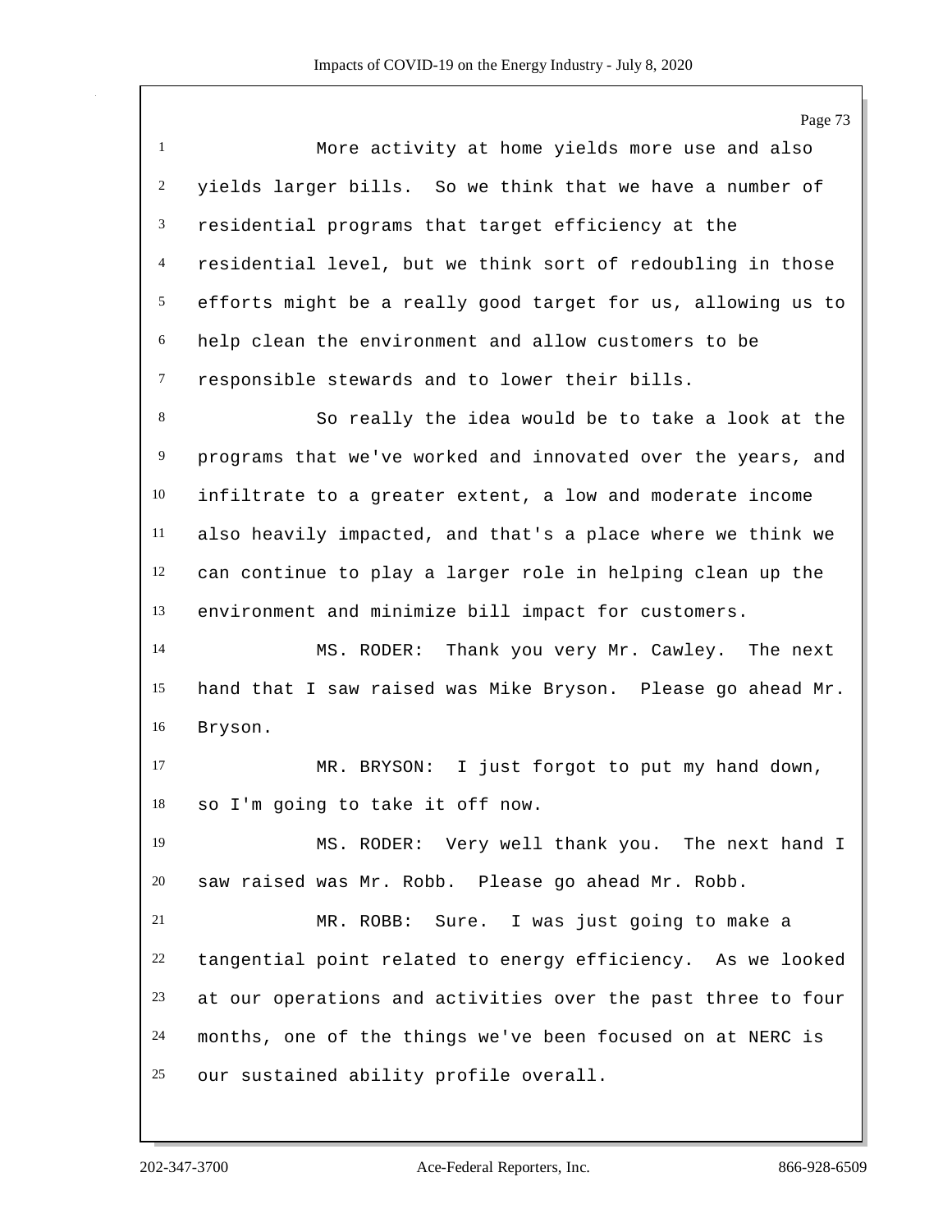More activity at home yields more use and also yields larger bills. So we think that we have a number of residential programs that target efficiency at the residential level, but we think sort of redoubling in those efforts might be a really good target for us, allowing us to help clean the environment and allow customers to be responsible stewards and to lower their bills.

So really the idea would be to take a look at the programs that we've worked and innovated over the years, and infiltrate to a greater extent, a low and moderate income also heavily impacted, and that's a place where we think we can continue to play a larger role in helping clean up the environment and minimize bill impact for customers.

MS. RODER: Thank you very Mr. Cawley. The next hand that I saw raised was Mike Bryson. Please go ahead Mr. Bryson.

MR. BRYSON: I just forgot to put my hand down, so I'm going to take it off now.

MS. RODER: Very well thank you. The next hand I saw raised was Mr. Robb. Please go ahead Mr. Robb.

MR. ROBB: Sure. I was just going to make a tangential point related to energy efficiency. As we looked at our operations and activities over the past three to four months, one of the things we've been focused on at NERC is our sustained ability profile overall.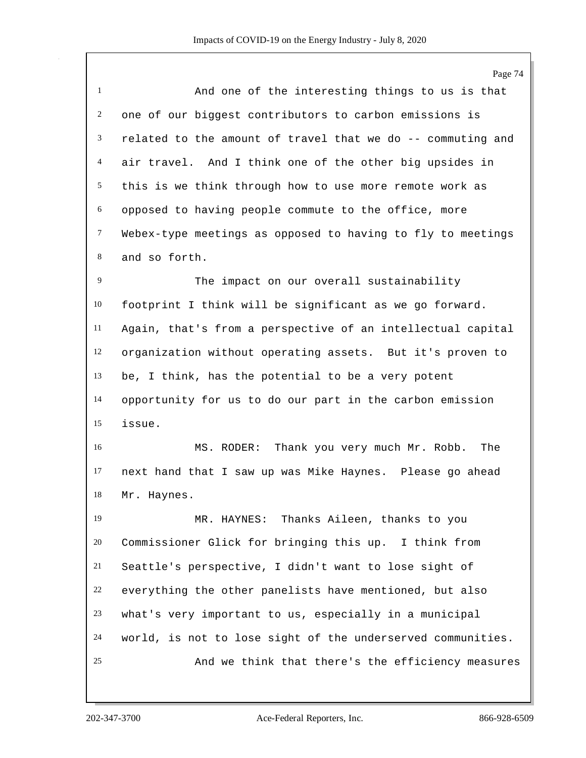And one of the interesting things to us is that one of our biggest contributors to carbon emissions is related to the amount of travel that we do -- commuting and air travel. And I think one of the other big upsides in this is we think through how to use more remote work as opposed to having people commute to the office, more Webex-type meetings as opposed to having to fly to meetings and so forth.

The impact on our overall sustainability footprint I think will be significant as we go forward. Again, that's from a perspective of an intellectual capital organization without operating assets. But it's proven to be, I think, has the potential to be a very potent opportunity for us to do our part in the carbon emission issue.

MS. RODER: Thank you very much Mr. Robb. The next hand that I saw up was Mike Haynes. Please go ahead Mr. Haynes.

MR. HAYNES: Thanks Aileen, thanks to you Commissioner Glick for bringing this up. I think from Seattle's perspective, I didn't want to lose sight of everything the other panelists have mentioned, but also what's very important to us, especially in a municipal world, is not to lose sight of the underserved communities.

And we think that there's the efficiency measures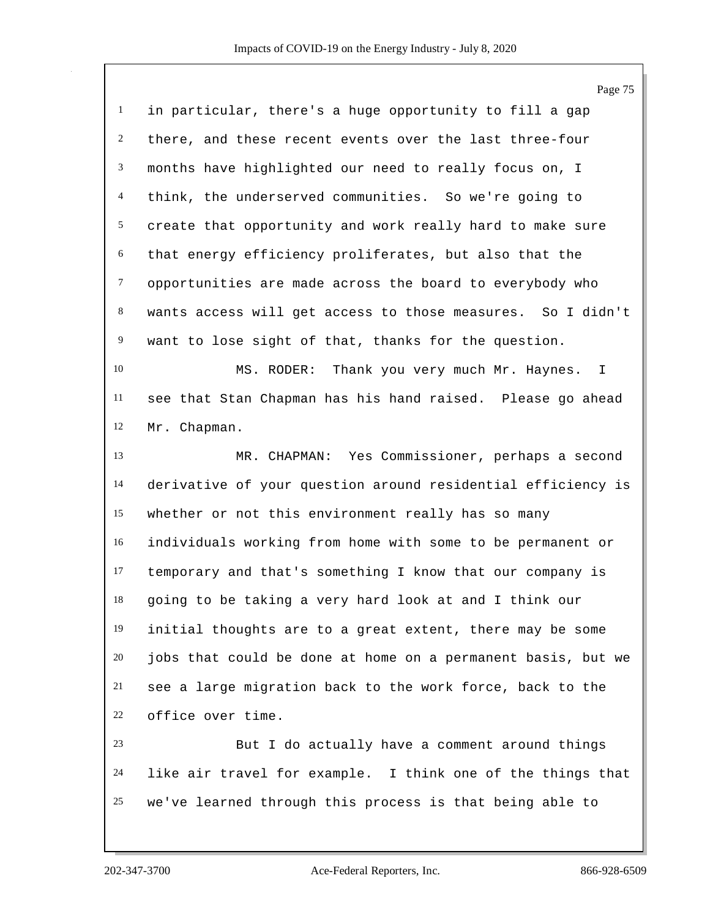in particular, there's a huge opportunity to fill a gap there, and these recent events over the last three-four months have highlighted our need to really focus on, I think, the underserved communities. So we're going to create that opportunity and work really hard to make sure that energy efficiency proliferates, but also that the opportunities are made across the board to everybody who wants access will get access to those measures. So I didn't want to lose sight of that, thanks for the question.

MS. RODER: Thank you very much Mr. Haynes. I see that Stan Chapman has his hand raised. Please go ahead Mr. Chapman.

MR. CHAPMAN: Yes Commissioner, perhaps a second derivative of your question around residential efficiency is whether or not this environment really has so many individuals working from home with some to be permanent or temporary and that's something I know that our company is going to be taking a very hard look at and I think our initial thoughts are to a great extent, there may be some jobs that could be done at home on a permanent basis, but we see a large migration back to the work force, back to the office over time.

But I do actually have a comment around things like air travel for example. I think one of the things that we've learned through this process is that being able to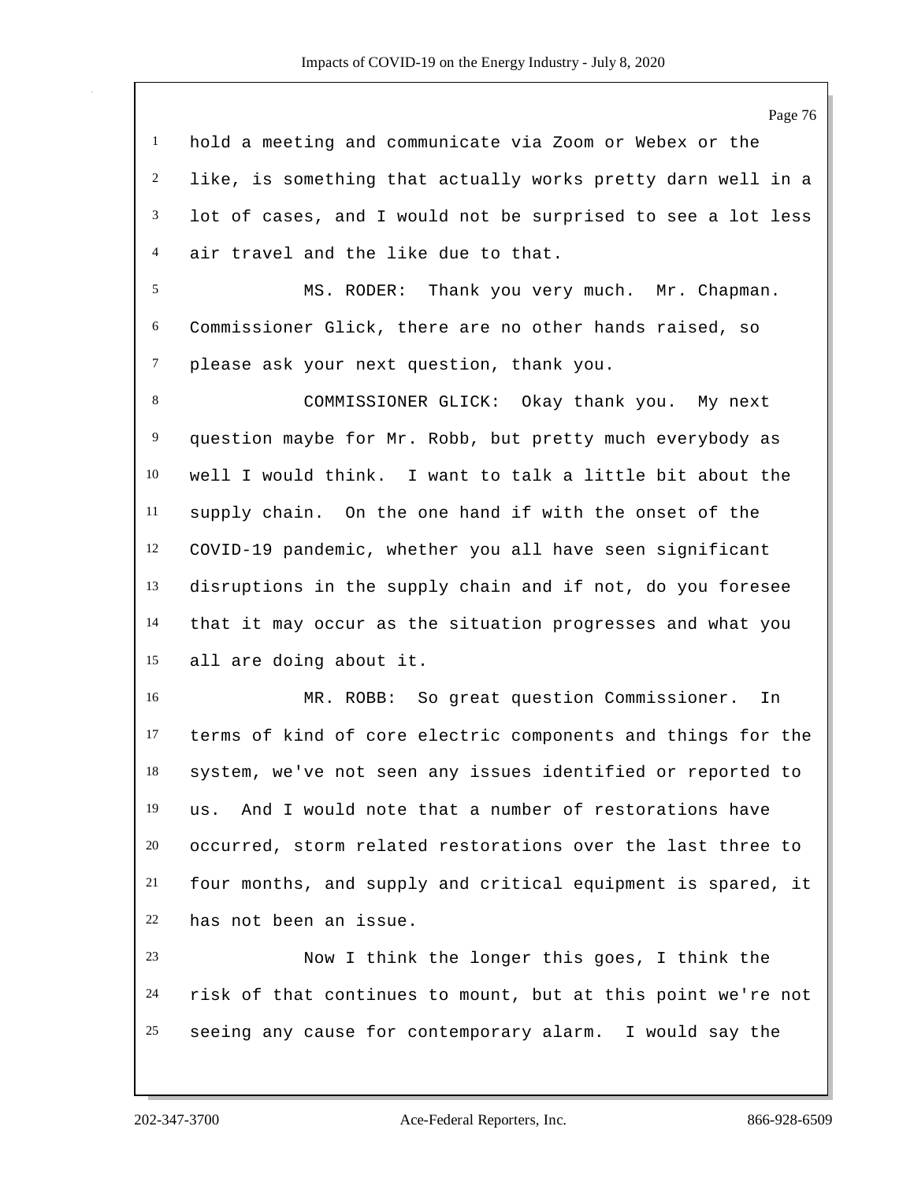hold a meeting and communicate via Zoom or Webex or the like, is something that actually works pretty darn well in a lot of cases, and I would not be surprised to see a lot less air travel and the like due to that.

MS. RODER: Thank you very much. Mr. Chapman. Commissioner Glick, there are no other hands raised, so please ask your next question, thank you.

COMMISSIONER GLICK: Okay thank you. My next question maybe for Mr. Robb, but pretty much everybody as well I would think. I want to talk a little bit about the supply chain. On the one hand if with the onset of the COVID-19 pandemic, whether you all have seen significant disruptions in the supply chain and if not, do you foresee that it may occur as the situation progresses and what you all are doing about it.

MR. ROBB: So great question Commissioner. In terms of kind of core electric components and things for the system, we've not seen any issues identified or reported to us. And I would note that a number of restorations have occurred, storm related restorations over the last three to four months, and supply and critical equipment is spared, it has not been an issue.

Now I think the longer this goes, I think the risk of that continues to mount, but at this point we're not seeing any cause for contemporary alarm. I would say the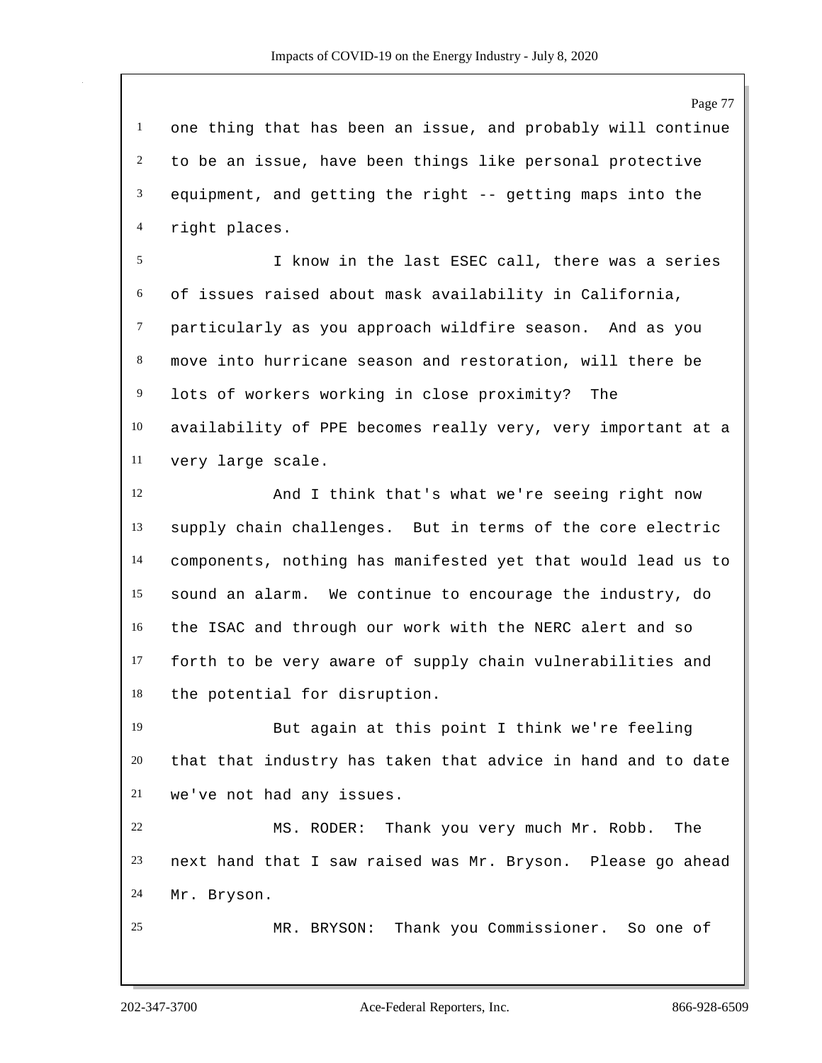one thing that has been an issue, and probably will continue to be an issue, have been things like personal protective equipment, and getting the right -- getting maps into the right places.

I know in the last ESEC call, there was a series of issues raised about mask availability in California, particularly as you approach wildfire season. And as you move into hurricane season and restoration, will there be lots of workers working in close proximity? The availability of PPE becomes really very, very important at a very large scale.

And I think that's what we're seeing right now supply chain challenges. But in terms of the core electric components, nothing has manifested yet that would lead us to sound an alarm. We continue to encourage the industry, do the ISAC and through our work with the NERC alert and so forth to be very aware of supply chain vulnerabilities and the potential for disruption.

But again at this point I think we're feeling that that industry has taken that advice in hand and to date we've not had any issues.

MS. RODER: Thank you very much Mr. Robb. The next hand that I saw raised was Mr. Bryson. Please go ahead Mr. Bryson.

MR. BRYSON: Thank you Commissioner. So one of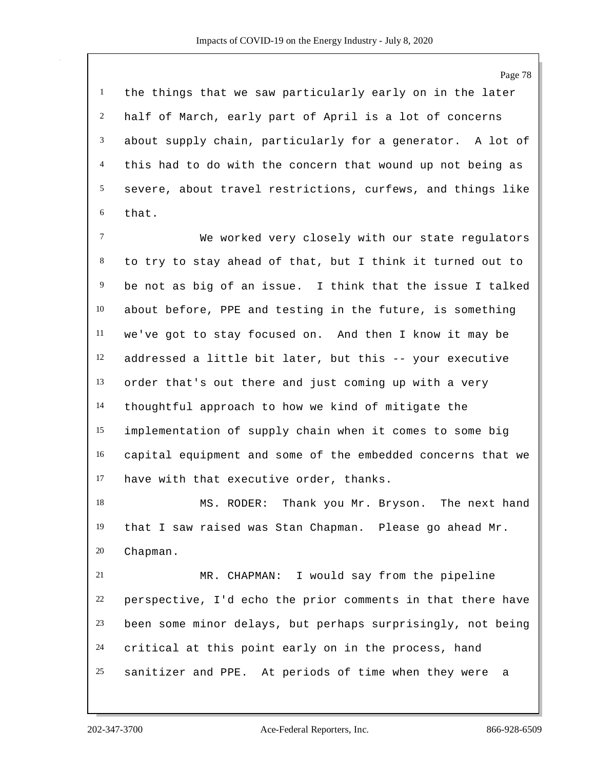the things that we saw particularly early on in the later half of March, early part of April is a lot of concerns about supply chain, particularly for a generator. A lot of this had to do with the concern that wound up not being as severe, about travel restrictions, curfews, and things like that.

We worked very closely with our state regulators to try to stay ahead of that, but I think it turned out to be not as big of an issue. I think that the issue I talked about before, PPE and testing in the future, is something we've got to stay focused on. And then I know it may be addressed a little bit later, but this -- your executive order that's out there and just coming up with a very thoughtful approach to how we kind of mitigate the implementation of supply chain when it comes to some big capital equipment and some of the embedded concerns that we have with that executive order, thanks.

MS. RODER: Thank you Mr. Bryson. The next hand that I saw raised was Stan Chapman. Please go ahead Mr. Chapman.

MR. CHAPMAN: I would say from the pipeline perspective, I'd echo the prior comments in that there have been some minor delays, but perhaps surprisingly, not being critical at this point early on in the process, hand sanitizer and PPE. At periods of time when they were a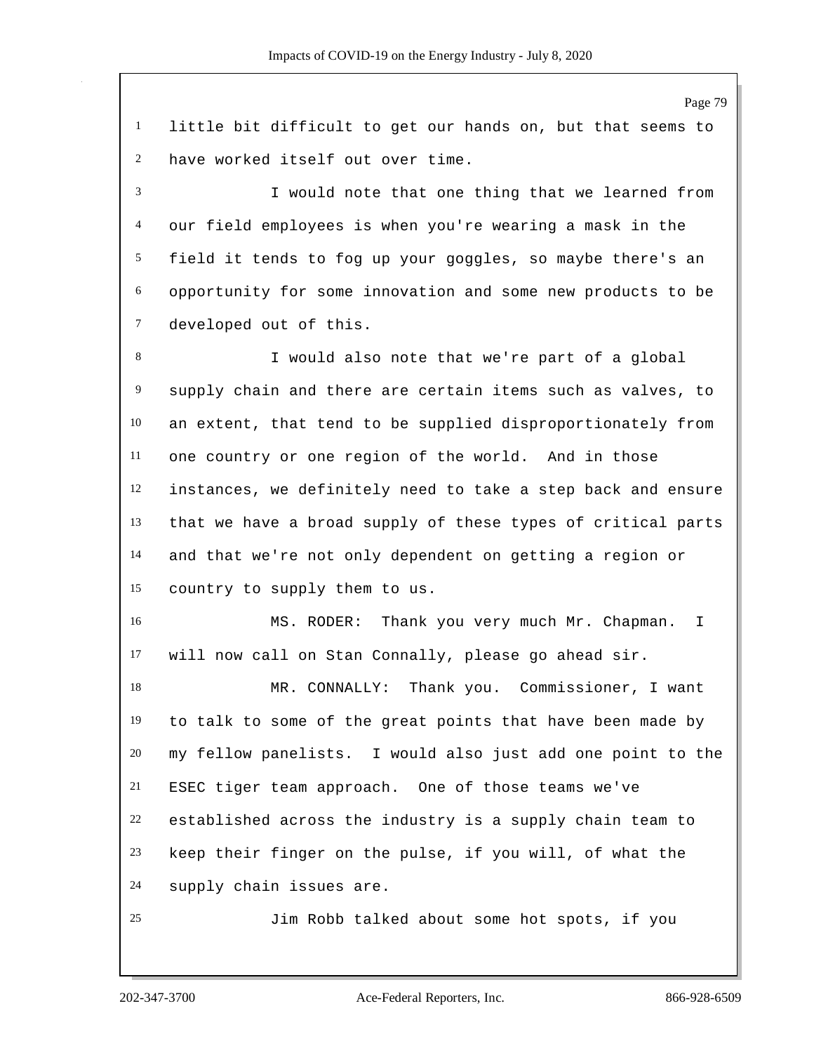little bit difficult to get our hands on, but that seems to have worked itself out over time.

I would note that one thing that we learned from our field employees is when you're wearing a mask in the field it tends to fog up your goggles, so maybe there's an opportunity for some innovation and some new products to be developed out of this.

I would also note that we're part of a global supply chain and there are certain items such as valves, to an extent, that tend to be supplied disproportionately from one country or one region of the world. And in those instances, we definitely need to take a step back and ensure that we have a broad supply of these types of critical parts and that we're not only dependent on getting a region or country to supply them to us.

MS. RODER: Thank you very much Mr. Chapman. I will now call on Stan Connally, please go ahead sir.

MR. CONNALLY: Thank you. Commissioner, I want to talk to some of the great points that have been made by my fellow panelists. I would also just add one point to the ESEC tiger team approach. One of those teams we've established across the industry is a supply chain team to keep their finger on the pulse, if you will, of what the supply chain issues are.

Jim Robb talked about some hot spots, if you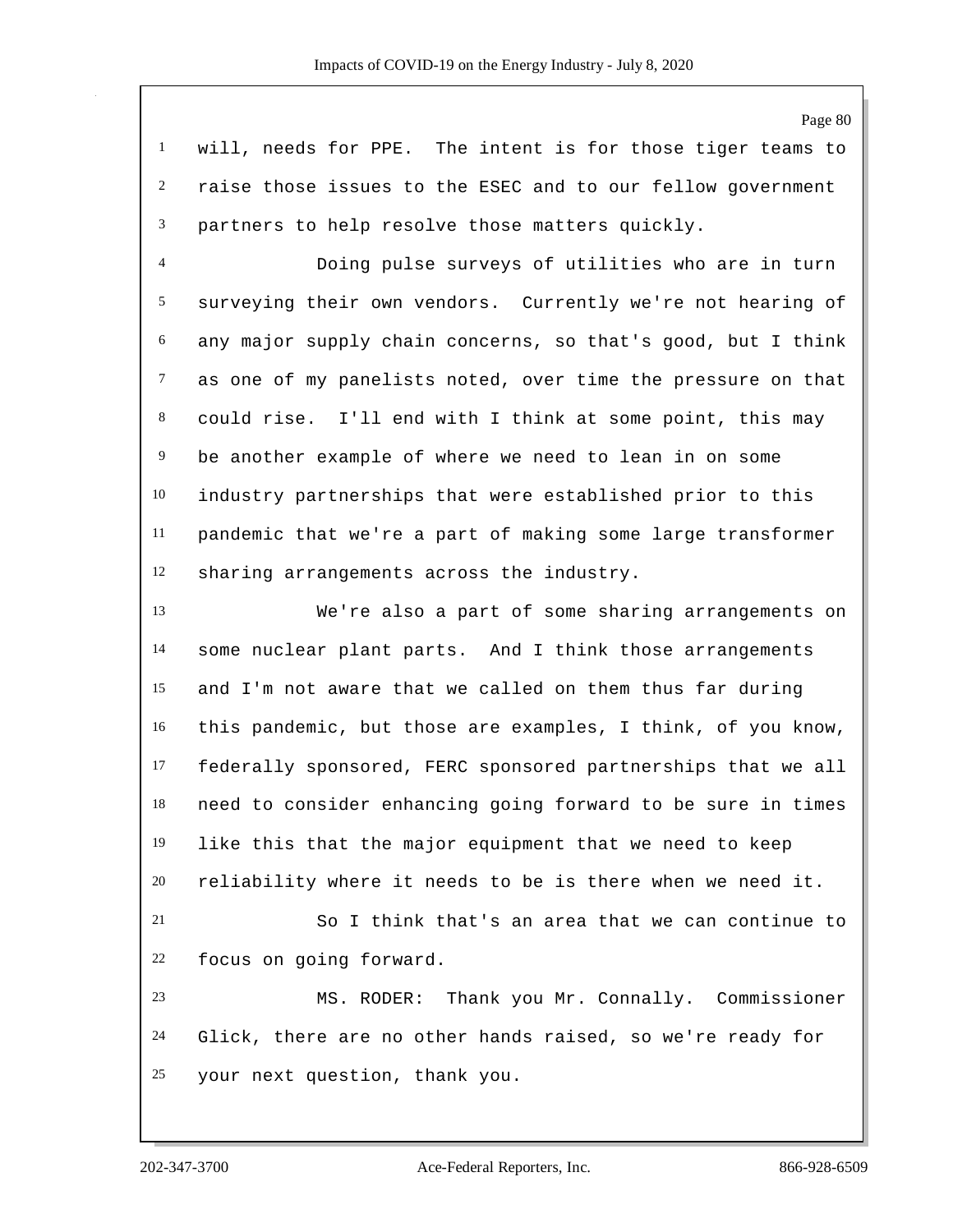will, needs for PPE. The intent is for those tiger teams to raise those issues to the ESEC and to our fellow government partners to help resolve those matters quickly.

Doing pulse surveys of utilities who are in turn surveying their own vendors. Currently we're not hearing of any major supply chain concerns, so that's good, but I think as one of my panelists noted, over time the pressure on that could rise. I'll end with I think at some point, this may be another example of where we need to lean in on some industry partnerships that were established prior to this pandemic that we're a part of making some large transformer sharing arrangements across the industry.

We're also a part of some sharing arrangements on some nuclear plant parts. And I think those arrangements and I'm not aware that we called on them thus far during this pandemic, but those are examples, I think, of you know, federally sponsored, FERC sponsored partnerships that we all need to consider enhancing going forward to be sure in times like this that the major equipment that we need to keep reliability where it needs to be is there when we need it.

So I think that's an area that we can continue to focus on going forward.

MS. RODER: Thank you Mr. Connally. Commissioner Glick, there are no other hands raised, so we're ready for your next question, thank you.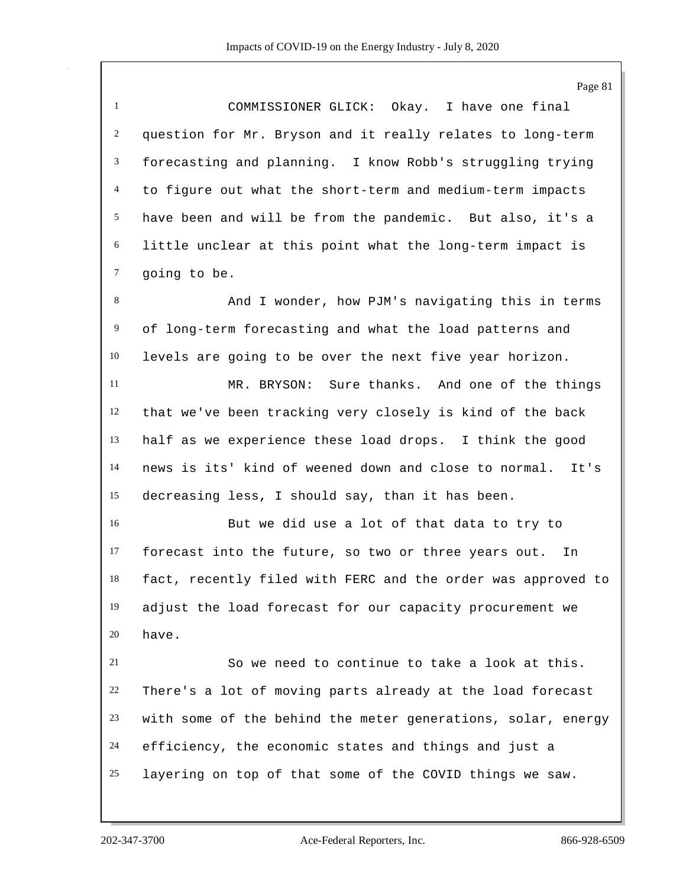COMMISSIONER GLICK: Okay. I have one final question for Mr. Bryson and it really relates to long-term forecasting and planning. I know Robb's struggling trying to figure out what the short-term and medium-term impacts have been and will be from the pandemic. But also, it's a little unclear at this point what the long-term impact is going to be.

And I wonder, how PJM's navigating this in terms of long-term forecasting and what the load patterns and levels are going to be over the next five year horizon.

MR. BRYSON: Sure thanks. And one of the things that we've been tracking very closely is kind of the back half as we experience these load drops. I think the good news is its' kind of weened down and close to normal. It's decreasing less, I should say, than it has been.

But we did use a lot of that data to try to forecast into the future, so two or three years out. In fact, recently filed with FERC and the order was approved to adjust the load forecast for our capacity procurement we have.

So we need to continue to take a look at this. There's a lot of moving parts already at the load forecast with some of the behind the meter generations, solar, energy efficiency, the economic states and things and just a layering on top of that some of the COVID things we saw.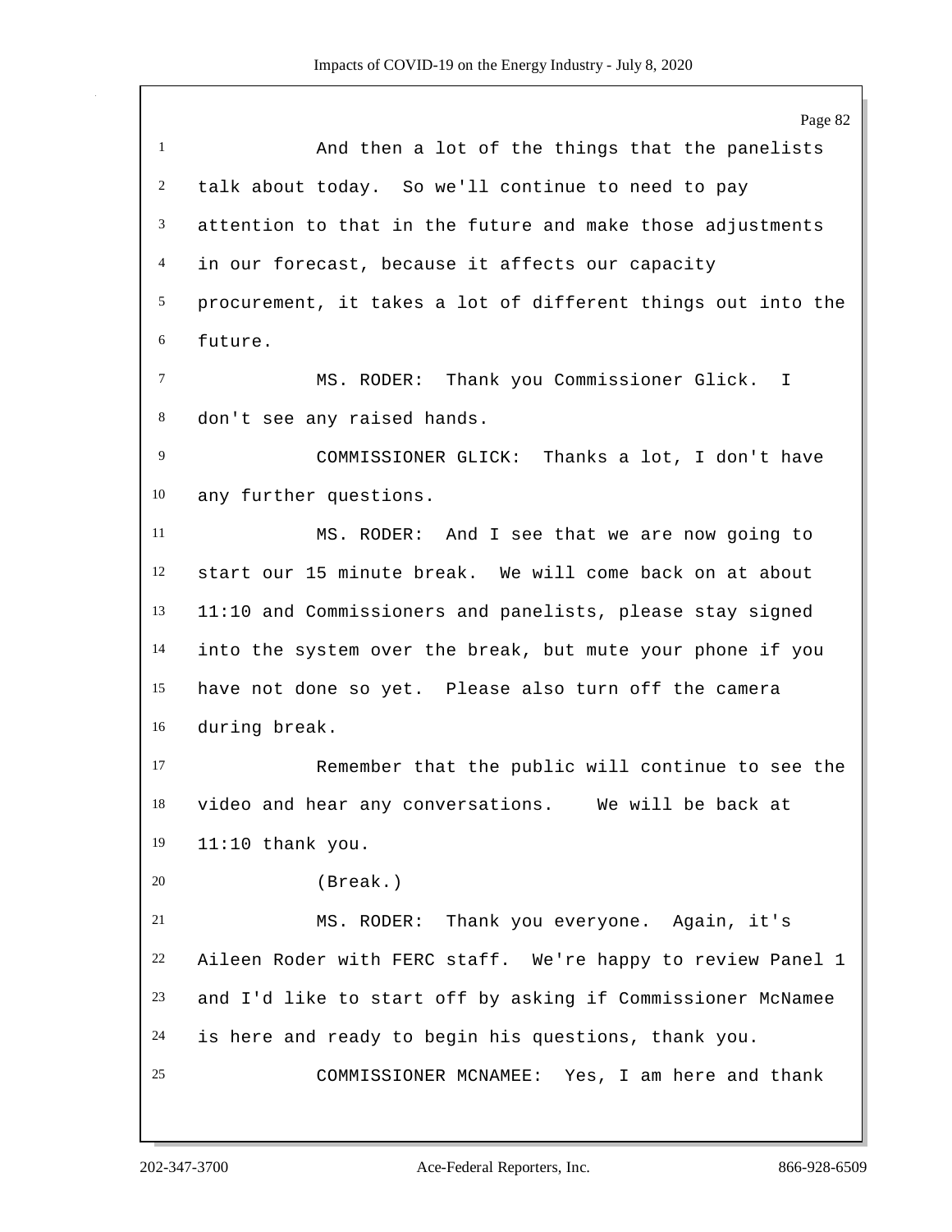And then a lot of the things that the panelists talk about today. So we'll continue to need to pay attention to that in the future and make those adjustments in our forecast, because it affects our capacity procurement, it takes a lot of different things out into the future.

MS. RODER: Thank you Commissioner Glick. I don't see any raised hands.

COMMISSIONER GLICK: Thanks a lot, I don't have any further questions.

MS. RODER: And I see that we are now going to start our 15 minute break. We will come back on at about 11:10 and Commissioners and panelists, please stay signed into the system over the break, but mute your phone if you have not done so yet. Please also turn off the camera during break.

Remember that the public will continue to see the video and hear any conversations. We will be back at 11:10 thank you.

(Break.)

MS. RODER: Thank you everyone. Again, it's Aileen Roder with FERC staff. We're happy to review Panel 1 and I'd like to start off by asking if Commissioner McNamee is here and ready to begin his questions, thank you.

COMMISSIONER MCNAMEE: Yes, I am here and thank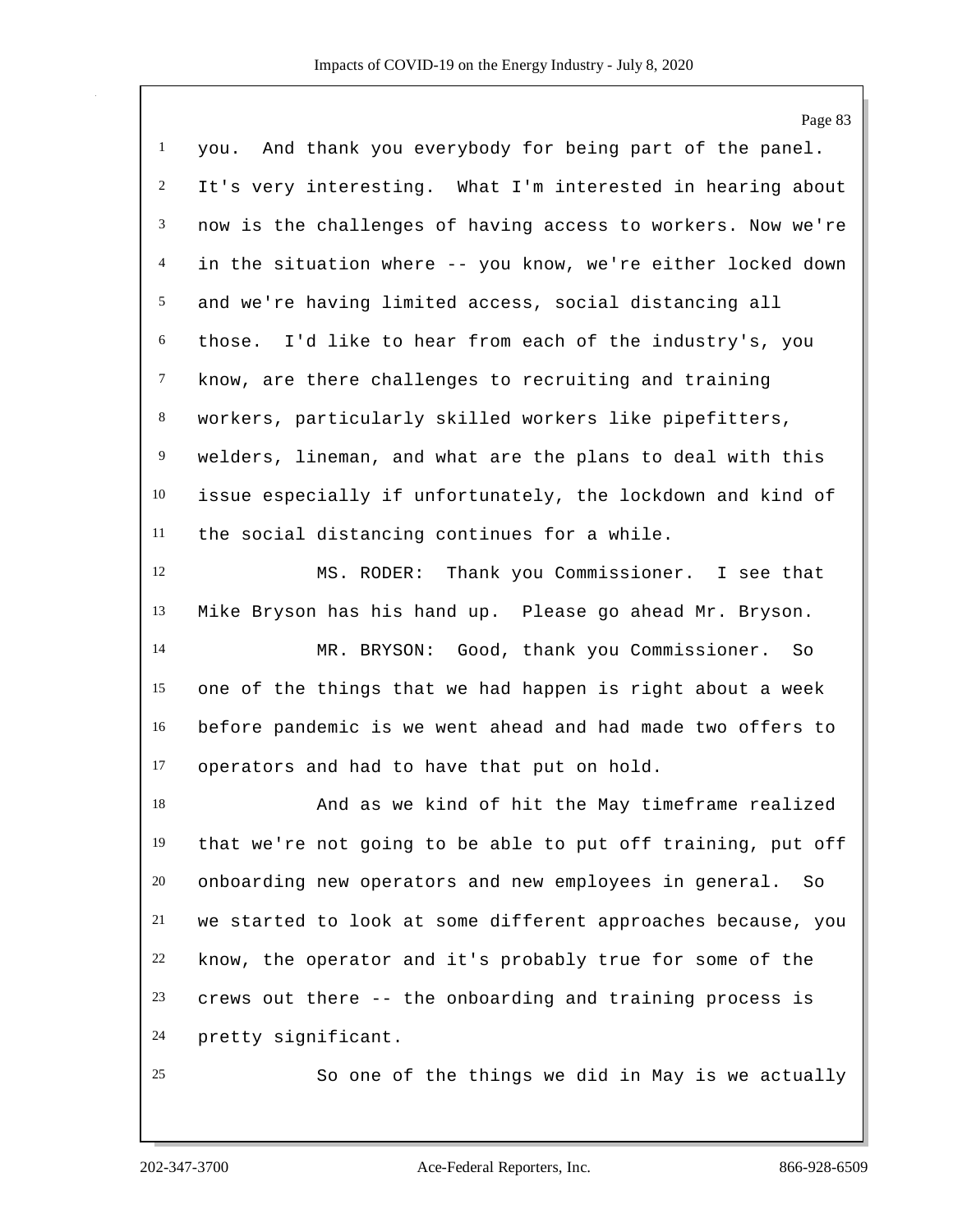you. And thank you everybody for being part of the panel. It's very interesting. What I'm interested in hearing about now is the challenges of having access to workers. Now we're in the situation where -- you know, we're either locked down and we're having limited access, social distancing all those. I'd like to hear from each of the industry's, you know, are there challenges to recruiting and training workers, particularly skilled workers like pipefitters, welders, lineman, and what are the plans to deal with this issue especially if unfortunately, the lockdown and kind of the social distancing continues for a while.

MS. RODER: Thank you Commissioner. I see that Mike Bryson has his hand up. Please go ahead Mr. Bryson.

MR. BRYSON: Good, thank you Commissioner. So one of the things that we had happen is right about a week before pandemic is we went ahead and had made two offers to operators and had to have that put on hold.

And as we kind of hit the May timeframe realized that we're not going to be able to put off training, put off onboarding new operators and new employees in general. So we started to look at some different approaches because, you know, the operator and it's probably true for some of the crews out there -- the onboarding and training process is pretty significant.

So one of the things we did in May is we actually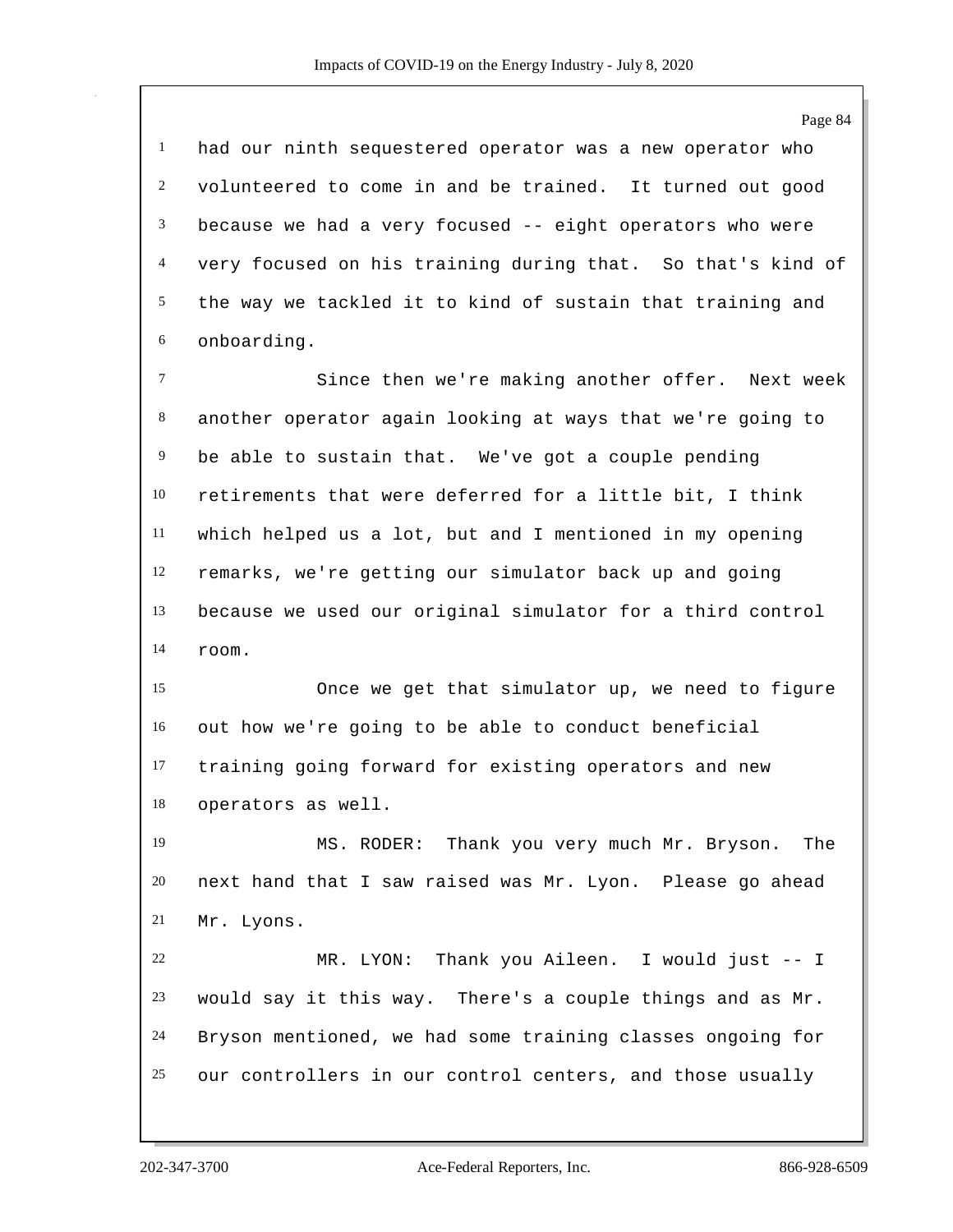had our ninth sequestered operator was a new operator who volunteered to come in and be trained. It turned out good because we had a very focused -- eight operators who were very focused on his training during that. So that's kind of the way we tackled it to kind of sustain that training and onboarding.

Since then we're making another offer. Next week another operator again looking at ways that we're going to be able to sustain that. We've got a couple pending retirements that were deferred for a little bit, I think which helped us a lot, but and I mentioned in my opening remarks, we're getting our simulator back up and going because we used our original simulator for a third control room.

Once we get that simulator up, we need to figure out how we're going to be able to conduct beneficial training going forward for existing operators and new operators as well.

MS. RODER: Thank you very much Mr. Bryson. The next hand that I saw raised was Mr. Lyon. Please go ahead Mr. Lyons.

MR. LYON: Thank you Aileen. I would just -- I would say it this way. There's a couple things and as Mr. Bryson mentioned, we had some training classes ongoing for our controllers in our control centers, and those usually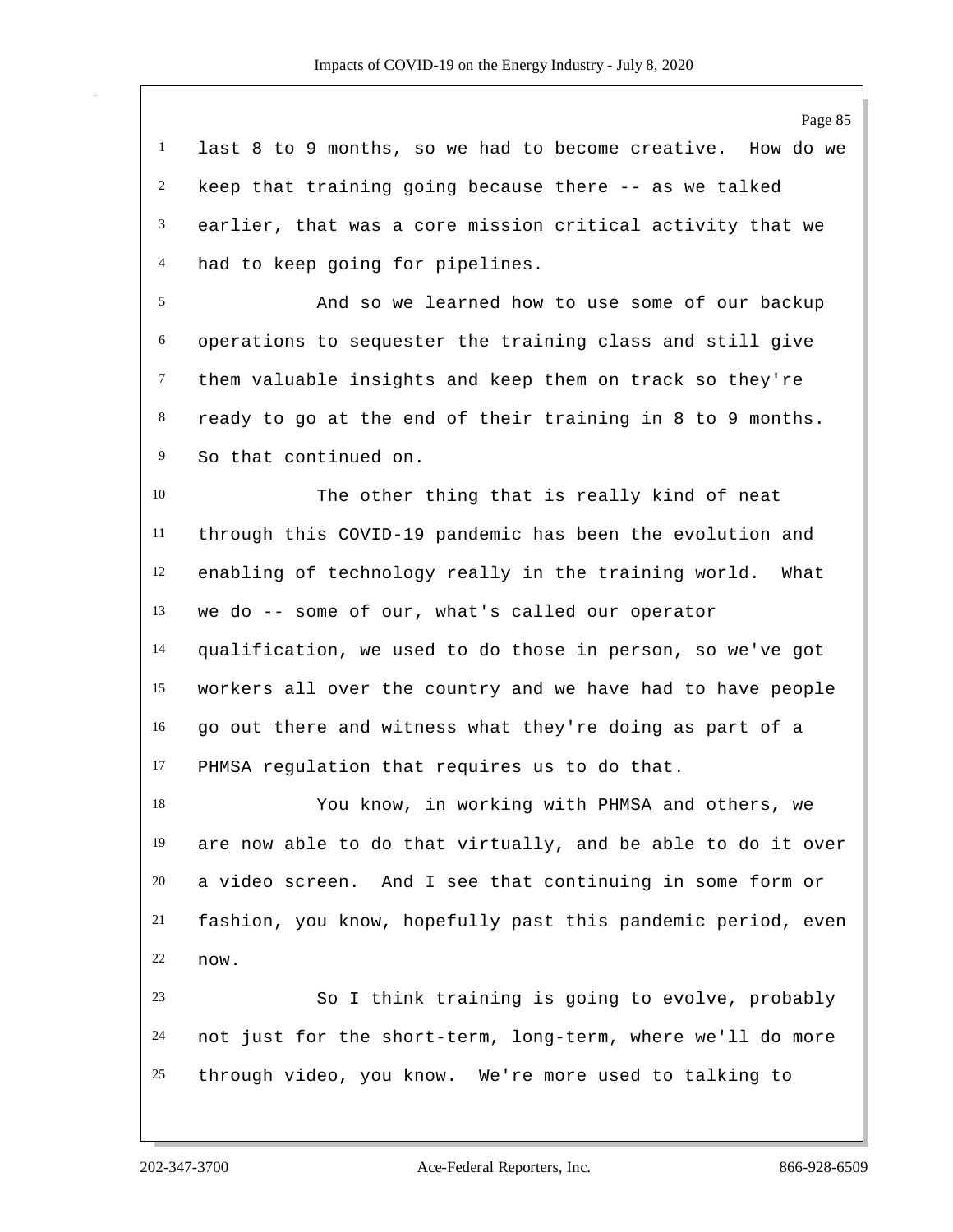last 8 to 9 months, so we had to become creative. How do we keep that training going because there -- as we talked earlier, that was a core mission critical activity that we had to keep going for pipelines.

And so we learned how to use some of our backup operations to sequester the training class and still give them valuable insights and keep them on track so they're ready to go at the end of their training in 8 to 9 months. So that continued on.

The other thing that is really kind of neat through this COVID-19 pandemic has been the evolution and enabling of technology really in the training world. What we do -- some of our, what's called our operator qualification, we used to do those in person, so we've got workers all over the country and we have had to have people go out there and witness what they're doing as part of a PHMSA regulation that requires us to do that.

You know, in working with PHMSA and others, we are now able to do that virtually, and be able to do it over a video screen. And I see that continuing in some form or fashion, you know, hopefully past this pandemic period, even now.

So I think training is going to evolve, probably not just for the short-term, long-term, where we'll do more through video, you know. We're more used to talking to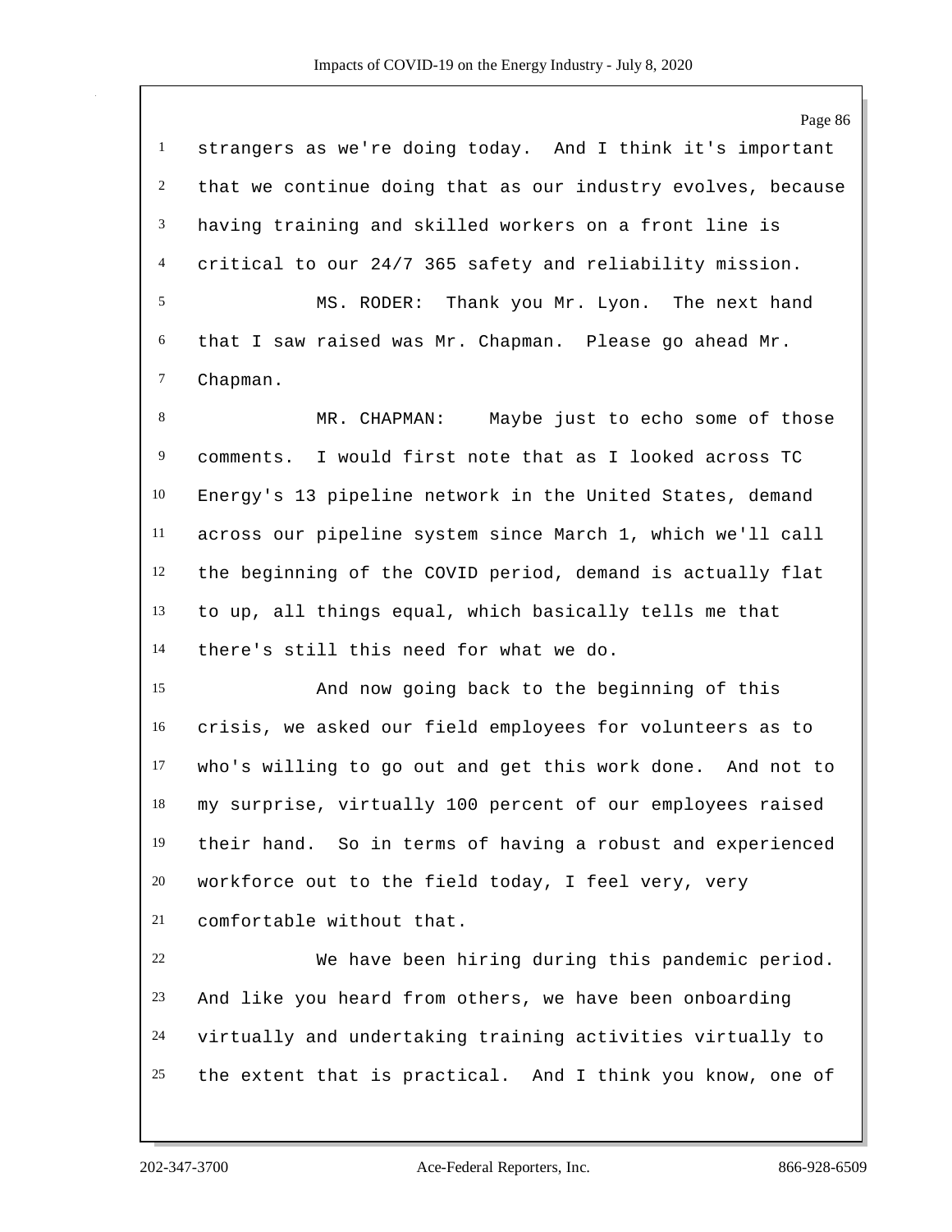strangers as we're doing today. And I think it's important that we continue doing that as our industry evolves, because having training and skilled workers on a front line is critical to our 24/7 365 safety and reliability mission.

MS. RODER: Thank you Mr. Lyon. The next hand that I saw raised was Mr. Chapman. Please go ahead Mr. Chapman.

MR. CHAPMAN: Maybe just to echo some of those comments. I would first note that as I looked across TC Energy's 13 pipeline network in the United States, demand across our pipeline system since March 1, which we'll call the beginning of the COVID period, demand is actually flat to up, all things equal, which basically tells me that there's still this need for what we do.

And now going back to the beginning of this crisis, we asked our field employees for volunteers as to who's willing to go out and get this work done. And not to my surprise, virtually 100 percent of our employees raised their hand. So in terms of having a robust and experienced workforce out to the field today, I feel very, very comfortable without that.

We have been hiring during this pandemic period. And like you heard from others, we have been onboarding virtually and undertaking training activities virtually to the extent that is practical. And I think you know, one of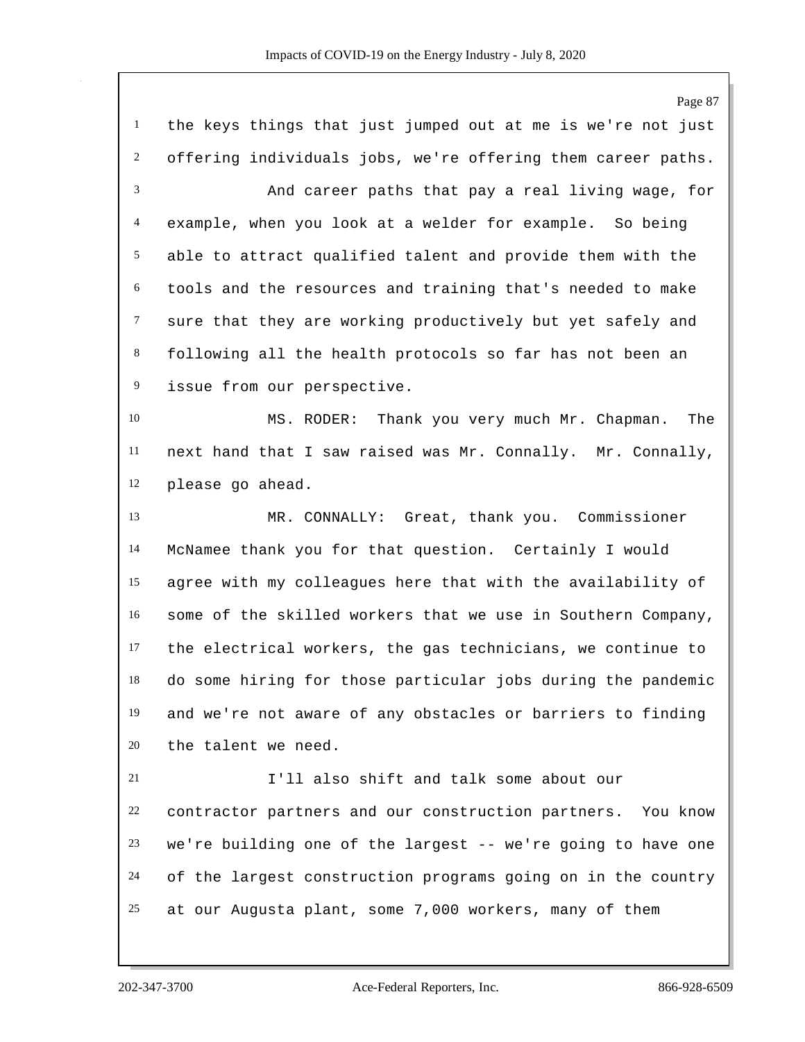the keys things that just jumped out at me is we're not just offering individuals jobs, we're offering them career paths.

And career paths that pay a real living wage, for example, when you look at a welder for example. So being able to attract qualified talent and provide them with the tools and the resources and training that's needed to make sure that they are working productively but yet safely and following all the health protocols so far has not been an issue from our perspective.

MS. RODER: Thank you very much Mr. Chapman. The next hand that I saw raised was Mr. Connally. Mr. Connally, please go ahead.

MR. CONNALLY: Great, thank you. Commissioner McNamee thank you for that question. Certainly I would agree with my colleagues here that with the availability of some of the skilled workers that we use in Southern Company, the electrical workers, the gas technicians, we continue to do some hiring for those particular jobs during the pandemic and we're not aware of any obstacles or barriers to finding the talent we need.

I'll also shift and talk some about our contractor partners and our construction partners. You know we're building one of the largest -- we're going to have one of the largest construction programs going on in the country at our Augusta plant, some 7,000 workers, many of them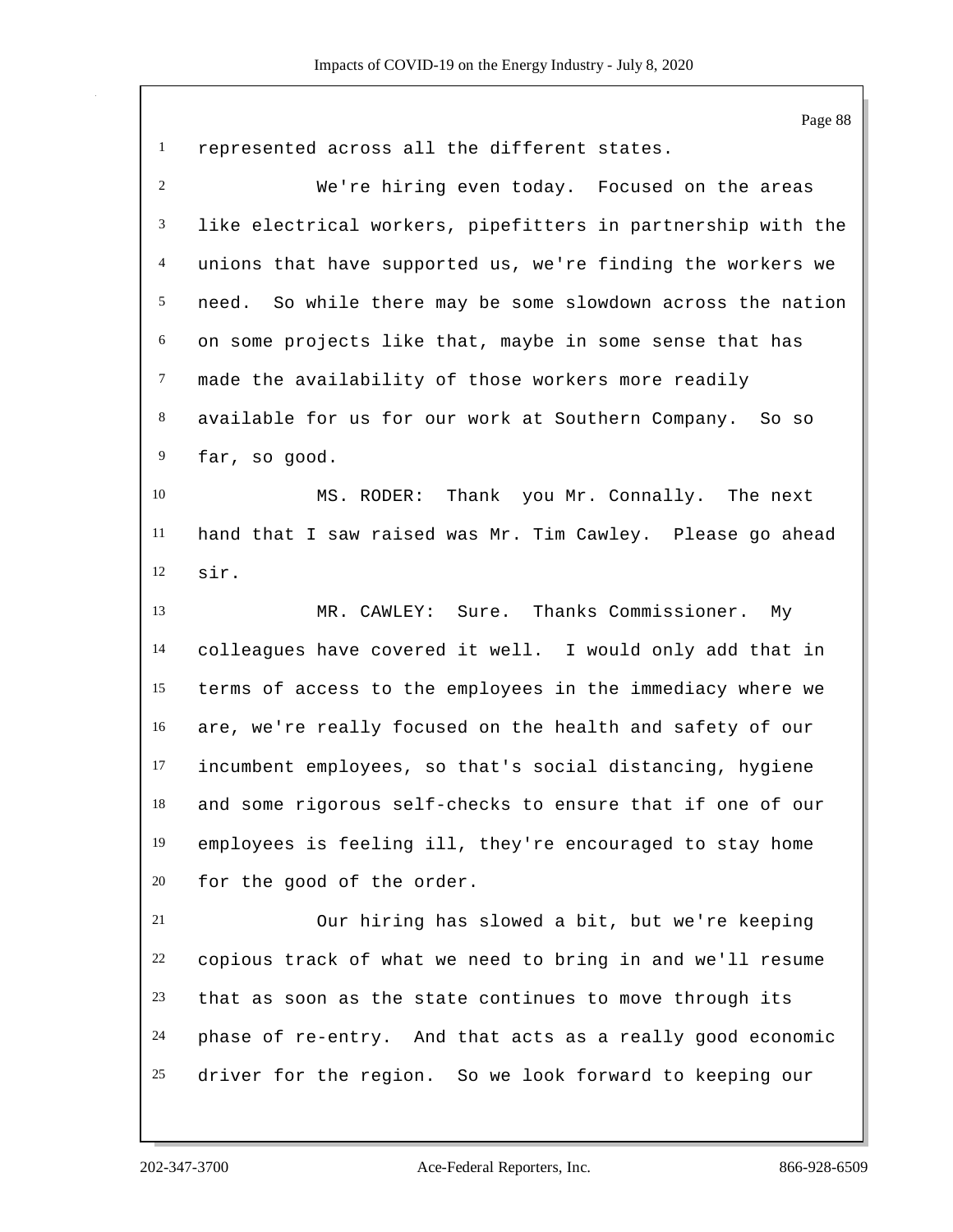represented across all the different states.

We're hiring even today. Focused on the areas like electrical workers, pipefitters in partnership with the unions that have supported us, we're finding the workers we need. So while there may be some slowdown across the nation on some projects like that, maybe in some sense that has made the availability of those workers more readily available for us for our work at Southern Company. So so far, so good.

MS. RODER: Thank you Mr. Connally. The next hand that I saw raised was Mr. Tim Cawley. Please go ahead sir.

MR. CAWLEY: Sure. Thanks Commissioner. My colleagues have covered it well. I would only add that in terms of access to the employees in the immediacy where we are, we're really focused on the health and safety of our incumbent employees, so that's social distancing, hygiene and some rigorous self-checks to ensure that if one of our employees is feeling ill, they're encouraged to stay home for the good of the order.

Our hiring has slowed a bit, but we're keeping copious track of what we need to bring in and we'll resume that as soon as the state continues to move through its phase of re-entry. And that acts as a really good economic driver for the region. So we look forward to keeping our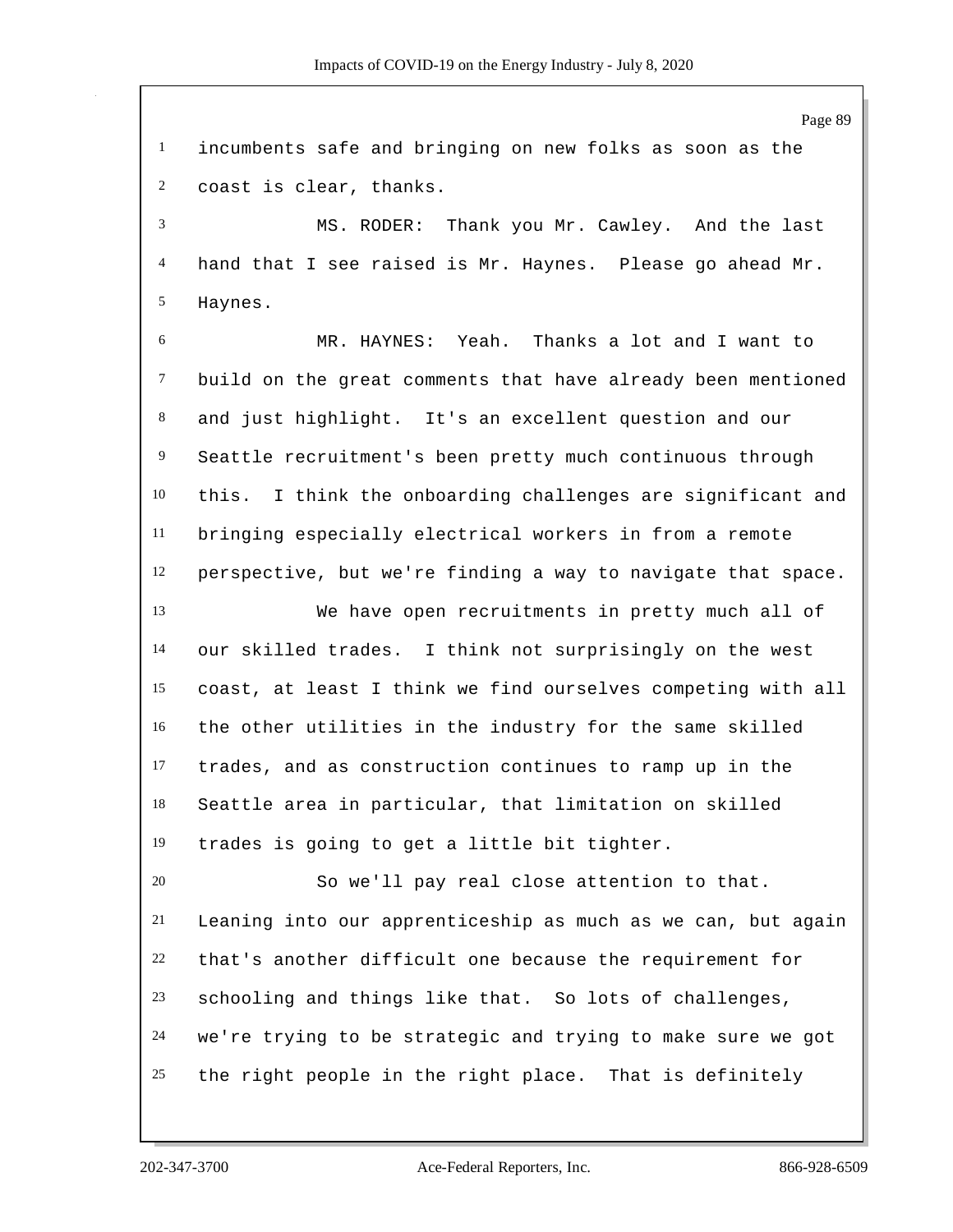incumbents safe and bringing on new folks as soon as the coast is clear, thanks.

MS. RODER: Thank you Mr. Cawley. And the last hand that I see raised is Mr. Haynes. Please go ahead Mr. Haynes.

MR. HAYNES: Yeah. Thanks a lot and I want to build on the great comments that have already been mentioned and just highlight. It's an excellent question and our Seattle recruitment's been pretty much continuous through this. I think the onboarding challenges are significant and bringing especially electrical workers in from a remote perspective, but we're finding a way to navigate that space.

We have open recruitments in pretty much all of our skilled trades. I think not surprisingly on the west coast, at least I think we find ourselves competing with all the other utilities in the industry for the same skilled trades, and as construction continues to ramp up in the Seattle area in particular, that limitation on skilled trades is going to get a little bit tighter.

So we'll pay real close attention to that. Leaning into our apprenticeship as much as we can, but again that's another difficult one because the requirement for schooling and things like that. So lots of challenges, we're trying to be strategic and trying to make sure we got the right people in the right place. That is definitely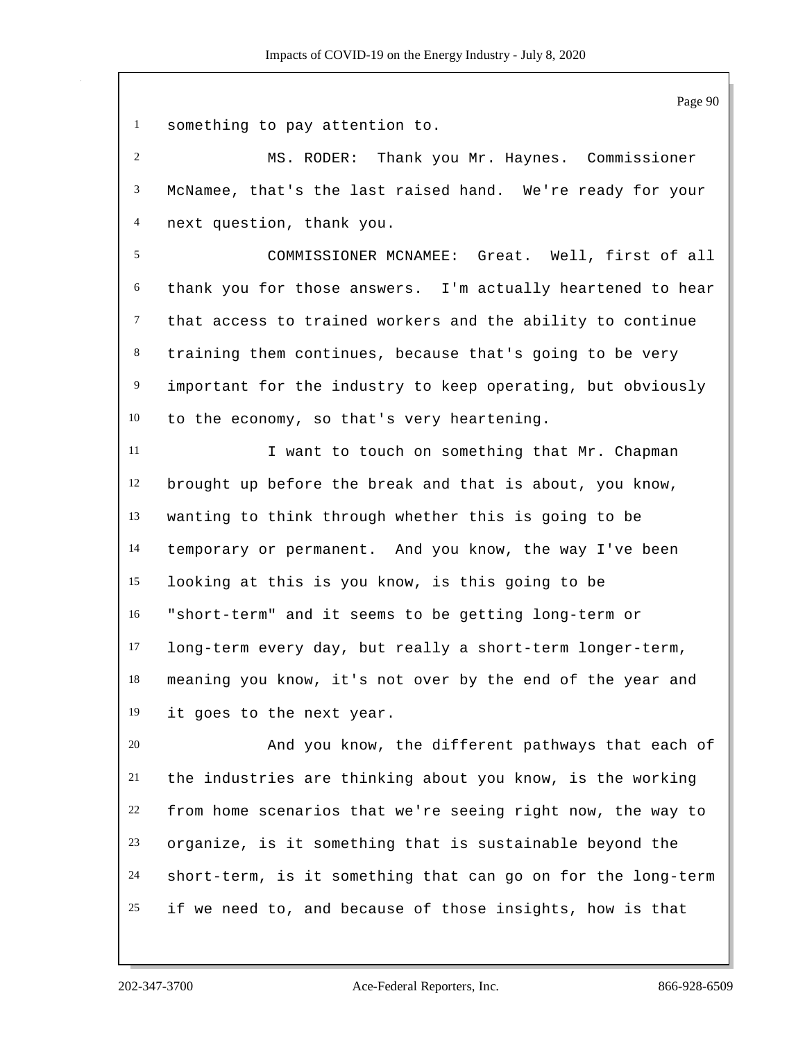something to pay attention to.

MS. RODER: Thank you Mr. Haynes. Commissioner McNamee, that's the last raised hand. We're ready for your next question, thank you.

COMMISSIONER MCNAMEE: Great. Well, first of all thank you for those answers. I'm actually heartened to hear that access to trained workers and the ability to continue training them continues, because that's going to be very important for the industry to keep operating, but obviously to the economy, so that's very heartening.

I want to touch on something that Mr. Chapman brought up before the break and that is about, you know, wanting to think through whether this is going to be temporary or permanent. And you know, the way I've been looking at this is you know, is this going to be "short-term" and it seems to be getting long-term or long-term every day, but really a short-term longer-term, meaning you know, it's not over by the end of the year and it goes to the next year.

And you know, the different pathways that each of the industries are thinking about you know, is the working from home scenarios that we're seeing right now, the way to organize, is it something that is sustainable beyond the short-term, is it something that can go on for the long-term if we need to, and because of those insights, how is that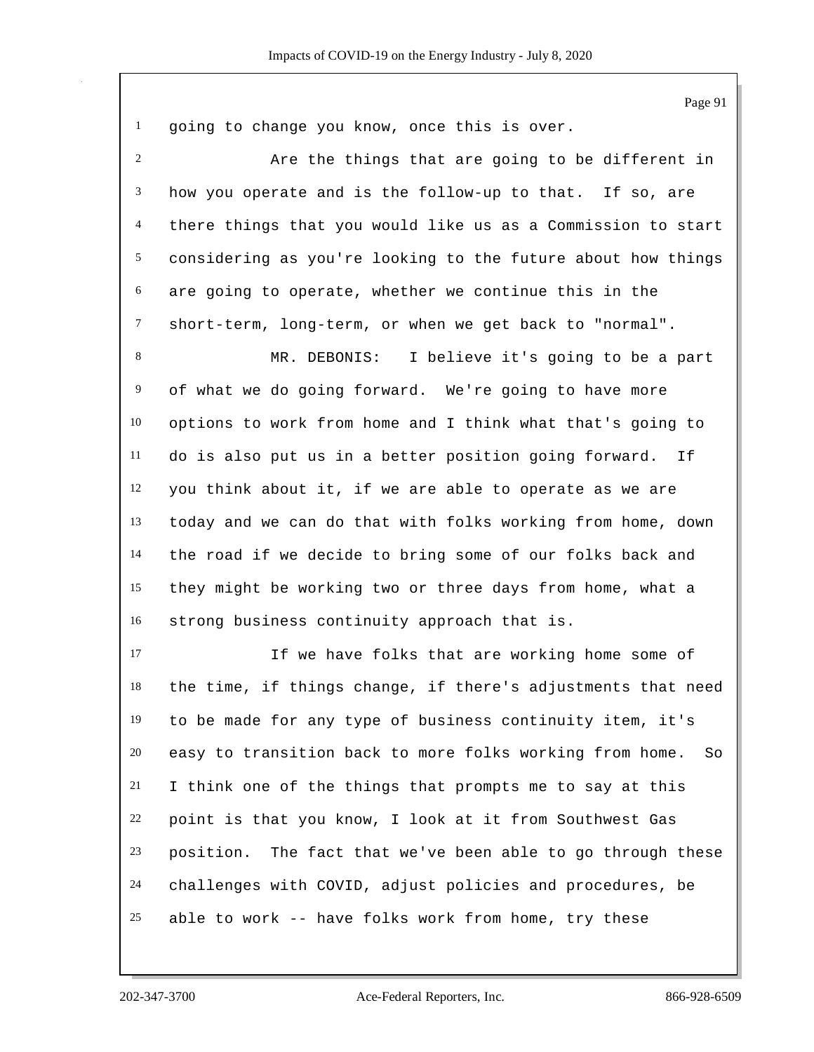going to change you know, once this is over.

Are the things that are going to be different in how you operate and is the follow-up to that. If so, are there things that you would like us as a Commission to start considering as you're looking to the future about how things are going to operate, whether we continue this in the short-term, long-term, or when we get back to "normal".

MR. DEBONIS: I believe it's going to be a part of what we do going forward. We're going to have more options to work from home and I think what that's going to do is also put us in a better position going forward. If you think about it, if we are able to operate as we are today and we can do that with folks working from home, down the road if we decide to bring some of our folks back and they might be working two or three days from home, what a strong business continuity approach that is.

If we have folks that are working home some of the time, if things change, if there's adjustments that need to be made for any type of business continuity item, it's easy to transition back to more folks working from home. So I think one of the things that prompts me to say at this point is that you know, I look at it from Southwest Gas position. The fact that we've been able to go through these challenges with COVID, adjust policies and procedures, be able to work -- have folks work from home, try these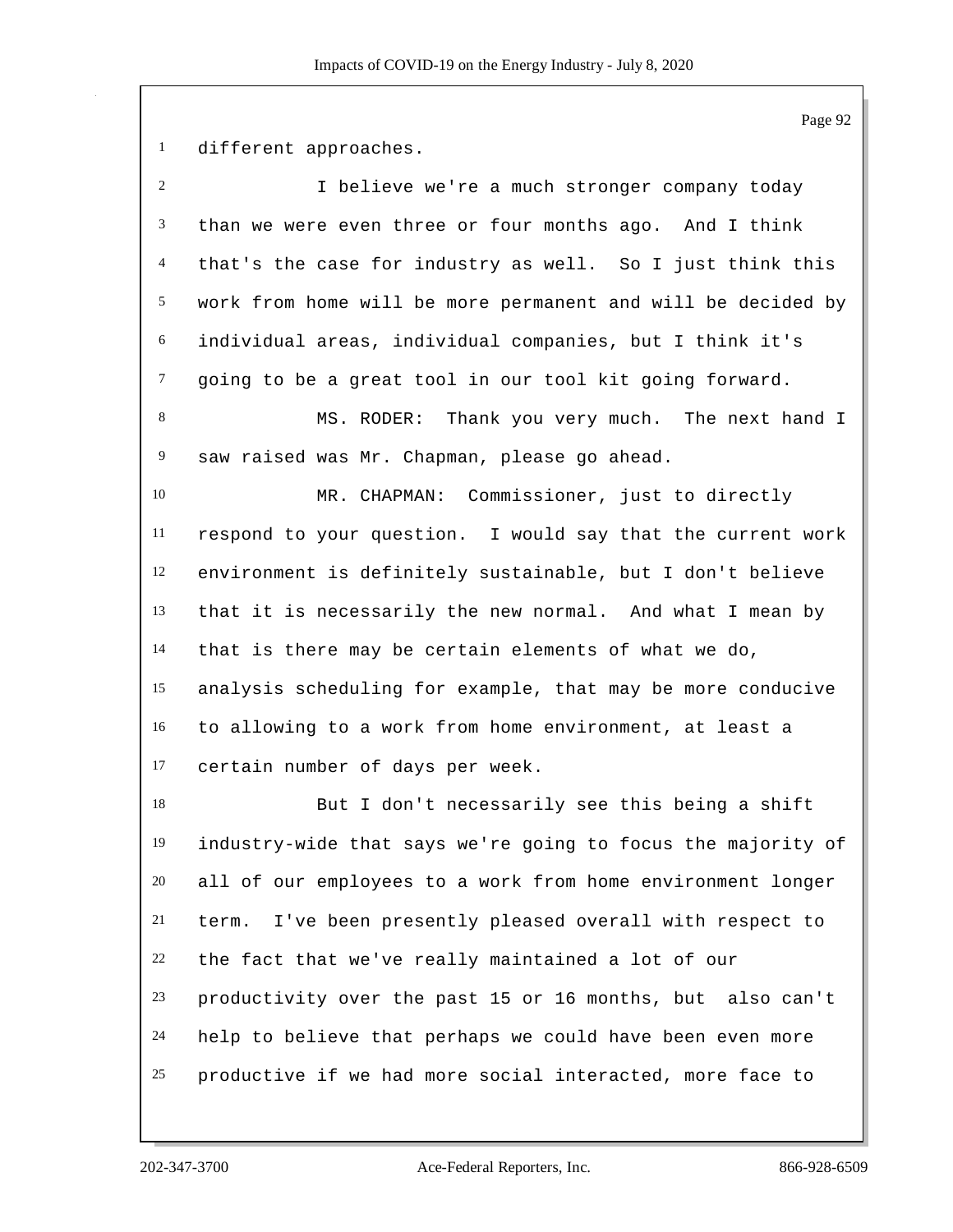different approaches.

I believe we're a much stronger company today than we were even three or four months ago. And I think that's the case for industry as well. So I just think this work from home will be more permanent and will be decided by individual areas, individual companies, but I think it's going to be a great tool in our tool kit going forward.

MS. RODER: Thank you very much. The next hand I saw raised was Mr. Chapman, please go ahead.

MR. CHAPMAN: Commissioner, just to directly respond to your question. I would say that the current work environment is definitely sustainable, but I don't believe that it is necessarily the new normal. And what I mean by that is there may be certain elements of what we do, analysis scheduling for example, that may be more conducive to allowing to a work from home environment, at least a certain number of days per week.

But I don't necessarily see this being a shift industry-wide that says we're going to focus the majority of all of our employees to a work from home environment longer term. I've been presently pleased overall with respect to the fact that we've really maintained a lot of our productivity over the past 15 or 16 months, but also can't help to believe that perhaps we could have been even more productive if we had more social interacted, more face to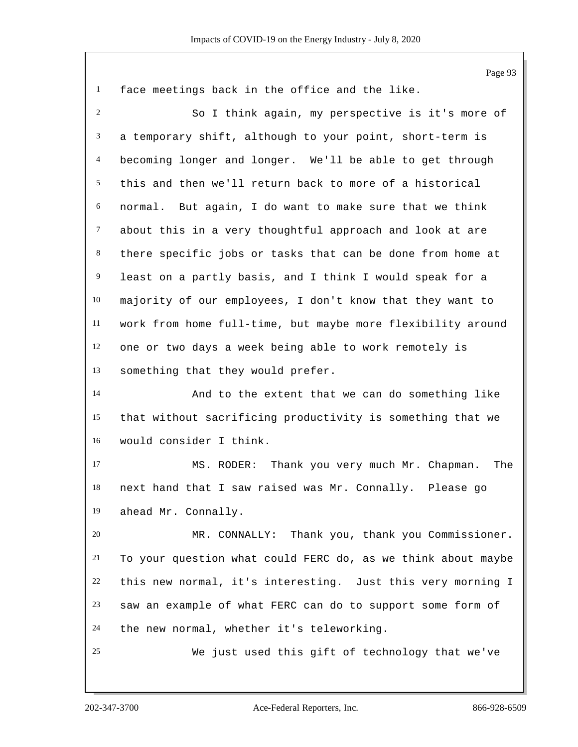face meetings back in the office and the like.

So I think again, my perspective is it's more of a temporary shift, although to your point, short-term is becoming longer and longer. We'll be able to get through this and then we'll return back to more of a historical normal. But again, I do want to make sure that we think about this in a very thoughtful approach and look at are there specific jobs or tasks that can be done from home at least on a partly basis, and I think I would speak for a majority of our employees, I don't know that they want to work from home full-time, but maybe more flexibility around one or two days a week being able to work remotely is something that they would prefer.

And to the extent that we can do something like that without sacrificing productivity is something that we would consider I think.

MS. RODER: Thank you very much Mr. Chapman. The next hand that I saw raised was Mr. Connally. Please go ahead Mr. Connally.

MR. CONNALLY: Thank you, thank you Commissioner. To your question what could FERC do, as we think about maybe this new normal, it's interesting. Just this very morning I saw an example of what FERC can do to support some form of the new normal, whether it's teleworking.

We just used this gift of technology that we've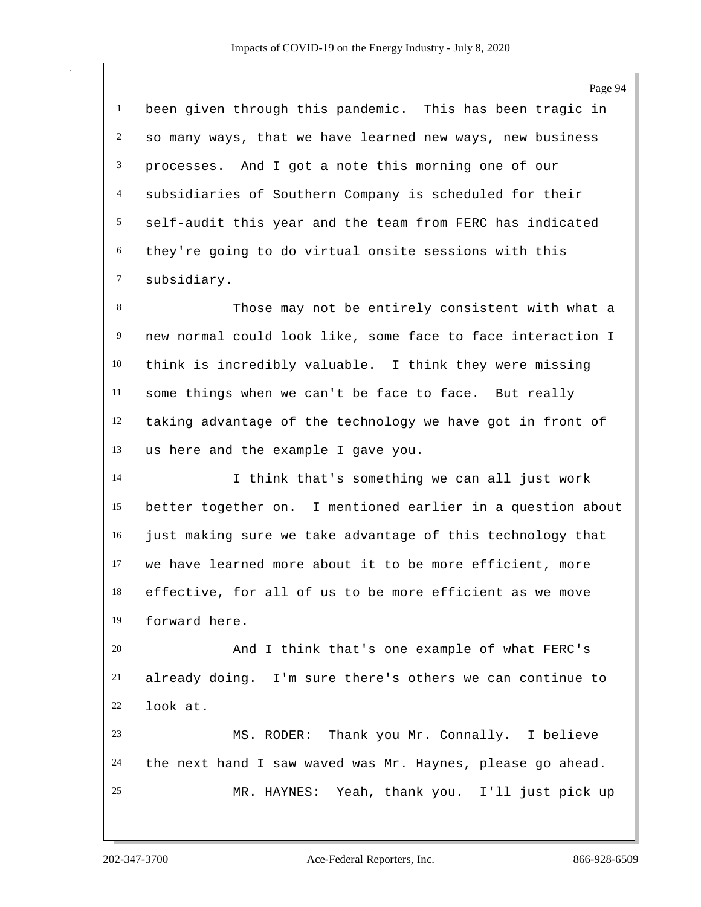been given through this pandemic. This has been tragic in so many ways, that we have learned new ways, new business processes. And I got a note this morning one of our subsidiaries of Southern Company is scheduled for their self-audit this year and the team from FERC has indicated they're going to do virtual onsite sessions with this subsidiary.

Those may not be entirely consistent with what a new normal could look like, some face to face interaction I think is incredibly valuable. I think they were missing some things when we can't be face to face. But really taking advantage of the technology we have got in front of us here and the example I gave you.

I think that's something we can all just work better together on. I mentioned earlier in a question about just making sure we take advantage of this technology that we have learned more about it to be more efficient, more effective, for all of us to be more efficient as we move forward here.

And I think that's one example of what FERC's already doing. I'm sure there's others we can continue to look at.

MS. RODER: Thank you Mr. Connally. I believe the next hand I saw waved was Mr. Haynes, please go ahead.

MR. HAYNES: Yeah, thank you. I'll just pick up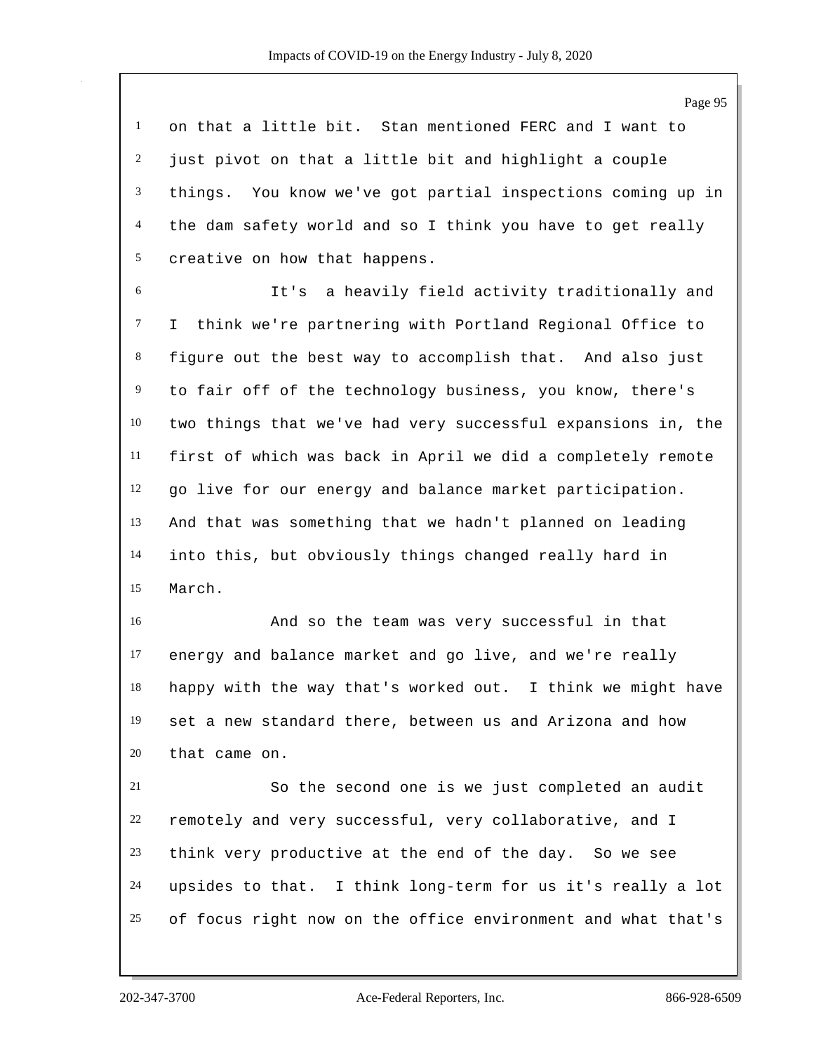on that a little bit. Stan mentioned FERC and I want to just pivot on that a little bit and highlight a couple things. You know we've got partial inspections coming up in the dam safety world and so I think you have to get really creative on how that happens.

It's a heavily field activity traditionally and I think we're partnering with Portland Regional Office to figure out the best way to accomplish that. And also just to fair off of the technology business, you know, there's two things that we've had very successful expansions in, the first of which was back in April we did a completely remote go live for our energy and balance market participation. And that was something that we hadn't planned on leading into this, but obviously things changed really hard in March.

And so the team was very successful in that energy and balance market and go live, and we're really happy with the way that's worked out. I think we might have set a new standard there, between us and Arizona and how that came on.

So the second one is we just completed an audit remotely and very successful, very collaborative, and I think very productive at the end of the day. So we see upsides to that. I think long-term for us it's really a lot of focus right now on the office environment and what that's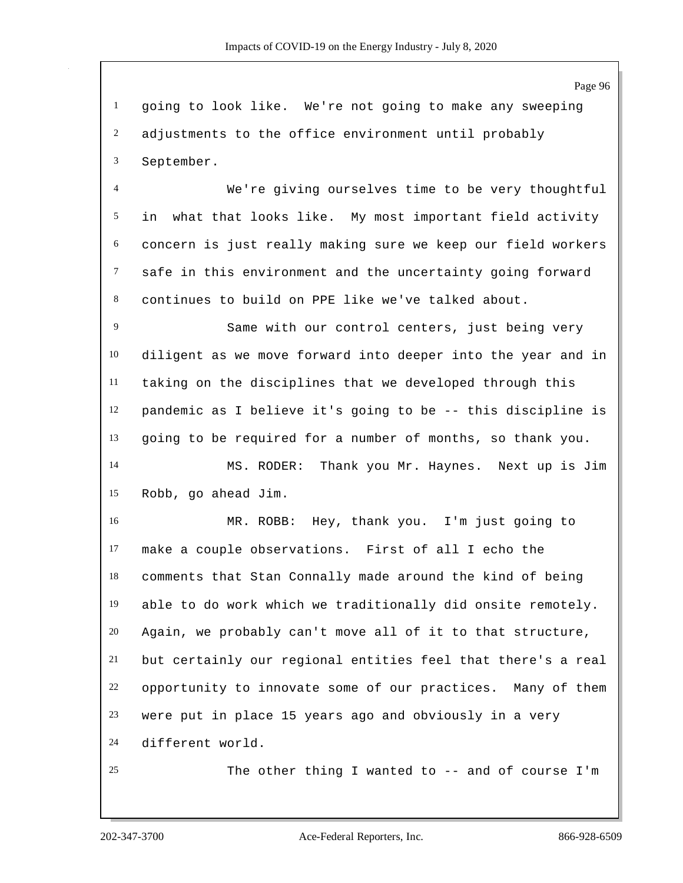going to look like. We're not going to make any sweeping adjustments to the office environment until probably September.

We're giving ourselves time to be very thoughtful in what that looks like. My most important field activity concern is just really making sure we keep our field workers safe in this environment and the uncertainty going forward continues to build on PPE like we've talked about.

Same with our control centers, just being very diligent as we move forward into deeper into the year and in taking on the disciplines that we developed through this pandemic as I believe it's going to be -- this discipline is going to be required for a number of months, so thank you.

MS. RODER: Thank you Mr. Haynes. Next up is Jim Robb, go ahead Jim.

MR. ROBB: Hey, thank you. I'm just going to make a couple observations. First of all I echo the comments that Stan Connally made around the kind of being able to do work which we traditionally did onsite remotely. Again, we probably can't move all of it to that structure, but certainly our regional entities feel that there's a real opportunity to innovate some of our practices. Many of them were put in place 15 years ago and obviously in a very different world.

The other thing I wanted to -- and of course I'm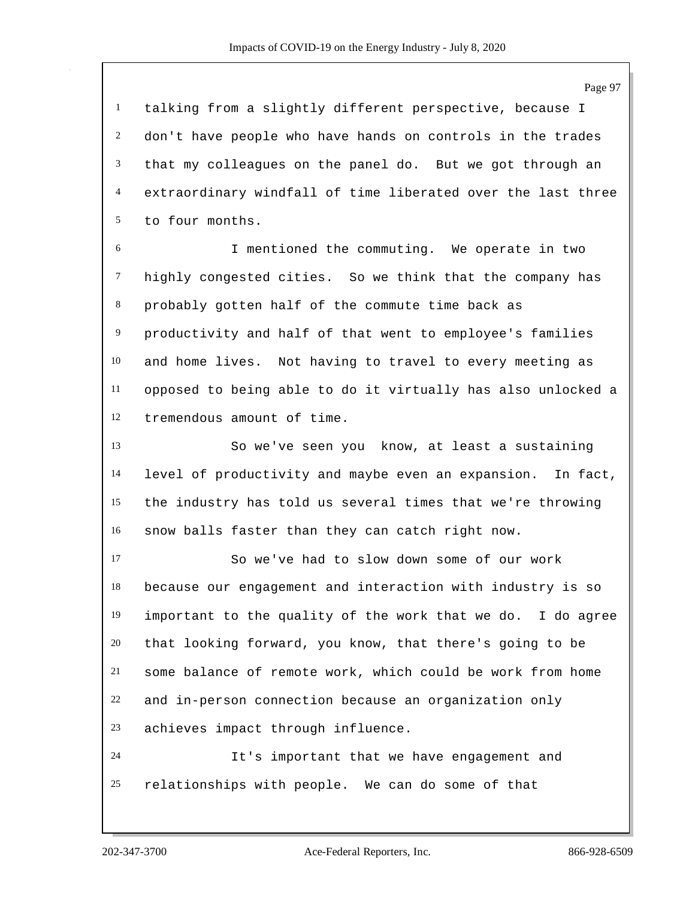talking from a slightly different perspective, because I don't have people who have hands on controls in the trades that my colleagues on the panel do. But we got through an extraordinary windfall of time liberated over the last three to four months.

I mentioned the commuting. We operate in two highly congested cities. So we think that the company has probably gotten half of the commute time back as productivity and half of that went to employee's families and home lives. Not having to travel to every meeting as opposed to being able to do it virtually has also unlocked a tremendous amount of time.

So we've seen you know, at least a sustaining level of productivity and maybe even an expansion. In fact, the industry has told us several times that we're throwing snow balls faster than they can catch right now.

So we've had to slow down some of our work because our engagement and interaction with industry is so important to the quality of the work that we do. I do agree that looking forward, you know, that there's going to be some balance of remote work, which could be work from home and in-person connection because an organization only achieves impact through influence.

It's important that we have engagement and relationships with people. We can do some of that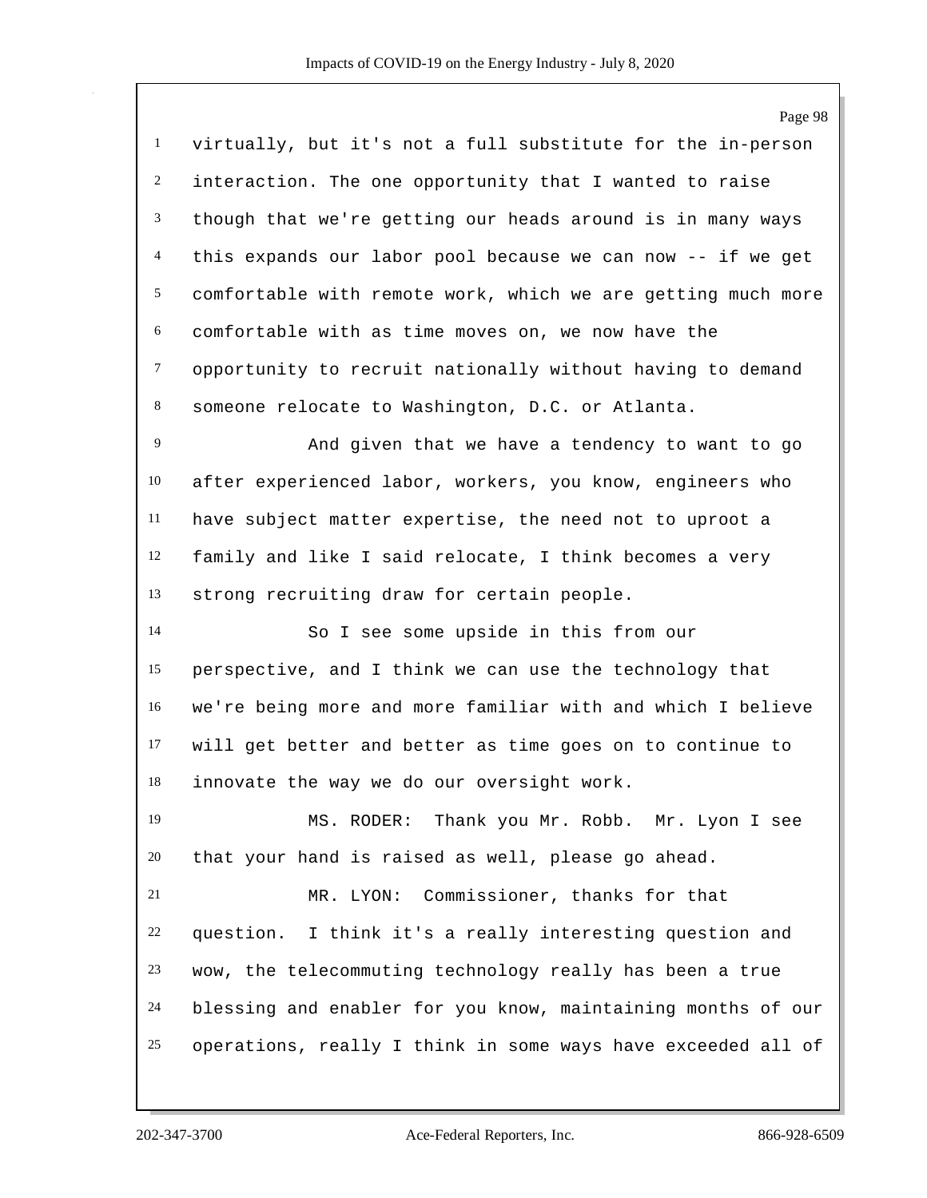virtually, but it's not a full substitute for the in-person interaction. The one opportunity that I wanted to raise though that we're getting our heads around is in many ways this expands our labor pool because we can now -- if we get comfortable with remote work, which we are getting much more comfortable with as time moves on, we now have the opportunity to recruit nationally without having to demand someone relocate to Washington, D.C. or Atlanta.

And given that we have a tendency to want to go after experienced labor, workers, you know, engineers who have subject matter expertise, the need not to uproot a family and like I said relocate, I think becomes a very strong recruiting draw for certain people.

So I see some upside in this from our perspective, and I think we can use the technology that we're being more and more familiar with and which I believe will get better and better as time goes on to continue to innovate the way we do our oversight work.

MS. RODER: Thank you Mr. Robb. Mr. Lyon I see that your hand is raised as well, please go ahead.

MR. LYON: Commissioner, thanks for that question. I think it's a really interesting question and wow, the telecommuting technology really has been a true blessing and enabler for you know, maintaining months of our operations, really I think in some ways have exceeded all of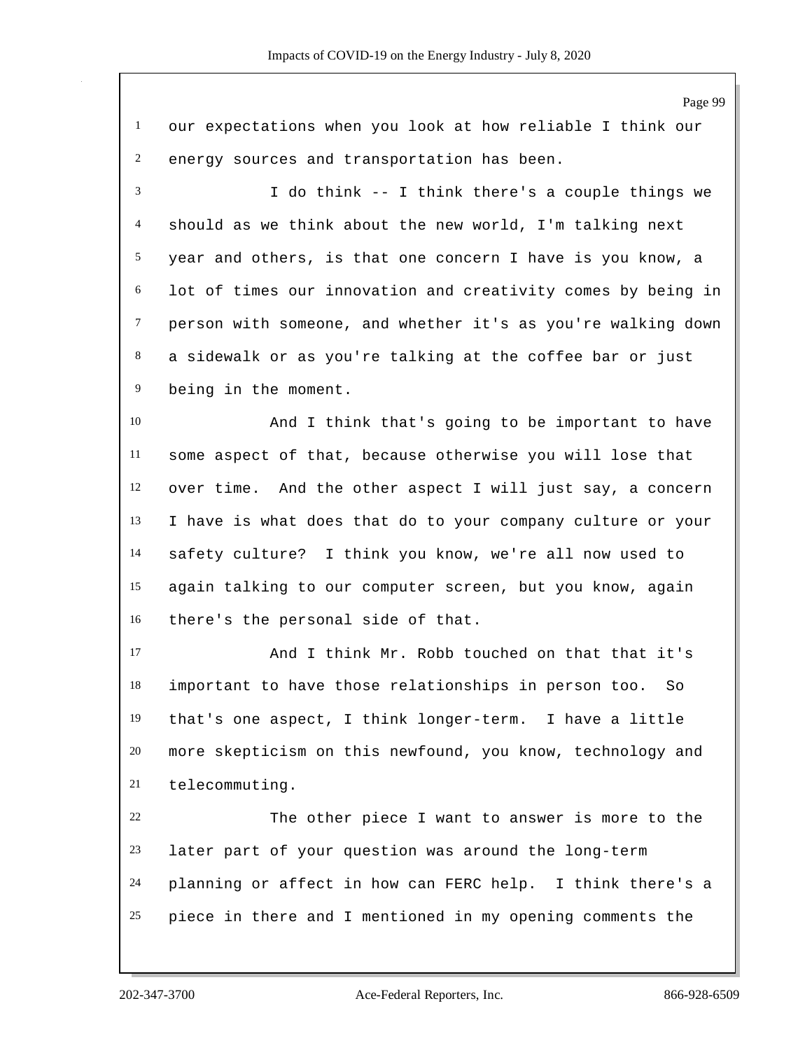our expectations when you look at how reliable I think our energy sources and transportation has been.

I do think -- I think there's a couple things we should as we think about the new world, I'm talking next year and others, is that one concern I have is you know, a lot of times our innovation and creativity comes by being in person with someone, and whether it's as you're walking down a sidewalk or as you're talking at the coffee bar or just being in the moment.

And I think that's going to be important to have some aspect of that, because otherwise you will lose that over time. And the other aspect I will just say, a concern I have is what does that do to your company culture or your safety culture? I think you know, we're all now used to again talking to our computer screen, but you know, again there's the personal side of that.

And I think Mr. Robb touched on that that it's important to have those relationships in person too. So that's one aspect, I think longer-term. I have a little more skepticism on this newfound, you know, technology and telecommuting.

The other piece I want to answer is more to the later part of your question was around the long-term planning or affect in how can FERC help. I think there's a piece in there and I mentioned in my opening comments the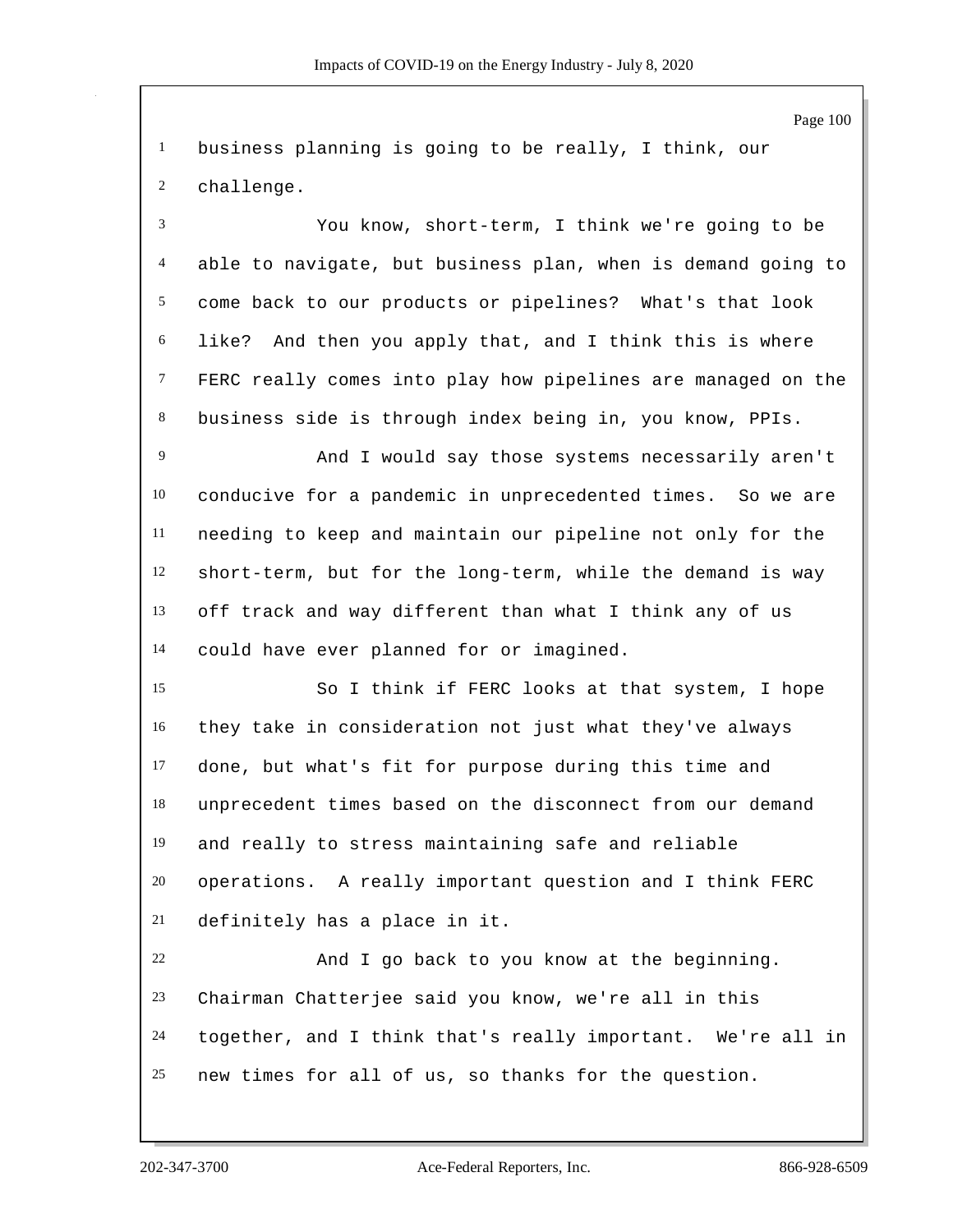business planning is going to be really, I think, our challenge.

You know, short-term, I think we're going to be able to navigate, but business plan, when is demand going to come back to our products or pipelines? What's that look like? And then you apply that, and I think this is where FERC really comes into play how pipelines are managed on the business side is through index being in, you know, PPIs.

And I would say those systems necessarily aren't conducive for a pandemic in unprecedented times. So we are needing to keep and maintain our pipeline not only for the short-term, but for the long-term, while the demand is way off track and way different than what I think any of us could have ever planned for or imagined.

So I think if FERC looks at that system, I hope they take in consideration not just what they've always done, but what's fit for purpose during this time and unprecedent times based on the disconnect from our demand and really to stress maintaining safe and reliable operations. A really important question and I think FERC definitely has a place in it.

And I go back to you know at the beginning. Chairman Chatterjee said you know, we're all in this together, and I think that's really important. We're all in new times for all of us, so thanks for the question.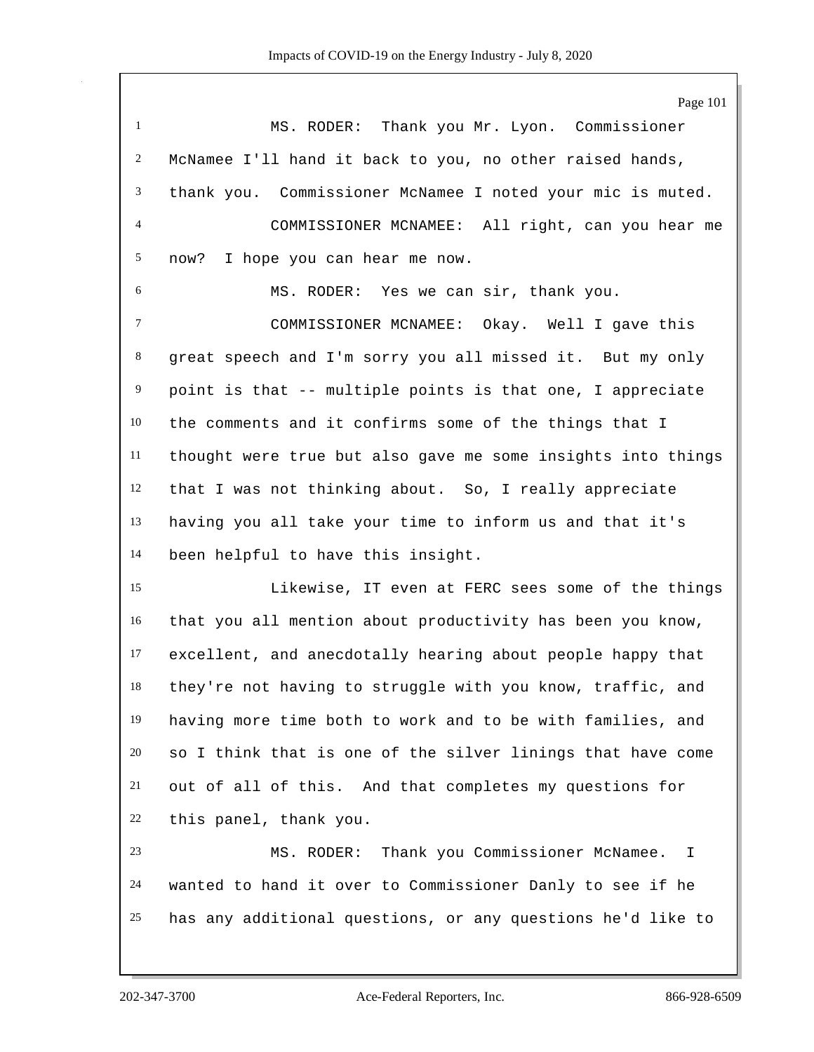MS. RODER: Thank you Mr. Lyon. Commissioner McNamee I'll hand it back to you, no other raised hands, thank you. Commissioner McNamee I noted your mic is muted.

COMMISSIONER MCNAMEE: All right, can you hear me now? I hope you can hear me now.

MS. RODER: Yes we can sir, thank you.

COMMISSIONER MCNAMEE: Okay. Well I gave this great speech and I'm sorry you all missed it. But my only point is that -- multiple points is that one, I appreciate the comments and it confirms some of the things that I thought were true but also gave me some insights into things that I was not thinking about. So, I really appreciate having you all take your time to inform us and that it's been helpful to have this insight.

Likewise, IT even at FERC sees some of the things that you all mention about productivity has been you know, excellent, and anecdotally hearing about people happy that they're not having to struggle with you know, traffic, and having more time both to work and to be with families, and so I think that is one of the silver linings that have come out of all of this. And that completes my questions for this panel, thank you.

MS. RODER: Thank you Commissioner McNamee. I wanted to hand it over to Commissioner Danly to see if he has any additional questions, or any questions he'd like to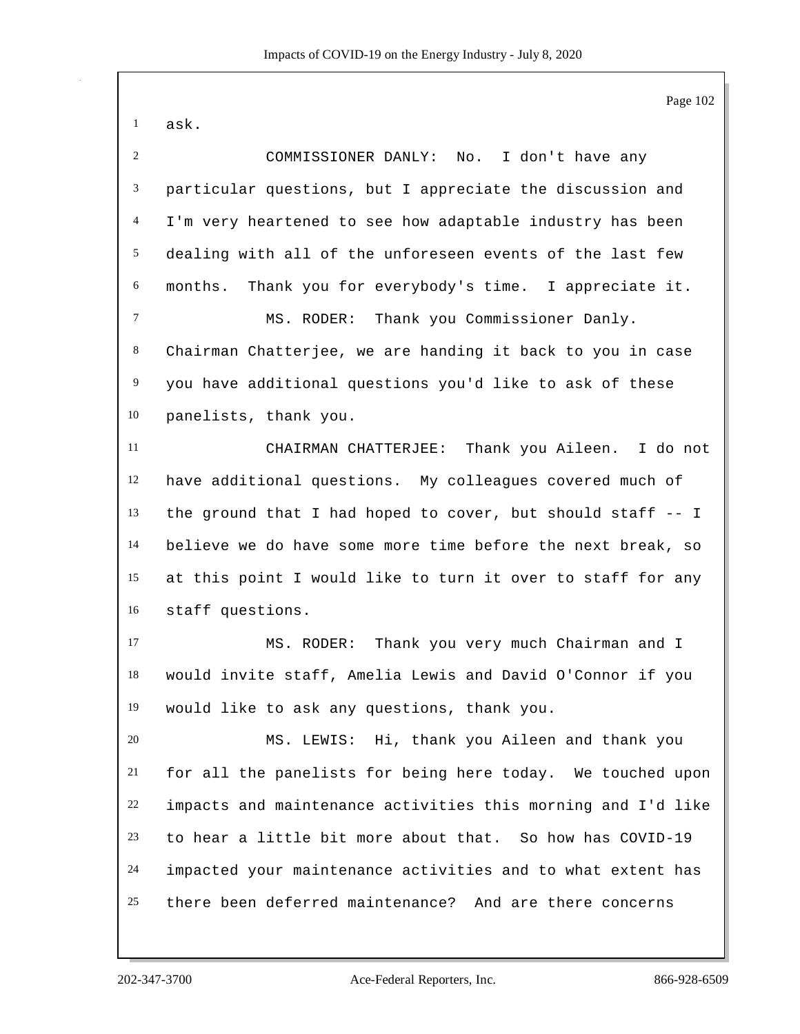ask.

COMMISSIONER DANLY: No. I don't have any particular questions, but I appreciate the discussion and I'm very heartened to see how adaptable industry has been dealing with all of the unforeseen events of the last few months. Thank you for everybody's time. I appreciate it.

MS. RODER: Thank you Commissioner Danly. Chairman Chatterjee, we are handing it back to you in case you have additional questions you'd like to ask of these panelists, thank you.

CHAIRMAN CHATTERJEE: Thank you Aileen. I do not have additional questions. My colleagues covered much of the ground that I had hoped to cover, but should staff -- I believe we do have some more time before the next break, so at this point I would like to turn it over to staff for any staff questions.

MS. RODER: Thank you very much Chairman and I would invite staff, Amelia Lewis and David O'Connor if you would like to ask any questions, thank you.

MS. LEWIS: Hi, thank you Aileen and thank you for all the panelists for being here today. We touched upon impacts and maintenance activities this morning and I'd like to hear a little bit more about that. So how has COVID-19 impacted your maintenance activities and to what extent has there been deferred maintenance? And are there concerns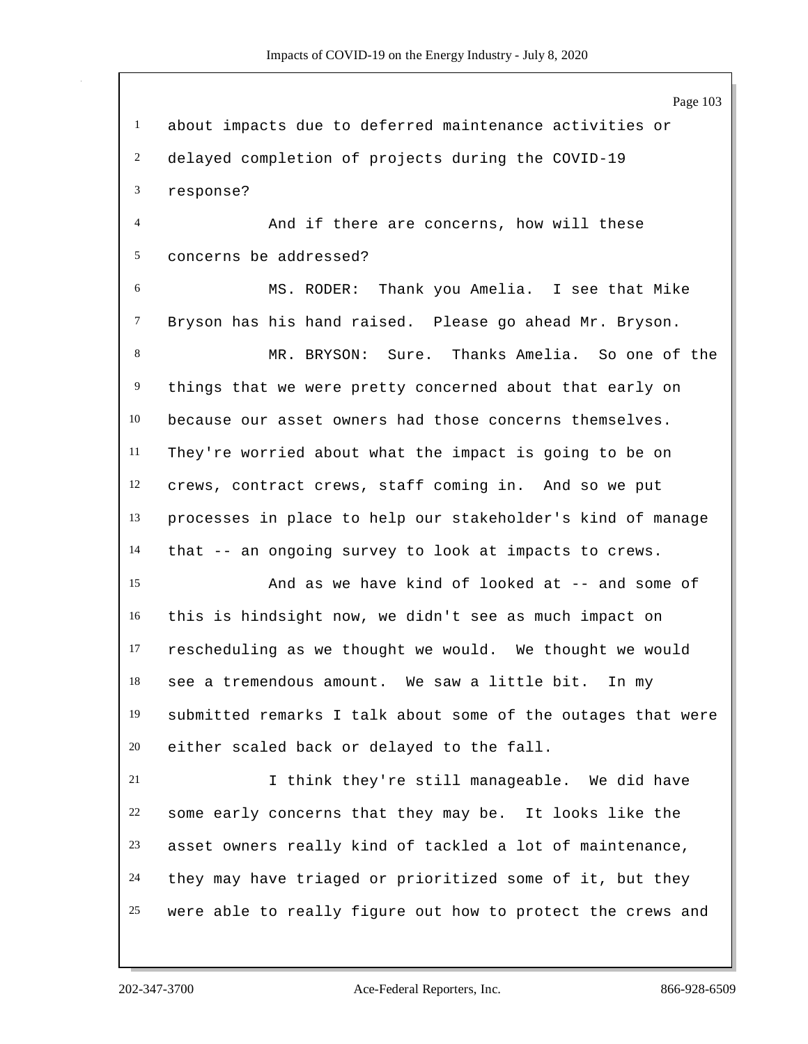about impacts due to deferred maintenance activities or delayed completion of projects during the COVID-19 response?

And if there are concerns, how will these concerns be addressed?

MS. RODER: Thank you Amelia. I see that Mike Bryson has his hand raised. Please go ahead Mr. Bryson.

MR. BRYSON: Sure. Thanks Amelia. So one of the things that we were pretty concerned about that early on because our asset owners had those concerns themselves. They're worried about what the impact is going to be on crews, contract crews, staff coming in. And so we put processes in place to help our stakeholder's kind of manage that -- an ongoing survey to look at impacts to crews.

And as we have kind of looked at -- and some of this is hindsight now, we didn't see as much impact on rescheduling as we thought we would. We thought we would see a tremendous amount. We saw a little bit. In my submitted remarks I talk about some of the outages that were either scaled back or delayed to the fall.

I think they're still manageable. We did have some early concerns that they may be. It looks like the asset owners really kind of tackled a lot of maintenance, they may have triaged or prioritized some of it, but they were able to really figure out how to protect the crews and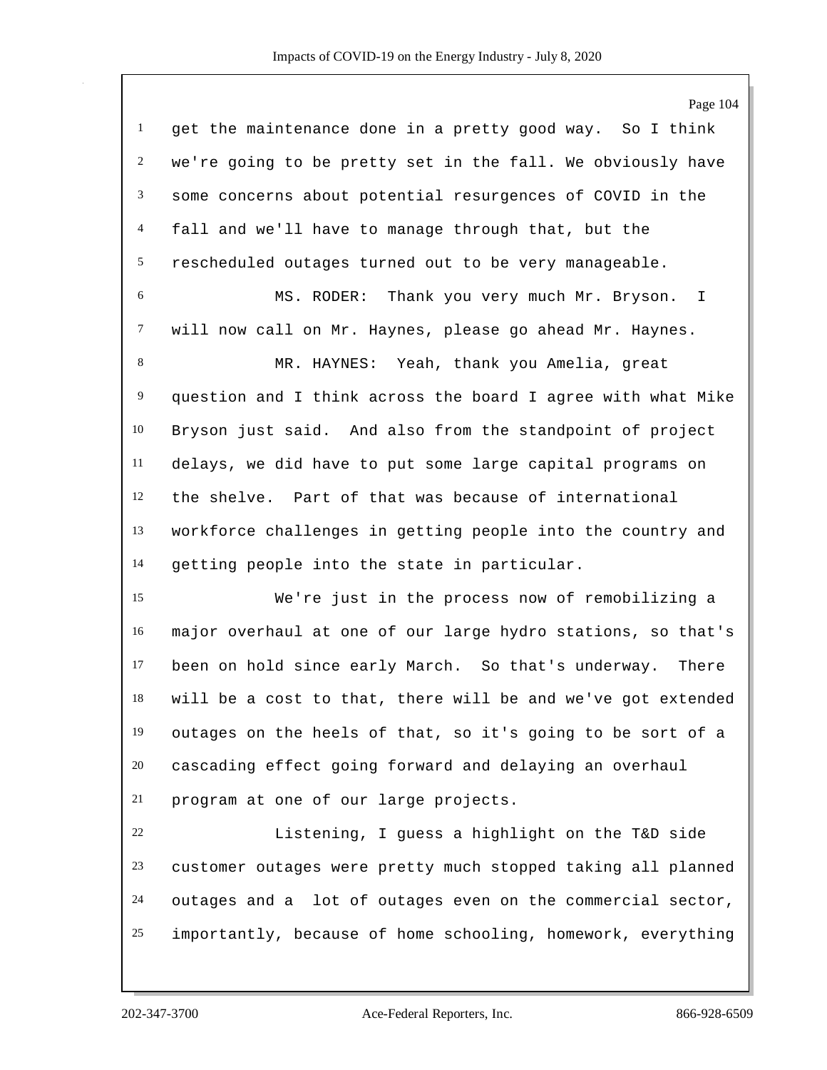get the maintenance done in a pretty good way. So I think we're going to be pretty set in the fall. We obviously have some concerns about potential resurgences of COVID in the fall and we'll have to manage through that, but the rescheduled outages turned out to be very manageable.

MS. RODER: Thank you very much Mr. Bryson. I will now call on Mr. Haynes, please go ahead Mr. Haynes.

MR. HAYNES: Yeah, thank you Amelia, great question and I think across the board I agree with what Mike Bryson just said. And also from the standpoint of project delays, we did have to put some large capital programs on the shelve. Part of that was because of international workforce challenges in getting people into the country and getting people into the state in particular.

We're just in the process now of remobilizing a major overhaul at one of our large hydro stations, so that's been on hold since early March. So that's underway. There will be a cost to that, there will be and we've got extended outages on the heels of that, so it's going to be sort of a cascading effect going forward and delaying an overhaul program at one of our large projects.

Listening, I guess a highlight on the T&D side customer outages were pretty much stopped taking all planned outages and a lot of outages even on the commercial sector, importantly, because of home schooling, homework, everything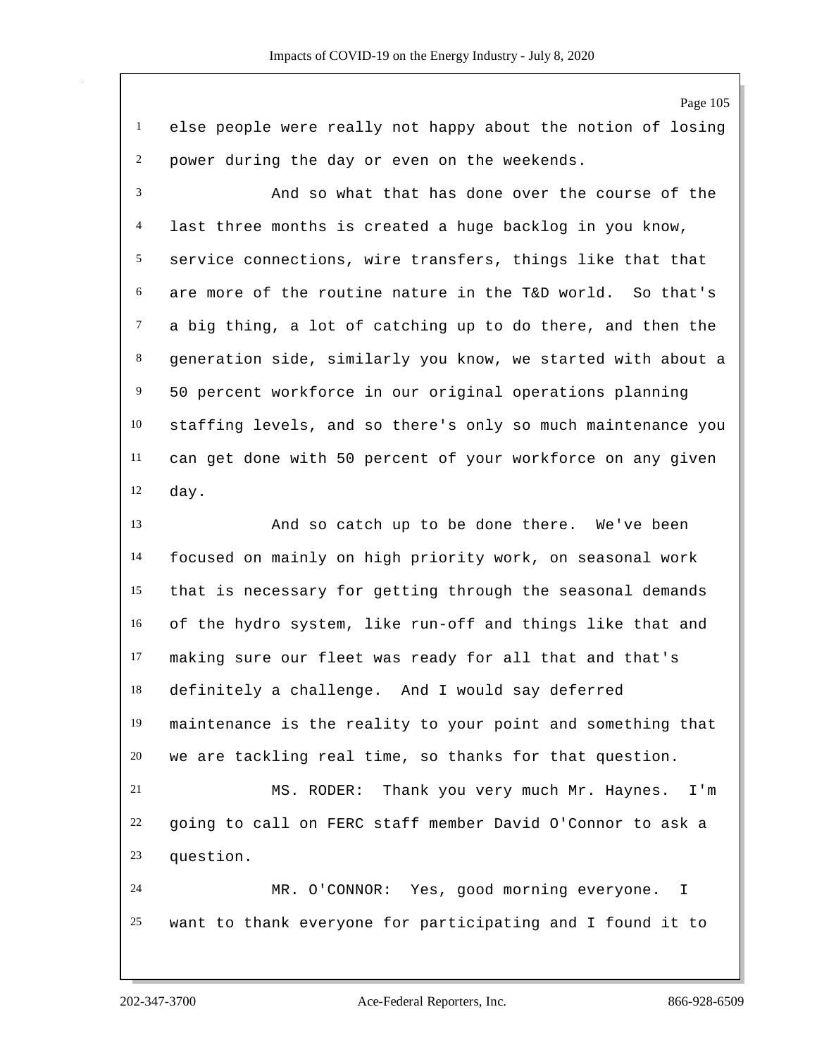else people were really not happy about the notion of losing power during the day or even on the weekends.

And so what that has done over the course of the last three months is created a huge backlog in you know, service connections, wire transfers, things like that that are more of the routine nature in the T&D world. So that's a big thing, a lot of catching up to do there, and then the generation side, similarly you know, we started with about a 50 percent workforce in our original operations planning staffing levels, and so there's only so much maintenance you can get done with 50 percent of your workforce on any given day.

And so catch up to be done there. We've been focused on mainly on high priority work, on seasonal work that is necessary for getting through the seasonal demands of the hydro system, like run-off and things like that and making sure our fleet was ready for all that and that's definitely a challenge. And I would say deferred maintenance is the reality to your point and something that we are tackling real time, so thanks for that question.

MS. RODER: Thank you very much Mr. Haynes. I'm going to call on FERC staff member David O'Connor to ask a question.

MR. O'CONNOR: Yes, good morning everyone. I want to thank everyone for participating and I found it to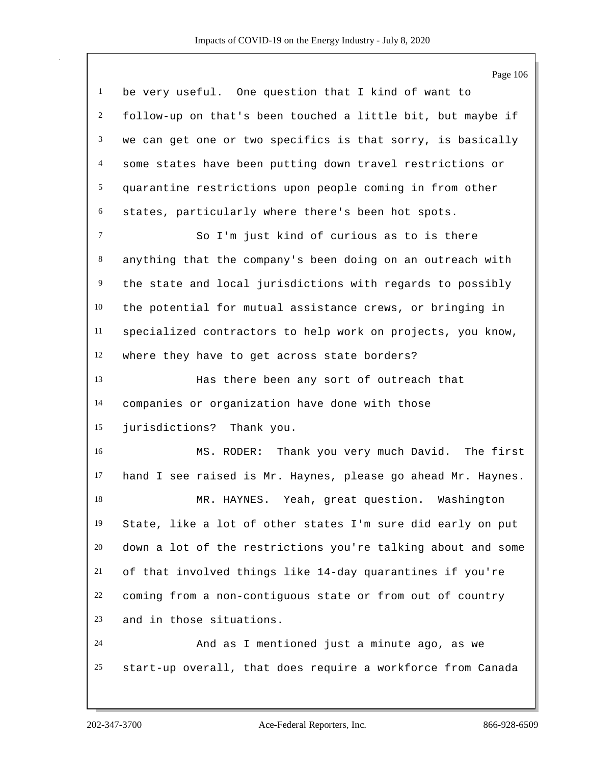be very useful. One question that I kind of want to follow-up on that's been touched a little bit, but maybe if we can get one or two specifics is that sorry, is basically some states have been putting down travel restrictions or quarantine restrictions upon people coming in from other states, particularly where there's been hot spots.

So I'm just kind of curious as to is there anything that the company's been doing on an outreach with the state and local jurisdictions with regards to possibly the potential for mutual assistance crews, or bringing in specialized contractors to help work on projects, you know, where they have to get across state borders?

Has there been any sort of outreach that companies or organization have done with those jurisdictions? Thank you.

MS. RODER: Thank you very much David. The first hand I see raised is Mr. Haynes, please go ahead Mr. Haynes.

MR. HAYNES. Yeah, great question. Washington State, like a lot of other states I'm sure did early on put down a lot of the restrictions you're talking about and some of that involved things like 14-day quarantines if you're coming from a non-contiguous state or from out of country and in those situations.

And as I mentioned just a minute ago, as we start-up overall, that does require a workforce from Canada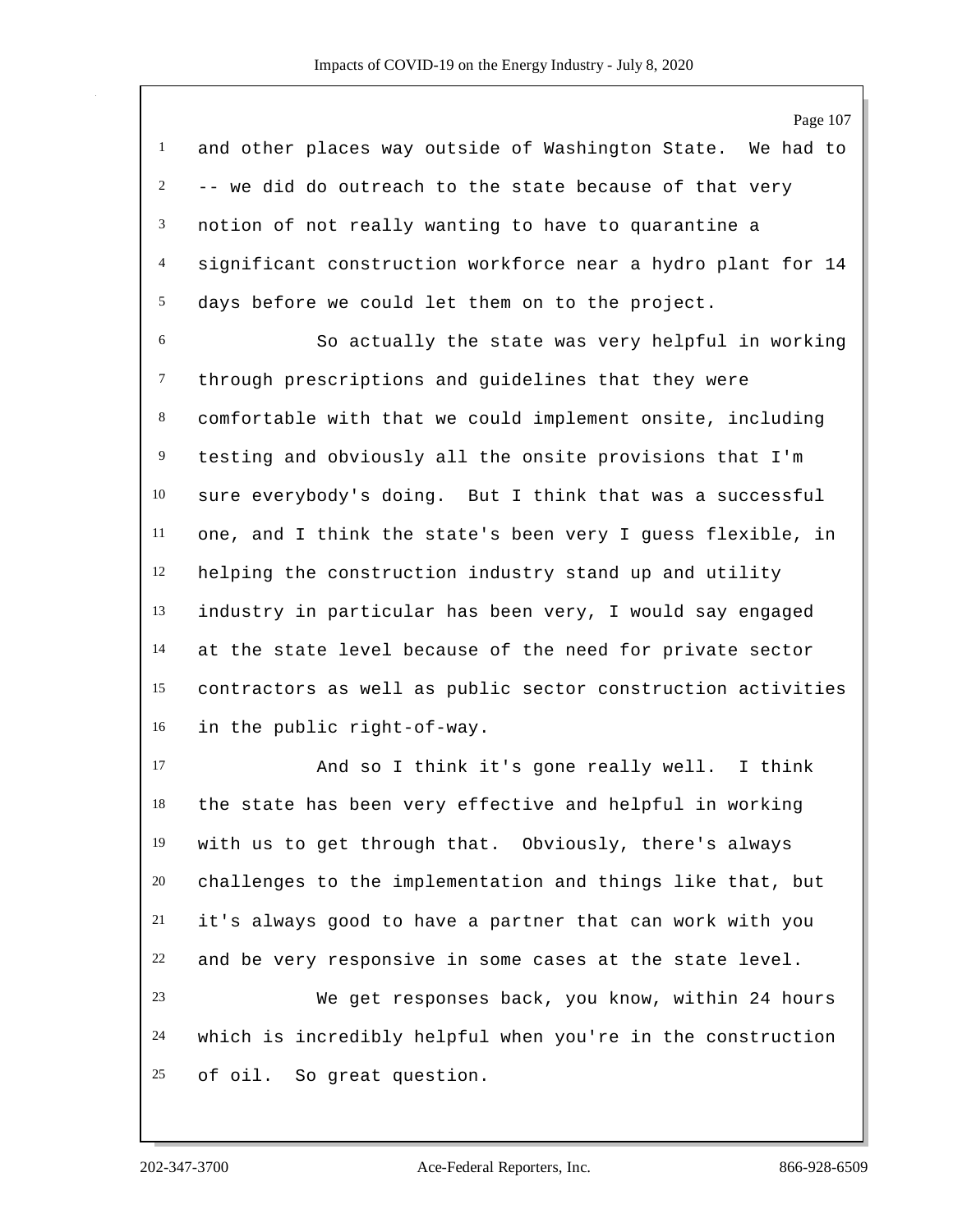and other places way outside of Washington State. We had to -- we did do outreach to the state because of that very notion of not really wanting to have to quarantine a significant construction workforce near a hydro plant for 14 days before we could let them on to the project.

So actually the state was very helpful in working through prescriptions and guidelines that they were comfortable with that we could implement onsite, including testing and obviously all the onsite provisions that I'm sure everybody's doing. But I think that was a successful one, and I think the state's been very I guess flexible, in helping the construction industry stand up and utility industry in particular has been very, I would say engaged at the state level because of the need for private sector contractors as well as public sector construction activities in the public right-of-way.

And so I think it's gone really well. I think the state has been very effective and helpful in working with us to get through that. Obviously, there's always challenges to the implementation and things like that, but it's always good to have a partner that can work with you and be very responsive in some cases at the state level.

We get responses back, you know, within 24 hours which is incredibly helpful when you're in the construction of oil. So great question.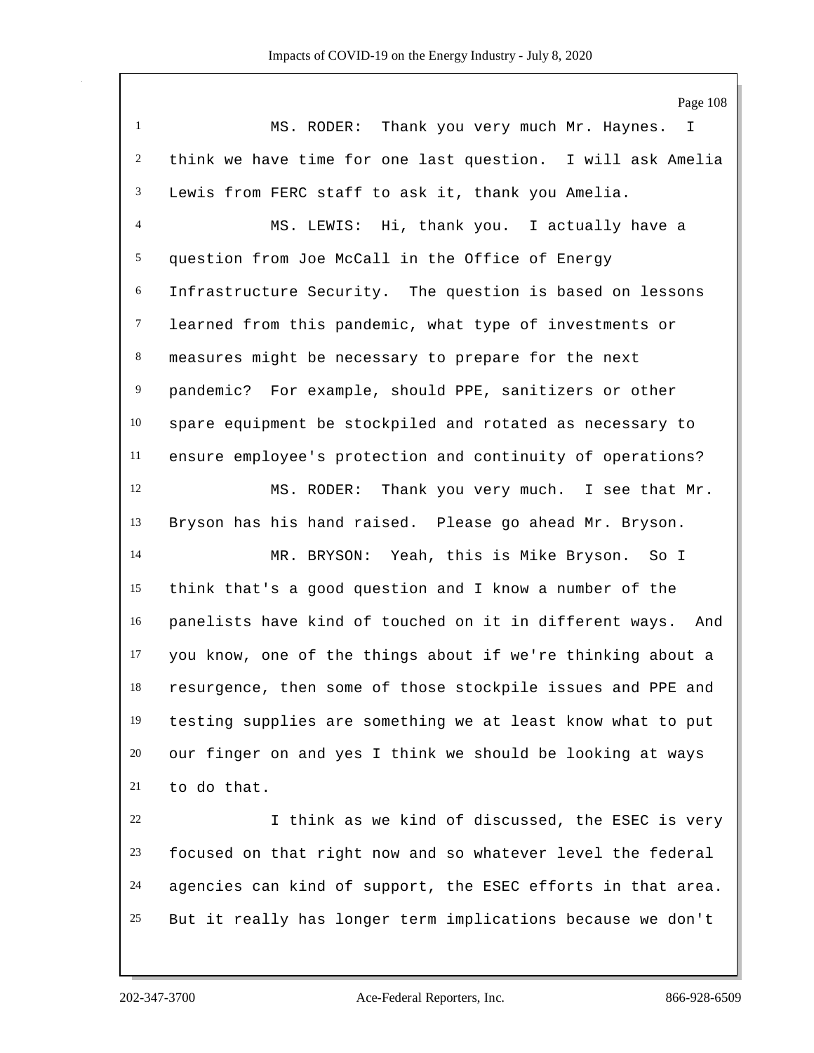MS. RODER: Thank you very much Mr. Haynes. I think we have time for one last question. I will ask Amelia Lewis from FERC staff to ask it, thank you Amelia.

MS. LEWIS: Hi, thank you. I actually have a question from Joe McCall in the Office of Energy Infrastructure Security. The question is based on lessons learned from this pandemic, what type of investments or measures might be necessary to prepare for the next pandemic? For example, should PPE, sanitizers or other spare equipment be stockpiled and rotated as necessary to ensure employee's protection and continuity of operations?

MS. RODER: Thank you very much. I see that Mr. Bryson has his hand raised. Please go ahead Mr. Bryson.

MR. BRYSON: Yeah, this is Mike Bryson. So I think that's a good question and I know a number of the panelists have kind of touched on it in different ways. And you know, one of the things about if we're thinking about a resurgence, then some of those stockpile issues and PPE and testing supplies are something we at least know what to put our finger on and yes I think we should be looking at ways to do that.

I think as we kind of discussed, the ESEC is very focused on that right now and so whatever level the federal agencies can kind of support, the ESEC efforts in that area. But it really has longer term implications because we don't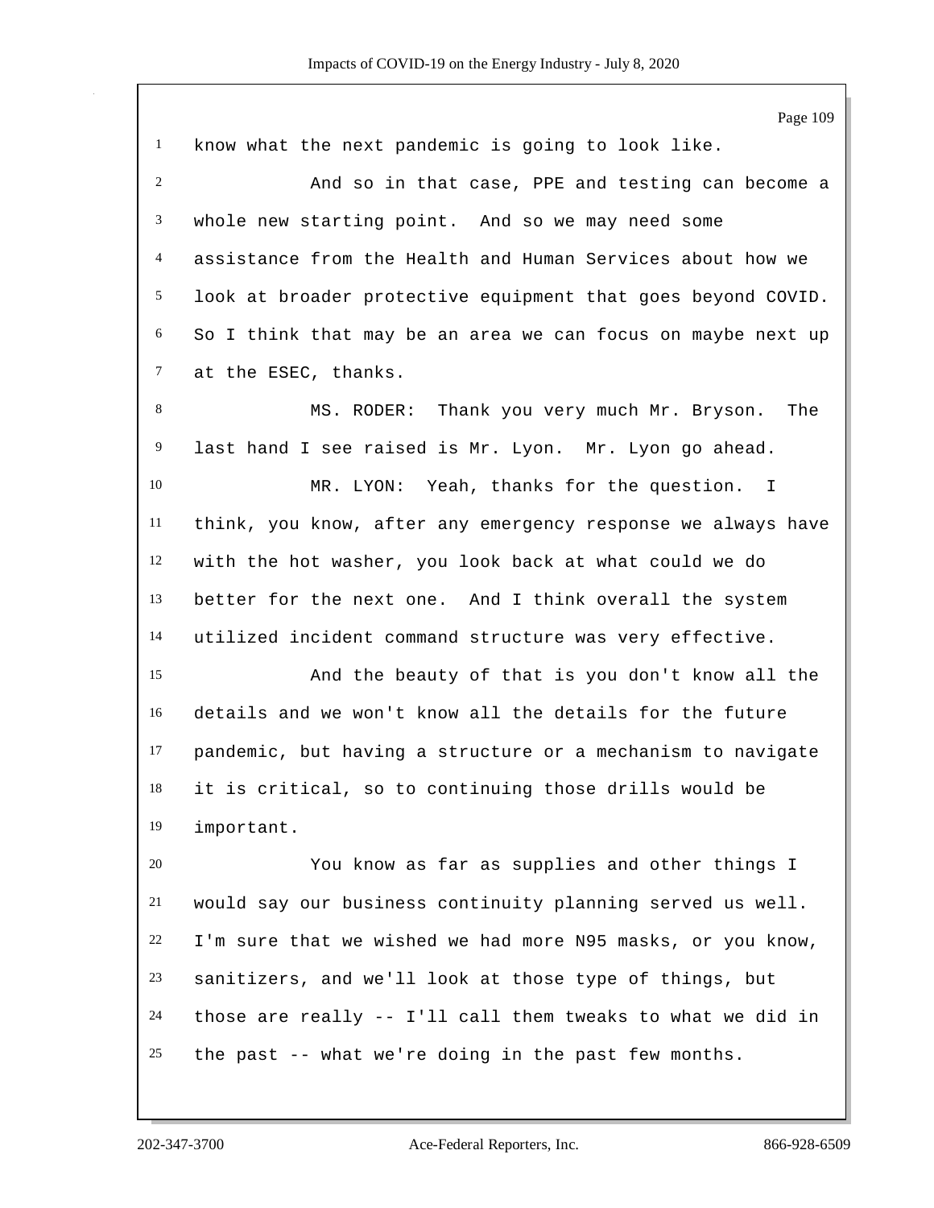know what the next pandemic is going to look like.

And so in that case, PPE and testing can become a whole new starting point. And so we may need some assistance from the Health and Human Services about how we look at broader protective equipment that goes beyond COVID. So I think that may be an area we can focus on maybe next up at the ESEC, thanks.

MS. RODER: Thank you very much Mr. Bryson. The last hand I see raised is Mr. Lyon. Mr. Lyon go ahead.

MR. LYON: Yeah, thanks for the question. I think, you know, after any emergency response we always have with the hot washer, you look back at what could we do better for the next one. And I think overall the system utilized incident command structure was very effective.

And the beauty of that is you don't know all the details and we won't know all the details for the future pandemic, but having a structure or a mechanism to navigate it is critical, so to continuing those drills would be important.

You know as far as supplies and other things I would say our business continuity planning served us well. I'm sure that we wished we had more N95 masks, or you know, sanitizers, and we'll look at those type of things, but those are really -- I'll call them tweaks to what we did in the past -- what we're doing in the past few months.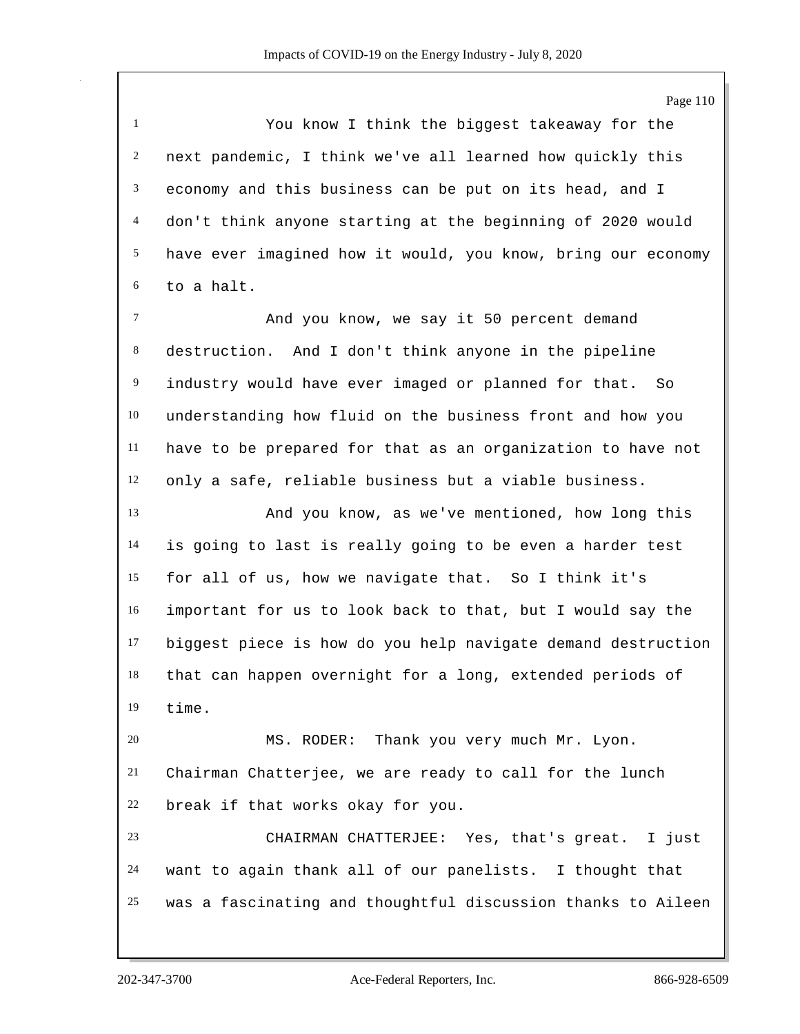You know I think the biggest takeaway for the next pandemic, I think we've all learned how quickly this economy and this business can be put on its head, and I don't think anyone starting at the beginning of 2020 would have ever imagined how it would, you know, bring our economy to a halt.

And you know, we say it 50 percent demand destruction. And I don't think anyone in the pipeline industry would have ever imaged or planned for that. So understanding how fluid on the business front and how you have to be prepared for that as an organization to have not only a safe, reliable business but a viable business.

And you know, as we've mentioned, how long this is going to last is really going to be even a harder test for all of us, how we navigate that. So I think it's important for us to look back to that, but I would say the biggest piece is how do you help navigate demand destruction that can happen overnight for a long, extended periods of time.

MS. RODER: Thank you very much Mr. Lyon. Chairman Chatterjee, we are ready to call for the lunch break if that works okay for you.

CHAIRMAN CHATTERJEE: Yes, that's great. I just want to again thank all of our panelists. I thought that was a fascinating and thoughtful discussion thanks to Aileen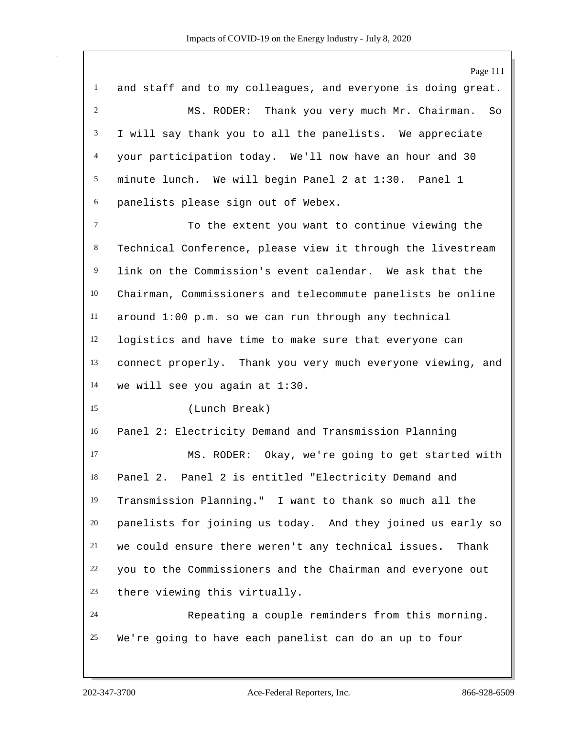and staff and to my colleagues, and everyone is doing great.

MS. RODER: Thank you very much Mr. Chairman. So I will say thank you to all the panelists. We appreciate your participation today. We'll now have an hour and 30 minute lunch. We will begin Panel 2 at 1:30. Panel 1 panelists please sign out of Webex.

To the extent you want to continue viewing the Technical Conference, please view it through the livestream link on the Commission's event calendar. We ask that the Chairman, Commissioners and telecommute panelists be online around 1:00 p.m. so we can run through any technical logistics and have time to make sure that everyone can connect properly. Thank you very much everyone viewing, and we will see you again at 1:30.

(Lunch Break)

Panel 2: Electricity Demand and Transmission Planning

MS. RODER: Okay, we're going to get started with Panel 2. Panel 2 is entitled "Electricity Demand and Transmission Planning." I want to thank so much all the panelists for joining us today. And they joined us early so we could ensure there weren't any technical issues. Thank you to the Commissioners and the Chairman and everyone out there viewing this virtually.

Repeating a couple reminders from this morning. We're going to have each panelist can do an up to four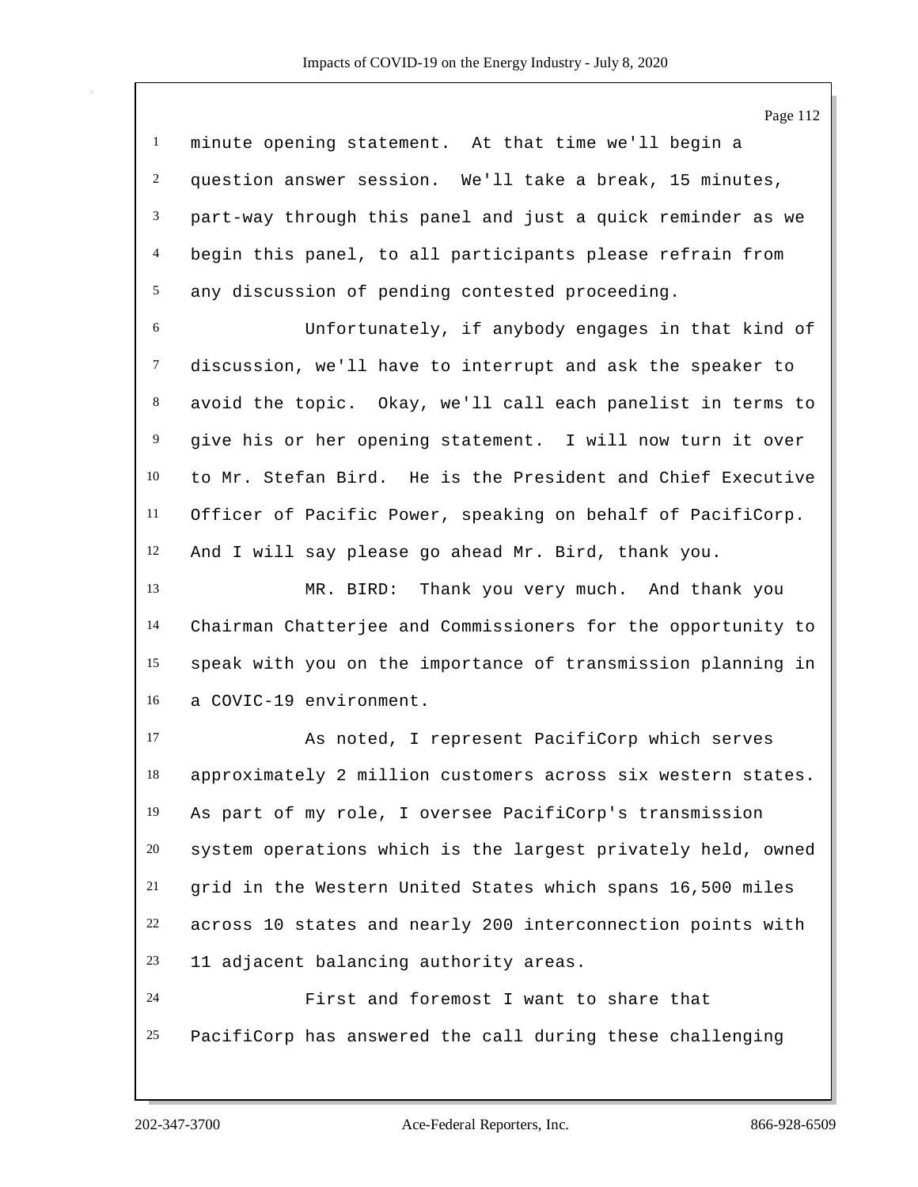minute opening statement. At that time we'll begin a question answer session. We'll take a break, 15 minutes, part-way through this panel and just a quick reminder as we begin this panel, to all participants please refrain from any discussion of pending contested proceeding.

Unfortunately, if anybody engages in that kind of discussion, we'll have to interrupt and ask the speaker to avoid the topic. Okay, we'll call each panelist in terms to give his or her opening statement. I will now turn it over to Mr. Stefan Bird. He is the President and Chief Executive Officer of Pacific Power, speaking on behalf of PacifiCorp. And I will say please go ahead Mr. Bird, thank you.

MR. BIRD: Thank you very much. And thank you Chairman Chatterjee and Commissioners for the opportunity to speak with you on the importance of transmission planning in a COVIC-19 environment.

As noted, I represent PacifiCorp which serves approximately 2 million customers across six western states. As part of my role, I oversee PacifiCorp's transmission system operations which is the largest privately held, owned grid in the Western United States which spans 16,500 miles across 10 states and nearly 200 interconnection points with 11 adjacent balancing authority areas.

First and foremost I want to share that PacifiCorp has answered the call during these challenging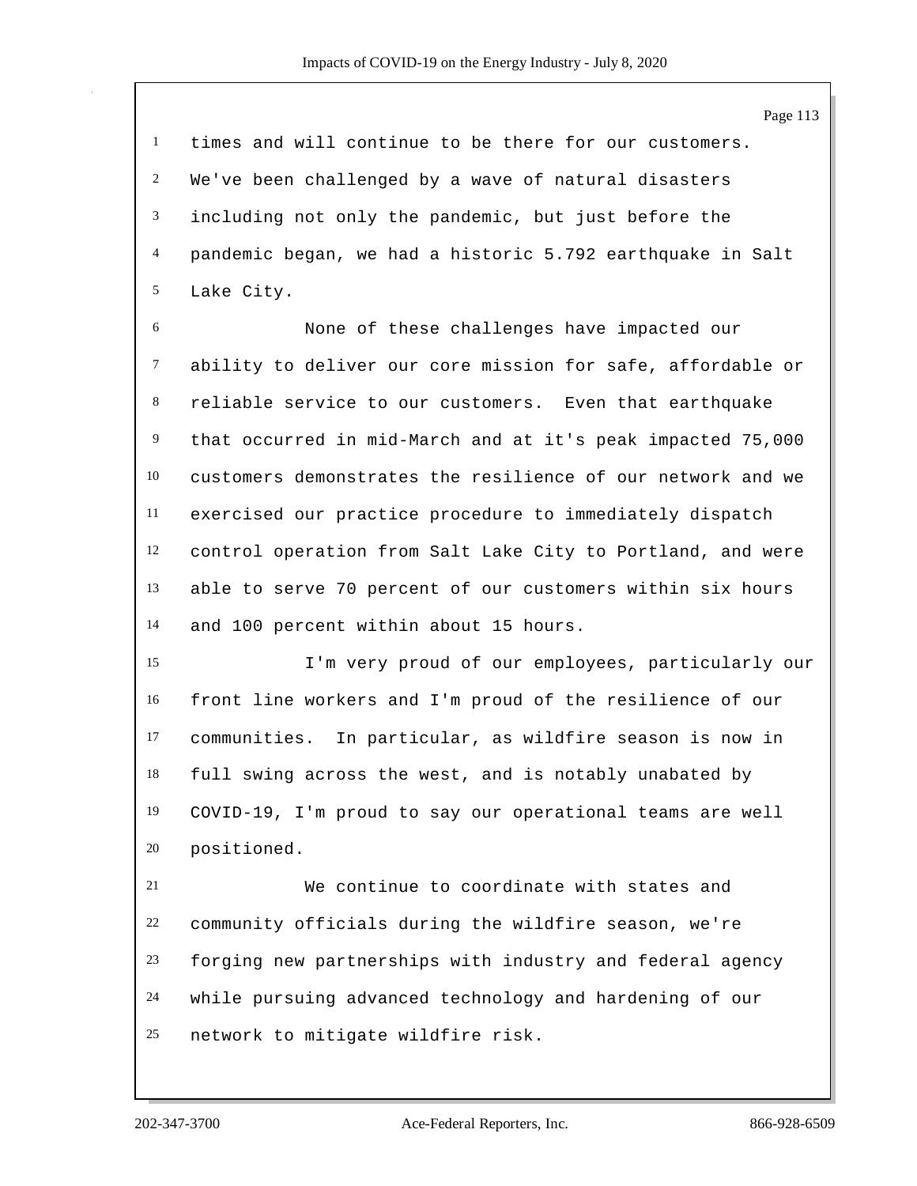times and will continue to be there for our customers. We've been challenged by a wave of natural disasters including not only the pandemic, but just before the pandemic began, we had a historic 5.792 earthquake in Salt Lake City.

None of these challenges have impacted our ability to deliver our core mission for safe, affordable or reliable service to our customers. Even that earthquake that occurred in mid-March and at it's peak impacted 75,000 customers demonstrates the resilience of our network and we exercised our practice procedure to immediately dispatch control operation from Salt Lake City to Portland, and were able to serve 70 percent of our customers within six hours and 100 percent within about 15 hours.

I'm very proud of our employees, particularly our front line workers and I'm proud of the resilience of our communities. In particular, as wildfire season is now in full swing across the west, and is notably unabated by COVID-19, I'm proud to say our operational teams are well positioned.

We continue to coordinate with states and community officials during the wildfire season, we're forging new partnerships with industry and federal agency while pursuing advanced technology and hardening of our network to mitigate wildfire risk.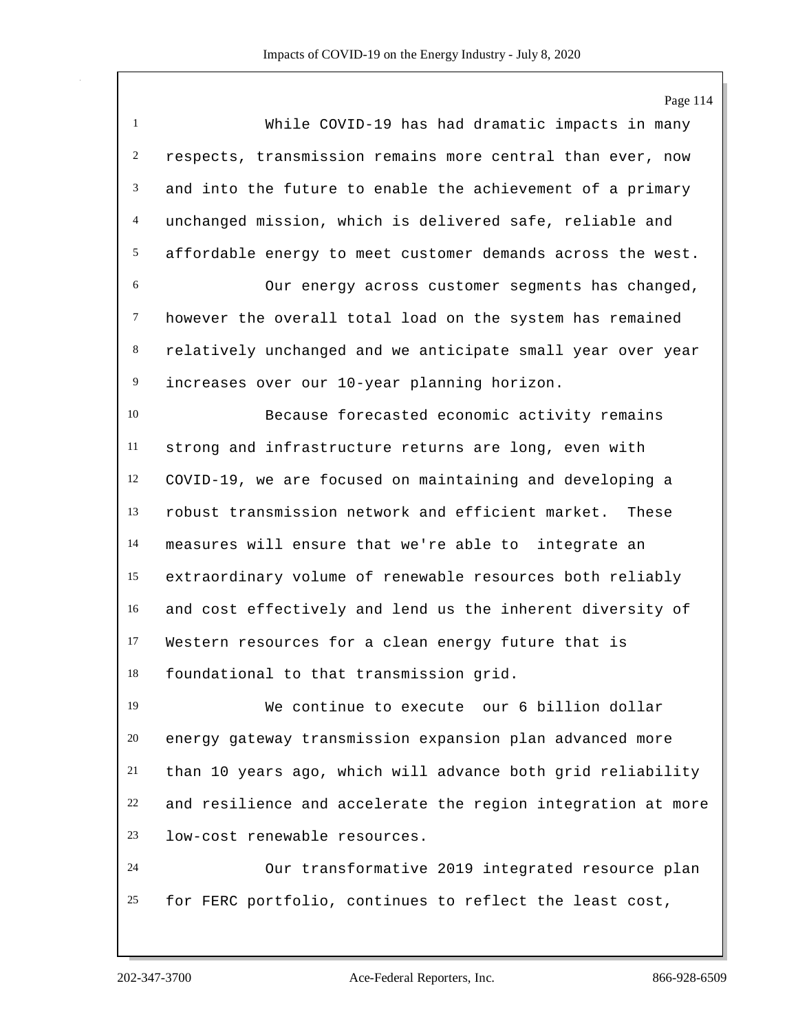While COVID-19 has had dramatic impacts in many respects, transmission remains more central than ever, now and into the future to enable the achievement of a primary unchanged mission, which is delivered safe, reliable and affordable energy to meet customer demands across the west.

Our energy across customer segments has changed, however the overall total load on the system has remained relatively unchanged and we anticipate small year over year increases over our 10-year planning horizon.

Because forecasted economic activity remains strong and infrastructure returns are long, even with COVID-19, we are focused on maintaining and developing a robust transmission network and efficient market. These measures will ensure that we're able to integrate an extraordinary volume of renewable resources both reliably and cost effectively and lend us the inherent diversity of Western resources for a clean energy future that is foundational to that transmission grid.

We continue to execute our 6 billion dollar energy gateway transmission expansion plan advanced more than 10 years ago, which will advance both grid reliability and resilience and accelerate the region integration at more low-cost renewable resources.

Our transformative 2019 integrated resource plan for FERC portfolio, continues to reflect the least cost,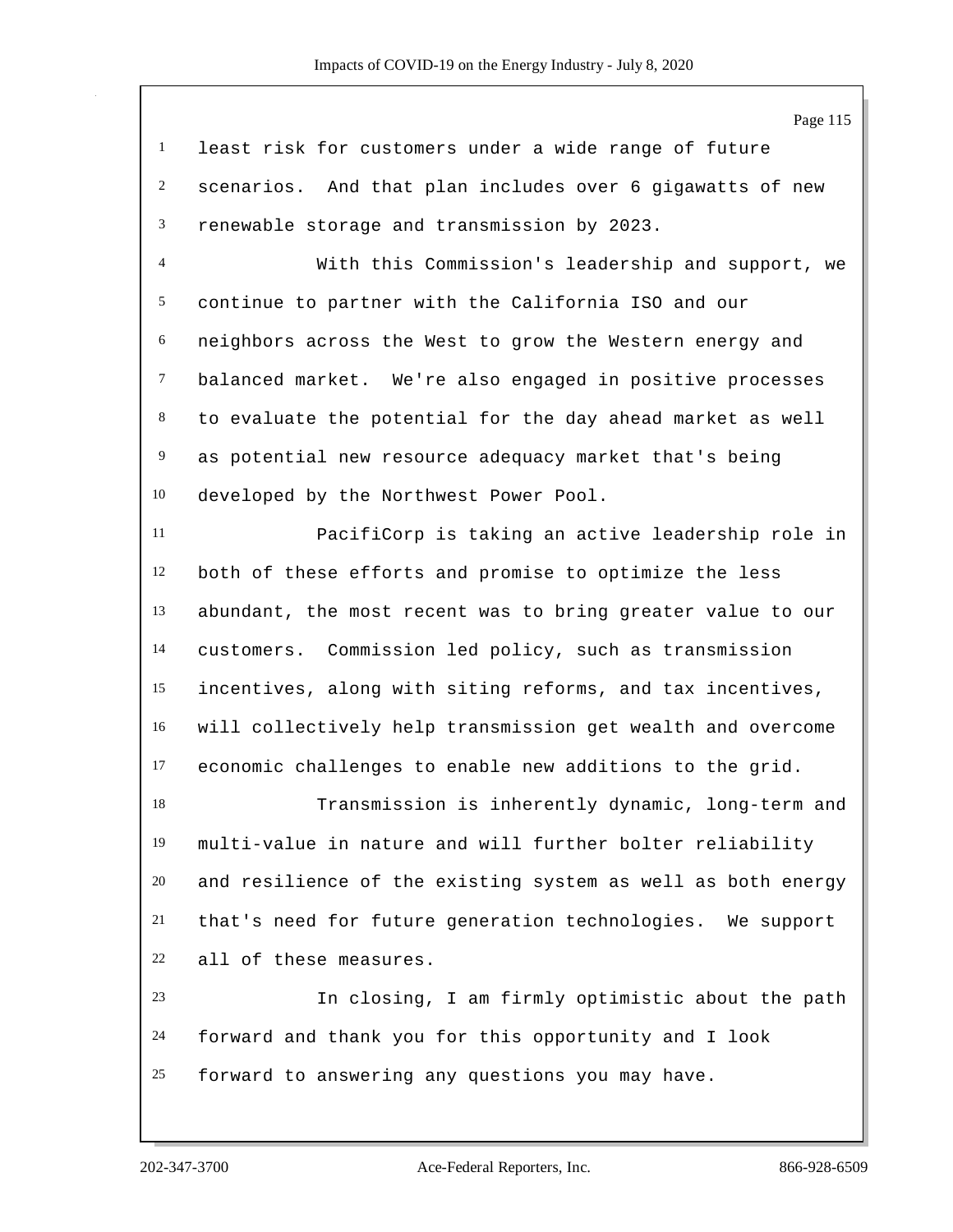least risk for customers under a wide range of future scenarios. And that plan includes over 6 gigawatts of new renewable storage and transmission by 2023.

With this Commission's leadership and support, we continue to partner with the California ISO and our neighbors across the West to grow the Western energy and balanced market. We're also engaged in positive processes to evaluate the potential for the day ahead market as well as potential new resource adequacy market that's being developed by the Northwest Power Pool.

PacifiCorp is taking an active leadership role in both of these efforts and promise to optimize the less abundant, the most recent was to bring greater value to our customers. Commission led policy, such as transmission incentives, along with siting reforms, and tax incentives, will collectively help transmission get wealth and overcome economic challenges to enable new additions to the grid.

Transmission is inherently dynamic, long-term and multi-value in nature and will further bolter reliability and resilience of the existing system as well as both energy that's need for future generation technologies. We support all of these measures.

In closing, I am firmly optimistic about the path forward and thank you for this opportunity and I look forward to answering any questions you may have.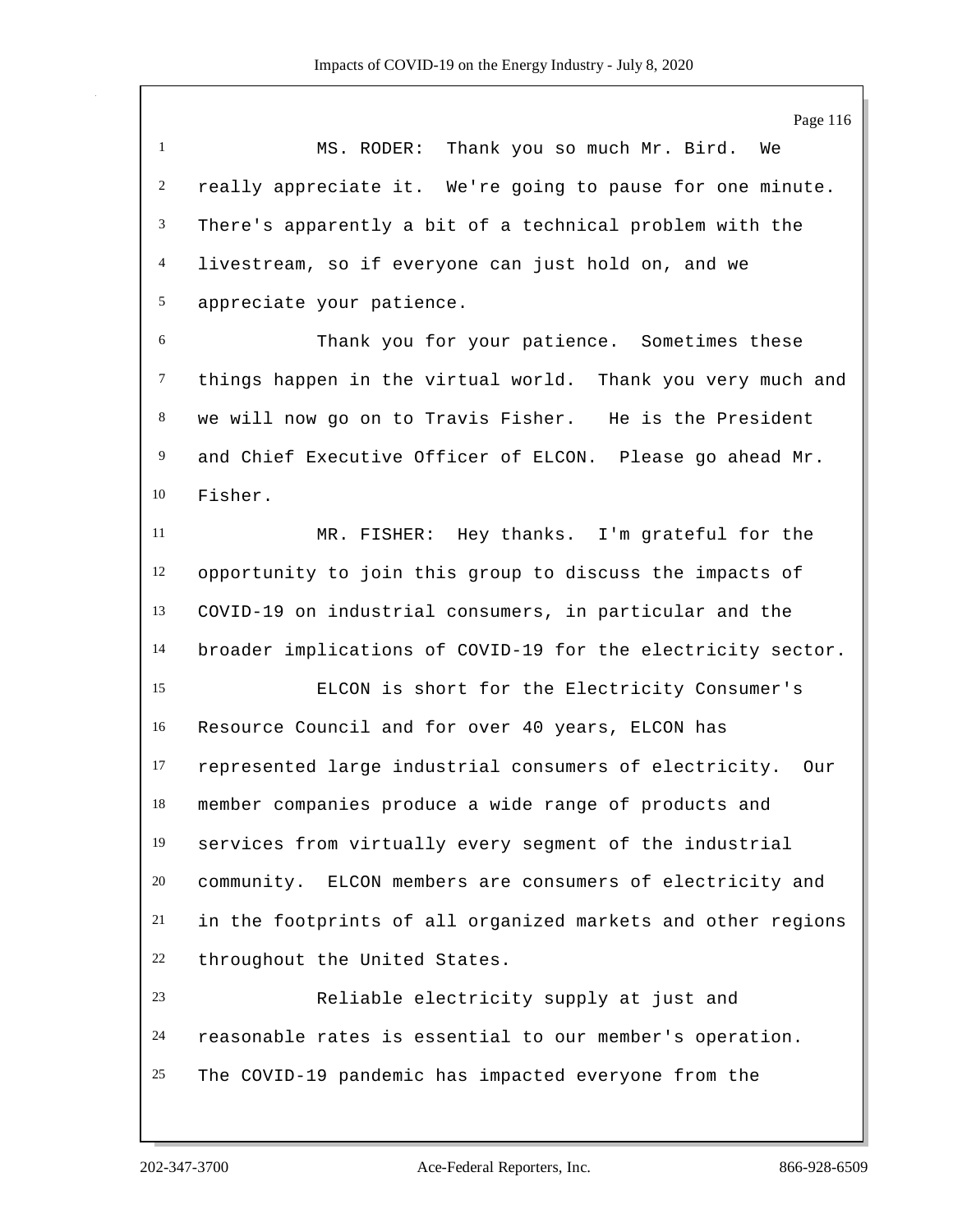MS. RODER: Thank you so much Mr. Bird. We really appreciate it. We're going to pause for one minute. There's apparently a bit of a technical problem with the livestream, so if everyone can just hold on, and we appreciate your patience.

Thank you for your patience. Sometimes these things happen in the virtual world. Thank you very much and we will now go on to Travis Fisher. He is the President and Chief Executive Officer of ELCON. Please go ahead Mr. Fisher.

MR. FISHER: Hey thanks. I'm grateful for the opportunity to join this group to discuss the impacts of COVID-19 on industrial consumers, in particular and the broader implications of COVID-19 for the electricity sector.

ELCON is short for the Electricity Consumer's Resource Council and for over 40 years, ELCON has represented large industrial consumers of electricity. Our member companies produce a wide range of products and services from virtually every segment of the industrial community. ELCON members are consumers of electricity and in the footprints of all organized markets and other regions throughout the United States.

Reliable electricity supply at just and reasonable rates is essential to our member's operation. The COVID-19 pandemic has impacted everyone from the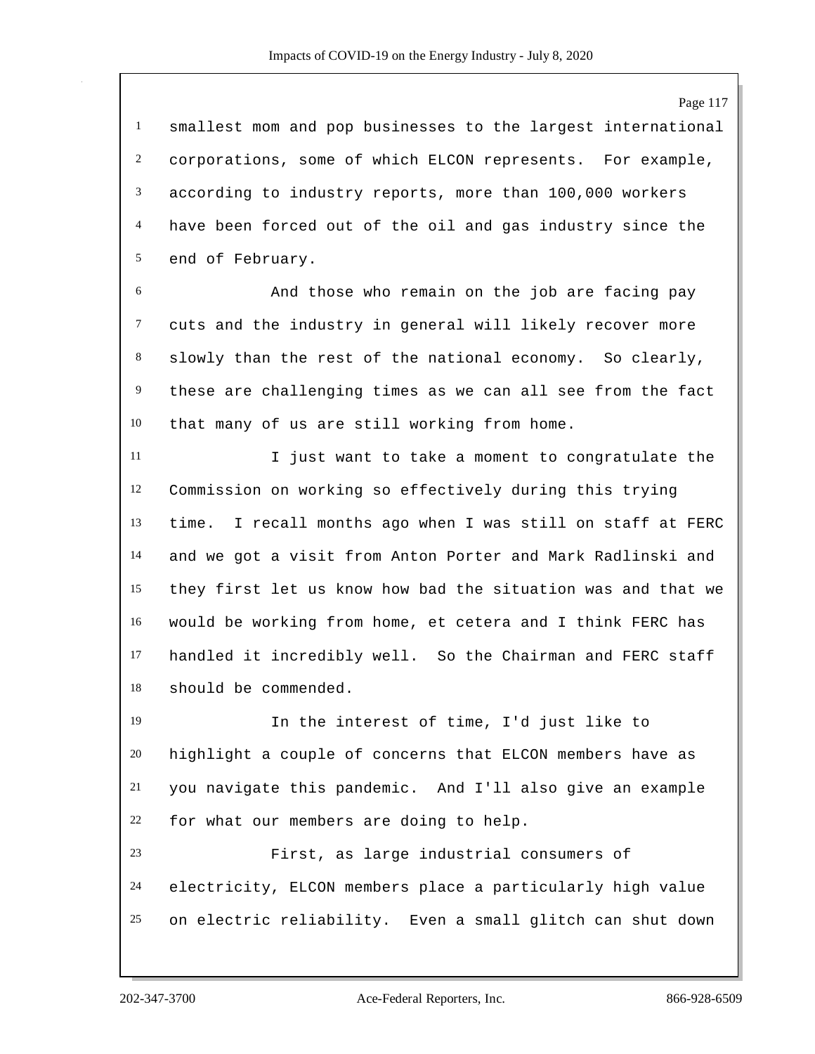smallest mom and pop businesses to the largest international corporations, some of which ELCON represents. For example, according to industry reports, more than 100,000 workers have been forced out of the oil and gas industry since the end of February.

And those who remain on the job are facing pay cuts and the industry in general will likely recover more slowly than the rest of the national economy. So clearly, these are challenging times as we can all see from the fact that many of us are still working from home.

I just want to take a moment to congratulate the Commission on working so effectively during this trying time. I recall months ago when I was still on staff at FERC and we got a visit from Anton Porter and Mark Radlinski and they first let us know how bad the situation was and that we would be working from home, et cetera and I think FERC has handled it incredibly well. So the Chairman and FERC staff should be commended.

In the interest of time, I'd just like to highlight a couple of concerns that ELCON members have as you navigate this pandemic. And I'll also give an example for what our members are doing to help.

First, as large industrial consumers of electricity, ELCON members place a particularly high value on electric reliability. Even a small glitch can shut down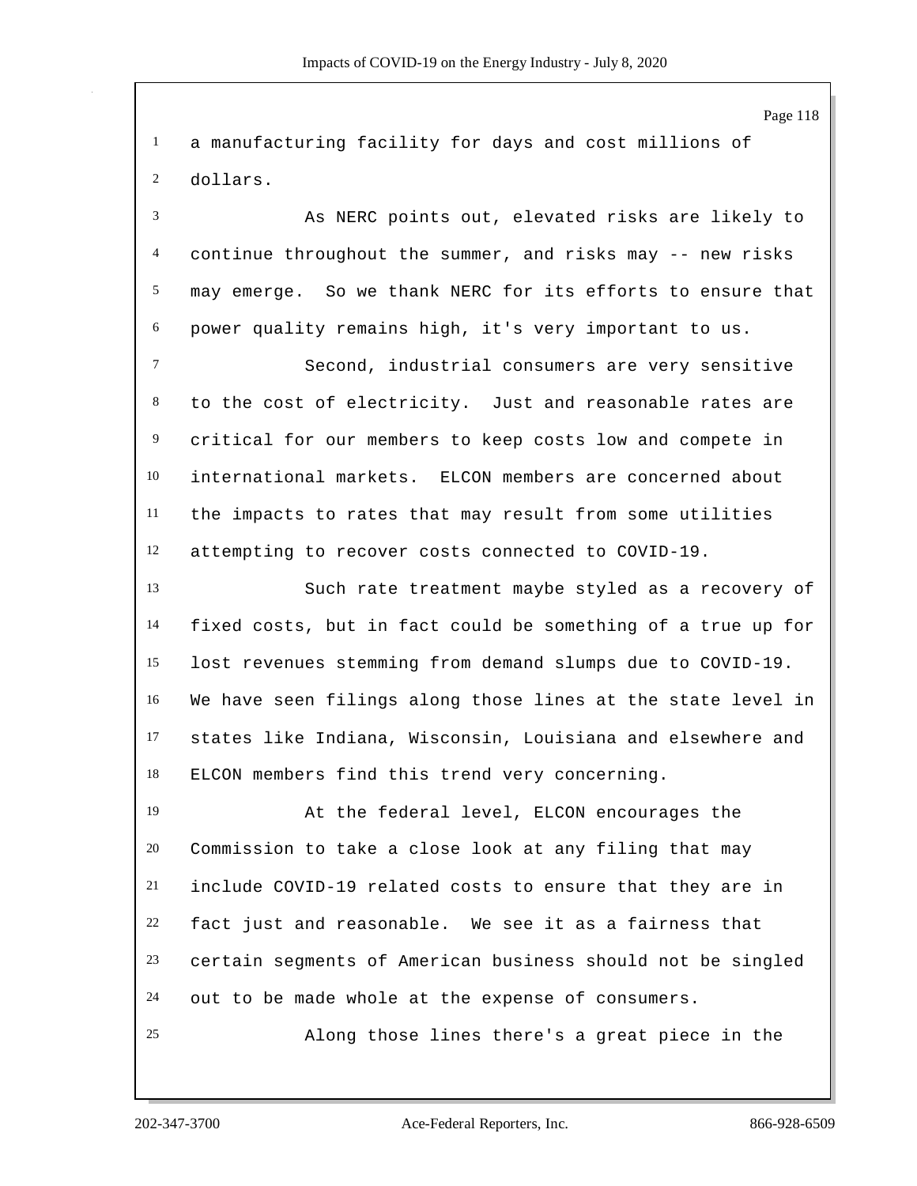a manufacturing facility for days and cost millions of dollars.

As NERC points out, elevated risks are likely to continue throughout the summer, and risks may -- new risks may emerge. So we thank NERC for its efforts to ensure that power quality remains high, it's very important to us.

Second, industrial consumers are very sensitive to the cost of electricity. Just and reasonable rates are critical for our members to keep costs low and compete in international markets. ELCON members are concerned about the impacts to rates that may result from some utilities attempting to recover costs connected to COVID-19.

Such rate treatment maybe styled as a recovery of fixed costs, but in fact could be something of a true up for lost revenues stemming from demand slumps due to COVID-19. We have seen filings along those lines at the state level in states like Indiana, Wisconsin, Louisiana and elsewhere and ELCON members find this trend very concerning.

At the federal level, ELCON encourages the Commission to take a close look at any filing that may include COVID-19 related costs to ensure that they are in fact just and reasonable. We see it as a fairness that certain segments of American business should not be singled out to be made whole at the expense of consumers.

Along those lines there's a great piece in the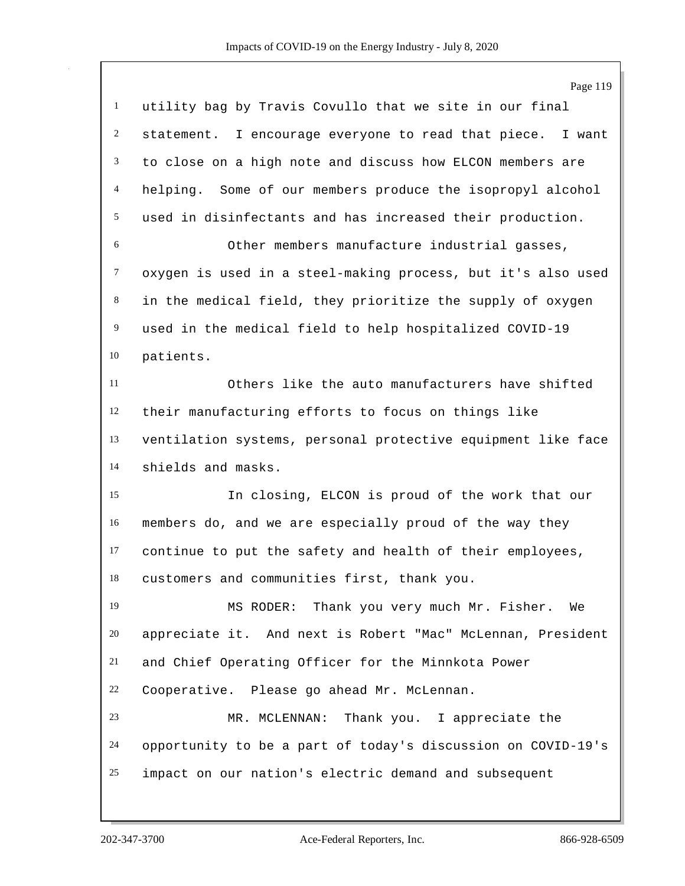utility bag by Travis Covullo that we site in our final statement. I encourage everyone to read that piece. I want to close on a high note and discuss how ELCON members are helping. Some of our members produce the isopropyl alcohol used in disinfectants and has increased their production.

Other members manufacture industrial gasses, oxygen is used in a steel-making process, but it's also used in the medical field, they prioritize the supply of oxygen used in the medical field to help hospitalized COVID-19 patients.

Others like the auto manufacturers have shifted their manufacturing efforts to focus on things like ventilation systems, personal protective equipment like face shields and masks.

In closing, ELCON is proud of the work that our members do, and we are especially proud of the way they continue to put the safety and health of their employees, customers and communities first, thank you.

MS RODER: Thank you very much Mr. Fisher. We appreciate it. And next is Robert "Mac" McLennan, President and Chief Operating Officer for the Minnkota Power Cooperative. Please go ahead Mr. McLennan.

MR. MCLENNAN: Thank you. I appreciate the opportunity to be a part of today's discussion on COVID-19's impact on our nation's electric demand and subsequent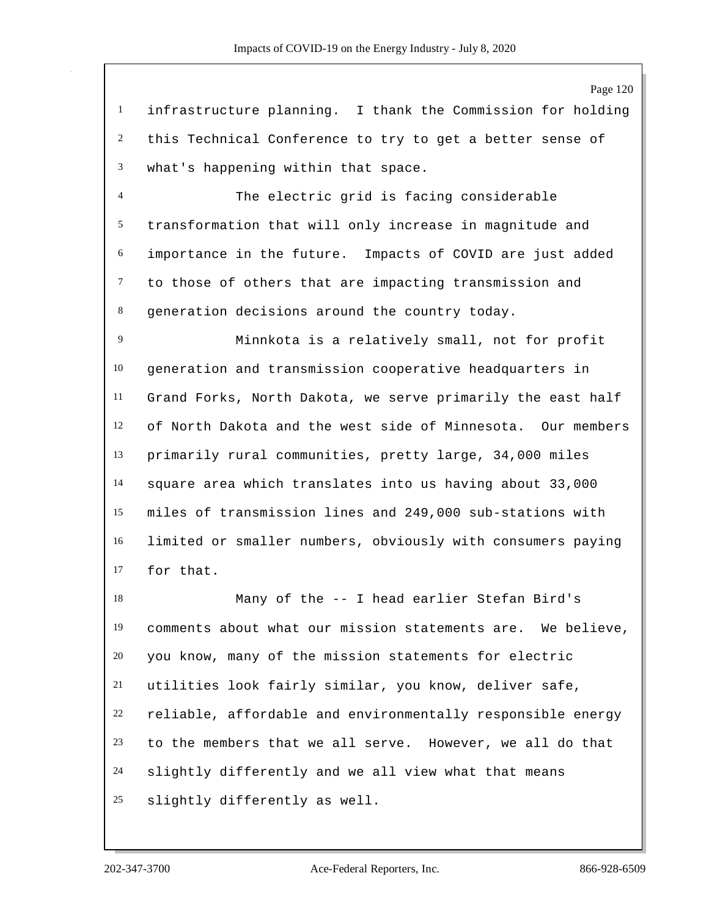infrastructure planning. I thank the Commission for holding this Technical Conference to try to get a better sense of what's happening within that space.

The electric grid is facing considerable transformation that will only increase in magnitude and importance in the future. Impacts of COVID are just added to those of others that are impacting transmission and generation decisions around the country today.

Minnkota is a relatively small, not for profit generation and transmission cooperative headquarters in Grand Forks, North Dakota, we serve primarily the east half of North Dakota and the west side of Minnesota. Our members primarily rural communities, pretty large, 34,000 miles square area which translates into us having about 33,000 miles of transmission lines and 249,000 sub-stations with limited or smaller numbers, obviously with consumers paying for that.

Many of the -- I head earlier Stefan Bird's comments about what our mission statements are. We believe, you know, many of the mission statements for electric utilities look fairly similar, you know, deliver safe, reliable, affordable and environmentally responsible energy to the members that we all serve. However, we all do that slightly differently and we all view what that means slightly differently as well.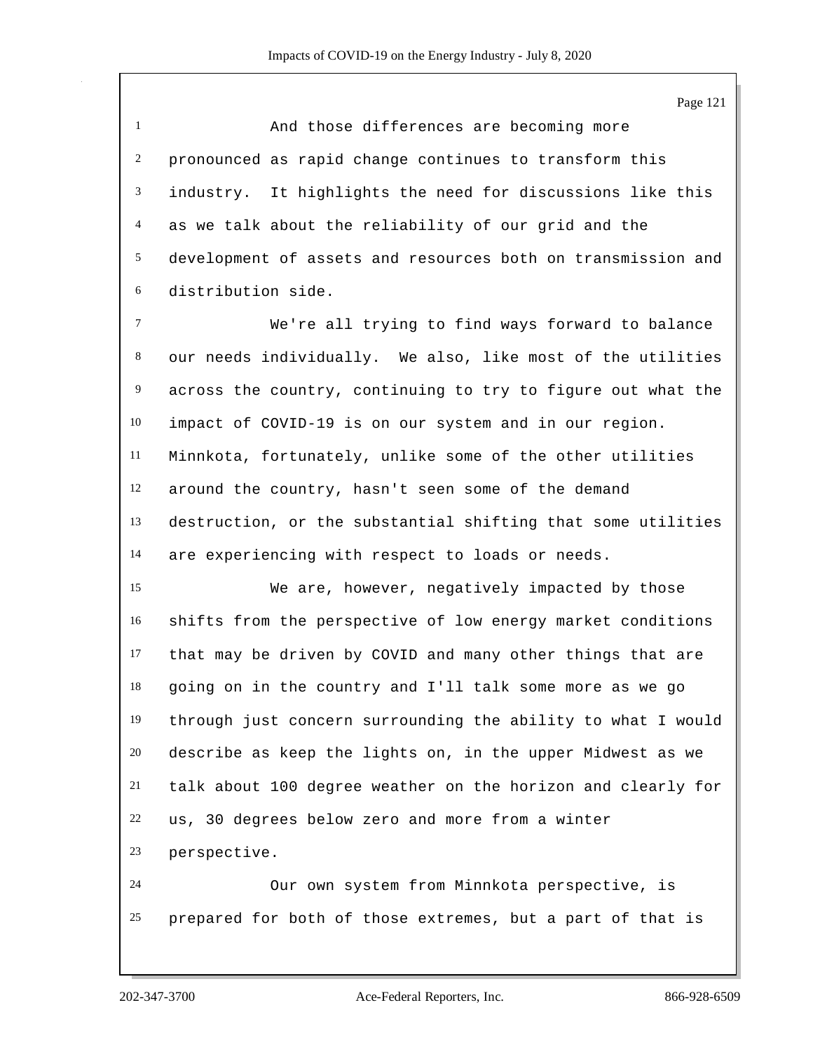And those differences are becoming more pronounced as rapid change continues to transform this industry. It highlights the need for discussions like this as we talk about the reliability of our grid and the development of assets and resources both on transmission and distribution side.

We're all trying to find ways forward to balance our needs individually. We also, like most of the utilities across the country, continuing to try to figure out what the impact of COVID-19 is on our system and in our region. Minnkota, fortunately, unlike some of the other utilities around the country, hasn't seen some of the demand destruction, or the substantial shifting that some utilities are experiencing with respect to loads or needs.

We are, however, negatively impacted by those shifts from the perspective of low energy market conditions that may be driven by COVID and many other things that are going on in the country and I'll talk some more as we go through just concern surrounding the ability to what I would describe as keep the lights on, in the upper Midwest as we talk about 100 degree weather on the horizon and clearly for us, 30 degrees below zero and more from a winter perspective.

Our own system from Minnkota perspective, is prepared for both of those extremes, but a part of that is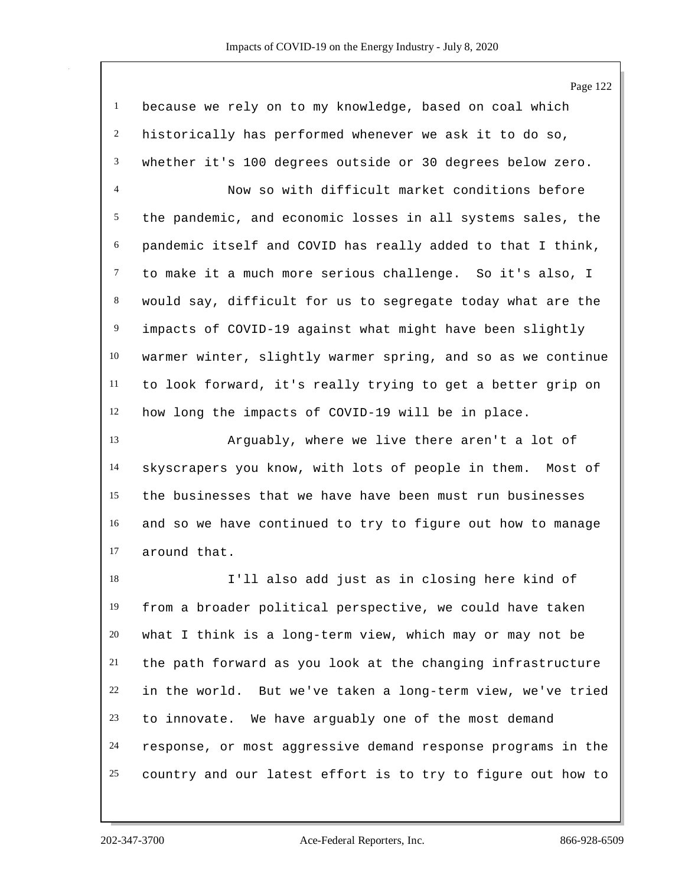because we rely on to my knowledge, based on coal which historically has performed whenever we ask it to do so, whether it's 100 degrees outside or 30 degrees below zero.

Now so with difficult market conditions before the pandemic, and economic losses in all systems sales, the pandemic itself and COVID has really added to that I think, to make it a much more serious challenge. So it's also, I would say, difficult for us to segregate today what are the impacts of COVID-19 against what might have been slightly warmer winter, slightly warmer spring, and so as we continue to look forward, it's really trying to get a better grip on how long the impacts of COVID-19 will be in place.

Arguably, where we live there aren't a lot of skyscrapers you know, with lots of people in them. Most of the businesses that we have have been must run businesses and so we have continued to try to figure out how to manage around that.

I'll also add just as in closing here kind of from a broader political perspective, we could have taken what I think is a long-term view, which may or may not be the path forward as you look at the changing infrastructure in the world. But we've taken a long-term view, we've tried to innovate. We have arguably one of the most demand response, or most aggressive demand response programs in the country and our latest effort is to try to figure out how to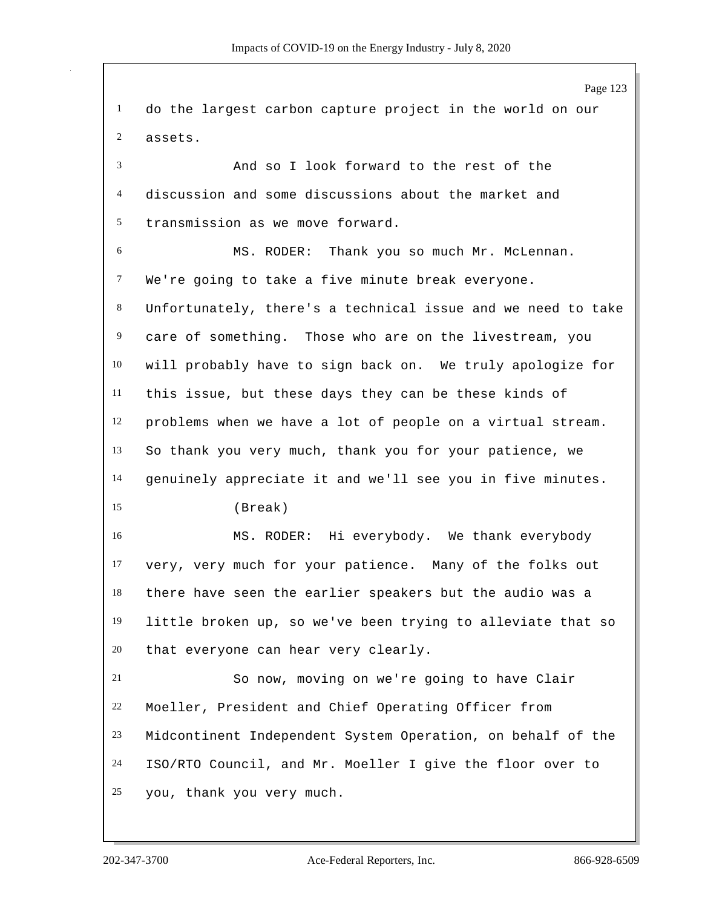do the largest carbon capture project in the world on our assets.

And so I look forward to the rest of the discussion and some discussions about the market and transmission as we move forward.

MS. RODER: Thank you so much Mr. McLennan. We're going to take a five minute break everyone. Unfortunately, there's a technical issue and we need to take care of something. Those who are on the livestream, you will probably have to sign back on. We truly apologize for this issue, but these days they can be these kinds of problems when we have a lot of people on a virtual stream. So thank you very much, thank you for your patience, we genuinely appreciate it and we'll see you in five minutes.

(Break)

MS. RODER: Hi everybody. We thank everybody very, very much for your patience. Many of the folks out there have seen the earlier speakers but the audio was a little broken up, so we've been trying to alleviate that so that everyone can hear very clearly.

So now, moving on we're going to have Clair Moeller, President and Chief Operating Officer from Midcontinent Independent System Operation, on behalf of the ISO/RTO Council, and Mr. Moeller I give the floor over to you, thank you very much.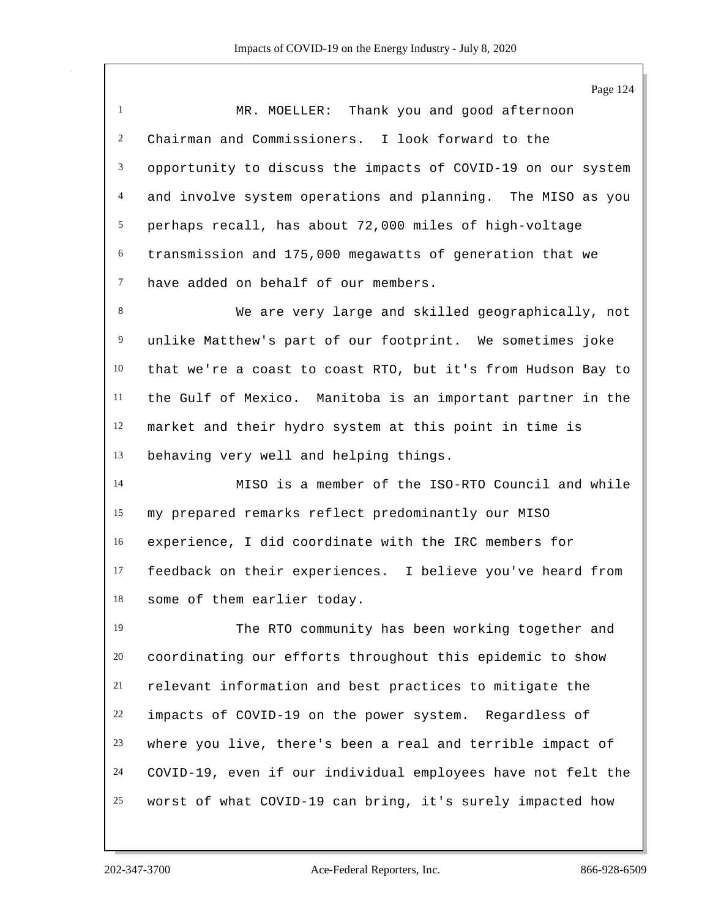MR. MOELLER: Thank you and good afternoon Chairman and Commissioners. I look forward to the opportunity to discuss the impacts of COVID-19 on our system and involve system operations and planning. The MISO as you perhaps recall, has about 72,000 miles of high-voltage transmission and 175,000 megawatts of generation that we have added on behalf of our members.

We are very large and skilled geographically, not unlike Matthew's part of our footprint. We sometimes joke that we're a coast to coast RTO, but it's from Hudson Bay to the Gulf of Mexico. Manitoba is an important partner in the market and their hydro system at this point in time is behaving very well and helping things.

MISO is a member of the ISO-RTO Council and while my prepared remarks reflect predominantly our MISO experience, I did coordinate with the IRC members for feedback on their experiences. I believe you've heard from some of them earlier today.

The RTO community has been working together and coordinating our efforts throughout this epidemic to show relevant information and best practices to mitigate the impacts of COVID-19 on the power system. Regardless of where you live, there's been a real and terrible impact of COVID-19, even if our individual employees have not felt the worst of what COVID-19 can bring, it's surely impacted how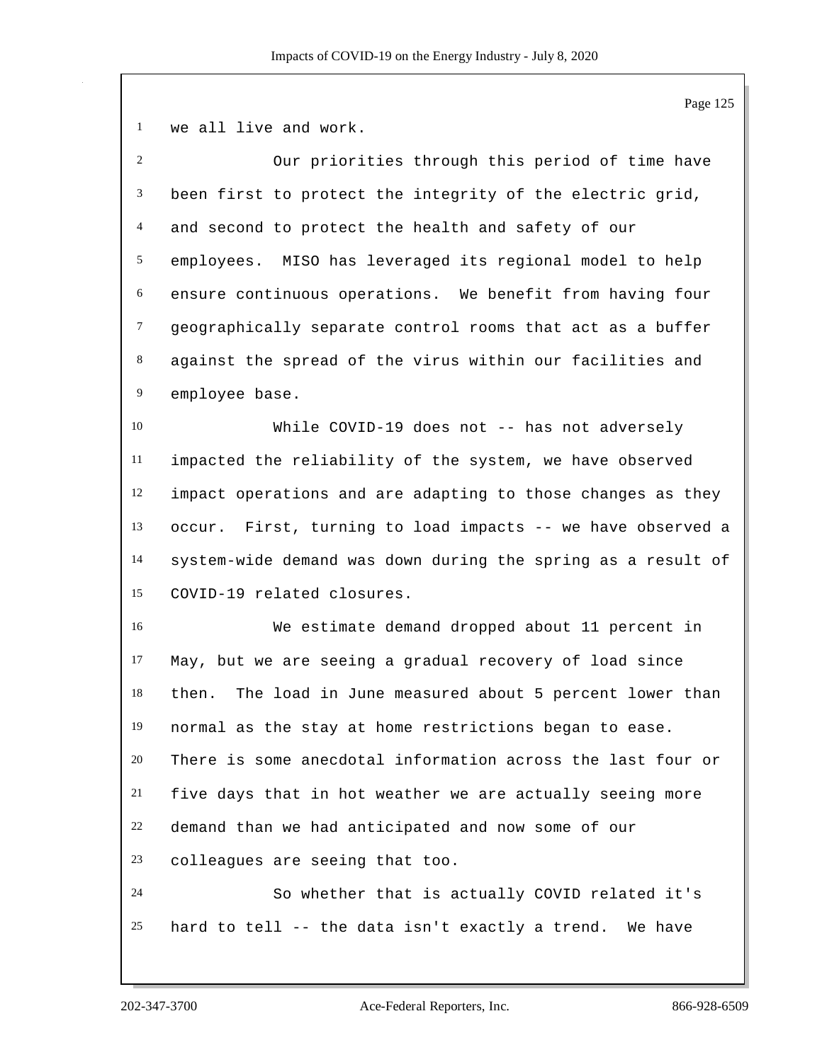we all live and work.

Our priorities through this period of time have been first to protect the integrity of the electric grid, and second to protect the health and safety of our employees. MISO has leveraged its regional model to help ensure continuous operations. We benefit from having four geographically separate control rooms that act as a buffer against the spread of the virus within our facilities and employee base.

While COVID-19 does not -- has not adversely impacted the reliability of the system, we have observed impact operations and are adapting to those changes as they occur. First, turning to load impacts -- we have observed a system-wide demand was down during the spring as a result of COVID-19 related closures.

We estimate demand dropped about 11 percent in May, but we are seeing a gradual recovery of load since then. The load in June measured about 5 percent lower than normal as the stay at home restrictions began to ease. There is some anecdotal information across the last four or five days that in hot weather we are actually seeing more demand than we had anticipated and now some of our colleagues are seeing that too.

So whether that is actually COVID related it's hard to tell -- the data isn't exactly a trend. We have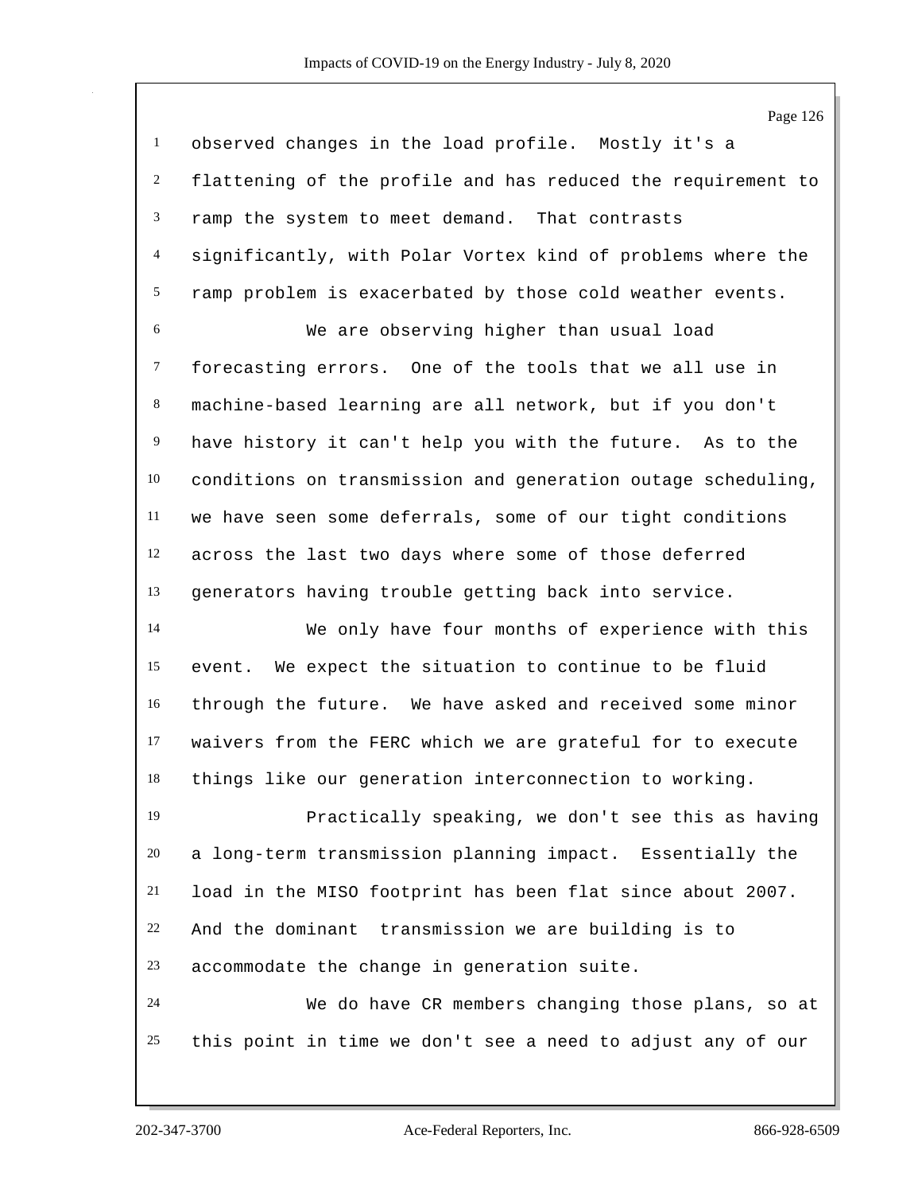observed changes in the load profile. Mostly it's a flattening of the profile and has reduced the requirement to ramp the system to meet demand. That contrasts significantly, with Polar Vortex kind of problems where the ramp problem is exacerbated by those cold weather events.

We are observing higher than usual load forecasting errors. One of the tools that we all use in machine-based learning are all network, but if you don't have history it can't help you with the future. As to the conditions on transmission and generation outage scheduling, we have seen some deferrals, some of our tight conditions across the last two days where some of those deferred generators having trouble getting back into service.

We only have four months of experience with this event. We expect the situation to continue to be fluid through the future. We have asked and received some minor waivers from the FERC which we are grateful for to execute things like our generation interconnection to working.

Practically speaking, we don't see this as having a long-term transmission planning impact. Essentially the load in the MISO footprint has been flat since about 2007. And the dominant transmission we are building is to accommodate the change in generation suite.

We do have CR members changing those plans, so at this point in time we don't see a need to adjust any of our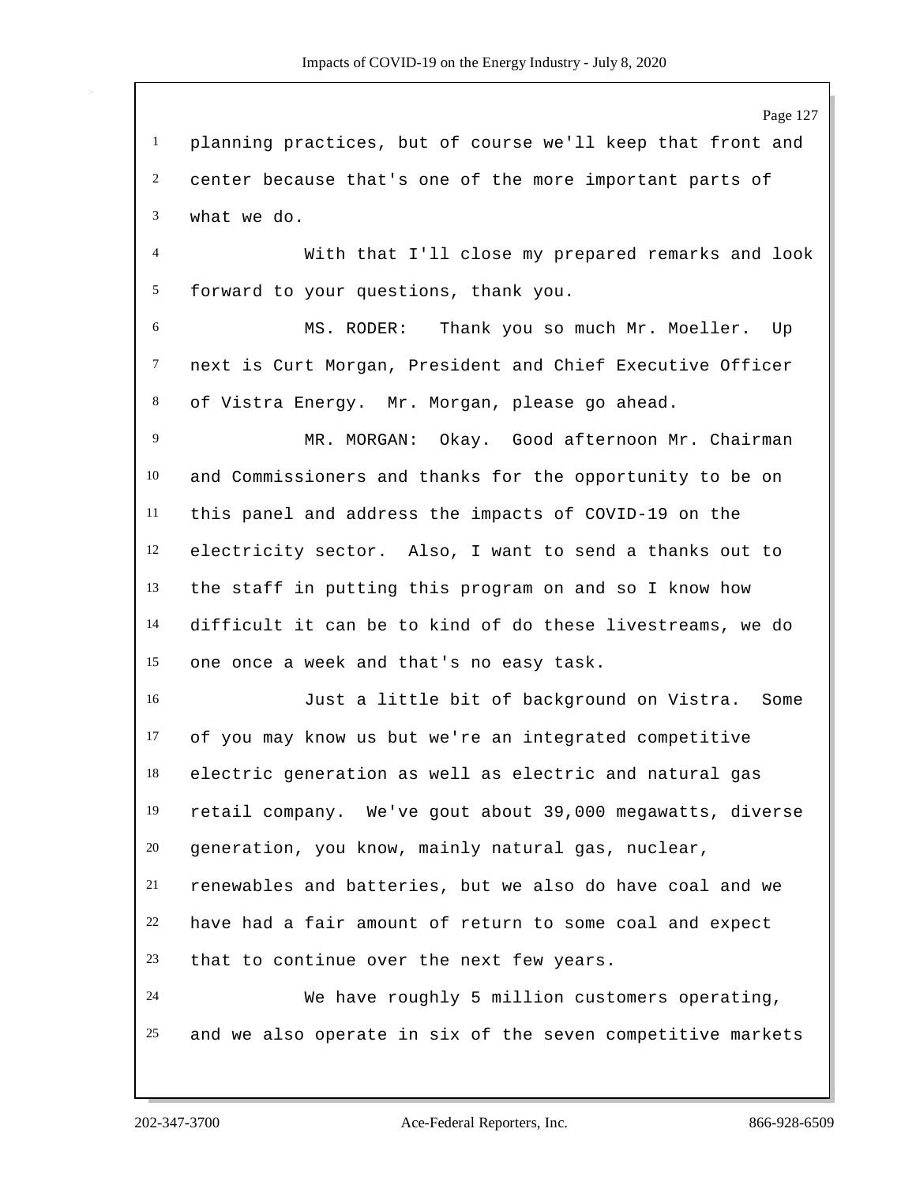planning practices, but of course we'll keep that front and center because that's one of the more important parts of what we do.

With that I'll close my prepared remarks and look forward to your questions, thank you.

MS. RODER: Thank you so much Mr. Moeller. Up next is Curt Morgan, President and Chief Executive Officer of Vistra Energy. Mr. Morgan, please go ahead.

MR. MORGAN: Okay. Good afternoon Mr. Chairman and Commissioners and thanks for the opportunity to be on this panel and address the impacts of COVID-19 on the electricity sector. Also, I want to send a thanks out to the staff in putting this program on and so I know how difficult it can be to kind of do these livestreams, we do one once a week and that's no easy task.

Just a little bit of background on Vistra. Some of you may know us but we're an integrated competitive electric generation as well as electric and natural gas retail company. We've gout about 39,000 megawatts, diverse generation, you know, mainly natural gas, nuclear, renewables and batteries, but we also do have coal and we have had a fair amount of return to some coal and expect that to continue over the next few years.

We have roughly 5 million customers operating, and we also operate in six of the seven competitive markets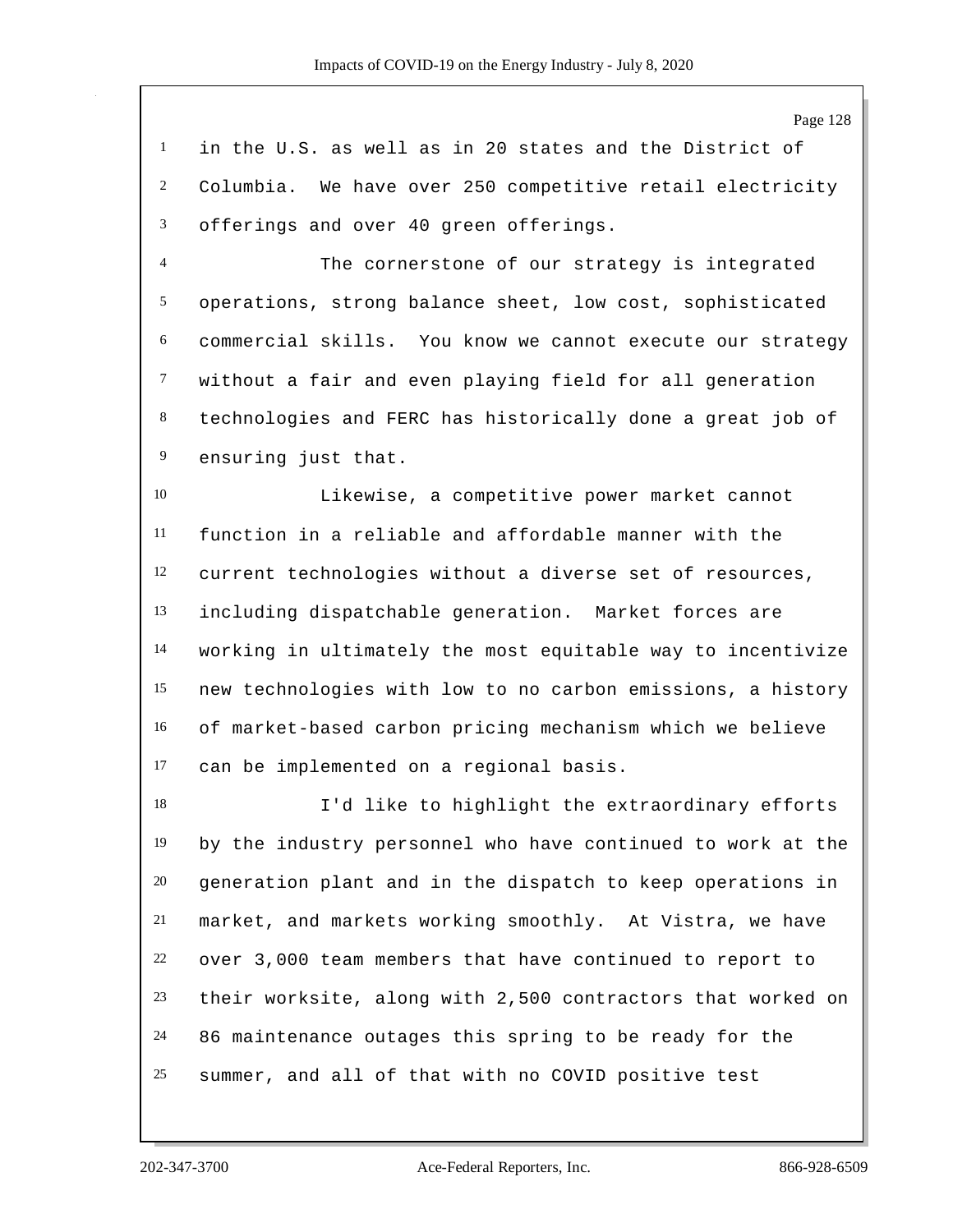in the U.S. as well as in 20 states and the District of Columbia. We have over 250 competitive retail electricity offerings and over 40 green offerings.

The cornerstone of our strategy is integrated operations, strong balance sheet, low cost, sophisticated commercial skills. You know we cannot execute our strategy without a fair and even playing field for all generation technologies and FERC has historically done a great job of ensuring just that.

Likewise, a competitive power market cannot function in a reliable and affordable manner with the current technologies without a diverse set of resources, including dispatchable generation. Market forces are working in ultimately the most equitable way to incentivize new technologies with low to no carbon emissions, a history of market-based carbon pricing mechanism which we believe can be implemented on a regional basis.

I'd like to highlight the extraordinary efforts by the industry personnel who have continued to work at the generation plant and in the dispatch to keep operations in market, and markets working smoothly. At Vistra, we have over 3,000 team members that have continued to report to their worksite, along with 2,500 contractors that worked on 86 maintenance outages this spring to be ready for the summer, and all of that with no COVID positive test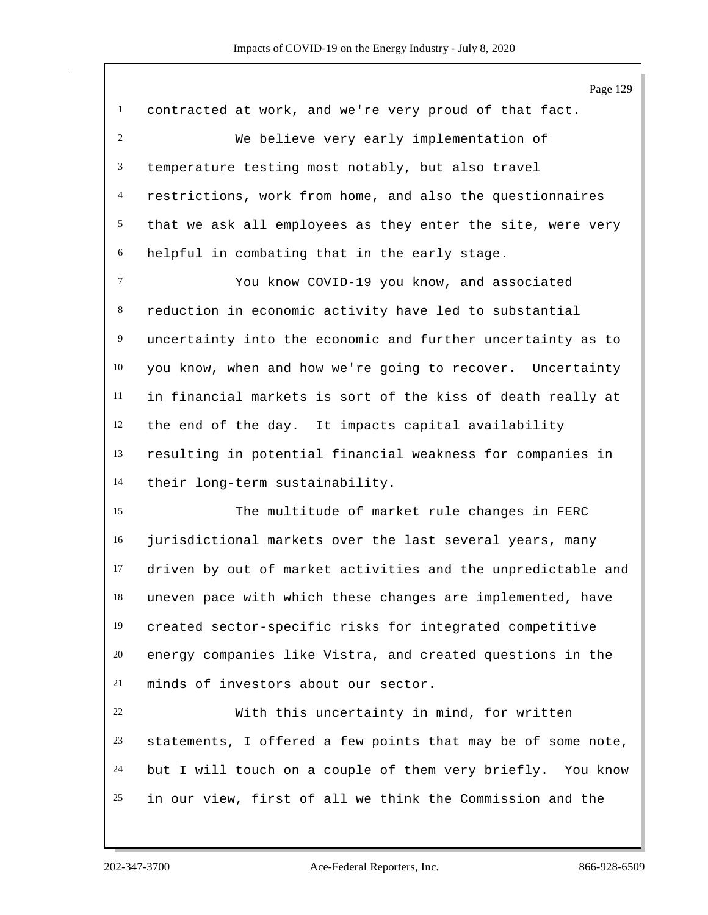contracted at work, and we're very proud of that fact.

We believe very early implementation of temperature testing most notably, but also travel restrictions, work from home, and also the questionnaires that we ask all employees as they enter the site, were very helpful in combating that in the early stage.

You know COVID-19 you know, and associated reduction in economic activity have led to substantial uncertainty into the economic and further uncertainty as to you know, when and how we're going to recover. Uncertainty in financial markets is sort of the kiss of death really at the end of the day. It impacts capital availability resulting in potential financial weakness for companies in their long-term sustainability.

The multitude of market rule changes in FERC jurisdictional markets over the last several years, many driven by out of market activities and the unpredictable and uneven pace with which these changes are implemented, have created sector-specific risks for integrated competitive energy companies like Vistra, and created questions in the minds of investors about our sector.

With this uncertainty in mind, for written statements, I offered a few points that may be of some note, but I will touch on a couple of them very briefly. You know in our view, first of all we think the Commission and the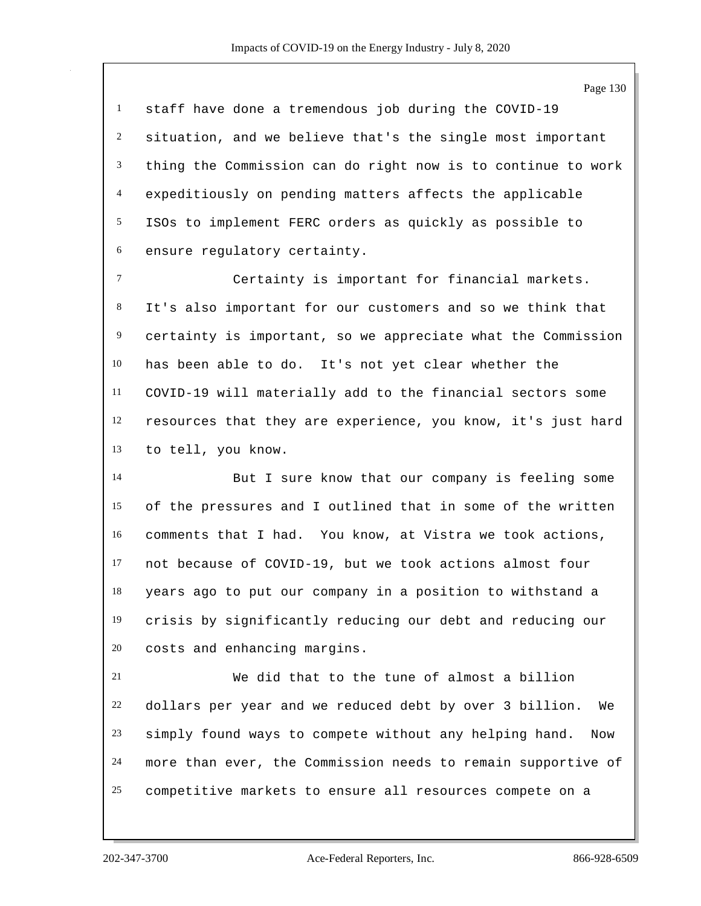staff have done a tremendous job during the COVID-19 situation, and we believe that's the single most important thing the Commission can do right now is to continue to work expeditiously on pending matters affects the applicable ISOs to implement FERC orders as quickly as possible to ensure regulatory certainty.

Certainty is important for financial markets. It's also important for our customers and so we think that certainty is important, so we appreciate what the Commission has been able to do. It's not yet clear whether the COVID-19 will materially add to the financial sectors some resources that they are experience, you know, it's just hard to tell, you know.

But I sure know that our company is feeling some of the pressures and I outlined that in some of the written comments that I had. You know, at Vistra we took actions, not because of COVID-19, but we took actions almost four years ago to put our company in a position to withstand a crisis by significantly reducing our debt and reducing our costs and enhancing margins.

We did that to the tune of almost a billion dollars per year and we reduced debt by over 3 billion. We simply found ways to compete without any helping hand. Now more than ever, the Commission needs to remain supportive of competitive markets to ensure all resources compete on a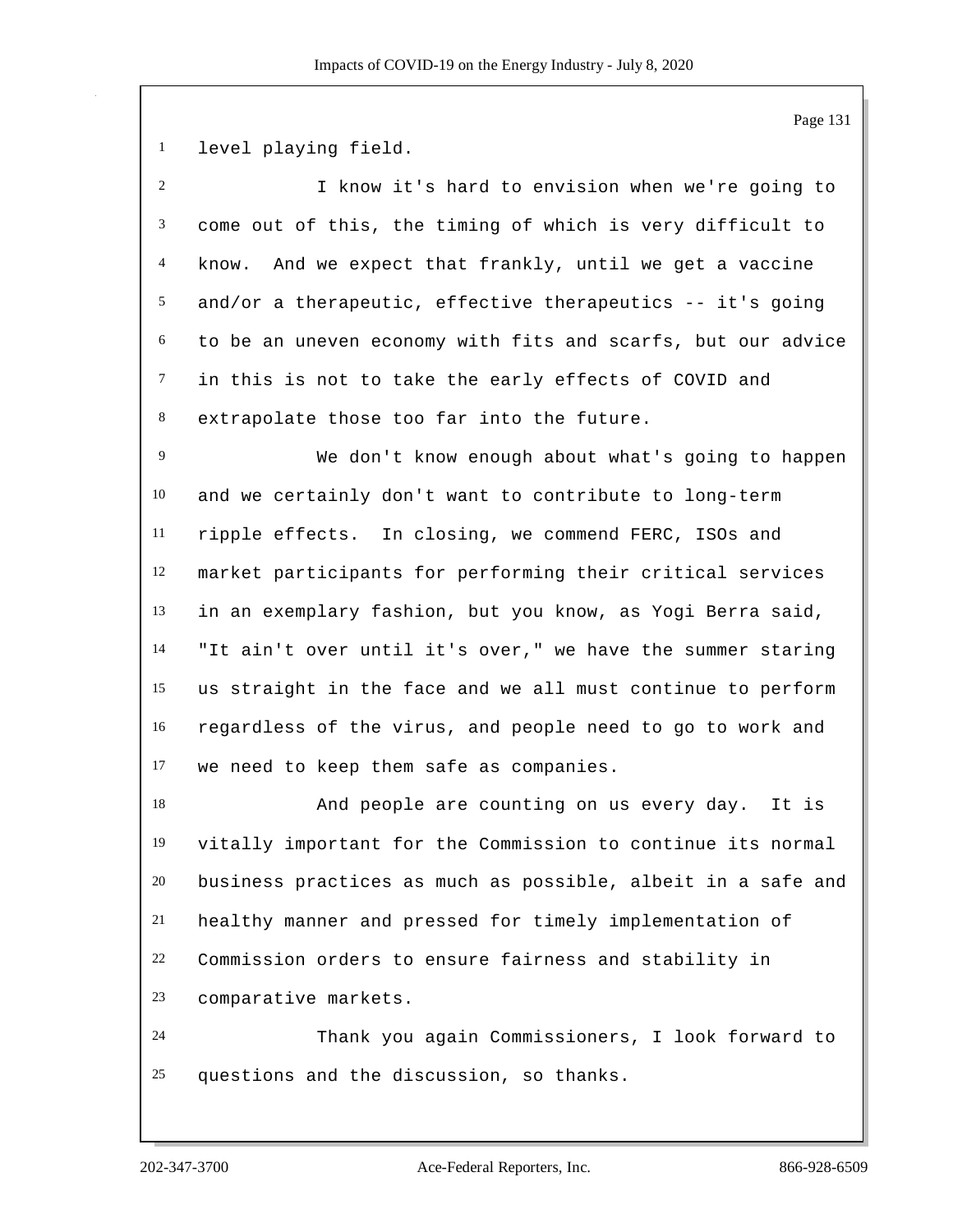level playing field.

I know it's hard to envision when we're going to come out of this, the timing of which is very difficult to know. And we expect that frankly, until we get a vaccine and/or a therapeutic, effective therapeutics -- it's going to be an uneven economy with fits and scarfs, but our advice in this is not to take the early effects of COVID and extrapolate those too far into the future.

We don't know enough about what's going to happen and we certainly don't want to contribute to long-term ripple effects. In closing, we commend FERC, ISOs and market participants for performing their critical services in an exemplary fashion, but you know, as Yogi Berra said, "It ain't over until it's over," we have the summer staring us straight in the face and we all must continue to perform regardless of the virus, and people need to go to work and we need to keep them safe as companies.

And people are counting on us every day. It is vitally important for the Commission to continue its normal business practices as much as possible, albeit in a safe and healthy manner and pressed for timely implementation of Commission orders to ensure fairness and stability in comparative markets.

Thank you again Commissioners, I look forward to questions and the discussion, so thanks.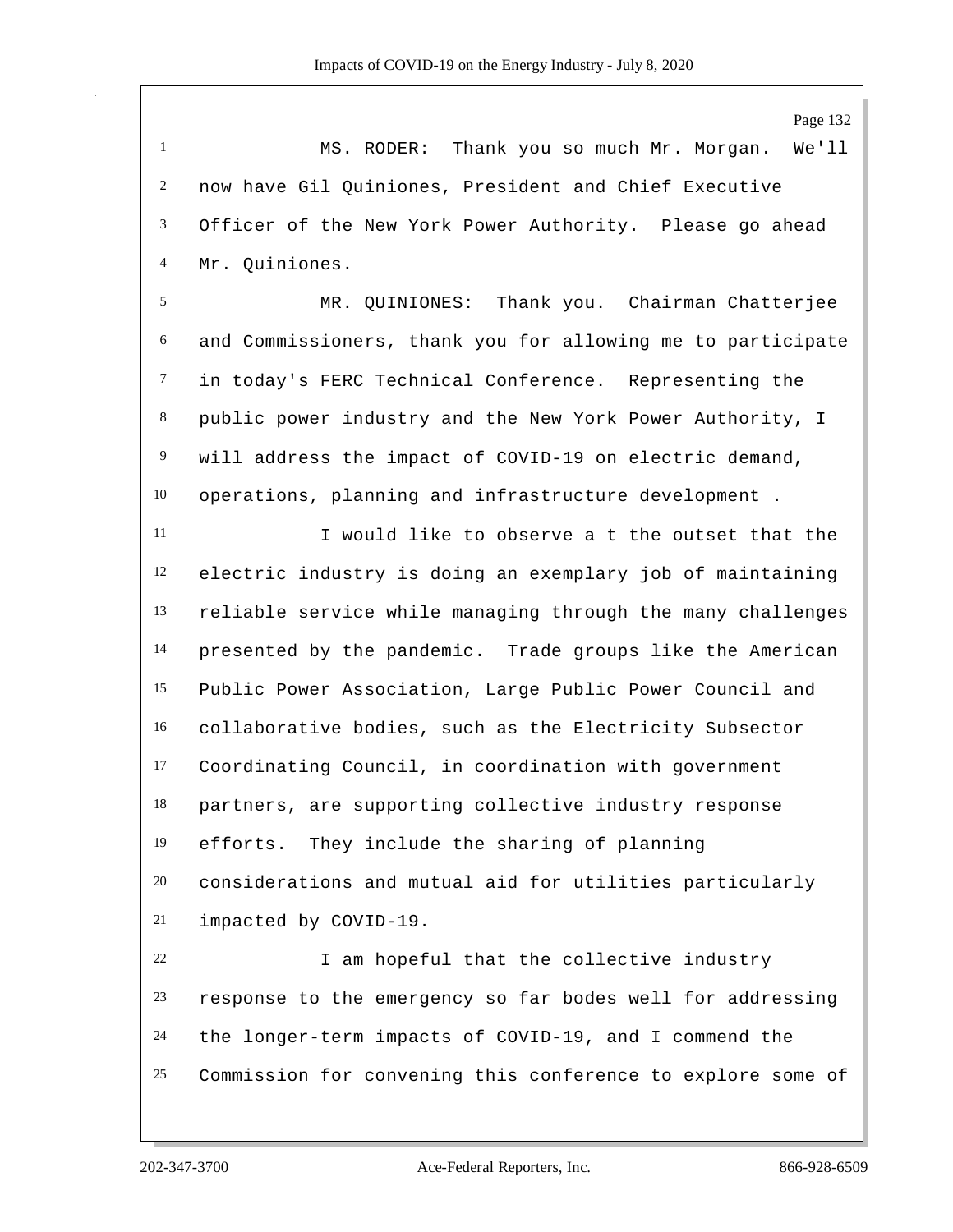MS. RODER: Thank you so much Mr. Morgan. We'll now have Gil Quiniones, President and Chief Executive Officer of the New York Power Authority. Please go ahead Mr. Quiniones.

MR. QUINIONES: Thank you. Chairman Chatterjee and Commissioners, thank you for allowing me to participate in today's FERC Technical Conference. Representing the public power industry and the New York Power Authority, I will address the impact of COVID-19 on electric demand, operations, planning and infrastructure development .

I would like to observe a t the outset that the electric industry is doing an exemplary job of maintaining reliable service while managing through the many challenges presented by the pandemic. Trade groups like the American Public Power Association, Large Public Power Council and collaborative bodies, such as the Electricity Subsector Coordinating Council, in coordination with government partners, are supporting collective industry response efforts. They include the sharing of planning considerations and mutual aid for utilities particularly impacted by COVID-19.

I am hopeful that the collective industry response to the emergency so far bodes well for addressing the longer-term impacts of COVID-19, and I commend the Commission for convening this conference to explore some of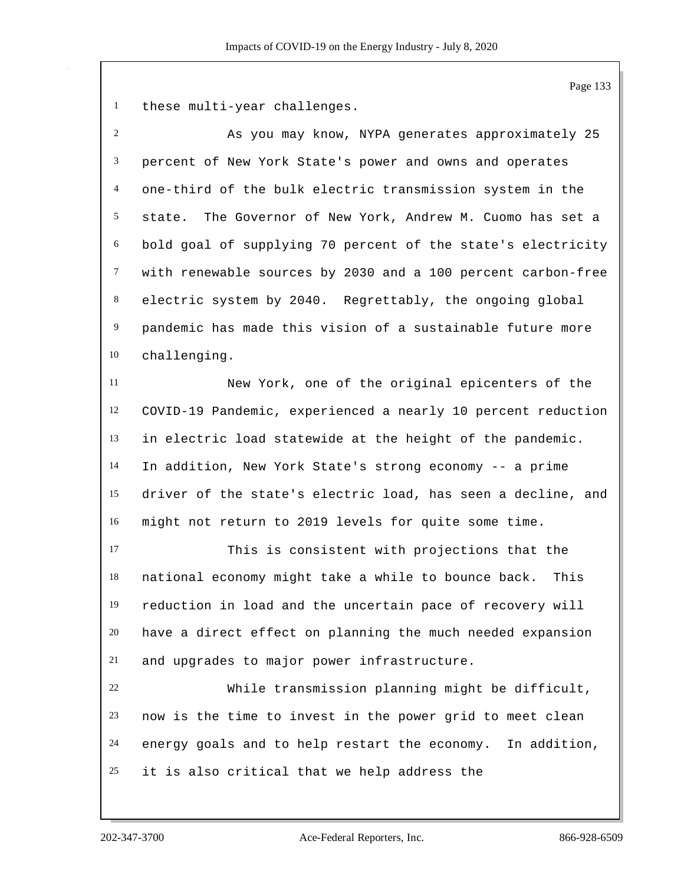these multi-year challenges.

As you may know, NYPA generates approximately 25 percent of New York State's power and owns and operates one-third of the bulk electric transmission system in the state. The Governor of New York, Andrew M. Cuomo has set a bold goal of supplying 70 percent of the state's electricity with renewable sources by 2030 and a 100 percent carbon-free electric system by 2040. Regrettably, the ongoing global pandemic has made this vision of a sustainable future more challenging.

New York, one of the original epicenters of the COVID-19 Pandemic, experienced a nearly 10 percent reduction in electric load statewide at the height of the pandemic. In addition, New York State's strong economy -- a prime driver of the state's electric load, has seen a decline, and might not return to 2019 levels for quite some time.

This is consistent with projections that the national economy might take a while to bounce back. This reduction in load and the uncertain pace of recovery will have a direct effect on planning the much needed expansion and upgrades to major power infrastructure.

While transmission planning might be difficult, now is the time to invest in the power grid to meet clean energy goals and to help restart the economy. In addition, it is also critical that we help address the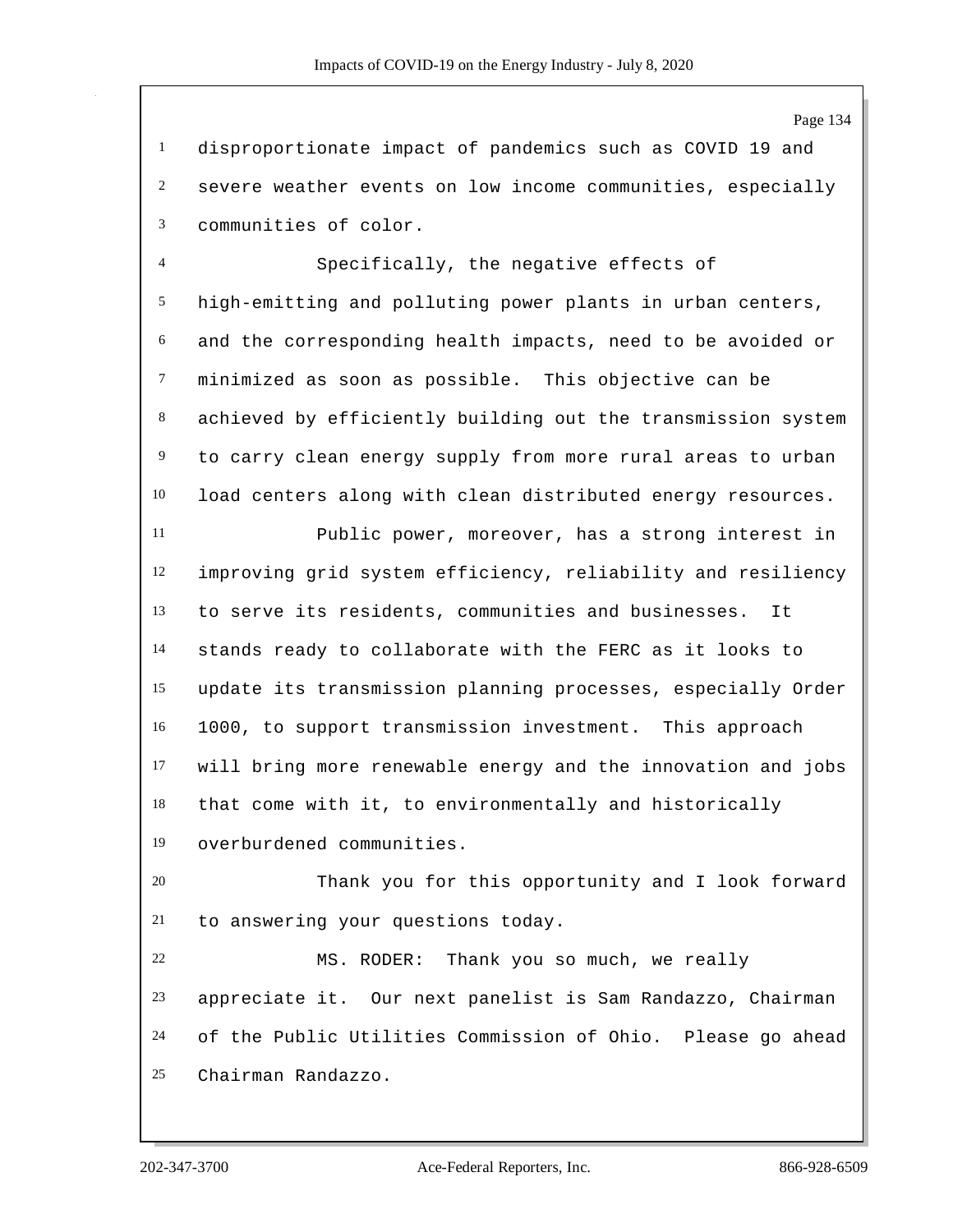disproportionate impact of pandemics such as COVID 19 and severe weather events on low income communities, especially communities of color.

Specifically, the negative effects of high-emitting and polluting power plants in urban centers, and the corresponding health impacts, need to be avoided or minimized as soon as possible. This objective can be achieved by efficiently building out the transmission system to carry clean energy supply from more rural areas to urban load centers along with clean distributed energy resources.

Public power, moreover, has a strong interest in improving grid system efficiency, reliability and resiliency to serve its residents, communities and businesses. It stands ready to collaborate with the FERC as it looks to update its transmission planning processes, especially Order 1000, to support transmission investment. This approach will bring more renewable energy and the innovation and jobs that come with it, to environmentally and historically overburdened communities.

Thank you for this opportunity and I look forward to answering your questions today.

MS. RODER: Thank you so much, we really appreciate it. Our next panelist is Sam Randazzo, Chairman of the Public Utilities Commission of Ohio. Please go ahead Chairman Randazzo.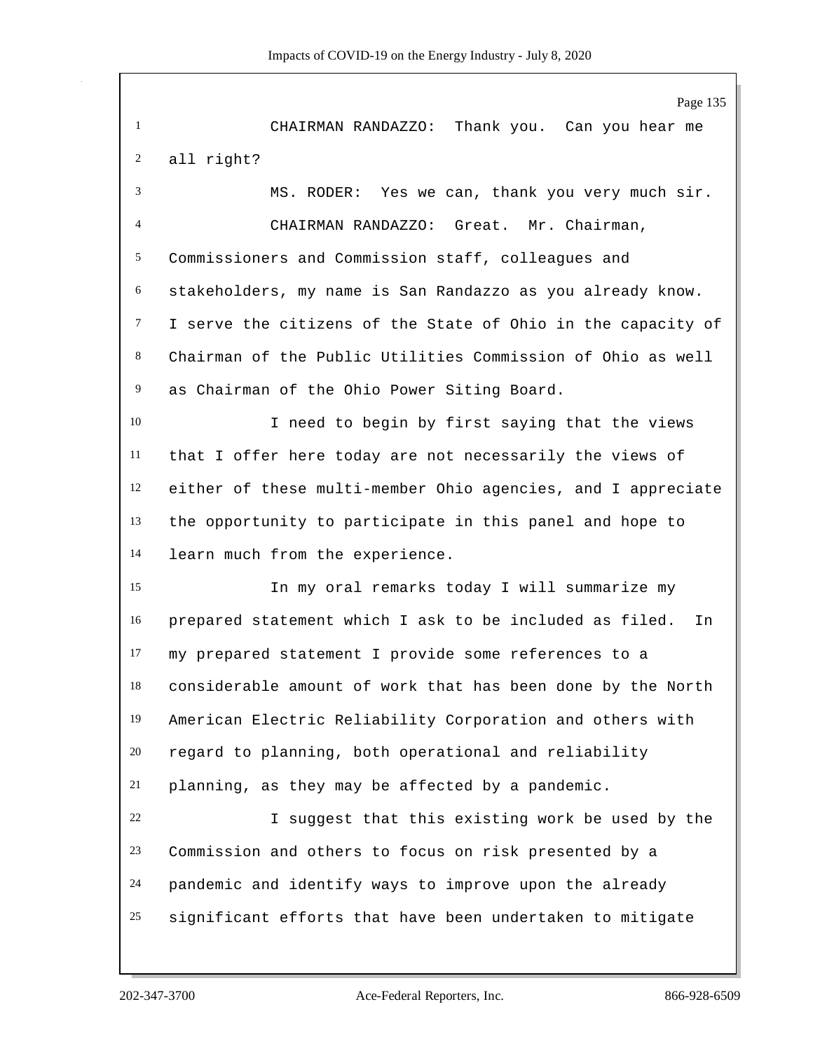CHAIRMAN RANDAZZO: Thank you. Can you hear me all right?

MS. RODER: Yes we can, thank you very much sir.

CHAIRMAN RANDAZZO: Great. Mr. Chairman, Commissioners and Commission staff, colleagues and stakeholders, my name is San Randazzo as you already know. I serve the citizens of the State of Ohio in the capacity of Chairman of the Public Utilities Commission of Ohio as well as Chairman of the Ohio Power Siting Board.

I need to begin by first saying that the views that I offer here today are not necessarily the views of either of these multi-member Ohio agencies, and I appreciate the opportunity to participate in this panel and hope to learn much from the experience.

In my oral remarks today I will summarize my prepared statement which I ask to be included as filed. In my prepared statement I provide some references to a considerable amount of work that has been done by the North American Electric Reliability Corporation and others with regard to planning, both operational and reliability planning, as they may be affected by a pandemic.

I suggest that this existing work be used by the Commission and others to focus on risk presented by a pandemic and identify ways to improve upon the already significant efforts that have been undertaken to mitigate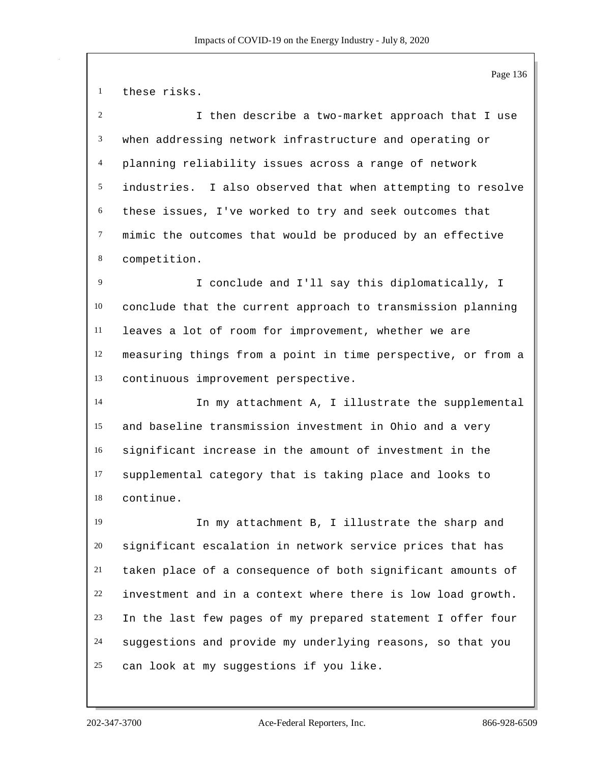these risks.

I then describe a two-market approach that I use when addressing network infrastructure and operating or planning reliability issues across a range of network industries. I also observed that when attempting to resolve these issues, I've worked to try and seek outcomes that mimic the outcomes that would be produced by an effective competition.

I conclude and I'll say this diplomatically, I conclude that the current approach to transmission planning leaves a lot of room for improvement, whether we are measuring things from a point in time perspective, or from a continuous improvement perspective.

In my attachment A, I illustrate the supplemental and baseline transmission investment in Ohio and a very significant increase in the amount of investment in the supplemental category that is taking place and looks to continue.

In my attachment B, I illustrate the sharp and significant escalation in network service prices that has taken place of a consequence of both significant amounts of investment and in a context where there is low load growth. In the last few pages of my prepared statement I offer four suggestions and provide my underlying reasons, so that you can look at my suggestions if you like.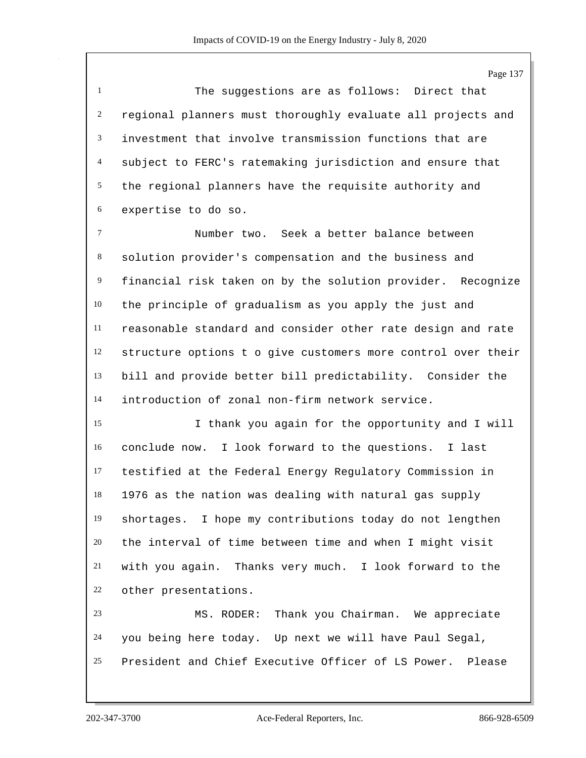The suggestions are as follows: Direct that regional planners must thoroughly evaluate all projects and investment that involve transmission functions that are subject to FERC's ratemaking jurisdiction and ensure that the regional planners have the requisite authority and expertise to do so.

Number two. Seek a better balance between solution provider's compensation and the business and financial risk taken on by the solution provider. Recognize the principle of gradualism as you apply the just and reasonable standard and consider other rate design and rate structure options t o give customers more control over their bill and provide better bill predictability. Consider the introduction of zonal non-firm network service.

I thank you again for the opportunity and I will conclude now. I look forward to the questions. I last testified at the Federal Energy Regulatory Commission in 1976 as the nation was dealing with natural gas supply shortages. I hope my contributions today do not lengthen the interval of time between time and when I might visit with you again. Thanks very much. I look forward to the other presentations.

MS. RODER: Thank you Chairman. We appreciate you being here today. Up next we will have Paul Segal, President and Chief Executive Officer of LS Power. Please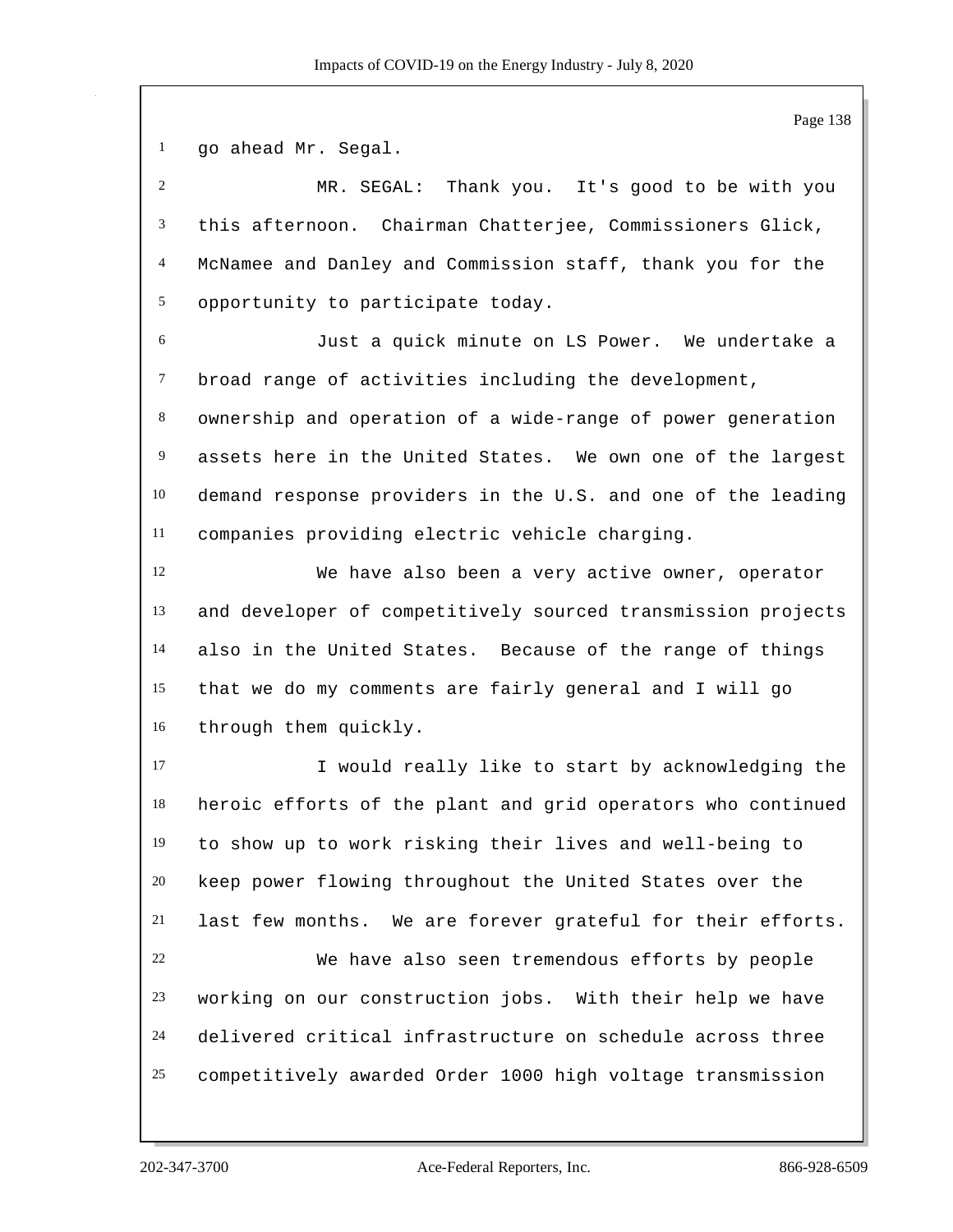go ahead Mr. Segal.

MR. SEGAL: Thank you. It's good to be with you this afternoon. Chairman Chatterjee, Commissioners Glick, McNamee and Danley and Commission staff, thank you for the opportunity to participate today.

Just a quick minute on LS Power. We undertake a broad range of activities including the development, ownership and operation of a wide-range of power generation assets here in the United States. We own one of the largest demand response providers in the U.S. and one of the leading companies providing electric vehicle charging.

We have also been a very active owner, operator and developer of competitively sourced transmission projects also in the United States. Because of the range of things that we do my comments are fairly general and I will go through them quickly.

I would really like to start by acknowledging the heroic efforts of the plant and grid operators who continued to show up to work risking their lives and well-being to keep power flowing throughout the United States over the last few months. We are forever grateful for their efforts.

We have also seen tremendous efforts by people working on our construction jobs. With their help we have delivered critical infrastructure on schedule across three competitively awarded Order 1000 high voltage transmission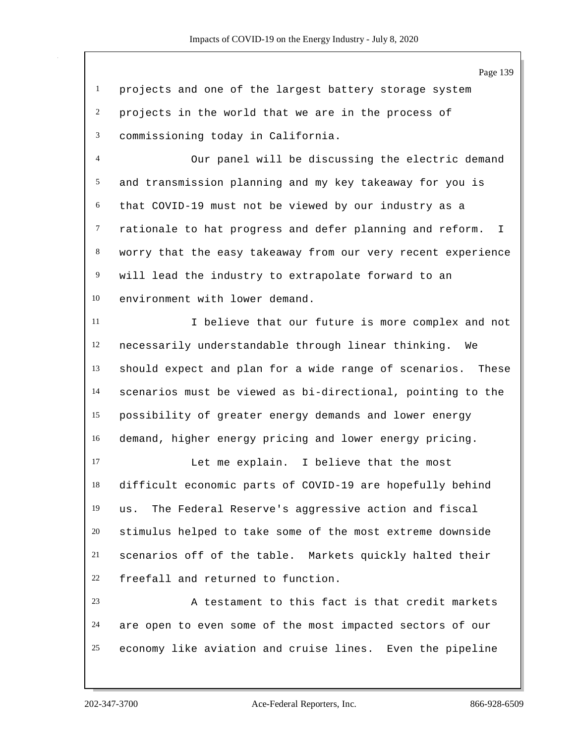projects and one of the largest battery storage system projects in the world that we are in the process of commissioning today in California.

Our panel will be discussing the electric demand and transmission planning and my key takeaway for you is that COVID-19 must not be viewed by our industry as a rationale to hat progress and defer planning and reform. I worry that the easy takeaway from our very recent experience will lead the industry to extrapolate forward to an environment with lower demand.

I believe that our future is more complex and not necessarily understandable through linear thinking. We should expect and plan for a wide range of scenarios. These scenarios must be viewed as bi-directional, pointing to the possibility of greater energy demands and lower energy demand, higher energy pricing and lower energy pricing.

Let me explain. I believe that the most difficult economic parts of COVID-19 are hopefully behind us. The Federal Reserve's aggressive action and fiscal stimulus helped to take some of the most extreme downside scenarios off of the table. Markets quickly halted their freefall and returned to function.

A testament to this fact is that credit markets are open to even some of the most impacted sectors of our economy like aviation and cruise lines. Even the pipeline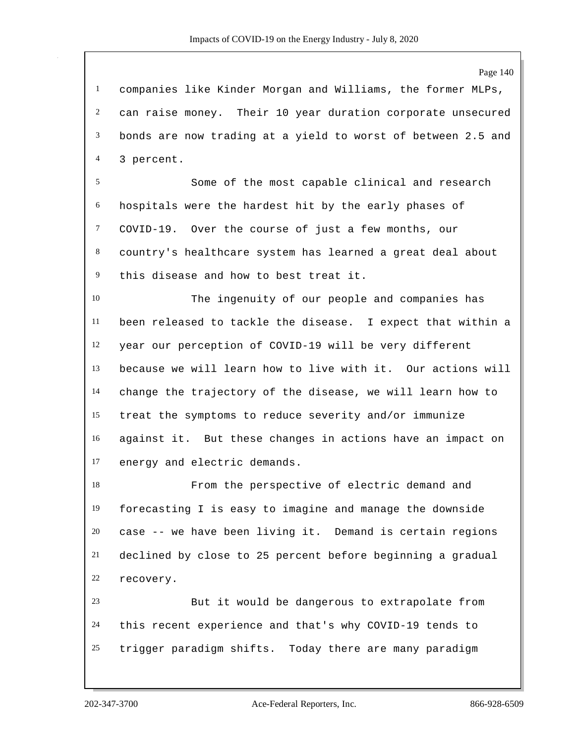companies like Kinder Morgan and Williams, the former MLPs, can raise money. Their 10 year duration corporate unsecured bonds are now trading at a yield to worst of between 2.5 and 3 percent.

Some of the most capable clinical and research hospitals were the hardest hit by the early phases of COVID-19. Over the course of just a few months, our country's healthcare system has learned a great deal about this disease and how to best treat it.

The ingenuity of our people and companies has been released to tackle the disease. I expect that within a year our perception of COVID-19 will be very different because we will learn how to live with it. Our actions will change the trajectory of the disease, we will learn how to treat the symptoms to reduce severity and/or immunize against it. But these changes in actions have an impact on energy and electric demands.

From the perspective of electric demand and forecasting I is easy to imagine and manage the downside case -- we have been living it. Demand is certain regions declined by close to 25 percent before beginning a gradual recovery.

But it would be dangerous to extrapolate from this recent experience and that's why COVID-19 tends to trigger paradigm shifts. Today there are many paradigm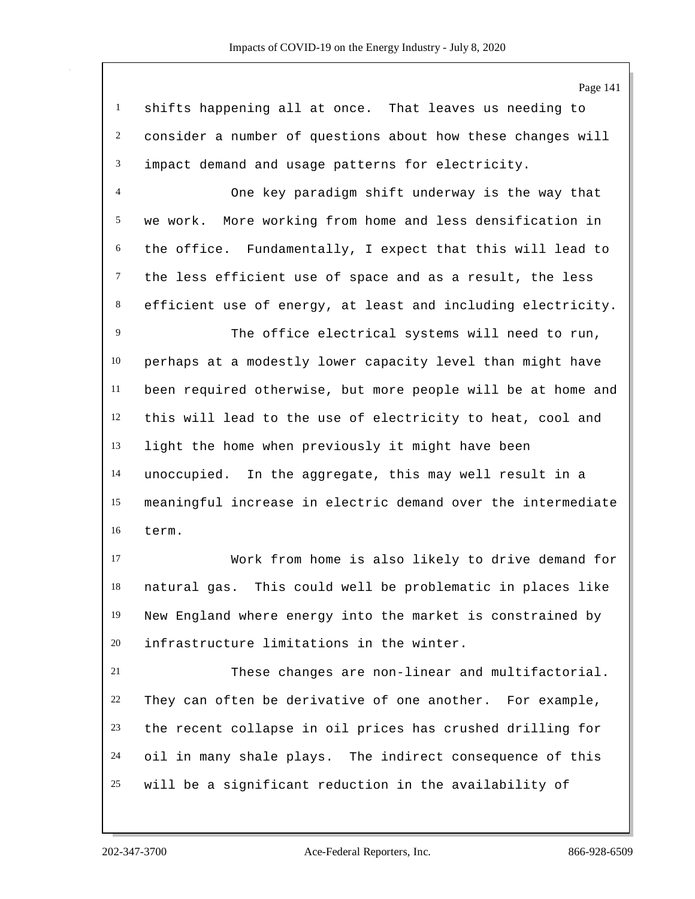shifts happening all at once. That leaves us needing to consider a number of questions about how these changes will impact demand and usage patterns for electricity.

One key paradigm shift underway is the way that we work. More working from home and less densification in the office. Fundamentally, I expect that this will lead to the less efficient use of space and as a result, the less efficient use of energy, at least and including electricity.

The office electrical systems will need to run, perhaps at a modestly lower capacity level than might have been required otherwise, but more people will be at home and this will lead to the use of electricity to heat, cool and light the home when previously it might have been unoccupied. In the aggregate, this may well result in a meaningful increase in electric demand over the intermediate term.

Work from home is also likely to drive demand for natural gas. This could well be problematic in places like New England where energy into the market is constrained by infrastructure limitations in the winter.

These changes are non-linear and multifactorial. They can often be derivative of one another. For example, the recent collapse in oil prices has crushed drilling for oil in many shale plays. The indirect consequence of this will be a significant reduction in the availability of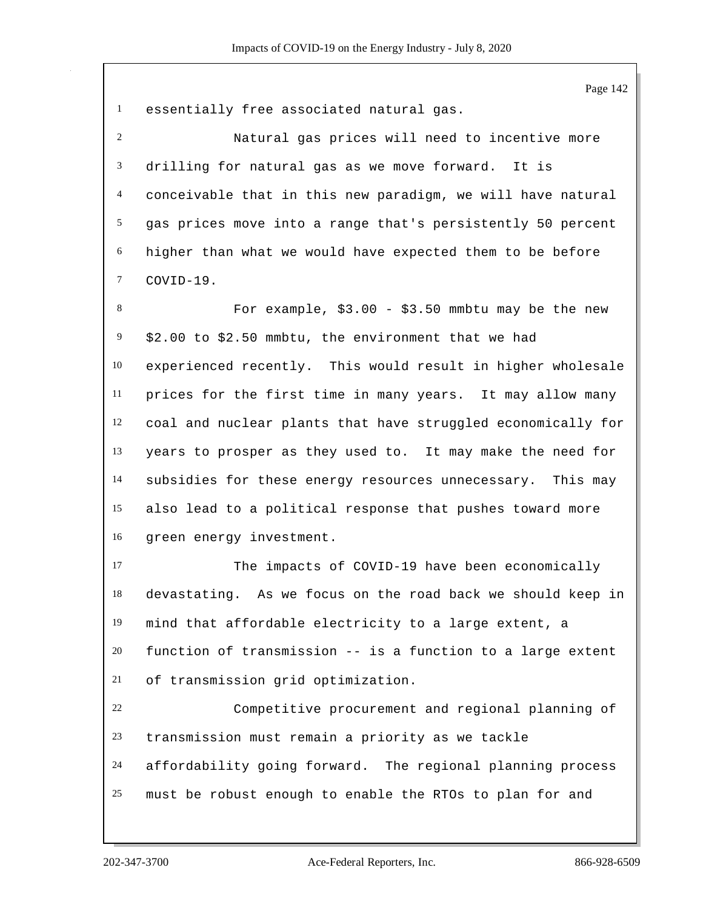essentially free associated natural gas.

Natural gas prices will need to incentive more drilling for natural gas as we move forward. It is conceivable that in this new paradigm, we will have natural gas prices move into a range that's persistently 50 percent higher than what we would have expected them to be before COVID-19.

For example, $3.00 - $3.50 mmbtu may be the new $2.00 to $2.50 mmbtu, the environment that we had experienced recently. This would result in higher wholesale prices for the first time in many years. It may allow many coal and nuclear plants that have struggled economically for years to prosper as they used to. It may make the need for subsidies for these energy resources unnecessary. This may also lead to a political response that pushes toward more green energy investment.

The impacts of COVID-19 have been economically devastating. As we focus on the road back we should keep in mind that affordable electricity to a large extent, a function of transmission -- is a function to a large extent of transmission grid optimization.

Competitive procurement and regional planning of transmission must remain a priority as we tackle affordability going forward. The regional planning process must be robust enough to enable the RTOs to plan for and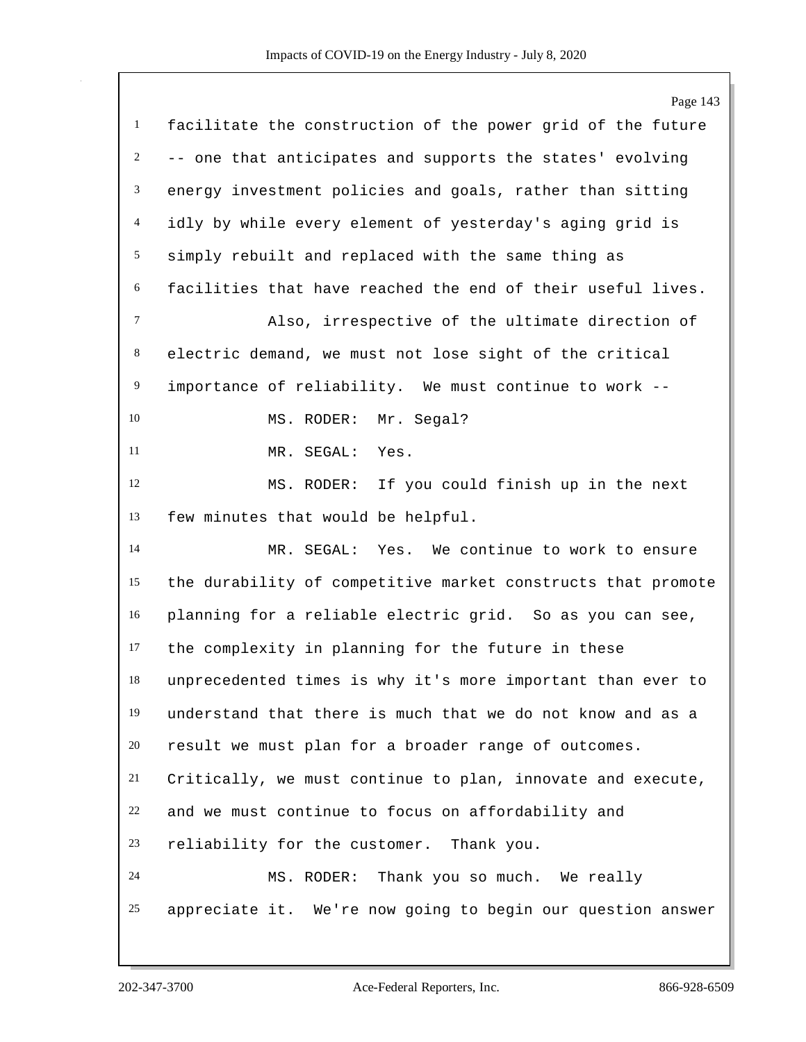facilitate the construction of the power grid of the future -- one that anticipates and supports the states' evolving energy investment policies and goals, rather than sitting idly by while every element of yesterday's aging grid is simply rebuilt and replaced with the same thing as facilities that have reached the end of their useful lives.

Also, irrespective of the ultimate direction of electric demand, we must not lose sight of the critical importance of reliability. We must continue to work --

MS. RODER: Mr. Segal?

MR. SEGAL: Yes.

MS. RODER: If you could finish up in the next few minutes that would be helpful.

MR. SEGAL: Yes. We continue to work to ensure the durability of competitive market constructs that promote planning for a reliable electric grid. So as you can see, the complexity in planning for the future in these unprecedented times is why it's more important than ever to understand that there is much that we do not know and as a result we must plan for a broader range of outcomes. Critically, we must continue to plan, innovate and execute, and we must continue to focus on affordability and reliability for the customer. Thank you.

MS. RODER: Thank you so much. We really appreciate it. We're now going to begin our question answer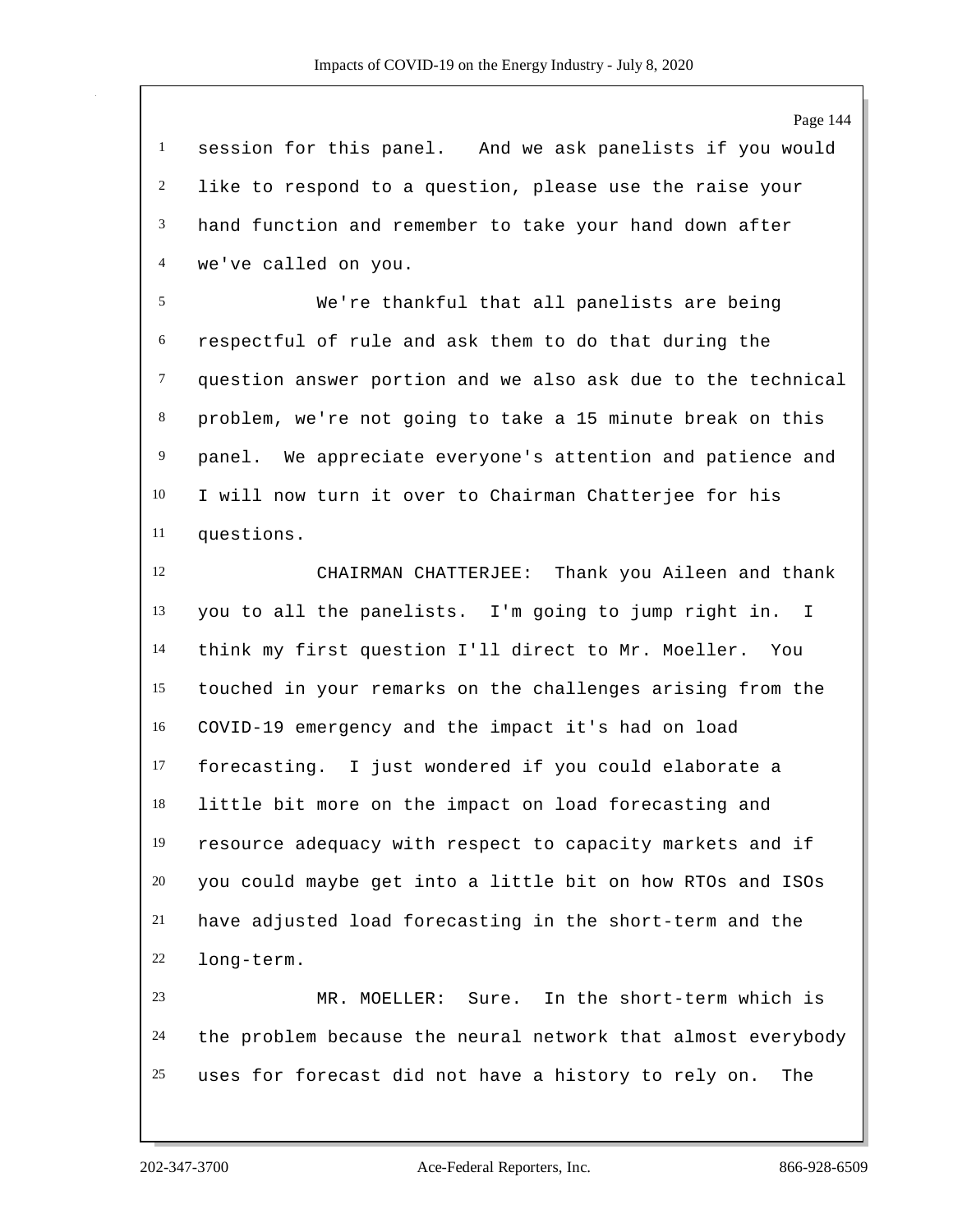session for this panel. And we ask panelists if you would like to respond to a question, please use the raise your hand function and remember to take your hand down after we've called on you.

We're thankful that all panelists are being respectful of rule and ask them to do that during the question answer portion and we also ask due to the technical problem, we're not going to take a 15 minute break on this panel. We appreciate everyone's attention and patience and I will now turn it over to Chairman Chatterjee for his questions.

CHAIRMAN CHATTERJEE: Thank you Aileen and thank you to all the panelists. I'm going to jump right in. I think my first question I'll direct to Mr. Moeller. You touched in your remarks on the challenges arising from the COVID-19 emergency and the impact it's had on load forecasting. I just wondered if you could elaborate a little bit more on the impact on load forecasting and resource adequacy with respect to capacity markets and if you could maybe get into a little bit on how RTOs and ISOs have adjusted load forecasting in the short-term and the long-term.

MR. MOELLER: Sure. In the short-term which is the problem because the neural network that almost everybody uses for forecast did not have a history to rely on. The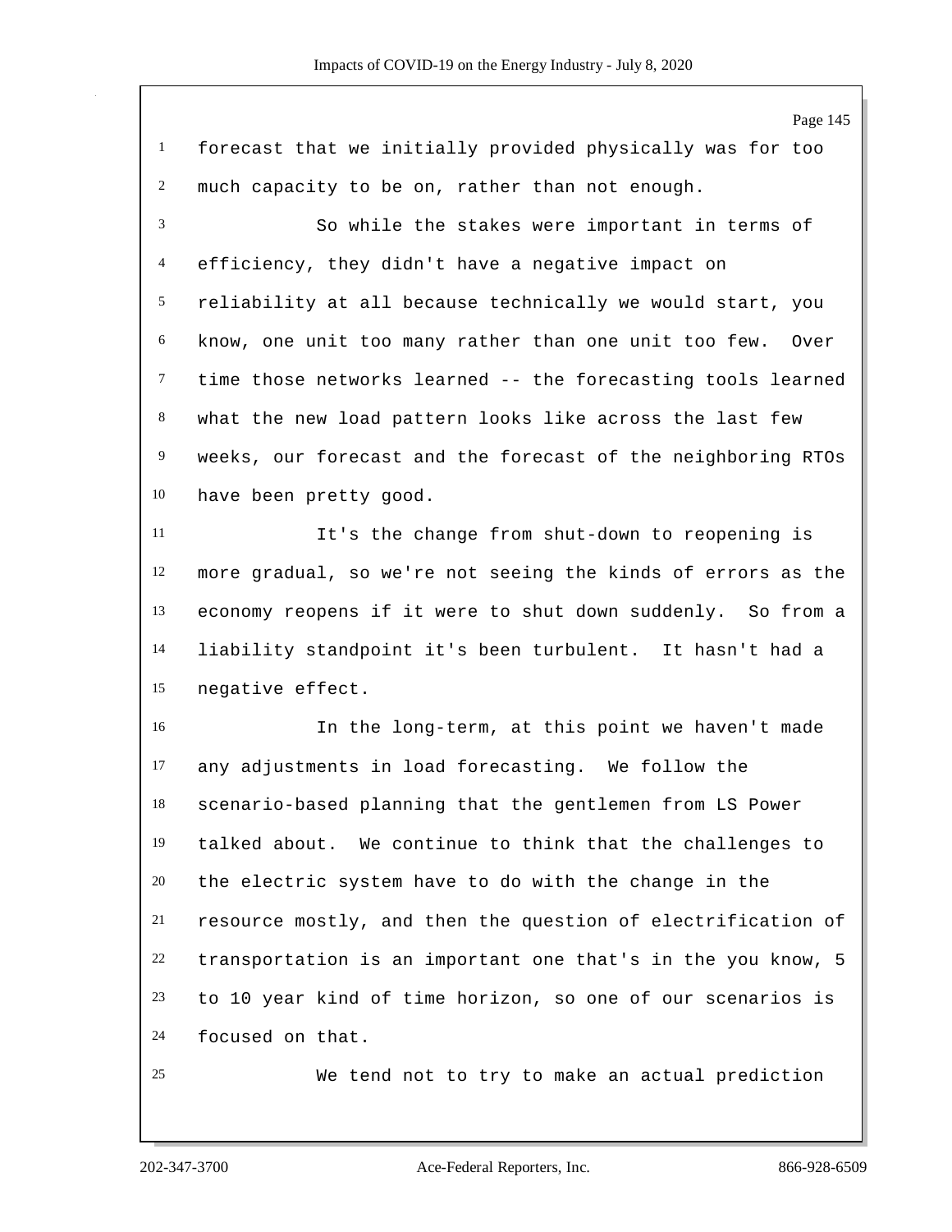forecast that we initially provided physically was for too much capacity to be on, rather than not enough.

So while the stakes were important in terms of efficiency, they didn't have a negative impact on reliability at all because technically we would start, you know, one unit too many rather than one unit too few. Over time those networks learned -- the forecasting tools learned what the new load pattern looks like across the last few weeks, our forecast and the forecast of the neighboring RTOs have been pretty good.

It's the change from shut-down to reopening is more gradual, so we're not seeing the kinds of errors as the economy reopens if it were to shut down suddenly. So from a liability standpoint it's been turbulent. It hasn't had a negative effect.

In the long-term, at this point we haven't made any adjustments in load forecasting. We follow the scenario-based planning that the gentlemen from LS Power talked about. We continue to think that the challenges to the electric system have to do with the change in the resource mostly, and then the question of electrification of transportation is an important one that's in the you know, 5 to 10 year kind of time horizon, so one of our scenarios is focused on that.

We tend not to try to make an actual prediction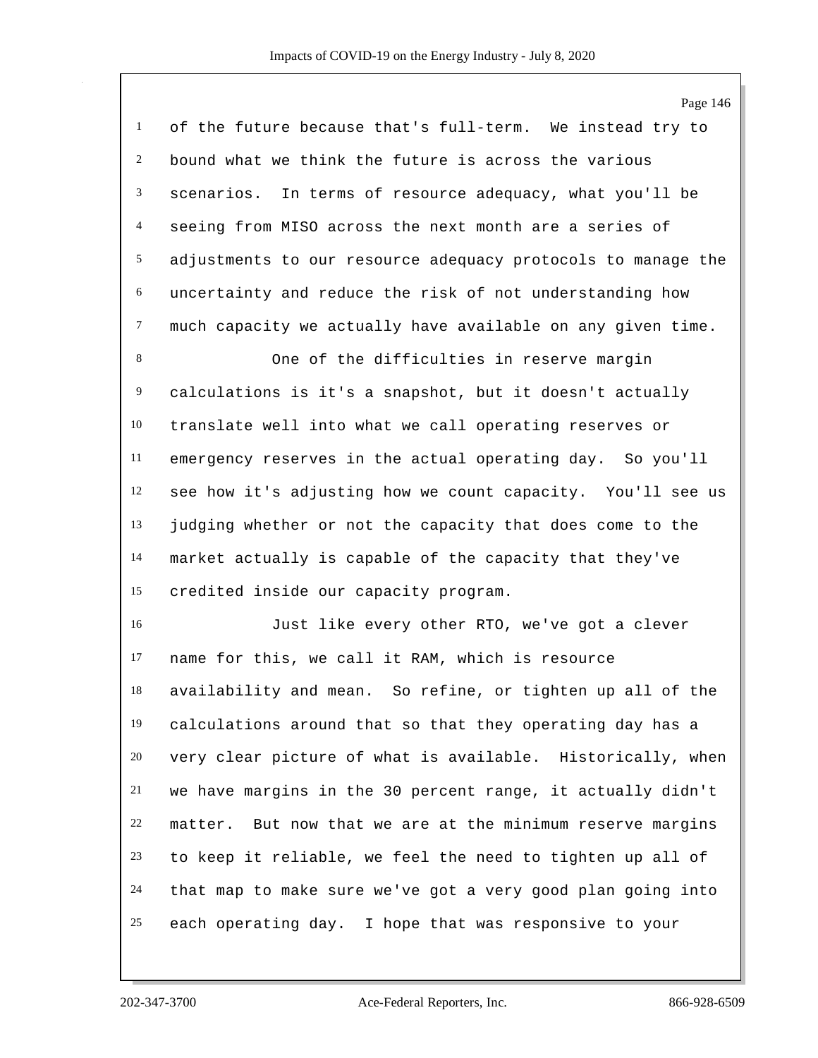of the future because that's full-term. We instead try to bound what we think the future is across the various scenarios. In terms of resource adequacy, what you'll be seeing from MISO across the next month are a series of adjustments to our resource adequacy protocols to manage the uncertainty and reduce the risk of not understanding how much capacity we actually have available on any given time.

One of the difficulties in reserve margin calculations is it's a snapshot, but it doesn't actually translate well into what we call operating reserves or emergency reserves in the actual operating day. So you'll see how it's adjusting how we count capacity. You'll see us judging whether or not the capacity that does come to the market actually is capable of the capacity that they've credited inside our capacity program.

Just like every other RTO, we've got a clever name for this, we call it RAM, which is resource availability and mean. So refine, or tighten up all of the calculations around that so that they operating day has a very clear picture of what is available. Historically, when we have margins in the 30 percent range, it actually didn't matter. But now that we are at the minimum reserve margins to keep it reliable, we feel the need to tighten up all of that map to make sure we've got a very good plan going into each operating day. I hope that was responsive to your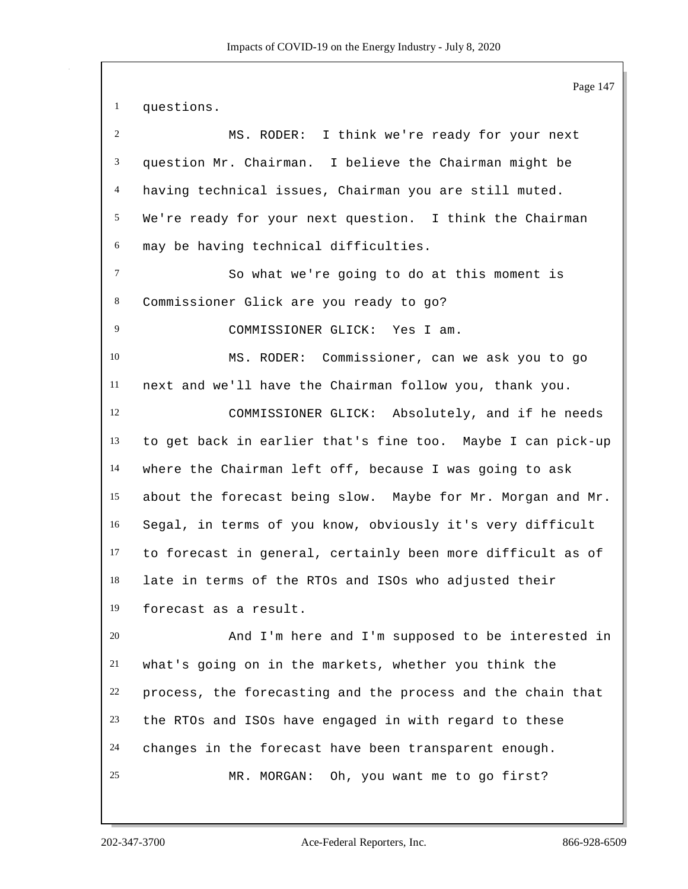questions.

MS. RODER: I think we're ready for your next question Mr. Chairman. I believe the Chairman might be having technical issues, Chairman you are still muted. We're ready for your next question. I think the Chairman may be having technical difficulties.

So what we're going to do at this moment is Commissioner Glick are you ready to go?

COMMISSIONER GLICK: Yes I am.

MS. RODER: Commissioner, can we ask you to go next and we'll have the Chairman follow you, thank you.

COMMISSIONER GLICK: Absolutely, and if he needs to get back in earlier that's fine too. Maybe I can pick-up where the Chairman left off, because I was going to ask about the forecast being slow. Maybe for Mr. Morgan and Mr. Segal, in terms of you know, obviously it's very difficult to forecast in general, certainly been more difficult as of late in terms of the RTOs and ISOs who adjusted their forecast as a result.

And I'm here and I'm supposed to be interested in what's going on in the markets, whether you think the process, the forecasting and the process and the chain that the RTOs and ISOs have engaged in with regard to these changes in the forecast have been transparent enough.

MR. MORGAN: Oh, you want me to go first?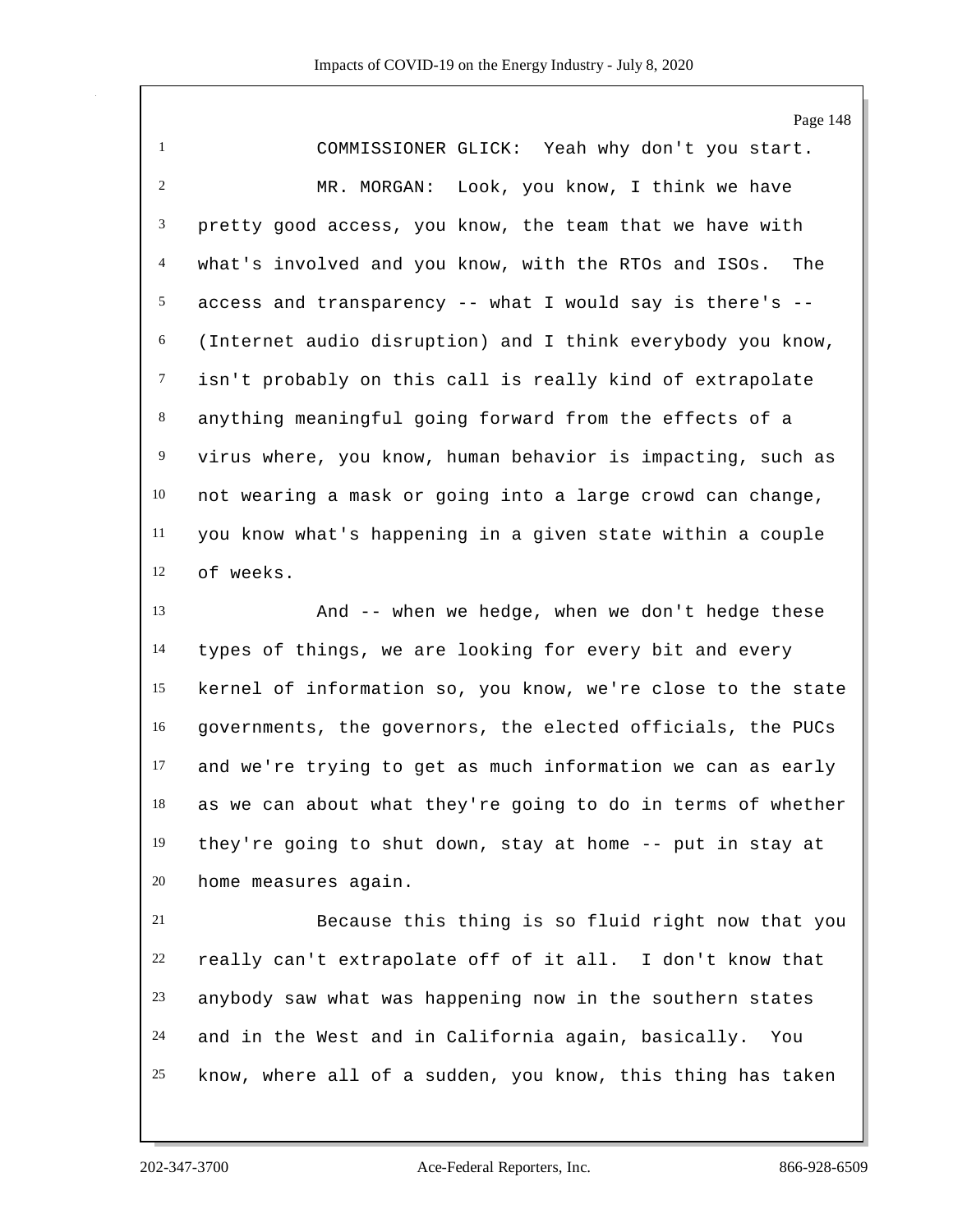COMMISSIONER GLICK: Yeah why don't you start.

MR. MORGAN: Look, you know, I think we have pretty good access, you know, the team that we have with what's involved and you know, with the RTOs and ISOs. The access and transparency -- what I would say is there's -- (Internet audio disruption) and I think everybody you know, isn't probably on this call is really kind of extrapolate anything meaningful going forward from the effects of a virus where, you know, human behavior is impacting, such as not wearing a mask or going into a large crowd can change, you know what's happening in a given state within a couple of weeks.

And -- when we hedge, when we don't hedge these types of things, we are looking for every bit and every kernel of information so, you know, we're close to the state governments, the governors, the elected officials, the PUCs and we're trying to get as much information we can as early as we can about what they're going to do in terms of whether they're going to shut down, stay at home -- put in stay at home measures again.

Because this thing is so fluid right now that you really can't extrapolate off of it all. I don't know that anybody saw what was happening now in the southern states and in the West and in California again, basically. You know, where all of a sudden, you know, this thing has taken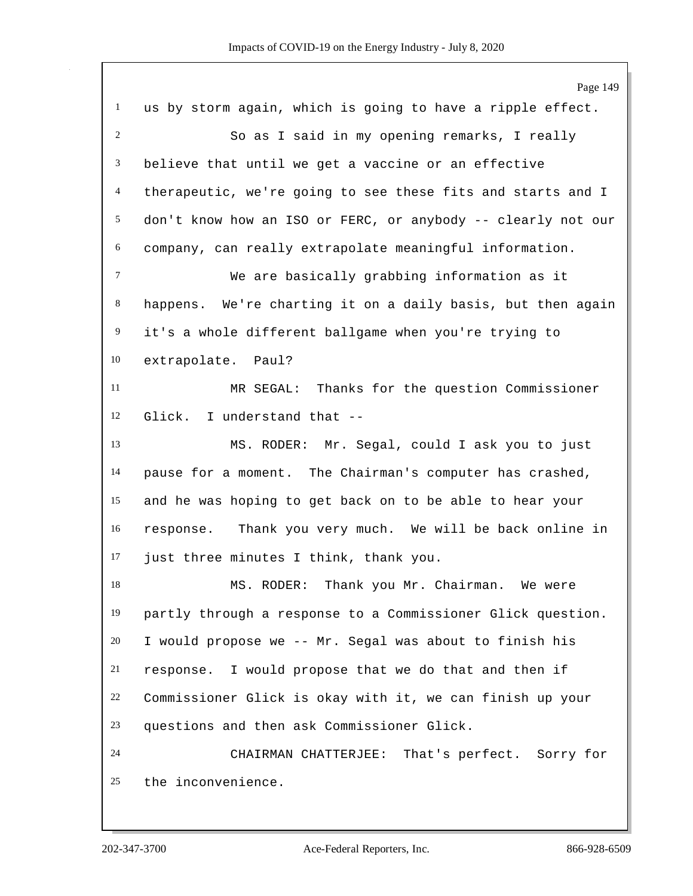us by storm again, which is going to have a ripple effect.

So as I said in my opening remarks, I really believe that until we get a vaccine or an effective therapeutic, we're going to see these fits and starts and I don't know how an ISO or FERC, or anybody -- clearly not our company, can really extrapolate meaningful information.

We are basically grabbing information as it happens. We're charting it on a daily basis, but then again it's a whole different ballgame when you're trying to extrapolate. Paul?

MR SEGAL: Thanks for the question Commissioner Glick. I understand that --

MS. RODER: Mr. Segal, could I ask you to just pause for a moment. The Chairman's computer has crashed, and he was hoping to get back on to be able to hear your response. Thank you very much. We will be back online in just three minutes I think, thank you.

MS. RODER: Thank you Mr. Chairman. We were partly through a response to a Commissioner Glick question. I would propose we -- Mr. Segal was about to finish his response. I would propose that we do that and then if Commissioner Glick is okay with it, we can finish up your questions and then ask Commissioner Glick.

CHAIRMAN CHATTERJEE: That's perfect. Sorry for the inconvenience.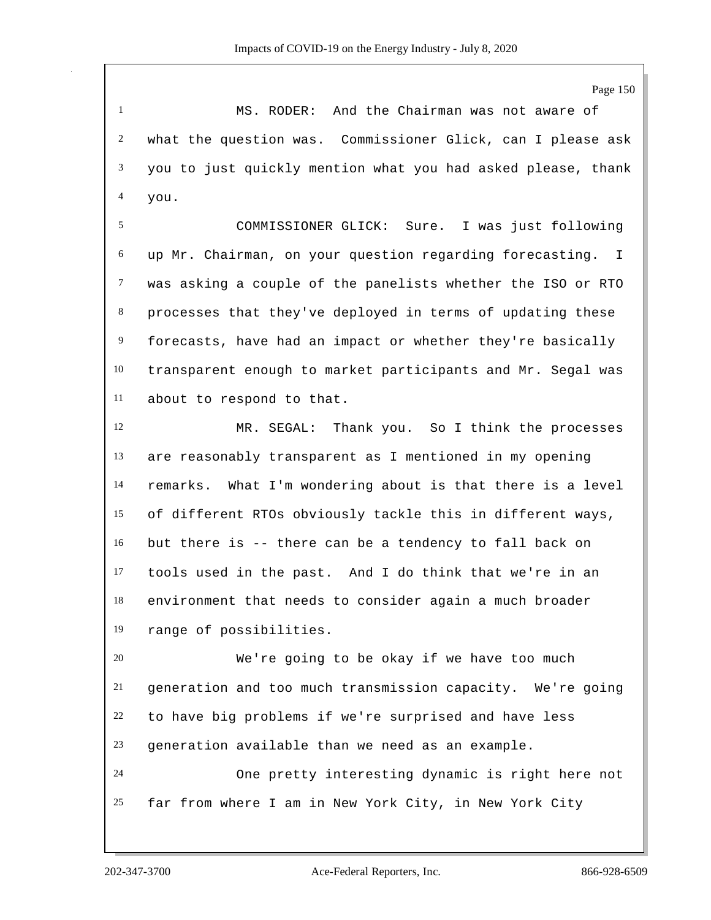MS. RODER: And the Chairman was not aware of what the question was. Commissioner Glick, can I please ask you to just quickly mention what you had asked please, thank you.

COMMISSIONER GLICK: Sure. I was just following up Mr. Chairman, on your question regarding forecasting. I was asking a couple of the panelists whether the ISO or RTO processes that they've deployed in terms of updating these forecasts, have had an impact or whether they're basically transparent enough to market participants and Mr. Segal was about to respond to that.

MR. SEGAL: Thank you. So I think the processes are reasonably transparent as I mentioned in my opening remarks. What I'm wondering about is that there is a level of different RTOs obviously tackle this in different ways, but there is -- there can be a tendency to fall back on tools used in the past. And I do think that we're in an environment that needs to consider again a much broader range of possibilities.

We're going to be okay if we have too much generation and too much transmission capacity. We're going to have big problems if we're surprised and have less generation available than we need as an example.

One pretty interesting dynamic is right here not far from where I am in New York City, in New York City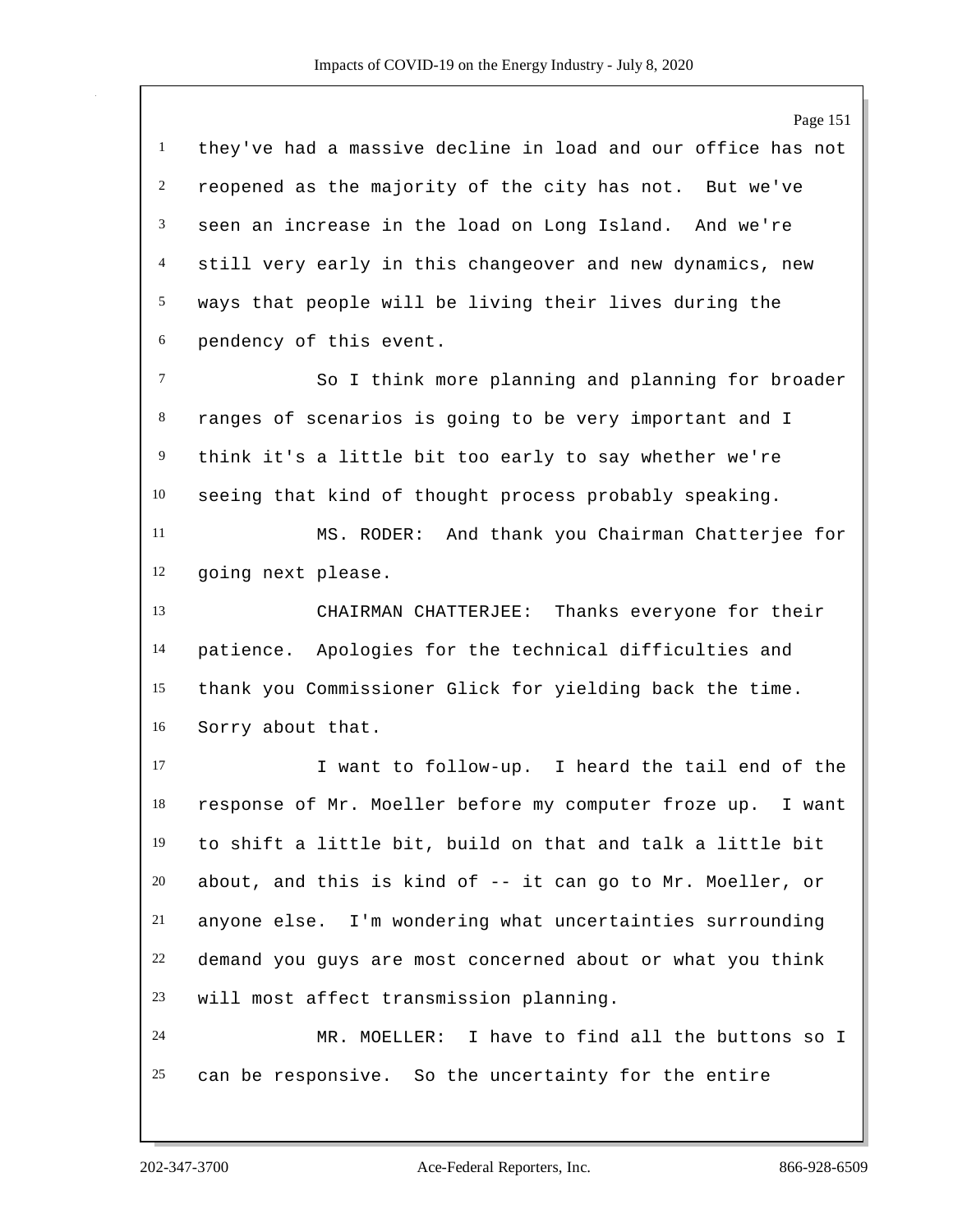they've had a massive decline in load and our office has not reopened as the majority of the city has not. But we've seen an increase in the load on Long Island. And we're still very early in this changeover and new dynamics, new ways that people will be living their lives during the pendency of this event.

So I think more planning and planning for broader ranges of scenarios is going to be very important and I think it's a little bit too early to say whether we're seeing that kind of thought process probably speaking.

MS. RODER: And thank you Chairman Chatterjee for going next please.

CHAIRMAN CHATTERJEE: Thanks everyone for their patience. Apologies for the technical difficulties and thank you Commissioner Glick for yielding back the time. Sorry about that.

I want to follow-up. I heard the tail end of the response of Mr. Moeller before my computer froze up. I want to shift a little bit, build on that and talk a little bit about, and this is kind of -- it can go to Mr. Moeller, or anyone else. I'm wondering what uncertainties surrounding demand you guys are most concerned about or what you think will most affect transmission planning.

MR. MOELLER: I have to find all the buttons so I can be responsive. So the uncertainty for the entire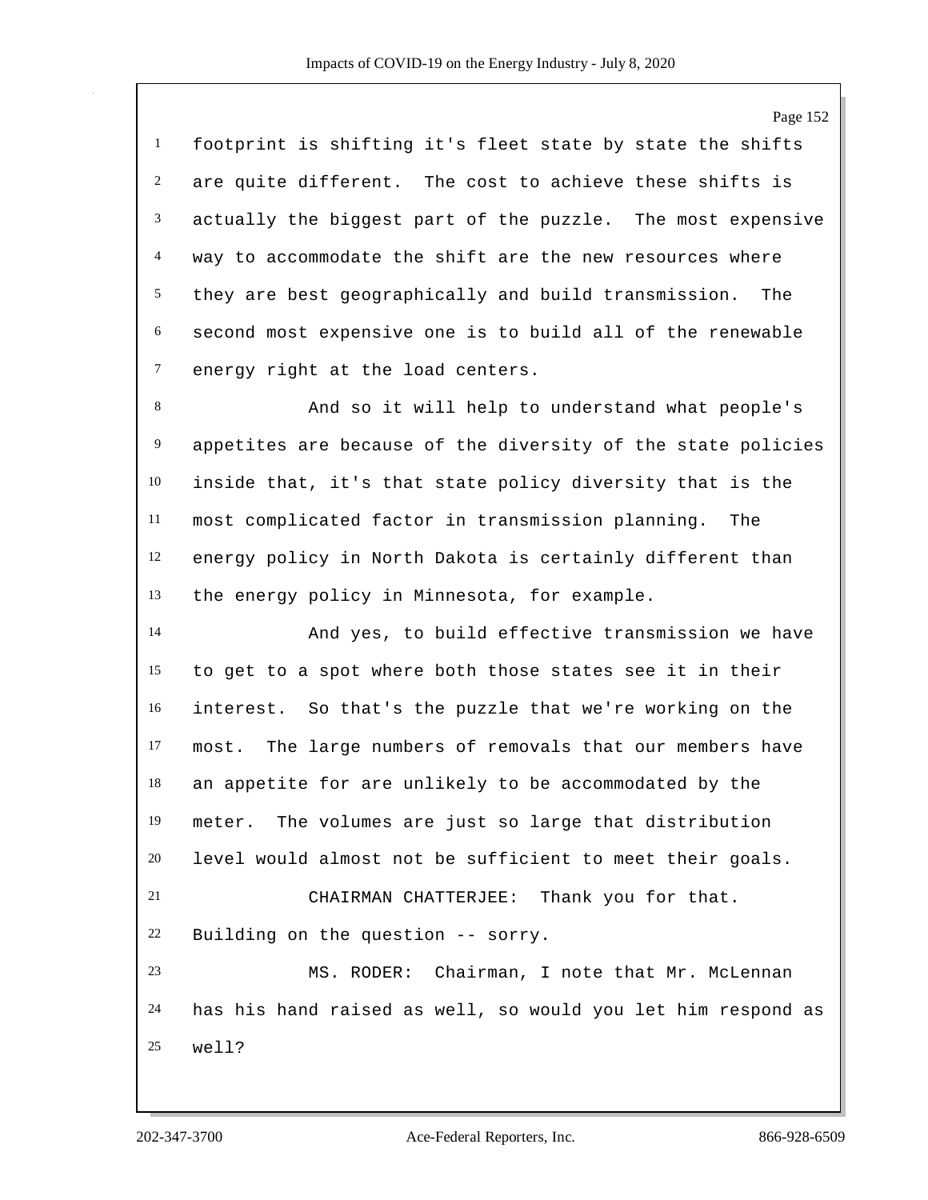footprint is shifting it's fleet state by state the shifts are quite different. The cost to achieve these shifts is actually the biggest part of the puzzle. The most expensive way to accommodate the shift are the new resources where they are best geographically and build transmission. The second most expensive one is to build all of the renewable energy right at the load centers.

And so it will help to understand what people's appetites are because of the diversity of the state policies inside that, it's that state policy diversity that is the most complicated factor in transmission planning. The energy policy in North Dakota is certainly different than the energy policy in Minnesota, for example.

And yes, to build effective transmission we have to get to a spot where both those states see it in their interest. So that's the puzzle that we're working on the most. The large numbers of removals that our members have an appetite for are unlikely to be accommodated by the meter. The volumes are just so large that distribution level would almost not be sufficient to meet their goals.

CHAIRMAN CHATTERJEE: Thank you for that. Building on the question -- sorry.

MS. RODER: Chairman, I note that Mr. McLennan has his hand raised as well, so would you let him respond as well?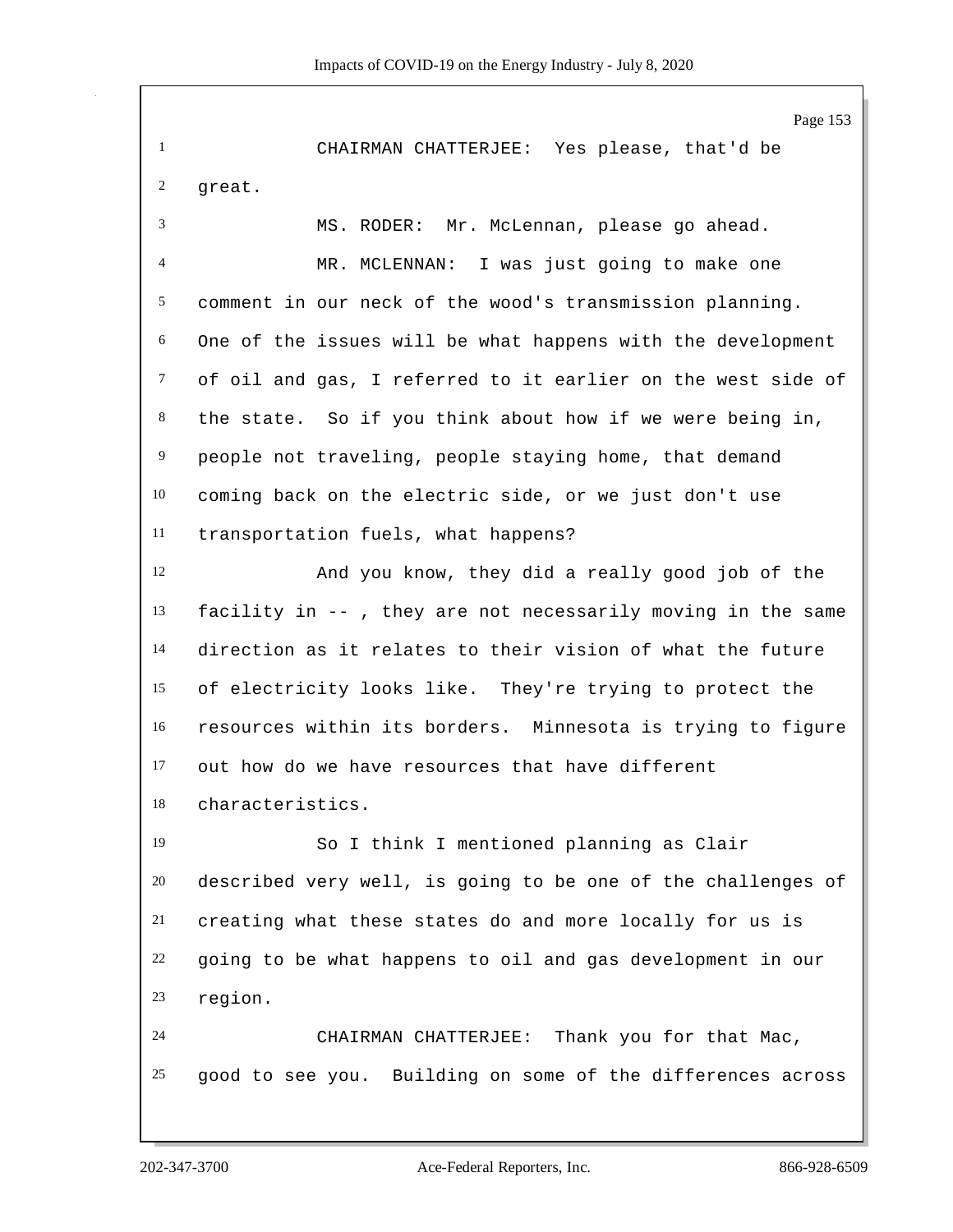CHAIRMAN CHATTERJEE: Yes please, that'd be great.

MS. RODER: Mr. McLennan, please go ahead.

MR. MCLENNAN: I was just going to make one comment in our neck of the wood's transmission planning. One of the issues will be what happens with the development of oil and gas, I referred to it earlier on the west side of the state. So if you think about how if we were being in, people not traveling, people staying home, that demand coming back on the electric side, or we just don't use transportation fuels, what happens?

And you know, they did a really good job of the facility in -- , they are not necessarily moving in the same direction as it relates to their vision of what the future of electricity looks like. They're trying to protect the resources within its borders. Minnesota is trying to figure out how do we have resources that have different characteristics.

So I think I mentioned planning as Clair described very well, is going to be one of the challenges of creating what these states do and more locally for us is going to be what happens to oil and gas development in our region.

CHAIRMAN CHATTERJEE: Thank you for that Mac, good to see you. Building on some of the differences across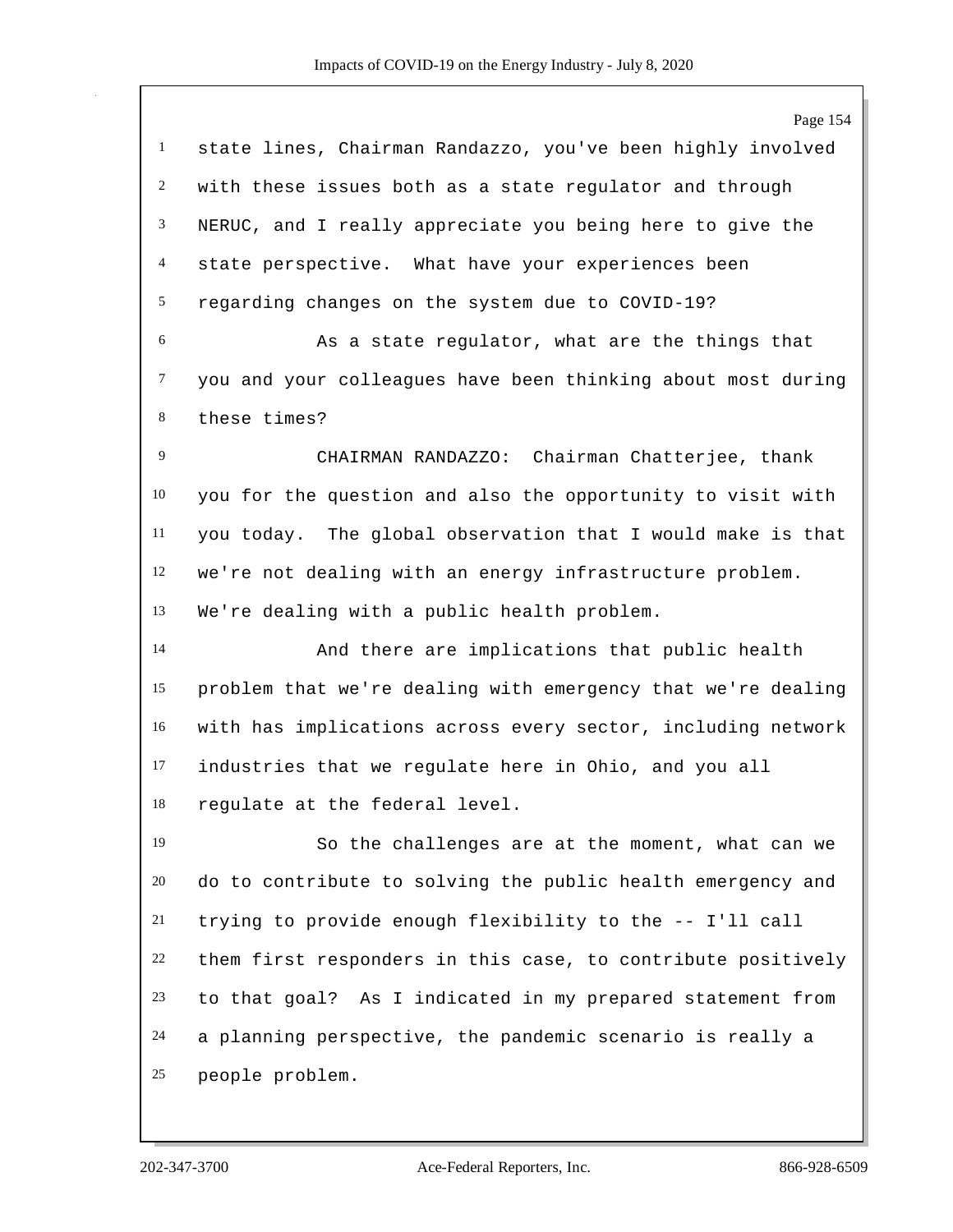state lines, Chairman Randazzo, you've been highly involved with these issues both as a state regulator and through NERUC, and I really appreciate you being here to give the state perspective. What have your experiences been regarding changes on the system due to COVID-19?

As a state regulator, what are the things that you and your colleagues have been thinking about most during these times?

CHAIRMAN RANDAZZO: Chairman Chatterjee, thank you for the question and also the opportunity to visit with you today. The global observation that I would make is that we're not dealing with an energy infrastructure problem. We're dealing with a public health problem.

And there are implications that public health problem that we're dealing with emergency that we're dealing with has implications across every sector, including network industries that we regulate here in Ohio, and you all regulate at the federal level.

So the challenges are at the moment, what can we do to contribute to solving the public health emergency and trying to provide enough flexibility to the -- I'll call them first responders in this case, to contribute positively to that goal? As I indicated in my prepared statement from a planning perspective, the pandemic scenario is really a people problem.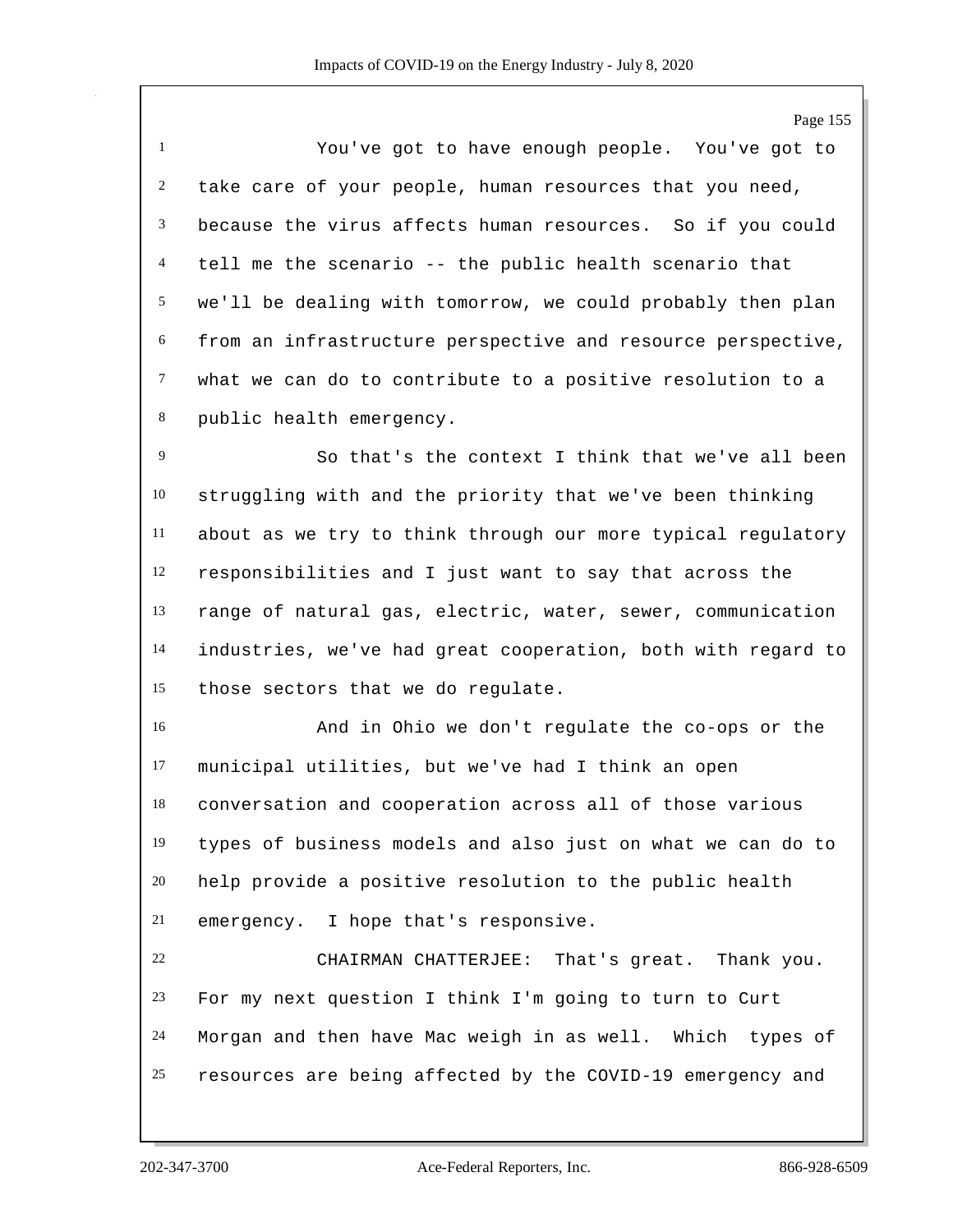You've got to have enough people. You've got to take care of your people, human resources that you need, because the virus affects human resources. So if you could tell me the scenario -- the public health scenario that we'll be dealing with tomorrow, we could probably then plan from an infrastructure perspective and resource perspective, what we can do to contribute to a positive resolution to a public health emergency.

So that's the context I think that we've all been struggling with and the priority that we've been thinking about as we try to think through our more typical regulatory responsibilities and I just want to say that across the range of natural gas, electric, water, sewer, communication industries, we've had great cooperation, both with regard to those sectors that we do regulate.

And in Ohio we don't regulate the co-ops or the municipal utilities, but we've had I think an open conversation and cooperation across all of those various types of business models and also just on what we can do to help provide a positive resolution to the public health emergency. I hope that's responsive.

CHAIRMAN CHATTERJEE: That's great. Thank you. For my next question I think I'm going to turn to Curt Morgan and then have Mac weigh in as well. Which types of resources are being affected by the COVID-19 emergency and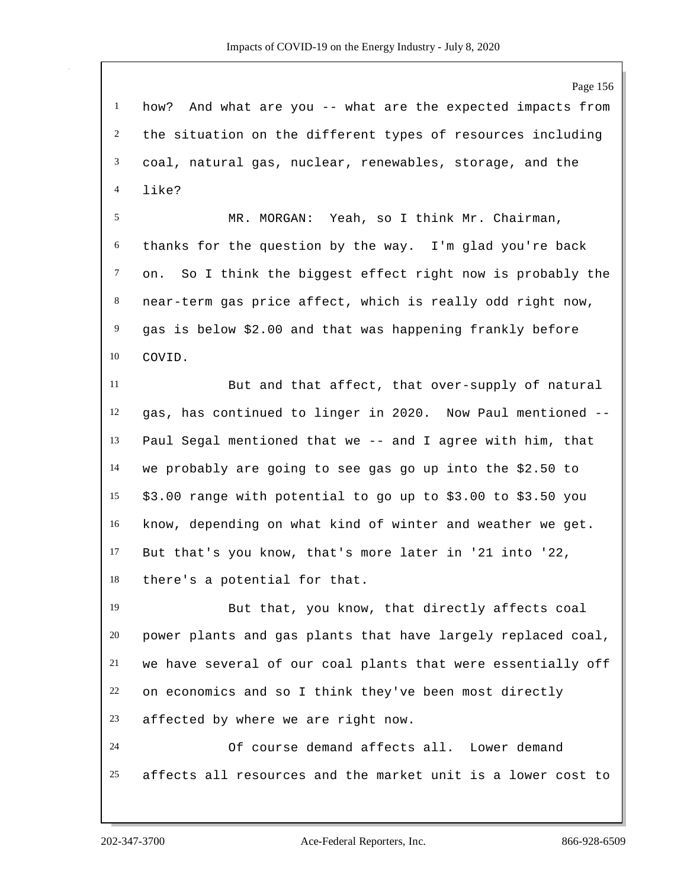how? And what are you -- what are the expected impacts from the situation on the different types of resources including coal, natural gas, nuclear, renewables, storage, and the like?

MR. MORGAN: Yeah, so I think Mr. Chairman, thanks for the question by the way. I'm glad you're back on. So I think the biggest effect right now is probably the near-term gas price affect, which is really odd right now, gas is below $2.00 and that was happening frankly before COVID.

But and that affect, that over-supply of natural gas, has continued to linger in 2020. Now Paul mentioned -- Paul Segal mentioned that we -- and I agree with him, that we probably are going to see gas go up into the $2.50 to $3.00 range with potential to go up to $3.00 to $3.50 you know, depending on what kind of winter and weather we get. But that's you know, that's more later in '21 into '22, there's a potential for that.

But that, you know, that directly affects coal power plants and gas plants that have largely replaced coal, we have several of our coal plants that were essentially off on economics and so I think they've been most directly affected by where we are right now.

Of course demand affects all. Lower demand affects all resources and the market unit is a lower cost to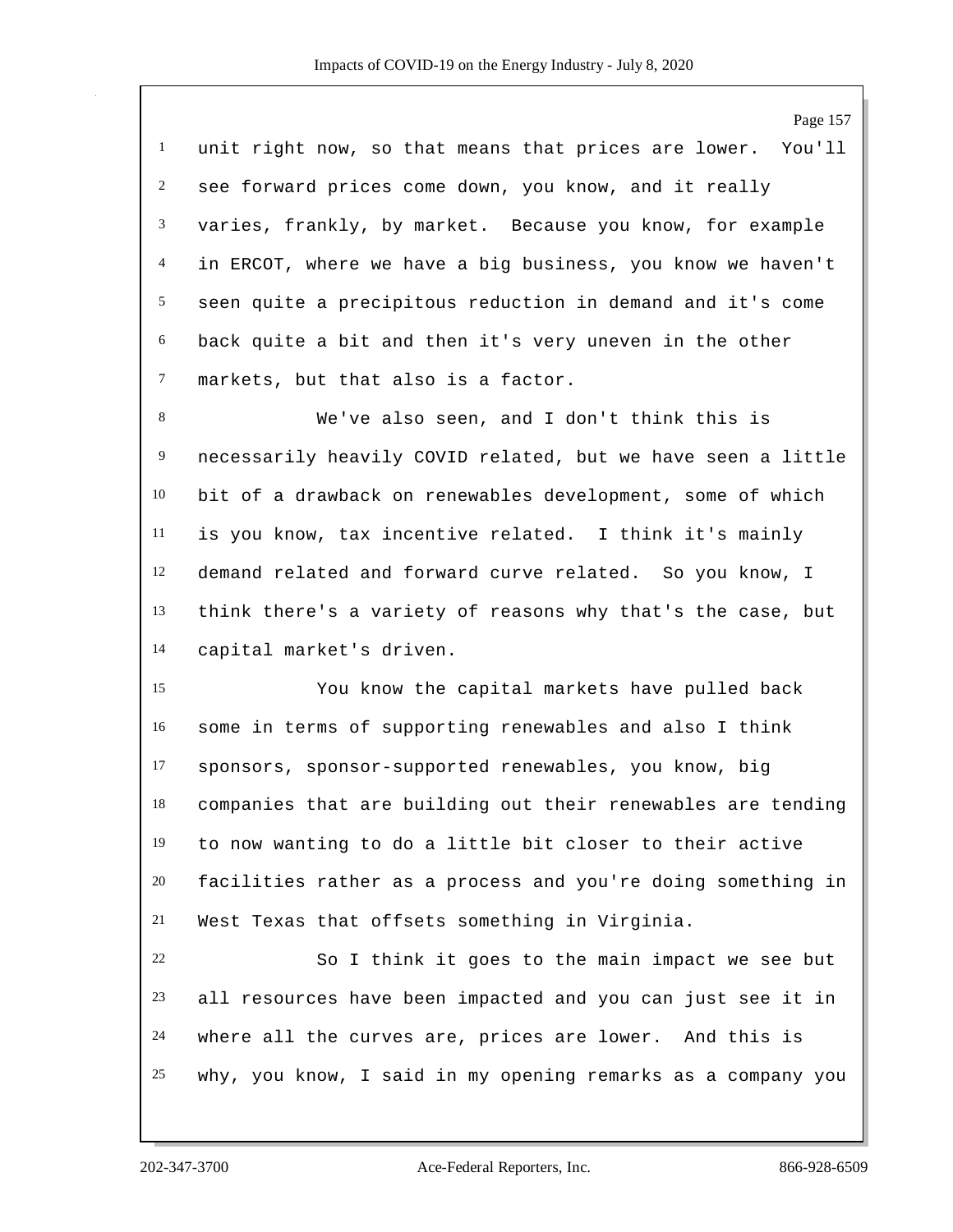unit right now, so that means that prices are lower. You'll see forward prices come down, you know, and it really varies, frankly, by market. Because you know, for example in ERCOT, where we have a big business, you know we haven't seen quite a precipitous reduction in demand and it's come back quite a bit and then it's very uneven in the other markets, but that also is a factor.

We've also seen, and I don't think this is necessarily heavily COVID related, but we have seen a little bit of a drawback on renewables development, some of which is you know, tax incentive related. I think it's mainly demand related and forward curve related. So you know, I think there's a variety of reasons why that's the case, but capital market's driven.

You know the capital markets have pulled back some in terms of supporting renewables and also I think sponsors, sponsor-supported renewables, you know, big companies that are building out their renewables are tending to now wanting to do a little bit closer to their active facilities rather as a process and you're doing something in West Texas that offsets something in Virginia.

So I think it goes to the main impact we see but all resources have been impacted and you can just see it in where all the curves are, prices are lower. And this is why, you know, I said in my opening remarks as a company you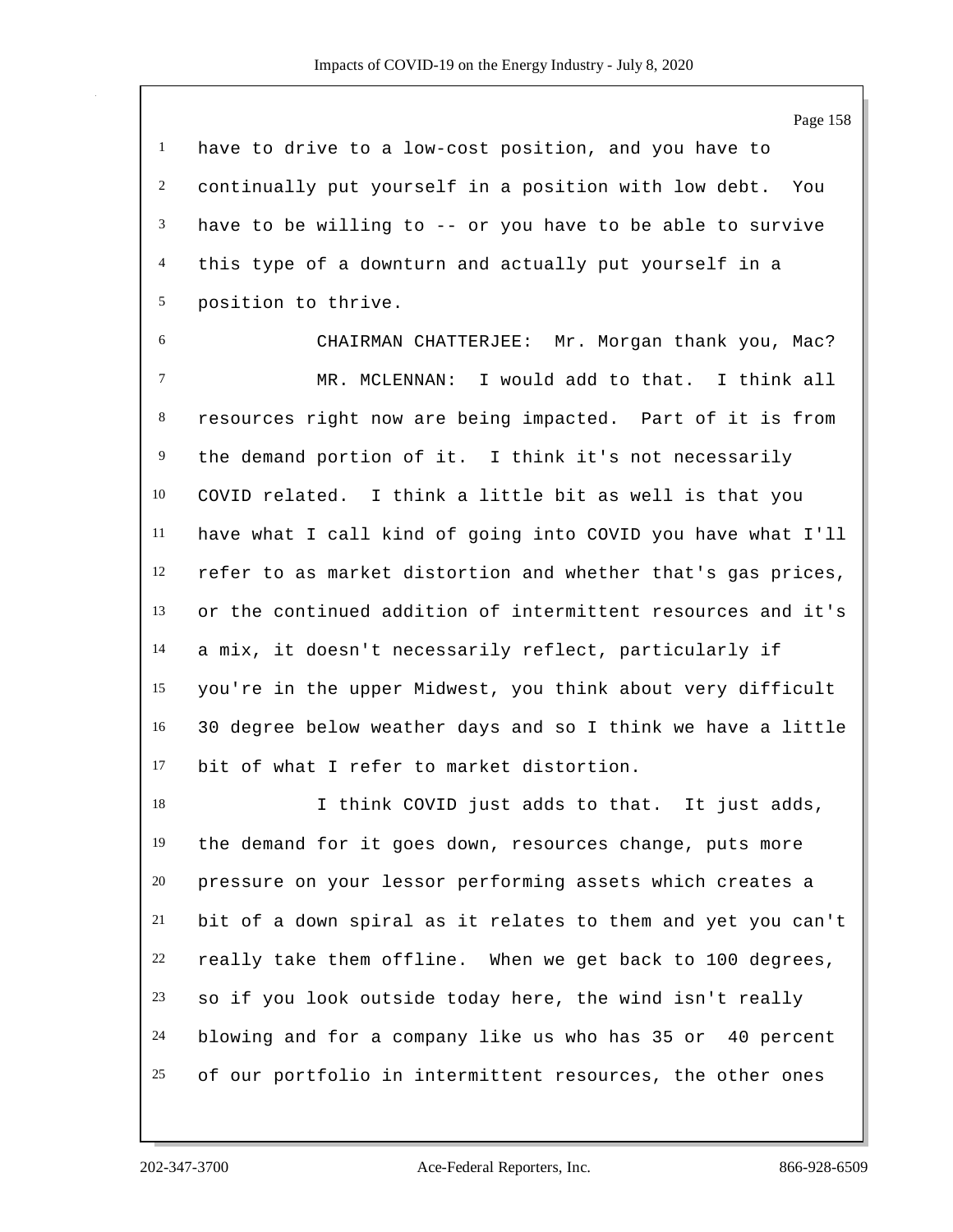have to drive to a low-cost position, and you have to continually put yourself in a position with low debt. You have to be willing to -- or you have to be able to survive this type of a downturn and actually put yourself in a position to thrive.

CHAIRMAN CHATTERJEE: Mr. Morgan thank you, Mac?

MR. MCLENNAN: I would add to that. I think all resources right now are being impacted. Part of it is from the demand portion of it. I think it's not necessarily COVID related. I think a little bit as well is that you have what I call kind of going into COVID you have what I'll refer to as market distortion and whether that's gas prices, or the continued addition of intermittent resources and it's a mix, it doesn't necessarily reflect, particularly if you're in the upper Midwest, you think about very difficult 30 degree below weather days and so I think we have a little bit of what I refer to market distortion.

I think COVID just adds to that. It just adds, the demand for it goes down, resources change, puts more pressure on your lessor performing assets which creates a bit of a down spiral as it relates to them and yet you can't really take them offline. When we get back to 100 degrees, so if you look outside today here, the wind isn't really blowing and for a company like us who has 35 or 40 percent of our portfolio in intermittent resources, the other ones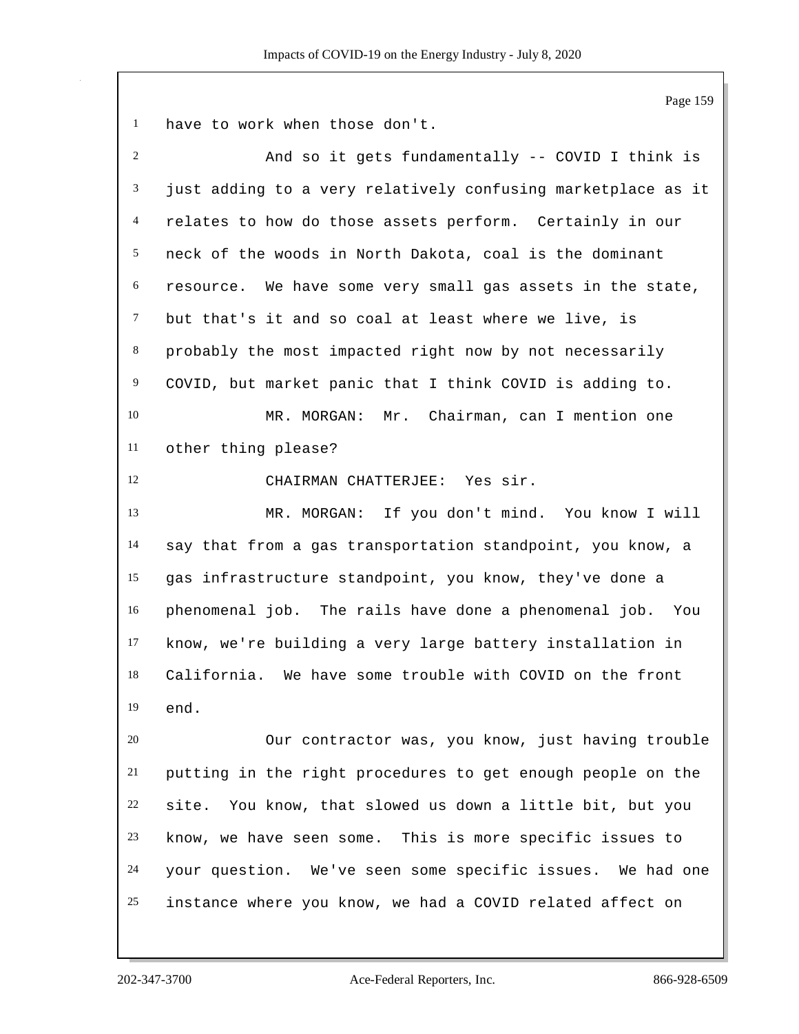have to work when those don't.

And so it gets fundamentally -- COVID I think is just adding to a very relatively confusing marketplace as it relates to how do those assets perform. Certainly in our neck of the woods in North Dakota, coal is the dominant resource. We have some very small gas assets in the state, but that's it and so coal at least where we live, is probably the most impacted right now by not necessarily COVID, but market panic that I think COVID is adding to.

MR. MORGAN: Mr. Chairman, can I mention one other thing please?

CHAIRMAN CHATTERJEE: Yes sir.

MR. MORGAN: If you don't mind. You know I will say that from a gas transportation standpoint, you know, a gas infrastructure standpoint, you know, they've done a phenomenal job. The rails have done a phenomenal job. You know, we're building a very large battery installation in California. We have some trouble with COVID on the front end.

Our contractor was, you know, just having trouble putting in the right procedures to get enough people on the site. You know, that slowed us down a little bit, but you know, we have seen some. This is more specific issues to your question. We've seen some specific issues. We had one instance where you know, we had a COVID related affect on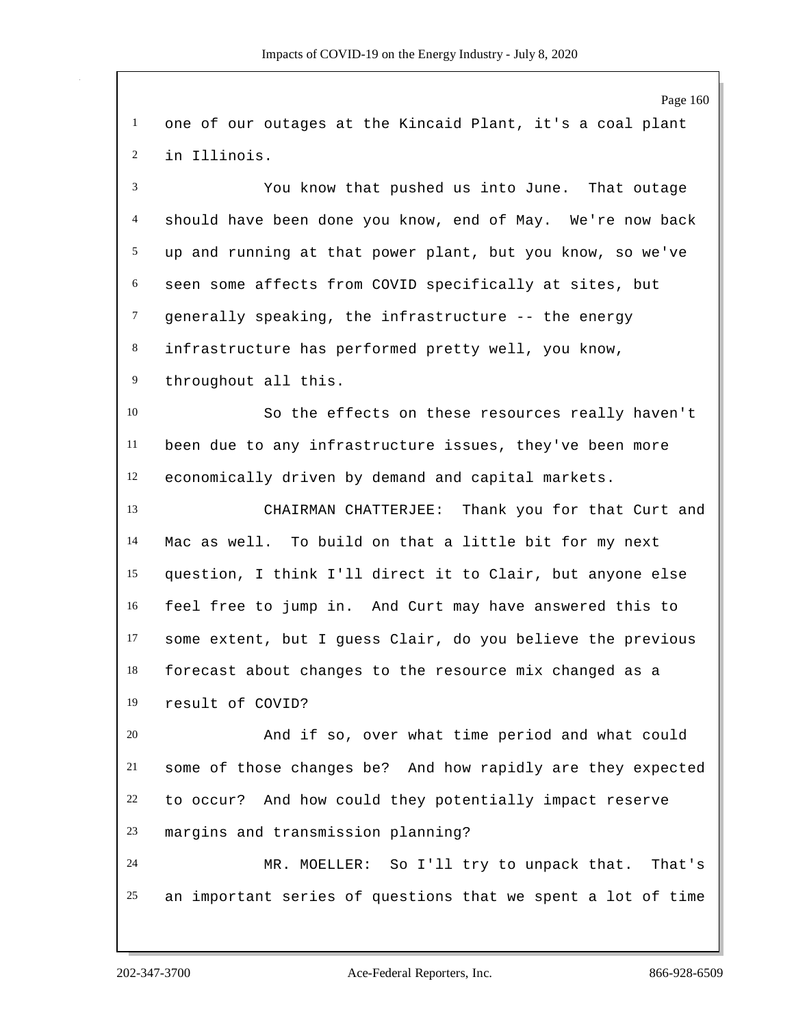one of our outages at the Kincaid Plant, it's a coal plant in Illinois.

You know that pushed us into June. That outage should have been done you know, end of May. We're now back up and running at that power plant, but you know, so we've seen some affects from COVID specifically at sites, but generally speaking, the infrastructure -- the energy infrastructure has performed pretty well, you know, throughout all this.

So the effects on these resources really haven't been due to any infrastructure issues, they've been more economically driven by demand and capital markets.

CHAIRMAN CHATTERJEE: Thank you for that Curt and Mac as well. To build on that a little bit for my next question, I think I'll direct it to Clair, but anyone else feel free to jump in. And Curt may have answered this to some extent, but I guess Clair, do you believe the previous forecast about changes to the resource mix changed as a result of COVID?

And if so, over what time period and what could some of those changes be? And how rapidly are they expected to occur? And how could they potentially impact reserve margins and transmission planning?

MR. MOELLER: So I'll try to unpack that. That's an important series of questions that we spent a lot of time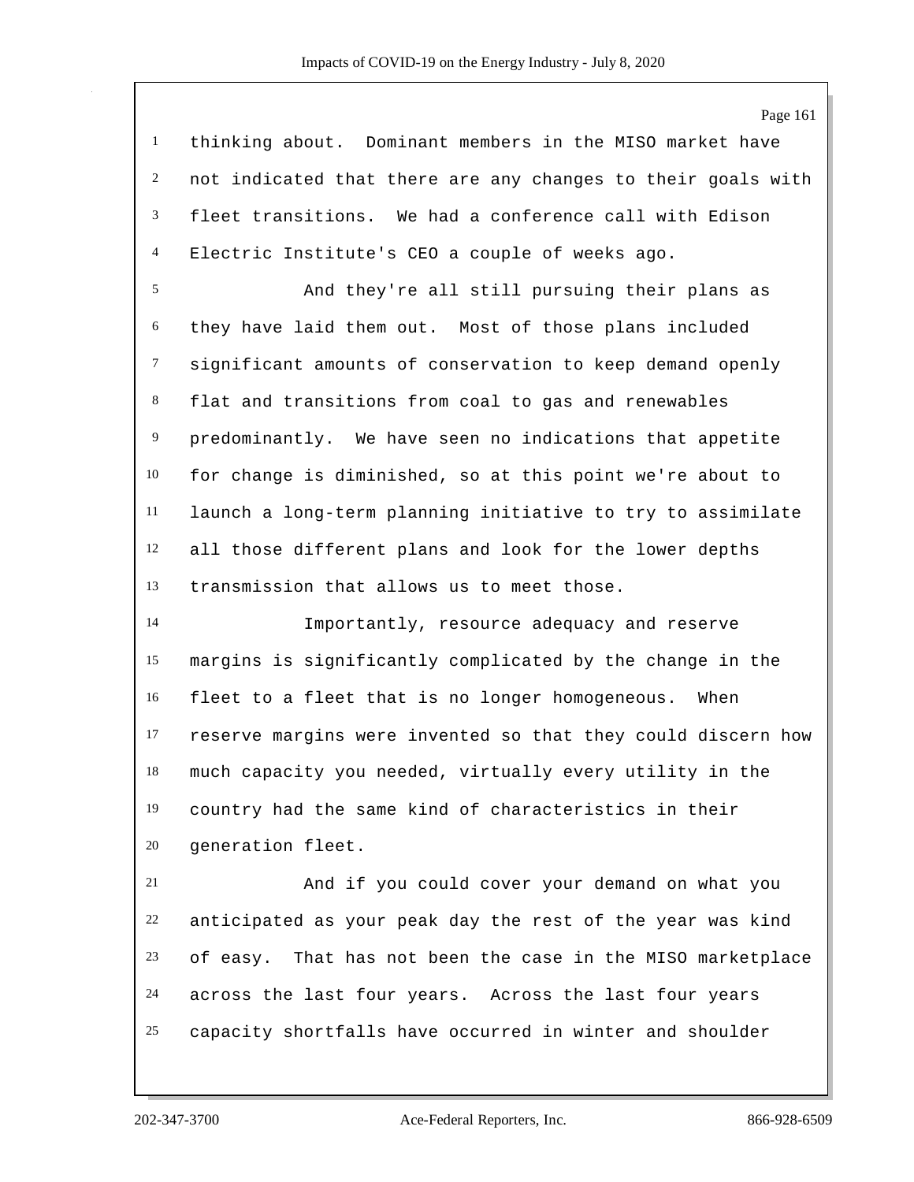thinking about. Dominant members in the MISO market have not indicated that there are any changes to their goals with fleet transitions. We had a conference call with Edison Electric Institute's CEO a couple of weeks ago.

And they're all still pursuing their plans as they have laid them out. Most of those plans included significant amounts of conservation to keep demand openly flat and transitions from coal to gas and renewables predominantly. We have seen no indications that appetite for change is diminished, so at this point we're about to launch a long-term planning initiative to try to assimilate all those different plans and look for the lower depths transmission that allows us to meet those.

Importantly, resource adequacy and reserve margins is significantly complicated by the change in the fleet to a fleet that is no longer homogeneous. When reserve margins were invented so that they could discern how much capacity you needed, virtually every utility in the country had the same kind of characteristics in their generation fleet.

And if you could cover your demand on what you anticipated as your peak day the rest of the year was kind of easy. That has not been the case in the MISO marketplace across the last four years. Across the last four years capacity shortfalls have occurred in winter and shoulder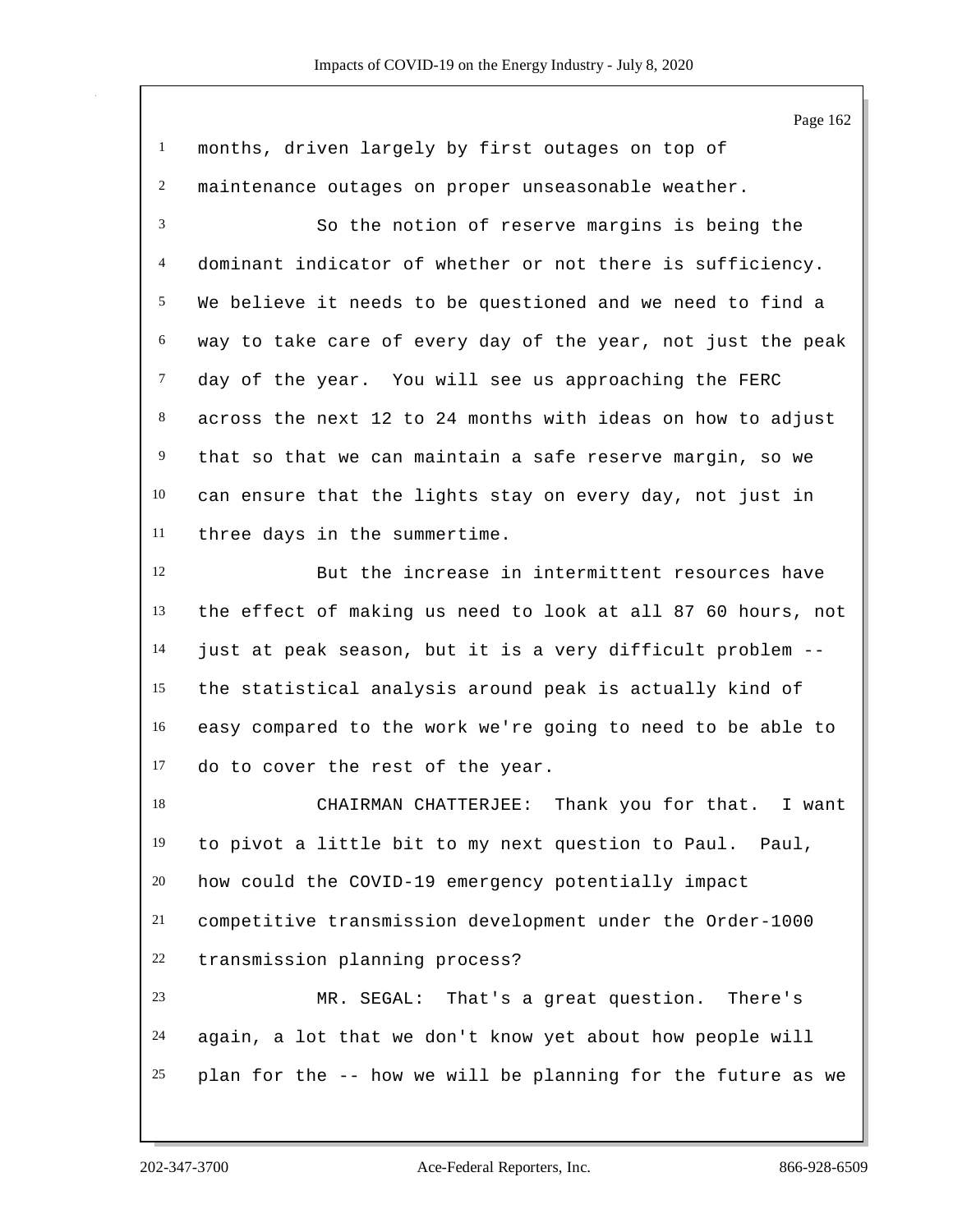months, driven largely by first outages on top of maintenance outages on proper unseasonable weather.

So the notion of reserve margins is being the dominant indicator of whether or not there is sufficiency. We believe it needs to be questioned and we need to find a way to take care of every day of the year, not just the peak day of the year. You will see us approaching the FERC across the next 12 to 24 months with ideas on how to adjust that so that we can maintain a safe reserve margin, so we can ensure that the lights stay on every day, not just in three days in the summertime.

But the increase in intermittent resources have the effect of making us need to look at all 87 60 hours, not just at peak season, but it is a very difficult problem -- the statistical analysis around peak is actually kind of easy compared to the work we're going to need to be able to do to cover the rest of the year.

CHAIRMAN CHATTERJEE: Thank you for that. I want to pivot a little bit to my next question to Paul. Paul, how could the COVID-19 emergency potentially impact competitive transmission development under the Order-1000 transmission planning process?

MR. SEGAL: That's a great question. There's again, a lot that we don't know yet about how people will plan for the -- how we will be planning for the future as we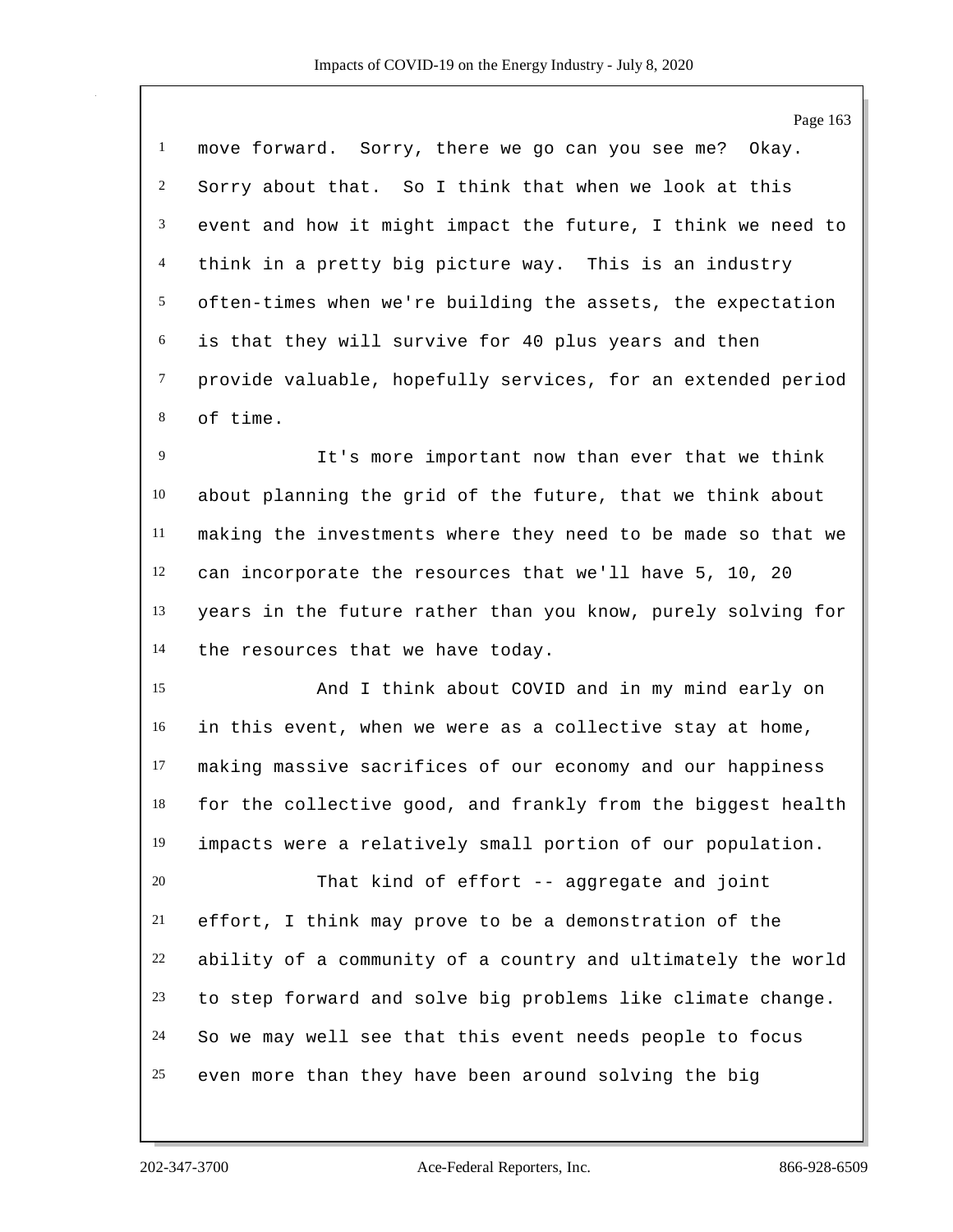move forward. Sorry, there we go can you see me? Okay. Sorry about that. So I think that when we look at this event and how it might impact the future, I think we need to think in a pretty big picture way. This is an industry often-times when we're building the assets, the expectation is that they will survive for 40 plus years and then provide valuable, hopefully services, for an extended period of time.

It's more important now than ever that we think about planning the grid of the future, that we think about making the investments where they need to be made so that we can incorporate the resources that we'll have 5, 10, 20 years in the future rather than you know, purely solving for the resources that we have today.

And I think about COVID and in my mind early on in this event, when we were as a collective stay at home, making massive sacrifices of our economy and our happiness for the collective good, and frankly from the biggest health impacts were a relatively small portion of our population.

That kind of effort -- aggregate and joint effort, I think may prove to be a demonstration of the ability of a community of a country and ultimately the world to step forward and solve big problems like climate change. So we may well see that this event needs people to focus even more than they have been around solving the big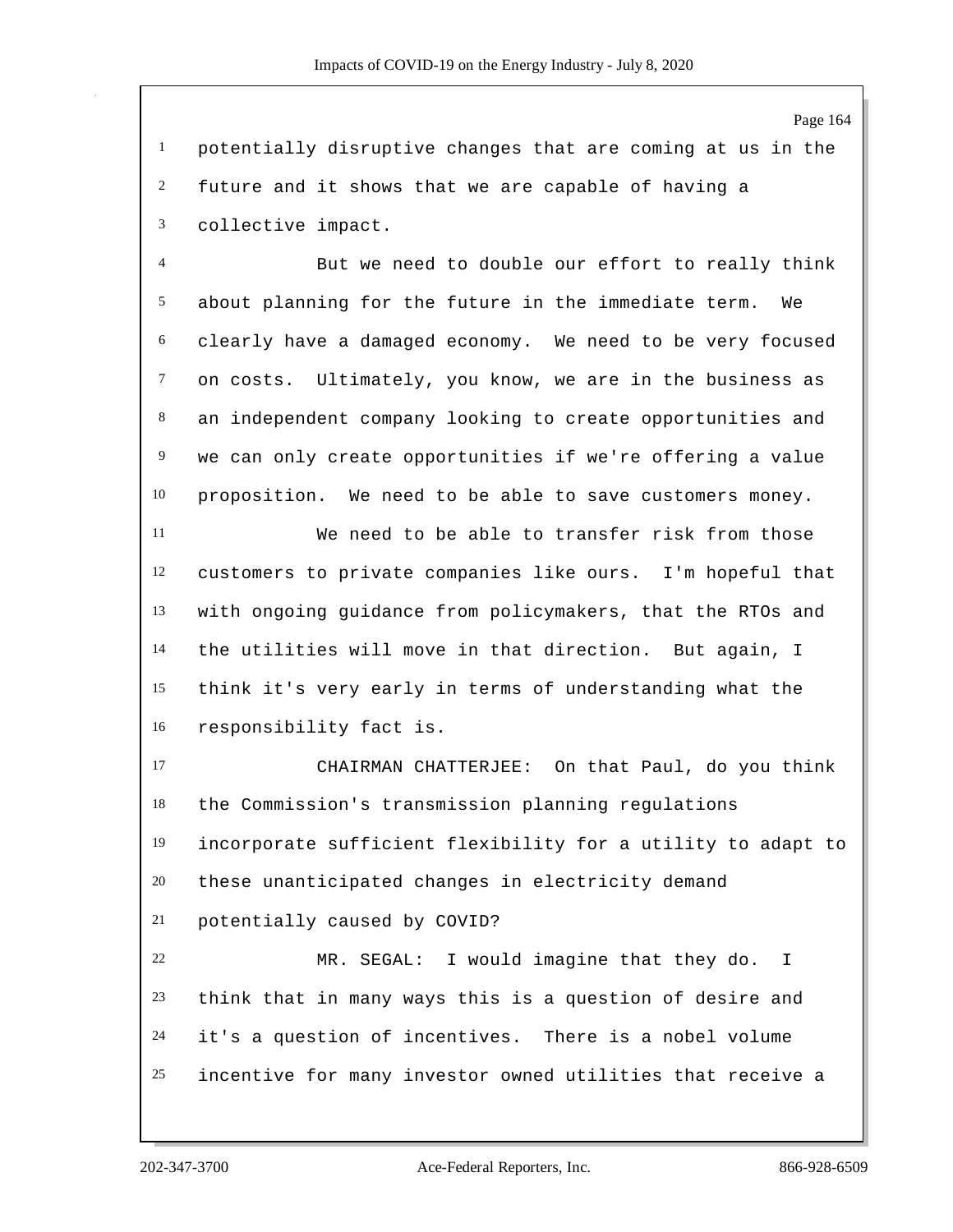potentially disruptive changes that are coming at us in the future and it shows that we are capable of having a collective impact.

But we need to double our effort to really think about planning for the future in the immediate term. We clearly have a damaged economy. We need to be very focused on costs. Ultimately, you know, we are in the business as an independent company looking to create opportunities and we can only create opportunities if we're offering a value proposition. We need to be able to save customers money.

We need to be able to transfer risk from those customers to private companies like ours. I'm hopeful that with ongoing guidance from policymakers, that the RTOs and the utilities will move in that direction. But again, I think it's very early in terms of understanding what the responsibility fact is.

CHAIRMAN CHATTERJEE: On that Paul, do you think the Commission's transmission planning regulations incorporate sufficient flexibility for a utility to adapt to these unanticipated changes in electricity demand potentially caused by COVID?

MR. SEGAL: I would imagine that they do. I think that in many ways this is a question of desire and it's a question of incentives. There is a nobel volume incentive for many investor owned utilities that receive a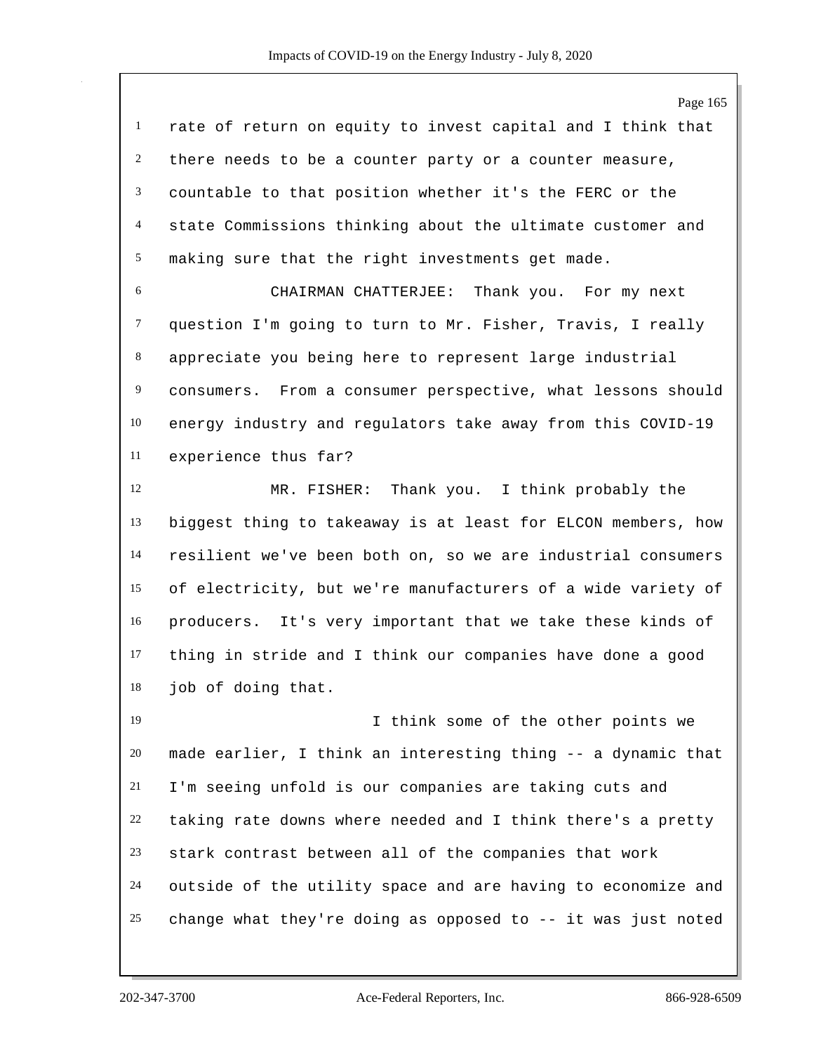rate of return on equity to invest capital and I think that there needs to be a counter party or a counter measure, countable to that position whether it's the FERC or the state Commissions thinking about the ultimate customer and making sure that the right investments get made.

CHAIRMAN CHATTERJEE: Thank you. For my next question I'm going to turn to Mr. Fisher, Travis, I really appreciate you being here to represent large industrial consumers. From a consumer perspective, what lessons should energy industry and regulators take away from this COVID-19 experience thus far?

MR. FISHER: Thank you. I think probably the biggest thing to takeaway is at least for ELCON members, how resilient we've been both on, so we are industrial consumers of electricity, but we're manufacturers of a wide variety of producers. It's very important that we take these kinds of thing in stride and I think our companies have done a good job of doing that.

I think some of the other points we made earlier, I think an interesting thing -- a dynamic that I'm seeing unfold is our companies are taking cuts and taking rate downs where needed and I think there's a pretty stark contrast between all of the companies that work outside of the utility space and are having to economize and change what they're doing as opposed to -- it was just noted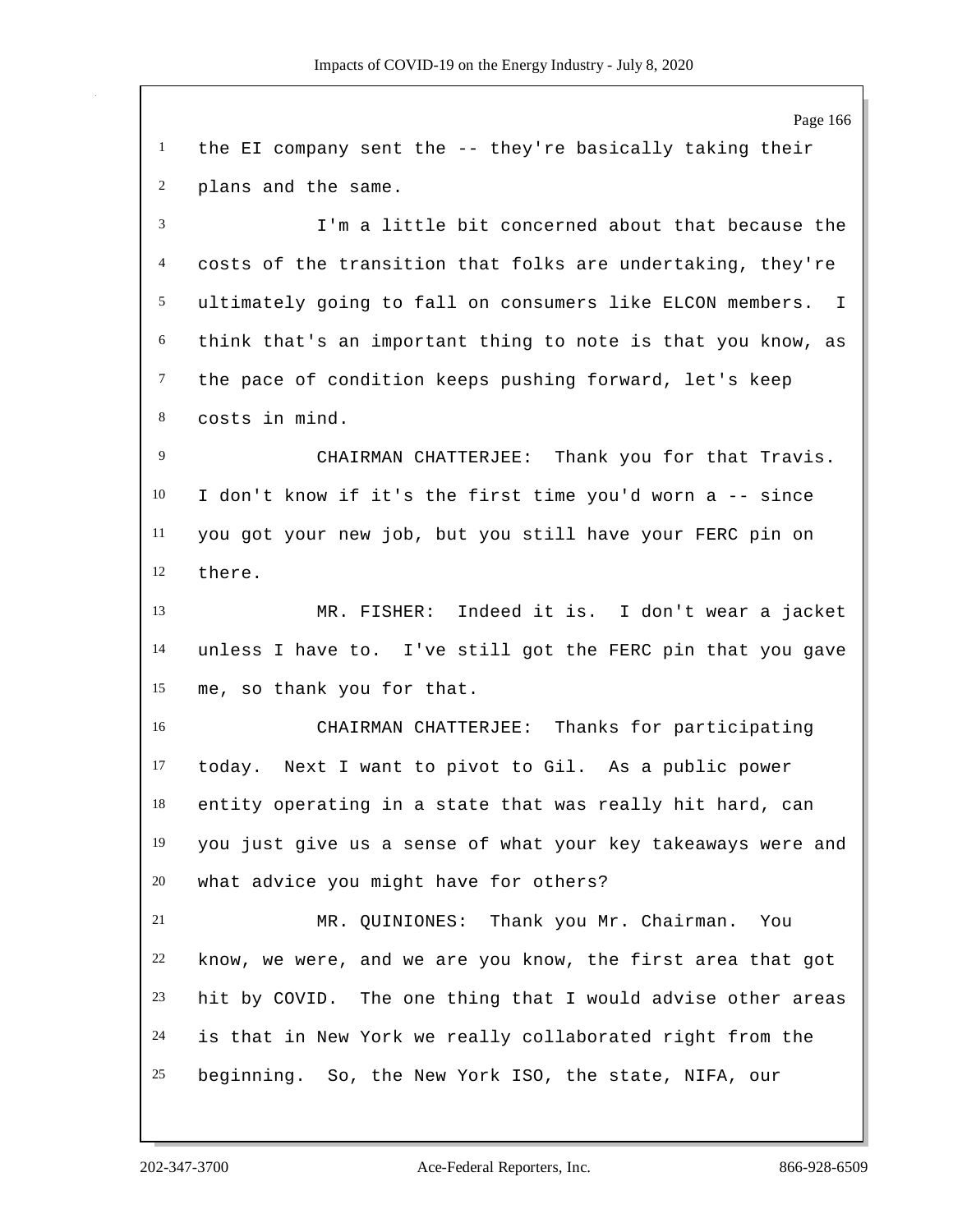the EI company sent the -- they're basically taking their plans and the same.

I'm a little bit concerned about that because the costs of the transition that folks are undertaking, they're ultimately going to fall on consumers like ELCON members. I think that's an important thing to note is that you know, as the pace of condition keeps pushing forward, let's keep costs in mind.

CHAIRMAN CHATTERJEE: Thank you for that Travis. I don't know if it's the first time you'd worn a -- since you got your new job, but you still have your FERC pin on there.

MR. FISHER: Indeed it is. I don't wear a jacket unless I have to. I've still got the FERC pin that you gave me, so thank you for that.

CHAIRMAN CHATTERJEE: Thanks for participating today. Next I want to pivot to Gil. As a public power entity operating in a state that was really hit hard, can you just give us a sense of what your key takeaways were and what advice you might have for others?

MR. QUINIONES: Thank you Mr. Chairman. You know, we were, and we are you know, the first area that got hit by COVID. The one thing that I would advise other areas is that in New York we really collaborated right from the beginning. So, the New York ISO, the state, NIFA, our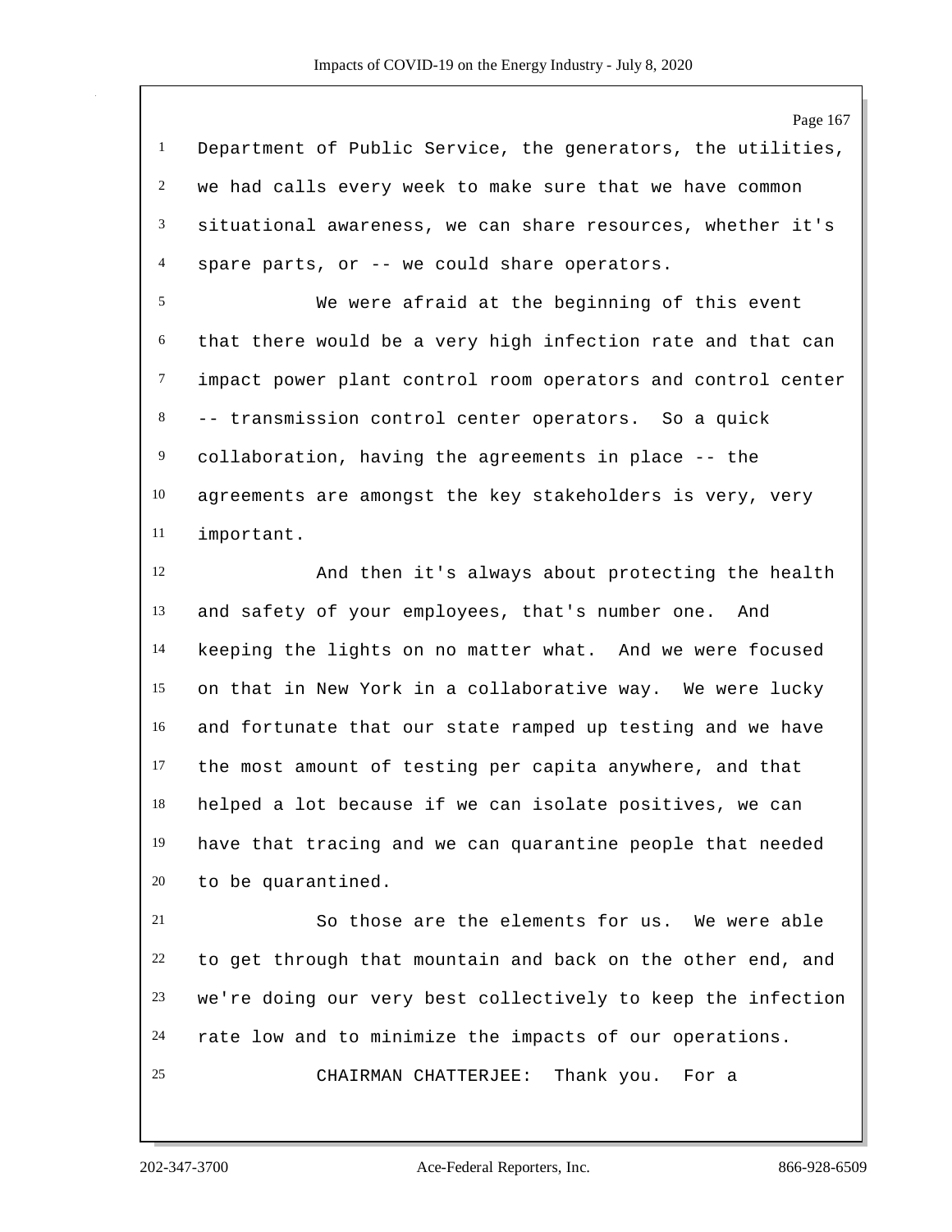Department of Public Service, the generators, the utilities, we had calls every week to make sure that we have common situational awareness, we can share resources, whether it's spare parts, or -- we could share operators.

We were afraid at the beginning of this event that there would be a very high infection rate and that can impact power plant control room operators and control center -- transmission control center operators. So a quick collaboration, having the agreements in place -- the agreements are amongst the key stakeholders is very, very important.

And then it's always about protecting the health and safety of your employees, that's number one. And keeping the lights on no matter what. And we were focused on that in New York in a collaborative way. We were lucky and fortunate that our state ramped up testing and we have the most amount of testing per capita anywhere, and that helped a lot because if we can isolate positives, we can have that tracing and we can quarantine people that needed to be quarantined.

So those are the elements for us. We were able to get through that mountain and back on the other end, and we're doing our very best collectively to keep the infection rate low and to minimize the impacts of our operations.

CHAIRMAN CHATTERJEE: Thank you. For a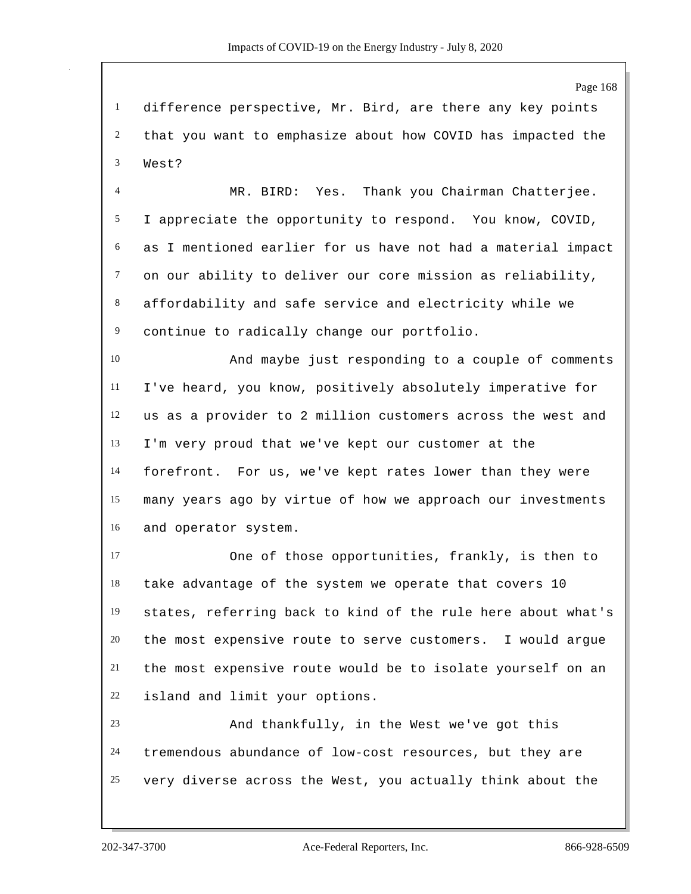difference perspective, Mr. Bird, are there any key points that you want to emphasize about how COVID has impacted the West?

MR. BIRD: Yes. Thank you Chairman Chatterjee. I appreciate the opportunity to respond. You know, COVID, as I mentioned earlier for us have not had a material impact on our ability to deliver our core mission as reliability, affordability and safe service and electricity while we continue to radically change our portfolio.

And maybe just responding to a couple of comments I've heard, you know, positively absolutely imperative for us as a provider to 2 million customers across the west and I'm very proud that we've kept our customer at the forefront. For us, we've kept rates lower than they were many years ago by virtue of how we approach our investments and operator system.

One of those opportunities, frankly, is then to take advantage of the system we operate that covers 10 states, referring back to kind of the rule here about what's the most expensive route to serve customers. I would argue the most expensive route would be to isolate yourself on an island and limit your options.

And thankfully, in the West we've got this tremendous abundance of low-cost resources, but they are very diverse across the West, you actually think about the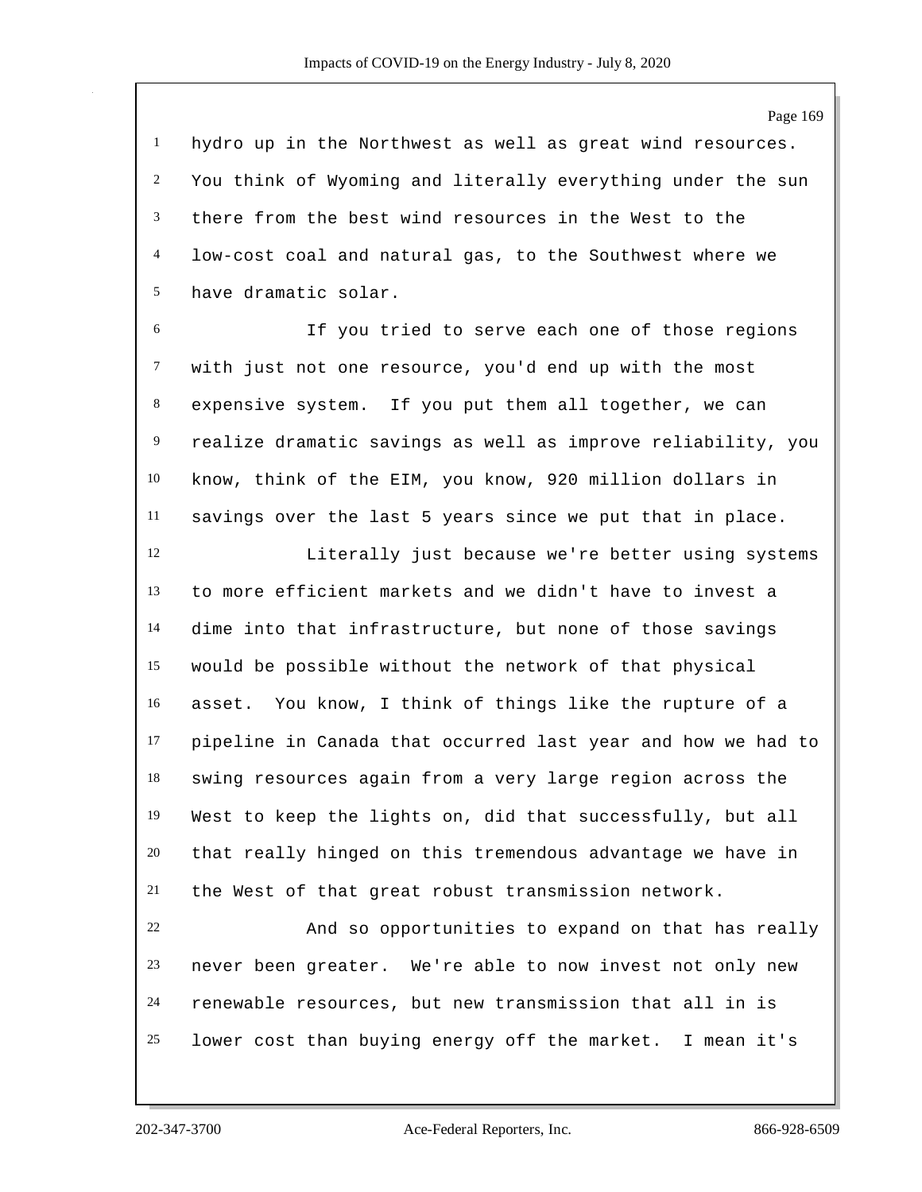hydro up in the Northwest as well as great wind resources. You think of Wyoming and literally everything under the sun there from the best wind resources in the West to the low-cost coal and natural gas, to the Southwest where we have dramatic solar.

If you tried to serve each one of those regions with just not one resource, you'd end up with the most expensive system. If you put them all together, we can realize dramatic savings as well as improve reliability, you know, think of the EIM, you know, 920 million dollars in savings over the last 5 years since we put that in place.

Literally just because we're better using systems to more efficient markets and we didn't have to invest a dime into that infrastructure, but none of those savings would be possible without the network of that physical asset. You know, I think of things like the rupture of a pipeline in Canada that occurred last year and how we had to swing resources again from a very large region across the West to keep the lights on, did that successfully, but all that really hinged on this tremendous advantage we have in the West of that great robust transmission network.

And so opportunities to expand on that has really never been greater. We're able to now invest not only new renewable resources, but new transmission that all in is lower cost than buying energy off the market. I mean it's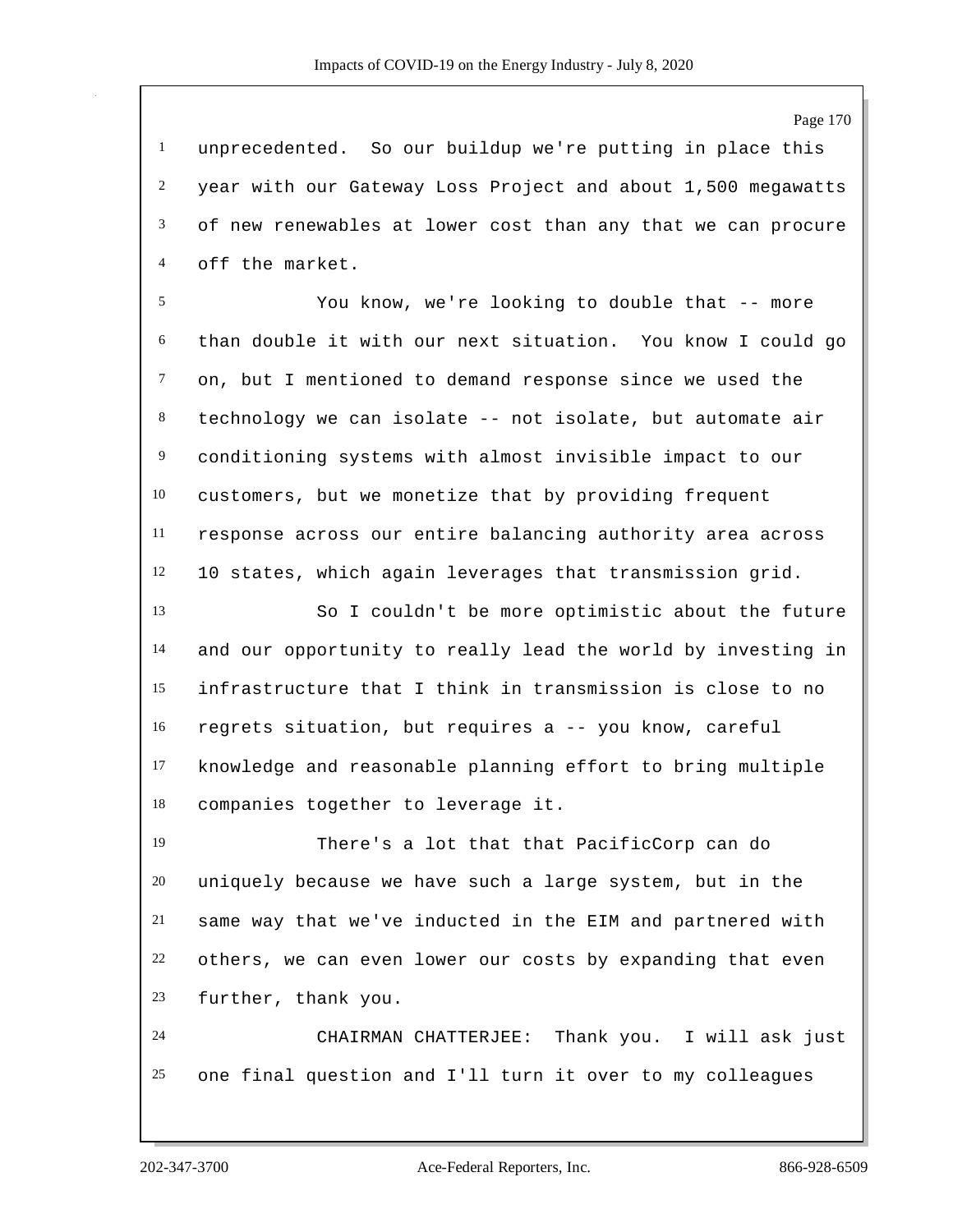unprecedented. So our buildup we're putting in place this year with our Gateway Loss Project and about 1,500 megawatts of new renewables at lower cost than any that we can procure off the market.

You know, we're looking to double that -- more than double it with our next situation. You know I could go on, but I mentioned to demand response since we used the technology we can isolate -- not isolate, but automate air conditioning systems with almost invisible impact to our customers, but we monetize that by providing frequent response across our entire balancing authority area across 10 states, which again leverages that transmission grid.

So I couldn't be more optimistic about the future and our opportunity to really lead the world by investing in infrastructure that I think in transmission is close to no regrets situation, but requires a -- you know, careful knowledge and reasonable planning effort to bring multiple companies together to leverage it.

There's a lot that that PacificCorp can do uniquely because we have such a large system, but in the same way that we've inducted in the EIM and partnered with others, we can even lower our costs by expanding that even further, thank you.

CHAIRMAN CHATTERJEE: Thank you. I will ask just one final question and I'll turn it over to my colleagues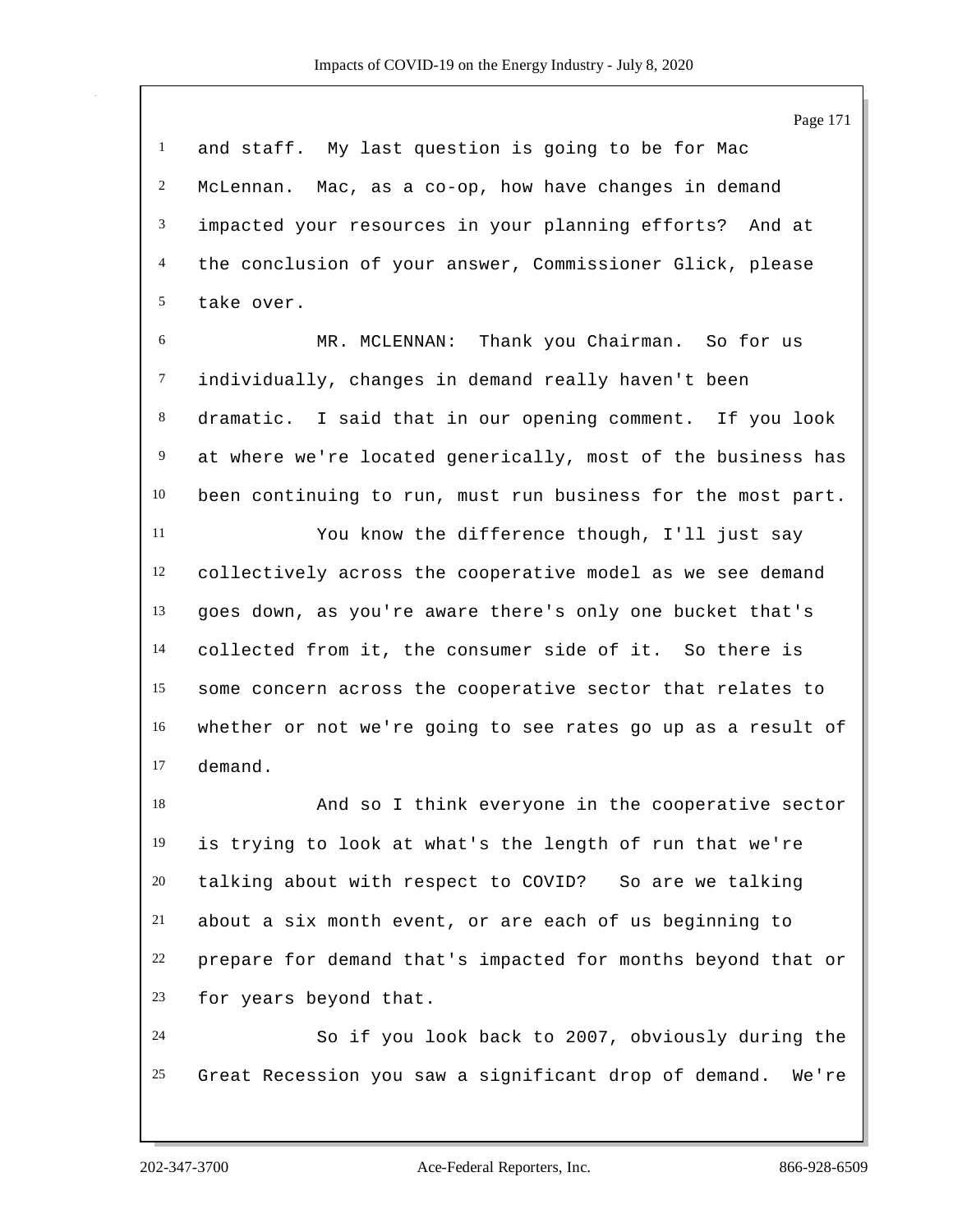and staff. My last question is going to be for Mac McLennan. Mac, as a co-op, how have changes in demand impacted your resources in your planning efforts? And at the conclusion of your answer, Commissioner Glick, please take over.

MR. MCLENNAN: Thank you Chairman. So for us individually, changes in demand really haven't been dramatic. I said that in our opening comment. If you look at where we're located generically, most of the business has been continuing to run, must run business for the most part.

You know the difference though, I'll just say collectively across the cooperative model as we see demand goes down, as you're aware there's only one bucket that's collected from it, the consumer side of it. So there is some concern across the cooperative sector that relates to whether or not we're going to see rates go up as a result of demand.

And so I think everyone in the cooperative sector is trying to look at what's the length of run that we're talking about with respect to COVID? So are we talking about a six month event, or are each of us beginning to prepare for demand that's impacted for months beyond that or for years beyond that.

So if you look back to 2007, obviously during the Great Recession you saw a significant drop of demand. We're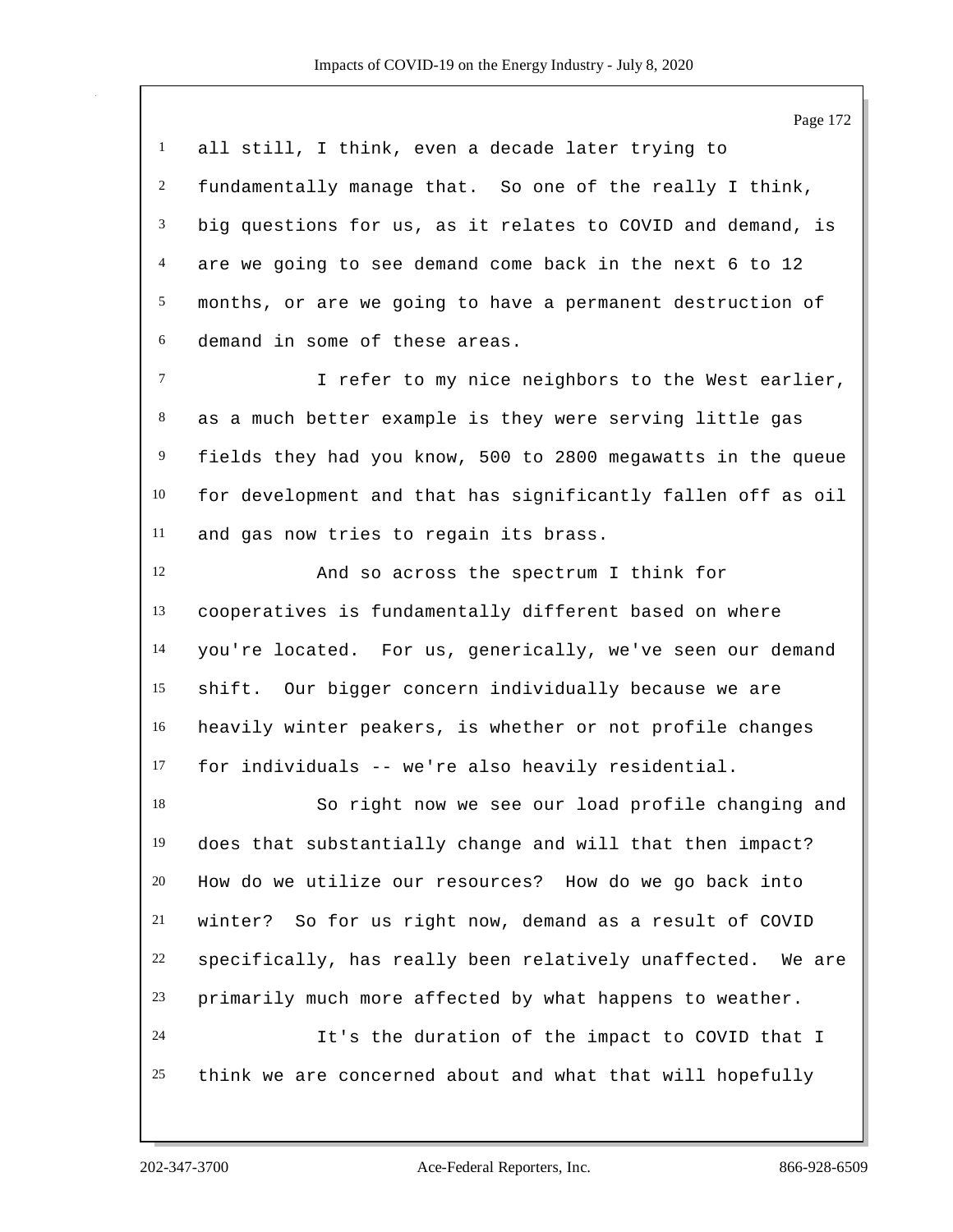all still, I think, even a decade later trying to fundamentally manage that. So one of the really I think, big questions for us, as it relates to COVID and demand, is are we going to see demand come back in the next 6 to 12 months, or are we going to have a permanent destruction of demand in some of these areas.

I refer to my nice neighbors to the West earlier, as a much better example is they were serving little gas fields they had you know, 500 to 2800 megawatts in the queue for development and that has significantly fallen off as oil and gas now tries to regain its brass.

And so across the spectrum I think for cooperatives is fundamentally different based on where you're located. For us, generically, we've seen our demand shift. Our bigger concern individually because we are heavily winter peakers, is whether or not profile changes for individuals -- we're also heavily residential.

So right now we see our load profile changing and does that substantially change and will that then impact? How do we utilize our resources? How do we go back into winter? So for us right now, demand as a result of COVID specifically, has really been relatively unaffected. We are primarily much more affected by what happens to weather.

It's the duration of the impact to COVID that I think we are concerned about and what that will hopefully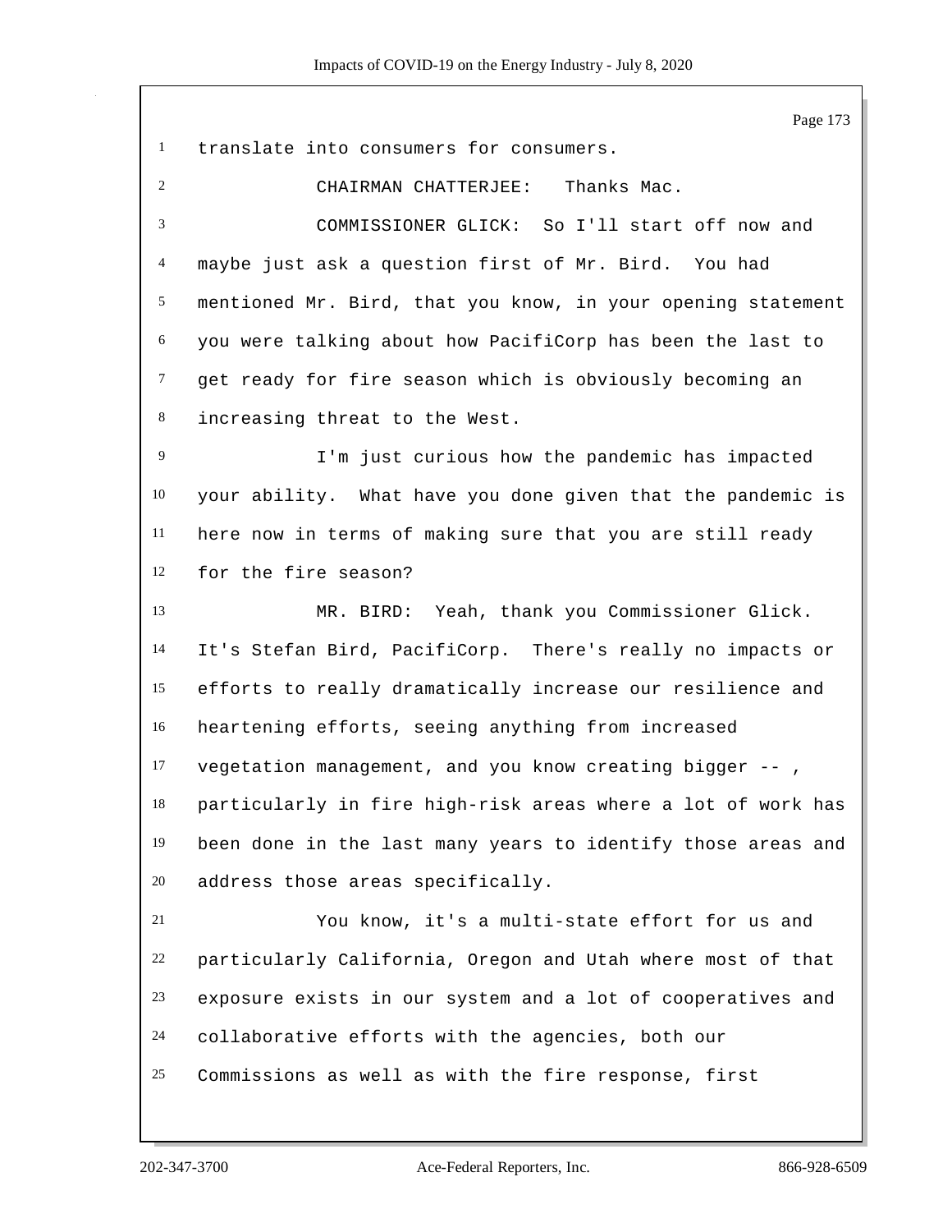translate into consumers for consumers.

CHAIRMAN CHATTERJEE: Thanks Mac.

COMMISSIONER GLICK: So I'll start off now and maybe just ask a question first of Mr. Bird. You had mentioned Mr. Bird, that you know, in your opening statement you were talking about how PacifiCorp has been the last to get ready for fire season which is obviously becoming an increasing threat to the West.

I'm just curious how the pandemic has impacted your ability. What have you done given that the pandemic is here now in terms of making sure that you are still ready for the fire season?

MR. BIRD: Yeah, thank you Commissioner Glick. It's Stefan Bird, PacifiCorp. There's really no impacts or efforts to really dramatically increase our resilience and heartening efforts, seeing anything from increased vegetation management, and you know creating bigger -- , particularly in fire high-risk areas where a lot of work has been done in the last many years to identify those areas and address those areas specifically.

You know, it's a multi-state effort for us and particularly California, Oregon and Utah where most of that exposure exists in our system and a lot of cooperatives and collaborative efforts with the agencies, both our Commissions as well as with the fire response, first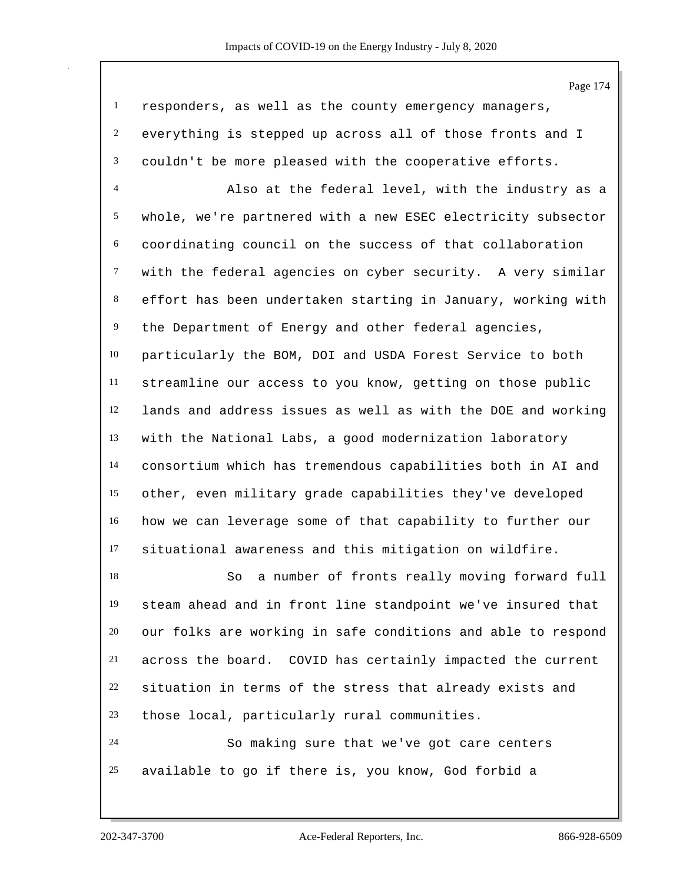responders, as well as the county emergency managers, everything is stepped up across all of those fronts and I couldn't be more pleased with the cooperative efforts.

Also at the federal level, with the industry as a whole, we're partnered with a new ESEC electricity subsector coordinating council on the success of that collaboration with the federal agencies on cyber security. A very similar effort has been undertaken starting in January, working with the Department of Energy and other federal agencies, particularly the BOM, DOI and USDA Forest Service to both streamline our access to you know, getting on those public lands and address issues as well as with the DOE and working with the National Labs, a good modernization laboratory consortium which has tremendous capabilities both in AI and other, even military grade capabilities they've developed how we can leverage some of that capability to further our situational awareness and this mitigation on wildfire.

So a number of fronts really moving forward full steam ahead and in front line standpoint we've insured that our folks are working in safe conditions and able to respond across the board. COVID has certainly impacted the current situation in terms of the stress that already exists and those local, particularly rural communities.

So making sure that we've got care centers available to go if there is, you know, God forbid a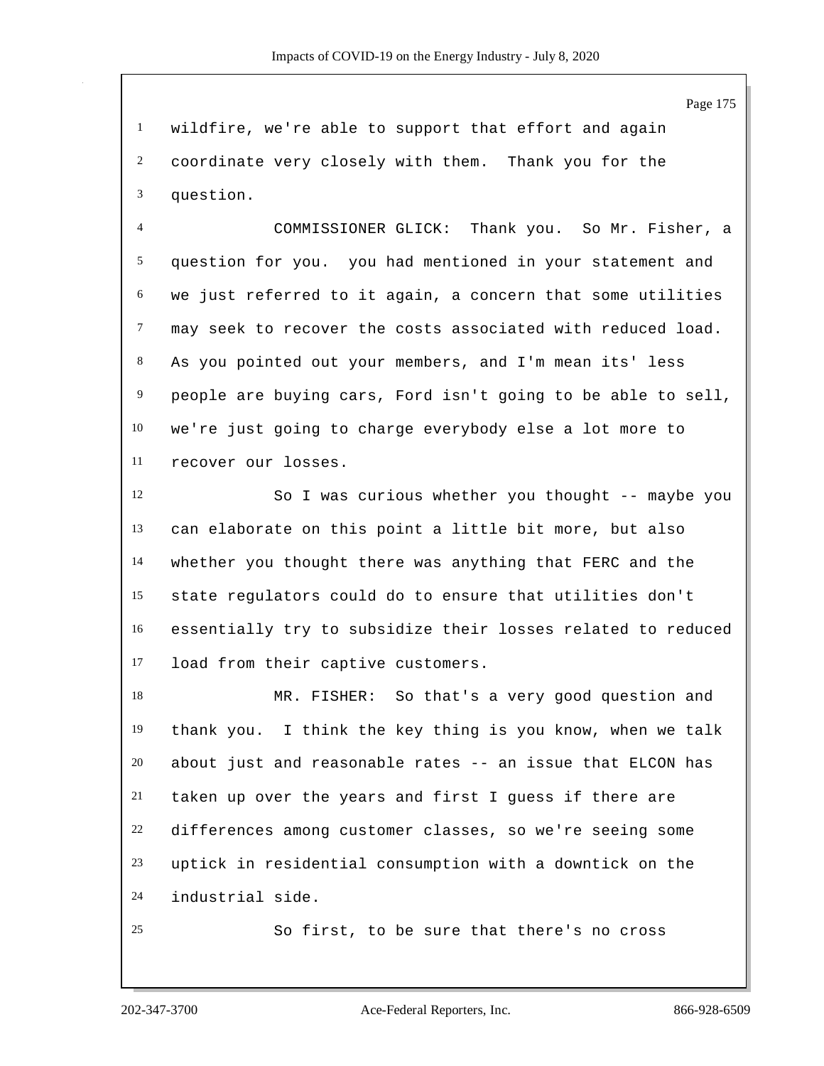wildfire, we're able to support that effort and again coordinate very closely with them. Thank you for the question.

COMMISSIONER GLICK: Thank you. So Mr. Fisher, a question for you. you had mentioned in your statement and we just referred to it again, a concern that some utilities may seek to recover the costs associated with reduced load. As you pointed out your members, and I'm mean its' less people are buying cars, Ford isn't going to be able to sell, we're just going to charge everybody else a lot more to recover our losses.

So I was curious whether you thought -- maybe you can elaborate on this point a little bit more, but also whether you thought there was anything that FERC and the state regulators could do to ensure that utilities don't essentially try to subsidize their losses related to reduced load from their captive customers.

MR. FISHER: So that's a very good question and thank you. I think the key thing is you know, when we talk about just and reasonable rates -- an issue that ELCON has taken up over the years and first I guess if there are differences among customer classes, so we're seeing some uptick in residential consumption with a downtick on the industrial side.

So first, to be sure that there's no cross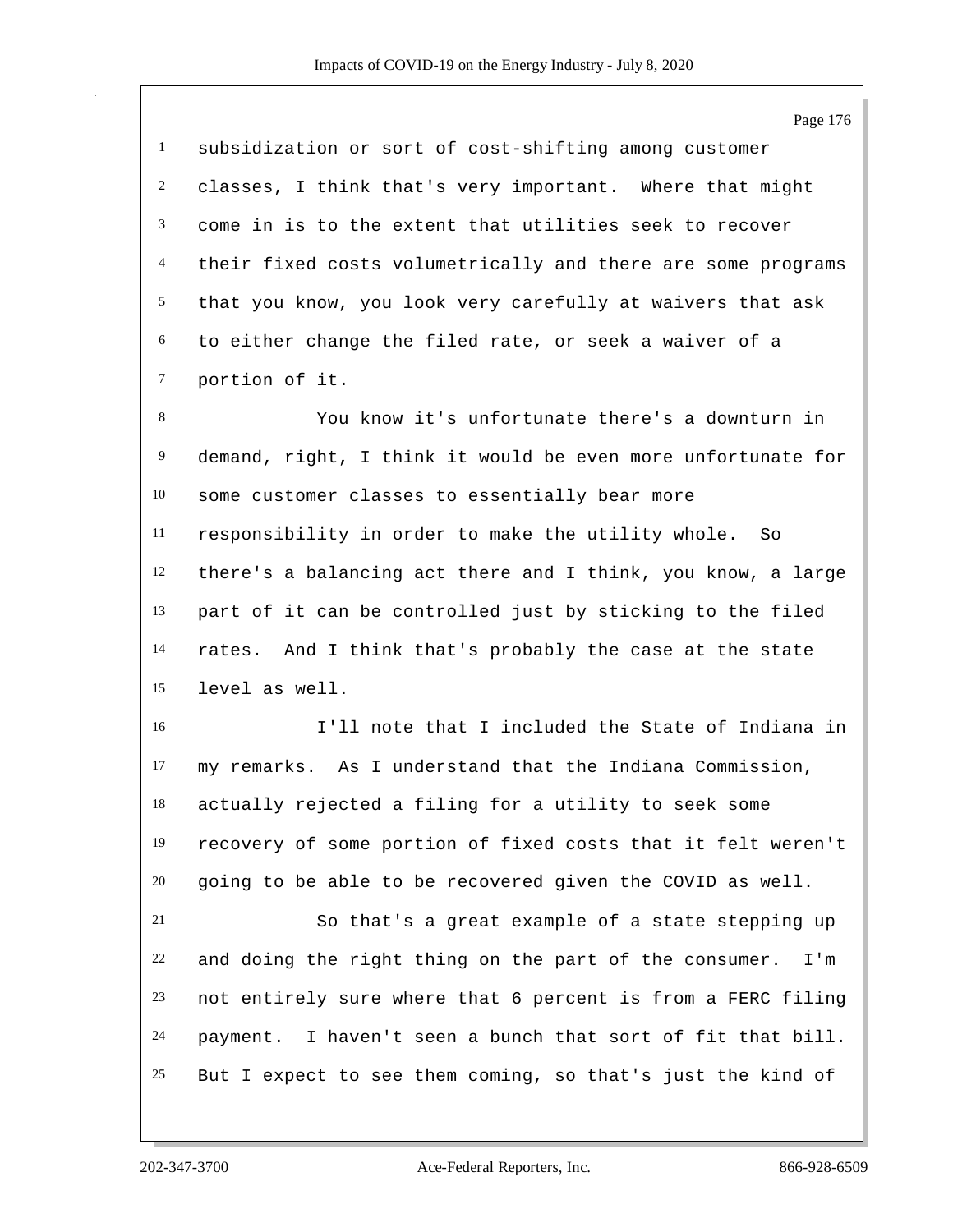subsidization or sort of cost-shifting among customer classes, I think that's very important. Where that might come in is to the extent that utilities seek to recover their fixed costs volumetrically and there are some programs that you know, you look very carefully at waivers that ask to either change the filed rate, or seek a waiver of a portion of it.

You know it's unfortunate there's a downturn in demand, right, I think it would be even more unfortunate for some customer classes to essentially bear more responsibility in order to make the utility whole. So there's a balancing act there and I think, you know, a large part of it can be controlled just by sticking to the filed rates. And I think that's probably the case at the state level as well.

I'll note that I included the State of Indiana in my remarks. As I understand that the Indiana Commission, actually rejected a filing for a utility to seek some recovery of some portion of fixed costs that it felt weren't going to be able to be recovered given the COVID as well.

So that's a great example of a state stepping up and doing the right thing on the part of the consumer. I'm not entirely sure where that 6 percent is from a FERC filing payment. I haven't seen a bunch that sort of fit that bill. But I expect to see them coming, so that's just the kind of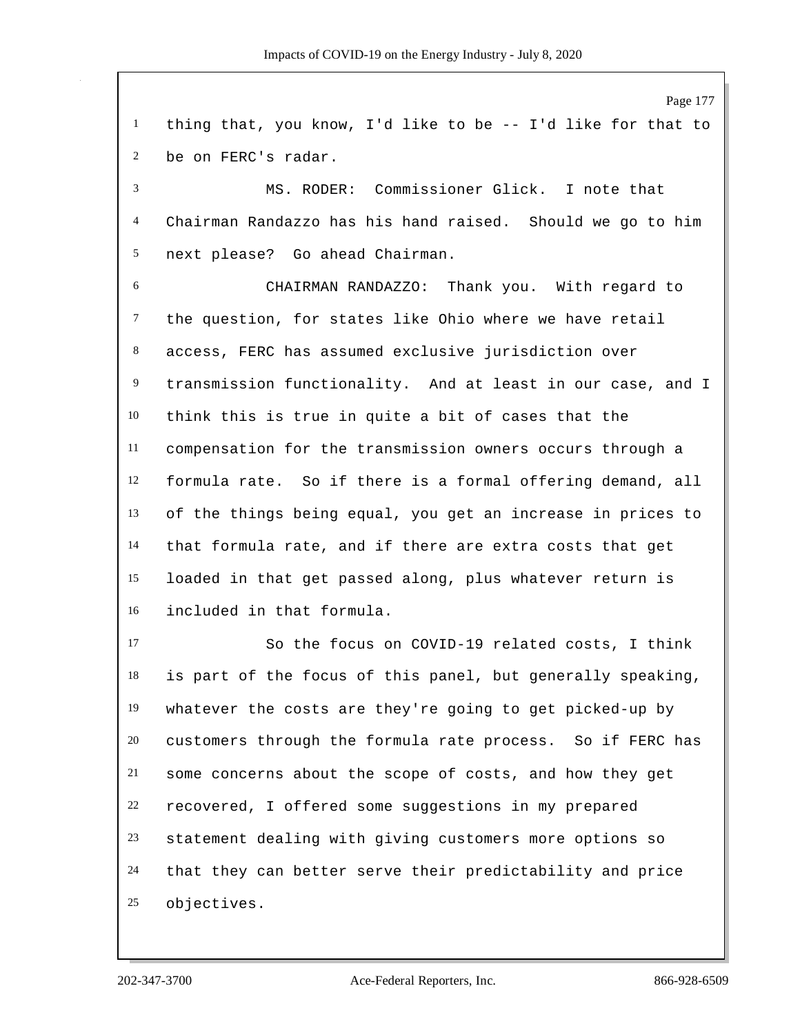thing that, you know, I'd like to be -- I'd like for that to be on FERC's radar.

MS. RODER: Commissioner Glick. I note that Chairman Randazzo has his hand raised. Should we go to him next please? Go ahead Chairman.

CHAIRMAN RANDAZZO: Thank you. With regard to the question, for states like Ohio where we have retail access, FERC has assumed exclusive jurisdiction over transmission functionality. And at least in our case, and I think this is true in quite a bit of cases that the compensation for the transmission owners occurs through a formula rate. So if there is a formal offering demand, all of the things being equal, you get an increase in prices to that formula rate, and if there are extra costs that get loaded in that get passed along, plus whatever return is included in that formula.

So the focus on COVID-19 related costs, I think is part of the focus of this panel, but generally speaking, whatever the costs are they're going to get picked-up by customers through the formula rate process. So if FERC has some concerns about the scope of costs, and how they get recovered, I offered some suggestions in my prepared statement dealing with giving customers more options so that they can better serve their predictability and price objectives.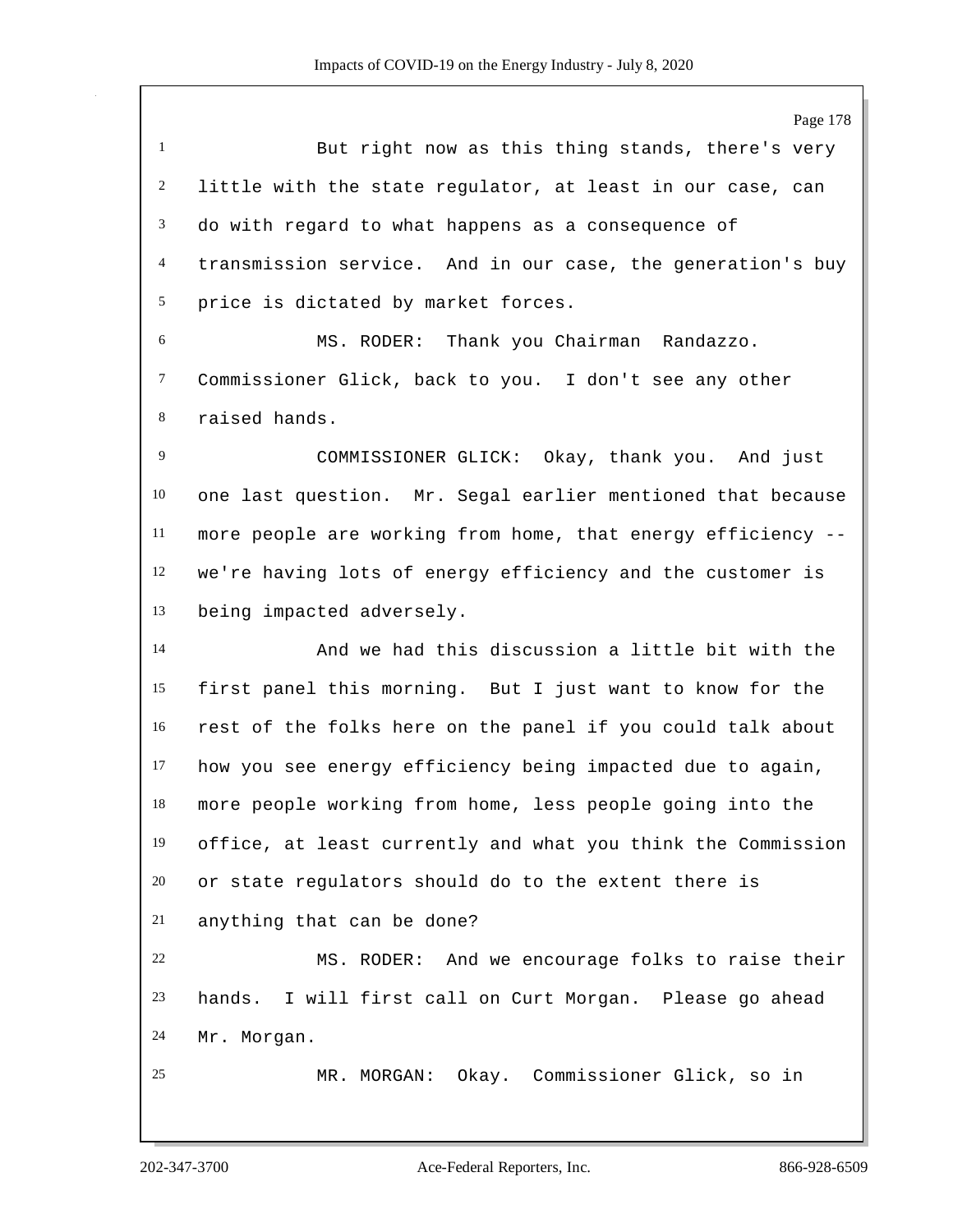But right now as this thing stands, there's very little with the state regulator, at least in our case, can do with regard to what happens as a consequence of transmission service. And in our case, the generation's buy price is dictated by market forces.

MS. RODER: Thank you Chairman Randazzo. Commissioner Glick, back to you. I don't see any other raised hands.

COMMISSIONER GLICK: Okay, thank you. And just one last question. Mr. Segal earlier mentioned that because more people are working from home, that energy efficiency -- we're having lots of energy efficiency and the customer is being impacted adversely.

And we had this discussion a little bit with the first panel this morning. But I just want to know for the rest of the folks here on the panel if you could talk about how you see energy efficiency being impacted due to again, more people working from home, less people going into the office, at least currently and what you think the Commission or state regulators should do to the extent there is anything that can be done?

MS. RODER: And we encourage folks to raise their hands. I will first call on Curt Morgan. Please go ahead Mr. Morgan.

MR. MORGAN: Okay. Commissioner Glick, so in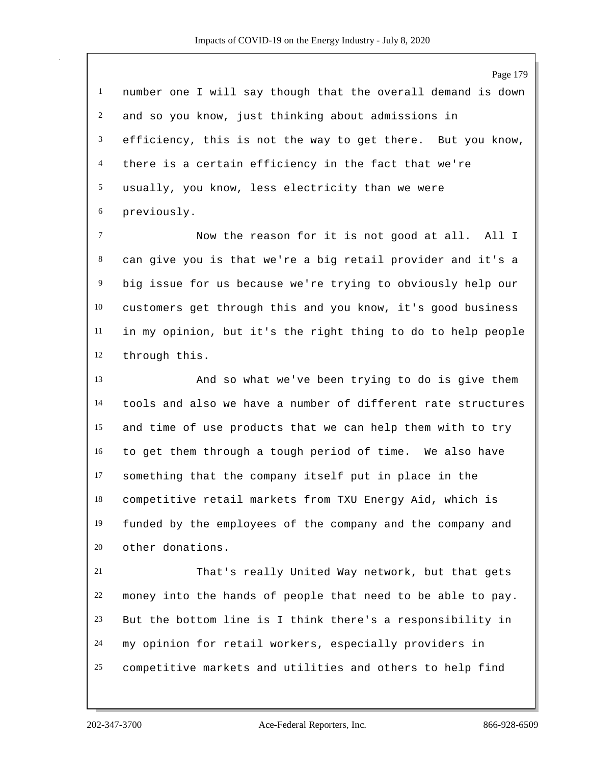number one I will say though that the overall demand is down and so you know, just thinking about admissions in efficiency, this is not the way to get there. But you know, there is a certain efficiency in the fact that we're usually, you know, less electricity than we were previously.

Now the reason for it is not good at all. All I can give you is that we're a big retail provider and it's a big issue for us because we're trying to obviously help our customers get through this and you know, it's good business in my opinion, but it's the right thing to do to help people through this.

And so what we've been trying to do is give them tools and also we have a number of different rate structures and time of use products that we can help them with to try to get them through a tough period of time. We also have something that the company itself put in place in the competitive retail markets from TXU Energy Aid, which is funded by the employees of the company and the company and other donations.

That's really United Way network, but that gets money into the hands of people that need to be able to pay. But the bottom line is I think there's a responsibility in my opinion for retail workers, especially providers in competitive markets and utilities and others to help find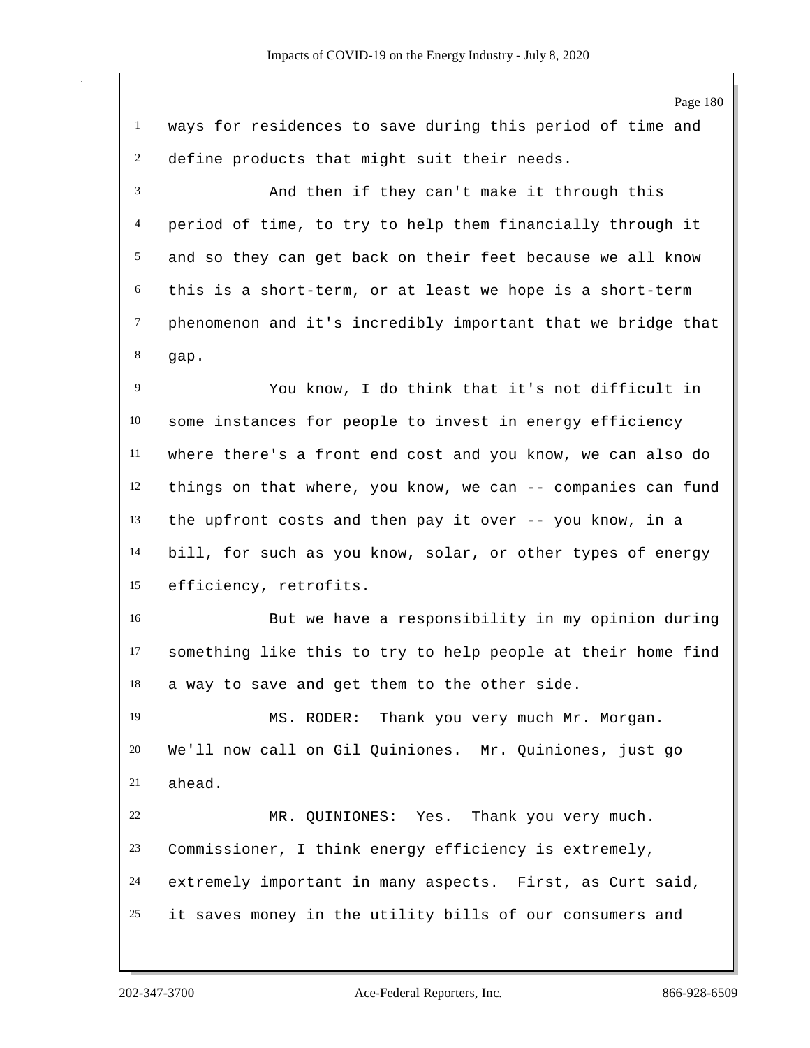ways for residences to save during this period of time and define products that might suit their needs.

And then if they can't make it through this period of time, to try to help them financially through it and so they can get back on their feet because we all know this is a short-term, or at least we hope is a short-term phenomenon and it's incredibly important that we bridge that gap.

You know, I do think that it's not difficult in some instances for people to invest in energy efficiency where there's a front end cost and you know, we can also do things on that where, you know, we can -- companies can fund the upfront costs and then pay it over -- you know, in a bill, for such as you know, solar, or other types of energy efficiency, retrofits.

But we have a responsibility in my opinion during something like this to try to help people at their home find a way to save and get them to the other side.

MS. RODER: Thank you very much Mr. Morgan. We'll now call on Gil Quiniones. Mr. Quiniones, just go ahead.

MR. QUINIONES: Yes. Thank you very much. Commissioner, I think energy efficiency is extremely, extremely important in many aspects. First, as Curt said, it saves money in the utility bills of our consumers and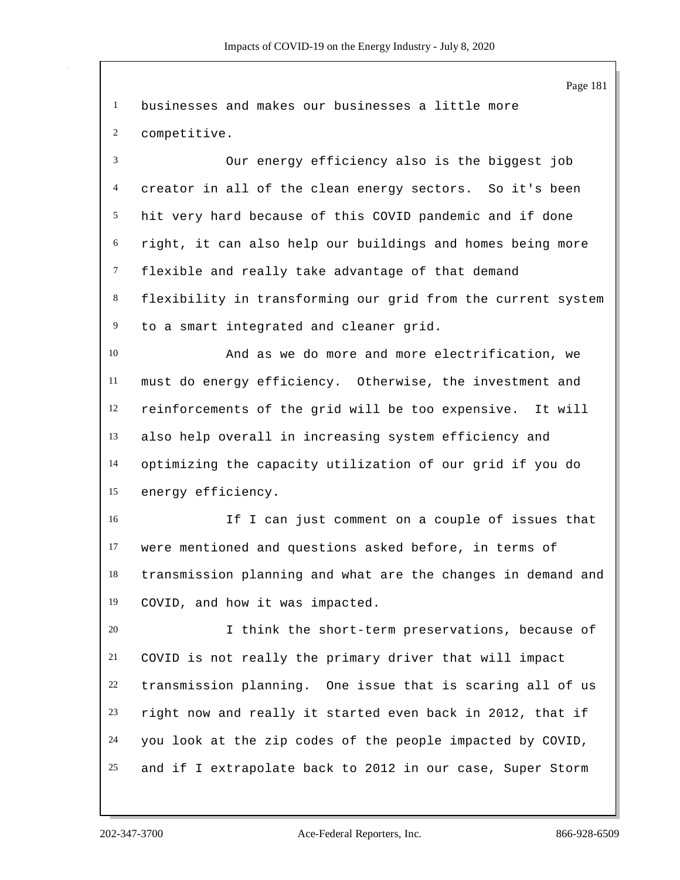businesses and makes our businesses a little more competitive.

Our energy efficiency also is the biggest job creator in all of the clean energy sectors. So it's been hit very hard because of this COVID pandemic and if done right, it can also help our buildings and homes being more flexible and really take advantage of that demand flexibility in transforming our grid from the current system to a smart integrated and cleaner grid.

And as we do more and more electrification, we must do energy efficiency. Otherwise, the investment and reinforcements of the grid will be too expensive. It will also help overall in increasing system efficiency and optimizing the capacity utilization of our grid if you do energy efficiency.

If I can just comment on a couple of issues that were mentioned and questions asked before, in terms of transmission planning and what are the changes in demand and COVID, and how it was impacted.

I think the short-term preservations, because of COVID is not really the primary driver that will impact transmission planning. One issue that is scaring all of us right now and really it started even back in 2012, that if you look at the zip codes of the people impacted by COVID, and if I extrapolate back to 2012 in our case, Super Storm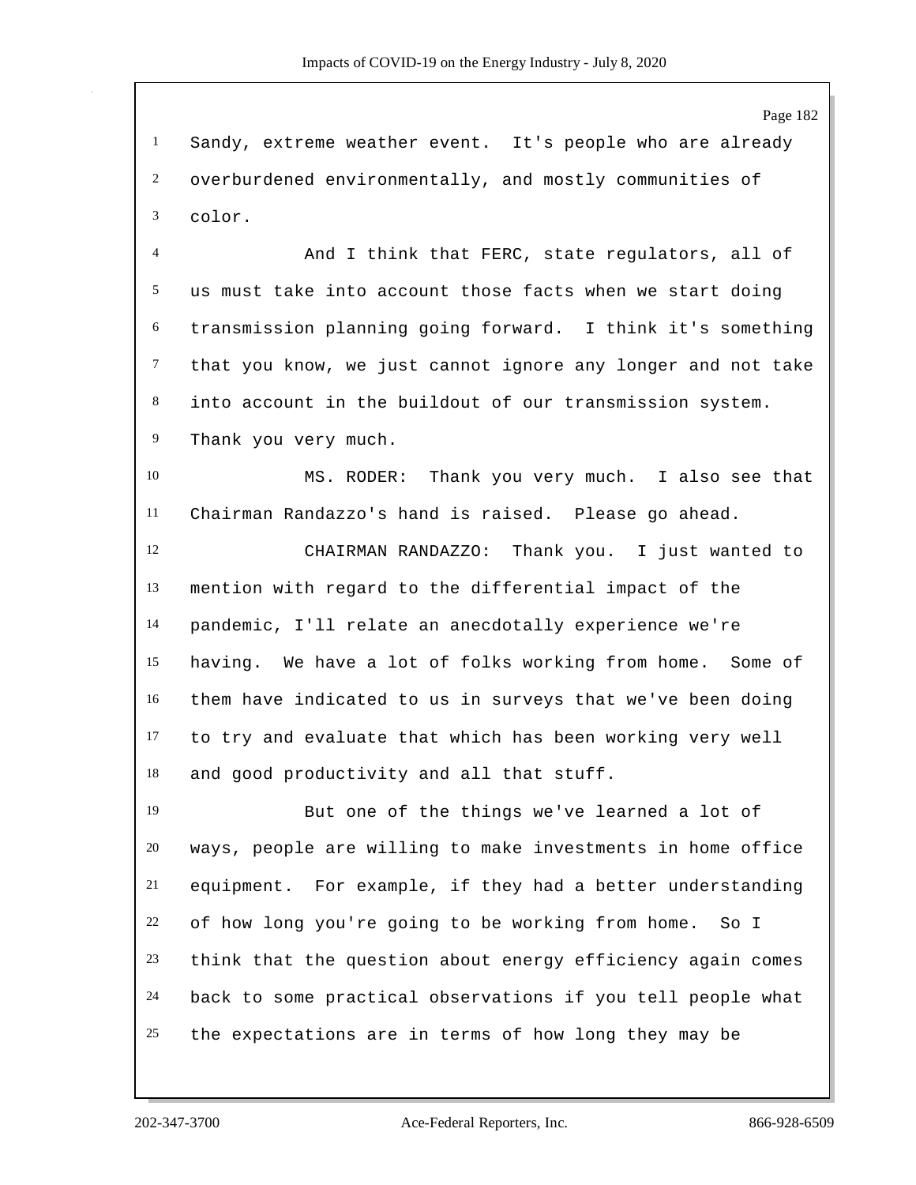Sandy, extreme weather event. It's people who are already overburdened environmentally, and mostly communities of color.

And I think that FERC, state regulators, all of us must take into account those facts when we start doing transmission planning going forward. I think it's something that you know, we just cannot ignore any longer and not take into account in the buildout of our transmission system. Thank you very much.

MS. RODER: Thank you very much. I also see that Chairman Randazzo's hand is raised. Please go ahead.

CHAIRMAN RANDAZZO: Thank you. I just wanted to mention with regard to the differential impact of the pandemic, I'll relate an anecdotally experience we're having. We have a lot of folks working from home. Some of them have indicated to us in surveys that we've been doing to try and evaluate that which has been working very well and good productivity and all that stuff.

But one of the things we've learned a lot of ways, people are willing to make investments in home office equipment. For example, if they had a better understanding of how long you're going to be working from home. So I think that the question about energy efficiency again comes back to some practical observations if you tell people what the expectations are in terms of how long they may be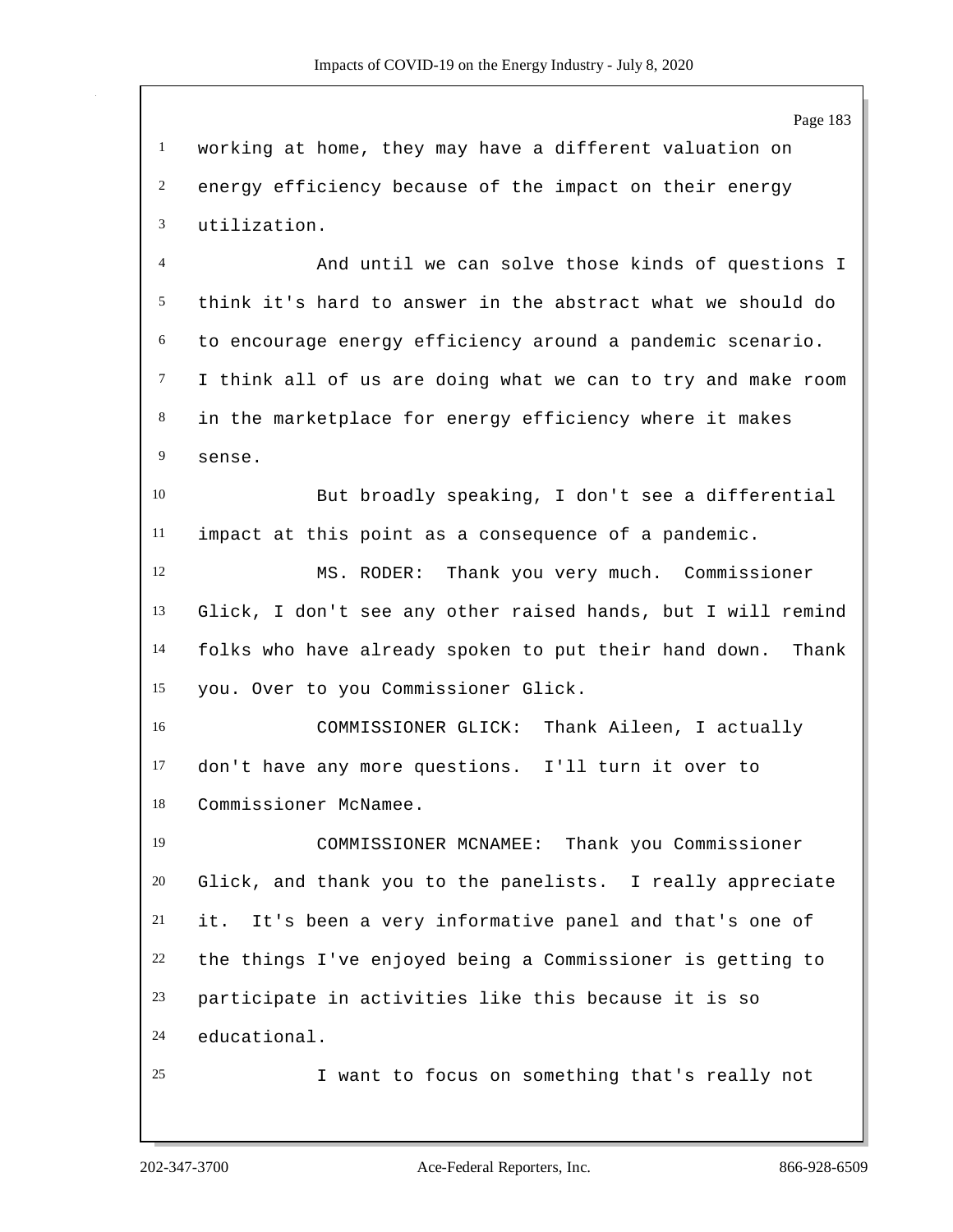working at home, they may have a different valuation on energy efficiency because of the impact on their energy utilization.

And until we can solve those kinds of questions I think it's hard to answer in the abstract what we should do to encourage energy efficiency around a pandemic scenario. I think all of us are doing what we can to try and make room in the marketplace for energy efficiency where it makes sense.

But broadly speaking, I don't see a differential impact at this point as a consequence of a pandemic.

MS. RODER: Thank you very much. Commissioner Glick, I don't see any other raised hands, but I will remind folks who have already spoken to put their hand down. Thank you. Over to you Commissioner Glick.

COMMISSIONER GLICK: Thank Aileen, I actually don't have any more questions. I'll turn it over to Commissioner McNamee.

COMMISSIONER MCNAMEE: Thank you Commissioner Glick, and thank you to the panelists. I really appreciate it. It's been a very informative panel and that's one of the things I've enjoyed being a Commissioner is getting to participate in activities like this because it is so educational.

I want to focus on something that's really not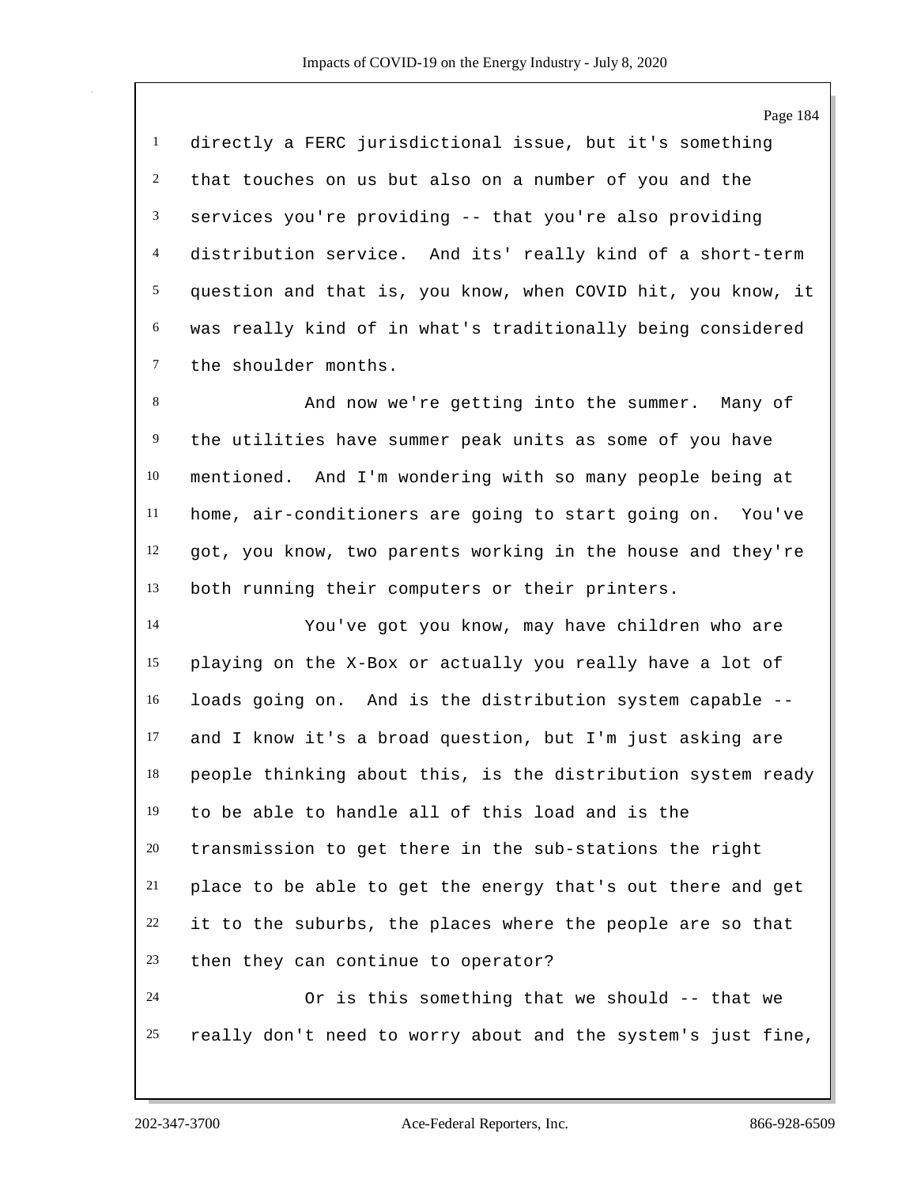directly a FERC jurisdictional issue, but it's something that touches on us but also on a number of you and the services you're providing -- that you're also providing distribution service. And its' really kind of a short-term question and that is, you know, when COVID hit, you know, it was really kind of in what's traditionally being considered the shoulder months.

And now we're getting into the summer. Many of the utilities have summer peak units as some of you have mentioned. And I'm wondering with so many people being at home, air-conditioners are going to start going on. You've got, you know, two parents working in the house and they're both running their computers or their printers.

You've got you know, may have children who are playing on the X-Box or actually you really have a lot of loads going on. And is the distribution system capable -- and I know it's a broad question, but I'm just asking are people thinking about this, is the distribution system ready to be able to handle all of this load and is the transmission to get there in the sub-stations the right place to be able to get the energy that's out there and get it to the suburbs, the places where the people are so that then they can continue to operator?

Or is this something that we should -- that we really don't need to worry about and the system's just fine,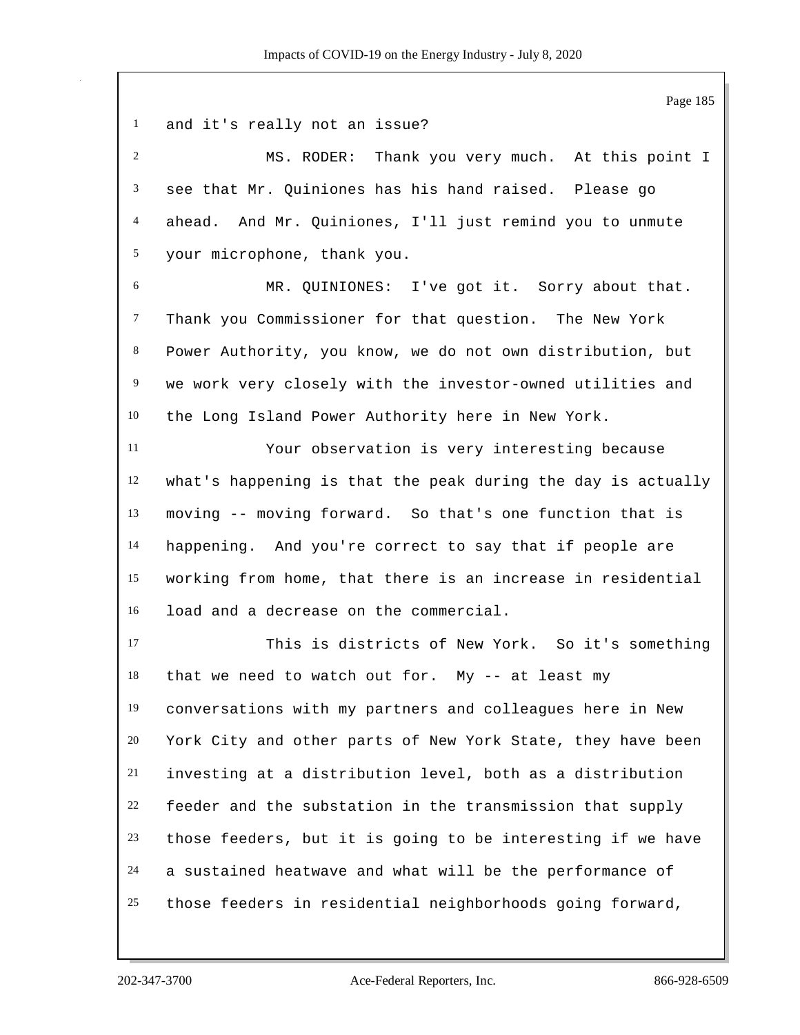and it's really not an issue?

MS. RODER: Thank you very much. At this point I see that Mr. Quiniones has his hand raised. Please go ahead. And Mr. Quiniones, I'll just remind you to unmute your microphone, thank you.

MR. QUINIONES: I've got it. Sorry about that. Thank you Commissioner for that question. The New York Power Authority, you know, we do not own distribution, but we work very closely with the investor-owned utilities and the Long Island Power Authority here in New York.

Your observation is very interesting because what's happening is that the peak during the day is actually moving -- moving forward. So that's one function that is happening. And you're correct to say that if people are working from home, that there is an increase in residential load and a decrease on the commercial.

This is districts of New York. So it's something that we need to watch out for. My -- at least my conversations with my partners and colleagues here in New York City and other parts of New York State, they have been investing at a distribution level, both as a distribution feeder and the substation in the transmission that supply those feeders, but it is going to be interesting if we have a sustained heatwave and what will be the performance of those feeders in residential neighborhoods going forward,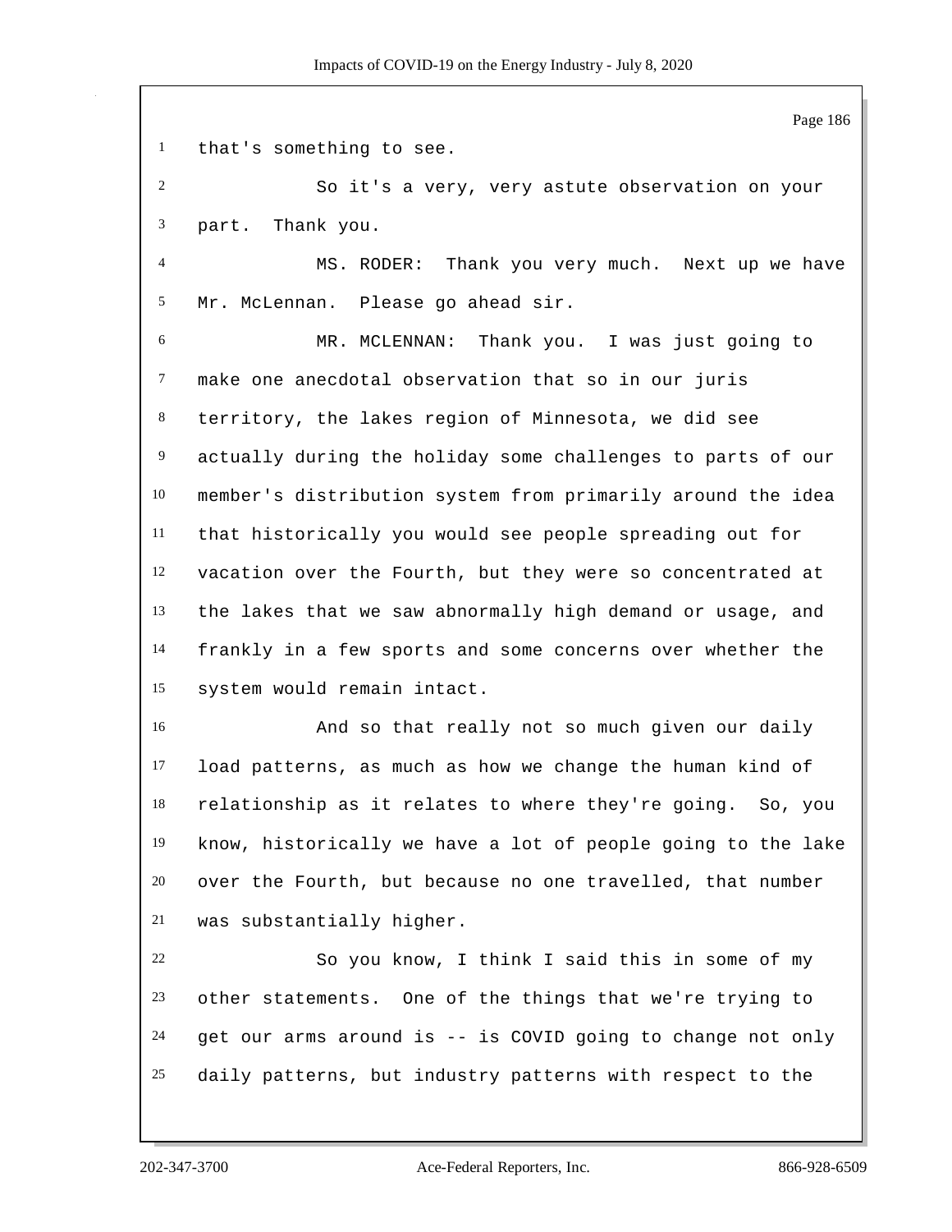that's something to see.

So it's a very, very astute observation on your part. Thank you.

MS. RODER: Thank you very much. Next up we have Mr. McLennan. Please go ahead sir.

MR. MCLENNAN: Thank you. I was just going to make one anecdotal observation that so in our juris territory, the lakes region of Minnesota, we did see actually during the holiday some challenges to parts of our member's distribution system from primarily around the idea that historically you would see people spreading out for vacation over the Fourth, but they were so concentrated at the lakes that we saw abnormally high demand or usage, and frankly in a few sports and some concerns over whether the system would remain intact.

And so that really not so much given our daily load patterns, as much as how we change the human kind of relationship as it relates to where they're going. So, you know, historically we have a lot of people going to the lake over the Fourth, but because no one travelled, that number was substantially higher.

So you know, I think I said this in some of my other statements. One of the things that we're trying to get our arms around is -- is COVID going to change not only daily patterns, but industry patterns with respect to the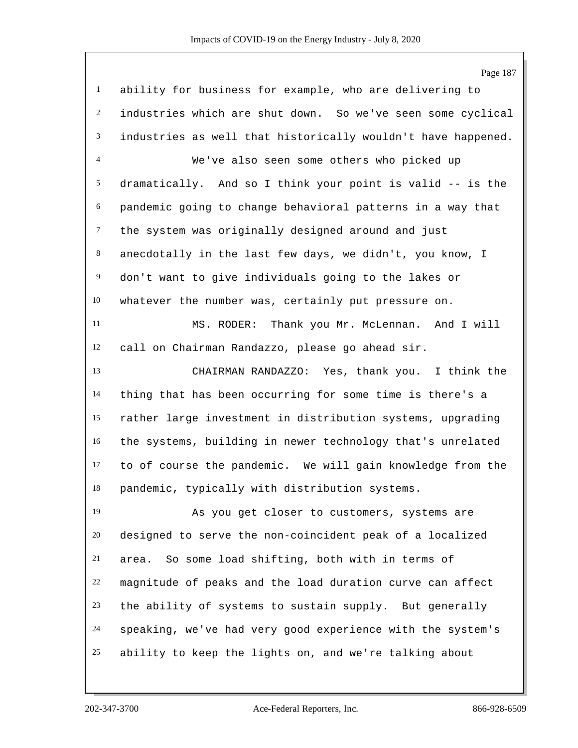ability for business for example, who are delivering to industries which are shut down. So we've seen some cyclical industries as well that historically wouldn't have happened.

We've also seen some others who picked up dramatically. And so I think your point is valid -- is the pandemic going to change behavioral patterns in a way that the system was originally designed around and just anecdotally in the last few days, we didn't, you know, I don't want to give individuals going to the lakes or whatever the number was, certainly put pressure on.

MS. RODER: Thank you Mr. McLennan. And I will call on Chairman Randazzo, please go ahead sir.

CHAIRMAN RANDAZZO: Yes, thank you. I think the thing that has been occurring for some time is there's a rather large investment in distribution systems, upgrading the systems, building in newer technology that's unrelated to of course the pandemic. We will gain knowledge from the pandemic, typically with distribution systems.

As you get closer to customers, systems are designed to serve the non-coincident peak of a localized area. So some load shifting, both with in terms of magnitude of peaks and the load duration curve can affect the ability of systems to sustain supply. But generally speaking, we've had very good experience with the system's ability to keep the lights on, and we're talking about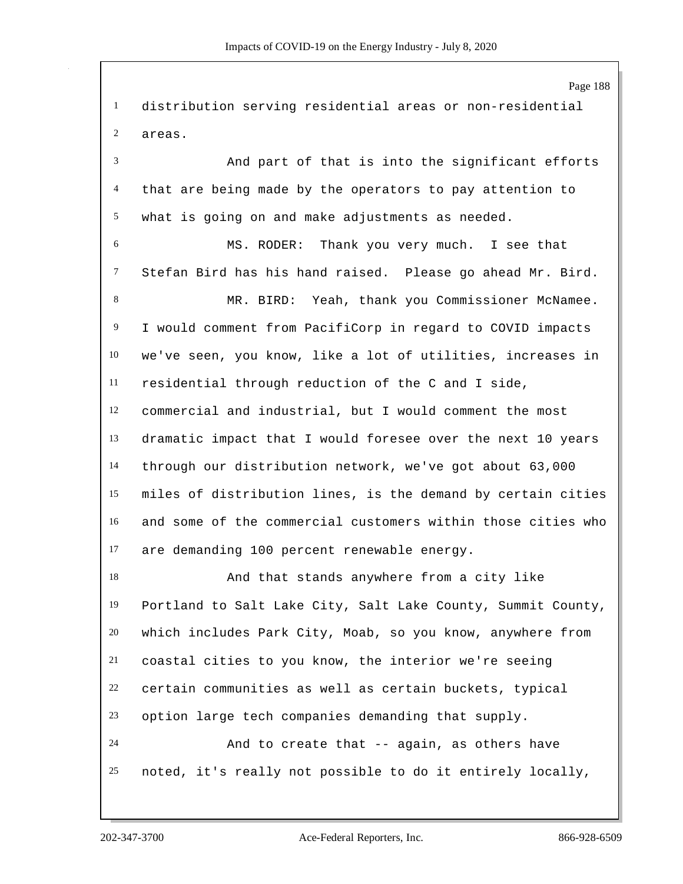distribution serving residential areas or non-residential areas.

And part of that is into the significant efforts that are being made by the operators to pay attention to what is going on and make adjustments as needed.

MS. RODER: Thank you very much. I see that Stefan Bird has his hand raised. Please go ahead Mr. Bird.

MR. BIRD: Yeah, thank you Commissioner McNamee. I would comment from PacifiCorp in regard to COVID impacts we've seen, you know, like a lot of utilities, increases in residential through reduction of the C and I side, commercial and industrial, but I would comment the most dramatic impact that I would foresee over the next 10 years through our distribution network, we've got about 63,000 miles of distribution lines, is the demand by certain cities and some of the commercial customers within those cities who are demanding 100 percent renewable energy.

And that stands anywhere from a city like Portland to Salt Lake City, Salt Lake County, Summit County, which includes Park City, Moab, so you know, anywhere from coastal cities to you know, the interior we're seeing certain communities as well as certain buckets, typical option large tech companies demanding that supply.

And to create that -- again, as others have noted, it's really not possible to do it entirely locally,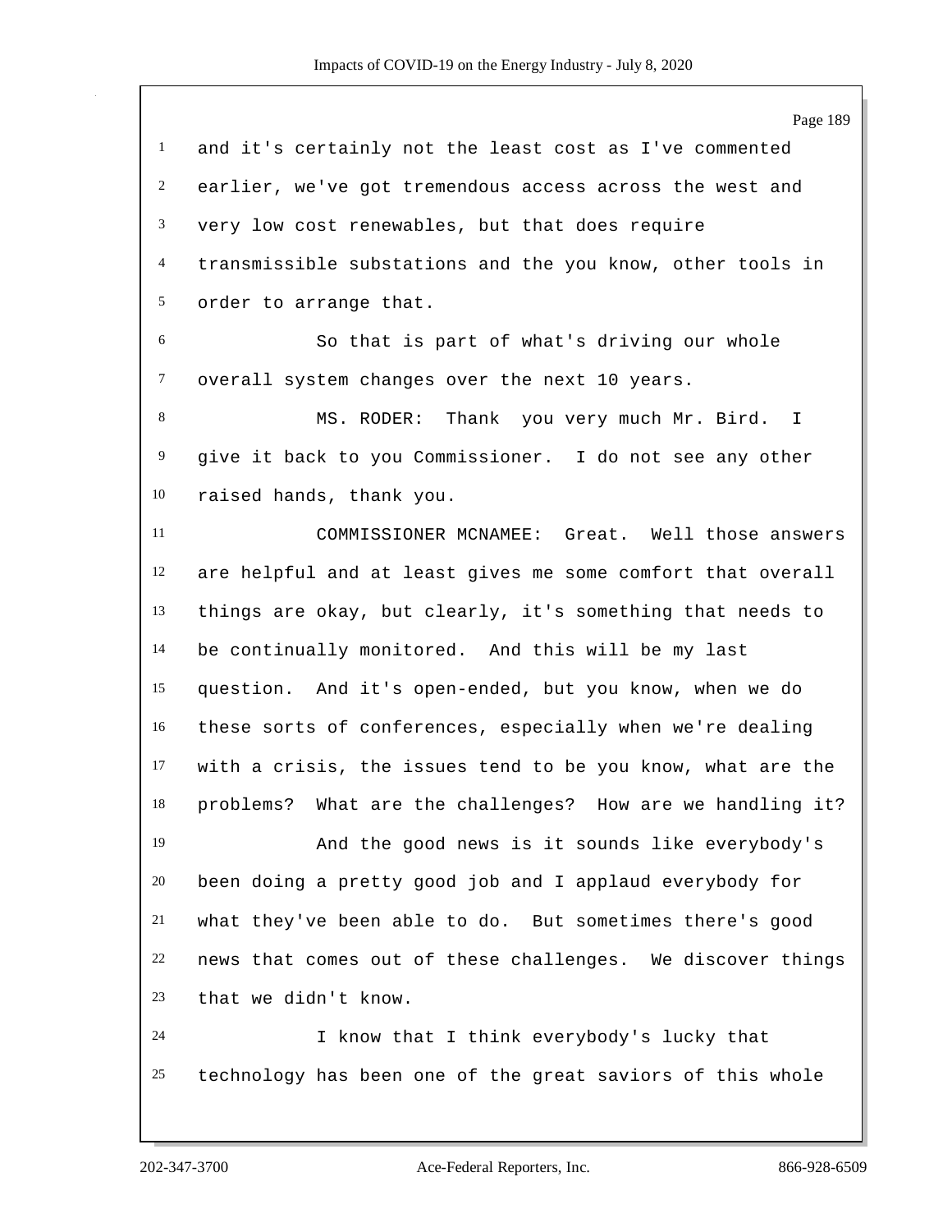and it's certainly not the least cost as I've commented earlier, we've got tremendous access across the west and very low cost renewables, but that does require transmissible substations and the you know, other tools in order to arrange that.

So that is part of what's driving our whole overall system changes over the next 10 years.

MS. RODER: Thank you very much Mr. Bird. I give it back to you Commissioner. I do not see any other raised hands, thank you.

COMMISSIONER MCNAMEE: Great. Well those answers are helpful and at least gives me some comfort that overall things are okay, but clearly, it's something that needs to be continually monitored. And this will be my last question. And it's open-ended, but you know, when we do these sorts of conferences, especially when we're dealing with a crisis, the issues tend to be you know, what are the problems? What are the challenges? How are we handling it?

And the good news is it sounds like everybody's been doing a pretty good job and I applaud everybody for what they've been able to do. But sometimes there's good news that comes out of these challenges. We discover things that we didn't know.

I know that I think everybody's lucky that technology has been one of the great saviors of this whole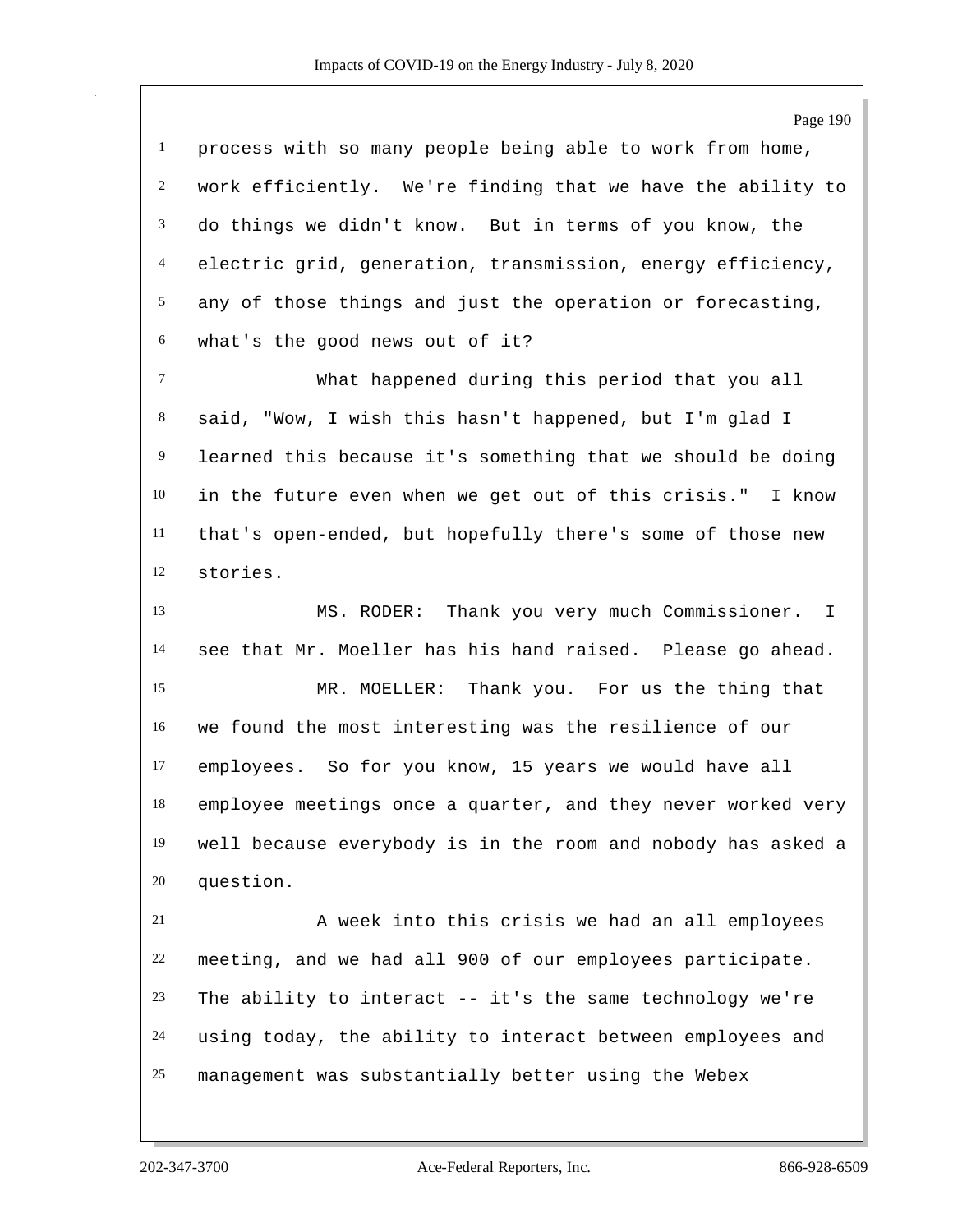process with so many people being able to work from home, work efficiently. We're finding that we have the ability to do things we didn't know. But in terms of you know, the electric grid, generation, transmission, energy efficiency, any of those things and just the operation or forecasting, what's the good news out of it?

What happened during this period that you all said, "Wow, I wish this hasn't happened, but I'm glad I learned this because it's something that we should be doing in the future even when we get out of this crisis." I know that's open-ended, but hopefully there's some of those new stories.

MS. RODER: Thank you very much Commissioner. I see that Mr. Moeller has his hand raised. Please go ahead.

MR. MOELLER: Thank you. For us the thing that we found the most interesting was the resilience of our employees. So for you know, 15 years we would have all employee meetings once a quarter, and they never worked very well because everybody is in the room and nobody has asked a question.

A week into this crisis we had an all employees meeting, and we had all 900 of our employees participate. The ability to interact -- it's the same technology we're using today, the ability to interact between employees and management was substantially better using the Webex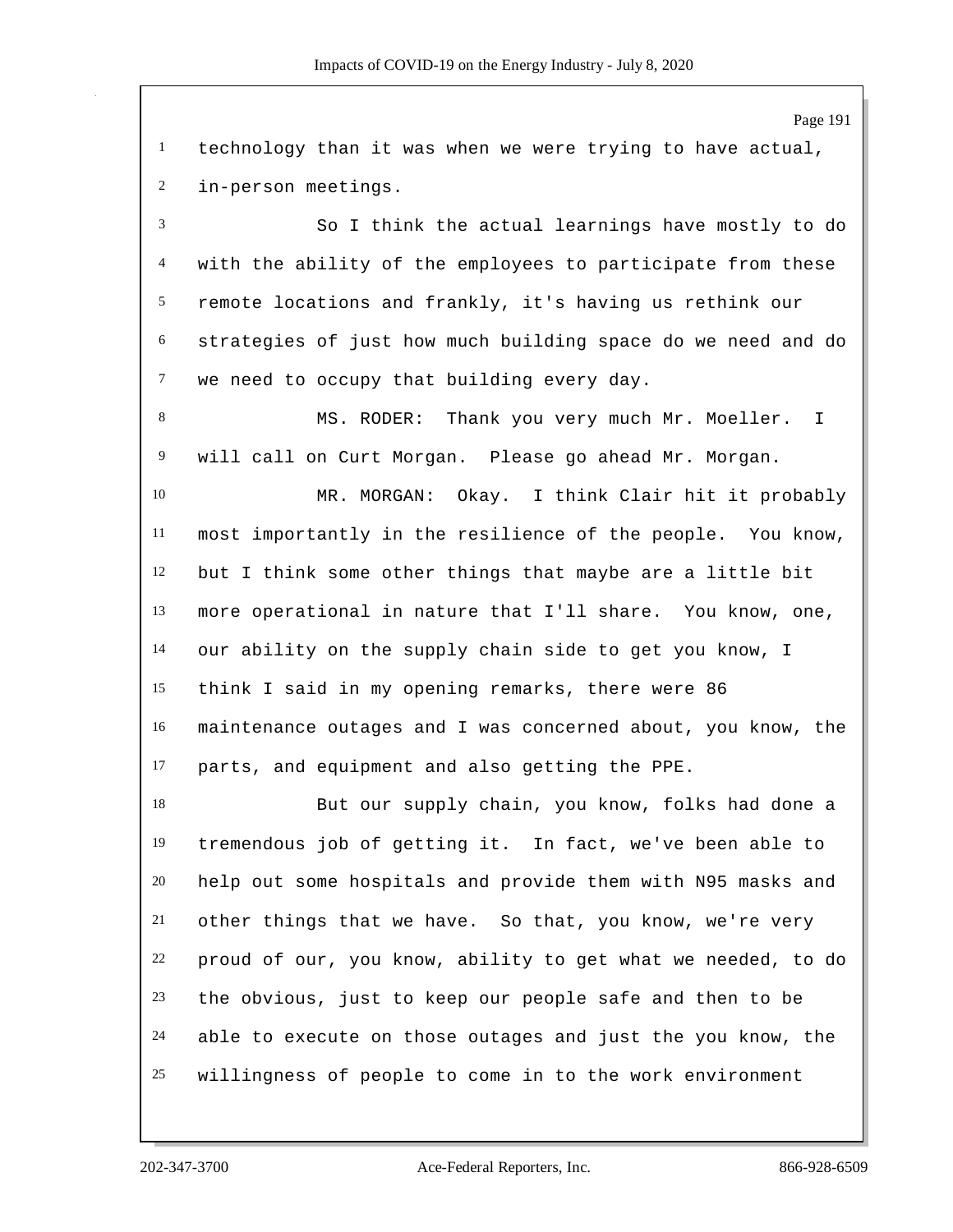technology than it was when we were trying to have actual, in-person meetings.

So I think the actual learnings have mostly to do with the ability of the employees to participate from these remote locations and frankly, it's having us rethink our strategies of just how much building space do we need and do we need to occupy that building every day.

MS. RODER: Thank you very much Mr. Moeller. I will call on Curt Morgan. Please go ahead Mr. Morgan.

MR. MORGAN: Okay. I think Clair hit it probably most importantly in the resilience of the people. You know, but I think some other things that maybe are a little bit more operational in nature that I'll share. You know, one, our ability on the supply chain side to get you know, I think I said in my opening remarks, there were 86 maintenance outages and I was concerned about, you know, the parts, and equipment and also getting the PPE.

But our supply chain, you know, folks had done a tremendous job of getting it. In fact, we've been able to help out some hospitals and provide them with N95 masks and other things that we have. So that, you know, we're very proud of our, you know, ability to get what we needed, to do the obvious, just to keep our people safe and then to be able to execute on those outages and just the you know, the willingness of people to come in to the work environment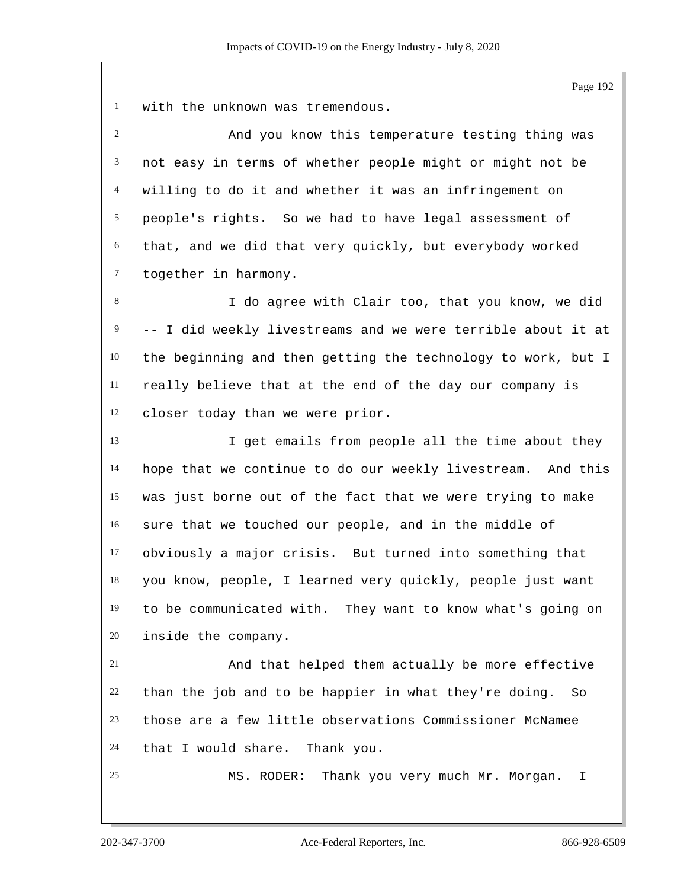with the unknown was tremendous.

And you know this temperature testing thing was not easy in terms of whether people might or might not be willing to do it and whether it was an infringement on people's rights. So we had to have legal assessment of that, and we did that very quickly, but everybody worked together in harmony.

I do agree with Clair too, that you know, we did -- I did weekly livestreams and we were terrible about it at the beginning and then getting the technology to work, but I really believe that at the end of the day our company is closer today than we were prior.

I get emails from people all the time about they hope that we continue to do our weekly livestream. And this was just borne out of the fact that we were trying to make sure that we touched our people, and in the middle of obviously a major crisis. But turned into something that you know, people, I learned very quickly, people just want to be communicated with. They want to know what's going on inside the company.

And that helped them actually be more effective than the job and to be happier in what they're doing. So those are a few little observations Commissioner McNamee that I would share. Thank you.

MS. RODER: Thank you very much Mr. Morgan. I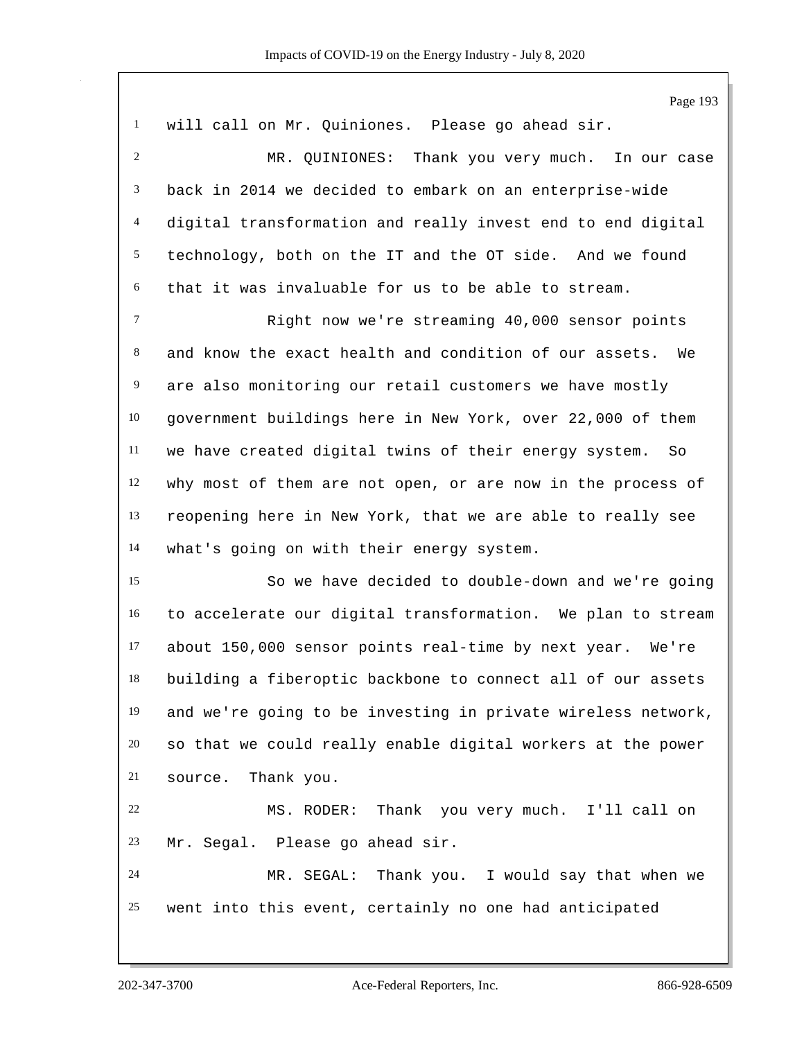will call on Mr. Quiniones. Please go ahead sir.

MR. QUINIONES: Thank you very much. In our case back in 2014 we decided to embark on an enterprise-wide digital transformation and really invest end to end digital technology, both on the IT and the OT side. And we found that it was invaluable for us to be able to stream.

Right now we're streaming 40,000 sensor points and know the exact health and condition of our assets. We are also monitoring our retail customers we have mostly government buildings here in New York, over 22,000 of them we have created digital twins of their energy system. So why most of them are not open, or are now in the process of reopening here in New York, that we are able to really see what's going on with their energy system.

So we have decided to double-down and we're going to accelerate our digital transformation. We plan to stream about 150,000 sensor points real-time by next year. We're building a fiberoptic backbone to connect all of our assets and we're going to be investing in private wireless network, so that we could really enable digital workers at the power source. Thank you.

MS. RODER: Thank you very much. I'll call on Mr. Segal. Please go ahead sir.

MR. SEGAL: Thank you. I would say that when we went into this event, certainly no one had anticipated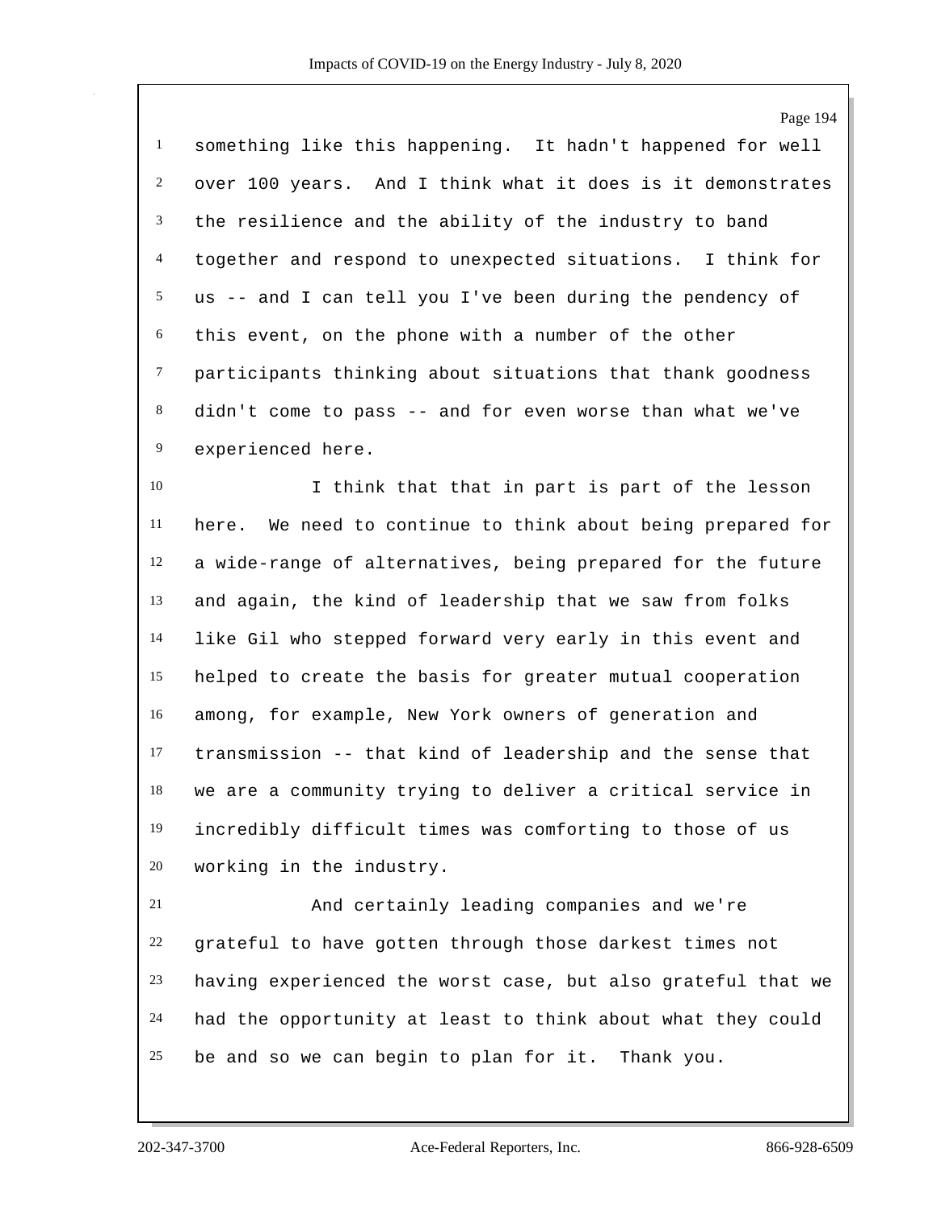something like this happening. It hadn't happened for well over 100 years. And I think what it does is it demonstrates the resilience and the ability of the industry to band together and respond to unexpected situations. I think for us -- and I can tell you I've been during the pendency of this event, on the phone with a number of the other participants thinking about situations that thank goodness didn't come to pass -- and for even worse than what we've experienced here.

I think that that in part is part of the lesson here. We need to continue to think about being prepared for a wide-range of alternatives, being prepared for the future and again, the kind of leadership that we saw from folks like Gil who stepped forward very early in this event and helped to create the basis for greater mutual cooperation among, for example, New York owners of generation and transmission -- that kind of leadership and the sense that we are a community trying to deliver a critical service in incredibly difficult times was comforting to those of us working in the industry.

And certainly leading companies and we're grateful to have gotten through those darkest times not having experienced the worst case, but also grateful that we had the opportunity at least to think about what they could be and so we can begin to plan for it. Thank you.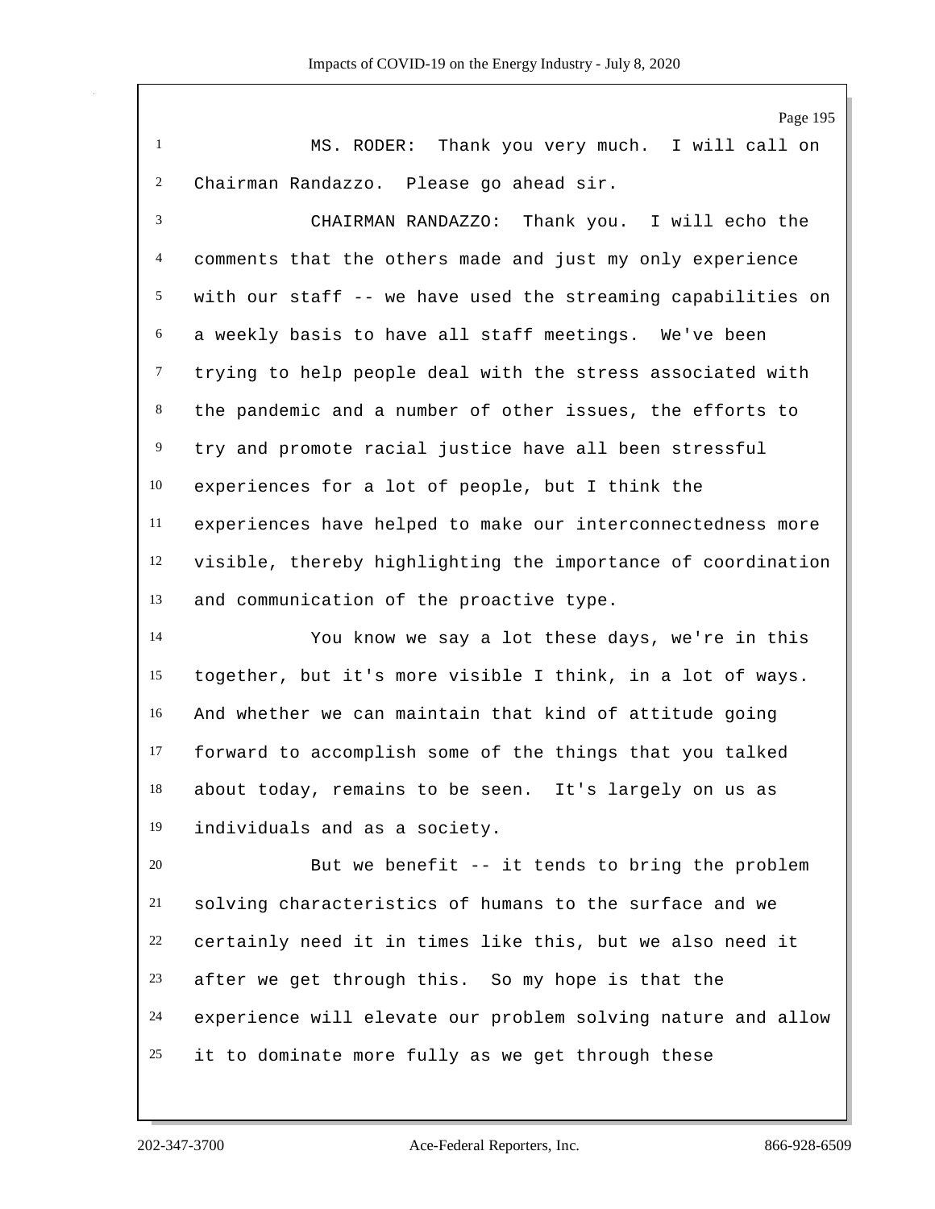MS. RODER: Thank you very much. I will call on Chairman Randazzo. Please go ahead sir.

CHAIRMAN RANDAZZO: Thank you. I will echo the comments that the others made and just my only experience with our staff -- we have used the streaming capabilities on a weekly basis to have all staff meetings. We've been trying to help people deal with the stress associated with the pandemic and a number of other issues, the efforts to try and promote racial justice have all been stressful experiences for a lot of people, but I think the experiences have helped to make our interconnectedness more visible, thereby highlighting the importance of coordination and communication of the proactive type.

You know we say a lot these days, we're in this together, but it's more visible I think, in a lot of ways. And whether we can maintain that kind of attitude going forward to accomplish some of the things that you talked about today, remains to be seen. It's largely on us as individuals and as a society.

But we benefit -- it tends to bring the problem solving characteristics of humans to the surface and we certainly need it in times like this, but we also need it after we get through this. So my hope is that the experience will elevate our problem solving nature and allow it to dominate more fully as we get through these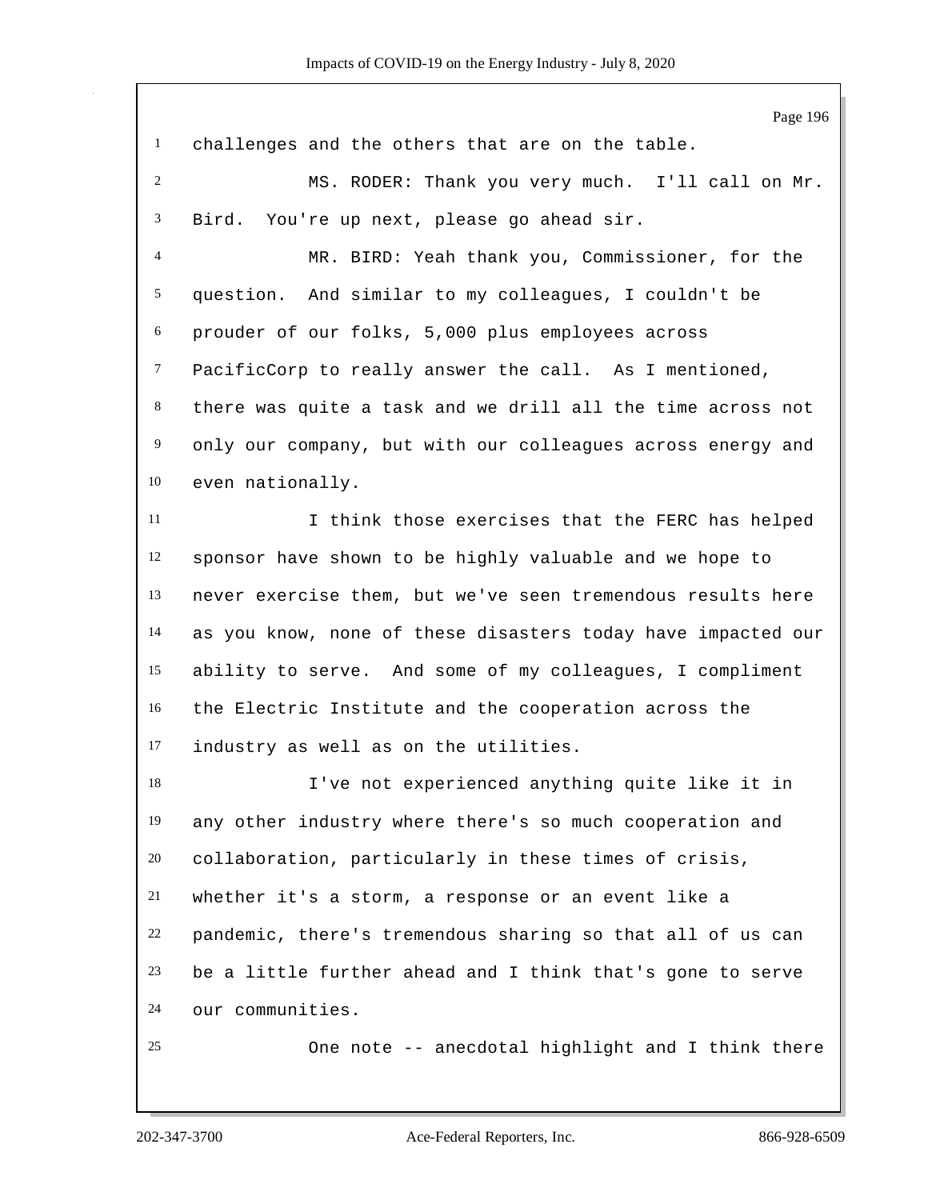challenges and the others that are on the table.

MS. RODER: Thank you very much. I'll call on Mr. Bird. You're up next, please go ahead sir.

MR. BIRD: Yeah thank you, Commissioner, for the question. And similar to my colleagues, I couldn't be prouder of our folks, 5,000 plus employees across PacificCorp to really answer the call. As I mentioned, there was quite a task and we drill all the time across not only our company, but with our colleagues across energy and even nationally.

I think those exercises that the FERC has helped sponsor have shown to be highly valuable and we hope to never exercise them, but we've seen tremendous results here as you know, none of these disasters today have impacted our ability to serve. And some of my colleagues, I compliment the Electric Institute and the cooperation across the industry as well as on the utilities.

I've not experienced anything quite like it in any other industry where there's so much cooperation and collaboration, particularly in these times of crisis, whether it's a storm, a response or an event like a pandemic, there's tremendous sharing so that all of us can be a little further ahead and I think that's gone to serve our communities.

One note -- anecdotal highlight and I think there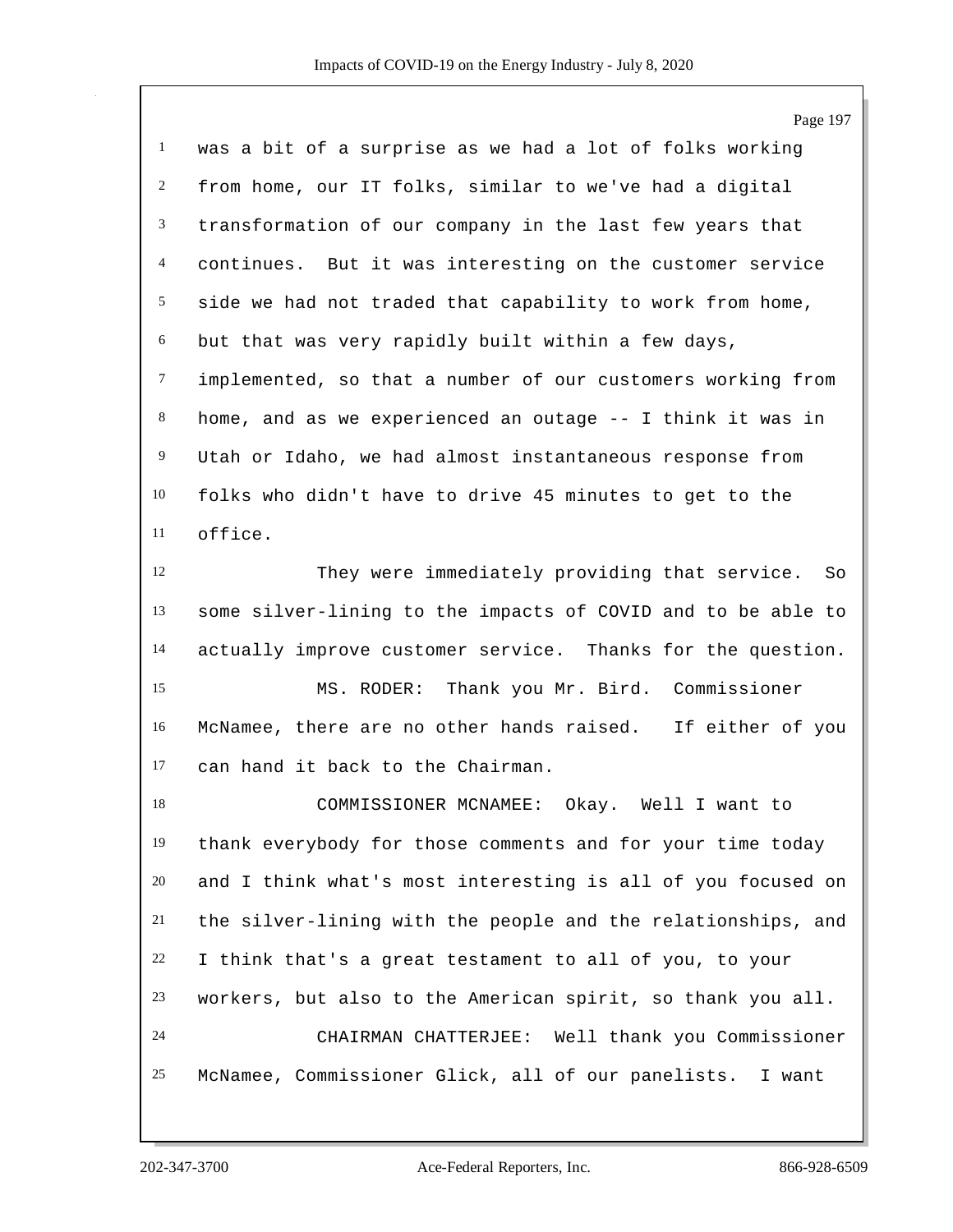was a bit of a surprise as we had a lot of folks working from home, our IT folks, similar to we've had a digital transformation of our company in the last few years that continues. But it was interesting on the customer service side we had not traded that capability to work from home, but that was very rapidly built within a few days, implemented, so that a number of our customers working from home, and as we experienced an outage -- I think it was in Utah or Idaho, we had almost instantaneous response from folks who didn't have to drive 45 minutes to get to the office.

They were immediately providing that service. So some silver-lining to the impacts of COVID and to be able to actually improve customer service. Thanks for the question.

MS. RODER: Thank you Mr. Bird. Commissioner McNamee, there are no other hands raised. If either of you can hand it back to the Chairman.

COMMISSIONER MCNAMEE: Okay. Well I want to thank everybody for those comments and for your time today and I think what's most interesting is all of you focused on the silver-lining with the people and the relationships, and I think that's a great testament to all of you, to your workers, but also to the American spirit, so thank you all.

CHAIRMAN CHATTERJEE: Well thank you Commissioner McNamee, Commissioner Glick, all of our panelists. I want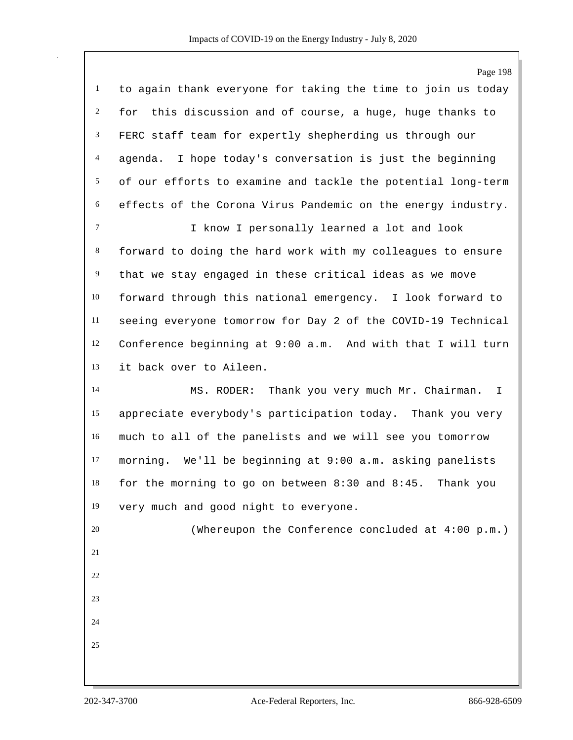to again thank everyone for taking the time to join us today for this discussion and of course, a huge, huge thanks to FERC staff team for expertly shepherding us through our agenda. I hope today's conversation is just the beginning of our efforts to examine and tackle the potential long-term effects of the Corona Virus Pandemic on the energy industry.

I know I personally learned a lot and look forward to doing the hard work with my colleagues to ensure that we stay engaged in these critical ideas as we move forward through this national emergency. I look forward to seeing everyone tomorrow for Day 2 of the COVID-19 Technical Conference beginning at 9:00 a.m. And with that I will turn it back over to Aileen.

MS. RODER: Thank you very much Mr. Chairman. I appreciate everybody's participation today. Thank you very much to all of the panelists and we will see you tomorrow morning. We'll be beginning at 9:00 a.m. asking panelists for the morning to go on between 8:30 and 8:45. Thank you very much and good night to everyone.

(Whereupon the Conference concluded at 4:00 p.m.)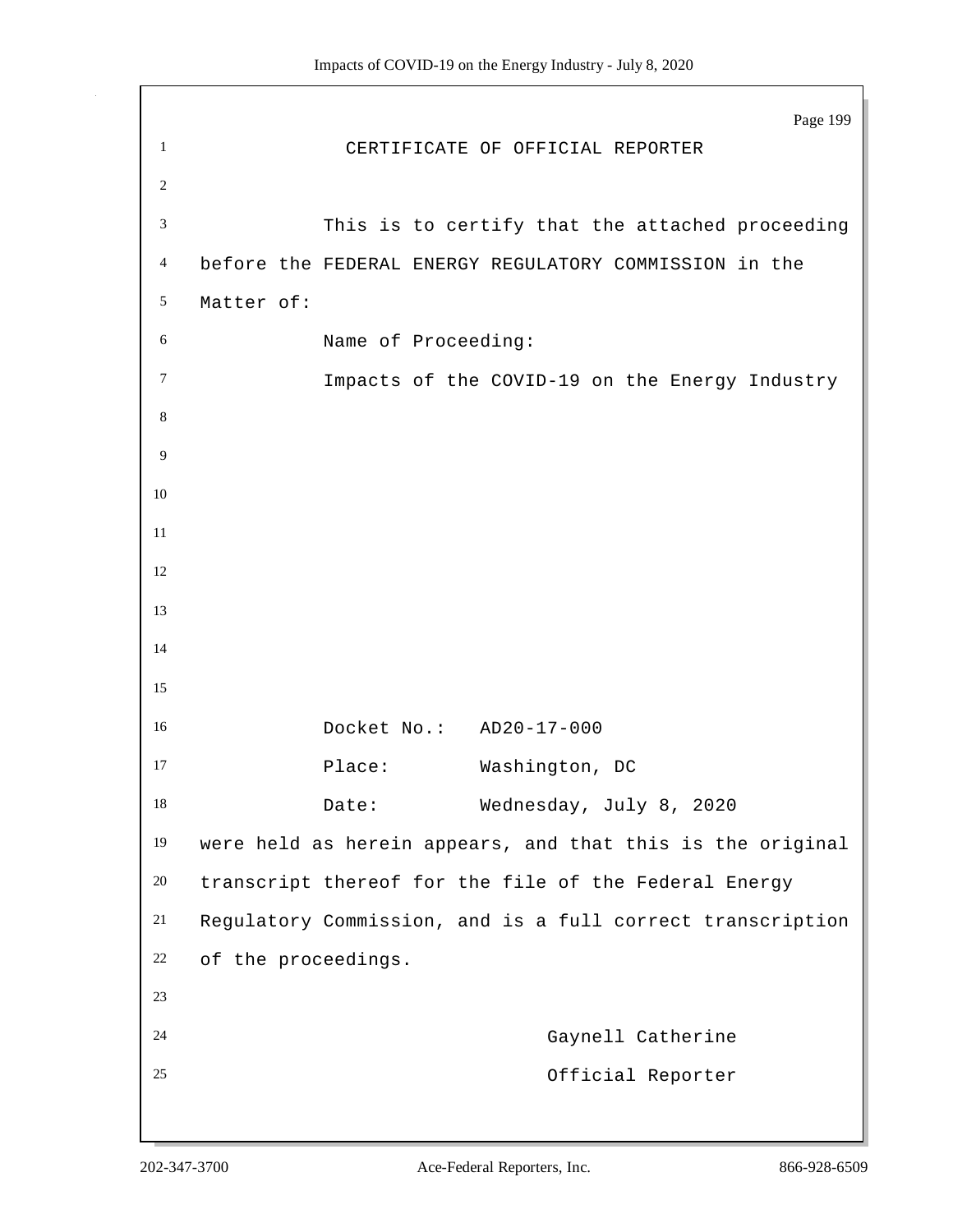# CERTIFICATE OF OFFICIAL REPORTER

This is to certify that the attached proceeding before the FEDERAL ENERGY REGULATORY COMMISSION in the Matter of:

Name of Proceeding:

Impacts of the COVID-19 on the Energy Industry

Docket No.: AD20-17-000

Place: Washington, DC

Date: Wednesday, July 8, 2020

were held as herein appears, and that this is the original transcript thereof for the file of the Federal Energy Regulatory Commission, and is a full correct transcription of the proceedings.

Gaynell Catherine

Official Reporter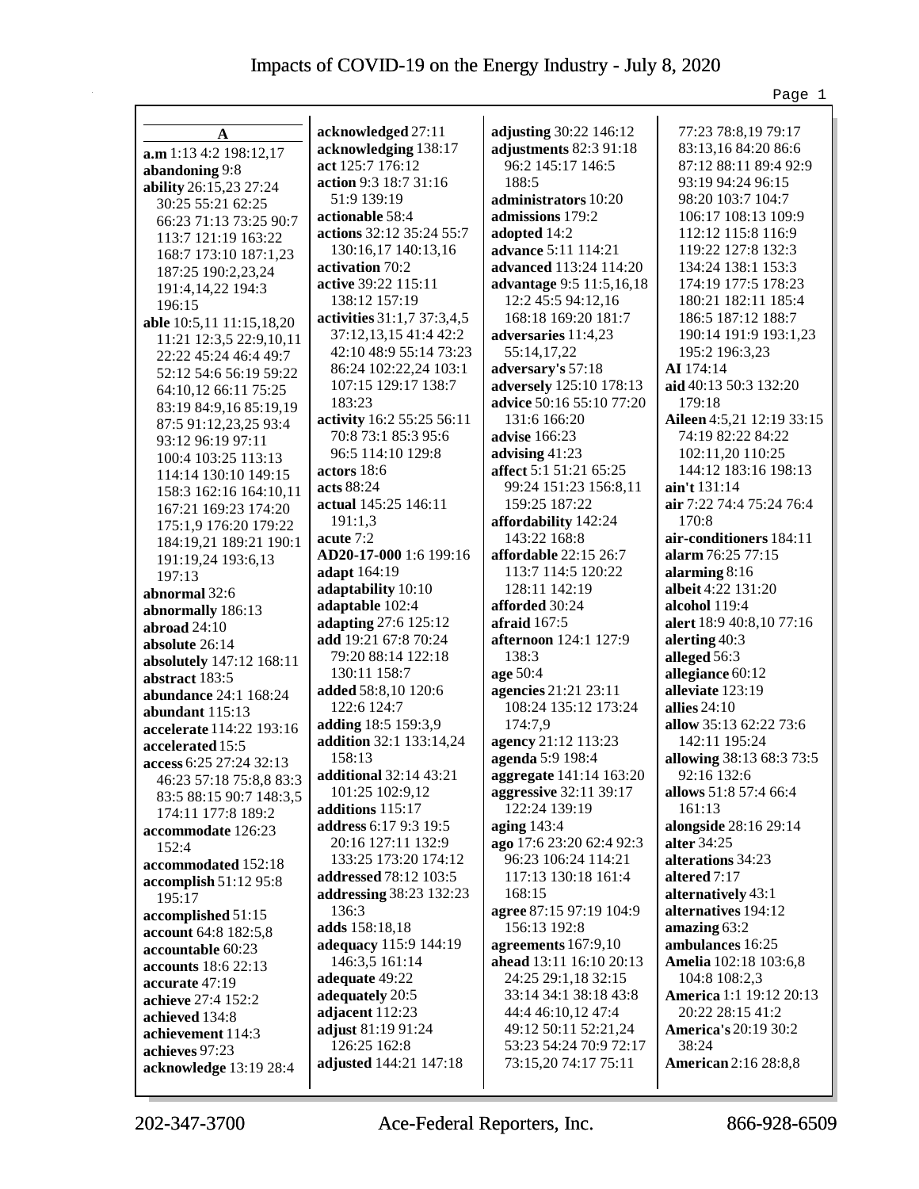**A**

**a.m** 1:13 4:2 198:12,17
**abandoning** 9:8
**ability** 26:15,23 27:24 30:25 55:21 62:25 66:23 71:13 73:25 90:7 113:7 121:19 163:22 168:7 173:10 187:1,23 187:25 190:2,23,24 191:4,14,22 194:3 196:15
**able** 10:5,11 11:15,18,20 11:21 12:3,5 22:9,10,11 22:22 45:24 46:4 49:7 52:12 54:6 56:19 59:22 64:10,12 66:11 75:25 83:19 84:9,16 85:19,19 87:5 91:12,23,25 93:4 93:12 96:19 97:11 100:4 103:25 113:13 114:14 130:10 149:15 158:3 162:16 164:10,11 167:21 169:23 174:20 175:1,9 176:20 179:22 184:19,21 189:21 190:1 191:19,24 193:6,13 197:13
**abnormal** 32:6
**abnormally** 186:13
**abroad** 24:10
**absolute** 26:14
**absolutely** 147:12 168:11
**abstract** 183:5
**abundance** 24:1 168:24
**abundant** 115:13
**accelerate** 114:22 193:16
**accelerated** 15:5
**access** 6:25 27:24 32:13 46:23 57:18 75:8,8 83:3 83:5 88:15 90:7 148:3,5 174:11 177:8 189:2
**accommodate** 126:23 152:4
**accommodated** 152:18
**accomplish** 51:12 95:8 195:17
**accomplished** 51:15
**account** 64:8 182:5,8
**accountable** 60:23
**accounts** 18:6 22:13
**accurate** 47:19
**achieve** 27:4 152:2
**achieved** 134:8
**achievement** 114:3
**achieves** 97:23
**acknowledge** 13:19 28:4
**acknowledged** 27:11
**acknowledging** 138:17
**act** 125:7 176:12
**action** 9:3 18:7 31:16 51:9 139:19
**actionable** 58:4
**actions** 32:12 35:24 55:7 130:16,17 140:13,16
**activation** 70:2
**active** 39:22 115:11 138:12 157:19
**activities** 31:1,7 37:3,4,5 37:12,13,15 41:4 42:2 42:10 48:9 55:14 73:23 86:24 102:22,24 103:1 107:15 129:17 138:7 183:23
**activity** 16:2 55:25 56:11 70:8 73:1 85:3 95:6 96:5 114:10 129:8
**actors** 18:6
**acts** 88:24
**actual** 145:25 146:11 191:1,3
**acute** 7:2
**AD20-17-000** 1:6 199:16
**adapt** 164:19
**adaptability** 10:10
**adaptable** 102:4
**adapting** 27:6 125:12
**add** 19:21 67:8 70:24 79:20 88:14 122:18 130:11 158:7
**added** 58:8,10 120:6 122:6 124:7
**adding** 18:5 159:3,9
**addition** 32:1 133:14,24 158:13
**additional** 32:14 43:21 101:25 102:9,12
**additions** 115:17
**address** 6:17 9:3 19:5 20:16 127:11 132:9 133:25 173:20 174:12
**addressed** 78:12 103:5
**addressing** 38:23 132:23 136:3
**adds** 158:18,18
**adequacy** 115:9 144:19 146:3,5 161:14
**adequate** 49:22
**adequately** 20:5
**adjacent** 112:23
**adjust** 81:19 91:24 126:25 162:8
**adjusted** 144:21 147:18
**adjusting** 30:22 146:12
**adjustments** 82:3 91:18 96:2 145:17 146:5 188:5
**administrators** 10:20
**admissions** 179:2
**adopted** 14:2
**advance** 5:11 114:21
**advanced** 113:24 114:20
**advantage** 9:5 11:5,16,18 12:2 45:5 94:12,16 168:18 169:20 181:7
**adversaries** 11:4,23 55:14,17,22
**adversary's** 57:18
**adversely** 125:10 178:13
**advice** 50:16 55:10 77:20 131:6 166:20
**advise** 166:23
**advising** 41:23
**affect** 5:1 51:21 65:25 99:24 151:23 156:8,11 159:25 187:22
**affordability** 142:24 143:22 168:8
**affordable** 22:15 26:7 113:7 114:5 120:22 128:11 142:19
**afforded** 30:24
**afraid** 167:5
**afternoon** 124:1 127:9 138:3
**age** 50:4
**agencies** 21:21 23:11 108:24 135:12 173:24 174:7,9
**agency** 21:12 113:23
**agenda** 5:9 198:4
**aggregate** 141:14 163:20
**aggressive** 32:11 39:17 122:24 139:19
**aging** 143:4
**ago** 17:6 23:20 62:4 92:3 96:23 106:24 114:21 117:13 130:18 161:4 168:15
**agree** 87:15 97:19 104:9 156:13 192:8
**agreements** 167:9,10
**ahead** 13:11 16:10 20:13 24:25 29:1,18 32:15 33:14 34:1 38:18 43:8 44:4 46:10,12 47:4 49:12 50:11 52:21,24 53:23 54:24 70:9 72:17 73:15,20 74:17 75:11 77:23 78:8,19 79:17 83:13,16 84:20 86:6 87:12 88:11 89:4 92:9 93:19 94:24 96:15 98:20 103:7 104:7 106:17 108:13 109:9 112:12 115:8 116:9 119:22 127:8 132:3 134:24 138:1 153:3 174:19 177:5 178:23 180:21 182:11 185:4 186:5 187:12 188:7 190:14 191:9 193:1,23 195:2 196:3,23
**AI** 174:14
**aid** 40:13 50:3 132:20 179:18
**Aileen** 4:5,21 12:19 33:15 74:19 82:22 84:22 102:11,20 110:25 144:12 183:16 198:13
**ain't** 131:14
**air** 7:22 74:4 75:24 76:4 170:8
**air-conditioners** 184:11
**alarm** 76:25 77:15
**alarming** 8:16
**albeit** 4:22 131:20
**alcohol** 119:4
**alert** 18:9 40:8,10 77:16
**alerting** 40:3
**alleged** 56:3
**allegiance** 60:12
**alleviate** 123:19
**allies** 24:10
**allow** 35:13 62:22 73:6 142:11 195:24
**allowing** 38:13 68:3 73:5 92:16 132:6
**allows** 51:8 57:4 66:4 161:13
**alongside** 28:16 29:14
**alter** 34:25
**alterations** 34:23
**altered** 7:17
**alternatively** 43:1
**alternatives** 194:12
**amazing** 63:2
**ambulances** 16:25
**Amelia** 102:18 103:6,8 104:8 108:2,3
**America** 1:1 19:12 20:13 20:22 28:15 41:2
**America's** 20:19 30:2 38:24
**American** 2:16 28:8,8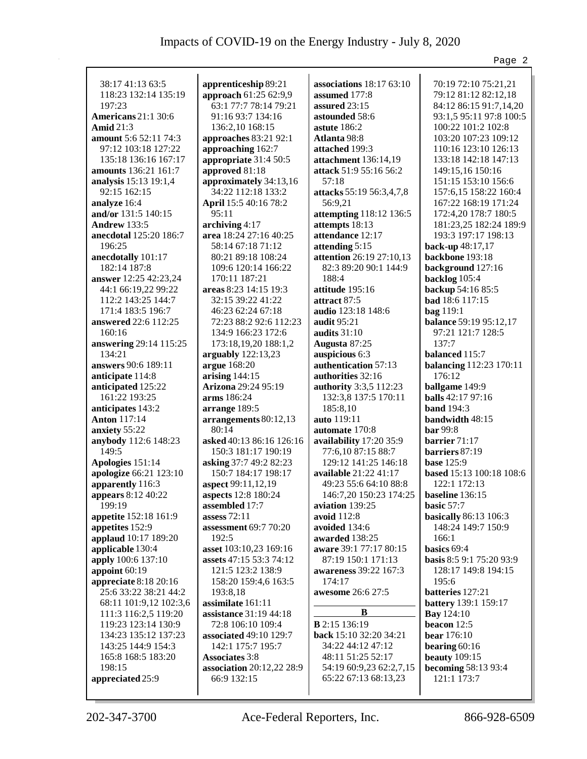38:17 41:13 63:5
118:23 132:14 135:19
197:23

**Americans** 21:1 30:6
**Amid** 21:3
**amount** 5:6 52:11 74:3
97:12 103:18 127:22
135:18 136:16 167:17
**amounts** 136:21 161:7
**analysis** 15:13 19:1,4
92:15 162:15
**analyze** 16:4
**and/or** 131:5 140:15
**Andrew** 133:5
**anecdotal** 125:20 186:7
196:25
**anecdotally** 101:17
182:14 187:8
**answer** 12:25 42:23,24
44:1 66:19,22 99:22
112:2 143:25 144:7
171:4 183:5 196:7
**answered** 22:6 112:25
160:16
**answering** 29:14 115:25
134:21
**answers** 90:6 189:11
**anticipate** 114:8
**anticipated** 125:22
161:22 193:25
**anticipates** 143:2
**Anton** 117:14
**anxiety** 55:22
**anybody** 112:6 148:23
149:5
**Apologies** 151:14
**apologize** 66:21 123:10
**apparently** 116:3
**appears** 8:12 40:22
199:19
**appetite** 152:18 161:9
**appetites** 152:9
**applaud** 10:17 189:20
**applicable** 130:4
**apply** 100:6 137:10
**appoint** 60:19
**appreciate** 8:18 20:16
25:6 33:22 38:21 44:2
68:11 101:9,12 102:3,6
111:3 116:2,5 119:20
119:23 123:14 130:9
134:23 135:12 137:23
143:25 144:9 154:3
165:8 168:5 183:20
198:15
**appreciated** 25:9

**apprenticeship** 89:21
**approach** 61:25 62:9,9
63:1 77:7 78:14 79:21
91:16 93:7 134:16
136:2,10 168:15
**approaches** 83:21 92:1
**approaching** 162:7
**appropriate** 31:4 50:5
**approved** 81:18
**approximately** 34:13,16
34:22 112:18 133:2
**April** 15:5 40:16 78:2
95:11
**archiving** 4:17
**area** 18:24 27:16 40:25
58:14 67:18 71:12
80:21 89:18 108:24
109:6 120:14 166:22
170:11 187:21
**areas** 8:23 14:15 19:3
32:15 39:22 41:22
46:23 62:24 67:18
72:23 88:2 92:6 112:23
134:9 166:23 172:6
173:18,19,20 188:1,2
**arguably** 122:13,23
**argue** 168:20
**arising** 144:15
**Arizona** 29:24 95:19
**arms** 186:24
**arrange** 189:5
**arrangements** 80:12,13
80:14
**asked** 40:13 86:16 126:16
150:3 181:17 190:19
**asking** 37:7 49:2 82:23
150:7 184:17 198:17
**aspect** 99:11,12,19
**aspects** 12:8 180:24
**assembled** 17:7
**assess** 72:11
**assessment** 69:7 70:20
192:5
**asset** 103:10,23 169:16
**assets** 47:15 53:3 74:12
121:5 123:2 138:9
158:20 159:4,6 163:5
193:8,18
**assimilate** 161:11
**assistance** 31:19 44:18
72:8 106:10 109:4
**associated** 49:10 129:7
142:1 175:7 195:7
**Associates** 3:8
**association** 20:12,22 28:9
66:9 132:15

**associations** 18:17 63:10
**assumed** 177:8
**assured** 23:15
**astounded** 58:6
**astute** 186:2
**Atlanta** 98:8
**attached** 199:3
**attachment** 136:14,19
**attack** 51:9 55:16 56:2
57:18
**attacks** 55:19 56:3,4,7,8
56:9,21
**attempting** 118:12 136:5
**attempts** 18:13
**attendance** 12:17
**attending** 5:15
**attention** 26:19 27:10,13
82:3 89:20 90:1 144:9
188:4
**attitude** 195:16
**attract** 87:5
**audio** 123:18 148:6
**audit** 95:21
**audits** 31:10
**Augusta** 87:25
**auspicious** 6:3
**authentication** 57:13
**authorities** 32:16
**authority** 3:3,5 112:23
132:3,8 137:5 170:11
185:8,10
**auto** 119:11
**automate** 170:8
**availability** 17:20 35:9
77:6,10 87:15 88:7
129:12 141:25 146:18
**available** 21:22 41:17
49:23 55:6 64:10 88:8
146:7,20 150:23 174:25
**aviation** 139:25
**avoid** 112:8
**avoided** 134:6
**awarded** 138:25
**aware** 39:1 77:17 80:15
87:19 150:1 171:13
**awareness** 39:22 167:3
174:17
**awesome** 26:6 27:5

## B

**B** 2:15 136:19
**back** 15:10 32:20 34:21
34:22 44:12 47:12
48:11 51:25 52:17
54:19 60:9,23 62:2,7,15
65:22 67:13 68:13,23

70:19 72:10 75:21,21
79:12 81:12 82:12,18
84:12 86:15 91:7,14,20
93:1,5 95:11 97:8 100:5
100:22 101:2 102:8
103:20 107:23 109:12
110:16 123:10 126:13
133:18 142:18 147:13
149:15,16 150:16
151:15 153:10 156:6
157:6,15 158:22 160:4
167:22 168:19 171:24
172:4,20 178:7 180:5
181:23,25 182:24 189:9
193:3 197:17 198:13
**back-up** 48:17,17
**backbone** 193:18
**background** 127:16
**backlog** 105:4
**backup** 54:16 85:5
**bad** 18:6 117:15
**bag** 119:1
**balance** 59:19 95:12,17
97:21 121:7 128:5
137:7
**balanced** 115:7
**balancing** 112:23 170:11
176:12
**ballgame** 149:9
**balls** 42:17 97:16
**band** 194:3
**bandwidth** 48:15
**bar** 99:8
**barrier** 71:17
**barriers** 87:19
**base** 125:9
**based** 15:13 100:18 108:6
122:1 172:13
**baseline** 136:15
**basic** 57:7
**basically** 86:13 106:3
148:24 149:7 150:9
166:1
**basics** 69:4
**basis** 8:5 9:1 75:20 93:9
128:17 149:8 194:15
195:6
**batteries** 127:21
**battery** 139:1 159:17
**Bay** 124:10
**beacon** 12:5
**bear** 176:10
**bearing** 60:16
**beauty** 109:15
**becoming** 58:13 93:4
121:1 173:7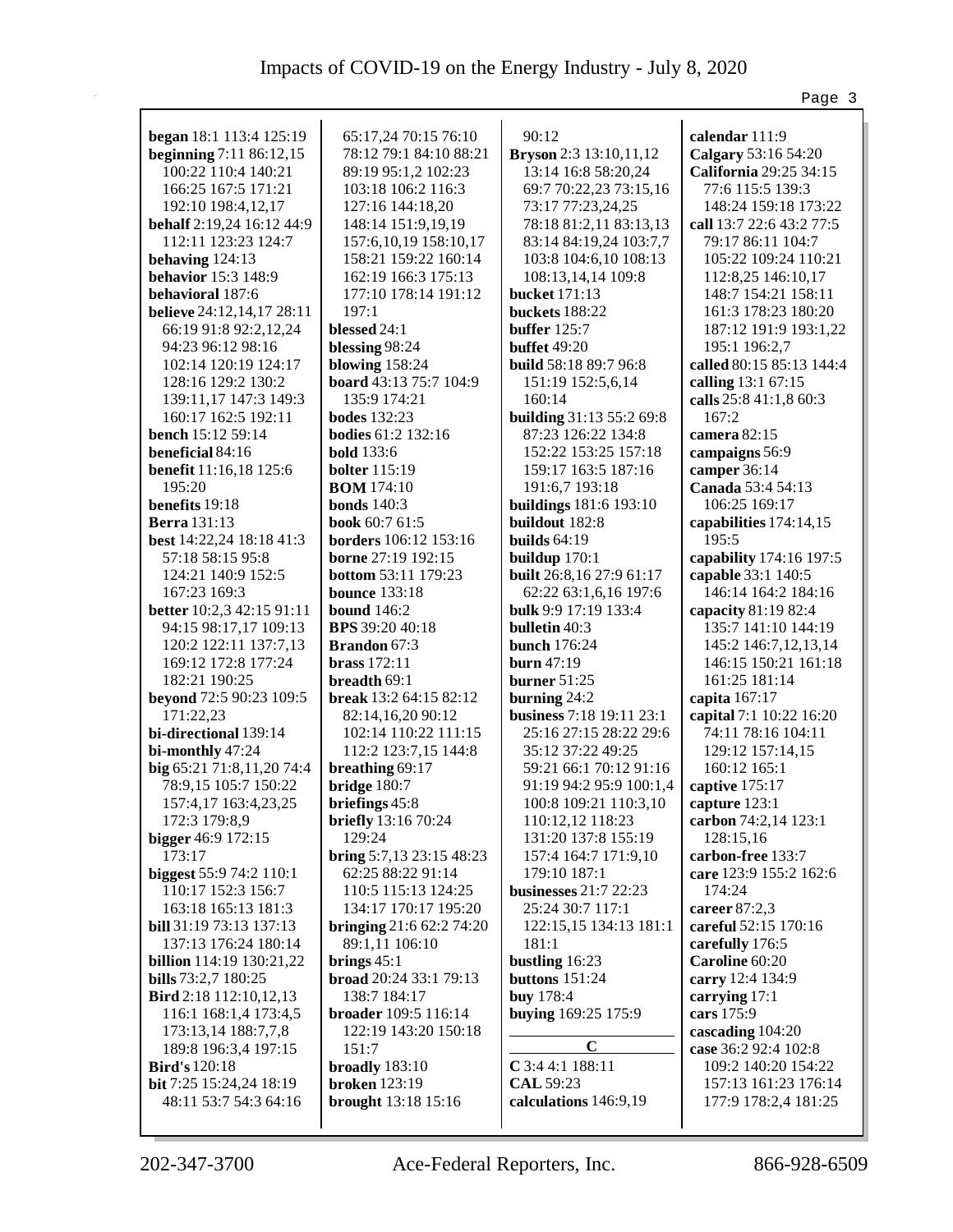**began** 18:1 113:4 125:19
**beginning** 7:11 86:12,15 100:22 110:4 140:21 166:25 167:5 171:21 192:10 198:4,12,17
**behalf** 2:19,24 16:12 44:9 112:11 123:23 124:7
**behaving** 124:13
**behavior** 15:3 148:9
**behavioral** 187:6
**believe** 24:12,14,17 28:11 66:19 91:8 92:2,12,24 94:23 96:12 98:16 102:14 120:19 124:17 128:16 129:2 130:2 139:11,17 147:3 149:3 160:17 162:5 192:11
**bench** 15:12 59:14
**beneficial** 84:16
**benefit** 11:16,18 125:6 195:20
**benefits** 19:18
**Berra** 131:13
**best** 14:22,24 18:18 41:3 57:18 58:15 95:8 124:21 140:9 152:5 167:23 169:3
**better** 10:2,3 42:15 91:11 94:15 98:17,17 109:13 120:2 122:11 137:7,13 169:12 172:8 177:24 182:21 190:25
**beyond** 72:5 90:23 109:5 171:22,23
**bi-directional** 139:14
**bi-monthly** 47:24
**big** 65:21 71:8,11,20 74:4 78:9,15 105:7 150:22 157:4,17 163:4,23,25 172:3 179:8,9
**bigger** 46:9 172:15 173:17
**biggest** 55:9 74:2 110:1 110:17 152:3 156:7 163:18 165:13 181:3
**bill** 31:19 73:13 137:13 137:13 176:24 180:14
**billion** 114:19 130:21,22
**bills** 73:2,7 180:25
**Bird** 2:18 112:10,12,13 116:1 168:1,4 173:4,5 173:13,14 188:7,7,8 189:8 196:3,4 197:15
**Bird's** 120:18
**bit** 7:25 15:24,24 18:19 48:11 53:7 54:3 64:16 65:17,24 70:15 76:10 78:12 79:1 84:10 88:21 89:19 95:1,2 102:23 103:18 106:2 116:3 127:16 144:18,20 148:14 151:9,19,19 157:6,10,19 158:10,17 158:21 159:22 160:14 162:19 166:3 175:13 177:10 178:14 191:12 197:1
**blessed** 24:1
**blessing** 98:24
**blowing** 158:24
**board** 43:13 75:7 104:9 135:9 174:21
**bodes** 132:23
**bodies** 61:2 132:16
**bold** 133:6
**bolter** 115:19
**BOM** 174:10
**bonds** 140:3
**book** 60:7 61:5
**borders** 106:12 153:16
**borne** 27:19 192:15
**bottom** 53:11 179:23
**bounce** 133:18
**bound** 146:2
**BPS** 39:20 40:18
**Brandon** 67:3
**brass** 172:11
**breadth** 69:1
**break** 13:2 64:15 82:12 82:14,16,20 90:12 102:14 110:22 111:15 112:2 123:7,15 144:8
**breathing** 69:17
**bridge** 180:7
**briefings** 45:8
**briefly** 13:16 70:24 129:24
**bring** 5:7,13 23:15 48:23 62:25 88:22 91:14 110:5 115:13 124:25 134:17 170:17 195:20
**bringing** 21:6 62:2 74:20 89:1,11 106:10
**brings** 45:1
**broad** 20:24 33:1 79:13 138:7 184:17
**broader** 109:5 116:14 122:19 143:20 150:18 151:7
**broadly** 183:10
**broken** 123:19
**brought** 13:18 15:16 90:12
**Bryson** 2:3 13:10,11,12 13:14 16:8 58:20,24 69:7 70:22,23 73:15,16 73:17 77:23,24,25 78:18 81:2,11 83:13,13 83:14 84:19,24 103:7,7 103:8 104:6,10 108:13 108:13,14,14 109:8
**bucket** 171:13
**buckets** 188:22
**buffer** 125:7
**buffet** 49:20
**build** 58:18 89:7 96:8 151:19 152:5,6,14 160:14
**building** 31:13 55:2 69:8 87:23 126:22 134:8 152:22 153:25 157:18 159:17 163:5 187:16 191:6,7 193:18
**buildings** 181:6 193:10
**buildout** 182:8
**builds** 64:19
**buildup** 170:1
**built** 26:8,16 27:9 61:17 62:22 63:1,6,16 197:6
**bulk** 9:9 17:19 133:4
**bulletin** 40:3
**bunch** 176:24
**burn** 47:19
**burner** 51:25
**burning** 24:2
**business** 7:18 19:11 23:1 25:16 27:15 28:22 29:6 35:12 37:22 49:25 59:21 66:1 70:12 91:16 91:19 94:2 95:9 100:1,4 100:8 109:21 110:3,10 110:12,12 118:23 131:20 137:8 155:19 157:4 164:7 171:9,10 179:10 187:1
**businesses** 21:7 22:23 25:24 30:7 117:1 122:15,15 134:13 181:1 181:1
**bustling** 16:23
**buttons** 151:24
**buy** 178:4
**buying** 169:25 175:9

**C**

**C** 3:4 4:1 188:11
**CAL** 59:23
**calculations** 146:9,19
**calendar** 111:9
**Calgary** 53:16 54:20
**California** 29:25 34:15 77:6 115:5 139:3 148:24 159:18 173:22
**call** 13:7 22:6 43:2 77:5 79:17 86:11 104:7 105:22 109:24 110:21 112:8,25 146:10,17 148:7 154:21 158:11 161:3 178:23 180:20 187:12 191:9 193:1,22 195:1 196:2,7
**called** 80:15 85:13 144:4
**calling** 13:1 67:15
**calls** 25:8 41:1,8 60:3 167:2
**camera** 82:15
**campaigns** 56:9
**camper** 36:14
**Canada** 53:4 54:13 106:25 169:17
**capabilities** 174:14,15 195:5
**capability** 174:16 197:5
**capable** 33:1 140:5 146:14 164:2 184:16
**capacity** 81:19 82:4 135:7 141:10 144:19 145:2 146:7,12,13,14 146:15 150:21 161:18 161:25 181:14
**capita** 167:17
**capital** 7:1 10:22 16:20 74:11 78:16 104:11 129:12 157:14,15 160:12 165:1
**captive** 175:17
**capture** 123:1
**carbon** 74:2,14 123:1 128:15,16
**carbon-free** 133:7
**care** 123:9 155:2 162:6 174:24
**career** 87:2,3
**careful** 52:15 170:16
**carefully** 176:5
**Caroline** 60:20
**carry** 12:4 134:9
**carrying** 17:1
**cars** 175:9
**cascading** 104:20
**case** 36:2 92:4 102:8 109:2 140:20 154:22 157:13 161:23 176:14 177:9 178:2,4 181:25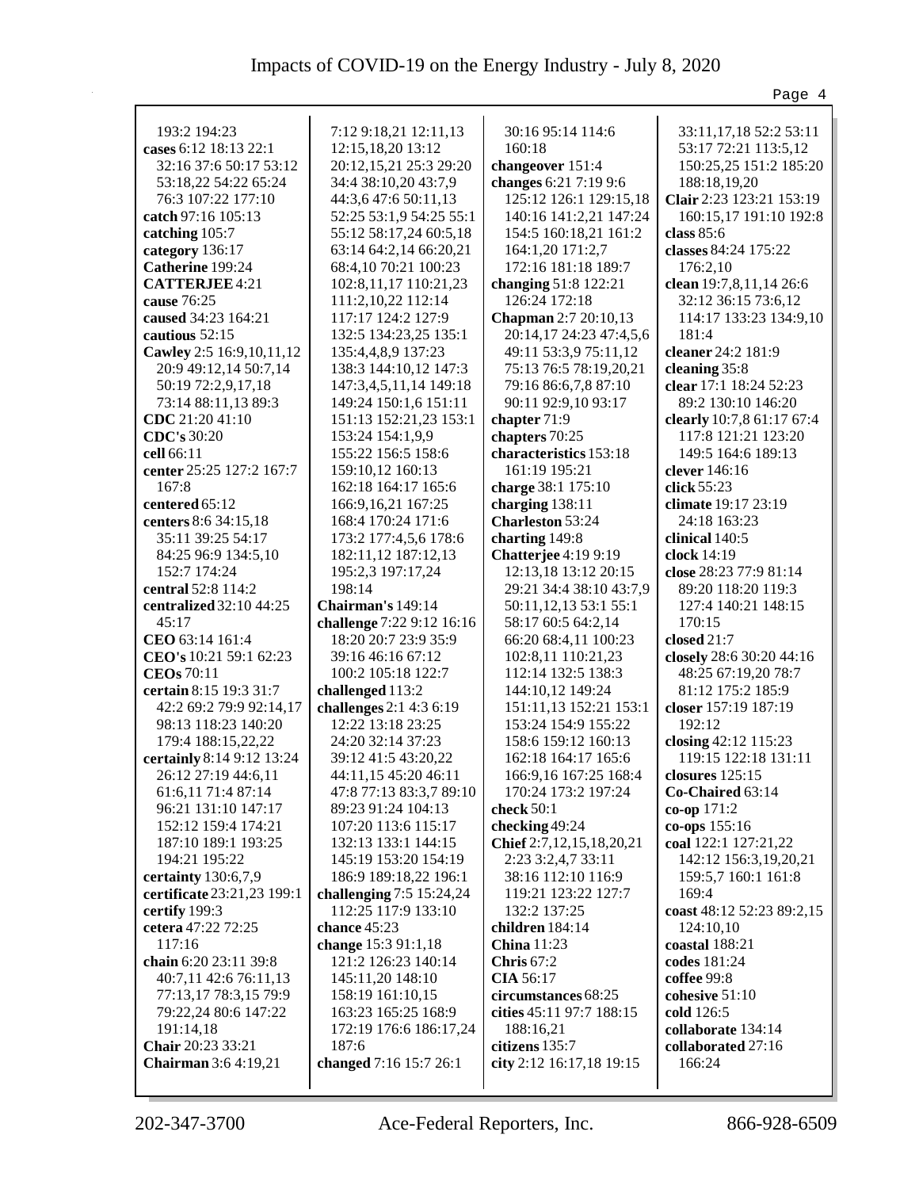193:2 194:23
**cases** 6:12 18:13 22:1 32:16 37:6 50:17 53:12 53:18,22 54:22 65:24 76:3 107:22 177:10
**catch** 97:16 105:13
**catching** 105:7
**category** 136:17
**Catherine** 199:24
**CATTERJEE** 4:21
**cause** 76:25
**caused** 34:23 164:21
**cautious** 52:15
**Cawley** 2:5 16:9,10,11,12 20:9 49:12,14 50:7,14 50:19 72:2,9,17,18 73:14 88:11,13 89:3
**CDC** 21:20 41:10
**CDC's** 30:20
**cell** 66:11
**center** 25:25 127:2 167:7 167:8
**centered** 65:12
**centers** 8:6 34:15,18 35:11 39:25 54:17 84:25 96:9 134:5,10 152:7 174:24
**central** 52:8 114:2
**centralized** 32:10 44:25 45:17
**CEO** 63:14 161:4
**CEO's** 10:21 59:1 62:23
**CEOs** 70:11
**certain** 8:15 19:3 31:7 42:2 69:2 79:9 92:14,17 98:13 118:23 140:20 179:4 188:15,22,22
**certainly** 8:14 9:12 13:24 26:12 27:19 44:6,11 61:6,11 71:4 87:14 96:21 131:10 147:17 152:12 159:4 174:21 187:10 189:1 193:25 194:21 195:22
**certainty** 130:6,7,9
**certificate** 23:21,23 199:1
**certify** 199:3
**cetera** 47:22 72:25 117:16
**chain** 6:20 23:11 39:8 40:7,11 42:6 76:11,13 77:13,17 78:3,15 79:9 79:22,24 80:6 147:22 191:14,18
**Chair** 20:23 33:21
**Chairman** 3:6 4:19,21 7:12 9:18,21 12:11,13 12:15,18,20 13:12 20:12,15,21 25:3 29:20 34:4 38:10,20 43:7,9 44:3,6 47:6 50:11,13 52:25 53:1,9 54:25 55:1 55:12 58:17,24 60:5,18 63:14 64:2,14 66:20,21 68:4,10 70:21 100:23 102:8,11,17 110:21,23 111:2,10,22 112:14 117:17 124:2 127:9 132:5 134:23,25 135:1 135:4,4,8,9 137:23 138:3 144:10,12 147:3 147:3,4,5,11,14 149:18 149:24 150:1,6 151:11 151:13 152:21,23 153:1 153:24 154:1,9,9 155:22 156:5 158:6 159:10,12 160:13 162:18 164:17 165:6 166:9,16,21 167:25 168:4 170:24 171:6 173:2 177:4,5,6 178:6 182:11,12 187:12,13 195:2,3 197:17,24 198:14
**Chairman's** 149:14
**challenge** 7:22 9:12 16:16 18:20 20:7 23:9 35:9 39:16 46:16 67:12 100:2 105:18 122:7
**challenged** 113:2
**challenges** 2:1 4:3 6:19 12:22 13:18 23:25 24:20 32:14 37:23 39:12 41:5 43:20,22 44:11,15 45:20 46:11 47:8 77:13 83:3,7 89:10 89:23 91:24 104:13 107:20 113:6 115:17 132:13 133:1 144:15 145:19 153:20 154:19 186:9 189:18,22 196:1
**challenging** 7:5 15:24,24 112:25 117:9 133:10
**chance** 45:23
**change** 15:3 91:1,18 121:2 126:23 140:14 145:11,20 148:10 158:19 161:10,15 163:23 165:25 168:9 172:19 176:6 186:17,24 187:6
**changed** 7:16 15:7 26:1 30:16 95:14 114:6 160:18
**changeover** 151:4
**changes** 6:21 7:19 9:6 125:12 126:1 129:15,18 140:16 141:2,21 147:24 154:5 160:18,21 161:2 164:1,20 171:2,7 172:16 181:18 189:7
**changing** 51:8 122:21 126:24 172:18
**Chapman** 2:7 20:10,13 20:14,17 24:23 47:4,5,6 49:11 53:3,9 75:11,12 75:13 76:5 78:19,20,21 79:16 86:6,7,8 87:10 90:11 92:9,10 93:17
**chapter** 71:9
**chapters** 70:25
**characteristics** 153:18 161:19 195:21
**charge** 38:1 175:10
**charging** 138:11
**Charleston** 53:24
**charting** 149:8
**Chatterjee** 4:19 9:19 12:13,18 13:12 20:15 29:21 34:4 38:10 43:7,9 50:11,12,13 53:1 55:1 58:17 60:5 64:2,14 66:20 68:4,11 100:23 102:8,11 110:21,23 112:14 132:5 138:3 144:10,12 149:24 151:11,13 152:21 153:1 153:24 154:9 155:22 158:6 159:12 160:13 162:18 164:17 165:6 166:9,16 167:25 168:4 170:24 173:2 197:24
**check** 50:1
**checking** 49:24
**Chief** 2:7,12,15,18,20,21 2:23 3:2,4,7 33:11 38:16 112:10 116:9 119:21 123:22 127:7 132:2 137:25
**children** 184:14
**China** 11:23
**Chris** 67:2
**CIA** 56:17
**circumstances** 68:25
**cities** 45:11 97:7 188:15 188:16,21
**citizens** 135:7
**city** 2:12 16:17,18 19:15 33:11,17,18 52:2 53:11 53:17 72:21 113:5,12 150:25,25 151:2 185:20 188:18,19,20
**Clair** 2:23 123:21 153:19 160:15,17 191:10 192:8
**class** 85:6
**classes** 84:24 175:22 176:2,10
**clean** 19:7,8,11,14 26:6 32:12 36:15 73:6,12 114:17 133:23 134:9,10 181:4
**cleaner** 24:2 181:9
**cleaning** 35:8
**clear** 17:1 18:24 52:23 89:2 130:10 146:20
**clearly** 10:7,8 61:17 67:4 117:8 121:21 123:20 149:5 164:6 189:13
**clever** 146:16
**click** 55:23
**climate** 19:17 23:19 24:18 163:23
**clinical** 140:5
**clock** 14:19
**close** 28:23 77:9 81:14 89:20 118:20 119:3 127:4 140:21 148:15 170:15
**closed** 21:7
**closely** 28:6 30:20 44:16 48:25 67:19,20 78:7 81:12 175:2 185:9
**closer** 157:19 187:19 192:12
**closing** 42:12 115:23 119:15 122:18 131:11
**closures** 125:15
**Co-Chaired** 63:14
**co-op** 171:2
**co-ops** 155:16
**coal** 122:1 127:21,22 142:12 156:3,19,20,21 159:5,7 160:1 161:8 169:4
**coast** 48:12 52:23 89:2,15 124:10,10
**coastal** 188:21
**codes** 181:24
**coffee** 99:8
**cohesive** 51:10
**cold** 126:5
**collaborate** 134:14
**collaborated** 27:16 166:24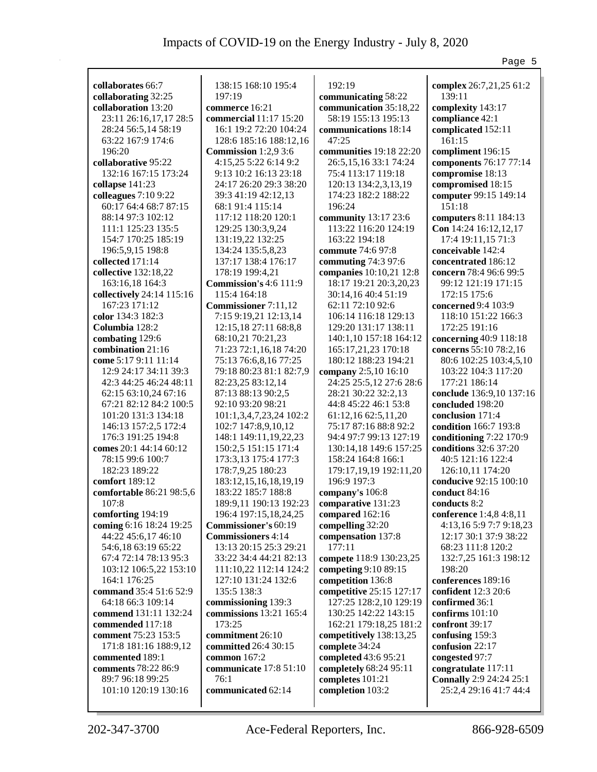**collaborates** 66:7
**collaborating** 32:25
**collaboration** 13:20 23:11 26:16,17,17 28:5 28:24 56:5,14 58:19 63:22 167:9 174:6 196:20
**collaborative** 95:22 132:16 167:15 173:24
**collapse** 141:23
**colleagues** 7:10 9:22 60:17 64:4 68:7 87:15 88:14 97:3 102:12 111:1 125:23 135:5 154:7 170:25 185:19 196:5,9,15 198:8
**collected** 171:14
**collective** 132:18,22 163:16,18 164:3
**collectively** 24:14 115:16 167:23 171:12
**color** 134:3 182:3
**Columbia** 128:2
**combating** 129:6
**combination** 21:16
**come** 5:17 9:11 11:14 12:9 24:17 34:11 39:3 42:3 44:25 46:24 48:11 62:15 63:10,24 67:16 67:21 82:12 84:2 100:5 101:20 131:3 134:18 146:13 157:2,5 172:4 176:3 191:25 194:8
**comes** 20:1 44:14 60:12 78:15 99:6 100:7 182:23 189:22
**comfort** 189:12
**comfortable** 86:21 98:5,6 107:8
**comforting** 194:19
**coming** 6:16 18:24 19:25 44:22 45:6,17 46:10 54:6,18 63:19 65:22 67:4 72:14 78:13 95:3 103:12 106:5,22 153:10 164:1 176:25
**command** 35:4 51:6 52:9 64:18 66:3 109:14
**commend** 131:11 132:24
**commended** 117:18
**comment** 75:23 153:5 171:8 181:16 188:9,12
**commented** 189:1
**comments** 78:22 86:9 89:7 96:18 99:25 101:10 120:19 130:16 138:15 168:10 195:4 197:19
**commerce** 16:21
**commercial** 11:17 15:20 16:1 19:2 72:20 104:24 128:6 185:16 188:12,16
**Commission** 1:2,9 3:6 4:15,25 5:22 6:14 9:2 9:13 10:2 16:13 23:18 24:17 26:20 29:3 38:20 39:3 41:19 42:12,13 68:1 91:4 115:14 117:12 118:20 120:1 129:25 130:3,9,24 131:19,22 132:25 134:24 135:5,8,23 137:17 138:4 176:17 178:19 199:4,21
**Commission's** 4:6 111:9 115:4 164:18
**Commissioner** 7:11,12 7:15 9:19,21 12:13,14 12:15,18 27:11 68:8,8 68:10,21 70:21,23 71:23 72:1,16,18 74:20 75:13 76:6,8,16 77:25 79:18 80:23 81:1 82:7,9 82:23,25 83:12,14 87:13 88:13 90:2,5 92:10 93:20 98:21 101:1,3,4,7,23,24 102:2 102:7 147:8,9,10,12 148:1 149:11,19,22,23 150:2,5 151:15 171:4 173:3,13 175:4 177:3 178:7,9,25 180:23 183:12,15,16,18,19,19 183:22 185:7 188:8 189:9,11 190:13 192:23 196:4 197:15,18,24,25
**Commissioner's** 60:19
**Commissioners** 4:14 13:13 20:15 25:3 29:21 33:22 34:4 44:21 82:13 111:10,22 112:14 124:2 127:10 131:24 132:6 135:5 138:3
**commissioning** 139:3
**commissions** 13:21 165:4 173:25
**commitment** 26:10
**committed** 26:4 30:15
**common** 167:2
**communicate** 17:8 51:10 76:1
**communicated** 62:14 192:19
**communicating** 58:22
**communication** 35:18,22 58:19 155:13 195:13
**communications** 18:14 47:25
**communities** 19:18 22:20 26:5,15,16 33:1 74:24 75:4 113:17 119:18 120:13 134:2,3,13,19 174:23 182:2 188:22 196:24
**community** 13:17 23:6 113:22 116:20 124:19 163:22 194:18
**commute** 74:6 97:8
**commuting** 74:3 97:6
**companies** 10:10,21 12:8 18:17 19:21 20:3,20,23 30:14,16 40:4 51:19 62:11 72:10 92:6 106:14 116:18 129:13 129:20 131:17 138:11 140:1,10 157:18 164:12 165:17,21,23 170:18 180:12 188:23 194:21
**company** 2:5,10 16:10 24:25 25:5,12 27:6 28:6 28:21 30:22 32:2,13 44:8 45:22 46:1 53:8 61:12,16 62:5,11,20 75:17 87:16 88:8 92:2 94:4 97:7 99:13 127:19 130:14,18 149:6 157:25 158:24 164:8 166:1 179:17,19,19 192:11,20 196:9 197:3
**company's** 106:8
**comparative** 131:23
**compared** 162:16
**compelling** 32:20
**compensation** 137:8 177:11
**compete** 118:9 130:23,25
**competing** 9:10 89:15
**competition** 136:8
**competitive** 25:15 127:17 127:25 128:2,10 129:19 130:25 142:22 143:15 162:21 179:18,25 181:2
**competitively** 138:13,25
**complete** 34:24
**completed** 43:6 95:21
**completely** 68:24 95:11
**completes** 101:21
**completion** 103:2
**complex** 26:7,21,25 61:2 139:11
**complexity** 143:17
**compliance** 42:1
**complicated** 152:11 161:15
**compliment** 196:15
**components** 76:17 77:14
**compromise** 18:13
**compromised** 18:15
**computer** 99:15 149:14 151:18
**computers** 8:11 184:13
**Con** 14:24 16:12,12,17 17:4 19:11,15 71:3
**conceivable** 142:4
**concentrated** 186:12
**concern** 78:4 96:6 99:5 99:12 121:19 171:15 172:15 175:6
**concerned** 9:4 103:9 118:10 151:22 166:3 172:25 191:16
**concerning** 40:9 118:18
**concerns** 55:10 78:2,16 80:6 102:25 103:4,5,10 103:22 104:3 117:20 177:21 186:14
**conclude** 136:9,10 137:16
**concluded** 198:20
**conclusion** 171:4
**condition** 166:7 193:8
**conditioning** 7:22 170:9
**conditions** 32:6 37:20 40:5 121:16 122:4 126:10,11 174:20
**conducive** 92:15 100:10
**conduct** 84:16
**conducts** 8:2
**conference** 1:4,8 4:8,11 4:13,16 5:9 7:7 9:18,23 12:17 30:1 37:9 38:22 68:23 111:8 120:2 132:7,25 161:3 198:12 198:20
**conferences** 189:16
**confident** 12:3 20:6
**confirmed** 36:1
**confirms** 101:10
**confront** 39:17
**confusing** 159:3
**confusion** 22:17
**congested** 97:7
**congratulate** 117:11
**Connally** 2:9 24:24 25:1 25:2,4 29:16 41:7 44:4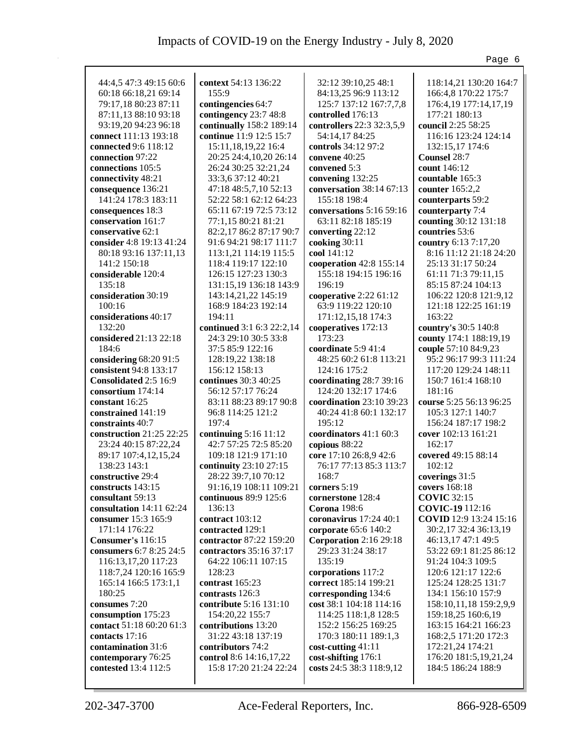44:4,5 47:3 49:15 60:6 60:18 66:18,21 69:14 79:17,18 80:23 87:11 87:11,13 88:10 93:18 93:19,20 94:23 96:18
**connect** 111:13 193:18
**connected** 9:6 118:12
**connection** 97:22
**connections** 105:5
**connectivity** 48:21
**consequence** 136:21 141:24 178:3 183:11
**consequences** 18:3
**conservation** 161:7
**conservative** 62:1
**consider** 4:8 19:13 41:24 80:18 93:16 137:11,13 141:2 150:18
**considerable** 120:4 135:18
**consideration** 30:19 100:16
**considerations** 40:17 132:20
**considered** 21:13 22:18 184:6
**considering** 68:20 91:5
**consistent** 94:8 133:17
**Consolidated** 2:5 16:9
**consortium** 174:14
**constant** 16:25
**constrained** 141:19
**constraints** 40:7
**construction** 21:25 22:25 23:24 40:15 87:22,24 89:17 107:4,12,15,24 138:23 143:1
**constructive** 29:4
**constructs** 143:15
**consultant** 59:13
**consultation** 14:11 62:24
**consumer** 15:3 165:9 171:14 176:22
**Consumer's** 116:15
**consumers** 6:7 8:25 24:5 116:13,17,20 117:23 118:7,24 120:16 165:9 165:14 166:5 173:1,1 180:25
**consumes** 7:20
**consumption** 175:23
**contact** 51:18 60:20 61:3
**contacts** 17:16
**contamination** 31:6
**contemporary** 76:25
**contested** 13:4 112:5
**context** 54:13 136:22 155:9
**contingencies** 64:7
**contingency** 23:7 48:8
**continually** 158:2 189:14
**continue** 11:9 12:5 15:7 15:11,18,19,22 16:4 20:25 24:4,10,20 26:14 26:24 30:25 32:21,24 33:3,6 37:12 40:21 47:18 48:5,7,10 52:13 52:22 58:1 62:12 64:23 65:11 67:19 72:5 73:12 77:1,15 80:21 81:21 82:2,17 86:2 87:17 90:7 91:6 94:21 98:17 111:7 113:1,21 114:19 115:5 118:4 119:17 122:10 126:15 127:23 130:3 131:15,19 136:18 143:9 143:14,21,22 145:19 168:9 184:23 192:14 194:11
**continued** 3:1 6:3 22:2,14 24:3 29:10 30:5 33:8 37:5 85:9 122:16 128:19,22 138:18 156:12 158:13
**continues** 30:3 40:25 56:12 57:17 76:24 83:11 88:23 89:17 90:8 96:8 114:25 121:2 197:4
**continuing** 5:16 11:12 42:7 57:25 72:5 85:20 109:18 121:9 171:10
**continuity** 23:10 27:15 28:22 39:7,10 70:12 91:16,19 108:11 109:21
**continuous** 89:9 125:6 136:13
**contract** 103:12
**contracted** 129:1
**contractor** 87:22 159:20
**contractors** 35:16 37:17 64:22 106:11 107:15 128:23
**contrast** 165:23
**contrasts** 126:3
**contribute** 5:16 131:10 154:20,22 155:7
**contributions** 13:20 31:22 43:18 137:19
**contributors** 74:2
**control** 8:6 14:16,17,22 15:8 17:20 21:24 22:24 32:12 39:10,25 48:1 84:13,25 96:9 113:12 125:7 137:12 167:7,7,8
**controlled** 176:13
**controllers** 22:3 32:3,5,9 54:14,17 84:25
**controls** 34:12 97:2
**convene** 40:25
**convened** 5:3
**convening** 132:25
**conversation** 38:14 67:13 155:18 198:4
**conversations** 5:16 59:16 63:11 82:18 185:19
**converting** 22:12
**cooking** 30:11
**cool** 141:12
**cooperation** 42:8 155:14 155:18 194:15 196:16 196:19
**cooperative** 2:22 61:12 63:9 119:22 120:10 171:12,15,18 174:3
**cooperatives** 172:13 173:23
**coordinate** 5:9 41:4 48:25 60:2 61:8 113:21 124:16 175:2
**coordinating** 28:7 39:16 124:20 132:17 174:6
**coordination** 23:10 39:23 40:24 41:8 60:1 132:17 195:12
**coordinators** 41:1 60:3
**copious** 88:22
**core** 17:10 26:8,9 42:6 76:17 77:13 85:3 113:7 168:7
**corners** 5:19
**cornerstone** 128:4
**Corona** 198:6
**coronavirus** 17:24 40:1
**corporate** 65:6 140:2
**Corporation** 2:16 29:18 29:23 31:24 38:17 135:19
**corporations** 117:2
**correct** 185:14 199:21
**corresponding** 134:6
**cost** 38:1 104:18 114:16 114:25 118:1,8 128:5 152:2 156:25 169:25 170:3 180:11 189:1,3
**cost-cutting** 41:11
**cost-shifting** 176:1
**costs** 24:5 38:3 118:9,12 118:14,21 130:20 164:7 166:4,8 170:22 175:7 176:4,19 177:14,17,19 177:21 180:13
**council** 2:25 58:25 116:16 123:24 124:14 132:15,17 174:6
**Counsel** 28:7
**count** 146:12
**countable** 165:3
**counter** 165:2,2
**counterparts** 59:2
**counterparty** 7:4
**counting** 30:12 131:18
**countries** 53:6
**country** 6:13 7:17,20 8:16 11:12 21:18 24:20 25:13 31:17 50:24 61:11 71:3 79:11,15 85:15 87:24 104:13 106:22 120:8 121:9,12 121:18 122:25 161:19 163:22
**country's** 30:5 140:8
**county** 174:1 188:19,19
**couple** 57:10 84:9,23 95:2 96:17 99:3 111:24 117:20 129:24 148:11 150:7 161:4 168:10 181:16
**course** 5:25 56:13 96:25 105:3 127:1 140:7 156:24 187:17 198:2
**cover** 102:13 161:21 162:17
**covered** 49:15 88:14 102:12
**coverings** 31:5
**covers** 168:18
**COVIC** 32:15
**COVIC-19** 112:16
**COVID** 12:9 13:24 15:16 30:2,17 32:4 36:13,19 46:13,17 47:1 49:5 53:22 69:1 81:25 86:12 91:24 104:3 109:5 120:6 121:17 122:6 125:24 128:25 131:7 134:1 156:10 157:9 158:10,11,18 159:2,9,9 159:18,25 160:6,19 163:15 164:21 166:23 168:2,5 171:20 172:3 172:21,24 174:21 176:20 181:5,19,21,24 184:5 186:24 188:9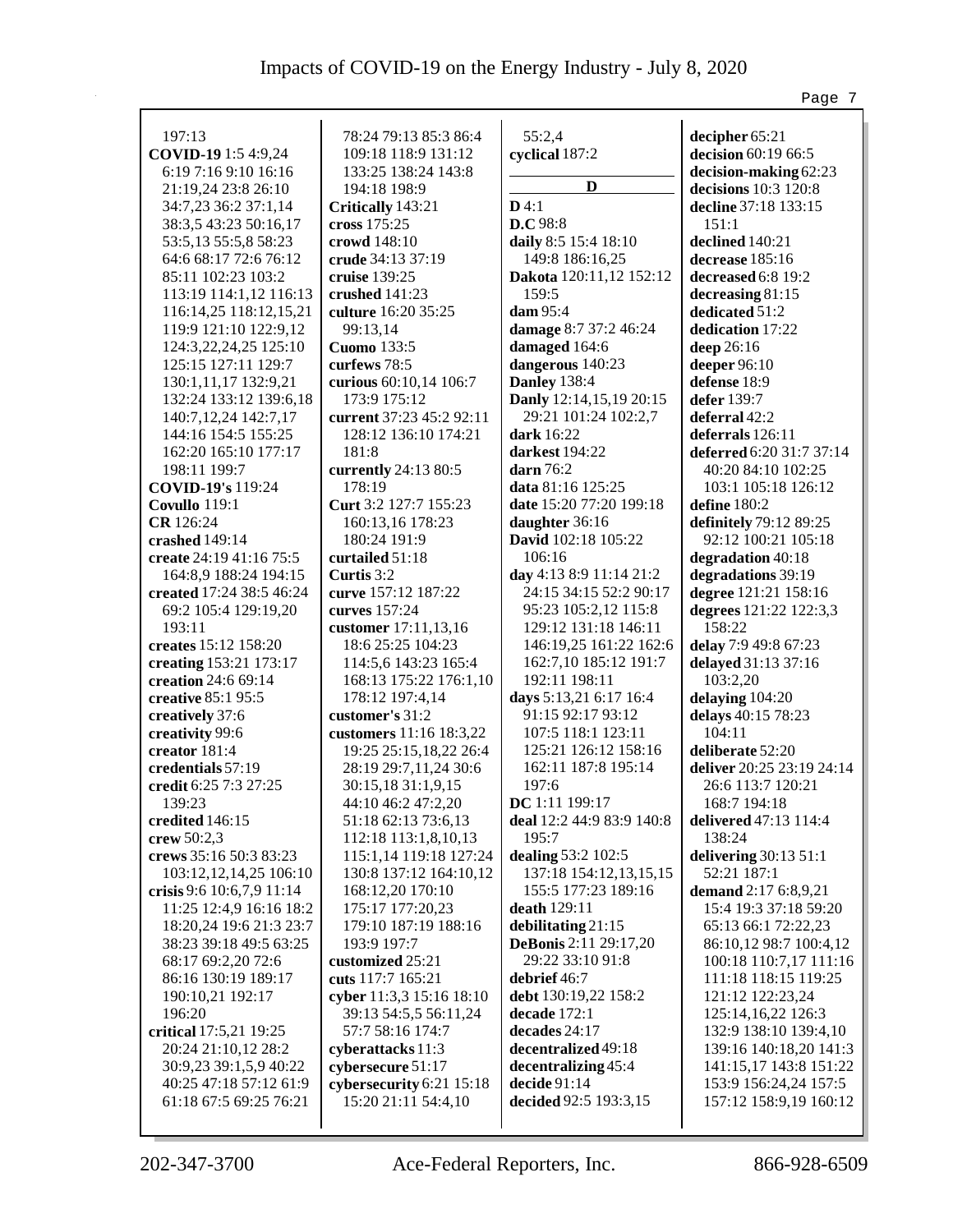197:13
**COVID-19** 1:5 4:9,24 6:19 7:16 9:10 16:16 21:19,24 23:8 26:10 34:7,23 36:2 37:1,14 38:3,5 43:23 50:16,17 53:5,13 55:5,8 58:23 64:6 68:17 72:6 76:12 85:11 102:23 103:2 113:19 114:1,12 116:13 116:14,25 118:12,15,21 119:9 121:10 122:9,12 124:3,22,24,25 125:10 125:15 127:11 129:7 130:1,11,17 132:9,21 132:24 133:12 139:6,18 140:7,12,24 142:7,17 144:16 154:5 155:25 162:20 165:10 177:17 198:11 199:7
**COVID-19's** 119:24
**Covullo** 119:1
**CR** 126:24
**crashed** 149:14
**create** 24:19 41:16 75:5 164:8,9 188:24 194:15
**created** 17:24 38:5 46:24 69:2 105:4 129:19,20 193:11
**creates** 15:12 158:20
**creating** 153:21 173:17
**creation** 24:6 69:14
**creative** 85:1 95:5
**creatively** 37:6
**creativity** 99:6
**creator** 181:4
**credentials** 57:19
**credit** 6:25 7:3 27:25 139:23
**credited** 146:15
**crew** 50:2,3
**crews** 35:16 50:3 83:23 103:12,12,14,25 106:10
**crisis** 9:6 10:6,7,9 11:14 11:25 12:4,9 16:16 18:2 18:20,24 19:6 21:3 23:7 38:23 39:18 49:5 63:25 68:17 69:2,20 72:6 86:16 130:19 189:17 190:10,21 192:17 196:20
**critical** 17:5,21 19:25 20:24 21:10,12 28:2 30:9,23 39:1,5,9 40:22 40:25 47:18 57:12 61:9 61:18 67:5 69:25 76:21 78:24 79:13 85:3 86:4 109:18 118:9 131:12 133:25 138:24 143:8 194:18 198:9
**Critically** 143:21
**cross** 175:25
**crowd** 148:10
**crude** 34:13 37:19
**cruise** 139:25
**crushed** 141:23
**culture** 16:20 35:25 99:13,14
**Cuomo** 133:5
**curfews** 78:5
**curious** 60:10,14 106:7 173:9 175:12
**current** 37:23 45:2 92:11 128:12 136:10 174:21 181:8
**currently** 24:13 80:5 178:19
**Curt** 3:2 127:7 155:23 160:13,16 178:23 180:24 191:9
**curtailed** 51:18
**Curtis** 3:2
**curve** 157:12 187:22
**curves** 157:24
**customer** 17:11,13,16 18:6 25:25 104:23 114:5,6 143:23 165:4 168:13 175:22 176:1,10 178:12 197:4,14
**customer's** 31:2
**customers** 11:16 18:3,22 19:25 25:15,18,22 26:4 28:19 29:7,11,24 30:6 30:15,18 31:1,9,15 44:10 46:2 47:2,20 51:18 62:13 73:6,13 112:18 113:1,8,10,13 115:1,14 119:18 127:24 130:8 137:12 164:10,12 168:12,20 170:10 175:17 177:20,23 179:10 187:19 188:16 193:9 197:7
**customized** 25:21
**cuts** 117:7 165:21
**cyber** 11:3,3 15:16 18:10 39:13 54:5,5 56:11,24 57:7 58:16 174:7
**cyberattacks** 11:3
**cybersecure** 51:17
**cybersecurity** 6:21 15:18 15:20 21:11 54:4,10 55:2,4
**cyclical** 187:2

**D**

**D** 4:1
**D.C** 98:8
**daily** 8:5 15:4 18:10 149:8 186:16,25
**Dakota** 120:11,12 152:12 159:5
**dam** 95:4
**damage** 8:7 37:2 46:24
**damaged** 164:6
**dangerous** 140:23
**Danley** 138:4
**Danly** 12:14,15,19 20:15 29:21 101:24 102:2,7
**dark** 16:22
**darkest** 194:22
**darn** 76:2
**data** 81:16 125:25
**date** 15:20 77:20 199:18
**daughter** 36:16
**David** 102:18 105:22 106:16
**day** 4:13 8:9 11:14 21:2 24:15 34:15 52:2 90:17 95:23 105:2,12 115:8 129:12 131:18 146:11 146:19,25 161:22 162:6 162:7,10 185:12 191:7 192:11 198:11
**days** 5:13,21 6:17 16:4 91:15 92:17 93:12 107:5 118:1 123:11 125:21 126:12 158:16 162:11 187:8 195:14 197:6
**DC** 1:11 199:17
**deal** 12:2 44:9 83:9 140:8 195:7
**dealing** 53:2 102:5 137:18 154:12,13,15,15 155:5 177:23 189:16
**death** 129:11
**debilitating** 21:15
**DeBonis** 2:11 29:17,20 29:22 33:10 91:8
**debrief** 46:7
**debt** 130:19,22 158:2
**decade** 172:1
**decades** 24:17
**decentralized** 49:18
**decentralizing** 45:4
**decide** 91:14
**decided** 92:5 193:3,15
**decipher** 65:21
**decision** 60:19 66:5
**decision-making** 62:23
**decisions** 10:3 120:8
**decline** 37:18 133:15 151:1
**declined** 140:21
**decrease** 185:16
**decreased** 6:8 19:2
**decreasing** 81:15
**dedicated** 51:2
**dedication** 17:22
**deep** 26:16
**deeper** 96:10
**defense** 18:9
**defer** 139:7
**deferral** 42:2
**deferrals** 126:11
**deferred** 6:20 31:7 37:14 40:20 84:10 102:25 103:1 105:18 126:12
**define** 180:2
**definitely** 79:12 89:25 92:12 100:21 105:18
**degradation** 40:18
**degradations** 39:19
**degree** 121:21 158:16
**degrees** 121:22 122:3,3 158:22
**delay** 7:9 49:8 67:23
**delayed** 31:13 37:16 103:2,20
**delaying** 104:20
**delays** 40:15 78:23 104:11
**deliberate** 52:20
**deliver** 20:25 23:19 24:14 26:6 113:7 120:21 168:7 194:18
**delivered** 47:13 114:4 138:24
**delivering** 30:13 51:1 52:21 187:1
**demand** 2:17 6:8,9,21 15:4 19:3 37:18 59:20 65:13 66:1 72:22,23 86:10,12 98:7 100:4,12 100:18 110:7,17 111:16 111:18 118:15 119:25 121:12 122:23,24 125:14,16,22 126:3 132:9 138:10 139:4,10 139:16 140:18,20 141:3 141:15,17 143:8 151:22 153:9 156:24,24 157:5 157:12 158:9,19 160:12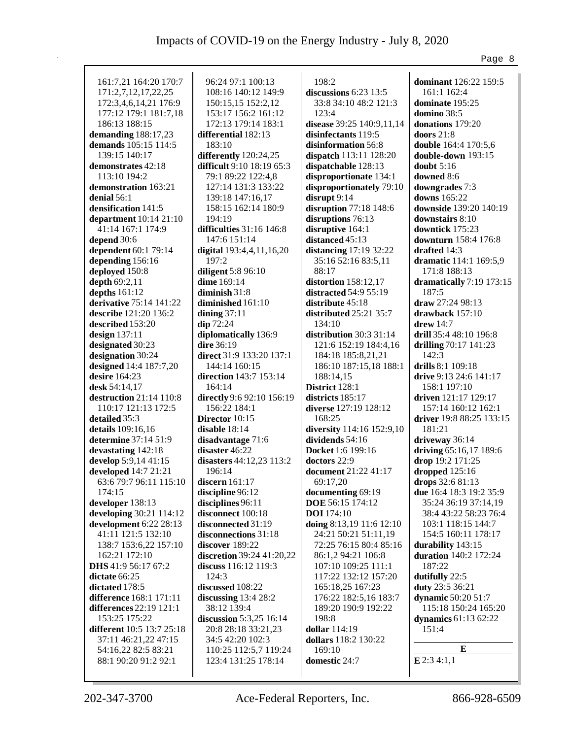161:7,21 164:20 170:7
171:2,7,12,17,22,25
172:3,4,6,14,21 176:9
177:12 179:1 181:7,18
186:13 188:15

**demanding** 188:17,23
**demands** 105:15 114:5
139:15 140:17
**demonstrates** 42:18
113:10 194:2
**demonstration** 163:21
**denial** 56:1
**densification** 141:5
**department** 10:14 21:10
41:14 167:1 174:9
**depend** 30:6
**dependent** 60:1 79:14
**depending** 156:16
**deployed** 150:8
**depth** 69:2,11
**depths** 161:12
**derivative** 75:14 141:22
**describe** 121:20 136:2
**described** 153:20
**design** 137:11
**designated** 30:23
**designation** 30:24
**designed** 14:4 187:7,20
**desire** 164:23
**desk** 54:14,17
**destruction** 21:14 110:8
110:17 121:13 172:5
**detailed** 35:3
**details** 109:16,16
**determine** 37:14 51:9
**devastating** 142:18
**develop** 5:9,14 41:15
**developed** 14:7 21:21
63:6 79:7 96:11 115:10
174:15
**developer** 138:13
**developing** 30:21 114:12
**development** 6:22 28:13
41:11 121:5 132:10
138:7 153:6,22 157:10
162:21 172:10
**DHS** 41:9 56:17 67:2
**dictate** 66:25
**dictated** 178:5
**difference** 168:1 171:11
**differences** 22:19 121:1
153:25 175:22
**different** 10:5 13:7 25:18
37:11 46:21,22 47:15
54:16,22 82:5 83:21
88:1 90:20 91:2 92:1
96:24 97:1 100:13
108:16 140:12 149:9
150:15,15 152:2,12
153:17 156:2 161:12
172:13 179:14 183:1
**differential** 182:13
183:10
**differently** 120:24,25
**difficult** 9:10 18:19 65:3
79:1 89:22 122:4,8
127:14 131:3 133:22
139:18 147:16,17
158:15 162:14 180:9
194:19
**difficulties** 31:16 146:8
147:6 151:14
**digital** 193:4,4,11,16,20
197:2
**diligent** 5:8 96:10
**dime** 169:14
**diminish** 31:8
**diminished** 161:10
**dining** 37:11
**dip** 72:24
**diplomatically** 136:9
**dire** 36:19
**direct** 31:9 133:20 137:1
144:14 160:15
**direction** 143:7 153:14
164:14
**directly** 9:6 92:10 156:19
156:22 184:1
**Director** 10:15
**disable** 18:14
**disadvantage** 71:6
**disaster** 46:22
**disasters** 44:12,23 113:2
196:14
**discern** 161:17
**discipline** 96:12
**disciplines** 96:11
**disconnect** 100:18
**disconnected** 31:19
**disconnections** 31:18
**discover** 189:22
**discretion** 39:24 41:20,22
**discuss** 116:12 119:3
124:3
**discussed** 108:22
**discussing** 13:4 28:2
38:12 139:4
**discussion** 5:3,25 16:14
20:8 28:18 33:21,23
34:5 42:20 102:3
110:25 112:5,7 119:24
123:4 131:25 178:14
198:2
**discussions** 6:23 13:5
33:8 34:10 48:2 121:3
123:4
**disease** 39:25 140:9,11,14
**disinfectants** 119:5
**disinformation** 56:8
**dispatch** 113:11 128:20
**dispatchable** 128:13
**disproportionate** 134:1
**disproportionately** 79:10
**disrupt** 9:14
**disruption** 77:18 148:6
**disruptions** 76:13
**disruptive** 164:1
**distanced** 45:13
**distancing** 17:19 32:22
35:16 52:16 83:5,11
88:17
**distortion** 158:12,17
**distracted** 54:9 55:19
**distribute** 45:18
**distributed** 25:21 35:7
134:10
**distribution** 30:3 31:14
121:6 152:19 184:4,16
184:18 185:8,21,21
186:10 187:15,18 188:1
188:14,15
**District** 128:1
**districts** 185:17
**diverse** 127:19 128:12
168:25
**diversity** 114:16 152:9,10
**dividends** 54:16
**Docket** 1:6 199:16
**doctors** 22:9
**document** 21:22 41:17
69:17,20
**documenting** 69:19
**DOE** 56:15 174:12
**DOI** 174:10
**doing** 8:13,19 11:6 12:10
24:21 50:21 51:11,19
72:25 76:15 80:4 85:16
86:1,2 94:21 106:8
107:10 109:25 111:1
117:22 132:12 157:20
165:18,25 167:23
176:22 182:5,16 183:7
189:20 190:9 192:22
198:8
**dollar** 114:19
**dollars** 118:2 130:22
169:10
**domestic** 24:7
**dominant** 126:22 159:5
161:1 162:4
**dominate** 195:25
**domino** 38:5
**donations** 179:20
**doors** 21:8
**double** 164:4 170:5,6
**double-down** 193:15
**doubt** 5:16
**downed** 8:6
**downgrades** 7:3
**downs** 165:22
**downside** 139:20 140:19
**downstairs** 8:10
**downtick** 175:23
**downturn** 158:4 176:8
**drafted** 14:3
**dramatic** 114:1 169:5,9
171:8 188:13
**dramatically** 7:19 173:15
187:5
**draw** 27:24 98:13
**drawback** 157:10
**drew** 14:7
**drill** 35:4 48:10 196:8
**drilling** 70:17 141:23
142:3
**drills** 8:1 109:18
**drive** 9:13 24:6 141:17
158:1 197:10
**driven** 121:17 129:17
157:14 160:12 162:1
**driver** 19:8 88:25 133:15
181:21
**driveway** 36:14
**driving** 65:16,17 189:6
**drop** 19:2 171:25
**dropped** 125:16
**drops** 32:6 81:13
**due** 16:4 18:3 19:2 35:9
35:24 36:19 37:14,19
38:4 43:22 58:23 76:4
103:1 118:15 144:7
154:5 160:11 178:17
**durability** 143:15
**duration** 140:2 172:24
187:22
**dutifully** 22:5
**duty** 23:5 36:21
**dynamic** 50:20 51:7
115:18 150:24 165:20
**dynamics** 61:13 62:22
151:4

## E

**E** 2:3 4:1,1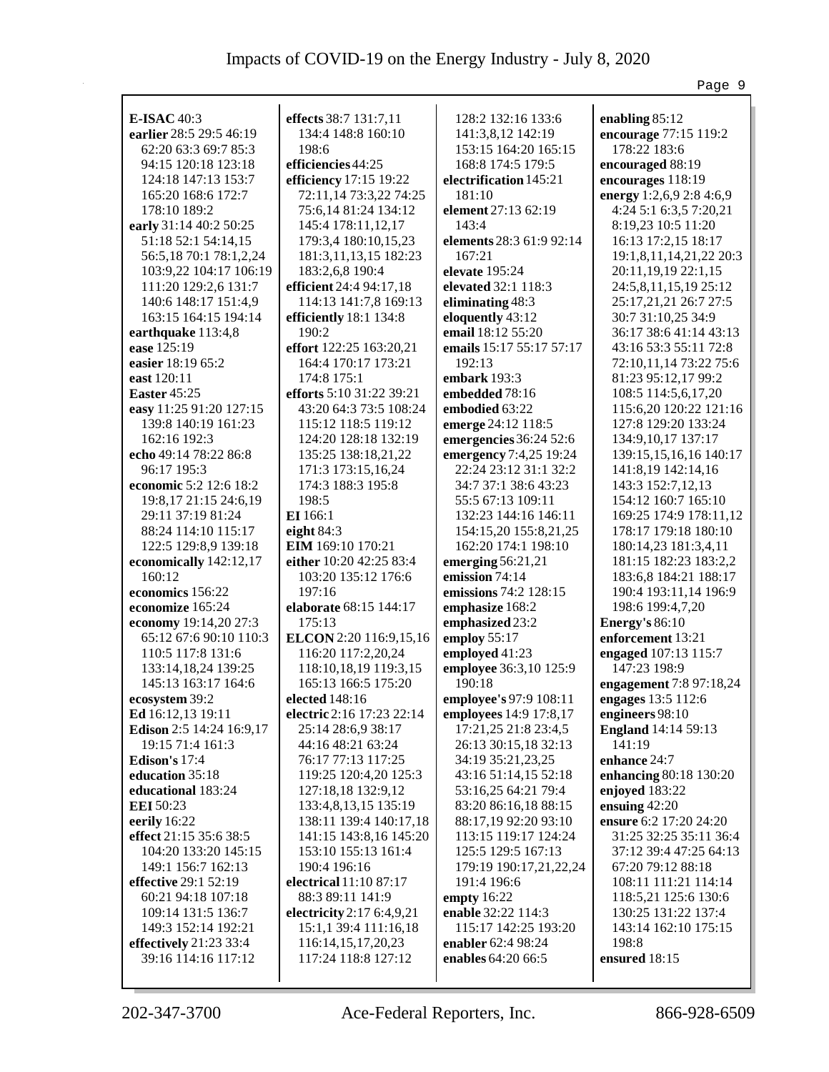**E-ISAC** 40:3
**earlier** 28:5 29:5 46:19 62:20 63:3 69:7 85:3 94:15 120:18 123:18 124:18 147:13 153:7 165:20 168:6 172:7 178:10 189:2
**early** 31:14 40:2 50:25 51:18 52:1 54:14,15 56:5,18 70:1 78:1,2,24 103:9,22 104:17 106:19 111:20 129:2,6 131:7 140:6 148:17 151:4,9 163:15 164:15 194:14
**earthquake** 113:4,8
**ease** 125:19
**easier** 18:19 65:2
**east** 120:11
**Easter** 45:25
**easy** 11:25 91:20 127:15 139:8 140:19 161:23 162:16 192:3
**echo** 49:14 78:22 86:8 96:17 195:3
**economic** 5:2 12:6 18:2 19:8,17 21:15 24:6,19 29:11 37:19 81:24 88:24 114:10 115:17 122:5 129:8,9 139:18
**economically** 142:12,17 160:12
**economics** 156:22
**economize** 165:24
**economy** 19:14,20 27:3 65:12 67:6 90:10 110:3 110:5 117:8 131:6 133:14,18,24 139:25 145:13 163:17 164:6
**ecosystem** 39:2
**Ed** 16:12,13 19:11
**Edison** 2:5 14:24 16:9,17 19:15 71:4 161:3
**Edison's** 17:4
**education** 35:18
**educational** 183:24
**EEI** 50:23
**eerily** 16:22
**effect** 21:15 35:6 38:5 104:20 133:20 145:15 149:1 156:7 162:13
**effective** 29:1 52:19 60:21 94:18 107:18 109:14 131:5 136:7 149:3 152:14 192:21
**effectively** 21:23 33:4 39:16 114:16 117:12
**effects** 38:7 131:7,11 134:4 148:8 160:10 198:6
**efficiencies** 44:25
**efficiency** 17:15 19:22 72:11,14 73:3,22 74:25 75:6,14 81:24 134:12 145:4 178:11,12,17 179:3,4 180:10,15,23 181:3,11,13,15 182:23 183:2,6,8 190:4
**efficient** 24:4 94:17,18 114:13 141:7,8 169:13
**efficiently** 18:1 134:8 190:2
**effort** 122:25 163:20,21 164:4 170:17 173:21 174:8 175:1
**efforts** 5:10 31:22 39:21 43:20 64:3 73:5 108:24 115:12 118:5 119:12 124:20 128:18 132:19 135:25 138:18,21,22 171:3 173:15,16,24 174:3 188:3 195:8 198:5
**EI** 166:1
**eight** 84:3
**EIM** 169:10 170:21
**either** 10:20 42:25 83:4 103:20 135:12 176:6 197:16
**elaborate** 68:15 144:17 175:13
**ELCON** 2:20 116:9,15,16 116:20 117:2,20,24 118:10,18,19 119:3,15 165:13 166:5 175:20
**elected** 148:16
**electric** 2:16 17:23 22:14 25:14 28:6,9 38:17 44:16 48:21 63:24 76:17 77:13 117:25 119:25 120:4,20 125:3 127:18,18 132:9,12 133:4,8,13,15 135:19 138:11 139:4 140:17,18 141:15 143:8,16 145:20 153:10 155:13 161:4 190:4 196:16
**electrical** 11:10 87:17 88:3 89:11 141:9
**electricity** 2:17 6:4,9,21 15:1,1 39:4 111:16,18 116:14,15,17,20,23 117:24 118:8 127:12 128:2 132:16 133:6 141:3,8,12 142:19 153:15 164:20 165:15 168:8 174:5 179:5
**electrification** 145:21 181:10
**element** 27:13 62:19 143:4
**elements** 28:3 61:9 92:14 167:21
**elevate** 195:24
**elevated** 32:1 118:3
**eliminating** 48:3
**eloquently** 43:12
**email** 18:12 55:20
**emails** 15:17 55:17 57:17 192:13
**embark** 193:3
**embedded** 78:16
**embodied** 63:22
**emerge** 24:12 118:5
**emergencies** 36:24 52:6
**emergency** 7:4,25 19:24 22:24 23:12 31:1 32:2 34:7 37:1 38:6 43:23 55:5 67:13 109:11 132:23 144:16 146:11 154:15,20 155:8,21,25 162:20 174:1 198:10
**emerging** 56:21,21
**emission** 74:14
**emissions** 74:2 128:15
**emphasize** 168:2
**emphasized** 23:2
**employ** 55:17
**employed** 41:23
**employee** 36:3,10 125:9 190:18
**employee's** 97:9 108:11
**employees** 14:9 17:8,17 17:21,25 21:8 23:4,5 26:13 30:15,18 32:13 34:19 35:21,23,25 43:16 51:14,15 52:18 53:16,25 64:21 79:4 83:20 86:16,18 88:15 88:17,19 92:20 93:10 113:15 119:17 124:24 125:5 129:5 167:13 179:19 190:17,21,22,24 191:4 196:6
**empty** 16:22
**enable** 32:22 114:3 115:17 142:25 193:20
**enabler** 62:4 98:24
**enables** 64:20 66:5
**enabling** 85:12
**encourage** 77:15 119:2 178:22 183:6
**encouraged** 88:19
**encourages** 118:19
**energy** 1:2,6,9 2:8 4:6,9 4:24 5:1 6:3,5 7:20,21 8:19,23 10:5 11:20 16:13 17:2,15 18:17 19:1,8,11,14,21,22 20:3 20:11,19,19 22:1,15 24:5,8,11,15,19 25:12 25:17,21,21 26:7 27:5 30:7 31:10,25 34:9 36:17 38:6 41:14 43:13 43:16 53:3 55:11 72:8 72:10,11,14 73:22 75:6 81:23 95:12,17 99:2 108:5 114:5,6,17,20 115:6,20 120:22 121:16 127:8 129:20 133:24 134:9,10,17 137:17 139:15,15,16,16 140:17 141:8,19 142:14,16 143:3 152:7,12,13 154:12 160:7 165:10 169:25 174:9 178:11,12 178:17 179:18 180:10 180:14,23 181:3,4,11 181:15 182:23 183:2,2 183:6,8 184:21 188:17 190:4 193:11,14 196:9 198:6 199:4,7,20
**Energy's** 86:10
**enforcement** 13:21
**engaged** 107:13 115:7 147:23 198:9
**engagement** 7:8 97:18,24
**engages** 13:5 112:6
**engineers** 98:10
**England** 14:14 59:13 141:19
**enhance** 24:7
**enhancing** 80:18 130:20
**enjoyed** 183:22
**ensuing** 42:20
**ensure** 6:2 17:20 24:20 31:25 32:25 35:11 36:4 37:12 39:4 47:25 64:13 67:20 79:12 88:18 108:11 111:21 114:14 118:5,21 125:6 130:6 130:25 131:22 137:4 143:14 162:10 175:15 198:8
**ensured** 18:15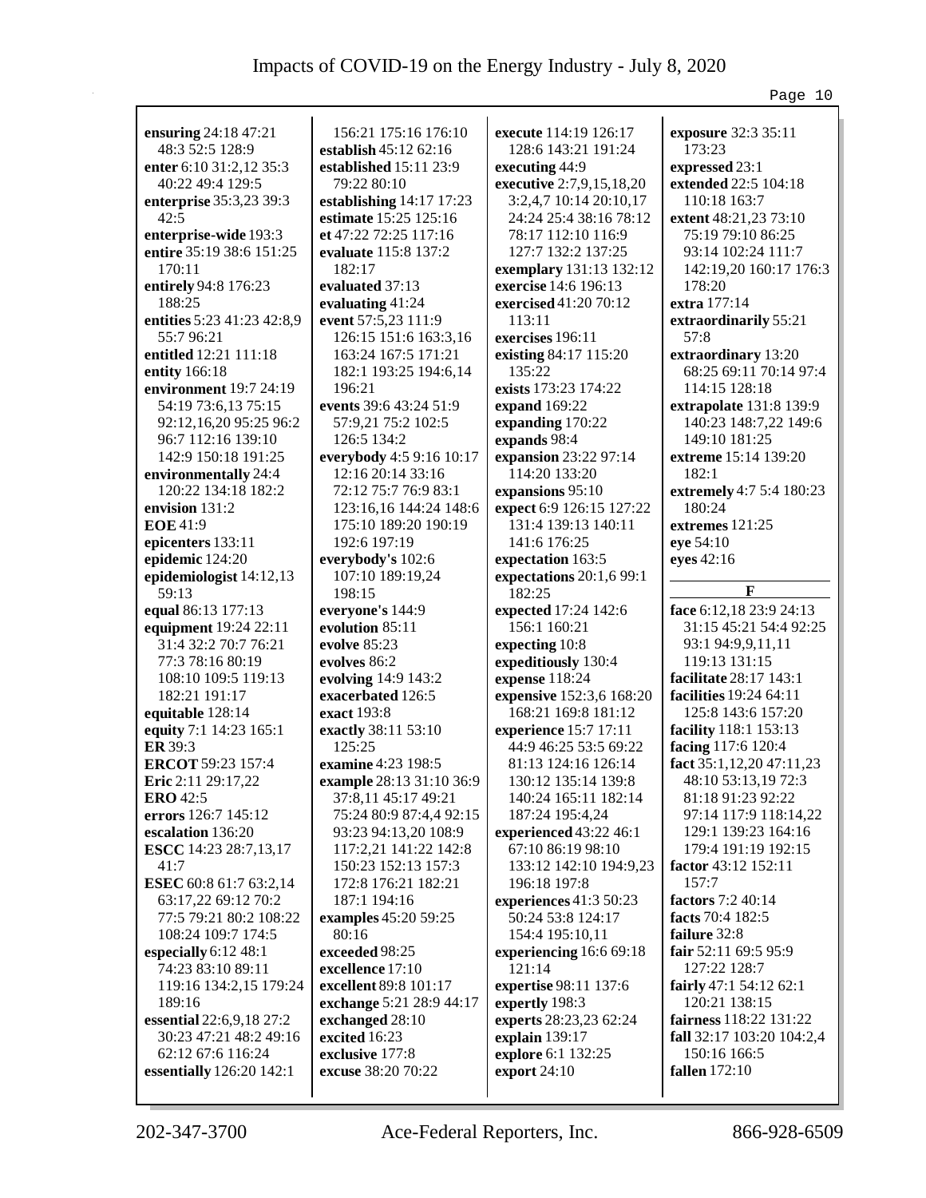**ensuring** 24:18 47:21 48:3 52:5 128:9
**enter** 6:10 31:2,12 35:3 40:22 49:4 129:5
**enterprise** 35:3,23 39:3 42:5
**enterprise-wide** 193:3
**entire** 35:19 38:6 151:25 170:11
**entirely** 94:8 176:23 188:25
**entities** 5:23 41:23 42:8,9 55:7 96:21
**entitled** 12:21 111:18
**entity** 166:18
**environment** 19:7 24:19 54:19 73:6,13 75:15 92:12,16,20 95:25 96:2 96:7 112:16 139:10 142:9 150:18 191:25
**environmentally** 24:4 120:22 134:18 182:2
**envision** 131:2
**EOE** 41:9
**epicenters** 133:11
**epidemic** 124:20
**epidemiologist** 14:12,13 59:13
**equal** 86:13 177:13
**equipment** 19:24 22:11 31:4 32:2 70:7 76:21 77:3 78:16 80:19 108:10 109:5 119:13 182:21 191:17
**equitable** 128:14
**equity** 7:1 14:23 165:1
**ER** 39:3
**ERCOT** 59:23 157:4
**Eric** 2:11 29:17,22
**ERO** 42:5
**errors** 126:7 145:12
**escalation** 136:20
**ESCC** 14:23 28:7,13,17 41:7
**ESEC** 60:8 61:7 63:2,14 63:17,22 69:12 70:2 77:5 79:21 80:2 108:22 108:24 109:7 174:5
**especially** 6:12 48:1 74:23 83:10 89:11 119:16 134:2,15 179:24 189:16
**essential** 22:6,9,18 27:2 30:23 47:21 48:2 49:16 62:12 67:6 116:24
**essentially** 126:20 142:1 156:21 175:16 176:10
**establish** 45:12 62:16
**established** 15:11 23:9 79:22 80:10
**establishing** 14:17 17:23
**estimate** 15:25 125:16
**et** 47:22 72:25 117:16
**evaluate** 115:8 137:2 182:17
**evaluated** 37:13
**evaluating** 41:24
**event** 57:5,23 111:9 126:15 151:6 163:3,16 163:24 167:5 171:21 182:1 193:25 194:6,14 196:21
**events** 39:6 43:24 51:9 57:9,21 75:2 102:5 126:5 134:2
**everybody** 4:5 9:16 10:17 12:16 20:14 33:16 72:12 75:7 76:9 83:1 123:16,16 144:24 148:6 175:10 189:20 190:19 192:6 197:19
**everybody's** 102:6 107:10 189:19,24 198:15
**everyone's** 144:9
**evolution** 85:11
**evolve** 85:23
**evolves** 86:2
**evolving** 14:9 143:2
**exacerbated** 126:5
**exact** 193:8
**exactly** 38:11 53:10 125:25
**examine** 4:23 198:5
**example** 28:13 31:10 36:9 37:8,11 45:17 49:21 75:24 80:9 87:4,4 92:15 93:23 94:13,20 108:9 117:2,21 141:22 142:8 150:23 152:13 157:3 172:8 176:21 182:21 187:1 194:16
**examples** 45:20 59:25 80:16
**exceeded** 98:25
**excellence** 17:10
**excellent** 89:8 101:17
**exchange** 5:21 28:9 44:17
**exchanged** 28:10
**excited** 16:23
**exclusive** 177:8
**excuse** 38:20 70:22
**execute** 114:19 126:17 128:6 143:21 191:24
**executing** 44:9
**executive** 2:7,9,15,18,20 3:2,4,7 10:14 20:10,17 24:24 25:4 38:16 78:12 78:17 112:10 116:9 127:7 132:2 137:25
**exemplary** 131:13 132:12
**exercise** 14:6 196:13
**exercised** 41:20 70:12 113:11
**exercises** 196:11
**existing** 84:17 115:20 135:22
**exists** 173:23 174:22
**expand** 169:22
**expanding** 170:22
**expands** 98:4
**expansion** 23:22 97:14 114:20 133:20
**expansions** 95:10
**expect** 6:9 126:15 127:22 131:4 139:13 140:11 141:6 176:25
**expectation** 163:5
**expectations** 20:1,6 99:1 182:25
**expected** 17:24 142:6 156:1 160:21
**expecting** 10:8
**expeditiously** 130:4
**expense** 118:24
**expensive** 152:3,6 168:20 168:21 169:8 181:12
**experience** 15:7 17:11 44:9 46:25 53:5 69:22 81:13 124:16 126:14 130:12 135:14 139:8 140:24 165:11 182:14 187:24 195:4,24
**experienced** 43:22 46:1 67:10 86:19 98:10 133:12 142:10 194:9,23 196:18 197:8
**experiences** 41:3 50:23 50:24 53:8 124:17 154:4 195:10,11
**experiencing** 16:6 69:18 121:14
**expertise** 98:11 137:6
**expertly** 198:3
**experts** 28:23,23 62:24
**explain** 139:17
**explore** 6:1 132:25
**export** 24:10
**exposure** 32:3 35:11 173:23
**expressed** 23:1
**extended** 22:5 104:18 110:18 163:7
**extent** 48:21,23 73:10 75:19 79:10 86:25 93:14 102:24 111:7 142:19,20 160:17 176:3 178:20
**extra** 177:14
**extraordinarily** 55:21 57:8
**extraordinary** 13:20 68:25 69:11 70:14 97:4 114:15 128:18
**extrapolate** 131:8 139:9 140:23 148:7,22 149:6 149:10 181:25
**extreme** 15:14 139:20 182:1
**extremely** 4:7 5:4 180:23 180:24
**extremes** 121:25
**eye** 54:10
**eyes** 42:16

**F**

**face** 6:12,18 23:9 24:13 31:15 45:21 54:4 92:25 93:1 94:9,9,11,11 119:13 131:15
**facilitate** 28:17 143:1
**facilities** 19:24 64:11 125:8 143:6 157:20
**facility** 118:1 153:13
**facing** 117:6 120:4
**fact** 35:1,12,20 47:11,23 48:10 53:13,19 72:3 81:18 91:23 92:22 97:14 117:9 118:14,22 129:1 139:23 164:16 179:4 191:19 192:15
**factor** 43:12 152:11 157:7
**factors** 7:2 40:14
**facts** 70:4 182:5
**failure** 32:8
**fair** 52:11 69:5 95:9 127:22 128:7
**fairly** 47:1 54:12 62:1 120:21 138:15
**fairness** 118:22 131:22
**fall** 32:17 103:20 104:2,4 150:16 166:5
**fallen** 172:10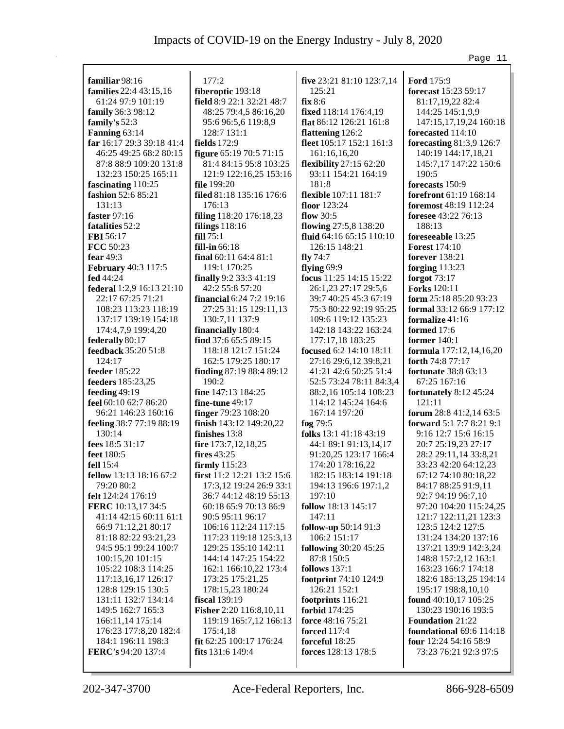**familiar** 98:16
**families** 22:4 43:15,16 61:24 97:9 101:19
**family** 36:3 98:12
**family's** 52:3
**Fanning** 63:14
**far** 16:17 29:3 39:18 41:4 46:25 49:25 68:2 80:15 87:8 88:9 109:20 131:8 132:23 150:25 165:11
**fascinating** 110:25
**fashion** 52:6 85:21 131:13
**faster** 97:16
**fatalities** 52:2
**FBI** 56:17
**FCC** 50:23
**fear** 49:3
**February** 40:3 117:5
**fed** 44:24
**federal** 1:2,9 16:13 21:10 22:17 67:25 71:21 108:23 113:23 118:19 137:17 139:19 154:18 174:4,7,9 199:4,20
**federally** 80:17
**feedback** 35:20 51:8 124:17
**feeder** 185:22
**feeders** 185:23,25
**feeding** 49:19
**feel** 60:10 62:7 86:20 96:21 146:23 160:16
**feeling** 38:7 77:19 88:19 130:14
**fees** 18:5 31:17
**feet** 180:5
**fell** 15:4
**fellow** 13:13 18:16 67:2 79:20 80:2
**felt** 124:24 176:19
**FERC** 10:13,17 34:5 41:14 42:15 60:11 61:1 66:9 71:12,21 80:17 81:18 82:22 93:21,23 94:5 95:1 99:24 100:7 100:15,20 101:15 105:22 108:3 114:25 117:13,16,17 126:17 128:8 129:15 130:5 131:11 132:7 134:14 149:5 162:7 165:3 166:11,14 175:14 176:23 177:8,20 182:4 184:1 196:11 198:3
**FERC's** 94:20 137:4

177:2
**fiberoptic** 193:18
**field** 8:9 22:1 32:21 48:7 48:25 79:4,5 86:16,20 95:6 96:5,6 119:8,9 128:7 131:1
**fields** 172:9
**figure** 65:19 70:5 71:15 81:4 84:15 95:8 103:25 121:9 122:16,25 153:16
**file** 199:20
**filed** 81:18 135:16 176:6 176:13
**filing** 118:20 176:18,23
**filings** 118:16
**fill** 75:1
**fill-in** 66:18
**final** 60:11 64:4 81:1 119:1 170:25
**finally** 9:2 33:3 41:19 42:2 55:8 57:20
**financial** 6:24 7:2 19:16 27:25 31:15 129:11,13 130:7,11 137:9
**financially** 180:4
**find** 37:6 65:5 89:15 118:18 121:7 151:24 162:5 179:25 180:17
**finding** 87:19 88:4 89:12 190:2
**fine** 147:13 184:25
**fine-tune** 49:17
**finger** 79:23 108:20
**finish** 143:12 149:20,22
**finishes** 13:8
**fire** 173:7,12,18,25
**fires** 43:25
**firmly** 115:23
**first** 11:2 12:21 13:2 15:6 17:3,12 19:24 26:9 33:1 36:7 44:12 48:19 55:13 60:18 65:9 70:13 86:9 90:5 95:11 96:17 106:16 112:24 117:15 117:23 119:18 125:3,13 129:25 135:10 142:11 144:14 147:25 154:22 162:1 166:10,22 173:4 173:25 175:21,25 178:15,23 180:24
**fiscal** 139:19
**Fisher** 2:20 116:8,10,11 119:19 165:7,12 166:13 175:4,18
**fit** 62:25 100:17 176:24
**fits** 131:6 149:4

**five** 23:21 81:10 123:7,14 125:21
**fix** 8:6
**fixed** 118:14 176:4,19
**flat** 86:12 126:21 161:8
**flattening** 126:2
**fleet** 105:17 152:1 161:3
**flexibility** 27:15 62:20 93:11 154:21 164:19 181:8
**flexible** 107:11 181:7
**floor** 123:24
**flow** 30:5
**flowing** 27:5,8 138:20
**fluid** 64:16 65:15 110:10 126:15 148:21
**fly** 74:7
**flying** 69:9
**focus** 11:25 14:15 15:22 26:1,23 27:17 29:5,6 39:7 40:25 45:3 67:19 75:3 80:22 92:19 95:25 109:6 119:12 135:23 142:18 143:22 163:24 177:17,18 183:25
**focused** 6:2 14:10 18:11 27:16 29:6,12 39:8,21 41:21 42:6 50:25 51:4 52:5 73:24 78:11 84:3,4 88:2,16 105:14 108:23 114:12 145:24 164:6 167:14 197:20
**fog** 79:5
**folks** 13:1 41:18 43:19 44:1 89:1 91:13,14,17 91:20,25 123:17 166:4 174:20 178:16,22 182:15 183:14 191:18 194:13 196:6 197:1,2 197:10
**follow** 18:13 145:17 147:11
**follow-up** 50:14 91:3 106:2 151:17
**following** 30:20 45:25 87:8 150:5
**follows** 137:1
**footprint** 74:10 124:9 126:21 152:1
**footprints** 116:21
**forbid** 174:25
**force** 48:16 75:21
**forced** 117:4
**forceful** 18:25
**forces** 128:13 178:5

**Ford** 175:9
**forecast** 15:23 59:17 81:17,19,22 82:4 144:25 145:1,9,9 147:15,17,19,24 160:18
**forecasted** 114:10
**forecasting** 81:3,9 126:7 140:19 144:17,18,21 145:7,17 147:22 150:6 190:5
**forecasts** 150:9
**forefront** 61:19 168:14
**foremost** 48:19 112:24
**foresee** 43:22 76:13 188:13
**foreseeable** 13:25
**Forest** 174:10
**forever** 138:21
**forging** 113:23
**forgot** 73:17
**Forks** 120:11
**form** 25:18 85:20 93:23
**formal** 33:12 66:9 177:12
**formalize** 41:16
**formed** 17:6
**former** 140:1
**formula** 177:12,14,16,20
**forth** 74:8 77:17
**fortunate** 38:8 63:13 67:25 167:16
**fortunately** 8:12 45:24 121:11
**forum** 28:8 41:2,14 63:5
**forward** 5:1 7:7 8:21 9:1 9:16 12:7 15:6 16:15 20:7 25:19,23 27:17 28:2 29:11,14 33:8,21 33:23 42:20 64:12,23 67:12 74:10 80:18,22 84:17 88:25 91:9,11 92:7 94:19 96:7,10 97:20 104:20 115:24,25 121:7 122:11,21 123:3 123:5 124:2 127:5 131:24 134:20 137:16 137:21 139:9 142:3,24 148:8 157:2,12 163:1 163:23 166:7 174:18 182:6 185:13,25 194:14 195:17 198:8,10,10
**found** 40:10,17 105:25 130:23 190:16 193:5
**Foundation** 21:22
**foundational** 69:6 114:18
**four** 12:24 54:16 58:9 73:23 76:21 92:3 97:5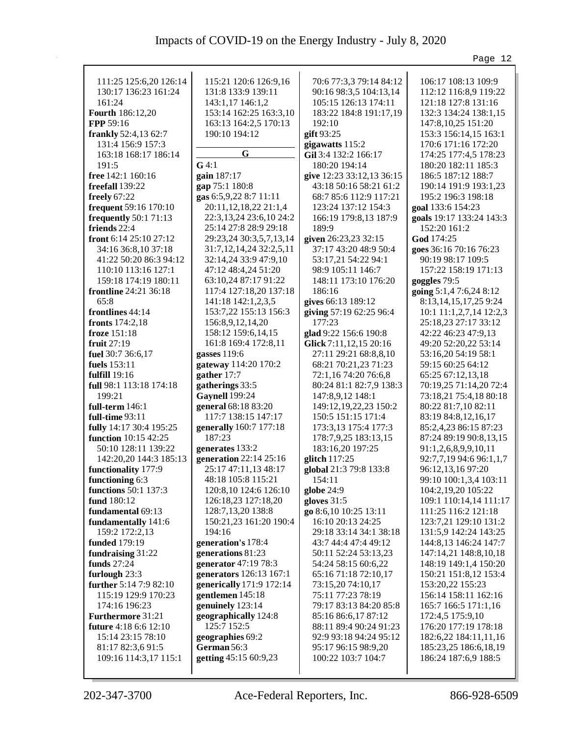111:25 125:6,20 126:14 130:17 136:23 161:24 161:24
**Fourth** 186:12,20
**FPP** 59:16
**frankly** 52:4,13 62:7 131:4 156:9 157:3 163:18 168:17 186:14 191:5
**free** 142:1 160:16
**freefall** 139:22
**freely** 67:22
**frequent** 59:16 170:10
**frequently** 50:1 71:13
**friends** 22:4
**front** 6:14 25:10 27:12 34:16 36:8,10 37:18 41:22 50:20 86:3 94:12 110:10 113:16 127:1 159:18 174:19 180:11
**frontline** 24:21 36:18 65:8
**frontlines** 44:14
**fronts** 174:2,18
**froze** 151:18
**fruit** 27:19
**fuel** 30:7 36:6,17
**fuels** 153:11
**fulfill** 19:16
**full** 98:1 113:18 174:18 199:21
**full-term** 146:1
**full-time** 93:11
**fully** 14:17 30:4 195:25
**function** 10:15 42:25 50:10 128:11 139:22 142:20,20 144:3 185:13
**functionality** 177:9
**functioning** 6:3
**functions** 50:1 137:3
**fund** 180:12
**fundamental** 69:13
**fundamentally** 141:6 159:2 172:2,13
**funded** 179:19
**fundraising** 31:22
**funds** 27:24
**furlough** 23:3
**further** 5:14 7:9 82:10 115:19 129:9 170:23 174:16 196:23
**Furthermore** 31:21
**future** 4:18 6:6 12:10 15:14 23:15 78:10 81:17 82:3,6 91:5 109:16 114:3,17 115:1 115:21 120:6 126:9,16 131:8 133:9 139:11 143:1,17 146:1,2 153:14 162:25 163:3,10 163:13 164:2,5 170:13 190:10 194:12

## G

**G** 4:1
**gain** 187:17
**gap** 75:1 180:8
**gas** 6:5,9,22 8:7 11:11 20:11,12,18,22 21:1,4 22:3,13,24 23:6,10 24:2 25:14 27:8 28:9 29:18 29:23,24 30:3,5,7,13,14 31:7,12,14,24 32:2,5,11 32:14,24 33:9 47:9,10 47:12 48:4,24 51:20 63:10,24 87:17 91:22 117:4 127:18,20 137:18 141:18 142:1,2,3,5 153:7,22 155:13 156:3 156:8,9,12,14,20 158:12 159:6,14,15 161:8 169:4 172:8,11
**gasses** 119:6
**gateway** 114:20 170:2
**gather** 17:7
**gatherings** 33:5
**Gaynell** 199:24
**general** 68:18 83:20 117:7 138:15 147:17
**generally** 160:7 177:18 187:23
**generates** 133:2
**generation** 22:14 25:16 25:17 47:11,13 48:17 48:18 105:8 115:21 120:8,10 124:6 126:10 126:18,23 127:18,20 128:7,13,20 138:8 150:21,23 161:20 190:4 194:16
**generation's** 178:4
**generations** 81:23
**generator** 47:19 78:3
**generators** 126:13 167:1
**generically** 171:9 172:14
**gentlemen** 145:18
**genuinely** 123:14
**geographically** 124:8 125:7 152:5
**geographies** 69:2
**German** 56:3
**getting** 45:15 60:9,23 70:6 77:3,3 79:14 84:12 90:16 98:3,5 104:13,14 105:15 126:13 174:11 183:22 184:8 191:17,19 192:10
**gift** 93:25
**gigawatts** 115:2
**Gil** 3:4 132:2 166:17 180:20 194:14
**give** 12:23 33:12,13 36:15 43:18 50:16 58:21 61:2 68:7 85:6 112:9 117:21 123:24 137:12 154:3 166:19 179:8,13 187:9 189:9
**given** 26:23,23 32:15 37:17 43:20 48:9 50:4 53:17,21 54:22 94:1 98:9 105:11 146:7 148:11 173:10 176:20 186:16
**gives** 66:13 189:12
**giving** 57:19 62:25 96:4 177:23
**glad** 9:22 156:6 190:8
**Glick** 7:11,12,15 20:16 27:11 29:21 68:8,8,10 68:21 70:21,23 71:23 72:1,16 74:20 76:6,8 80:24 81:1 82:7,9 138:3 147:8,9,12 148:1 149:12,19,22,23 150:2 150:5 151:15 171:4 173:3,13 175:4 177:3 178:7,9,25 183:13,15 183:16,20 197:25
**glitch** 117:25
**global** 21:3 79:8 133:8 154:11
**globe** 24:9
**gloves** 31:5
**go** 8:6,10 10:25 13:11 16:10 20:13 24:25 29:18 33:14 34:1 38:18 43:7 44:4 47:4 49:12 50:11 52:24 53:13,23 54:24 58:15 60:6,22 65:16 71:18 72:10,17 73:15,20 74:10,17 75:11 77:23 78:19 79:17 83:13 84:20 85:8 85:16 86:6,17 87:12 88:11 89:4 90:24 91:23 92:9 93:18 94:24 95:12 95:17 96:15 98:9,20 100:22 103:7 104:7 106:17 108:13 109:9 112:12 116:8,9 119:22 121:18 127:8 131:16 132:3 134:24 138:1,15 147:8,10,25 151:20 153:3 156:14,15 163:1 170:6 171:16 172:20 174:25 177:4,5 178:23 180:20 182:11 185:3 186:5 187:12 188:7 190:14 191:9 193:1,23 195:2 196:3 198:18
**goal** 133:6 154:23
**goals** 19:17 133:24 143:3 152:20 161:2
**God** 174:25
**goes** 36:16 70:16 76:23 90:19 98:17 109:5 157:22 158:19 171:13
**goggles** 79:5
**going** 5:1,4 7:6,24 8:12 8:13,14,15,17,25 9:24 10:1 11:1,2,7,14 12:2,3 25:18,23 27:17 33:12 42:22 46:23 47:9,13 49:20 52:20,22 53:14 53:16,20 54:19 58:1 59:15 60:25 64:12 65:25 67:12,13,18 70:19,25 71:14,20 72:4 73:18,21 75:4,18 80:18 80:22 81:7,10 82:11 83:19 84:8,12,16,17 85:2,4,23 86:15 87:23 87:24 89:19 90:8,13,15 91:1,2,6,8,9,9,10,11 92:7,7,19 94:6 96:1,1,7 96:12,13,16 97:20 99:10 100:1,3,4 103:11 104:2,19,20 105:22 109:1 110:14,14 111:17 111:25 116:2 121:18 123:7,21 129:10 131:2 131:5,9 142:24 143:25 144:8,13 146:24 147:7 147:14,21 148:8,10,18 148:19 149:1,4 150:20 150:21 151:8,12 153:4 153:20,22 155:23 156:14 158:11 162:16 165:7 166:5 171:1,16 172:4,5 175:9,10 176:20 177:19 178:18 182:6,22 184:11,11,16 185:23,25 186:6,18,19 186:24 187:6,9 188:5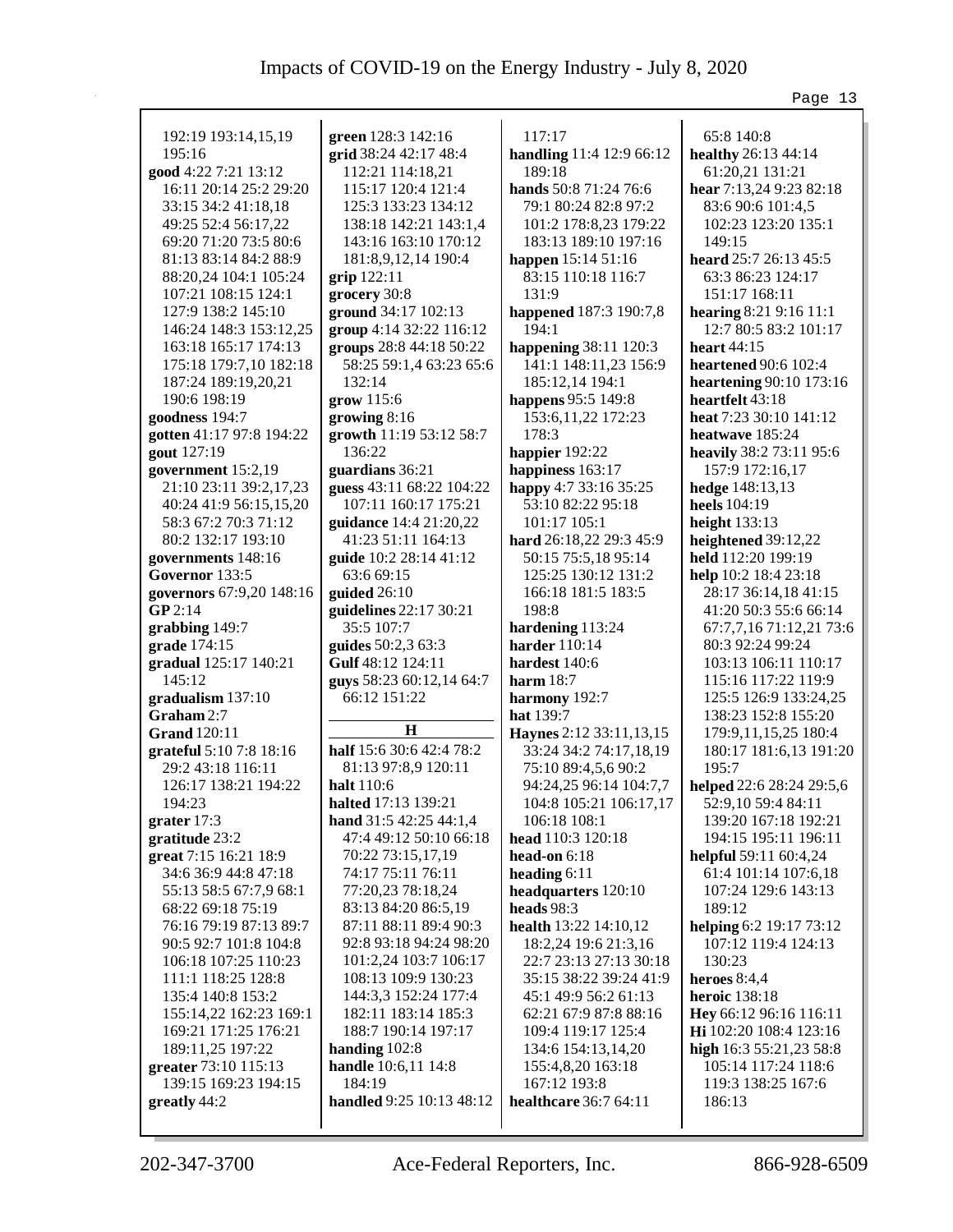192:19 193:14,15,19 195:16
**good** 4:22 7:21 13:12 16:11 20:14 25:2 29:20 33:15 34:2 41:18,18 49:25 52:4 56:17,22 69:20 71:20 73:5 80:6 81:13 83:14 84:2 88:9 88:20,24 104:1 105:24 107:21 108:15 124:1 127:9 138:2 145:10 146:24 148:3 153:12,25 163:18 165:17 174:13 175:18 179:7,10 182:18 187:24 189:19,20,21 190:6 198:19
**goodness** 194:7
**gotten** 41:17 97:8 194:22
**gout** 127:19
**government** 15:2,19 21:10 23:11 39:2,17,23 40:24 41:9 56:15,15,20 58:3 67:2 70:3 71:12 80:2 132:17 193:10
**governments** 148:16
**Governor** 133:5
**governors** 67:9,20 148:16
**GP** 2:14
**grabbing** 149:7
**grade** 174:15
**gradual** 125:17 140:21 145:12
**gradualism** 137:10
**Graham** 2:7
**Grand** 120:11
**grateful** 5:10 7:8 18:16 29:2 43:18 116:11 126:17 138:21 194:22 194:23
**grater** 17:3
**gratitude** 23:2
**great** 7:15 16:21 18:9 34:6 36:9 44:8 47:18 55:13 58:5 67:7,9 68:1 68:22 69:18 75:19 76:16 79:19 87:13 89:7 90:5 92:7 101:8 104:8 106:18 107:25 110:23 111:1 118:25 128:8 135:4 140:8 153:2 155:14,22 162:23 169:1 169:21 171:25 176:21 189:11,25 197:22
**greater** 73:10 115:13 139:15 169:23 194:15
**greatly** 44:2
**green** 128:3 142:16
**grid** 38:24 42:17 48:4 112:21 114:18,21 115:17 120:4 121:4 125:3 133:23 134:12 138:18 142:21 143:1,4 143:16 163:10 170:12 181:8,9,12,14 190:4
**grip** 122:11
**grocery** 30:8
**ground** 34:17 102:13
**group** 4:14 32:22 116:12
**groups** 28:8 44:18 50:22 58:25 59:1,4 63:23 65:6 132:14
**grow** 115:6
**growing** 8:16
**growth** 11:19 53:12 58:7 136:22
**guardians** 36:21
**guess** 43:11 68:22 104:22 107:11 160:17 175:21
**guidance** 14:4 21:20,22 41:23 51:11 164:13
**guide** 10:2 28:14 41:12 63:6 69:15
**guided** 26:10
**guidelines** 22:17 30:21 35:5 107:7
**guides** 50:2,3 63:3
**Gulf** 48:12 124:11
**guys** 58:23 60:12,14 64:7 66:12 151:22

## H

**half** 15:6 30:6 42:4 78:2 81:13 97:8,9 120:11
**halt** 110:6
**halted** 17:13 139:21
**hand** 31:5 42:25 44:1,4 47:4 49:12 50:10 66:18 70:22 73:15,17,19 74:17 75:11 76:11 77:20,23 78:18,24 83:13 84:20 86:5,19 87:11 88:11 89:4 90:3 92:8 93:18 94:24 98:20 101:2,24 103:7 106:17 108:13 109:9 130:23 144:3,3 152:24 177:4 182:11 183:14 185:3 188:7 190:14 197:17
**handing** 102:8
**handle** 10:6,11 14:8 184:19
**handled** 9:25 10:13 48:12 117:17
**handling** 11:4 12:9 66:12 189:18
**hands** 50:8 71:24 76:6 79:1 80:24 82:8 97:2 101:2 178:8,23 179:22 183:13 189:10 197:16
**happen** 15:14 51:16 83:15 110:18 116:7 131:9
**happened** 187:3 190:7,8 194:1
**happening** 38:11 120:3 141:1 148:11,23 156:9 185:12,14 194:1
**happens** 95:5 149:8 153:6,11,22 172:23 178:3
**happier** 192:22
**happiness** 163:17
**happy** 4:7 33:16 35:25 53:10 82:22 95:18 101:17 105:1
**hard** 26:18,22 29:3 45:9 50:15 75:5,18 95:14 125:25 130:12 131:2 166:18 181:5 183:5 198:8
**hardening** 113:24
**harder** 110:14
**hardest** 140:6
**harm** 18:7
**harmony** 192:7
**hat** 139:7
**Haynes** 2:12 33:11,13,15 33:24 34:2 74:17,18,19 75:10 89:4,5,6 90:2 94:24,25 96:14 104:7,7 104:8 105:21 106:17,17 106:18 108:1
**head** 110:3 120:18
**head-on** 6:18
**heading** 6:11
**headquarters** 120:10
**heads** 98:3
**health** 13:22 14:10,12 18:2,24 19:6 21:3,16 22:7 23:13 27:13 30:18 35:15 38:22 39:24 41:9 45:1 49:9 56:2 61:13 62:21 67:9 87:8 88:16 109:4 119:17 125:4 134:6 154:13,14,20 155:4,8,20 163:18 167:12 193:8
**healthcare** 36:7 64:11 65:8 140:8
**healthy** 26:13 44:14 61:20,21 131:21
**hear** 7:13,24 9:23 82:18 83:6 90:6 101:4,5 102:23 123:20 135:1 149:15
**heard** 25:7 26:13 45:5 63:3 86:23 124:17 151:17 168:11
**hearing** 8:21 9:16 11:1 12:7 80:5 83:2 101:17
**heart** 44:15
**heartened** 90:6 102:4
**heartening** 90:10 173:16
**heartfelt** 43:18
**heat** 7:23 30:10 141:12
**heatwave** 185:24
**heavily** 38:2 73:11 95:6 157:9 172:16,17
**hedge** 148:13,13
**heels** 104:19
**height** 133:13
**heightened** 39:12,22
**held** 112:20 199:19
**help** 10:2 18:4 23:18 28:17 36:14,18 41:15 41:20 50:3 55:6 66:14 67:7,7,16 71:12,21 73:6 80:3 92:24 99:24 103:13 106:11 110:17 115:16 117:22 119:9 125:5 126:9 133:24,25 138:23 152:8 155:20 179:9,11,15,25 180:4 180:17 181:6,13 191:20 195:7
**helped** 22:6 28:24 29:5,6 52:9,10 59:4 84:11 139:20 167:18 192:21 194:15 195:11 196:11
**helpful** 59:11 60:4,24 61:4 101:14 107:6,18 107:24 129:6 143:13 189:12
**helping** 6:2 19:17 73:12 107:12 119:4 124:13 130:23
**heroes** 8:4,4
**heroic** 138:18
**Hey** 66:12 96:16 116:11
**Hi** 102:20 108:4 123:16
**high** 16:3 55:21,23 58:8 105:14 117:24 118:6 119:3 138:25 167:6 186:13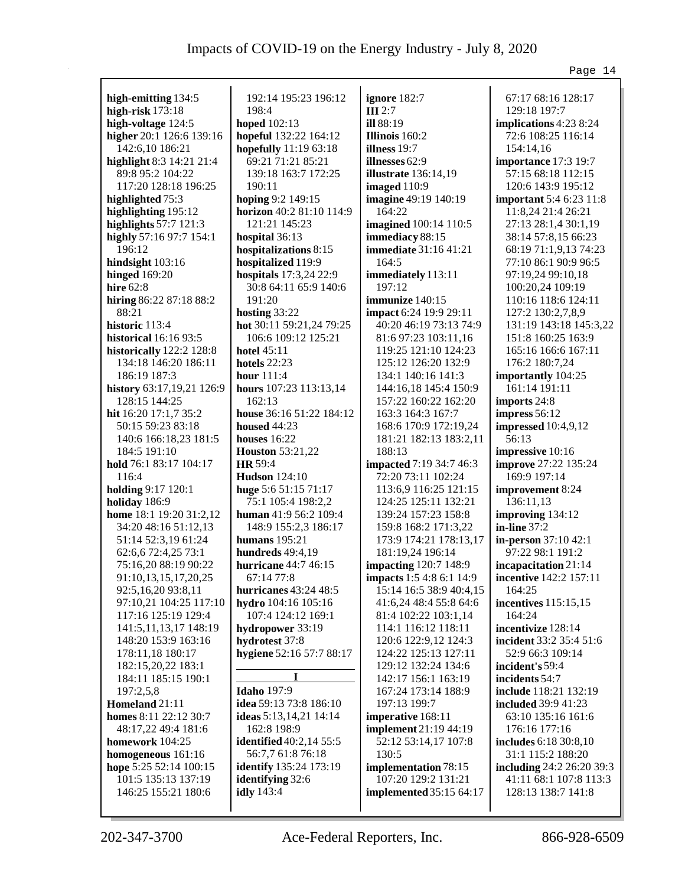**high-emitting** 134:5
**high-risk** 173:18
**high-voltage** 124:5
**higher** 20:1 126:6 139:16 142:6,10 186:21
**highlight** 8:3 14:21 21:4 89:8 95:2 104:22 117:20 128:18 196:25
**highlighted** 75:3
**highlighting** 195:12
**highlights** 57:7 121:3
**highly** 57:16 97:7 154:1 196:12
**hindsight** 103:16
**hinged** 169:20
**hire** 62:8
**hiring** 86:22 87:18 88:2 88:21
**historic** 113:4
**historical** 16:16 93:5
**historically** 122:2 128:8 134:18 146:20 186:11 186:19 187:3
**history** 63:17,19,21 126:9 128:15 144:25
**hit** 16:20 17:1,7 35:2 50:15 59:23 83:18 140:6 166:18,23 181:5 184:5 191:10
**hold** 76:1 83:17 104:17 116:4
**holding** 9:17 120:1
**holiday** 186:9
**home** 18:1 19:20 31:2,12 34:20 48:16 51:12,13 51:14 52:3,19 61:24 62:6,6 72:4,25 73:1 75:16,20 88:19 90:22 91:10,13,15,17,20,25 92:5,16,20 93:8,11 97:10,21 104:25 117:10 117:16 125:19 129:4 141:5,11,13,17 148:19 148:20 153:9 163:16 178:11,18 180:17 182:15,20,22 183:1 184:11 185:15 190:1 197:2,5,8
**Homeland** 21:11
**homes** 8:11 22:12 30:7 48:17,22 49:4 181:6
**homework** 104:25
**homogeneous** 161:16
**hope** 5:25 52:14 100:15 101:5 135:13 137:19 146:25 155:21 180:6 192:14 195:23 196:12 198:4
**hoped** 102:13
**hopeful** 132:22 164:12
**hopefully** 11:19 63:18 69:21 71:21 85:21 139:18 163:7 172:25 190:11
**hoping** 9:2 149:15
**horizon** 40:2 81:10 114:9 121:21 145:23
**hospital** 36:13
**hospitalizations** 8:15
**hospitalized** 119:9
**hospitals** 17:3,24 22:9 30:8 64:11 65:9 140:6 191:20
**hosting** 33:22
**hot** 30:11 59:21,24 79:25 106:6 109:12 125:21
**hotel** 45:11
**hotels** 22:23
**hour** 111:4
**hours** 107:23 113:13,14 162:13
**house** 36:16 51:22 184:12
**housed** 44:23
**houses** 16:22
**Houston** 53:21,22
**HR** 59:4
**Hudson** 124:10
**huge** 5:6 51:15 71:17 75:1 105:4 198:2,2
**human** 41:9 56:2 109:4 148:9 155:2,3 186:17
**humans** 195:21
**hundreds** 49:4,19
**hurricane** 44:7 46:15 67:14 77:8
**hurricanes** 43:24 48:5
**hydro** 104:16 105:16 107:4 124:12 169:1
**hydropower** 33:19
**hydrotest** 37:8
**hygiene** 52:16 57:7 88:17

**I**

**Idaho** 197:9
**idea** 59:13 73:8 186:10
**ideas** 5:13,14,21 14:14 162:8 198:9
**identified** 40:2,14 55:5 56:7,7 61:8 76:18
**identify** 135:24 173:19
**identifying** 32:6
**idly** 143:4
**ignore** 182:7
**III** 2:7
**ill** 88:19
**Illinois** 160:2
**illness** 19:7
**illnesses** 62:9
**illustrate** 136:14,19
**imaged** 110:9
**imagine** 49:19 140:19 164:22
**imagined** 100:14 110:5
**immediacy** 88:15
**immediate** 31:16 41:21 164:5
**immediately** 113:11 197:12
**immunize** 140:15
**impact** 6:24 19:9 29:11 40:20 46:19 73:13 74:9 81:6 97:23 103:11,16 119:25 121:10 124:23 125:12 126:20 132:9 134:1 140:16 141:3 144:16,18 145:4 150:9 157:22 160:22 162:20 163:3 164:3 167:7 168:6 170:9 172:19,24 181:21 182:13 183:2,11 188:13
**impacted** 7:19 34:7 46:3 72:20 73:11 102:24 113:6,9 116:25 121:15 124:25 125:11 132:21 139:24 157:23 158:8 159:8 168:2 171:3,22 173:9 174:21 178:13,17 181:19,24 196:14
**impacting** 120:7 148:9
**impacts** 1:5 4:8 6:1 14:9 15:14 16:5 38:9 40:4,15 41:6,24 48:4 55:8 64:6 81:4 102:22 103:1,14 114:1 116:12 118:11 120:6 122:9,12 124:3 124:22 125:13 127:11 129:12 132:24 134:6 142:17 156:1 163:19 167:24 173:14 188:9 197:13 199:7
**imperative** 168:11
**implement** 21:19 44:19 52:12 53:14,17 107:8 130:5
**implementation** 78:15 107:20 129:2 131:21
**implemented** 35:15 64:17 67:17 68:16 128:17 129:18 197:7
**implications** 4:23 8:24 72:6 108:25 116:14 154:14,16
**importance** 17:3 19:7 57:15 68:18 112:15 120:6 143:9 195:12
**important** 5:4 6:23 11:8 11:8,24 21:4 26:21 27:13 28:1,4 30:1,19 38:14 57:8,15 66:23 68:19 71:1,9,13 74:23 77:10 86:1 90:9 96:5 97:19,24 99:10,18 100:20,24 109:19 110:16 118:6 124:11 127:2 130:2,7,8,9 131:19 143:18 145:3,22 151:8 160:25 163:9 165:16 166:6 167:11 176:2 180:7,24
**importantly** 104:25 161:14 191:11
**imports** 24:8
**impress** 56:12
**impressed** 10:4,9,12 56:13
**impressive** 10:16
**improve** 27:22 135:24 169:9 197:14
**improvement** 8:24 136:11,13
**improving** 134:12
**in-line** 37:2
**in-person** 37:10 42:1 97:22 98:1 191:2
**incapacitation** 21:14
**incentive** 142:2 157:11 164:25
**incentives** 115:15,15 164:24
**incentivize** 128:14
**incident** 33:2 35:4 51:6 52:9 66:3 109:14
**incident's** 59:4
**incidents** 54:7
**include** 118:21 132:19
**included** 39:9 41:23 63:10 135:16 161:6 176:16 177:16
**includes** 6:18 30:8,10 31:1 115:2 188:20
**including** 24:2 26:20 39:3 41:11 68:1 107:8 113:3 128:13 138:7 141:8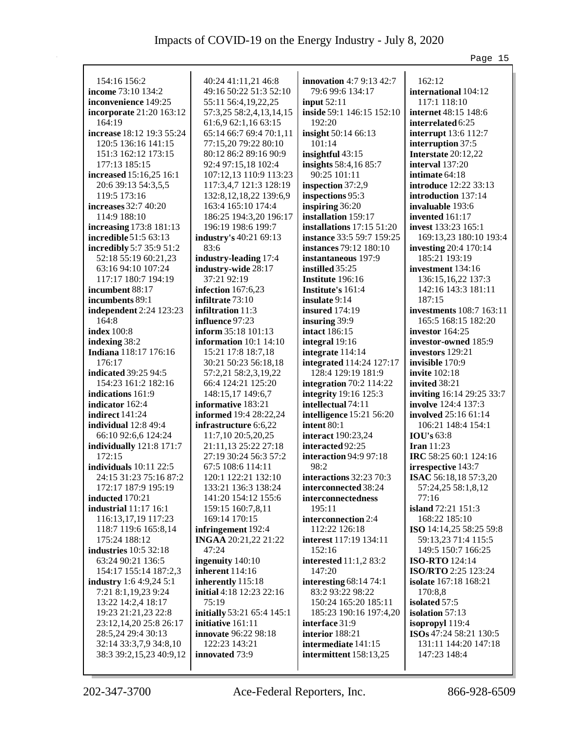154:16 156:2
**income** 73:10 134:2
**inconvenience** 149:25
**incorporate** 21:20 163:12 164:19
**increase** 18:12 19:3 55:24 120:5 136:16 141:15 151:3 162:12 173:15 177:13 185:15
**increased** 15:16,25 16:1 20:6 39:13 54:3,5,5 119:5 173:16
**increases** 32:7 40:20 114:9 188:10
**increasing** 173:8 181:13
**incredible** 51:5 63:13
**incredibly** 5:7 35:9 51:2 52:18 55:19 60:21,23 63:16 94:10 107:24 117:17 180:7 194:19
**incumbent** 88:17
**incumbents** 89:1
**independent** 2:24 123:23 164:8
**index** 100:8
**indexing** 38:2
**Indiana** 118:17 176:16 176:17
**indicated** 39:25 94:5 154:23 161:2 182:16
**indications** 161:9
**indicator** 162:4
**indirect** 141:24
**individual** 12:8 49:4 66:10 92:6,6 124:24
**individually** 121:8 171:7 172:15
**individuals** 10:11 22:5 24:15 31:23 75:16 87:2 172:17 187:9 195:19
**inducted** 170:21
**industrial** 11:17 16:1 116:13,17,19 117:23 118:7 119:6 165:8,14 175:24 188:12
**industries** 10:5 32:18 63:24 90:21 136:5 154:17 155:14 187:2,3
**industry** 1:6 4:9,24 5:1 7:21 8:1,19,23 9:24 13:22 14:2,4 18:17 19:23 21:21,23 22:8 23:12,14,20 25:8 26:17 28:5,24 29:4 30:13 32:14 33:3,7,9 34:8,10 38:3 39:2,15,23 40:9,12 40:24 41:11,21 46:8 49:16 50:22 51:3 52:10 55:11 56:4,19,22,25 57:3,25 58:2,4,13,14,15 61:6,9 62:1,16 63:15 65:14 66:7 69:4 70:1,11 77:15,20 79:22 80:10 80:12 86:2 89:16 90:9 92:4 97:15,18 102:4 107:12,13 110:9 113:23 117:3,4,7 121:3 128:19 132:8,12,18,22 139:6,9 163:4 165:10 174:4 186:25 194:3,20 196:17 196:19 198:6 199:7
**industry's** 40:21 69:13 83:6
**industry-leading** 17:4
**industry-wide** 28:17 37:21 92:19
**infection** 167:6,23
**infiltrate** 73:10
**infiltration** 11:3
**influence** 97:23
**inform** 35:18 101:13
**information** 10:1 14:10 15:21 17:8 18:7,18 30:21 50:23 56:18,18 57:2,21 58:2,3,19,22 66:4 124:21 125:20 148:15,17 149:6,7
**informative** 183:21
**informed** 19:4 28:22,24
**infrastructure** 6:6,22 11:7,10 20:5,20,25 21:11,13 25:22 27:18 27:19 30:24 56:3 57:2 67:5 108:6 114:11 120:1 122:21 132:10 133:21 136:3 138:24 141:20 154:12 155:6 159:15 160:7,8,11 169:14 170:15
**infringement** 192:4
**INGAA** 20:21,22 21:22 47:24
**ingenuity** 140:10
**inherent** 114:16
**inherently** 115:18
**initial** 4:18 12:23 22:16 75:19
**initially** 53:21 65:4 145:1
**initiative** 161:11
**innovate** 96:22 98:18 122:23 143:21
**innovated** 73:9
**innovation** 4:7 9:13 42:7 79:6 99:6 134:17
**input** 52:11
**inside** 59:1 146:15 152:10 192:20
**insight** 50:14 66:13 101:14
**insightful** 43:15
**insights** 58:4,16 85:7 90:25 101:11
**inspection** 37:2,9
**inspections** 95:3
**inspiring** 36:20
**installation** 159:17
**installations** 17:15 51:20
**instance** 33:5 59:7 159:25
**instances** 79:12 180:10
**instantaneous** 197:9
**instilled** 35:25
**Institute** 196:16
**Institute's** 161:4
**insulate** 9:14
**insured** 174:19
**insuring** 39:9
**intact** 186:15
**integral** 19:16
**integrate** 114:14
**integrated** 114:24 127:17 128:4 129:19 181:9
**integration** 70:2 114:22
**integrity** 19:16 125:3
**intellectual** 74:11
**intelligence** 15:21 56:20
**intent** 80:1
**interact** 190:23,24
**interacted** 92:25
**interaction** 94:9 97:18 98:2
**interactions** 32:23 70:3
**interconnected** 38:24
**interconnectedness** 195:11
**interconnection** 2:4 112:22 126:18
**interest** 117:19 134:11 152:16
**interested** 11:1,2 83:2 147:20
**interesting** 68:14 74:1 83:2 93:22 98:22 150:24 165:20 185:11 185:23 190:16 197:4,20
**interface** 31:9
**interior** 188:21
**intermediate** 141:15
**intermittent** 158:13,25
162:12
**international** 104:12 117:1 118:10
**internet** 48:15 148:6
**interrelated** 6:25
**interrupt** 13:6 112:7
**interruption** 37:5
**Interstate** 20:12,22
**interval** 137:20
**intimate** 64:18
**introduce** 12:22 33:13
**introduction** 137:14
**invaluable** 193:6
**invented** 161:17
**invest** 133:23 165:1 169:13,23 180:10 193:4
**investing** 20:4 170:14 185:21 193:19
**investment** 134:16 136:15,16,22 137:3 142:16 143:3 181:11 187:15
**investments** 108:7 163:11 165:5 168:15 182:20
**investor** 164:25
**investor-owned** 185:9
**investors** 129:21
**invisible** 170:9
**invite** 102:18
**invited** 38:21
**inviting** 16:14 29:25 33:7
**involve** 124:4 137:3
**involved** 25:16 61:14 106:21 148:4 154:1
**IOU's** 63:8
**Iran** 11:23
**IRC** 58:25 60:1 124:16
**irrespective** 143:7
**ISAC** 56:18,18 57:3,20 57:24,25 58:1,8,12 77:16
**island** 72:21 151:3 168:22 185:10
**ISO** 14:14,25 58:25 59:8 59:13,23 71:4 115:5 149:5 150:7 166:25
**ISO-RTO** 124:14
**ISO/RTO** 2:25 123:24
**isolate** 167:18 168:21 170:8,8
**isolated** 57:5
**isolation** 57:13
**isopropyl** 119:4
**ISOs** 47:24 58:21 130:5 131:11 144:20 147:18 147:23 148:4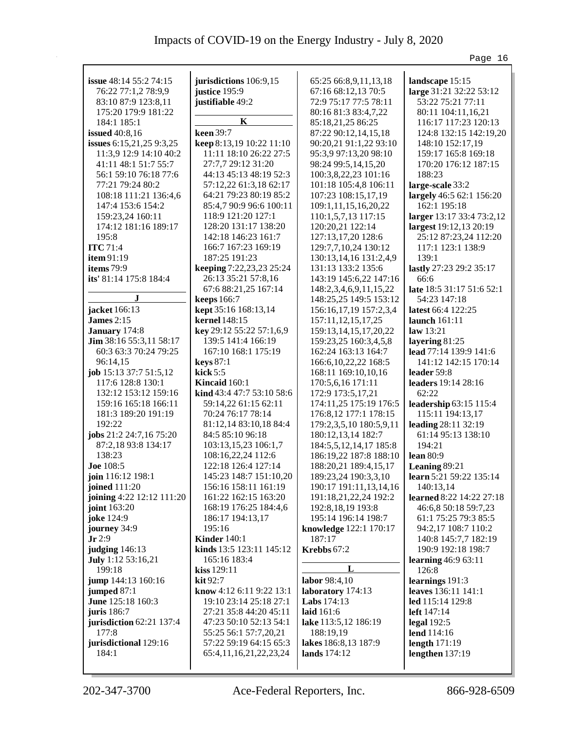**issue** 48:14 55:2 74:15 76:22 77:1,2 78:9,9 83:10 87:9 123:8,11 175:20 179:9 181:22 184:1 185:1
**issued** 40:8,16
**issues** 6:15,21,25 9:3,25 11:3,9 12:9 14:10 40:2 41:11 48:1 51:7 55:7 56:1 59:10 76:18 77:6 77:21 79:24 80:2 108:18 111:21 136:4,6 147:4 153:6 154:2 159:23,24 160:11 174:12 181:16 189:17 195:8
**ITC** 71:4
**item** 91:19
**items** 79:9
**its'** 81:14 175:8 184:4

**J**

**jacket** 166:13
**James** 2:15
**January** 174:8
**Jim** 38:16 55:3,11 58:17 60:3 63:3 70:24 79:25 96:14,15
**job** 15:13 37:7 51:5,12 117:6 128:8 130:1 132:12 153:12 159:16 159:16 165:18 166:11 181:3 189:20 191:19 192:22
**jobs** 21:2 24:7,16 75:20 87:2,18 93:8 134:17 138:23
**Joe** 108:5
**join** 116:12 198:1
**joined** 111:20
**joining** 4:22 12:12 111:20
**joint** 163:20
**joke** 124:9
**journey** 34:9
**Jr** 2:9
**judging** 146:13
**July** 1:12 53:16,21 199:18
**jump** 144:13 160:16
**jumped** 87:1
**June** 125:18 160:3
**juris** 186:7
**jurisdiction** 62:21 137:4 177:8
**jurisdictional** 129:16 184:1
**jurisdictions** 106:9,15
**justice** 195:9
**justifiable** 49:2

**K**

**keen** 39:7
**keep** 8:13,19 10:22 11:10 11:11 18:10 26:22 27:5 27:7,7 29:12 31:20 44:13 45:13 48:19 52:3 57:12,22 61:3,18 62:17 64:21 79:23 80:19 85:2 85:4,7 90:9 96:6 100:11 118:9 121:20 127:1 128:20 131:17 138:20 142:18 146:23 161:7 166:7 167:23 169:19 187:25 191:23
**keeping** 7:22,23,23 25:24 26:13 35:21 57:8,16 67:6 88:21,25 167:14
**keeps** 166:7
**kept** 35:16 168:13,14
**kernel** 148:15
**key** 29:12 55:22 57:1,6,9 139:5 141:4 166:19 167:10 168:1 175:19
**keys** 87:1
**kick** 5:5
**Kincaid** 160:1
**kind** 43:4 47:7 53:10 58:6 59:14,22 61:15 62:11 70:24 76:17 78:14 81:12,14 83:10,18 84:4 84:5 85:10 96:18 103:13,15,23 106:1,7 108:16,22,24 112:6 122:18 126:4 127:14 145:23 148:7 151:10,20 156:16 158:11 161:19 161:22 162:15 163:20 168:19 176:25 184:4,6 186:17 194:13,17 195:16
**Kinder** 140:1
**kinds** 13:5 123:11 145:12 165:16 183:4
**kiss** 129:11
**kit** 92:7
**know** 4:12 6:11 9:22 13:1 19:10 23:14 25:18 27:1 27:21 35:8 44:20 45:11 47:23 50:10 52:13 54:1 55:25 56:1 57:7,20,21 57:22 59:19 64:15 65:3 65:4,11,16,21,22,23,24 65:25 66:8,9,11,13,18 67:16 68:12,13 70:5 72:9 75:17 77:5 78:11 80:16 81:3 83:4,7,22 85:18,21,25 86:25 87:22 90:12,14,15,18 90:20,21 91:1,22 93:10 95:3,9 97:13,20 98:10 98:24 99:5,14,15,20 100:3,8,22,23 101:16 101:18 105:4,8 106:11 107:23 108:15,17,19 109:1,11,15,16,20,22 110:1,5,7,13 117:15 120:20,21 122:14 127:13,17,20 128:6 129:7,7,10,24 130:12 130:13,14,16 131:2,4,9 131:13 133:2 135:6 143:19 145:6,22 147:16 148:2,3,4,6,9,11,15,22 148:25,25 149:5 153:12 156:16,17,19 157:2,3,4 157:11,12,15,17,25 159:13,14,15,17,20,22 159:23,25 160:3,4,5,8 162:24 163:13 164:7 166:6,10,22,22 168:5 168:11 169:10,10,16 170:5,6,16 171:11 172:9 173:5,17,21 174:11,25 175:19 176:5 176:8,12 177:1 178:15 179:2,3,5,10 180:5,9,11 180:12,13,14 182:7 184:5,5,12,14,17 185:8 186:19,22 187:8 188:10 188:20,21 189:4,15,17 189:23,24 190:3,3,10 190:17 191:11,13,14,16 191:18,21,22,24 192:2 192:8,18,19 193:8 195:14 196:14 198:7
**knowledge** 122:1 170:17 187:17
**Krebbs** 67:2

**L**

**labor** 98:4,10
**laboratory** 174:13
**Labs** 174:13
**laid** 161:6
**lake** 113:5,12 186:19 188:19,19
**lakes** 186:8,13 187:9
**lands** 174:12
**landscape** 15:15
**large** 31:21 32:22 53:12 53:22 75:21 77:11 80:11 104:11,16,21 116:17 117:23 120:13 124:8 132:15 142:19,20 148:10 152:17,19 159:17 165:8 169:18 170:20 176:12 187:15 188:23
**large-scale** 33:2
**largely** 46:5 62:1 156:20 162:1 195:18
**larger** 13:17 33:4 73:2,12
**largest** 19:12,13 20:19 25:12 87:23,24 112:20 117:1 123:1 138:9 139:1
**lastly** 27:23 29:2 35:17 66:6
**late** 18:5 31:17 51:6 52:1 54:23 147:18
**latest** 66:4 122:25
**launch** 161:11
**law** 13:21
**layering** 81:25
**lead** 77:14 139:9 141:6 141:12 142:15 170:14
**leader** 59:8
**leaders** 19:14 28:16 62:22
**leadership** 63:15 115:4 115:11 194:13,17
**leading** 28:11 32:19 61:14 95:13 138:10 194:21
**lean** 80:9
**Leaning** 89:21
**learn** 5:21 59:22 135:14 140:13,14
**learned** 8:22 14:22 27:18 46:6,8 50:18 59:7,23 61:1 75:25 79:3 85:5 94:2,17 108:7 110:2 140:8 145:7,7 182:19 190:9 192:18 198:7
**learning** 46:9 63:11 126:8
**learnings** 191:3
**leaves** 136:11 141:1
**led** 115:14 129:8
**left** 147:14
**legal** 192:5
**lend** 114:16
**length** 171:19
**lengthen** 137:19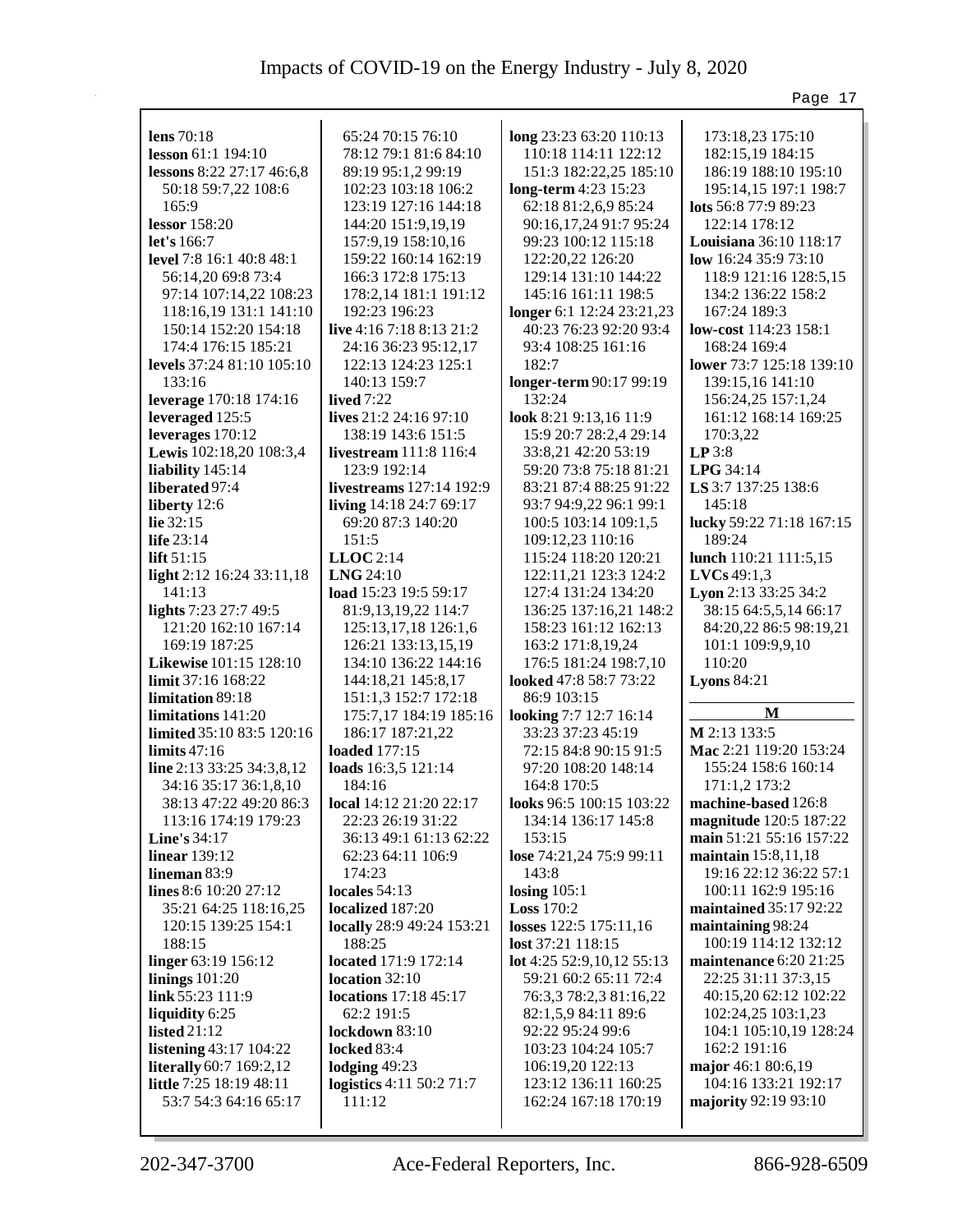**lens** 70:18
**lesson** 61:1 194:10
**lessons** 8:22 27:17 46:6,8 50:18 59:7,22 108:6 165:9
**lessor** 158:20
**let's** 166:7
**level** 7:8 16:1 40:8 48:1 56:14,20 69:8 73:4 97:14 107:14,22 108:23 118:16,19 131:1 141:10 150:14 152:20 154:18 174:4 176:15 185:21
**levels** 37:24 81:10 105:10 133:16
**leverage** 170:18 174:16
**leveraged** 125:5
**leverages** 170:12
**Lewis** 102:18,20 108:3,4
**liability** 145:14
**liberated** 97:4
**liberty** 12:6
**lie** 32:15
**life** 23:14
**lift** 51:15
**light** 2:12 16:24 33:11,18 141:13
**lights** 7:23 27:7 49:5 121:20 162:10 167:14 169:19 187:25
**Likewise** 101:15 128:10
**limit** 37:16 168:22
**limitation** 89:18
**limitations** 141:20
**limited** 35:10 83:5 120:16
**limits** 47:16
**line** 2:13 33:25 34:3,8,12 34:16 35:17 36:1,8,10 38:13 47:22 49:20 86:3 113:16 174:19 179:23
**Line's** 34:17
**linear** 139:12
**lineman** 83:9
**lines** 8:6 10:20 27:12 35:21 64:25 118:16,25 120:15 139:25 154:1 188:15
**linger** 63:19 156:12
**linings** 101:20
**link** 55:23 111:9
**liquidity** 6:25
**listed** 21:12
**listening** 43:17 104:22
**literally** 60:7 169:2,12
**little** 7:25 18:19 48:11 53:7 54:3 64:16 65:17 65:24 70:15 76:10 78:12 79:1 81:6 84:10 89:19 95:1,2 99:19 102:23 103:18 106:2 123:19 127:16 144:18 144:20 151:9,19,19 157:9,19 158:10,16 159:22 160:14 162:19 166:3 172:8 175:13 178:2,14 181:1 191:12 192:23 196:23
**live** 4:16 7:18 8:13 21:2 24:16 36:23 95:12,17 122:13 124:23 125:1 140:13 159:7
**lived** 7:22
**lives** 21:2 24:16 97:10 138:19 143:6 151:5
**livestream** 111:8 116:4 123:9 192:14
**livestreams** 127:14 192:9
**living** 14:18 24:7 69:17 69:20 87:3 140:20 151:5
**LLOC** 2:14
**LNG** 24:10
**load** 15:23 19:5 59:17 81:9,13,19,22 114:7 125:13,17,18 126:1,6 126:21 133:13,15,19 134:10 136:22 144:16 144:18,21 145:8,17 151:1,3 152:7 172:18 175:7,17 184:19 185:16 186:17 187:21,22
**loaded** 177:15
**loads** 16:3,5 121:14 184:16
**local** 14:12 21:20 22:17 22:23 26:19 31:22 36:13 49:1 61:13 62:22 62:23 64:11 106:9 174:23
**locales** 54:13
**localized** 187:20
**locally** 28:9 49:24 153:21 188:25
**located** 171:9 172:14
**location** 32:10
**locations** 17:18 45:17 62:2 191:5
**lockdown** 83:10
**locked** 83:4
**lodging** 49:23
**logistics** 4:11 50:2 71:7 111:12
**long** 23:23 63:20 110:13 110:18 114:11 122:12 151:3 182:22,25 185:10
**long-term** 4:23 15:23 62:18 81:2,6,9 85:24 90:16,17,24 91:7 95:24 99:23 100:12 115:18 122:20,22 126:20 129:14 131:10 144:22 145:16 161:11 198:5
**longer** 6:1 12:24 23:21,23 40:23 76:23 92:20 93:4 93:4 108:25 161:16 182:7
**longer-term** 90:17 99:19 132:24
**look** 8:21 9:13,16 11:9 15:9 20:7 28:2,4 29:14 33:8,21 42:20 53:19 59:20 73:8 75:18 81:21 83:21 87:4 88:25 91:22 93:7 94:9,22 96:1 99:1 100:5 103:14 109:1,5 109:12,23 110:16 115:24 118:20 120:21 122:11,21 123:3 124:2 127:4 131:24 134:20 136:25 137:16,21 148:2 158:23 161:12 162:13 163:2 171:8,19,24 176:5 181:24 198:7,10
**looked** 47:8 58:7 73:22 86:9 103:15
**looking** 7:7 12:7 16:14 33:23 37:23 45:19 72:15 84:8 90:15 91:5 97:20 108:20 148:14 164:8 170:5
**looks** 96:5 100:15 103:22 134:14 136:17 145:8 153:15
**lose** 74:21,24 75:9 99:11 143:8
**losing** 105:1
**Loss** 170:2
**losses** 122:5 175:11,16
**lost** 37:21 118:15
**lot** 4:25 52:9,10,12 55:13 59:21 60:2 65:11 72:4 76:3,3 78:2,3 81:16,22 82:1,5,9 84:11 89:6 92:22 95:24 99:6 103:23 104:24 105:7 106:19,20 122:13 123:12 136:11 160:25 162:24 167:18 170:19 173:18,23 175:10 182:15,19 184:15 186:19 188:10 195:10 195:14,15 197:1 198:7
**lots** 56:8 77:9 89:23 122:14 178:12
**Louisiana** 36:10 118:17
**low** 16:24 35:9 73:10 118:9 121:16 128:5,15 134:2 136:22 158:2 167:24 189:3
**low-cost** 114:23 158:1 168:24 169:4
**lower** 73:7 125:18 139:10 139:15,16 141:10 156:24,25 157:1,24 161:12 168:14 169:25 170:3,22
**LP** 3:8
**LPG** 34:14
**LS** 3:7 137:25 138:6 145:18
**lucky** 59:22 71:18 167:15 189:24
**lunch** 110:21 111:5,15
**LVCs** 49:1,3
**Lyon** 2:13 33:25 34:2 38:15 64:5,5,14 66:17 84:20,22 86:5 98:19,21 101:1 109:9,9,10 110:20
**Lyons** 84:21

## M

**M** 2:13 133:5
**Mac** 2:21 119:20 153:24 155:24 158:6 160:14 171:1,2 173:2
**machine-based** 126:8
**magnitude** 120:5 187:22
**main** 51:21 55:16 157:22
**maintain** 15:8,11,18 19:16 22:12 36:22 57:1 100:11 162:9 195:16
**maintained** 35:17 92:22
**maintaining** 98:24 100:19 114:12 132:12
**maintenance** 6:20 21:25 22:25 31:11 37:3,15 40:15,20 62:12 102:22 102:24,25 103:1,23 104:1 105:10,19 128:24 162:2 191:16
**major** 46:1 80:6,19 104:16 133:21 192:17
**majority** 92:19 93:10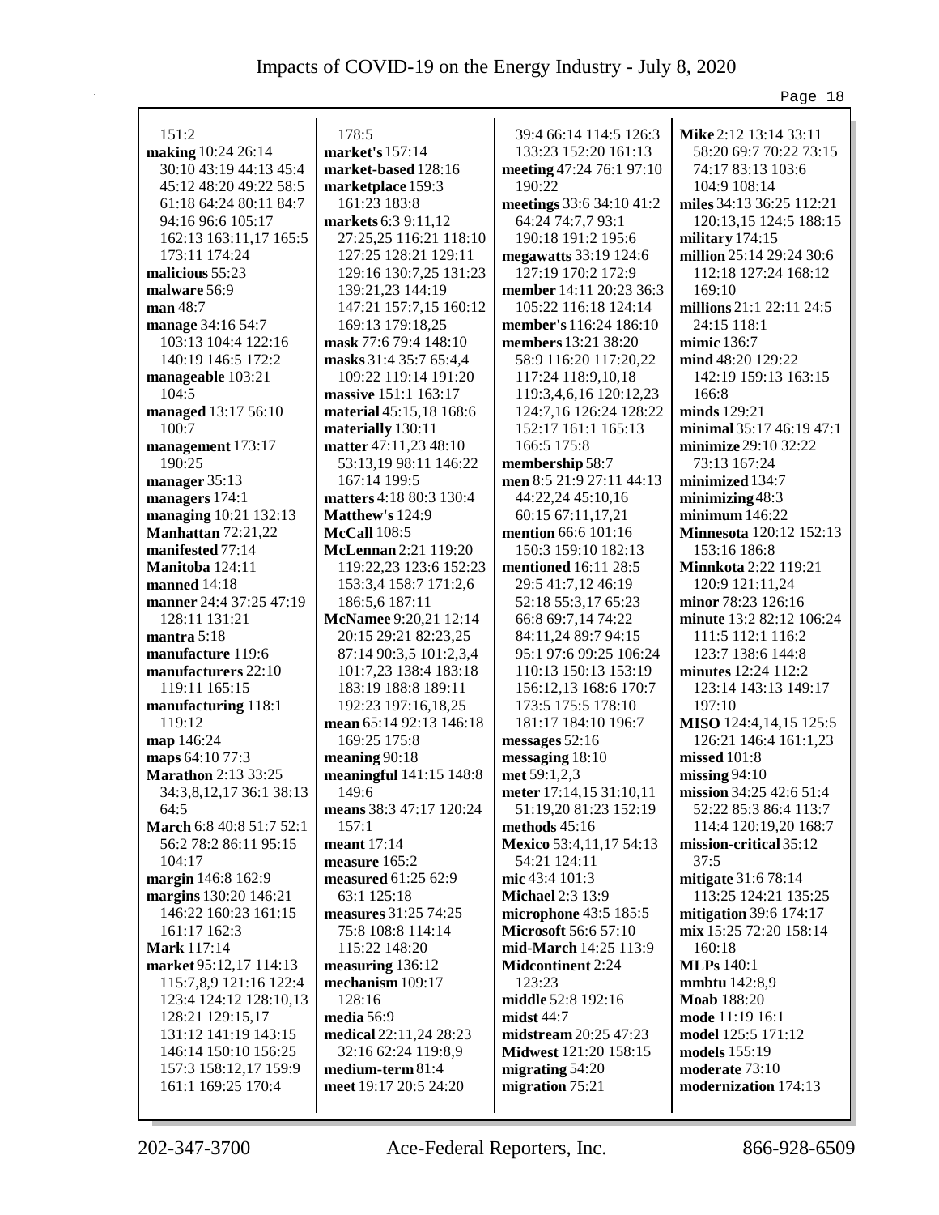151:2
**making** 10:24 26:14 30:10 43:19 44:13 45:4 45:12 48:20 49:22 58:5 61:18 64:24 80:11 84:7 94:16 96:6 105:17 162:13 163:11,17 165:5 173:11 174:24
**malicious** 55:23
**malware** 56:9
**man** 48:7
**manage** 34:16 54:7 103:13 104:4 122:16 140:19 146:5 172:2
**manageable** 103:21 104:5
**managed** 13:17 56:10 100:7
**management** 173:17 190:25
**manager** 35:13
**managers** 174:1
**managing** 10:21 132:13
**Manhattan** 72:21,22
**manifested** 77:14
**Manitoba** 124:11
**manned** 14:18
**manner** 24:4 37:25 47:19 128:11 131:21
**mantra** 5:18
**manufacture** 119:6
**manufacturers** 22:10 119:11 165:15
**manufacturing** 118:1 119:12
**map** 146:24
**maps** 64:10 77:3
**Marathon** 2:13 33:25 34:3,8,12,17 36:1 38:13 64:5
**March** 6:8 40:8 51:7 52:1 56:2 78:2 86:11 95:15 104:17
**margin** 146:8 162:9
**margins** 130:20 146:21 146:22 160:23 161:15 161:17 162:3
**Mark** 117:14
**market** 95:12,17 114:13 115:7,8,9 121:16 122:4 123:4 124:12 128:10,13 128:21 129:15,17 131:12 141:19 143:15 146:14 150:10 156:25 157:3 158:12,17 159:9 161:1 169:25 170:4 178:5
**market's** 157:14
**market-based** 128:16
**marketplace** 159:3 161:23 183:8
**markets** 6:3 9:11,12 27:25,25 116:21 118:10 127:25 128:21 129:11 129:16 130:7,25 131:23 139:21,23 144:19 147:21 157:7,15 160:12 169:13 179:18,25
**mask** 77:6 79:4 148:10
**masks** 31:4 35:7 65:4,4 109:22 119:14 191:20
**massive** 151:1 163:17
**material** 45:15,18 168:6
**materially** 130:11
**matter** 47:11,23 48:10 53:13,19 98:11 146:22 167:14 199:5
**matters** 4:18 80:3 130:4
**Matthew's** 124:9
**McCall** 108:5
**McLennan** 2:21 119:20 119:22,23 123:6 152:23 153:3,4 158:7 171:2,6 186:5,6 187:11
**McNamee** 9:20,21 12:14 20:15 29:21 82:23,25 87:14 90:3,5 101:2,3,4 101:7,23 138:4 183:18 183:19 188:8 189:11 192:23 197:16,18,25
**mean** 65:14 92:13 146:18 169:25 175:8
**meaning** 90:18
**meaningful** 141:15 148:8 149:6
**means** 38:3 47:17 120:24 157:1
**meant** 17:14
**measure** 165:2
**measured** 61:25 62:9 63:1 125:18
**measures** 31:25 74:25 75:8 108:8 114:14 115:22 148:20
**measuring** 136:12
**mechanism** 109:17 128:16
**media** 56:9
**medical** 22:11,24 28:23 32:16 62:24 119:8,9
**medium-term** 81:4
**meet** 19:17 20:5 24:20 39:4 66:14 114:5 126:3 133:23 152:20 161:13
**meeting** 47:24 76:1 97:10 190:22
**meetings** 33:6 34:10 41:2 64:24 74:7,7 93:1 190:18 191:2 195:6
**megawatts** 33:19 124:6 127:19 170:2 172:9
**member** 14:11 20:23 36:3 105:22 116:18 124:14
**member's** 116:24 186:10
**members** 13:21 38:20 58:9 116:20 117:20,22 117:24 118:9,10,18 119:3,4,6,16 120:12,23 124:7,16 126:24 128:22 152:17 161:1 165:13 166:5 175:8
**membership** 58:7
**men** 8:5 21:9 27:11 44:13 44:22,24 45:10,16 60:15 67:11,17,21
**mention** 66:6 101:16 150:3 159:10 182:13
**mentioned** 16:11 28:5 29:5 41:7,12 46:19 52:18 55:3,17 65:23 66:8 69:7,14 74:22 84:11,24 89:7 94:15 95:1 97:6 99:25 106:24 110:13 150:13 153:19 156:12,13 168:6 170:7 173:5 175:5 178:10 181:17 184:10 196:7
**messages** 52:16
**messaging** 18:10
**met** 59:1,2,3
**meter** 17:14,15 31:10,11 51:19,20 81:23 152:19
**methods** 45:16
**Mexico** 53:4,11,17 54:13 54:21 124:11
**mic** 43:4 101:3
**Michael** 2:3 13:9
**microphone** 43:5 185:5
**Microsoft** 56:6 57:10
**mid-March** 14:25 113:9
**Midcontinent** 2:24 123:23
**middle** 52:8 192:16
**midst** 44:7
**midstream** 20:25 47:23
**Midwest** 121:20 158:15
**migrating** 54:20
**migration** 75:21
**Mike** 2:12 13:14 33:11 58:20 69:7 70:22 73:15 74:17 83:13 103:6 104:9 108:14
**miles** 34:13 36:25 112:21 120:13,15 124:5 188:15
**military** 174:15
**million** 25:14 29:24 30:6 112:18 127:24 168:12 169:10
**millions** 21:1 22:11 24:5 24:15 118:1
**mimic** 136:7
**mind** 48:20 129:22 142:19 159:13 163:15 166:8
**minds** 129:21
**minimal** 35:17 46:19 47:1
**minimize** 29:10 32:22 73:13 167:24
**minimized** 134:7
**minimizing** 48:3
**minimum** 146:22
**Minnesota** 120:12 152:13 153:16 186:8
**Minnkota** 2:22 119:21 120:9 121:11,24
**minor** 78:23 126:16
**minute** 13:2 82:12 106:24 111:5 112:1 116:2 123:7 138:6 144:8
**minutes** 12:24 112:2 123:14 143:13 149:17 197:10
**MISO** 124:4,14,15 125:5 126:21 146:4 161:1,23
**missed** 101:8
**missing** 94:10
**mission** 34:25 42:6 51:4 52:22 85:3 86:4 113:7 114:4 120:19,20 168:7
**mission-critical** 35:12 37:5
**mitigate** 31:6 78:14 113:25 124:21 135:25
**mitigation** 39:6 174:17
**mix** 15:25 72:20 158:14 160:18
**MLPs** 140:1
**mmbtu** 142:8,9
**Moab** 188:20
**mode** 11:19 16:1
**model** 125:5 171:12
**models** 155:19
**moderate** 73:10
**modernization** 174:13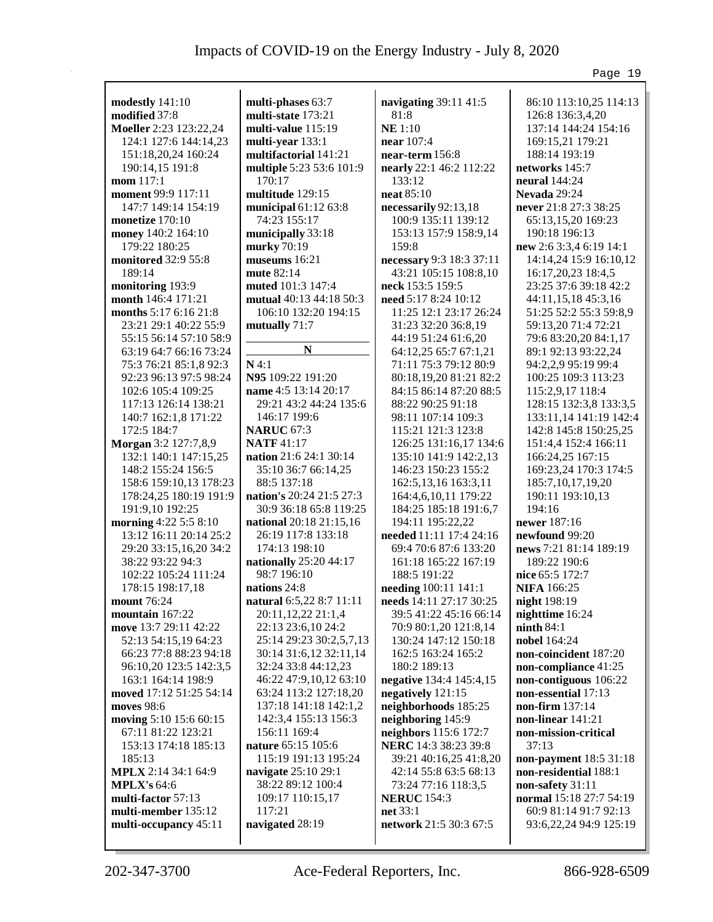**modestly** 141:10
**modified** 37:8
**Moeller** 2:23 123:22,24 124:1 127:6 144:14,23 151:18,20,24 160:24 190:14,15 191:8
**mom** 117:1
**moment** 99:9 117:11 147:7 149:14 154:19
**monetize** 170:10
**money** 140:2 164:10 179:22 180:25
**monitored** 32:9 55:8 189:14
**monitoring** 193:9
**month** 146:4 171:21
**months** 5:17 6:16 21:8 23:21 29:1 40:22 55:9 55:15 56:14 57:10 58:9 63:19 64:7 66:16 73:24 75:3 76:21 85:1,8 92:3 92:23 96:13 97:5 98:24 102:6 105:4 109:25 117:13 126:14 138:21 140:7 162:1,8 171:22 172:5 184:7
**Morgan** 3:2 127:7,8,9 132:1 140:1 147:15,25 148:2 155:24 156:5 158:6 159:10,13 178:23 178:24,25 180:19 191:9 191:9,10 192:25
**morning** 4:22 5:5 8:10 13:12 16:11 20:14 25:2 29:20 33:15,16,20 34:2 38:22 93:22 94:3 102:22 105:24 111:24 178:15 198:17,18
**mount** 76:24
**mountain** 167:22
**move** 13:7 29:11 42:22 52:13 54:15,19 64:23 66:23 77:8 88:23 94:18 96:10,20 123:5 142:3,5 163:1 164:14 198:9
**moved** 17:12 51:25 54:14
**moves** 98:6
**moving** 5:10 15:6 60:15 67:11 81:22 123:21 153:13 174:18 185:13 185:13
**MPLX** 2:14 34:1 64:9
**MPLX's** 64:6
**multi-factor** 57:13
**multi-member** 135:12
**multi-occupancy** 45:11
**multi-phases** 63:7
**multi-state** 173:21
**multi-value** 115:19
**multi-year** 133:1
**multifactorial** 141:21
**multiple** 5:23 53:6 101:9 170:17
**multitude** 129:15
**municipal** 61:12 63:8 74:23 155:17
**municipally** 33:18
**murky** 70:19
**museums** 16:21
**mute** 82:14
**muted** 101:3 147:4
**mutual** 40:13 44:18 50:3 106:10 132:20 194:15
**mutually** 71:7

**N**

**N** 4:1
**N95** 109:22 191:20
**name** 4:5 13:14 20:17 29:21 43:2 44:24 135:6 146:17 199:6
**NARUC** 67:3
**NATF** 41:17
**nation** 21:6 24:1 30:14 35:10 36:7 66:14,25 88:5 137:18
**nation's** 20:24 21:5 27:3 30:9 36:18 65:8 119:25
**national** 20:18 21:15,16 26:19 117:8 133:18 174:13 198:10
**nationally** 25:20 44:17 98:7 196:10
**nations** 24:8
**natural** 6:5,22 8:7 11:11 20:11,12,22 21:1,4 22:13 23:6,10 24:2 25:14 29:23 30:2,5,7,13 30:14 31:6,12 32:11,14 32:24 33:8 44:12,23 46:22 47:9,10,12 63:10 63:24 113:2 127:18,20 137:18 141:18 142:1,2 142:3,4 155:13 156:3 156:11 169:4
**nature** 65:15 105:6 115:19 191:13 195:24
**navigate** 25:10 29:1 38:22 89:12 100:4 109:17 110:15,17 117:21
**navigated** 28:19
**navigating** 39:11 41:5 81:8
**NE** 1:10
**near** 107:4
**near-term** 156:8
**nearly** 22:1 46:2 112:22 133:12
**neat** 85:10
**necessarily** 92:13,18 100:9 135:11 139:12 153:13 157:9 158:9,14 159:8
**necessary** 9:3 18:3 37:11 43:21 105:15 108:8,10
**neck** 153:5 159:5
**need** 5:17 8:24 10:12 11:25 12:1 23:17 26:24 31:23 32:20 36:8,19 44:19 51:24 61:6,20 64:12,25 65:7 67:1,21 71:11 75:3 79:12 80:9 80:18,19,20 81:21 82:2 84:15 86:14 87:20 88:5 88:22 90:25 91:18 98:11 107:14 109:3 115:21 121:3 123:8 126:25 131:16,17 134:6 135:10 141:9 142:2,13 146:23 150:23 155:2 162:5,13,16 163:3,11 164:4,6,10,11 179:22 184:25 185:18 191:6,7 194:11 195:22,22
**needed** 11:11 17:4 24:16 69:4 70:6 87:6 133:20 161:18 165:22 167:19 188:5 191:22
**needing** 100:11 141:1
**needs** 14:11 27:17 30:25 39:5 41:22 45:16 66:14 70:9 80:1,20 121:8,14 130:24 147:12 150:18 162:5 163:24 165:2 180:2 189:13
**negative** 134:4 145:4,15
**negatively** 121:15
**neighborhoods** 185:25
**neighboring** 145:9
**neighbors** 115:6 172:7
**NERC** 14:3 38:23 39:8 39:21 40:16,25 41:8,20 42:14 55:8 63:5 68:13 73:24 77:16 118:3,5
**NERUC** 154:3
**net** 33:1
**network** 21:5 30:3 67:5 86:10 113:10,25 114:13 126:8 136:3,4,20 137:14 144:24 154:16 169:15,21 179:21 188:14 193:19
**networks** 145:7
**neural** 144:24
**Nevada** 29:24
**never** 21:8 27:3 38:25 65:13,15,20 169:23 190:18 196:13
**new** 2:6 3:3,4 6:19 14:1 14:14,24 15:9 16:10,12 16:17,20,23 18:4,5 23:25 37:6 39:18 42:2 44:11,15,18 45:3,16 51:25 52:2 55:3 59:8,9 59:13,20 71:4 72:21 79:6 83:20,20 84:1,17 89:1 92:13 93:22,24 94:2,2,9 95:19 99:4 100:25 109:3 113:23 115:2,9,17 118:4 128:15 132:3,8 133:3,5 133:11,14 141:19 142:4 142:8 145:8 150:25,25 151:4,4 152:4 166:11 166:24,25 167:15 169:23,24 170:3 174:5 185:7,10,17,19,20 190:11 193:10,13 194:16
**newer** 187:16
**newfound** 99:20
**news** 7:21 81:14 189:19 189:22 190:6
**nice** 65:5 172:7
**NIFA** 166:25
**night** 198:19
**nighttime** 16:24
**ninth** 84:1
**nobel** 164:24
**non-coincident** 187:20
**non-compliance** 41:25
**non-contiguous** 106:22
**non-essential** 17:13
**non-firm** 137:14
**non-linear** 141:21
**non-mission-critical** 37:13
**non-payment** 18:5 31:18
**non-residential** 188:1
**non-safety** 31:11
**normal** 15:18 27:7 54:19 60:9 81:14 91:7 92:13 93:6,22,24 94:9 125:19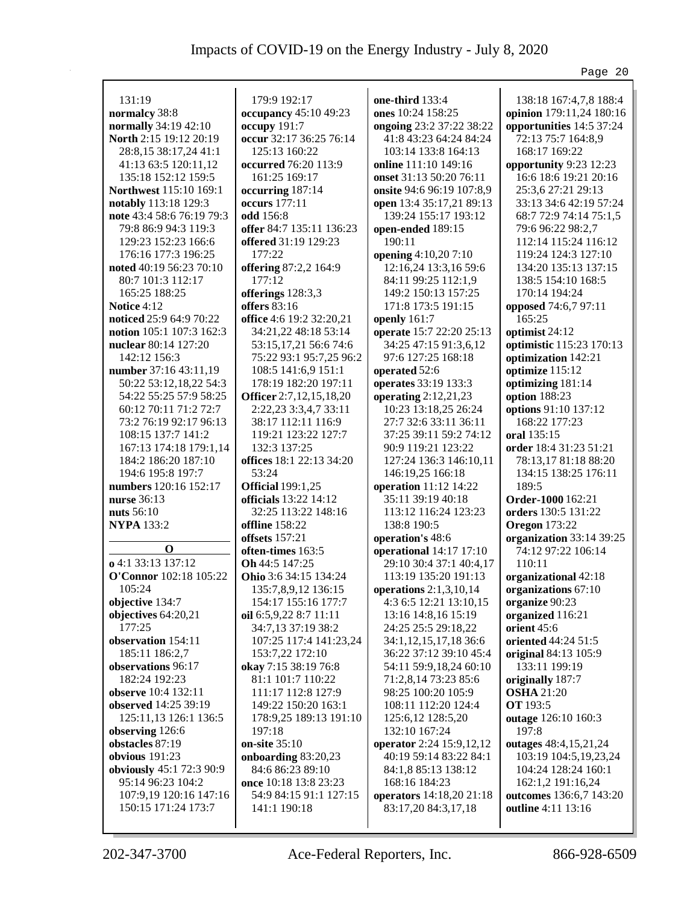131:19
**normalcy** 38:8
**normally** 34:19 42:10
**North** 2:15 19:12 20:19 28:8,15 38:17,24 41:1 41:13 63:5 120:11,12 135:18 152:12 159:5
**Northwest** 115:10 169:1
**notably** 113:18 129:3
**note** 43:4 58:6 76:19 79:3 79:8 86:9 94:3 119:3 129:23 152:23 166:6 176:16 177:3 196:25
**noted** 40:19 56:23 70:10 80:7 101:3 112:17 165:25 188:25
**Notice** 4:12
**noticed** 25:9 64:9 70:22
**notion** 105:1 107:3 162:3
**nuclear** 80:14 127:20 142:12 156:3
**number** 37:16 43:11,19 50:22 53:12,18,22 54:3 54:22 55:25 57:9 58:25 60:12 70:11 71:2 72:7 73:2 76:19 92:17 96:13 108:15 137:7 141:2 167:13 174:18 179:1,14 184:2 186:20 187:10 194:6 195:8 197:7
**numbers** 120:16 152:17
**nurse** 36:13
**nuts** 56:10
**NYPA** 133:2

## O

**o** 4:1 33:13 137:12
**O'Connor** 102:18 105:22 105:24
**objective** 134:7
**objectives** 64:20,21 177:25
**observation** 154:11 185:11 186:2,7
**observations** 96:17 182:24 192:23
**observe** 10:4 132:11
**observed** 14:25 39:19 125:11,13 126:1 136:5
**observing** 126:6
**obstacles** 87:19
**obvious** 191:23
**obviously** 45:1 72:3 90:9 95:14 96:23 104:2 107:9,19 120:16 147:16 150:15 171:24 173:7 179:9 192:17
**occupancy** 45:10 49:23
**occupy** 191:7
**occur** 32:17 36:25 76:14 125:13 160:22
**occurred** 76:20 113:9 161:25 169:17
**occurring** 187:14
**occurs** 177:11
**odd** 156:8
**offer** 84:7 135:11 136:23
**offered** 31:19 129:23 177:22
**offering** 87:2,2 164:9 177:12
**offerings** 128:3,3
**offers** 83:16
**office** 4:6 19:2 32:20,21 34:21,22 48:18 53:14 53:15,17,21 56:6 74:6 75:22 93:1 95:7,25 96:2 108:5 141:6,9 151:1 178:19 182:20 197:11
**Officer** 2:7,12,15,18,20 2:22,23 3:3,4,7 33:11 38:17 112:11 116:9 119:21 123:22 127:7 132:3 137:25
**offices** 18:1 22:13 34:20 53:24
**Official** 199:1,25
**officials** 13:22 14:12 32:25 113:22 148:16
**offline** 158:22
**offsets** 157:21
**often-times** 163:5
**Oh** 44:5 147:25
**Ohio** 3:6 34:15 134:24 135:7,8,9,12 136:15 154:17 155:16 177:7
**oil** 6:5,9,22 8:7 11:11 34:7,13 37:19 38:2 107:25 117:4 141:23,24 153:7,22 172:10
**okay** 7:15 38:19 76:8 81:1 101:7 110:22 111:17 112:8 127:9 149:22 150:20 163:1 178:9,25 189:13 191:10 197:18
**on-site** 35:10
**onboarding** 83:20,23 84:6 86:23 89:10
**once** 10:18 13:8 23:23 54:9 84:15 91:1 127:15 141:1 190:18
**one-third** 133:4
**ones** 10:24 158:25
**ongoing** 23:2 37:22 38:22 41:8 43:23 64:24 84:24 103:14 133:8 164:13
**online** 111:10 149:16
**onset** 31:13 50:20 76:11
**onsite** 94:6 96:19 107:8,9
**open** 13:4 35:17,21 89:13 139:24 155:17 193:12
**open-ended** 189:15 190:11
**opening** 4:10,20 7:10 12:16,24 13:3,16 59:6 84:11 99:25 112:1,9 149:2 150:13 157:25 171:8 173:5 191:15
**openly** 161:7
**operate** 15:7 22:20 25:13 34:25 47:15 91:3,6,12 97:6 127:25 168:18
**operated** 52:6
**operates** 33:19 133:3
**operating** 2:12,21,23 10:23 13:18,25 26:24 27:7 32:6 33:11 36:11 37:25 39:11 59:2 74:12 90:9 119:21 123:22 127:24 136:3 146:10,11 146:19,25 166:18
**operation** 11:12 14:22 35:11 39:19 40:18 113:12 116:24 123:23 138:8 190:5
**operation's** 48:6
**operational** 14:17 17:10 29:10 30:4 37:1 40:4,17 113:19 135:20 191:13
**operations** 2:1,3,10,14 4:3 6:5 12:21 13:10,15 13:16 14:8,16 15:19 24:25 25:5 29:18,22 34:1,12,15,17,18 36:6 36:22 37:12 39:10 45:4 54:11 59:9,18,24 60:10 71:2,8,14 73:23 85:6 98:25 100:20 105:9 108:11 112:20 124:4 125:6,12 128:5,20 132:10 167:24
**operator** 2:24 15:9,12,12 40:19 59:14 83:22 84:1 84:1,8 85:13 138:12 168:16 184:23
**operators** 14:18,20 21:18 83:17,20 84:3,17,18 138:18 167:4,7,8 188:4
**opinion** 179:11,24 180:16
**opportunities** 14:5 37:24 72:13 75:7 164:8,9 168:17 169:22
**opportunity** 9:23 12:23 16:6 18:6 19:21 20:16 25:3,6 27:21 29:13 33:13 34:6 42:19 57:24 68:7 72:9 74:14 75:1,5 79:6 96:22 98:2,7 112:14 115:24 116:12 119:24 124:3 127:10 134:20 135:13 137:15 138:5 154:10 168:5 170:14 194:24
**opposed** 74:6,7 97:11 165:25
**optimist** 24:12
**optimistic** 115:23 170:13
**optimization** 142:21
**optimize** 115:12
**optimizing** 181:14
**option** 188:23
**options** 91:10 137:12 168:22 177:23
**oral** 135:15
**order** 18:4 31:23 51:21 78:13,17 81:18 88:20 134:15 138:25 176:11 189:5
**Order-1000** 162:21
**orders** 130:5 131:22
**Oregon** 173:22
**organization** 33:14 39:25 74:12 97:22 106:14 110:11
**organizational** 42:18
**organizations** 67:10
**organize** 90:23
**organized** 116:21
**orient** 45:6
**oriented** 44:24 51:5
**original** 84:13 105:9 133:11 199:19
**originally** 187:7
**OSHA** 21:20
**OT** 193:5
**outage** 126:10 160:3 197:8
**outages** 48:4,15,21,24 103:19 104:5,19,23,24 104:24 128:24 160:1 162:1,2 191:16,24
**outcomes** 136:6,7 143:20
**outline** 4:11 13:16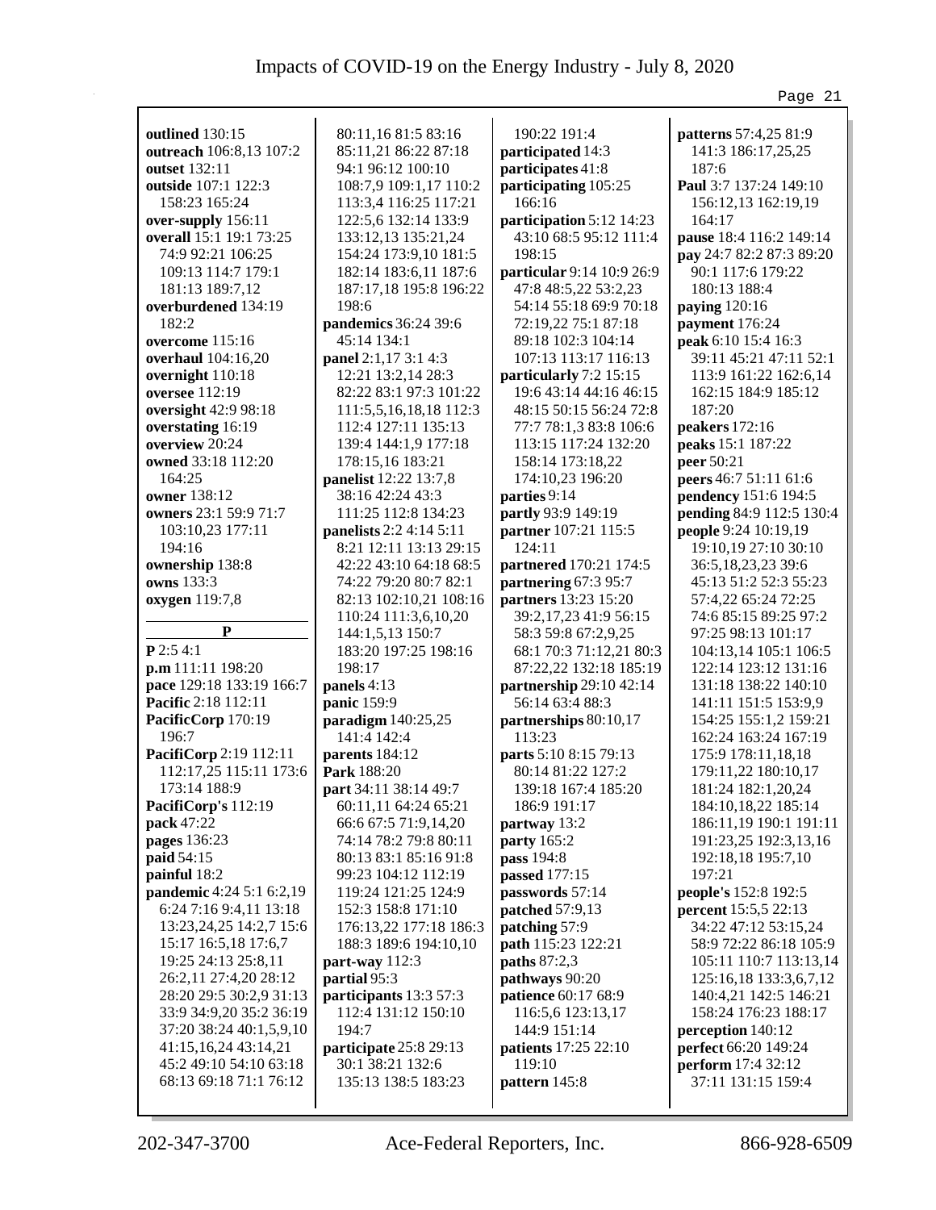**outlined** 130:15
**outreach** 106:8,13 107:2
**outset** 132:11
**outside** 107:1 122:3 158:23 165:24
**over-supply** 156:11
**overall** 15:1 19:1 73:25 74:9 92:21 106:25 109:13 114:7 179:1 181:13 189:7,12
**overburdened** 134:19 182:2
**overcome** 115:16
**overhaul** 104:16,20
**overnight** 110:18
**oversee** 112:19
**oversight** 42:9 98:18
**overstating** 16:19
**overview** 20:24
**owned** 33:18 112:20 164:25
**owner** 138:12
**owners** 23:1 59:9 71:7 103:10,23 177:11 194:16
**ownership** 138:8
**owns** 133:3
**oxygen** 119:7,8

**P**

**P** 2:5 4:1
**p.m** 111:11 198:20
**pace** 129:18 133:19 166:7
**Pacific** 2:18 112:11
**PacificCorp** 170:19 196:7
**PacifiCorp** 2:19 112:11 112:17,25 115:11 173:6 173:14 188:9
**PacifiCorp's** 112:19
**pack** 47:22
**pages** 136:23
**paid** 54:15
**painful** 18:2
**pandemic** 4:24 5:1 6:2,19 6:24 7:16 9:4,11 13:18 13:23,24,25 14:2,7 15:6 15:17 16:5,18 17:6,7 19:25 24:13 25:8,11 26:2,11 27:4,20 28:12 28:20 29:5 30:2,9 31:13 33:9 34:9,20 35:2 36:19 37:20 38:24 40:1,5,9,10 41:15,16,24 43:14,21 45:2 49:10 54:10 63:18 68:13 69:18 71:1 76:12 80:11,16 81:5 83:16 85:11,21 86:22 87:18 94:1 96:12 100:10 108:7,9 109:1,17 110:2 113:3,4 116:25 117:21 122:5,6 132:14 133:9 133:12,13 135:21,24 154:24 173:9,10 181:5 182:14 183:6,11 187:6 187:17,18 195:8 196:22 198:6
**pandemics** 36:24 39:6 45:14 134:1
**panel** 2:1,17 3:1 4:3 12:21 13:2,14 28:3 82:22 83:1 97:3 101:22 111:5,5,16,18,18 112:3 112:4 127:11 135:13 139:4 144:1,9 177:18 178:15,16 183:21
**panelist** 12:22 13:7,8 38:16 42:24 43:3 111:25 112:8 134:23
**panelists** 2:2 4:14 5:11 8:21 12:11 13:13 29:15 42:22 43:10 64:18 68:5 74:22 79:20 80:7 82:1 82:13 102:10,21 108:16 110:24 111:3,6,10,20 144:1,5,13 150:7 183:20 197:25 198:16 198:17
**panels** 4:13
**panic** 159:9
**paradigm** 140:25,25 141:4 142:4
**parents** 184:12
**Park** 188:20
**part** 34:11 38:14 49:7 60:11,11 64:24 65:21 66:6 67:5 71:9,14,20 74:14 78:2 79:8 80:11 80:13 83:1 85:16 91:8 99:23 104:12 112:19 119:24 121:25 124:9 152:3 158:8 171:10 176:13,22 177:18 186:3 188:3 189:6 194:10,10
**part-way** 112:3
**partial** 95:3
**participants** 13:3 57:3 112:4 131:12 150:10 194:7
**participate** 25:8 29:13 30:1 38:21 132:6 135:13 138:5 183:23 190:22 191:4
**participated** 14:3
**participates** 41:8
**participating** 105:25 166:16
**participation** 5:12 14:23 43:10 68:5 95:12 111:4 198:15
**particular** 9:14 10:9 26:9 47:8 48:5,22 53:2,23 54:14 55:18 69:9 70:18 72:19,22 75:1 87:18 89:18 102:3 104:14 107:13 113:17 116:13
**particularly** 7:2 15:15 19:6 43:14 44:16 46:15 48:15 50:15 56:24 72:8 77:7 78:1,3 83:8 106:6 113:15 117:24 132:20 158:14 173:18,22 174:10,23 196:20
**parties** 9:14
**partly** 93:9 149:19
**partner** 107:21 115:5 124:11
**partnered** 170:21 174:5
**partnering** 67:3 95:7
**partners** 13:23 15:20 39:2,17,23 41:9 56:15 58:3 59:8 67:2,9,25 68:1 70:3 71:12,21 80:3 87:22,22 132:18 185:19
**partnership** 29:10 42:14 56:14 63:4 88:3
**partnerships** 80:10,17 113:23
**parts** 5:10 8:15 79:13 80:14 81:22 127:2 139:18 167:4 185:20 186:9 191:17
**partway** 13:2
**party** 165:2
**pass** 194:8
**passed** 177:15
**passwords** 57:14
**patched** 57:9,13
**patching** 57:9
**path** 115:23 122:21
**paths** 87:2,3
**pathways** 90:20
**patience** 60:17 68:9 116:5,6 123:13,17 144:9 151:14
**patients** 17:25 22:10 119:10
**pattern** 145:8
**patterns** 57:4,25 81:9 141:3 186:17,25,25 187:6
**Paul** 3:7 137:24 149:10 156:12,13 162:19,19 164:17
**pause** 18:4 116:2 149:14
**pay** 24:7 82:2 87:3 89:20 90:1 117:6 179:22 180:13 188:4
**paying** 120:16
**payment** 176:24
**peak** 6:10 15:4 16:3 39:11 45:21 47:11 52:1 113:9 161:22 162:6,14 162:15 184:9 185:12 187:20
**peakers** 172:16
**peaks** 15:1 187:22
**peer** 50:21
**peers** 46:7 51:11 61:6
**pendency** 151:6 194:5
**pending** 84:9 112:5 130:4
**people** 9:24 10:19,19 19:10,19 27:10 30:10 36:5,18,23,23 39:6 45:13 51:2 52:3 55:23 57:4,22 65:24 72:25 74:6 85:15 89:25 97:2 97:25 98:13 101:17 104:13,14 105:1 106:5 122:14 123:12 131:16 131:18 138:22 140:10 141:11 151:5 153:9,9 154:25 155:1,2 159:21 162:24 163:24 167:19 175:9 178:11,18,18 179:11,22 180:10,17 181:24 182:1,20,24 184:10,18,22 185:14 186:11,19 190:1 191:11 191:23,25 192:3,13,16 192:18,18 195:7,10 197:21
**people's** 152:8 192:5
**percent** 15:5,5 22:13 34:22 47:12 53:15,24 58:9 72:22 86:18 105:9 105:11 110:7 113:13,14 125:16,18 133:3,6,7,12 140:4,21 142:5 146:21 158:24 176:23 188:17
**perception** 140:12
**perfect** 66:20 149:24
**perform** 17:4 32:12 37:11 131:15 159:4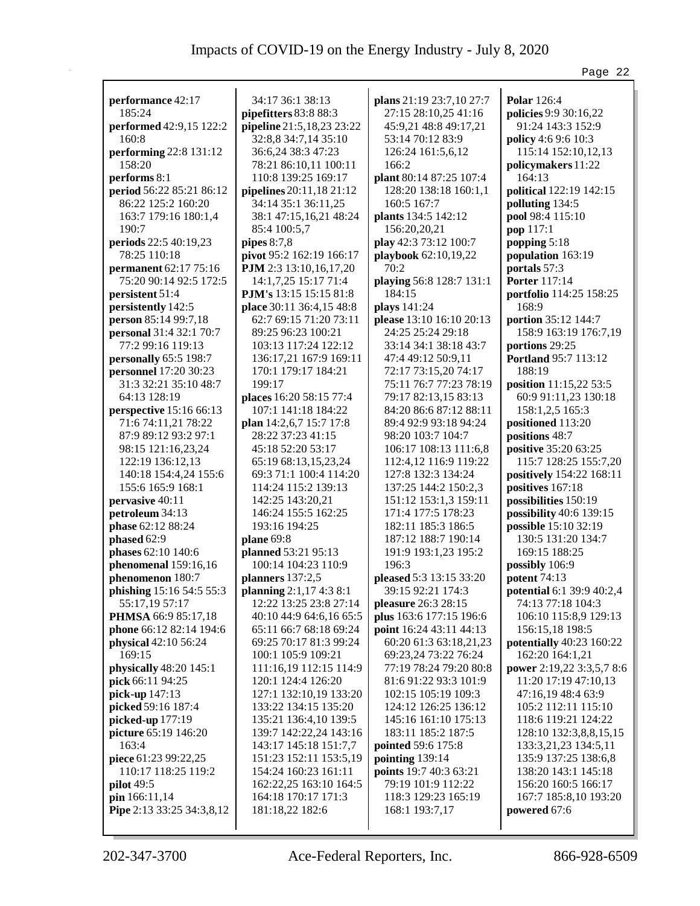**performance** 42:17 185:24
**performed** 42:9,15 122:2 160:8
**performing** 22:8 131:12 158:20
**performs** 8:1
**period** 56:22 85:21 86:12 86:22 125:2 160:20 163:7 179:16 180:1,4 190:7
**periods** 22:5 40:19,23 78:25 110:18
**permanent** 62:17 75:16 75:20 90:14 92:5 172:5
**persistent** 51:4
**persistently** 142:5
**person** 85:14 99:7,18
**personal** 31:4 32:1 70:7 77:2 99:16 119:13
**personally** 65:5 198:7
**personnel** 17:20 30:23 31:3 32:21 35:10 48:7 64:13 128:19
**perspective** 15:16 66:13 71:6 74:11,21 78:22 87:9 89:12 93:2 97:1 98:15 121:16,23,24 122:19 136:12,13 140:18 154:4,24 155:6 155:6 165:9 168:1
**pervasive** 40:11
**petroleum** 34:13
**phase** 62:12 88:24
**phased** 62:9
**phases** 62:10 140:6
**phenomenal** 159:16,16
**phenomenon** 180:7
**phishing** 15:16 54:5 55:3 55:17,19 57:17
**PHMSA** 66:9 85:17,18
**phone** 66:12 82:14 194:6
**physical** 42:10 56:24 169:15
**physically** 48:20 145:1
**pick** 66:11 94:25
**pick-up** 147:13
**picked** 59:16 187:4
**picked-up** 177:19
**picture** 65:19 146:20 163:4
**piece** 61:23 99:22,25 110:17 118:25 119:2
**pilot** 49:5
**pin** 166:11,14
**Pipe** 2:13 33:25 34:3,8,12 34:17 36:1 38:13
**pipefitters** 83:8 88:3
**pipeline** 21:5,18,23 23:22 32:8,8 34:7,14 35:10 36:6,24 38:3 47:23 78:21 86:10,11 100:11 110:8 139:25 169:17
**pipelines** 20:11,18 21:12 34:14 35:1 36:11,25 38:1 47:15,16,21 48:24 85:4 100:5,7
**pipes** 8:7,8
**pivot** 95:2 162:19 166:17
**PJM** 2:3 13:10,16,17,20 14:1,7,25 15:17 71:4
**PJM's** 13:15 15:15 81:8
**place** 30:11 36:4,15 48:8 62:7 69:15 71:20 73:11 89:25 96:23 100:21 103:13 117:24 122:12 136:17,21 167:9 169:11 170:1 179:17 184:21 199:17
**places** 16:20 58:15 77:4 107:1 141:18 184:22
**plan** 14:2,6,7 15:7 17:8 28:22 37:23 41:15 45:18 52:20 53:17 65:19 68:13,15,23,24 69:3 71:1 100:4 114:20 114:24 115:2 139:13 142:25 143:20,21 146:24 155:5 162:25 193:16 194:25
**plane** 69:8
**planned** 53:21 95:13 100:14 104:23 110:9
**planners** 137:2,5
**planning** 2:1,17 4:3 8:1 12:22 13:25 23:8 27:14 40:10 44:9 64:6,16 65:5 65:11 66:7 68:18 69:24 69:25 70:17 81:3 99:24 100:1 105:9 109:21 111:16,19 112:15 114:9 120:1 124:4 126:20 127:1 132:10,19 133:20 133:22 134:15 135:20 135:21 136:4,10 139:5 139:7 142:22,24 143:16 143:17 145:18 151:7,7 151:23 152:11 153:5,19 154:24 160:23 161:11 162:22,25 163:10 164:5 164:18 170:17 171:3 181:18,22 182:6
**plans** 21:19 23:7,10 27:7 27:15 28:10,25 41:16 45:9,21 48:8 49:17,21 53:14 70:12 83:9 126:24 161:5,6,12 166:2
**plant** 80:14 87:25 107:4 128:20 138:18 160:1,1 160:5 167:7
**plants** 134:5 142:12 156:20,20,21
**play** 42:3 73:12 100:7
**playbook** 62:10,19,22 70:2
**playing** 56:8 128:7 131:1 184:15
**plays** 141:24
**please** 13:10 16:10 20:13 24:25 25:24 29:18 33:14 34:1 38:18 43:7 47:4 49:12 50:9,11 72:17 73:15,20 74:17 75:11 76:7 77:23 78:19 79:17 82:13,15 83:13 84:20 86:6 87:12 88:11 89:4 92:9 93:18 94:24 98:20 103:7 104:7 106:17 108:13 111:6,8 112:4,12 116:9 119:22 127:8 132:3 134:24 137:25 144:2 150:2,3 151:12 153:1,3 159:11 171:4 177:5 178:23 182:11 185:3 186:5 187:12 188:7 190:14 191:9 193:1,23 195:2 196:3
**pleased** 5:3 13:15 33:20 39:15 92:21 174:3
**pleasure** 26:3 28:15
**plus** 163:6 177:15 196:6
**point** 16:24 43:11 44:13 60:20 61:3 63:18,21,23 69:23,24 73:22 76:24 77:19 78:24 79:20 80:8 81:6 91:22 93:3 101:9 102:15 105:19 109:3 124:12 126:25 136:12 145:16 161:10 175:13 183:11 185:2 187:5
**pointed** 59:6 175:8
**pointing** 139:14
**points** 19:7 40:3 63:21 79:19 101:9 112:22 118:3 129:23 165:19 168:1 193:7,17
**Polar** 126:4
**policies** 9:9 30:16,22 91:24 143:3 152:9
**policy** 4:6 9:6 10:3 115:14 152:10,12,13
**policymakers** 11:22 164:13
**political** 122:19 142:15
**polluting** 134:5
**pool** 98:4 115:10
**pop** 117:1
**popping** 5:18
**population** 163:19
**portals** 57:3
**Porter** 117:14
**portfolio** 114:25 158:25 168:9
**portion** 35:12 144:7 158:9 163:19 176:7,19
**portions** 29:25
**Portland** 95:7 113:12 188:19
**position** 11:15,22 53:5 60:9 91:11,23 130:18 158:1,2,5 165:3
**positioned** 113:20
**positions** 48:7
**positive** 35:20 63:25 115:7 128:25 155:7,20
**positively** 154:22 168:11
**positives** 167:18
**possibilities** 150:19
**possibility** 40:6 139:15
**possible** 15:10 32:19 130:5 131:20 134:7 169:15 188:25
**possibly** 106:9
**potent** 74:13
**potential** 6:1 39:9 40:2,4 74:13 77:18 104:3 106:10 115:8,9 129:13 156:15,18 198:5
**potentially** 40:23 160:22 162:20 164:1,21
**power** 2:19,22 3:3,5,7 8:6 11:20 17:19 47:10,13 47:16,19 48:4 63:9 105:2 112:11 115:10 118:6 119:21 124:22 128:10 132:3,8,8,15,15 133:3,21,23 134:5,11 135:9 137:25 138:6,8 138:20 143:1 145:18 156:20 160:5 166:17 167:7 185:8,10 193:20
**powered** 67:6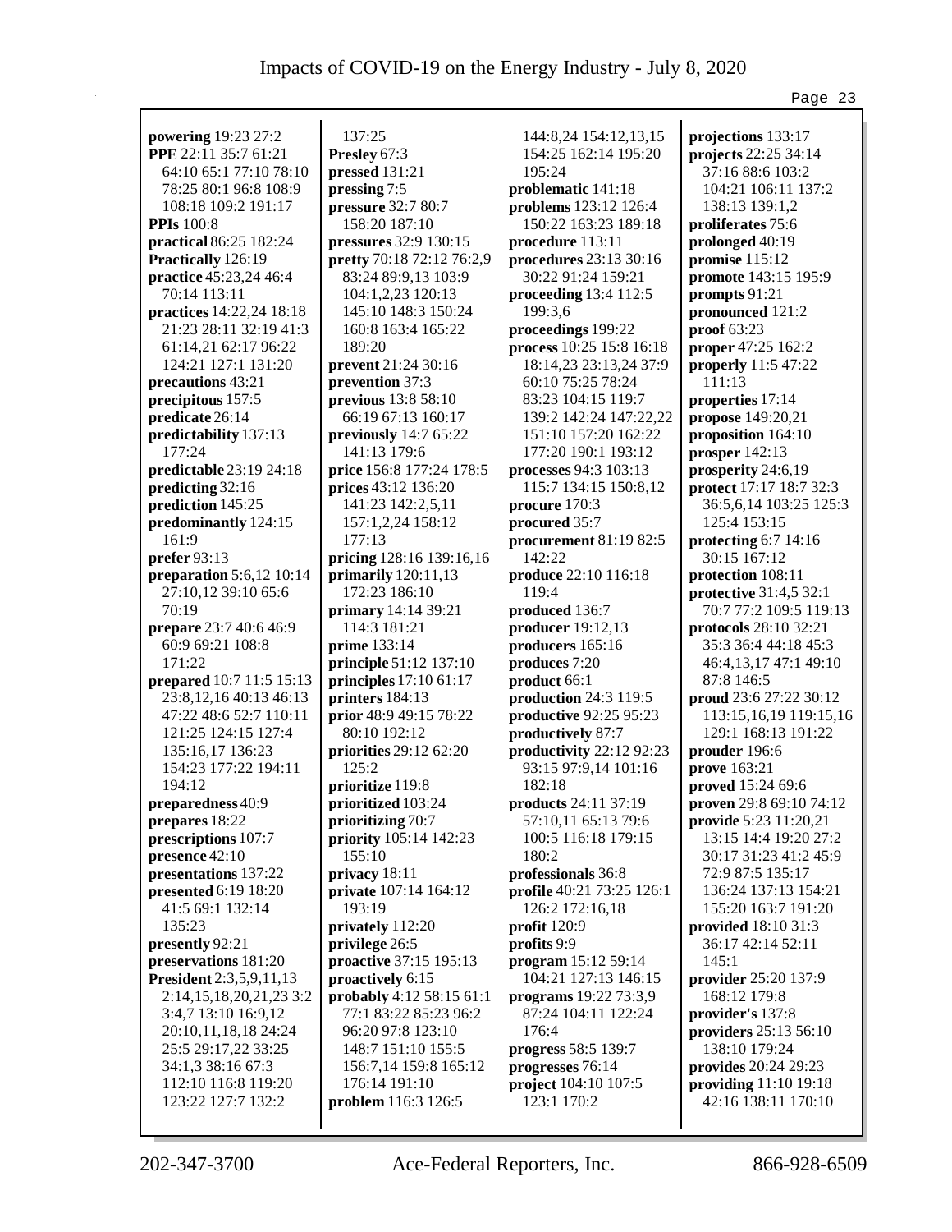**powering** 19:23 27:2
**PPE** 22:11 35:7 61:21 64:10 65:1 77:10 78:10 78:25 80:1 96:8 108:9 108:18 109:2 191:17
**PPIs** 100:8
**practical** 86:25 182:24
**Practically** 126:19
**practice** 45:23,24 46:4 70:14 113:11
**practices** 14:22,24 18:18 21:23 28:11 32:19 41:3 61:14,21 62:17 96:22 124:21 127:1 131:20
**precautions** 43:21
**precipitous** 157:5
**predicate** 26:14
**predictability** 137:13 177:24
**predictable** 23:19 24:18
**predicting** 32:16
**prediction** 145:25
**predominantly** 124:15 161:9
**prefer** 93:13
**preparation** 5:6,12 10:14 27:10,12 39:10 65:6 70:19
**prepare** 23:7 40:6 46:9 60:9 69:21 108:8 171:22
**prepared** 10:7 11:5 15:13 23:8,12,16 40:13 46:13 47:22 48:6 52:7 110:11 121:25 124:15 127:4 135:16,17 136:23 154:23 177:22 194:11 194:12
**preparedness** 40:9
**prepares** 18:22
**prescriptions** 107:7
**presence** 42:10
**presentations** 137:22
**presented** 6:19 18:20 41:5 69:1 132:14 135:23
**presently** 92:21
**preservations** 181:20
**President** 2:3,5,9,11,13 2:14,15,18,20,21,23 3:2 3:4,7 13:10 16:9,12 20:10,11,18,18 24:24 25:5 29:17,22 33:25 34:1,3 38:16 67:3 112:10 116:8 119:20 123:22 127:7 132:2 137:25
**Presley** 67:3
**pressed** 131:21
**pressing** 7:5
**pressure** 32:7 80:7 158:20 187:10
**pressures** 32:9 130:15
**pretty** 70:18 72:12 76:2,9 83:24 89:9,13 103:9 104:1,2,23 120:13 145:10 148:3 150:24 160:8 163:4 165:22 189:20
**prevent** 21:24 30:16
**prevention** 37:3
**previous** 13:8 58:10 66:19 67:13 160:17
**previously** 14:7 65:22 141:13 179:6
**price** 156:8 177:24 178:5
**prices** 43:12 136:20 141:23 142:2,5,11 157:1,2,24 158:12 177:13
**pricing** 128:16 139:16,16
**primarily** 120:11,13 172:23 186:10
**primary** 14:14 39:21 114:3 181:21
**prime** 133:14
**principle** 51:12 137:10
**principles** 17:10 61:17
**printers** 184:13
**prior** 48:9 49:15 78:22 80:10 192:12
**priorities** 29:12 62:20 125:2
**prioritize** 119:8
**prioritized** 103:24
**prioritizing** 70:7
**priority** 105:14 142:23 155:10
**privacy** 18:11
**private** 107:14 164:12 193:19
**privately** 112:20
**privilege** 26:5
**proactive** 37:15 195:13
**proactively** 6:15
**probably** 4:12 58:15 61:1 77:1 83:22 85:23 96:2 96:20 97:8 123:10 148:7 151:10 155:5 156:7,14 159:8 165:12 176:14 191:10
**problem** 116:3 126:5 144:8,24 154:12,13,15 154:25 162:14 195:20 195:24
**problematic** 141:18
**problems** 123:12 126:4 150:22 163:23 189:18
**procedure** 113:11
**procedures** 23:13 30:16 30:22 91:24 159:21
**proceeding** 13:4 112:5 199:3,6
**proceedings** 199:22
**process** 10:25 15:8 16:18 18:14,23 23:13,24 37:9 60:10 75:25 78:24 83:23 104:15 119:7 139:2 142:24 147:22,22 151:10 157:20 162:22 177:20 190:1 193:12
**processes** 94:3 103:13 115:7 134:15 150:8,12
**procure** 170:3
**procured** 35:7
**procurement** 81:19 82:5 142:22
**produce** 22:10 116:18 119:4
**produced** 136:7
**producer** 19:12,13
**producers** 165:16
**produces** 7:20
**product** 66:1
**production** 24:3 119:5
**productive** 92:25 95:23
**productively** 87:7
**productivity** 22:12 92:23 93:15 97:9,14 101:16 182:18
**products** 24:11 37:19 57:10,11 65:13 79:6 100:5 116:18 179:15 180:2
**professionals** 36:8
**profile** 40:21 73:25 126:1 126:2 172:16,18
**profit** 120:9
**profits** 9:9
**program** 15:12 59:14 104:21 127:13 146:15
**programs** 19:22 73:3,9 87:24 104:11 122:24 176:4
**progress** 58:5 139:7
**progresses** 76:14
**project** 104:10 107:5 123:1 170:2
**projections** 133:17
**projects** 22:25 34:14 37:16 88:6 103:2 104:21 106:11 137:2 138:13 139:1,2
**proliferates** 75:6
**prolonged** 40:19
**promise** 115:12
**promote** 143:15 195:9
**prompts** 91:21
**pronounced** 121:2
**proof** 63:23
**proper** 47:25 162:2
**properly** 11:5 47:22 111:13
**properties** 17:14
**propose** 149:20,21
**proposition** 164:10
**prosper** 142:13
**prosperity** 24:6,19
**protect** 17:17 18:7 32:3 36:5,6,14 103:25 125:3 125:4 153:15
**protecting** 6:7 14:16 30:15 167:12
**protection** 108:11
**protective** 31:4,5 32:1 70:7 77:2 109:5 119:13
**protocols** 28:10 32:21 35:3 36:4 44:18 45:3 46:4,13,17 47:1 49:10 87:8 146:5
**proud** 23:6 27:22 30:12 113:15,16,19 119:15,16 129:1 168:13 191:22
**prouder** 196:6
**prove** 163:21
**proved** 15:24 69:6
**proven** 29:8 69:10 74:12
**provide** 5:23 11:20,21 13:15 14:4 19:20 27:2 30:17 31:23 41:2 45:9 72:9 87:5 135:17 136:24 137:13 154:21 155:20 163:7 191:20
**provided** 18:10 31:3 36:17 42:14 52:11 145:1
**provider** 25:20 137:9 168:12 179:8
**provider's** 137:8
**providers** 25:13 56:10 138:10 179:24
**provides** 20:24 29:23
**providing** 11:10 19:18 42:16 138:11 170:10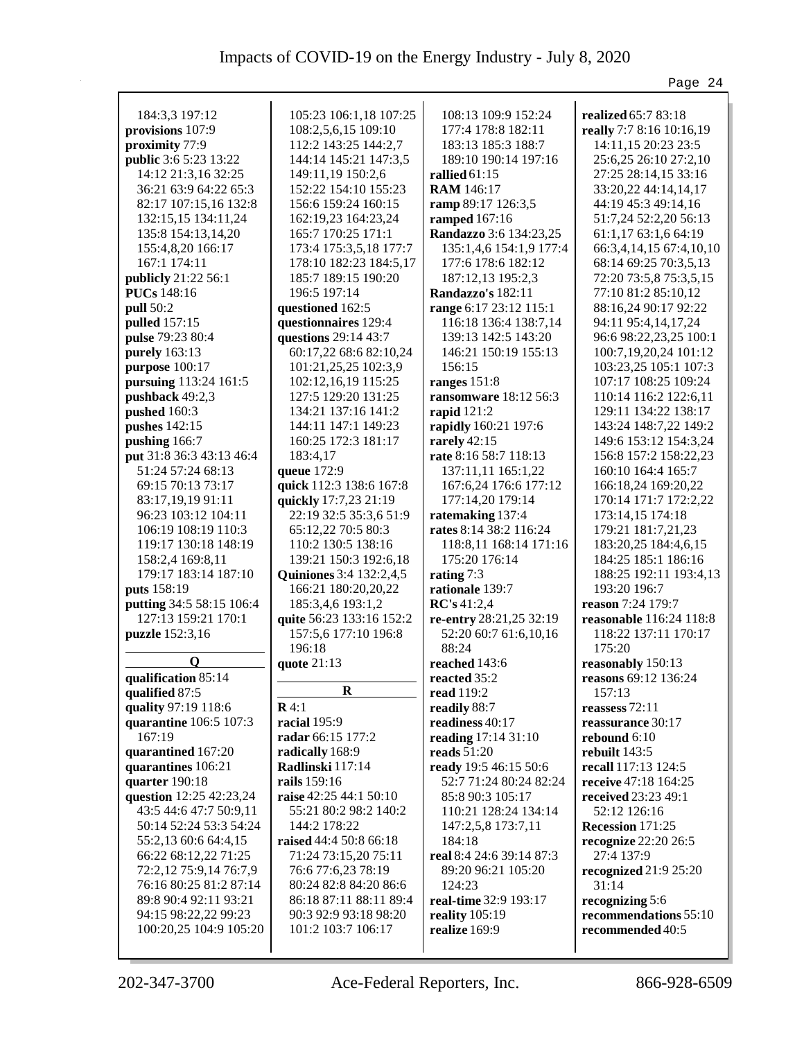184:3,3 197:12
**provisions** 107:9
**proximity** 77:9
**public** 3:6 5:23 13:22 14:12 21:3,16 32:25 36:21 63:9 64:22 65:3 82:17 107:15,16 132:8 132:15,15 134:11,24 135:8 154:13,14,20 155:4,8,20 166:17 167:1 174:11
**publicly** 21:22 56:1
**PUCs** 148:16
**pull** 50:2
**pulled** 157:15
**pulse** 79:23 80:4
**purely** 163:13
**purpose** 100:17
**pursuing** 113:24 161:5
**pushback** 49:2,3
**pushed** 160:3
**pushes** 142:15
**pushing** 166:7
**put** 31:8 36:3 43:13 46:4 51:24 57:24 68:13 69:15 70:13 73:17 83:17,19,19 91:11 96:23 103:12 104:11 106:19 108:19 110:3 119:17 130:18 148:19 158:2,4 169:8,11 179:17 183:14 187:10
**puts** 158:19
**putting** 34:5 58:15 106:4 127:13 159:21 170:1
**puzzle** 152:3,16

**Q**

**qualification** 85:14
**qualified** 87:5
**quality** 97:19 118:6
**quarantine** 106:5 107:3 167:19
**quarantined** 167:20
**quarantines** 106:21
**quarter** 190:18
**question** 12:25 42:23,24 43:5 44:6 47:7 50:9,11 50:14 52:24 53:3 54:24 55:2,13 60:6 64:4,15 66:22 68:12,22 71:25 72:2,12 75:9,14 76:7,9 76:16 80:25 81:2 87:14 89:8 90:4 92:11 93:21 94:15 98:22,22 99:23 100:20,25 104:9 105:20 105:23 106:1,18 107:25 108:2,5,6,15 109:10 112:2 143:25 144:2,7 144:14 145:21 147:3,5 149:11,19 150:2,6 152:22 154:10 155:23 156:6 159:24 160:15 162:19,23 164:23,24 165:7 170:25 171:1 173:4 175:3,5,18 177:7 178:10 182:23 184:5,17 185:7 189:15 190:20 196:5 197:14
**questioned** 162:5
**questionnaires** 129:4
**questions** 29:14 43:7 60:17,22 68:6 82:10,24 101:21,25,25 102:3,9 102:12,16,19 115:25 127:5 129:20 131:25 134:21 137:16 141:2 144:11 147:1 149:23 160:25 172:3 181:17 183:4,17
**queue** 172:9
**quick** 112:3 138:6 167:8
**quickly** 17:7,23 21:19 22:19 32:5 35:3,6 51:9 65:12,22 70:5 80:3 110:2 130:5 138:16 139:21 150:3 192:6,18
**Quiniones** 3:4 132:2,4,5 166:21 180:20,20,22 185:3,4,6 193:1,2
**quite** 56:23 133:16 152:2 157:5,6 177:10 196:8 196:18
**quote** 21:13

**R**

**R** 4:1
**racial** 195:9
**radar** 66:15 177:2
**radically** 168:9
**Radlinski** 117:14
**rails** 159:16
**raise** 42:25 44:1 50:10 55:21 80:2 98:2 140:2 144:2 178:22
**raised** 44:4 50:8 66:18 71:24 73:15,20 75:11 76:6 77:6,23 78:19 80:24 82:8 84:20 86:6 86:18 87:11 88:11 89:4 90:3 92:9 93:18 98:20 101:2 103:7 106:17 108:13 109:9 152:24 177:4 178:8 182:11 183:13 185:3 188:7 189:10 190:14 197:16
**rallied** 61:15
**RAM** 146:17
**ramp** 89:17 126:3,5
**ramped** 167:16
**Randazzo** 3:6 134:23,25 135:1,4,6 154:1,9 177:4 177:6 178:6 182:12 187:12,13 195:2,3
**Randazzo's** 182:11
**range** 6:17 23:12 115:1 116:18 136:4 138:7,14 139:13 142:5 143:20 146:21 150:19 155:13 156:15
**ranges** 151:8
**ransomware** 18:12 56:3
**rapid** 121:2
**rapidly** 160:21 197:6
**rarely** 42:15
**rate** 8:16 58:7 118:13 137:11,11 165:1,22 167:6,24 176:6 177:12 177:14,20 179:14
**ratemaking** 137:4
**rates** 8:14 38:2 116:24 118:8,11 168:14 171:16 175:20 176:14
**rating** 7:3
**rationale** 139:7
**RC's** 41:2,4
**re-entry** 28:21,25 32:19 52:20 60:7 61:6,10,16 88:24
**reached** 143:6
**reacted** 35:2
**read** 119:2
**readily** 88:7
**readiness** 40:17
**reading** 17:14 31:10
**reads** 51:20
**ready** 19:5 46:15 50:6 52:7 71:24 80:24 82:24 85:8 90:3 105:17 110:21 128:24 134:14 147:2,5,8 173:7,11 184:18
**real** 8:4 24:6 39:14 87:3 89:20 96:21 105:20 124:23
**real-time** 32:9 193:17
**reality** 105:19
**realize** 169:9
**realized** 65:7 83:18
**really** 7:7 8:16 10:16,19 14:11,15 20:23 23:5 25:6,25 26:10 27:2,10 27:25 28:14,15 33:16 33:20,22 44:14,14,17 44:19 45:3 49:14,16 51:7,24 52:2,20 56:13 61:1,17 63:1,6 64:19 66:3,4,14,15 67:4,10,10 68:14 69:25 70:3,5,13 72:20 73:5,8 75:3,5,15 77:10 81:2 85:10,12 88:16,24 90:17 92:22 94:11 95:4,14,17,24 96:6 98:22,23,25 100:1 100:7,19,20,24 101:12 103:23,25 105:1 107:3 107:17 108:25 109:24 110:14 116:2 122:6,11 129:11 134:22 138:17 143:24 148:7,22 149:2 149:6 153:12 154:3,24 156:8 157:2 158:22,23 160:10 164:4 165:7 166:18,24 169:20,22 170:14 171:7 172:2,22 173:14,15 174:18 179:21 181:7,21,23 183:20,25 184:4,6,15 184:25 185:1 186:16 188:25 192:11 193:4,13 193:20 196:7
**reason** 7:24 179:7
**reasonable** 116:24 118:8 118:22 137:11 170:17 175:20
**reasonably** 150:13
**reasons** 69:12 136:24 157:13
**reassess** 72:11
**reassurance** 30:17
**rebound** 6:10
**rebuilt** 143:5
**recall** 117:13 124:5
**receive** 47:18 164:25
**received** 23:23 49:1 52:12 126:16
**Recession** 171:25
**recognize** 22:20 26:5 27:4 137:9
**recognized** 21:9 25:20 31:14
**recognizing** 5:6
**recommendations** 55:10
**recommended** 40:5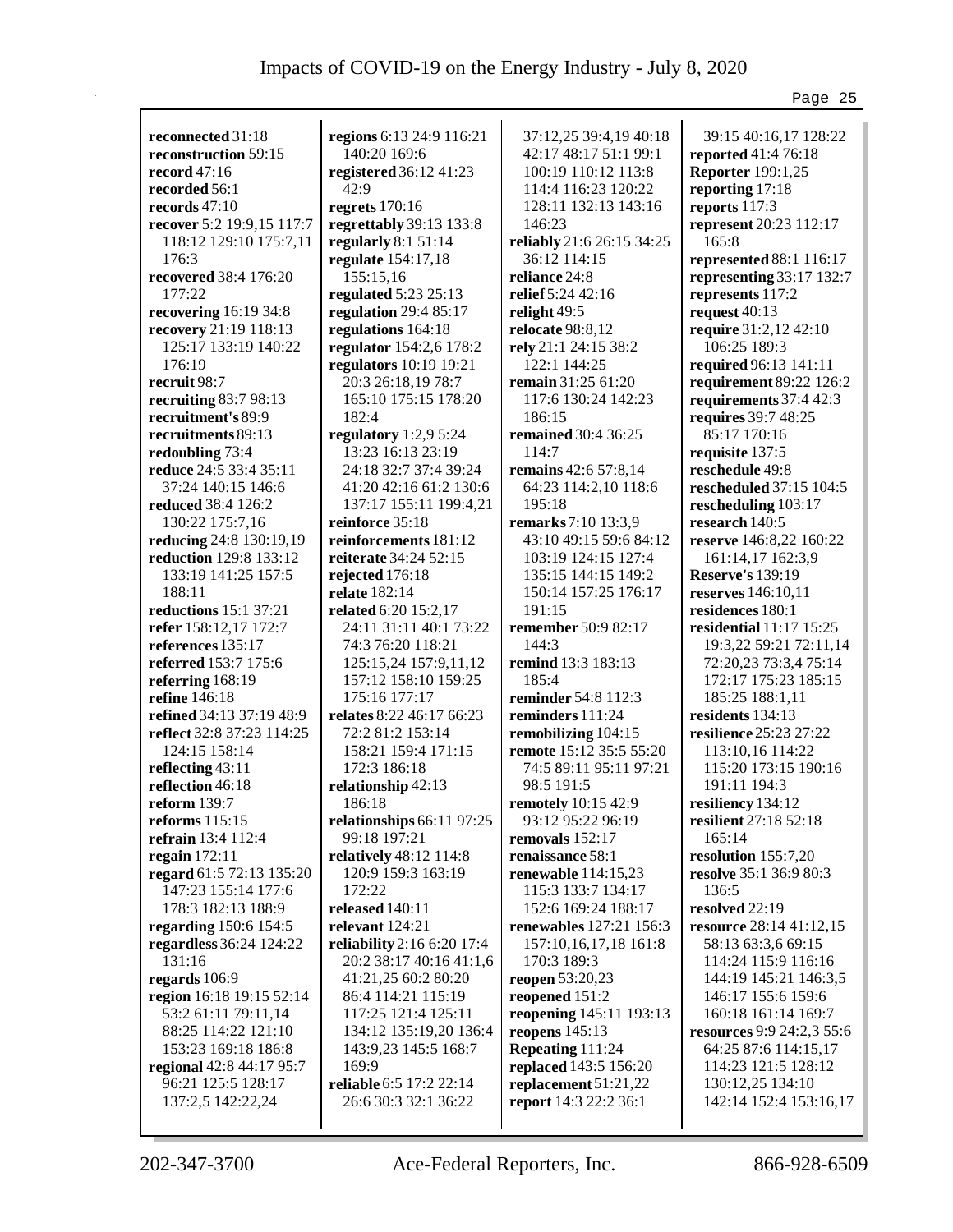**reconnected** 31:18
**reconstruction** 59:15
**record** 47:16
**recorded** 56:1
**records** 47:10
**recover** 5:2 19:9,15 117:7 118:12 129:10 175:7,11 176:3
**recovered** 38:4 176:20 177:22
**recovering** 16:19 34:8
**recovery** 21:19 118:13 125:17 133:19 140:22 176:19
**recruit** 98:7
**recruiting** 83:7 98:13
**recruitment's** 89:9
**recruitments** 89:13
**redoubling** 73:4
**reduce** 24:5 33:4 35:11 37:24 140:15 146:6
**reduced** 38:4 126:2 130:22 175:7,16
**reducing** 24:8 130:19,19
**reduction** 129:8 133:12 133:19 141:25 157:5 188:11
**reductions** 15:1 37:21
**refer** 158:12,17 172:7
**references** 135:17
**referred** 153:7 175:6
**referring** 168:19
**refine** 146:18
**refined** 34:13 37:19 48:9
**reflect** 32:8 37:23 114:25 124:15 158:14
**reflecting** 43:11
**reflection** 46:18
**reform** 139:7
**reforms** 115:15
**refrain** 13:4 112:4
**regain** 172:11
**regard** 61:5 72:13 135:20 147:23 155:14 177:6 178:3 182:13 188:9
**regarding** 150:6 154:5
**regardless** 36:24 124:22 131:16
**regards** 106:9
**region** 16:18 19:15 52:14 53:2 61:11 79:11,14 88:25 114:22 121:10 153:23 169:18 186:8
**regional** 42:8 44:17 95:7 96:21 125:5 128:17 137:2,5 142:22,24
**regions** 6:13 24:9 116:21 140:20 169:6
**registered** 36:12 41:23 42:9
**regrets** 170:16
**regrettably** 39:13 133:8
**regularly** 8:1 51:14
**regulate** 154:17,18 155:15,16
**regulated** 5:23 25:13
**regulation** 29:4 85:17
**regulations** 164:18
**regulator** 154:2,6 178:2
**regulators** 10:19 19:21 20:3 26:18,19 78:7 165:10 175:15 178:20 182:4
**regulatory** 1:2,9 5:24 13:23 16:13 23:19 24:18 32:7 37:4 39:24 41:20 42:16 61:2 130:6 137:17 155:11 199:4,21
**reinforce** 35:18
**reinforcements** 181:12
**reiterate** 34:24 52:15
**rejected** 176:18
**relate** 182:14
**related** 6:20 15:2,17 24:11 31:11 40:1 73:22 74:3 76:20 118:21 125:15,24 157:9,11,12 157:12 158:10 159:25 175:16 177:17
**relates** 8:22 46:17 66:23 72:2 81:2 153:14 158:21 159:4 171:15 172:3 186:18
**relationship** 42:13 186:18
**relationships** 66:11 97:25 99:18 197:21
**relatively** 48:12 114:8 120:9 159:3 163:19 172:22
**released** 140:11
**relevant** 124:21
**reliability** 2:16 6:20 17:4 20:2 38:17 40:16 41:1,6 41:21,25 60:2 80:20 86:4 114:21 115:19 117:25 121:4 125:11 134:12 135:19,20 136:4 143:9,23 145:5 168:7 169:9
**reliable** 6:5 17:2 22:14 26:6 30:3 32:1 36:22 37:12,25 39:4,19 40:18 42:17 48:17 51:1 99:1 100:19 110:12 113:8 114:4 116:23 120:22 128:11 132:13 143:16 146:23
**reliably** 21:6 26:15 34:25 36:12 114:15
**reliance** 24:8
**relief** 5:24 42:16
**relight** 49:5
**relocate** 98:8,12
**rely** 21:1 24:15 38:2 122:1 144:25
**remain** 31:25 61:20 117:6 130:24 142:23 186:15
**remained** 30:4 36:25 114:7
**remains** 42:6 57:8,14 64:23 114:2,10 118:6 195:18
**remarks** 7:10 13:3,9 43:10 49:15 59:6 84:12 103:19 124:15 127:4 135:15 144:15 149:2 150:14 157:25 176:17 191:15
**remember** 50:9 82:17 144:3
**remind** 13:3 183:13 185:4
**reminder** 54:8 112:3
**reminders** 111:24
**remobilizing** 104:15
**remote** 15:12 35:5 55:20 74:5 89:11 95:11 97:21 98:5 191:5
**remotely** 10:15 42:9 93:12 95:22 96:19
**removals** 152:17
**renaissance** 58:1
**renewable** 114:15,23 115:3 133:7 134:17 152:6 169:24 188:17
**renewables** 127:21 156:3 157:10,16,17,18 161:8 170:3 189:3
**reopen** 53:20,23
**reopened** 151:2
**reopening** 145:11 193:13
**reopens** 145:13
**Repeating** 111:24
**replaced** 143:5 156:20
**replacement** 51:21,22
**report** 14:3 22:2 36:1 39:15 40:16,17 128:22
**reported** 41:4 76:18
**Reporter** 199:1,25
**reporting** 17:18
**reports** 117:3
**represent** 20:23 112:17 165:8
**represented** 88:1 116:17
**representing** 33:17 132:7
**represents** 117:2
**request** 40:13
**require** 31:2,12 42:10 106:25 189:3
**required** 96:13 141:11
**requirement** 89:22 126:2
**requirements** 37:4 42:3
**requires** 39:7 48:25 85:17 170:16
**requisite** 137:5
**reschedule** 49:8
**rescheduled** 37:15 104:5
**rescheduling** 103:17
**research** 140:5
**reserve** 146:8,22 160:22 161:14,17 162:3,9
**Reserve's** 139:19
**reserves** 146:10,11
**residences** 180:1
**residential** 11:17 15:25 19:3,22 59:21 72:11,14 72:20,23 73:3,4 75:14 172:17 175:23 185:15 185:25 188:1,11
**residents** 134:13
**resilience** 25:23 27:22 113:10,16 114:22 115:20 173:15 190:16 191:11 194:3
**resiliency** 134:12
**resilient** 27:18 52:18 165:14
**resolution** 155:7,20
**resolve** 35:1 36:9 80:3 136:5
**resolved** 22:19
**resource** 28:14 41:12,15 58:13 63:3,6 69:15 114:24 115:9 116:16 144:19 145:21 146:3,5 146:17 155:6 159:6 160:18 161:14 169:7
**resources** 9:9 24:2,3 55:6 64:25 87:6 114:15,17 114:23 121:5 128:12 130:12,25 134:10 142:14 152:4 153:16,17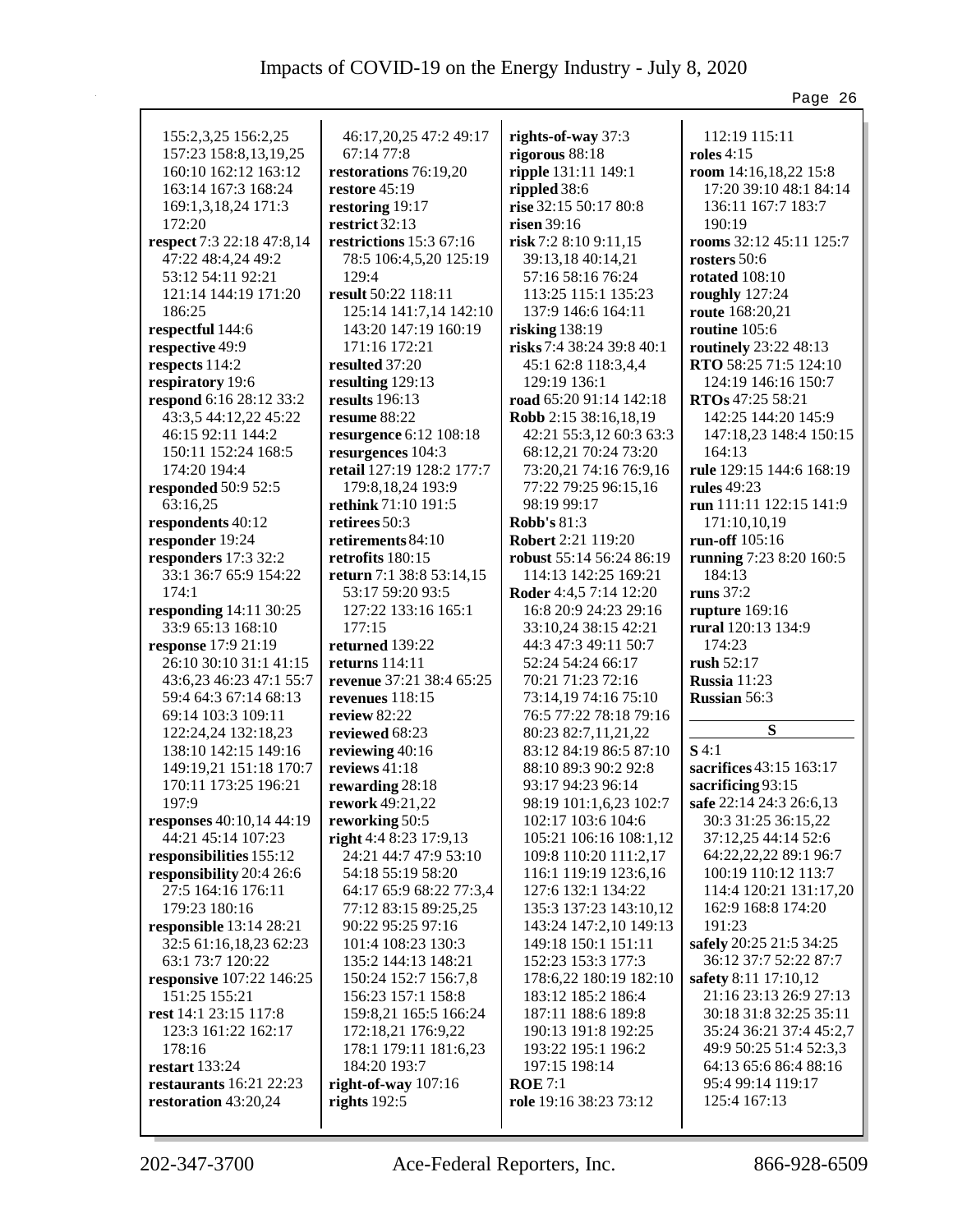155:2,3,25 156:2,25 157:23 158:8,13,19,25 160:10 162:12 163:12 163:14 167:3 168:24 169:1,3,18,24 171:3 172:20
**respect** 7:3 22:18 47:8,14 47:22 48:4,24 49:2 53:12 54:11 92:21 121:14 144:19 171:20 186:25
**respectful** 144:6
**respective** 49:9
**respects** 114:2
**respiratory** 19:6
**respond** 6:16 28:12 33:2 43:3,5 44:12,22 45:22 46:15 92:11 144:2 150:11 152:24 168:5 174:20 194:4
**responded** 50:9 52:5 63:16,25
**respondents** 40:12
**responder** 19:24
**responders** 17:3 32:2 33:1 36:7 65:9 154:22 174:1
**responding** 14:11 30:25 33:9 65:13 168:10
**response** 17:9 21:19 26:10 30:10 31:1 41:15 43:6,23 46:23 47:1 55:7 59:4 64:3 67:14 68:13 69:14 103:3 109:11 122:24,24 132:18,23 138:10 142:15 149:16 149:19,21 151:18 170:7 170:11 173:25 196:21 197:9
**responses** 40:10,14 44:19 44:21 45:14 107:23
**responsibilities** 155:12
**responsibility** 20:4 26:6 27:5 164:16 176:11 179:23 180:16
**responsible** 13:14 28:21 32:5 61:16,18,23 62:23 63:1 73:7 120:22
**responsive** 107:22 146:25 151:25 155:21
**rest** 14:1 23:15 117:8 123:3 161:22 162:17 178:16
**restart** 133:24
**restaurants** 16:21 22:23
**restoration** 43:20,24 46:17,20,25 47:2 49:17 67:14 77:8
**restorations** 76:19,20
**restore** 45:19
**restoring** 19:17
**restrict** 32:13
**restrictions** 15:3 67:16 78:5 106:4,5,20 125:19 129:4
**result** 50:22 118:11 125:14 141:7,14 142:10 143:20 147:19 160:19 171:16 172:21
**resulted** 37:20
**resulting** 129:13
**results** 196:13
**resume** 88:22
**resurgence** 6:12 108:18
**resurgences** 104:3
**retail** 127:19 128:2 177:7 179:8,18,24 193:9
**rethink** 71:10 191:5
**retirees** 50:3
**retirements** 84:10
**retrofits** 180:15
**return** 7:1 38:8 53:14,15 53:17 59:20 93:5 127:22 133:16 165:1 177:15
**returned** 139:22
**returns** 114:11
**revenue** 37:21 38:4 65:25
**revenues** 118:15
**review** 82:22
**reviewed** 68:23
**reviewing** 40:16
**reviews** 41:18
**rewarding** 28:18
**rework** 49:21,22
**reworking** 50:5
**right** 4:4 8:23 17:9,13 24:21 44:7 47:9 53:10 54:18 55:19 58:20 64:17 65:9 68:22 77:3,4 77:12 83:15 89:25,25 90:22 95:25 97:16 101:4 108:23 130:3 135:2 144:13 148:21 150:24 152:7 156:7,8 156:23 157:1 158:8 159:8,21 165:5 166:24 172:18,21 176:9,22 178:1 179:11 181:6,23 184:20 193:7
**right-of-way** 107:16
**rights** 192:5
**rights-of-way** 37:3
**rigorous** 88:18
**ripple** 131:11 149:1
**rippled** 38:6
**rise** 32:15 50:17 80:8
**risen** 39:16
**risk** 7:2 8:10 9:11,15 39:13,18 40:14,21 57:16 58:16 76:24 113:25 115:1 135:23 137:9 146:6 164:11
**risking** 138:19
**risks** 7:4 38:24 39:8 40:1 45:1 62:8 118:3,4,4 129:19 136:1
**road** 65:20 91:14 142:18
**Robb** 2:15 38:16,18,19 42:21 55:3,12 60:3 63:3 68:12,21 70:24 73:20 73:20,21 74:16 76:9,16 77:22 79:25 96:15,16 98:19 99:17
**Robb's** 81:3
**Robert** 2:21 119:20
**robust** 55:14 56:24 86:19 114:13 142:25 169:21
**Roder** 4:4,5 7:14 12:20 16:8 20:9 24:23 29:16 33:10,24 38:15 42:21 44:3 47:3 49:11 50:7 52:24 54:24 66:17 70:21 71:23 72:16 73:14,19 74:16 75:10 76:5 77:22 78:18 79:16 80:23 82:7,11,21,22 83:12 84:19 86:5 87:10 88:10 89:3 90:2 92:8 93:17 94:23 96:14 98:19 101:1,6,23 102:7 102:17 103:6 104:6 105:21 106:16 108:1,12 109:8 110:20 111:2,17 116:1 119:19 123:6,16 127:6 132:1 134:22 135:3 137:23 143:10,12 143:24 147:2,10 149:13 149:18 150:1 151:11 152:23 153:3 177:3 178:6,22 180:19 182:10 183:12 185:2 186:4 187:11 188:6 189:8 190:13 191:8 192:25 193:22 195:1 196:2 197:15 198:14
**ROE** 7:1
**role** 19:16 38:23 73:12 112:19 115:11
**roles** 4:15
**room** 14:16,18,22 15:8 17:20 39:10 48:1 84:14 136:11 167:7 183:7 190:19
**rooms** 32:12 45:11 125:7
**rosters** 50:6
**rotated** 108:10
**roughly** 127:24
**route** 168:20,21
**routine** 105:6
**routinely** 23:22 48:13
**RTO** 58:25 71:5 124:10 124:19 146:16 150:7
**RTOs** 47:25 58:21 142:25 144:20 145:9 147:18,23 148:4 150:15 164:13
**rule** 129:15 144:6 168:19
**rules** 49:23
**run** 111:11 122:15 141:9 171:10,10,19
**run-off** 105:16
**running** 7:23 8:20 160:5 184:13
**runs** 37:2
**rupture** 169:16
**rural** 120:13 134:9 174:23
**rush** 52:17
**Russia** 11:23
**Russian** 56:3

## S

**S** 4:1
**sacrifices** 43:15 163:17
**sacrificing** 93:15
**safe** 22:14 24:3 26:6,13 30:3 31:25 36:15,22 37:12,25 44:14 52:6 64:22,22,22 89:1 96:7 100:19 110:12 113:7 114:4 120:21 131:17,20 162:9 168:8 174:20 191:23
**safely** 20:25 21:5 34:25 36:12 37:7 52:22 87:7
**safety** 8:11 17:10,12 21:16 23:13 26:9 27:13 30:18 31:8 32:25 35:11 35:24 36:21 37:4 45:2,7 49:9 50:25 51:4 52:3,3 64:13 65:6 86:4 88:16 95:4 99:14 119:17 125:4 167:13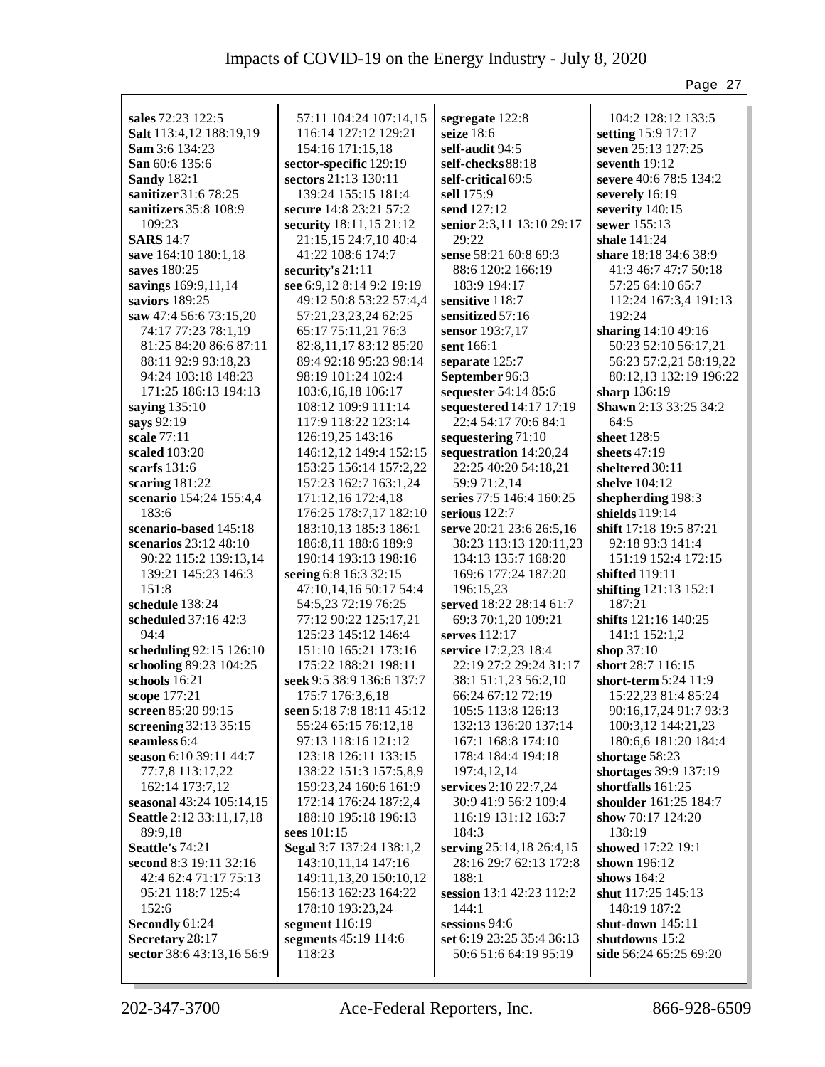**sales** 72:23 122:5
**Salt** 113:4,12 188:19,19
**Sam** 3:6 134:23
**San** 60:6 135:6
**Sandy** 182:1
**sanitizer** 31:6 78:25
**sanitizers** 35:8 108:9 109:23
**SARS** 14:7
**save** 164:10 180:1,18
**saves** 180:25
**savings** 169:9,11,14
**saviors** 189:25
**saw** 47:4 56:6 73:15,20 74:17 77:23 78:1,19 81:25 84:20 86:6 87:11 88:11 92:9 93:18,23 94:24 103:18 148:23 171:25 186:13 194:13
**saying** 135:10
**says** 92:19
**scale** 77:11
**scaled** 103:20
**scarfs** 131:6
**scaring** 181:22
**scenario** 154:24 155:4,4 183:6
**scenario-based** 145:18
**scenarios** 23:12 48:10 90:22 115:2 139:13,14 139:21 145:23 146:3 151:8
**schedule** 138:24
**scheduled** 37:16 42:3 94:4
**scheduling** 92:15 126:10
**schooling** 89:23 104:25
**schools** 16:21
**scope** 177:21
**screen** 85:20 99:15
**screening** 32:13 35:15
**seamless** 6:4
**season** 6:10 39:11 44:7 77:7,8 113:17,22 162:14 173:7,12
**seasonal** 43:24 105:14,15
**Seattle** 2:12 33:11,17,18 89:9,18
**Seattle's** 74:21
**second** 8:3 19:11 32:16 42:4 62:4 71:17 75:13 95:21 118:7 125:4 152:6
**Secondly** 61:24
**Secretary** 28:17
**sector** 38:6 43:13,16 56:9 57:11 104:24 107:14,15 116:14 127:12 129:21 154:16 171:15,18
**sector-specific** 129:19
**sectors** 21:13 130:11 139:24 155:15 181:4
**secure** 14:8 23:21 57:2
**security** 18:11,15 21:12 21:15,15 24:7,10 40:4 41:22 108:6 174:7
**security's** 21:11
**see** 6:9,12 8:14 9:2 19:19 49:12 50:8 53:22 57:4,4 57:21,23,23,24 62:25 65:17 75:11,21 76:3 82:8,11,17 83:12 85:20 89:4 92:18 95:23 98:14 98:19 101:24 102:4 103:6,16,18 106:17 108:12 109:9 111:14 117:9 118:22 123:14 126:19,25 143:16 146:12,12 149:4 152:15 153:25 156:14 157:2,22 157:23 162:7 163:1,24 171:12,16 172:4,18 176:25 178:7,17 182:10 183:10,13 185:3 186:1 186:8,11 188:6 189:9 190:14 193:13 198:16
**seeing** 6:8 16:3 32:15 47:10,14,16 50:17 54:4 54:5,23 72:19 76:25 77:12 90:22 125:17,21 125:23 145:12 146:4 151:10 165:21 173:16 175:22 188:21 198:11
**seek** 9:5 38:9 136:6 137:7 175:7 176:3,6,18
**seen** 5:18 7:8 18:11 45:12 55:24 65:15 76:12,18 97:13 118:16 121:12 123:18 126:11 133:15 138:22 151:3 157:5,8,9 159:23,24 160:6 161:9 172:14 176:24 187:2,4 188:10 195:18 196:13
**sees** 101:15
**Segal** 3:7 137:24 138:1,2 143:10,11,14 147:16 149:11,13,20 150:10,12 156:13 162:23 164:22 178:10 193:23,24
**segment** 116:19
**segments** 45:19 114:6 118:23
**segregate** 122:8
**seize** 18:6
**self-audit** 94:5
**self-checks** 88:18
**self-critical** 69:5
**sell** 175:9
**send** 127:12
**senior** 2:3,11 13:10 29:17 29:22
**sense** 58:21 60:8 69:3 88:6 120:2 166:19 183:9 194:17
**sensitive** 118:7
**sensitized** 57:16
**sensor** 193:7,17
**sent** 166:1
**separate** 125:7
**September** 96:3
**sequester** 54:14 85:6
**sequestered** 14:17 17:19 22:4 54:17 70:6 84:1
**sequestering** 71:10
**sequestration** 14:20,24 22:25 40:20 54:18,21 59:9 71:2,14
**series** 77:5 146:4 160:25
**serious** 122:7
**serve** 20:21 23:6 26:5,16 38:23 113:13 120:11,23 134:13 135:7 168:20 169:6 177:24 187:20 196:15,23
**served** 18:22 28:14 61:7 69:3 70:1,20 109:21
**serves** 112:17
**service** 17:2,23 18:4 22:19 27:2 29:24 31:17 38:1 51:1,23 56:2,10 66:24 67:12 72:19 105:5 113:8 126:13 132:13 136:20 137:14 167:1 168:8 174:10 178:4 184:4 194:18 197:4,12,14
**services** 2:10 22:7,24 30:9 41:9 56:2 109:4 116:19 131:12 163:7 184:3
**serving** 25:14,18 26:4,15 28:16 29:7 62:13 172:8 188:1
**session** 13:1 42:23 112:2 144:1
**sessions** 94:6
**set** 6:19 23:25 35:4 36:13 50:6 51:6 64:19 95:19 104:2 128:12 133:5
**setting** 15:9 17:17
**seven** 25:13 127:25
**seventh** 19:12
**severe** 40:6 78:5 134:2
**severely** 16:19
**severity** 140:15
**sewer** 155:13
**shale** 141:24
**share** 18:18 34:6 38:9 41:3 46:7 47:7 50:18 57:25 64:10 65:7 112:24 167:3,4 191:13 192:24
**sharing** 14:10 49:16 50:23 52:10 56:17,21 56:23 57:2,21 58:19,22 80:12,13 132:19 196:22
**sharp** 136:19
**Shawn** 2:13 33:25 34:2 64:5
**sheet** 128:5
**sheets** 47:19
**sheltered** 30:11
**shelve** 104:12
**shepherding** 198:3
**shields** 119:14
**shift** 17:18 19:5 87:21 92:18 93:3 141:4 151:19 152:4 172:15
**shifted** 119:11
**shifting** 121:13 152:1 187:21
**shifts** 121:16 140:25 141:1 152:1,2
**shop** 37:10
**short** 28:7 116:15
**short-term** 5:24 11:9 15:22,23 81:4 85:24 90:16,17,24 91:7 93:3 100:3,12 144:21,23 180:6,6 181:20 184:4
**shortage** 58:23
**shortages** 39:9 137:19
**shortfalls** 161:25
**shoulder** 161:25 184:7
**show** 70:17 124:20 138:19
**showed** 17:22 19:1
**shown** 196:12
**shows** 164:2
**shut** 117:25 145:13 148:19 187:2
**shut-down** 145:11
**shutdowns** 15:2
**side** 56:24 65:25 69:20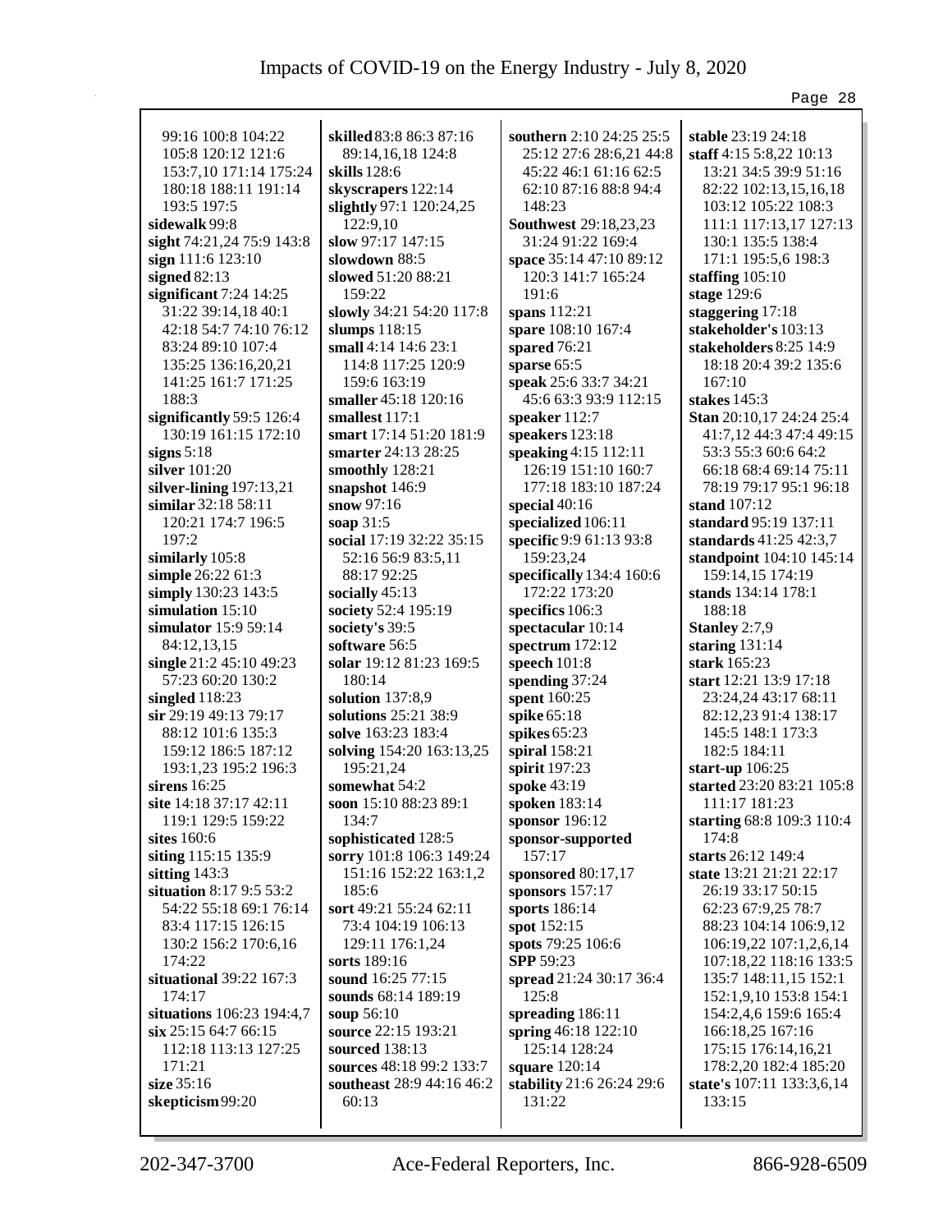99:16 100:8 104:22 105:8 120:12 121:6 153:7,10 171:14 175:24 180:18 188:11 191:14 193:5 197:5
**sidewalk** 99:8
**sight** 74:21,24 75:9 143:8
**sign** 111:6 123:10
**signed** 82:13
**significant** 7:24 14:25 31:22 39:14,18 40:1 42:18 54:7 74:10 76:12 83:24 89:10 107:4 135:25 136:16,20,21 141:25 161:7 171:25 188:3
**significantly** 59:5 126:4 130:19 161:15 172:10
**signs** 5:18
**silver** 101:20
**silver-lining** 197:13,21
**similar** 32:18 58:11 120:21 174:7 196:5 197:2
**similarly** 105:8
**simple** 26:22 61:3
**simply** 130:23 143:5
**simulation** 15:10
**simulator** 15:9 59:14 84:12,13,15
**single** 21:2 45:10 49:23 57:23 60:20 130:2
**singled** 118:23
**sir** 29:19 49:13 79:17 88:12 101:6 135:3 159:12 186:5 187:12 193:1,23 195:2 196:3
**sirens** 16:25
**site** 14:18 37:17 42:11 119:1 129:5 159:22
**sites** 160:6
**siting** 115:15 135:9
**sitting** 143:3
**situation** 8:17 9:5 53:2 54:22 55:18 69:1 76:14 83:4 117:15 126:15 130:2 156:2 170:6,16 174:22
**situational** 39:22 167:3 174:17
**situations** 106:23 194:4,7
**six** 25:15 64:7 66:15 112:18 113:13 127:25 171:21
**size** 35:16
**skepticism** 99:20
**skilled** 83:8 86:3 87:16 89:14,16,18 124:8
**skills** 128:6
**skyscrapers** 122:14
**slightly** 97:1 120:24,25 122:9,10
**slow** 97:17 147:15
**slowdown** 88:5
**slowed** 51:20 88:21 159:22
**slowly** 34:21 54:20 117:8
**slumps** 118:15
**small** 4:14 14:6 23:1 114:8 117:25 120:9 159:6 163:19
**smaller** 45:18 120:16
**smallest** 117:1
**smart** 17:14 51:20 181:9
**smarter** 24:13 28:25
**smoothly** 128:21
**snapshot** 146:9
**snow** 97:16
**soap** 31:5
**social** 17:19 32:22 35:15 52:16 56:9 83:5,11 88:17 92:25
**socially** 45:13
**society** 52:4 195:19
**society's** 39:5
**software** 56:5
**solar** 19:12 81:23 169:5 180:14
**solution** 137:8,9
**solutions** 25:21 38:9
**solve** 163:23 183:4
**solving** 154:20 163:13,25 195:21,24
**somewhat** 54:2
**soon** 15:10 88:23 89:1 134:7
**sophisticated** 128:5
**sorry** 101:8 106:3 149:24 151:16 152:22 163:1,2 185:6
**sort** 49:21 55:24 62:11 73:4 104:19 106:13 129:11 176:1,24
**sorts** 189:16
**sound** 16:25 77:15
**sounds** 68:14 189:19
**soup** 56:10
**source** 22:15 193:21
**sourced** 138:13
**sources** 48:18 99:2 133:7
**southeast** 28:9 44:16 46:2 60:13
**southern** 2:10 24:25 25:5 25:12 27:6 28:6,21 44:8 45:22 46:1 61:16 62:5 62:10 87:16 88:8 94:4 148:23
**Southwest** 29:18,23,23 31:24 91:22 169:4
**space** 35:14 47:10 89:12 120:3 141:7 165:24 191:6
**spans** 112:21
**spare** 108:10 167:4
**spared** 76:21
**sparse** 65:5
**speak** 25:6 33:7 34:21 45:6 63:3 93:9 112:15
**speaker** 112:7
**speakers** 123:18
**speaking** 4:15 112:11 126:19 151:10 160:7 177:18 183:10 187:24
**special** 40:16
**specialized** 106:11
**specific** 9:9 61:13 93:8 159:23,24
**specifically** 134:4 160:6 172:22 173:20
**specifics** 106:3
**spectacular** 10:14
**spectrum** 172:12
**speech** 101:8
**spending** 37:24
**spent** 160:25
**spike** 65:18
**spikes** 65:23
**spiral** 158:21
**spirit** 197:23
**spoke** 43:19
**spoken** 183:14
**sponsor** 196:12
**sponsor-supported** 157:17
**sponsored** 80:17,17
**sponsors** 157:17
**sports** 186:14
**spot** 152:15
**spots** 79:25 106:6
**SPP** 59:23
**spread** 21:24 30:17 36:4 125:8
**spreading** 186:11
**spring** 46:18 122:10 125:14 128:24
**square** 120:14
**stability** 21:6 26:24 29:6 131:22
**stable** 23:19 24:18
**staff** 4:15 5:8,22 10:13 13:21 34:5 39:9 51:16 82:22 102:13,15,16,18 103:12 105:22 108:3 111:1 117:13,17 127:13 130:1 135:5 138:4 171:1 195:5,6 198:3
**staffing** 105:10
**stage** 129:6
**staggering** 17:18
**stakeholder's** 103:13
**stakeholders** 8:25 14:9 18:18 20:4 39:2 135:6 167:10
**stakes** 145:3
**Stan** 20:10,17 24:24 25:4 41:7,12 44:3 47:4 49:15 53:3 55:3 60:6 64:2 66:18 68:4 69:14 75:11 78:19 79:17 95:1 96:18
**stand** 107:12
**standard** 95:19 137:11
**standards** 41:25 42:3,7
**standpoint** 104:10 145:14 159:14,15 174:19
**stands** 134:14 178:1 188:18
**Stanley** 2:7,9
**staring** 131:14
**stark** 165:23
**start** 12:21 13:9 17:18 23:24,24 43:17 68:11 82:12,23 91:4 138:17 145:5 148:1 173:3 182:5 184:11
**start-up** 106:25
**started** 23:20 83:21 105:8 111:17 181:23
**starting** 68:8 109:3 110:4 174:8
**starts** 26:12 149:4
**state** 13:21 21:21 22:17 26:19 33:17 50:15 62:23 67:9,25 78:7 88:23 104:14 106:9,12 106:19,22 107:1,2,6,14 107:18,22 118:16 133:5 135:7 148:11,15 152:1 152:1,9,10 153:8 154:1 154:2,4,6 159:6 165:4 166:18,25 167:16 175:15 176:14,16,21 178:2,20 182:4 185:20
**state's** 107:11 133:3,6,14 133:15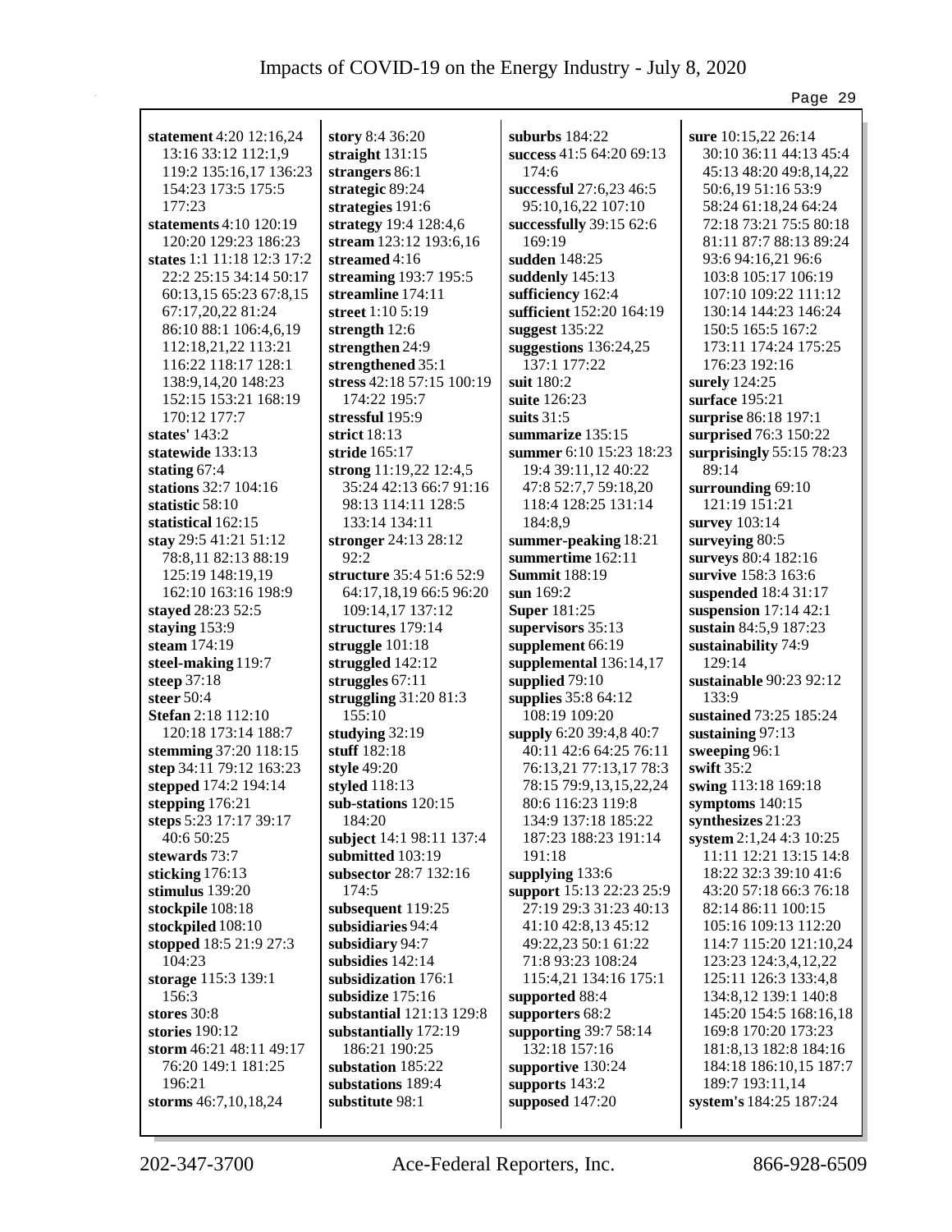**statement** 4:20 12:16,24 13:16 33:12 112:1,9 119:2 135:16,17 136:23 154:23 173:5 175:5 177:23
**statements** 4:10 120:19 120:20 129:23 186:23
**states** 1:1 11:18 12:3 17:2 22:2 25:15 34:14 50:17 60:13,15 65:23 67:8,15 67:17,20,22 81:24 86:10 88:1 106:4,6,19 112:18,21,22 113:21 116:22 118:17 128:1 138:9,14,20 148:23 152:15 153:21 168:19 170:12 177:7
**states'** 143:2
**statewide** 133:13
**stating** 67:4
**stations** 32:7 104:16
**statistic** 58:10
**statistical** 162:15
**stay** 29:5 41:21 51:12 78:8,11 82:13 88:19 125:19 148:19,19 162:10 163:16 198:9
**stayed** 28:23 52:5
**staying** 153:9
**steam** 174:19
**steel-making** 119:7
**steep** 37:18
**steer** 50:4
**Stefan** 2:18 112:10 120:18 173:14 188:7
**stemming** 37:20 118:15
**step** 34:11 79:12 163:23
**stepped** 174:2 194:14
**stepping** 176:21
**steps** 5:23 17:17 39:17 40:6 50:25
**stewards** 73:7
**sticking** 176:13
**stimulus** 139:20
**stockpile** 108:18
**stockpiled** 108:10
**stopped** 18:5 21:9 27:3 104:23
**storage** 115:3 139:1 156:3
**stores** 30:8
**stories** 190:12
**storm** 46:21 48:11 49:17 76:20 149:1 181:25 196:21
**storms** 46:7,10,18,24
**story** 8:4 36:20
**straight** 131:15
**strangers** 86:1
**strategic** 89:24
**strategies** 191:6
**strategy** 19:4 128:4,6
**stream** 123:12 193:6,16
**streamed** 4:16
**streaming** 193:7 195:5
**streamline** 174:11
**street** 1:10 5:19
**strength** 12:6
**strengthen** 24:9
**strengthened** 35:1
**stress** 42:18 57:15 100:19 174:22 195:7
**stressful** 195:9
**strict** 18:13
**stride** 165:17
**strong** 11:19,22 12:4,5 35:24 42:13 66:7 91:16 98:13 114:11 128:5 133:14 134:11
**stronger** 24:13 28:12 92:2
**structure** 35:4 51:6 52:9 64:17,18,19 66:5 96:20 109:14,17 137:12
**structures** 179:14
**struggle** 101:18
**struggled** 142:12
**struggles** 67:11
**struggling** 31:20 81:3 155:10
**studying** 32:19
**stuff** 182:18
**style** 49:20
**styled** 118:13
**sub-stations** 120:15 184:20
**subject** 14:1 98:11 137:4
**submitted** 103:19
**subsector** 28:7 132:16 174:5
**subsequent** 119:25
**subsidiaries** 94:4
**subsidiary** 94:7
**subsidies** 142:14
**subsidization** 176:1
**subsidize** 175:16
**substantial** 121:13 129:8
**substantially** 172:19 186:21 190:25
**substation** 185:22
**substations** 189:4
**substitute** 98:1
**suburbs** 184:22
**success** 41:5 64:20 69:13 174:6
**successful** 27:6,23 46:5 95:10,16,22 107:10
**successfully** 39:15 62:6 169:19
**sudden** 148:25
**suddenly** 145:13
**sufficiency** 162:4
**sufficient** 152:20 164:19
**suggest** 135:22
**suggestions** 136:24,25 137:1 177:22
**suit** 180:2
**suite** 126:23
**suits** 31:5
**summarize** 135:15
**summer** 6:10 15:23 18:23 19:4 39:11,12 40:22 47:8 52:7,7 59:18,20 118:4 128:25 131:14 184:8,9
**summer-peaking** 18:21
**summertime** 162:11
**Summit** 188:19
**sun** 169:2
**Super** 181:25
**supervisors** 35:13
**supplement** 66:19
**supplemental** 136:14,17
**supplied** 79:10
**supplies** 35:8 64:12 108:19 109:20
**supply** 6:20 39:4,8 40:7 40:11 42:6 64:25 76:11 76:13,21 77:13,17 78:3 78:15 79:9,13,15,22,24 80:6 116:23 119:8 134:9 137:18 185:22 187:23 188:23 191:14 191:18
**supplying** 133:6
**support** 15:13 22:23 25:9 27:19 29:3 31:23 40:13 41:10 42:8,13 45:12 49:22,23 50:1 61:22 71:8 93:23 108:24 115:4,21 134:16 175:1
**supported** 88:4
**supporters** 68:2
**supporting** 39:7 58:14 132:18 157:16
**supportive** 130:24
**supports** 143:2
**supposed** 147:20
**sure** 10:15,22 26:14 30:10 36:11 44:13 45:4 45:13 48:20 49:8,14,22 50:6,19 51:16 53:9 58:24 61:18,24 64:24 72:18 73:21 75:5 80:18 81:11 87:7 88:13 89:24 93:6 94:16,21 96:6 103:8 105:17 106:19 107:10 109:22 111:12 130:14 144:23 146:24 150:5 165:5 167:2 173:11 174:24 175:25 176:23 192:16
**surely** 124:25
**surface** 195:21
**surprise** 86:18 197:1
**surprised** 76:3 150:22
**surprisingly** 55:15 78:23 89:14
**surrounding** 69:10 121:19 151:21
**survey** 103:14
**surveying** 80:5
**surveys** 80:4 182:16
**survive** 158:3 163:6
**suspended** 18:4 31:17
**suspension** 17:14 42:1
**sustain** 84:5,9 187:23
**sustainability** 74:9 129:14
**sustainable** 90:23 92:12 133:9
**sustained** 73:25 185:24
**sustaining** 97:13
**sweeping** 96:1
**swift** 35:2
**swing** 113:18 169:18
**symptoms** 140:15
**synthesizes** 21:23
**system** 2:1,24 4:3 10:25 11:11 12:21 13:15 14:8 18:22 32:3 39:10 41:6 43:20 57:18 66:3 76:18 82:14 86:11 100:15 105:16 109:13 112:20 114:7 115:20 121:10,24 123:23 124:3,4,12,22 125:11 126:3 133:4,8 134:8,12 139:1 140:8 145:20 154:5 168:16,18 169:8 170:20 173:23 181:8,13 182:8 184:16 184:18 186:10,15 187:7 189:7 193:11,14
**system's** 184:25 187:24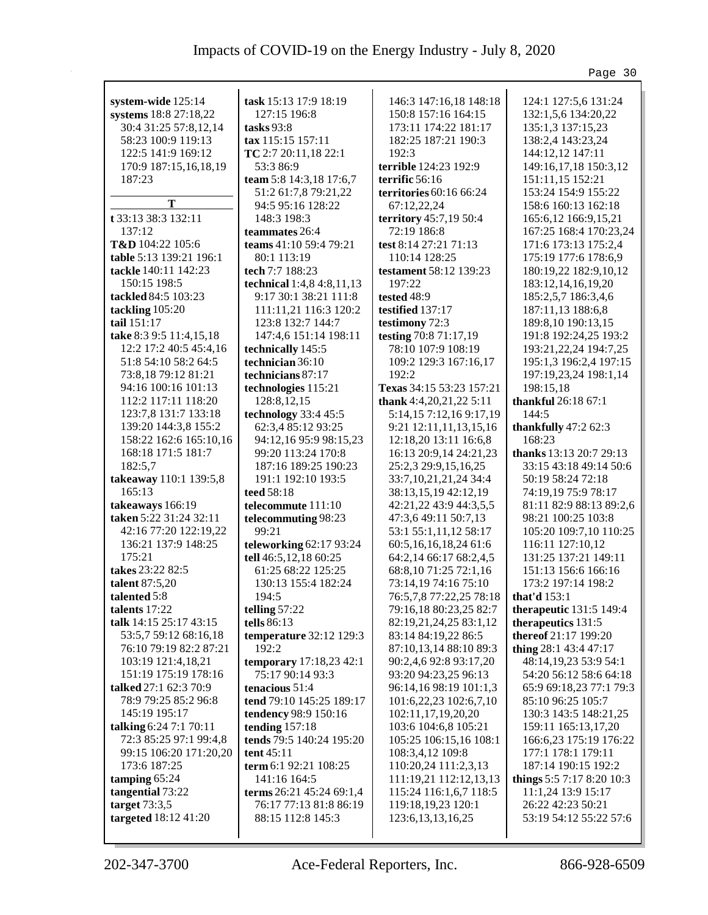**system-wide** 125:14
**systems** 18:8 27:18,22 30:4 31:25 57:8,12,14 58:23 100:9 119:13 122:5 141:9 169:12 170:9 187:15,16,18,19 187:23

## T

**t** 33:13 38:3 132:11 137:12
**T&D** 104:22 105:6
**table** 5:13 139:21 196:1
**tackle** 140:11 142:23 150:15 198:5
**tackled** 84:5 103:23
**tackling** 105:20
**tail** 151:17
**take** 8:3 9:5 11:4,15,18 12:2 17:2 40:5 45:4,16 51:8 54:10 58:2 64:5 73:8,18 79:12 81:21 94:16 100:16 101:13 112:2 117:11 118:20 123:7,8 131:7 133:18 139:20 144:3,8 155:2 158:22 162:6 165:10,16 168:18 171:5 181:7 182:5,7
**takeaway** 110:1 139:5,8 165:13
**takeaways** 166:19
**taken** 5:22 31:24 32:11 42:16 77:20 122:19,22 136:21 137:9 148:25 175:21
**takes** 23:22 82:5
**talent** 87:5,20
**talented** 5:8
**talents** 17:22
**talk** 14:15 25:17 43:15 53:5,7 59:12 68:16,18 76:10 79:19 82:2 87:21 103:19 121:4,18,21 151:19 175:19 178:16
**talked** 27:1 62:3 70:9 78:9 79:25 85:2 96:8 145:19 195:17
**talking** 6:24 7:1 70:11 72:3 85:25 97:1 99:4,8 99:15 106:20 171:20,20 173:6 187:25
**tamping** 65:24
**tangential** 73:22
**target** 73:3,5
**targeted** 18:12 41:20
**task** 15:13 17:9 18:19 127:15 196:8
**tasks** 93:8
**tax** 115:15 157:11
**TC** 2:7 20:11,18 22:1 53:3 86:9
**team** 5:8 14:3,18 17:6,7 51:2 61:7,8 79:21,22 94:5 95:16 128:22 148:3 198:3
**teammates** 26:4
**teams** 41:10 59:4 79:21 80:1 113:19
**tech** 7:7 188:23
**technical** 1:4,8 4:8,11,13 9:17 30:1 38:21 111:8 111:11,21 116:3 120:2 123:8 132:7 144:7 147:4,6 151:14 198:11
**technically** 145:5
**technician** 36:10
**technicians** 87:17
**technologies** 115:21 128:8,12,15
**technology** 33:4 45:5 62:3,4 85:12 93:25 94:12,16 95:9 98:15,23 99:20 113:24 170:8 187:16 189:25 190:23 191:1 192:10 193:5
**teed** 58:18
**telecommute** 111:10
**telecommuting** 98:23 99:21
**teleworking** 62:17 93:24
**tell** 46:5,12,18 60:25 61:25 68:22 125:25 130:13 155:4 182:24 194:5
**telling** 57:22
**tells** 86:13
**temperature** 32:12 129:3 192:2
**temporary** 17:18,23 42:1 75:17 90:14 93:3
**tenacious** 51:4
**tend** 79:10 145:25 189:17
**tendency** 98:9 150:16
**tending** 157:18
**tends** 79:5 140:24 195:20
**tent** 45:11
**term** 6:1 92:21 108:25 141:16 164:5
**terms** 26:21 45:24 69:1,4 76:17 77:13 81:8 86:19 88:15 112:8 145:3 146:3 147:16,18 148:18 150:8 157:16 164:15 173:11 174:22 181:17 182:25 187:21 190:3 192:3
**terrible** 124:23 192:9
**terrific** 56:16
**territories** 60:16 66:24 67:12,22,24
**territory** 45:7,19 50:4 72:19 186:8
**test** 8:14 27:21 71:13 110:14 128:25
**testament** 58:12 139:23 197:22
**tested** 48:9
**testified** 137:17
**testimony** 72:3
**testing** 70:8 71:17,19 78:10 107:9 108:19 109:2 129:3 167:16,17 192:2
**Texas** 34:15 53:23 157:21
**thank** 4:4,20,21,22 5:11 5:14,15 7:12,16 9:17,19 9:21 12:11,11,13,15,16 12:18,20 13:11 16:6,8 16:13 20:9,14 24:21,23 25:2,3 29:9,15,16,25 33:7,10,21,21,24 34:4 38:13,15,19 42:12,19 42:21,22 43:9 44:3,5,5 47:3,6 49:11 50:7,13 53:1 55:1,11,12 58:17 60:5,16,16,18,24 61:6 64:2,14 66:17 68:2,4,5 68:8,10 71:25 72:1,16 73:14,19 74:16 75:10 76:5,7,8 77:22,25 78:18 79:16,18 80:23,25 82:7 82:19,21,24,25 83:1,12 83:14 84:19,22 86:5 87:10,13,14 88:10 89:3 90:2,4,6 92:8 93:17,20 93:20 94:23,25 96:13 96:14,16 98:19 101:1,3 101:6,22,23 102:6,7,10 102:11,17,19,20,20 103:6 104:6,8 105:21 105:25 106:15,16 108:1 108:3,4,12 109:8 110:20,24 111:2,3,13 111:19,21 112:12,13,13 115:24 116:1,6,7 118:5 119:18,19,23 120:1 123:6,13,13,16,25 124:1 127:5,6 131:24 132:1,5,6 134:20,22 135:1,3 137:15,23 138:2,4 143:23,24 144:12,12 147:11 149:16,17,18 150:3,12 151:11,15 152:21 153:24 154:9 155:22 158:6 160:13 162:18 165:6,12 166:9,15,21 167:25 168:4 170:23,24 171:6 173:13 175:2,4 175:19 177:6 178:6,9 180:19,22 182:9,10,12 183:12,14,16,19,20 185:2,5,7 186:3,4,6 187:11,13 188:6,8 189:8,10 190:13,15 191:8 192:24,25 193:2 193:21,22,24 194:7,25 195:1,3 196:2,4 197:15 197:19,23,24 198:1,14 198:15,18
**thankful** 26:18 67:1 144:5
**thankfully** 47:2 62:3 168:23
**thanks** 13:13 20:7 29:13 33:15 43:18 49:14 50:6 50:19 58:24 72:18 74:19,19 75:9 78:17 81:11 82:9 88:13 89:2,6 98:21 100:25 103:8 105:20 109:7,10 110:25 116:11 127:10,12 131:25 137:21 149:11 151:13 156:6 166:16 173:2 197:14 198:2
**that'd** 153:1
**therapeutic** 131:5 149:4
**therapeutics** 131:5
**thereof** 21:17 199:20
**thing** 28:1 43:4 47:17 48:14,19,23 53:9 54:1 54:20 56:12 58:6 64:18 65:9 69:18,23 77:1 79:3 85:10 96:25 105:7 130:3 143:5 148:21,25 159:11 165:13,17,20 166:6,23 175:19 176:22 177:1 178:1 179:11 187:14 190:15 192:2
**things** 5:5 7:17 8:20 10:3 11:1,24 13:9 15:17 26:22 42:23 50:21 53:19 54:12 55:22 57:6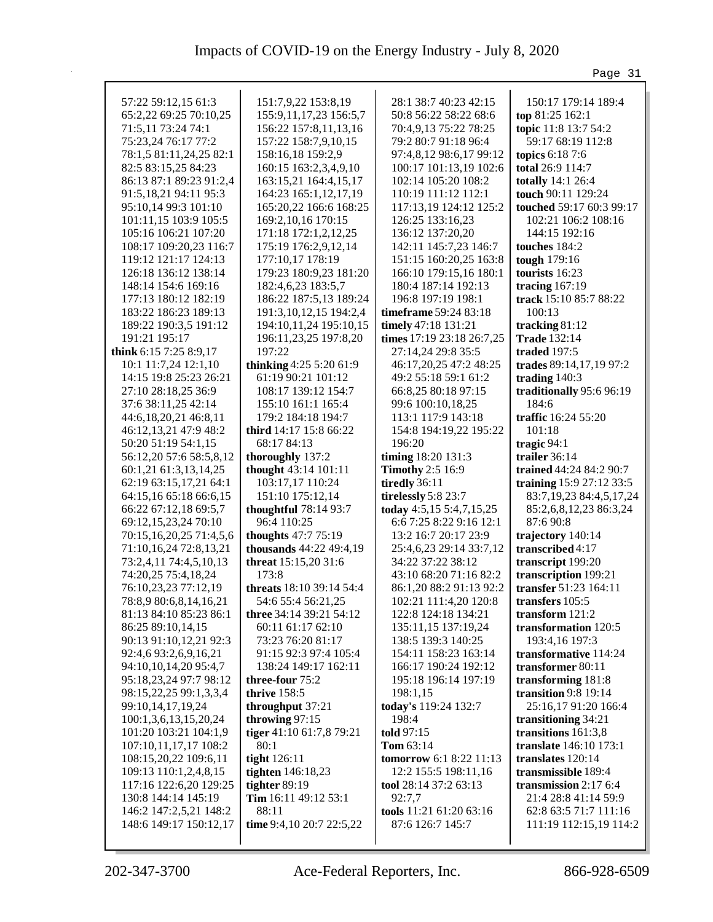57:22 59:12,15 61:3
65:2,22 69:25 70:10,25
71:5,11 73:24 74:1
75:23,24 76:17 77:2
78:1,5 81:11,24,25 82:1
82:5 83:15,25 84:23
86:13 87:1 89:23 91:2,4
91:5,18,21 94:11 95:3
95:10,14 99:3 101:10
101:11,15 103:9 105:5
105:16 106:21 107:20
108:17 109:20,23 116:7
119:12 121:17 124:13
126:18 136:12 138:14
148:14 154:6 169:16
177:13 180:12 182:19
183:22 186:23 189:13
189:22 190:3,5 191:12
191:21 195:17

**think** 6:15 7:25 8:9,17
10:1 11:7,24 12:1,10
14:15 19:8 25:23 26:21
27:10 28:18,25 36:9
37:6 38:11,25 42:14
44:6,18,20,21 46:8,11
46:12,13,21 47:9 48:2
50:20 51:19 54:1,15
56:12,20 57:6 58:5,8,12
60:1,21 61:3,13,14,25
62:19 63:15,17,21 64:1
64:15,16 65:18 66:6,15
66:22 67:12,18 69:5,7
69:12,15,23,24 70:10
70:15,16,20,25 71:4,5,6
71:10,16,24 72:8,13,21
73:2,4,11 74:4,5,10,13
74:20,25 75:4,18,24
76:10,23,23 77:12,19
78:8,9 80:6,8,14,16,21
81:13 84:10 85:23 86:1
86:25 89:10,14,15
90:13 91:10,12,21 92:3
92:4,6 93:2,6,9,16,21
94:10,10,14,20 95:4,7
95:18,23,24 97:7 98:12
98:15,22,25 99:1,3,3,4
99:10,14,17,19,24
100:1,3,6,13,15,20,24
101:20 103:21 104:1,9
107:10,11,17,17 108:2
108:15,20,22 109:6,11
109:13 110:1,2,4,8,15
117:16 122:6,20 129:25
130:8 144:14 145:19
146:2 147:2,5,21 148:2
148:6 149:17 150:12,17
151:7,9,22 153:8,19
155:9,11,17,23 156:5,7
156:22 157:8,11,13,16
157:22 158:7,9,10,15
158:16,18 159:2,9
160:15 163:2,3,4,9,10
163:15,21 164:4,15,17
164:23 165:1,12,17,19
165:20,22 166:6 168:25
169:2,10,16 170:15
171:18 172:1,2,12,25
175:19 176:2,9,12,14
177:10,17 178:19
179:23 180:9,23 181:20
182:4,6,23 183:5,7
186:22 187:5,13 189:24
191:3,10,12,15 194:2,4
194:10,11,24 195:10,15
196:11,23,25 197:8,20
197:22

**thinking** 4:25 5:20 61:9
61:19 90:21 101:12
108:17 139:12 154:7
155:10 161:1 165:4
179:2 184:18 194:7

**third** 14:17 15:8 66:22
68:17 84:13

**thoroughly** 137:2

**thought** 43:14 101:11
103:17,17 110:24
151:10 175:12,14

**thoughtful** 78:14 93:7
96:4 110:25

**thoughts** 47:7 75:19

**thousands** 44:22 49:4,19

**threat** 15:15,20 31:6
173:8

**threats** 18:10 39:14 54:4
54:6 55:4 56:21,25

**three** 34:14 39:21 54:12
60:11 61:17 62:10
73:23 76:20 81:17
91:15 92:3 97:4 105:4
138:24 149:17 162:11

**three-four** 75:2

**thrive** 158:5

**throughput** 37:21

**throwing** 97:15

**tiger** 41:10 61:7,8 79:21
80:1

**tight** 126:11

**tighten** 146:18,23

**tighter** 89:19

**Tim** 16:11 49:12 53:1
88:11

**time** 9:4,10 20:7 22:5,22
28:1 38:7 40:23 42:15
50:8 56:22 58:22 68:6
70:4,9,13 75:22 78:25
79:2 80:7 91:18 96:4
97:4,8,12 98:6,17 99:12
100:17 101:13,19 102:6
102:14 105:20 108:2
110:19 111:12 112:1
117:13,19 124:12 125:2
126:25 133:16,23
136:12 137:20,20
142:11 145:7,23 146:7
151:15 160:20,25 163:8
166:10 179:15,16 180:1
180:4 187:14 192:13
196:8 197:19 198:1

**timeframe** 59:24 83:18

**timely** 47:18 131:21

**times** 17:19 23:18 26:7,25
27:14,24 29:8 35:5
46:17,20,25 47:2 48:25
49:2 55:18 59:1 61:2
66:8,25 80:18 97:15
99:6 100:10,18,25
113:1 117:9 143:18
154:8 194:19,22 195:22
196:20

**timing** 18:20 131:3

**Timothy** 2:5 16:9

**tiredly** 36:11

**tirelessly** 5:8 23:7

**today** 4:5,15 5:4,7,15,25
6:6 7:25 8:22 9:16 12:1
13:2 16:7 20:17 23:9
25:4,6,23 29:14 33:7,12
34:22 37:22 38:12
43:10 68:20 71:16 82:2
86:1,20 88:2 91:13 92:2
102:21 111:4,20 120:8
122:8 124:18 134:21
135:11,15 137:19,24
138:5 139:3 140:25
154:11 158:23 163:14
166:17 190:24 192:12
195:18 196:14 197:19
198:1,15

**today's** 119:24 132:7
198:4

**told** 97:15

**Tom** 63:14

**tomorrow** 6:1 8:22 11:13
12:2 155:5 198:11,16

**tool** 28:14 37:2 63:13
92:7,7

**tools** 11:21 61:20 63:16
87:6 126:7 145:7
150:17 179:14 189:4

**top** 81:25 162:1

**topic** 11:8 13:7 54:2
59:17 68:19 112:8

**topics** 6:18 7:6

**total** 26:9 114:7

**totally** 14:1 26:4

**touch** 90:11 129:24

**touched** 59:17 60:3 99:17
102:21 106:2 108:16
144:15 192:16

**touches** 184:2

**tough** 179:16

**tourists** 16:23

**tracing** 167:19

**track** 15:10 85:7 88:22
100:13

**tracking** 81:12

**Trade** 132:14

**traded** 197:5

**trades** 89:14,17,19 97:2

**trading** 140:3

**traditionally** 95:6 96:19
184:6

**traffic** 16:24 55:20
101:18

**tragic** 94:1

**trailer** 36:14

**trained** 44:24 84:2 90:7

**training** 15:9 27:12 33:5
83:7,19,23 84:4,5,17,24
85:2,6,8,12,23 86:3,24
87:6 90:8

**trajectory** 140:14

**transcribed** 4:17

**transcript** 199:20

**transcription** 199:21

**transfer** 51:23 164:11

**transfers** 105:5

**transform** 121:2

**transformation** 120:5
193:4,16 197:3

**transformative** 114:24

**transformer** 80:11

**transforming** 181:8

**transition** 9:8 19:14
25:16,17 91:20 166:4

**transitioning** 34:21

**transitions** 161:3,8

**translate** 146:10 173:1

**translates** 120:14

**transmissible** 189:4

**transmission** 2:17 6:4
21:4 28:8 41:14 59:9
62:8 63:5 71:7 111:16
111:19 112:15,19 114:2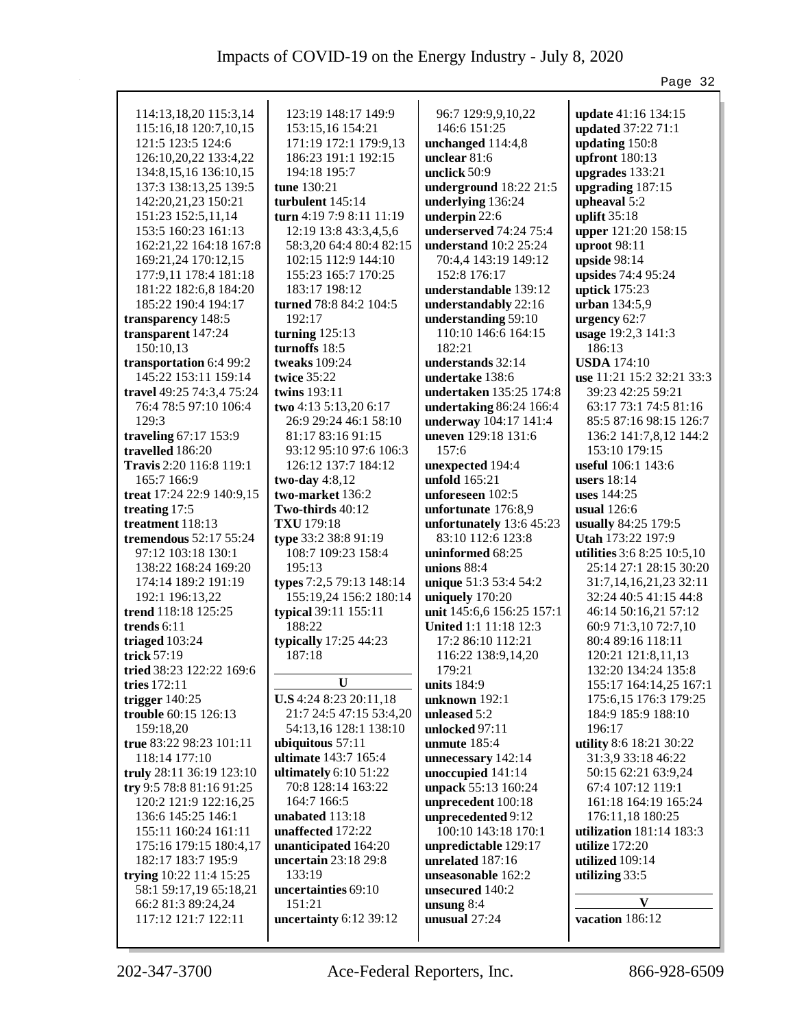114:13,18,20 115:3,14 115:16,18 120:7,10,15 121:5 123:5 124:6 126:10,20,22 133:4,22 134:8,15,16 136:10,15 137:3 138:13,25 139:5 142:20,21,23 150:21 151:23 152:5,11,14 153:5 160:23 161:13 162:21,22 164:18 167:8 169:21,24 170:12,15 177:9,11 178:4 181:18 181:22 182:6,8 184:20 185:22 190:4 194:17

**transparency** 148:5
**transparent** 147:24 150:10,13
**transportation** 6:4 99:2 145:22 153:11 159:14
**travel** 49:25 74:3,4 75:24 76:4 78:5 97:10 106:4 129:3
**traveling** 67:17 153:9
**travelled** 186:20
**Travis** 2:20 116:8 119:1 165:7 166:9
**treat** 17:24 22:9 140:9,15
**treating** 17:5
**treatment** 118:13
**tremendous** 52:17 55:24 97:12 103:18 130:1 138:22 168:24 169:20 174:14 189:2 191:19 192:1 196:13,22
**trend** 118:18 125:25
**trends** 6:11
**triaged** 103:24
**trick** 57:19
**tried** 38:23 122:22 169:6
**tries** 172:11
**trigger** 140:25
**trouble** 60:15 126:13 159:18,20
**true** 83:22 98:23 101:11 118:14 177:10
**truly** 28:11 36:19 123:10
**try** 9:5 78:8 81:16 91:25 120:2 121:9 122:16,25 136:6 145:25 146:1 155:11 160:24 161:11 175:16 179:15 180:4,17 182:17 183:7 195:9
**trying** 10:22 11:4 15:25 58:1 59:17,19 65:18,21 66:2 81:3 89:24,24 117:12 121:7 122:11 123:19 148:17 149:9 153:15,16 154:21 171:19 172:1 179:9,13 186:23 191:1 192:15 194:18 195:7
**tune** 130:21
**turbulent** 145:14
**turn** 4:19 7:9 8:11 11:19 12:19 13:8 43:3,4,5,6 58:3,20 64:4 80:4 82:15 102:15 112:9 144:10 155:23 165:7 170:25 183:17 198:12
**turned** 78:8 84:2 104:5 192:17
**turning** 125:13
**turnoffs** 18:5
**tweaks** 109:24
**twice** 35:22
**twins** 193:11
**two** 4:13 5:13,20 6:17 26:9 29:24 46:1 58:10 81:17 83:16 91:15 93:12 95:10 97:6 106:3 126:12 137:22 184:12
**two-day** 4:8,12
**two-market** 136:2
**Two-thirds** 40:12
**TXU** 179:18
**type** 33:2 38:8 91:19 108:7 109:23 158:4 195:13
**types** 7:2,5 79:13 148:14 155:19,24 156:2 180:14
**typical** 39:11 155:11 188:22
**typically** 17:25 44:23 187:18

## U

**U.S** 4:24 8:23 20:11,18 21:7 24:5 47:15 53:4,20 54:13,16 128:1 138:10
**ubiquitous** 57:11
**ultimate** 143:7 165:4
**ultimately** 6:10 51:22 70:8 128:14 163:22 164:7 166:5
**unabated** 113:18
**unaffected** 172:22
**unanticipated** 164:20
**uncertain** 23:18 29:8 133:19
**uncertainties** 69:10 151:21
**uncertainty** 6:12 39:12 96:7 129:9,9,10,22 146:6 151:25
**unchanged** 114:4,8
**unclear** 81:6
**unclick** 50:9
**underground** 18:22 21:5
**underlying** 136:24
**underpin** 22:6
**underserved** 74:24 75:4
**understand** 10:2 25:24 70:4,4 143:19 149:12 152:8 176:17
**understandable** 139:12
**understandably** 22:16
**understanding** 59:10 110:10 146:6 164:15 182:21
**understands** 32:14
**undertake** 138:6
**undertaken** 135:25 174:8
**undertaking** 86:24 166:4
**underway** 104:17 141:4
**uneven** 129:18 131:6 157:6
**unexpected** 194:4
**unfold** 165:21
**unforeseen** 102:5
**unfortunate** 176:8,9
**unfortunately** 13:6 45:23 83:10 112:6 123:8
**uninformed** 68:25
**unions** 88:4
**unique** 51:3 53:4 54:2
**uniquely** 170:20
**unit** 145:6,6 156:25 157:1
**United** 1:1 11:18 12:3 17:2 86:10 112:21 116:22 138:9,14,20 179:21
**units** 184:9
**unknown** 192:1
**unleased** 5:2
**unlocked** 97:11
**unmute** 185:4
**unnecessary** 142:14
**unoccupied** 141:14
**unpack** 55:13 160:24
**unprecedent** 100:18
**unprecedented** 9:12 100:10 143:18 170:1
**unpredictable** 129:17
**unrelated** 187:16
**unseasonable** 162:2
**unsecured** 140:2
**unsung** 8:4
**unusual** 27:24
**update** 41:16 134:15
**updated** 37:22 71:1
**updating** 150:8
**upfront** 180:13
**upgrades** 133:21
**upgrading** 187:15
**upheaval** 5:2
**uplift** 35:18
**upper** 121:20 158:15
**uproot** 98:11
**upside** 98:14
**upsides** 74:4 95:24
**uptick** 175:23
**urban** 134:5,9
**urgency** 62:7
**usage** 19:2,3 141:3 186:13
**USDA** 174:10
**use** 11:21 15:2 32:21 33:3 39:23 42:25 59:21 63:17 73:1 74:5 81:16 85:5 87:16 98:15 126:7 136:2 141:7,8,12 144:2 153:10 179:15
**useful** 106:1 143:6
**users** 18:14
**uses** 144:25
**usual** 126:6
**usually** 84:25 179:5
**Utah** 173:22 197:9
**utilities** 3:6 8:25 10:5,10 25:14 27:1 28:15 30:20 31:7,14,16,21,23 32:11 32:24 40:5 41:15 44:8 46:14 50:16,21 57:12 60:9 71:3,10 72:7,10 80:4 89:16 118:11 120:21 121:8,11,13 132:20 134:24 135:8 155:17 164:14,25 167:1 175:6,15 176:3 179:25 184:9 185:9 188:10 196:17
**utility** 8:6 18:21 30:22 31:3,9 33:18 46:22 50:15 62:21 63:9,24 67:4 107:12 119:1 161:18 164:19 165:24 176:11,18 180:25
**utilization** 181:14 183:3
**utilize** 172:20
**utilized** 109:14
**utilizing** 33:5

## V

**vacation** 186:12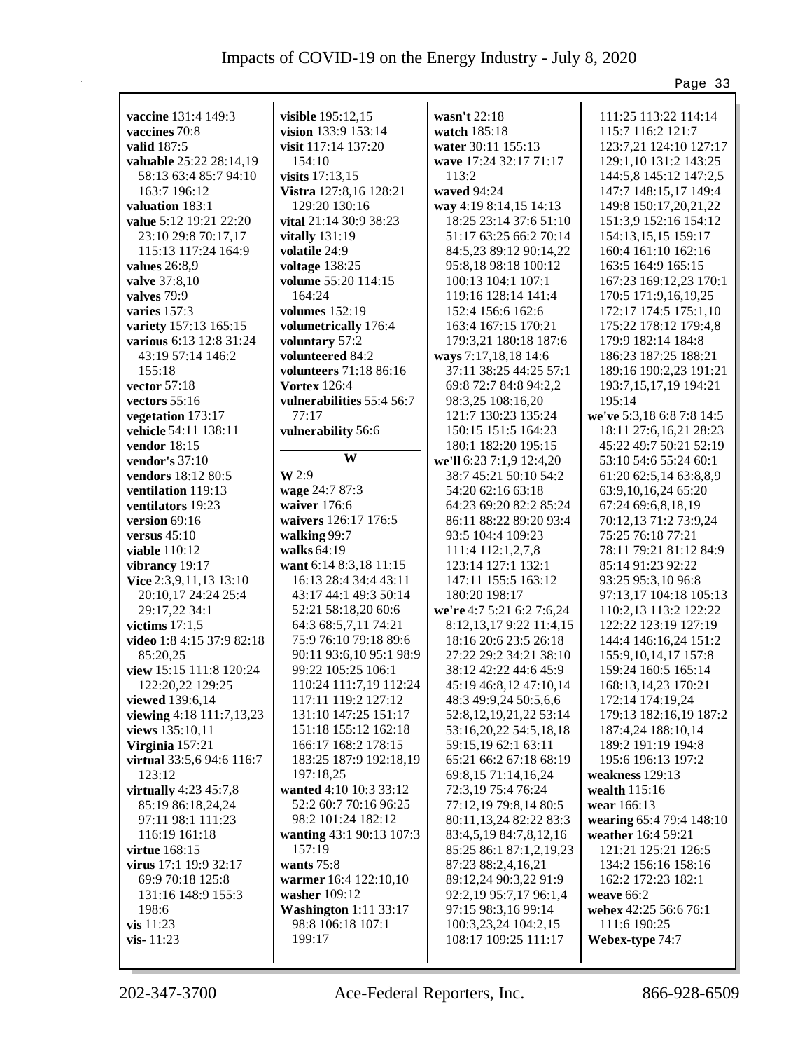**vaccine** 131:4 149:3
**vaccines** 70:8
**valid** 187:5
**valuable** 25:22 28:14,19 58:13 63:4 85:7 94:10 163:7 196:12
**valuation** 183:1
**value** 5:12 19:21 22:20 23:10 29:8 70:17,17 115:13 117:24 164:9
**values** 26:8,9
**valve** 37:8,10
**valves** 79:9
**varies** 157:3
**variety** 157:13 165:15
**various** 6:13 12:8 31:24 43:19 57:14 146:2 155:18
**vector** 57:18
**vectors** 55:16
**vegetation** 173:17
**vehicle** 54:11 138:11
**vendor** 18:15
**vendor's** 37:10
**vendors** 18:12 80:5
**ventilation** 119:13
**ventilators** 19:23
**version** 69:16
**versus** 45:10
**viable** 110:12
**vibrancy** 19:17
**Vice** 2:3,9,11,13 13:10 20:10,17 24:24 25:4 29:17,22 34:1
**victims** 17:1,5
**video** 1:8 4:15 37:9 82:18 85:20,25
**view** 15:15 111:8 120:24 122:20,22 129:25
**viewed** 139:6,14
**viewing** 4:18 111:7,13,23
**views** 135:10,11
**Virginia** 157:21
**virtual** 33:5,6 94:6 116:7 123:12
**virtually** 4:23 45:7,8 85:19 86:18,24,24 97:11 98:1 111:23 116:19 161:18
**virtue** 168:15
**virus** 17:1 19:9 32:17 69:9 70:18 125:8 131:16 148:9 155:3 198:6
**vis** 11:23
**vis-** 11:23
**visible** 195:12,15
**vision** 133:9 153:14
**visit** 117:14 137:20 154:10
**visits** 17:13,15
**Vistra** 127:8,16 128:21 129:20 130:16
**vital** 21:14 30:9 38:23
**vitally** 131:19
**volatile** 24:9
**voltage** 138:25
**volume** 55:20 114:15 164:24
**volumes** 152:19
**volumetrically** 176:4
**voluntary** 57:2
**volunteered** 84:2
**volunteers** 71:18 86:16
**Vortex** 126:4
**vulnerabilities** 55:4 56:7 77:17
**vulnerability** 56:6

## W

**W** 2:9
**wage** 24:7 87:3
**waiver** 176:6
**waivers** 126:17 176:5
**walking** 99:7
**walks** 64:19
**want** 6:14 8:3,18 11:15 16:13 28:4 34:4 43:11 43:17 44:1 49:3 50:14 52:21 58:18,20 60:6 64:3 68:5,7,11 74:21 75:9 76:10 79:18 89:6 90:11 93:6,10 95:1 98:9 99:22 105:25 106:1 110:24 111:7,19 112:24 117:11 119:2 127:12 131:10 147:25 151:17 151:18 155:12 162:18 166:17 168:2 178:15 183:25 187:9 192:18,19 197:18,25
**wanted** 4:10 10:3 33:12 52:2 60:7 70:16 96:25 98:2 101:24 182:12
**wanting** 43:1 90:13 107:3 157:19
**wants** 75:8
**warmer** 16:4 122:10,10
**washer** 109:12
**Washington** 1:11 33:17 98:8 106:18 107:1 199:17
**wasn't** 22:18
**watch** 185:18
**water** 30:11 155:13
**wave** 17:24 32:17 71:17 113:2
**waved** 94:24
**way** 4:19 8:14,15 14:13 18:25 23:14 37:6 51:10 51:17 63:25 66:2 70:14 84:5,23 89:12 90:14,22 95:8,18 98:18 100:12 100:13 104:1 107:1 119:16 128:14 141:4 152:4 156:6 162:6 163:4 167:15 170:21 179:3,21 180:18 187:6
**ways** 7:17,18,18 14:6 37:11 38:25 44:25 57:1 69:8 72:7 84:8 94:2,2 98:3,25 108:16,20 121:7 130:23 135:24 150:15 151:5 164:23 180:1 182:20 195:15
**we'll** 6:23 7:1,9 12:4,20 38:7 45:21 50:10 54:2 54:20 62:16 63:18 64:23 69:20 82:2 85:24 86:11 88:22 89:20 93:4 93:5 104:4 109:23 111:4 112:1,2,7,8 123:14 127:1 132:1 147:11 155:5 163:12 180:20 198:17
**we're** 4:7 5:21 6:2 7:6,24 8:12,13,17 9:22 11:4,15 18:16 20:6 23:5 26:18 27:22 29:2 34:21 38:10 38:12 42:22 44:6 45:9 45:19 46:8,12 47:10,14 48:3 49:9,24 50:5,6,6 52:8,12,19,21,22 53:14 53:16,20,22 54:5,18,18 59:15,19 62:1 63:11 65:21 66:2 67:18 68:19 69:8,15 71:14,16,24 72:3,19 75:4 76:24 77:12,19 79:8,14 80:5 80:11,13,24 82:22 83:3 83:4,5,19 84:7,8,12,16 85:25 86:1 87:1,2,19,23 87:23 88:2,4,16,21 89:12,24 90:3,22 91:9 92:2,19 95:7,17 96:1,4 97:15 98:3,16 99:14 100:3,23,24 104:2,15 108:17 109:25 111:17 111:25 113:22 114:14 115:7 116:2 121:7 123:7,21 124:10 127:17 129:1,10 131:2 143:25 144:5,8 145:12 147:2,5 147:7 148:15,17 149:4 149:8 150:17,20,21,22 151:3,9 152:16 154:12 154:13,15,15 159:17 160:4 161:10 162:16 163:5 164:9 165:15 167:23 169:12,23 170:1 170:5 171:9,16,19,25 172:17 174:5 175:1,10 175:22 178:12 179:4,8 179:9 182:14 184:8 186:23 187:25 188:21 189:16 190:2,23 191:21 193:7,15,17,19 194:21 195:14
**we've** 5:3,18 6:8 7:8 14:5 18:11 27:6,16,21 28:23 45:22 49:7 50:21 52:19 53:10 54:6 55:24 60:1 61:20 62:5,14 63:8,8,9 63:9,10,16,24 65:20 67:24 69:6,8,18,19 70:12,13 71:2 73:9,24 75:25 76:18 77:21 78:11 79:21 81:12 84:9 85:14 91:23 92:22 93:25 95:3,10 96:8 97:13,17 104:18 105:13 110:2,13 113:2 122:22 122:22 123:19 127:19 144:4 146:16,24 151:2 155:9,10,14,17 157:8 159:24 160:5 165:14 168:13,14,23 170:21 172:14 174:19,24 179:13 182:16,19 187:2 187:4,24 188:10,14 189:2 191:19 194:8 195:6 196:13 197:2
**weakness** 129:13
**wealth** 115:16
**wear** 166:13
**wearing** 65:4 79:4 148:10
**weather** 16:4 59:21 121:21 125:21 126:5 134:2 156:16 158:16 162:2 172:23 182:1
**weave** 66:2
**webex** 42:25 56:6 76:1 111:6 190:25
**Webex-type** 74:7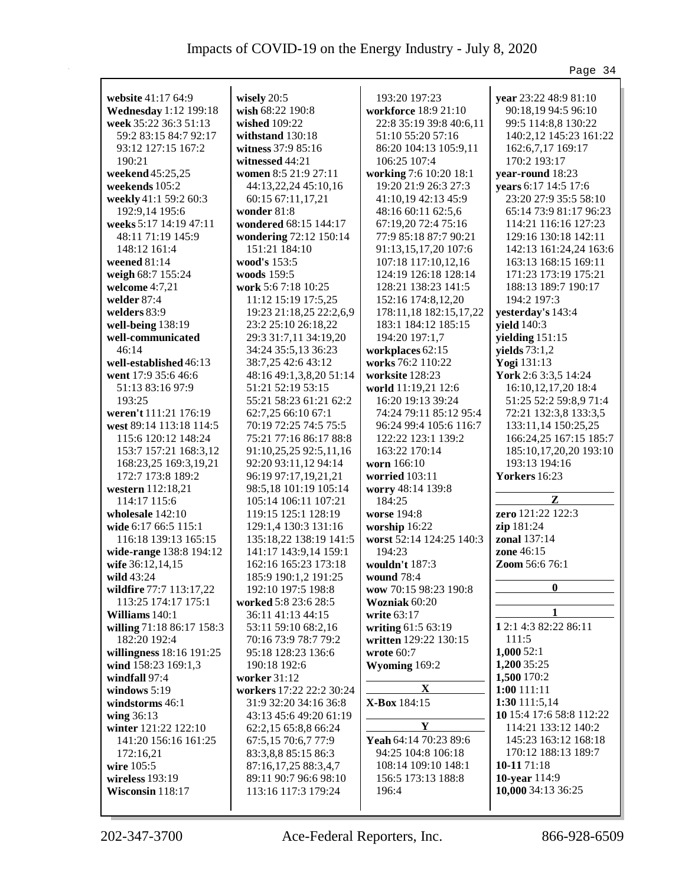**website** 41:17 64:9
**Wednesday** 1:12 199:18
**week** 35:22 36:3 51:13 59:2 83:15 84:7 92:17 93:12 127:15 167:2 190:21
**weekend** 45:25,25
**weekends** 105:2
**weekly** 41:1 59:2 60:3 192:9,14 195:6
**weeks** 5:17 14:19 47:11 48:11 71:19 145:9 148:12 161:4
**weened** 81:14
**weigh** 68:7 155:24
**welcome** 4:7,21
**welder** 87:4
**welders** 83:9
**well-being** 138:19
**well-communicated** 46:14
**well-established** 46:13
**went** 17:9 35:6 46:6 51:13 83:16 97:9 193:25
**weren't** 111:21 176:19
**west** 89:14 113:18 114:5 115:6 120:12 148:24 153:7 157:21 168:3,12 168:23,25 169:3,19,21 172:7 173:8 189:2
**western** 112:18,21 114:17 115:6
**wholesale** 142:10
**wide** 6:17 66:5 115:1 116:18 139:13 165:15
**wide-range** 138:8 194:12
**wife** 36:12,14,15
**wild** 43:24
**wildfire** 77:7 113:17,22 113:25 174:17 175:1
**Williams** 140:1
**willing** 71:18 86:17 158:3 182:20 192:4
**willingness** 18:16 191:25
**wind** 158:23 169:1,3
**windfall** 97:4
**windows** 5:19
**windstorms** 46:1
**wing** 36:13
**winter** 121:22 122:10 141:20 156:16 161:25 172:16,21
**wire** 105:5
**wireless** 193:19
**Wisconsin** 118:17
**wisely** 20:5
**wish** 68:22 190:8
**wished** 109:22
**withstand** 130:18
**witness** 37:9 85:16
**witnessed** 44:21
**women** 8:5 21:9 27:11 44:13,22,24 45:10,16 60:15 67:11,17,21
**wonder** 81:8
**wondered** 68:15 144:17
**wondering** 72:12 150:14 151:21 184:10
**wood's** 153:5
**woods** 159:5
**work** 5:6 7:18 10:25 11:12 15:19 17:5,25 19:23 21:18,25 22:2,6,9 23:2 25:10 26:18,22 29:3 31:7,11 34:19,20 34:24 35:5,13 36:23 38:7,25 42:6 43:12 48:16 49:1,3,8,20 51:14 51:21 52:19 53:15 55:21 58:23 61:21 62:2 62:7,25 66:10 67:1 70:19 72:25 74:5 75:5 75:21 77:16 86:17 88:8 91:10,25,25 92:5,11,16 92:20 93:11,12 94:14 96:19 97:17,19,21,21 98:5,18 101:19 105:14 105:14 106:11 107:21 119:15 125:1 128:19 129:1,4 130:3 131:16 135:18,22 138:19 141:5 141:17 143:9,14 159:1 162:16 165:23 173:18 185:9 190:1,2 191:25 192:10 197:5 198:8
**worked** 5:8 23:6 28:5 36:11 41:13 44:15 53:11 59:10 68:2,16 70:16 73:9 78:7 79:2 95:18 128:23 136:6 190:18 192:6
**worker** 31:12
**workers** 17:22 22:2 30:24 31:9 32:20 34:16 36:8 43:13 45:6 49:20 61:19 62:2,15 65:8,8 66:24 67:5,15 70:6,7 77:9 83:3,8,8 85:15 86:3 87:16,17,25 88:3,4,7 89:11 90:7 96:6 98:10 113:16 117:3 179:24 193:20 197:23
**workforce** 18:9 21:10 22:8 35:19 39:8 40:6,11 51:10 55:20 57:16 86:20 104:13 105:9,11 106:25 107:4
**working** 7:6 10:20 18:1 19:20 21:9 26:3 27:3 41:10,19 42:13 45:9 48:16 60:11 62:5,6 67:19,20 72:4 75:16 77:9 85:18 87:7 90:21 91:13,15,17,20 107:6 107:18 117:10,12,16 124:19 126:18 128:14 128:21 138:23 141:5 152:16 174:8,12,20 178:11,18 182:15,17,22 183:1 184:12 185:15 194:20 197:1,7
**workplaces** 62:15
**works** 76:2 110:22
**worksite** 128:23
**world** 11:19,21 12:6 16:20 19:13 39:24 74:24 79:11 85:12 95:4 96:24 99:4 105:6 116:7 122:22 123:1 139:2 163:22 170:14
**worn** 166:10
**worried** 103:11
**worry** 48:14 139:8 184:25
**worse** 194:8
**worship** 16:22
**worst** 52:14 124:25 140:3 194:23
**wouldn't** 187:3
**wound** 78:4
**wow** 70:15 98:23 190:8
**Wozniak** 60:20
**write** 63:17
**writing** 61:5 63:19
**written** 129:22 130:15
**wrote** 60:7
**Wyoming** 169:2

## X

**X-Box** 184:15

## Y

**Yeah** 64:14 70:23 89:6 94:25 104:8 106:18 108:14 109:10 148:1 156:5 173:13 188:8 196:4
**year** 23:22 48:9 81:10 90:18,19 94:5 96:10 99:5 114:8,8 130:22 140:2,12 145:23 161:22 162:6,7,17 169:17 170:2 193:17
**year-round** 18:23
**years** 6:17 14:5 17:6 23:20 27:9 35:5 58:10 65:14 73:9 81:17 96:23 114:21 116:16 127:23 129:16 130:18 142:11 142:13 161:24,24 163:6 163:13 168:15 169:11 171:23 173:19 175:21 188:13 189:7 190:17 194:2 197:3
**yesterday's** 143:4
**yield** 140:3
**yielding** 151:15
**yields** 73:1,2
**Yogi** 131:13
**York** 2:6 3:3,5 14:24 16:10,12,17,20 18:4 51:25 52:2 59:8,9 71:4 72:21 132:3,8 133:3,5 133:11,14 150:25,25 166:24,25 167:15 185:7 185:10,17,20,20 193:10 193:13 194:16
**Yorkers** 16:23

## Z

**zero** 121:22 122:3
**zip** 181:24
**zonal** 137:14
**zone** 46:15
**Zoom** 56:6 76:1

## 0

## 1

**1** 2:1 4:3 82:22 86:11 111:5
**1,000** 52:1
**1,200** 35:25
**1,500** 170:2
**1:00** 111:11
**1:30** 111:5,14
**10** 15:4 17:6 58:8 112:22 114:21 133:12 140:2 145:23 163:12 168:18 170:12 188:13 189:7
**10-11** 71:18
**10-year** 114:9
**10,000** 34:13 36:25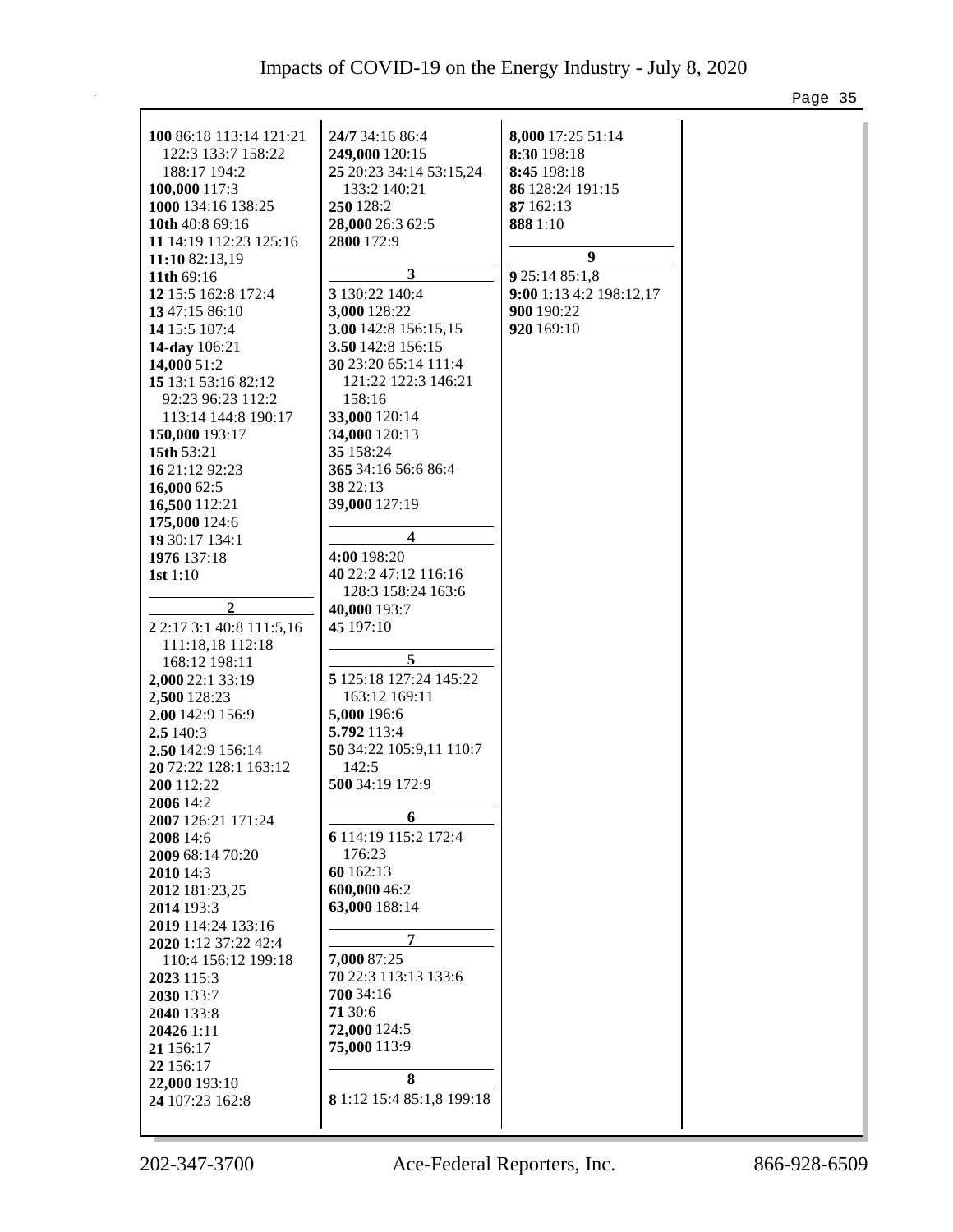**100** 86:18 113:14 121:21 122:3 133:7 158:22 188:17 194:2
**100,000** 117:3
**1000** 134:16 138:25
**10th** 40:8 69:16
**11** 14:19 112:23 125:16
**11:10** 82:13,19
**11th** 69:16
**12** 15:5 162:8 172:4
**13** 47:15 86:10
**14** 15:5 107:4
**14-day** 106:21
**14,000** 51:2
**15** 13:1 53:16 82:12 92:23 96:23 112:2 113:14 144:8 190:17
**150,000** 193:17
**15th** 53:21
**16** 21:12 92:23
**16,000** 62:5
**16,500** 112:21
**175,000** 124:6
**19** 30:17 134:1
**1976** 137:18
**1st** 1:10

## 2

**2** 2:17 3:1 40:8 111:5,16 111:18,18 112:18 168:12 198:11
**2,000** 22:1 33:19
**2,500** 128:23
**2.00** 142:9 156:9
**2.5** 140:3
**2.50** 142:9 156:14
**20** 72:22 128:1 163:12
**200** 112:22
**2006** 14:2
**2007** 126:21 171:24
**2008** 14:6
**2009** 68:14 70:20
**2010** 14:3
**2012** 181:23,25
**2014** 193:3
**2019** 114:24 133:16
**2020** 1:12 37:22 42:4 110:4 156:12 199:18
**2023** 115:3
**2030** 133:7
**2040** 133:8
**20426** 1:11
**21** 156:17
**22** 156:17
**22,000** 193:10
**24** 107:23 162:8
**24/7** 34:16 86:4
**249,000** 120:15
**25** 20:23 34:14 53:15,24 133:2 140:21
**250** 128:2
**28,000** 26:3 62:5
**2800** 172:9

## 3

**3** 130:22 140:4
**3,000** 128:22
**3.00** 142:8 156:15,15
**3.50** 142:8 156:15
**30** 23:20 65:14 111:4 121:22 122:3 146:21 158:16
**33,000** 120:14
**34,000** 120:13
**35** 158:24
**365** 34:16 56:6 86:4
**38** 22:13
**39,000** 127:19

## 4

**4:00** 198:20
**40** 22:2 47:12 116:16 128:3 158:24 163:6
**40,000** 193:7
**45** 197:10

## 5

**5** 125:18 127:24 145:22 163:12 169:11
**5,000** 196:6
**5.792** 113:4
**50** 34:22 105:9,11 110:7 142:5
**500** 34:19 172:9

## 6

**6** 114:19 115:2 172:4 176:23
**60** 162:13
**600,000** 46:2
**63,000** 188:14

## 7

**7,000** 87:25
**70** 22:3 113:13 133:6
**700** 34:16
**71** 30:6
**72,000** 124:5
**75,000** 113:9

## 8

**8** 1:12 15:4 85:1,8 199:18
**8,000** 17:25 51:14
**8:30** 198:18
**8:45** 198:18
**86** 128:24 191:15
**87** 162:13
**888** 1:10

## 9

**9** 25:14 85:1,8
**9:00** 1:13 4:2 198:12,17
**900** 190:22
**920** 169:10